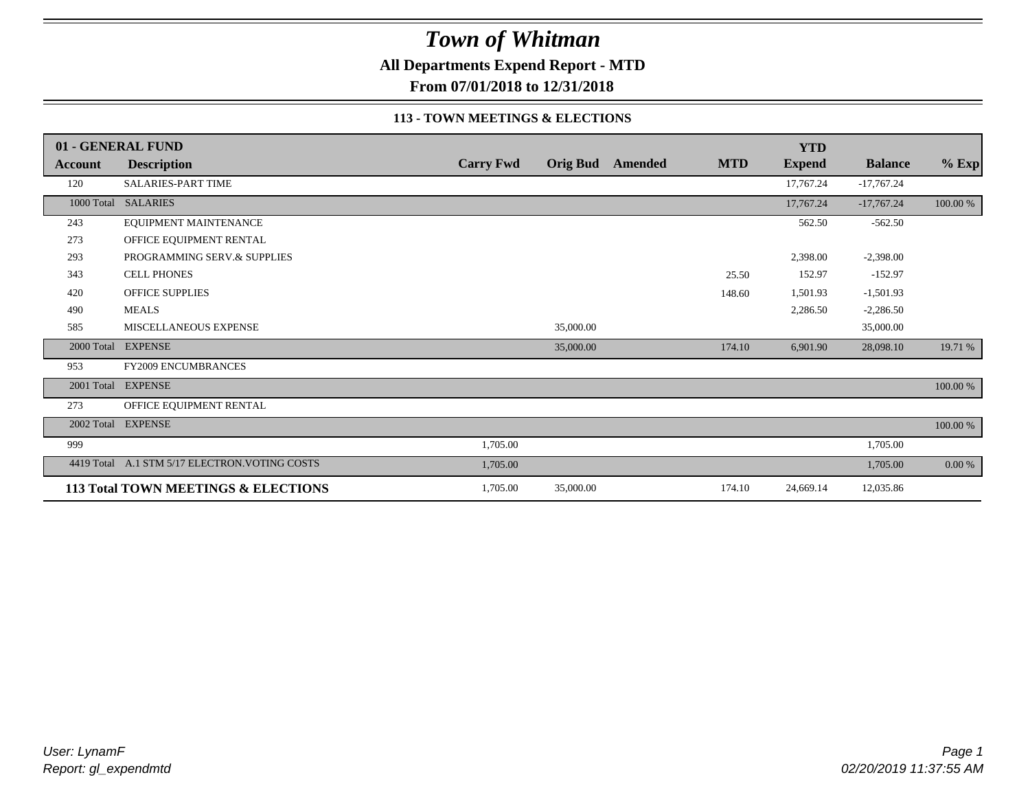# *Town of Whitman*

**All Departments Expend Report - MTD**

**From 07/01/2018 to 12/31/2018**

**113 - TOWN MEETINGS & ELECTIONS**

| **01 - GENERAL FUND** | | | | | | | | |
|---|---|---|---|---|---|---|---|---|
| **Account** | **Description** | **Carry Fwd** | **Orig Bud** | **Amended** | **MTD** | **YTD Expend** | **Balance** | **% Exp** |
| 120 | SALARIES-PART TIME | | | | | 17,767.24 | -17,767.24 | |
| 1000 Total | SALARIES | | | | | 17,767.24 | -17,767.24 | 100.00 % |
| 243 | EQUIPMENT MAINTENANCE | | | | | 562.50 | -562.50 | |
| 273 | OFFICE EQUIPMENT RENTAL | | | | | | | |
| 293 | PROGRAMMING SERV.& SUPPLIES | | | | | 2,398.00 | -2,398.00 | |
| 343 | CELL PHONES | | | | 25.50 | 152.97 | -152.97 | |
| 420 | OFFICE SUPPLIES | | | | 148.60 | 1,501.93 | -1,501.93 | |
| 490 | MEALS | | | | | 2,286.50 | -2,286.50 | |
| 585 | MISCELLANEOUS EXPENSE | | 35,000.00 | | | | 35,000.00 | |
| 2000 Total | EXPENSE | | 35,000.00 | | 174.10 | 6,901.90 | 28,098.10 | 19.71 % |
| 953 | FY2009 ENCUMBRANCES | | | | | | | |
| 2001 Total | EXPENSE | | | | | | | 100.00 % |
| 273 | OFFICE EQUIPMENT RENTAL | | | | | | | |
| 2002 Total | EXPENSE | | | | | | | 100.00 % |
| 999 | | 1,705.00 | | | | | 1,705.00 | |
| 4419 Total | A.1 STM 5/17 ELECTRON.VOTING COSTS | 1,705.00 | | | | | 1,705.00 | 0.00 % |
| **113 Total TOWN MEETINGS & ELECTIONS** | | 1,705.00 | 35,000.00 | | 174.10 | 24,669.14 | 12,035.86 | |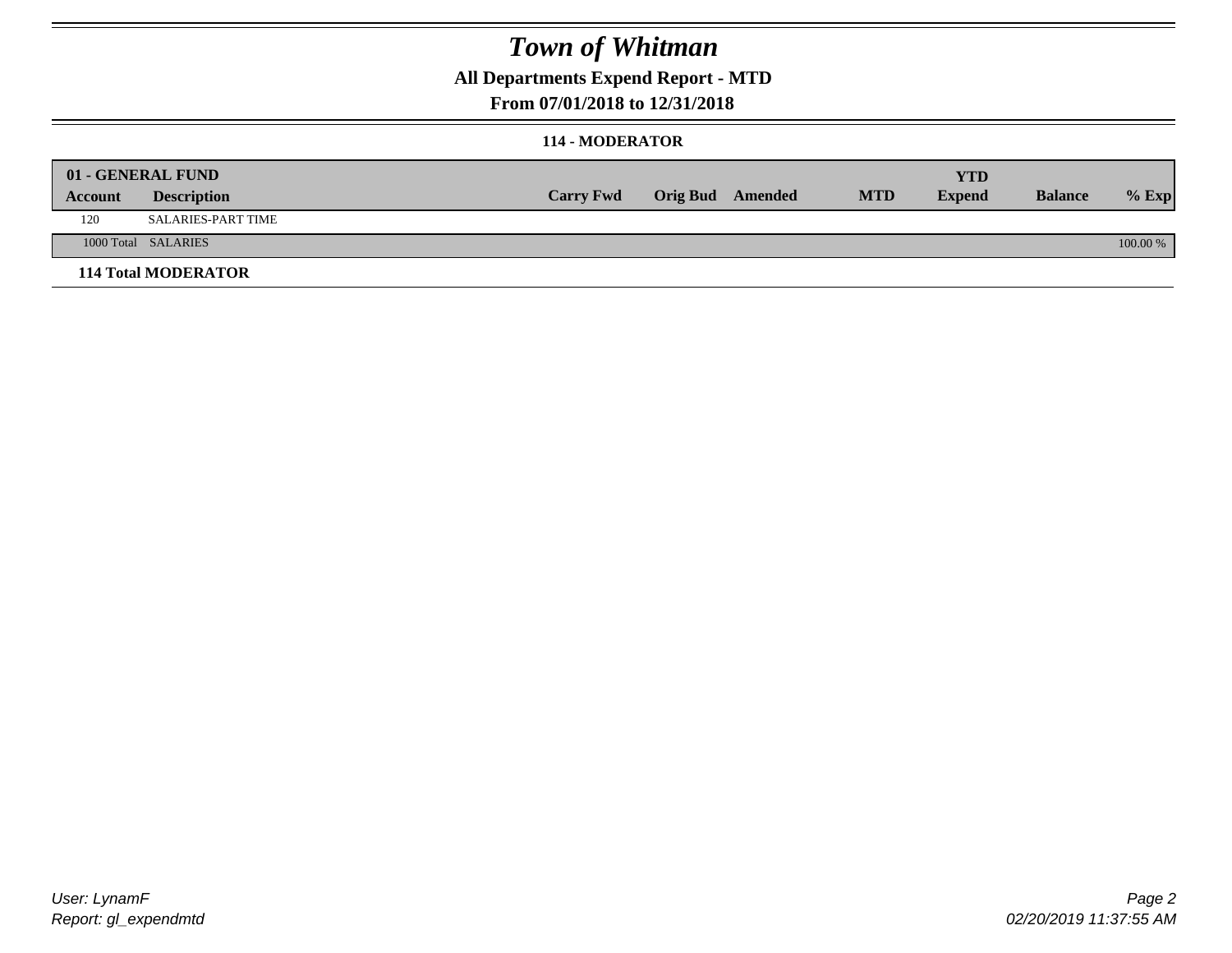# Town of Whitman

## All Departments Expend Report - MTD

### From 07/01/2018 to 12/31/2018

#### 114 - MODERATOR

| 01 - GENERAL FUND | | | | | | YTD | | |
|---|---|---|---|---|---|---|---|---|
| Account | Description | Carry Fwd | Orig Bud | Amended | MTD | Expend | Balance | % Exp |
| 120 | SALARIES-PART TIME | | | | | | | |
| 1000 Total | SALARIES | | | | | | | 100.00 % |

**114 Total MODERATOR**

User: LynamF
Report: gl_expendmtd

02/20/2019 11:37:55 AM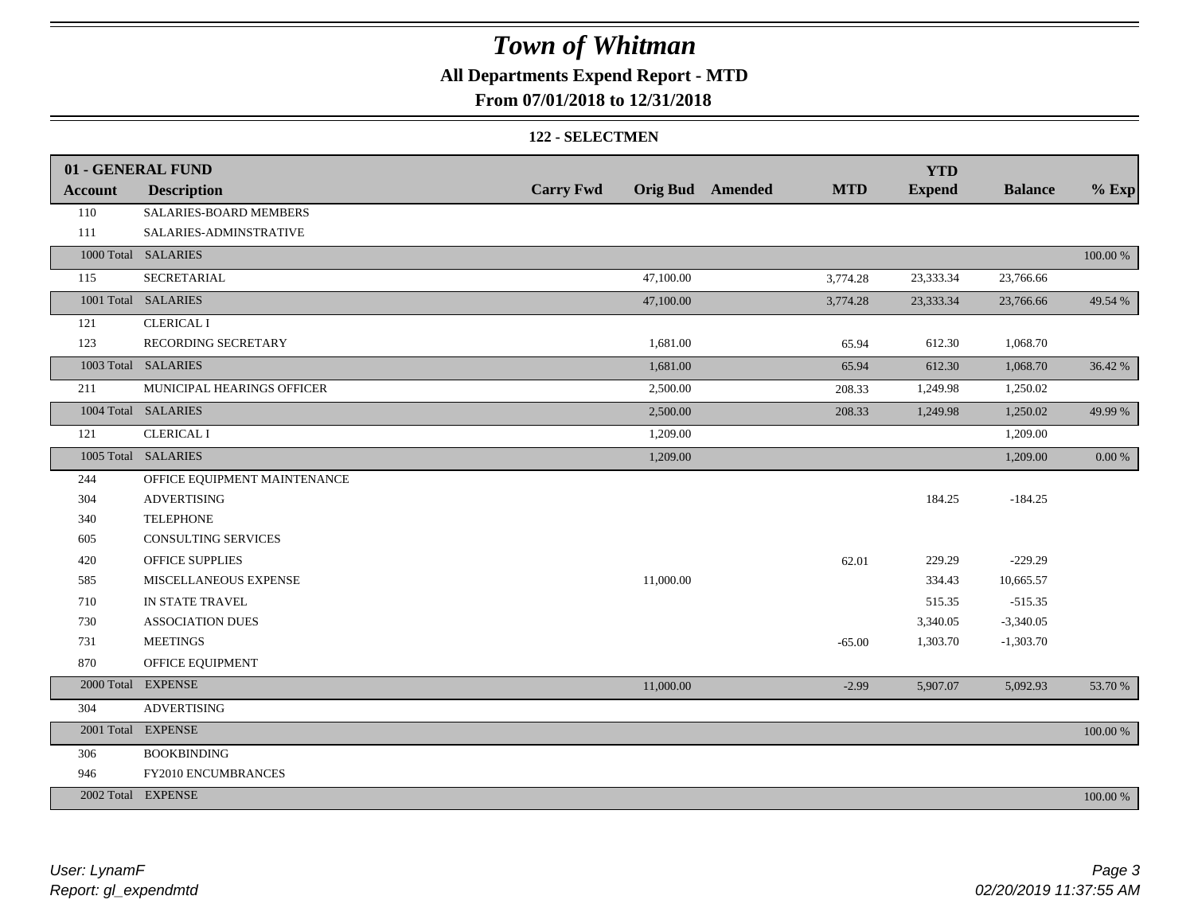# Town of Whitman

**All Departments Expend Report - MTD**

**From 07/01/2018 to 12/31/2018**

**122 - SELECTMEN**

| 01 - GENERAL FUND | | | | | | | | |
|---|---|---|---|---|---|---|---|---|
| **Account** | **Description** | **Carry Fwd** | **Orig Bud** | **Amended** | **MTD** | **YTD Expend** | **Balance** | **% Exp** |
| 110 | SALARIES-BOARD MEMBERS | | | | | | | |
| 111 | SALARIES-ADMINSTRATIVE | | | | | | | |
| 1000 Total | SALARIES | | | | | | | 100.00 % |
| 115 | SECRETARIAL | | 47,100.00 | | 3,774.28 | 23,333.34 | 23,766.66 | |
| 1001 Total | SALARIES | | 47,100.00 | | 3,774.28 | 23,333.34 | 23,766.66 | 49.54 % |
| 121 | CLERICAL I | | | | | | | |
| 123 | RECORDING SECRETARY | | 1,681.00 | | 65.94 | 612.30 | 1,068.70 | |
| 1003 Total | SALARIES | | 1,681.00 | | 65.94 | 612.30 | 1,068.70 | 36.42 % |
| 211 | MUNICIPAL HEARINGS OFFICER | | 2,500.00 | | 208.33 | 1,249.98 | 1,250.02 | |
| 1004 Total | SALARIES | | 2,500.00 | | 208.33 | 1,249.98 | 1,250.02 | 49.99 % |
| 121 | CLERICAL I | | 1,209.00 | | | | 1,209.00 | |
| 1005 Total | SALARIES | | 1,209.00 | | | | 1,209.00 | 0.00 % |
| 244 | OFFICE EQUIPMENT MAINTENANCE | | | | | | | |
| 304 | ADVERTISING | | | | | 184.25 | -184.25 | |
| 340 | TELEPHONE | | | | | | | |
| 605 | CONSULTING SERVICES | | | | | | | |
| 420 | OFFICE SUPPLIES | | | | 62.01 | 229.29 | -229.29 | |
| 585 | MISCELLANEOUS EXPENSE | | 11,000.00 | | | 334.43 | 10,665.57 | |
| 710 | IN STATE TRAVEL | | | | | 515.35 | -515.35 | |
| 730 | ASSOCIATION DUES | | | | | 3,340.05 | -3,340.05 | |
| 731 | MEETINGS | | | | -65.00 | 1,303.70 | -1,303.70 | |
| 870 | OFFICE EQUIPMENT | | | | | | | |
| 2000 Total | EXPENSE | | 11,000.00 | | -2.99 | 5,907.07 | 5,092.93 | 53.70 % |
| 304 | ADVERTISING | | | | | | | |
| 2001 Total | EXPENSE | | | | | | | 100.00 % |
| 306 | BOOKBINDING | | | | | | | |
| 946 | FY2010 ENCUMBRANCES | | | | | | | |
| 2002 Total | EXPENSE | | | | | | | 100.00 % |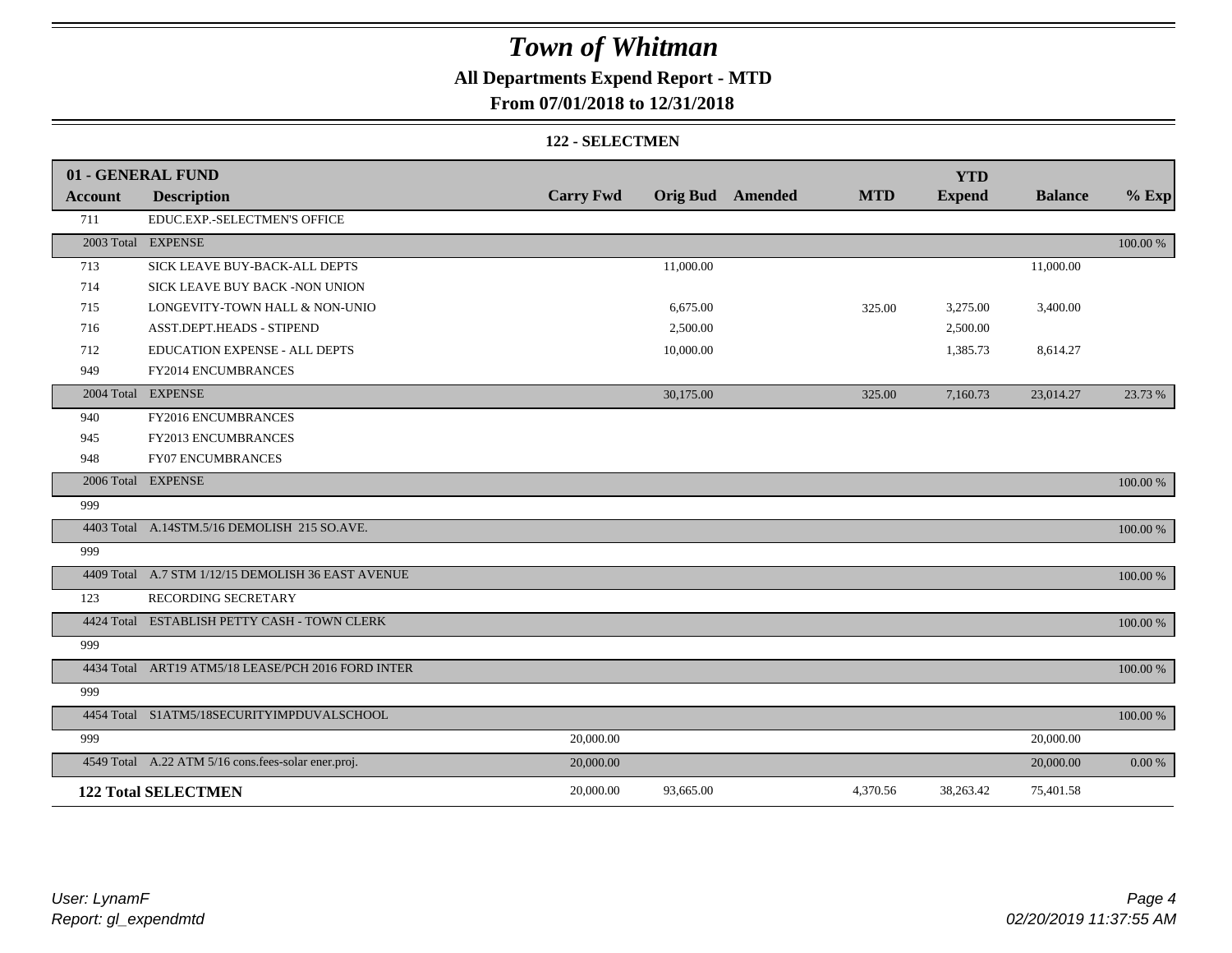# Town of Whitman

## All Departments Expend Report - MTD

### From 07/01/2018 to 12/31/2018

### 122 - SELECTMEN

| 01 - GENERAL FUND | | | | | | YTD | | |
|---|---|---|---|---|---|---|---|---|
| Account | Description | Carry Fwd | Orig Bud | Amended | MTD | Expend | Balance | % Exp |
| 711 | EDUC.EXP.-SELECTMEN'S OFFICE | | | | | | | |
| 2003 Total | EXPENSE | | | | | | | 100.00 % |
| 713 | SICK LEAVE BUY-BACK-ALL DEPTS | | 11,000.00 | | | | 11,000.00 | |
| 714 | SICK LEAVE BUY BACK -NON UNION | | | | | | | |
| 715 | LONGEVITY-TOWN HALL & NON-UNIO | | 6,675.00 | | 325.00 | 3,275.00 | 3,400.00 | |
| 716 | ASST.DEPT.HEADS - STIPEND | | 2,500.00 | | | 2,500.00 | | |
| 712 | EDUCATION EXPENSE - ALL DEPTS | | 10,000.00 | | | 1,385.73 | 8,614.27 | |
| 949 | FY2014 ENCUMBRANCES | | | | | | | |
| 2004 Total | EXPENSE | | 30,175.00 | | 325.00 | 7,160.73 | 23,014.27 | 23.73 % |
| 940 | FY2016 ENCUMBRANCES | | | | | | | |
| 945 | FY2013 ENCUMBRANCES | | | | | | | |
| 948 | FY07 ENCUMBRANCES | | | | | | | |
| 2006 Total | EXPENSE | | | | | | | 100.00 % |
| 999 | | | | | | | | |
| 4403 Total | A.14STM.5/16 DEMOLISH 215 SO.AVE. | | | | | | | 100.00 % |
| 999 | | | | | | | | |
| 4409 Total | A.7 STM 1/12/15 DEMOLISH 36 EAST AVENUE | | | | | | | 100.00 % |
| 123 | RECORDING SECRETARY | | | | | | | |
| 4424 Total | ESTABLISH PETTY CASH - TOWN CLERK | | | | | | | 100.00 % |
| 999 | | | | | | | | |
| 4434 Total | ART19 ATM5/18 LEASE/PCH 2016 FORD INTER | | | | | | | 100.00 % |
| 999 | | | | | | | | |
| 4454 Total | S1ATM5/18SECURITYIMPDUVALSCHOOL | | | | | | | 100.00 % |
| 999 | | 20,000.00 | | | | | 20,000.00 | |
| 4549 Total | A.22 ATM 5/16 cons.fees-solar ener.proj. | 20,000.00 | | | | | 20,000.00 | 0.00 % |
| **122 Total SELECTMEN** | | 20,000.00 | 93,665.00 | | 4,370.56 | 38,263.42 | 75,401.58 | |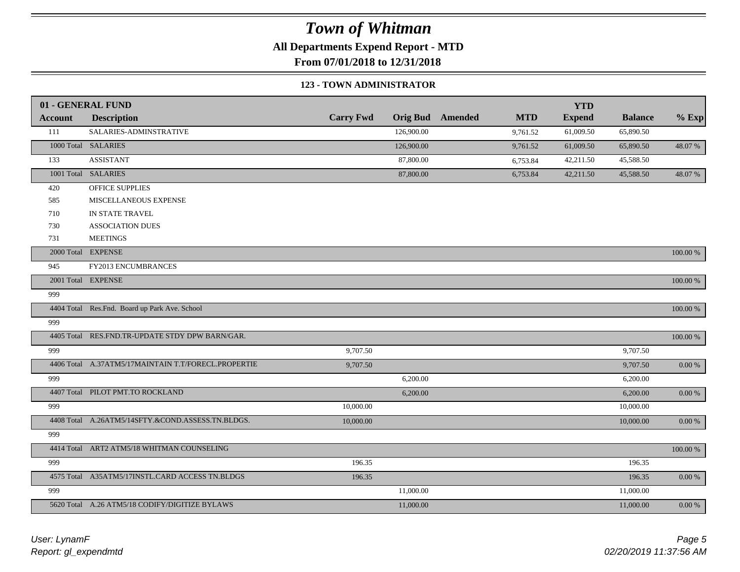# Town of Whitman

**All Departments Expend Report - MTD**

**From 07/01/2018 to 12/31/2018**

### 123 - TOWN ADMINISTRATOR

| 01 - GENERAL FUND | | | | | | YTD | | |
|---|---|---|---|---|---|---|---|---|
| **Account** | **Description** | **Carry Fwd** | **Orig Bud** | **Amended** | **MTD** | **Expend** | **Balance** | **% Exp** |
| 111 | SALARIES-ADMINSTRATIVE | | 126,900.00 | | 9,761.52 | 61,009.50 | 65,890.50 | |
| 1000 Total | SALARIES | | 126,900.00 | | 9,761.52 | 61,009.50 | 65,890.50 | 48.07 % |
| 133 | ASSISTANT | | 87,800.00 | | 6,753.84 | 42,211.50 | 45,588.50 | |
| 1001 Total | SALARIES | | 87,800.00 | | 6,753.84 | 42,211.50 | 45,588.50 | 48.07 % |
| 420 | OFFICE SUPPLIES | | | | | | | |
| 585 | MISCELLANEOUS EXPENSE | | | | | | | |
| 710 | IN STATE TRAVEL | | | | | | | |
| 730 | ASSOCIATION DUES | | | | | | | |
| 731 | MEETINGS | | | | | | | |
| 2000 Total | EXPENSE | | | | | | | 100.00 % |
| 945 | FY2013 ENCUMBRANCES | | | | | | | |
| 2001 Total | EXPENSE | | | | | | | 100.00 % |
| 999 | | | | | | | | |
| 4404 Total | Res.Fnd. Board up Park Ave. School | | | | | | | 100.00 % |
| 999 | | | | | | | | |
| 4405 Total | RES.FND.TR-UPDATE STDY DPW BARN/GAR. | | | | | | | 100.00 % |
| 999 | | 9,707.50 | | | | | 9,707.50 | |
| 4406 Total | A.37ATM5/17MAINTAIN T.T/FORECL.PROPERTIE | 9,707.50 | | | | | 9,707.50 | 0.00 % |
| 999 | | | 6,200.00 | | | | 6,200.00 | |
| 4407 Total | PILOT PMT.TO ROCKLAND | | 6,200.00 | | | | 6,200.00 | 0.00 % |
| 999 | | 10,000.00 | | | | | 10,000.00 | |
| 4408 Total | A.26ATM5/14SFTY.&COND.ASSESS.TN.BLDGS. | 10,000.00 | | | | | 10,000.00 | 0.00 % |
| 999 | | | | | | | | |
| 4414 Total | ART2 ATM5/18 WHITMAN COUNSELING | | | | | | | 100.00 % |
| 999 | | 196.35 | | | | | 196.35 | |
| 4575 Total | A35ATM5/17INSTL.CARD ACCESS TN.BLDGS | 196.35 | | | | | 196.35 | 0.00 % |
| 999 | | | 11,000.00 | | | | 11,000.00 | |
| 5620 Total | A.26 ATM5/18 CODIFY/DIGITIZE BYLAWS | | 11,000.00 | | | | 11,000.00 | 0.00 % |

*User: LynamF*
*Report: gl_expendmtd*

*02/20/2019 11:37:56 AM*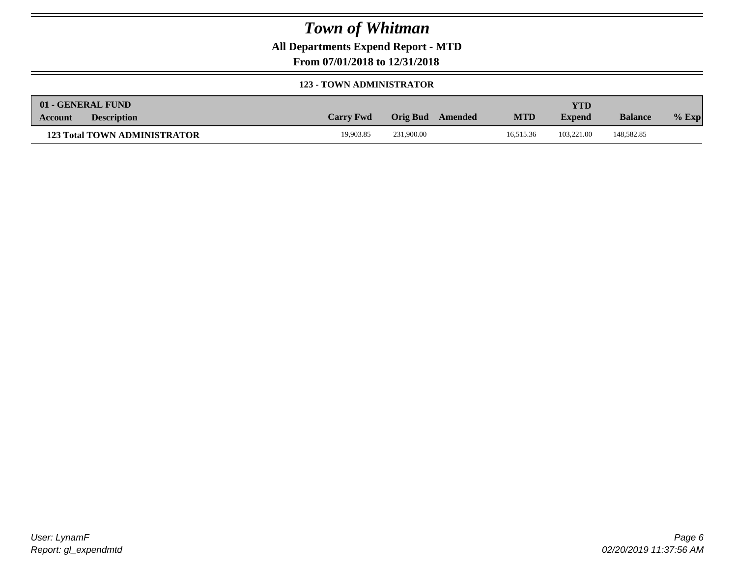# Town of Whitman

**All Departments Expend Report - MTD**

**From 07/01/2018 to 12/31/2018**

**123 - TOWN ADMINISTRATOR**

| 01 - GENERAL FUND | | | | | | | | |
|---|---|---|---|---|---|---|---|---|
| **Account** | **Description** | **Carry Fwd** | **Orig Bud** | **Amended** | **MTD** | **YTD Expend** | **Balance** | **% Exp** |
| **123 Total TOWN ADMINISTRATOR** | | 19,903.85 | 231,900.00 | | 16,515.36 | 103,221.00 | 148,582.85 | |

*User: LynamF*
*Report: gl_expendmtd*

*02/20/2019 11:37:56 AM*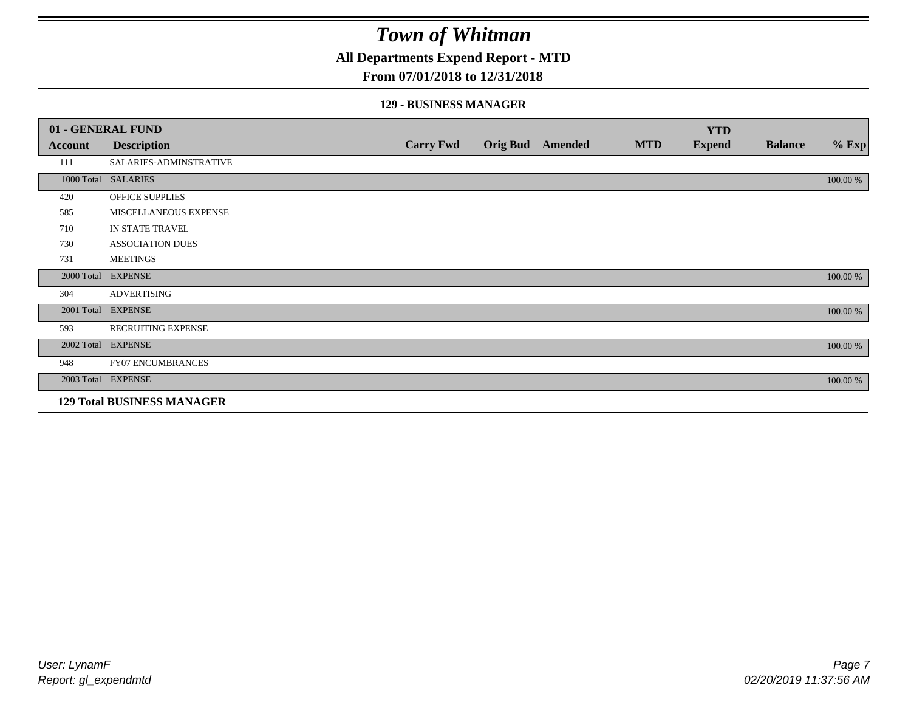# Town of Whitman

## All Departments Expend Report - MTD

### From 07/01/2018 to 12/31/2018

#### 129 - BUSINESS MANAGER

| 01 - GENERAL FUND | | | | | | YTD | | |
|---|---|---|---|---|---|---|---|---|
| **Account** | **Description** | **Carry Fwd** | **Orig Bud** | **Amended** | **MTD** | **Expend** | **Balance** | **% Exp** |
| 111 | SALARIES-ADMINSTRATIVE | | | | | | | |
| 1000 Total | SALARIES | | | | | | | 100.00 % |
| 420 | OFFICE SUPPLIES | | | | | | | |
| 585 | MISCELLANEOUS EXPENSE | | | | | | | |
| 710 | IN STATE TRAVEL | | | | | | | |
| 730 | ASSOCIATION DUES | | | | | | | |
| 731 | MEETINGS | | | | | | | |
| 2000 Total | EXPENSE | | | | | | | 100.00 % |
| 304 | ADVERTISING | | | | | | | |
| 2001 Total | EXPENSE | | | | | | | 100.00 % |
| 593 | RECRUITING EXPENSE | | | | | | | |
| 2002 Total | EXPENSE | | | | | | | 100.00 % |
| 948 | FY07 ENCUMBRANCES | | | | | | | |
| 2003 Total | EXPENSE | | | | | | | 100.00 % |
| **129 Total BUSINESS MANAGER** | | | | | | | | |

*User: LynamF*
*Report: gl_expendmtd*

*02/20/2019 11:37:56 AM*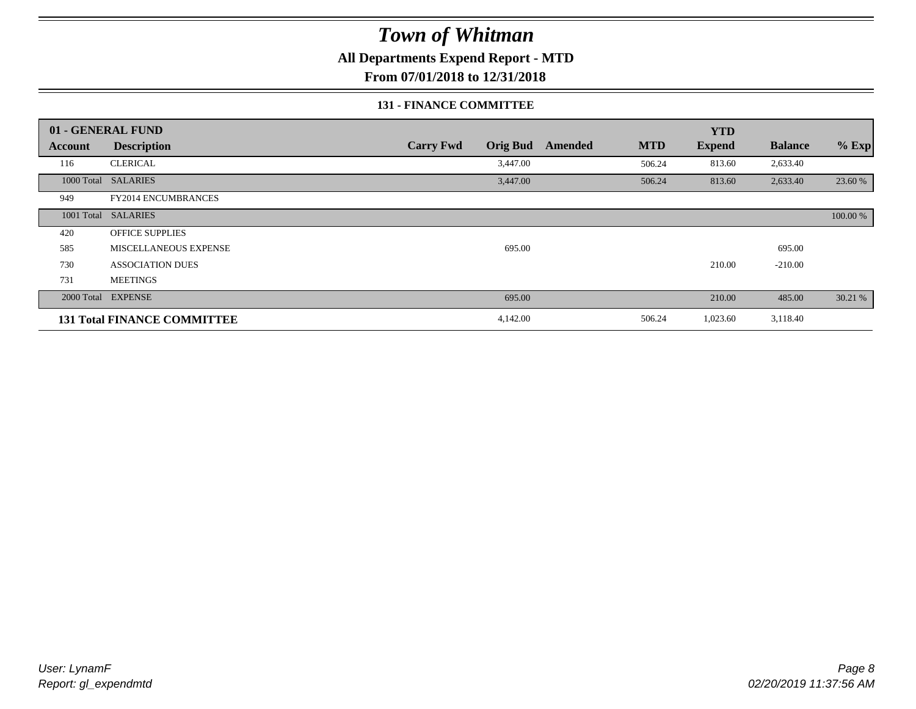# Town of Whitman

## All Departments Expend Report - MTD

## From 07/01/2018 to 12/31/2018

### 131 - FINANCE COMMITTEE

| 01 - GENERAL FUND | | | | | | | | |
|---|---|---|---|---|---|---|---|---|
| **Account** | **Description** | **Carry Fwd** | **Orig Bud** | **Amended** | **MTD** | **YTD Expend** | **Balance** | **% Exp** |
| 116 | CLERICAL | | 3,447.00 | | 506.24 | 813.60 | 2,633.40 | |
| 1000 Total | SALARIES | | 3,447.00 | | 506.24 | 813.60 | 2,633.40 | 23.60 % |
| 949 | FY2014 ENCUMBRANCES | | | | | | | |
| 1001 Total | SALARIES | | | | | | | 100.00 % |
| 420 | OFFICE SUPPLIES | | | | | | | |
| 585 | MISCELLANEOUS EXPENSE | | 695.00 | | | | 695.00 | |
| 730 | ASSOCIATION DUES | | | | | 210.00 | -210.00 | |
| 731 | MEETINGS | | | | | | | |
| 2000 Total | EXPENSE | | 695.00 | | | 210.00 | 485.00 | 30.21 % |
| **131 Total FINANCE COMMITTEE** | | | 4,142.00 | | 506.24 | 1,023.60 | 3,118.40 | |

*User: LynamF*
*Report: gl_expendmtd*
*02/20/2019 11:37:56 AM*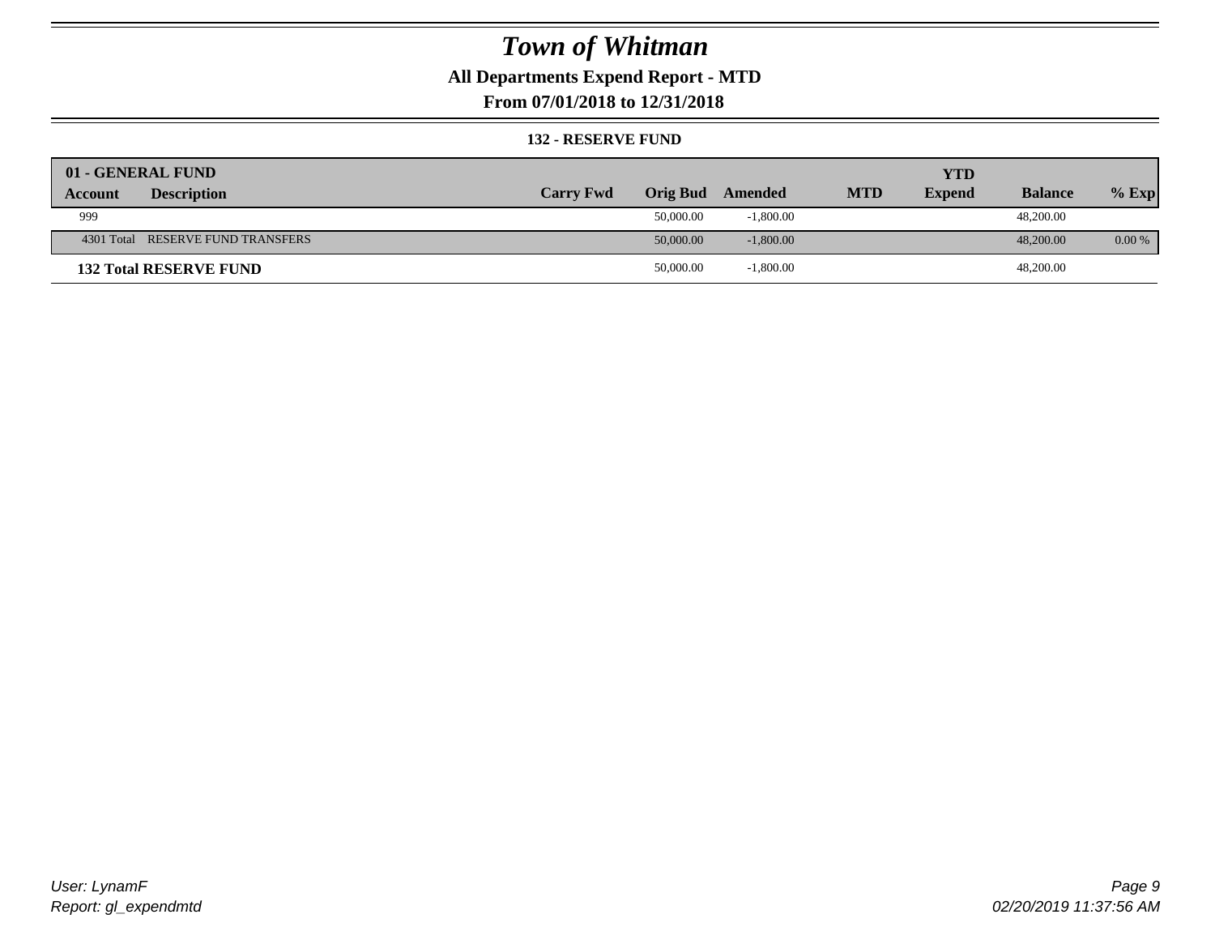# Town of Whitman

**All Departments Expend Report - MTD**

**From 07/01/2018 to 12/31/2018**

**132 - RESERVE FUND**

| 01 - GENERAL FUND | | | | | | YTD | | |
|---|---|---|---|---|---|---|---|---|
| **Account** | **Description** | **Carry Fwd** | **Orig Bud** | **Amended** | **MTD** | **Expend** | **Balance** | **% Exp** |
| 999 | | | 50,000.00 | -1,800.00 | | | 48,200.00 | |
| 4301 Total | RESERVE FUND TRANSFERS | | 50,000.00 | -1,800.00 | | | 48,200.00 | 0.00 % |
| **132 Total RESERVE FUND** | | | 50,000.00 | -1,800.00 | | | 48,200.00 | |

*User: LynamF*
*Report: gl_expendmtd*

*02/20/2019 11:37:56 AM*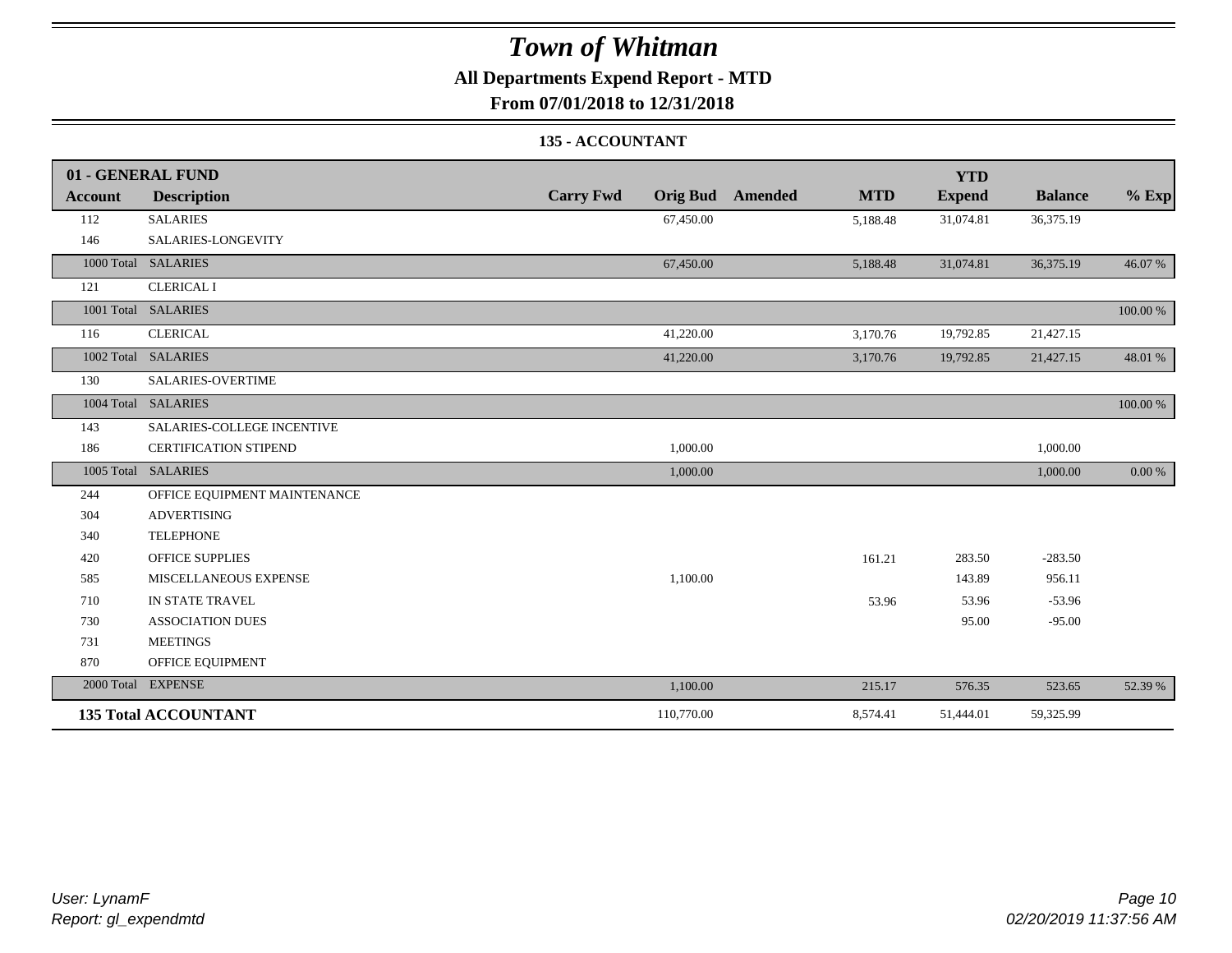# Town of Whitman

## All Departments Expend Report - MTD

## From 07/01/2018 to 12/31/2018

### 135 - ACCOUNTANT

| 01 - GENERAL FUND | | | | | | YTD | | |
|---|---|---|---|---|---|---|---|---|
| **Account** | **Description** | **Carry Fwd** | **Orig Bud** | **Amended** | **MTD** | **Expend** | **Balance** | **% Exp** |
| 112 | SALARIES | | 67,450.00 | | 5,188.48 | 31,074.81 | 36,375.19 | |
| 146 | SALARIES-LONGEVITY | | | | | | | |
| 1000 Total | SALARIES | | 67,450.00 | | 5,188.48 | 31,074.81 | 36,375.19 | 46.07 % |
| 121 | CLERICAL I | | | | | | | |
| 1001 Total | SALARIES | | | | | | | 100.00 % |
| 116 | CLERICAL | | 41,220.00 | | 3,170.76 | 19,792.85 | 21,427.15 | |
| 1002 Total | SALARIES | | 41,220.00 | | 3,170.76 | 19,792.85 | 21,427.15 | 48.01 % |
| 130 | SALARIES-OVERTIME | | | | | | | |
| 1004 Total | SALARIES | | | | | | | 100.00 % |
| 143 | SALARIES-COLLEGE INCENTIVE | | | | | | | |
| 186 | CERTIFICATION STIPEND | | 1,000.00 | | | | 1,000.00 | |
| 1005 Total | SALARIES | | 1,000.00 | | | | 1,000.00 | 0.00 % |
| 244 | OFFICE EQUIPMENT MAINTENANCE | | | | | | | |
| 304 | ADVERTISING | | | | | | | |
| 340 | TELEPHONE | | | | | | | |
| 420 | OFFICE SUPPLIES | | | | 161.21 | 283.50 | -283.50 | |
| 585 | MISCELLANEOUS EXPENSE | | 1,100.00 | | | 143.89 | 956.11 | |
| 710 | IN STATE TRAVEL | | | | 53.96 | 53.96 | -53.96 | |
| 730 | ASSOCIATION DUES | | | | | 95.00 | -95.00 | |
| 731 | MEETINGS | | | | | | | |
| 870 | OFFICE EQUIPMENT | | | | | | | |
| 2000 Total | EXPENSE | | 1,100.00 | | 215.17 | 576.35 | 523.65 | 52.39 % |
| **135 Total ACCOUNTANT** | | | 110,770.00 | | 8,574.41 | 51,444.01 | 59,325.99 | |

*User: LynamF*
*Report: gl_expendmtd*

*02/20/2019 11:37:56 AM*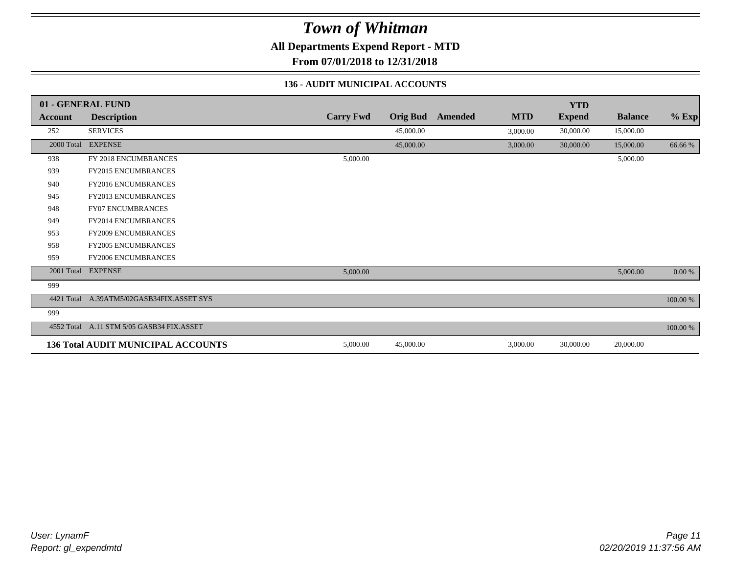# Town of Whitman

**All Departments Expend Report - MTD**

**From 07/01/2018 to 12/31/2018**

### 136 - AUDIT MUNICIPAL ACCOUNTS

| 01 - GENERAL FUND | | | | | | YTD | | |
|---|---|---|---|---|---|---|---|---|
| **Account** | **Description** | **Carry Fwd** | **Orig Bud** | **Amended** | **MTD** | **Expend** | **Balance** | **% Exp** |
| 252 | SERVICES | | 45,000.00 | | 3,000.00 | 30,000.00 | 15,000.00 | |
| 2000 Total | EXPENSE | | 45,000.00 | | 3,000.00 | 30,000.00 | 15,000.00 | 66.66 % |
| 938 | FY 2018 ENCUMBRANCES | 5,000.00 | | | | | 5,000.00 | |
| 939 | FY2015 ENCUMBRANCES | | | | | | | |
| 940 | FY2016 ENCUMBRANCES | | | | | | | |
| 945 | FY2013 ENCUMBRANCES | | | | | | | |
| 948 | FY07 ENCUMBRANCES | | | | | | | |
| 949 | FY2014 ENCUMBRANCES | | | | | | | |
| 953 | FY2009 ENCUMBRANCES | | | | | | | |
| 958 | FY2005 ENCUMBRANCES | | | | | | | |
| 959 | FY2006 ENCUMBRANCES | | | | | | | |
| 2001 Total | EXPENSE | 5,000.00 | | | | | 5,000.00 | 0.00 % |
| 999 | | | | | | | | |
| 4421 Total | A.39ATM5/02GASB34FIX.ASSET SYS | | | | | | | 100.00 % |
| 999 | | | | | | | | |
| 4552 Total | A.11 STM 5/05 GASB34 FIX.ASSET | | | | | | | 100.00 % |
| **136 Total AUDIT MUNICIPAL ACCOUNTS** | | 5,000.00 | 45,000.00 | | 3,000.00 | 30,000.00 | 20,000.00 | |

*User: LynamF*
*Report: gl_expendmtd*

*02/20/2019 11:37:56 AM*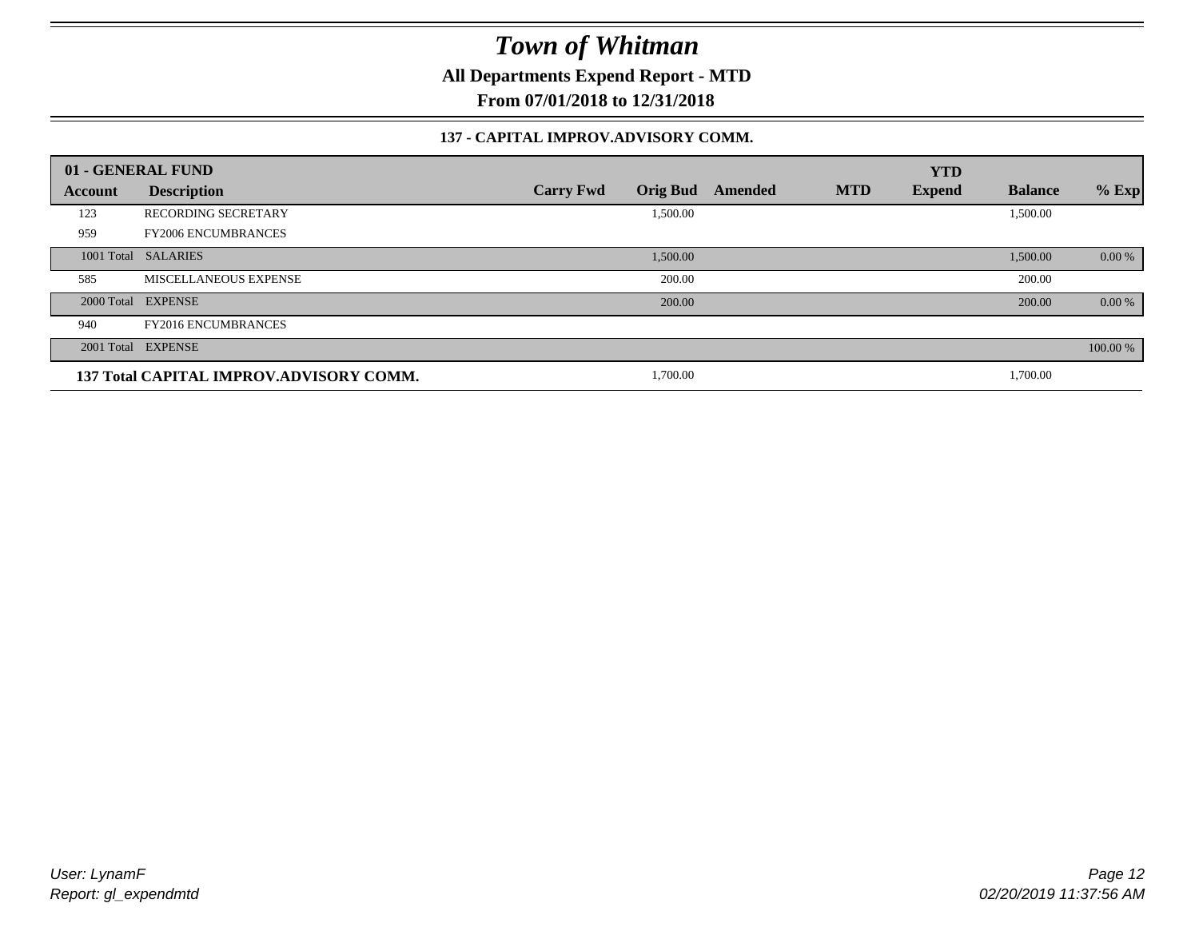# Town of Whitman

**All Departments Expend Report - MTD**

**From 07/01/2018 to 12/31/2018**

### 137 - CAPITAL IMPROV.ADVISORY COMM.

| 01 - GENERAL FUND | | | | | | YTD | | |
|---|---|---|---|---|---|---|---|---|
| **Account** | **Description** | **Carry Fwd** | **Orig Bud** | **Amended** | **MTD** | **Expend** | **Balance** | **% Exp** |
| 123 | RECORDING SECRETARY | | 1,500.00 | | | | 1,500.00 | |
| 959 | FY2006 ENCUMBRANCES | | | | | | | |
| 1001 Total | SALARIES | | 1,500.00 | | | | 1,500.00 | 0.00 % |
| 585 | MISCELLANEOUS EXPENSE | | 200.00 | | | | 200.00 | |
| 2000 Total | EXPENSE | | 200.00 | | | | 200.00 | 0.00 % |
| 940 | FY2016 ENCUMBRANCES | | | | | | | |
| 2001 Total | EXPENSE | | | | | | | 100.00 % |
| **137 Total CAPITAL IMPROV.ADVISORY COMM.** | | | 1,700.00 | | | | 1,700.00 | |

*User: LynamF*
*Report: gl_expendmtd*

*02/20/2019 11:37:56 AM*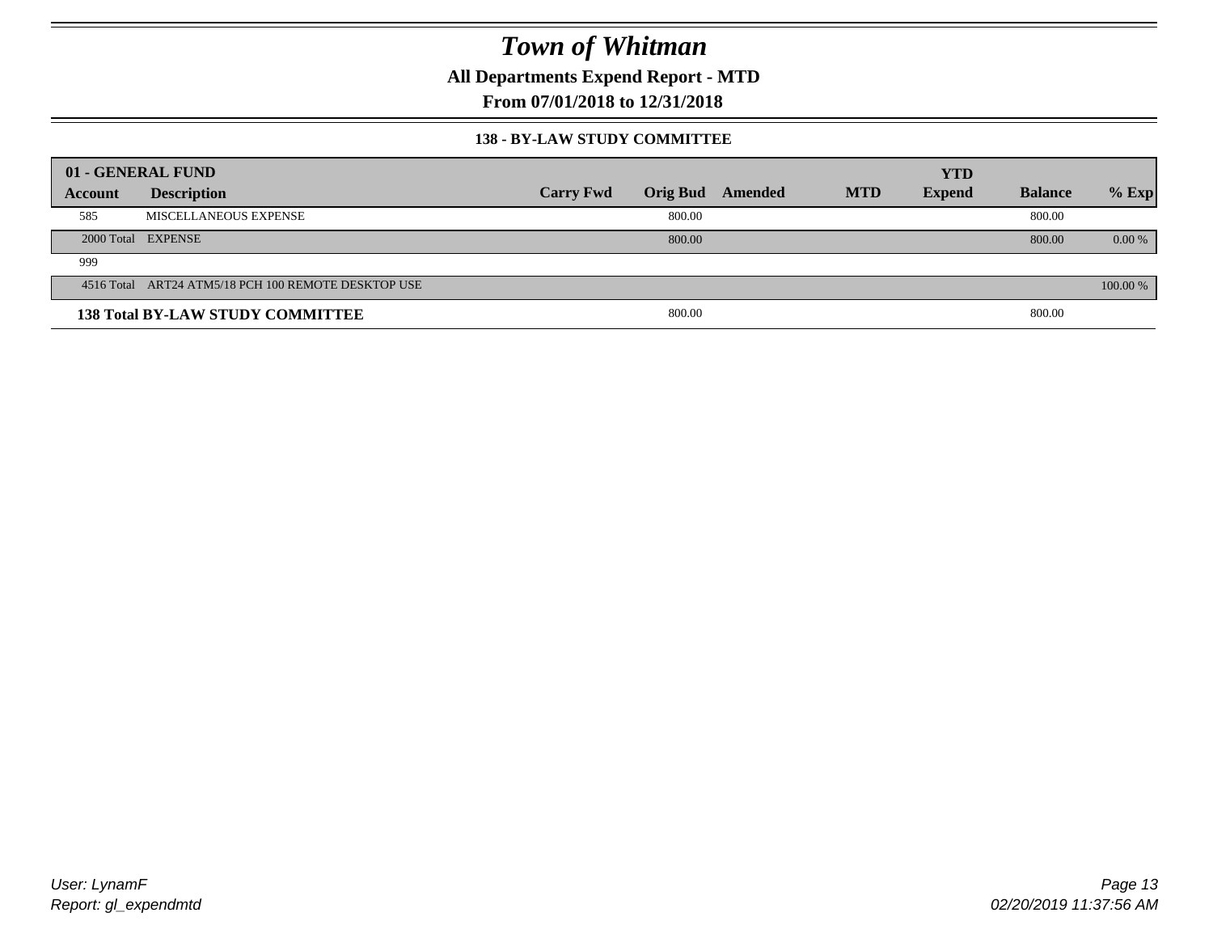# *Town of Whitman*

**All Departments Expend Report - MTD**

**From 07/01/2018 to 12/31/2018**

**138 - BY-LAW STUDY COMMITTEE**

| 01 - GENERAL FUND | | | | | | | | |
|---|---|---|---|---|---|---|---|---|
| **Account** | **Description** | **Carry Fwd** | **Orig Bud** | **Amended** | **MTD** | **YTD Expend** | **Balance** | **% Exp** |
| 585 | MISCELLANEOUS EXPENSE | | 800.00 | | | | 800.00 | |
| 2000 Total | EXPENSE | | 800.00 | | | | 800.00 | 0.00 % |
| 999 | | | | | | | | |
| 4516 Total | ART24 ATM5/18 PCH 100 REMOTE DESKTOP USE | | | | | | | 100.00 % |
| **138 Total BY-LAW STUDY COMMITTEE** | | | 800.00 | | | | 800.00 | |

*User: LynamF*
*Report: gl_expendmtd*

*02/20/2019 11:37:56 AM*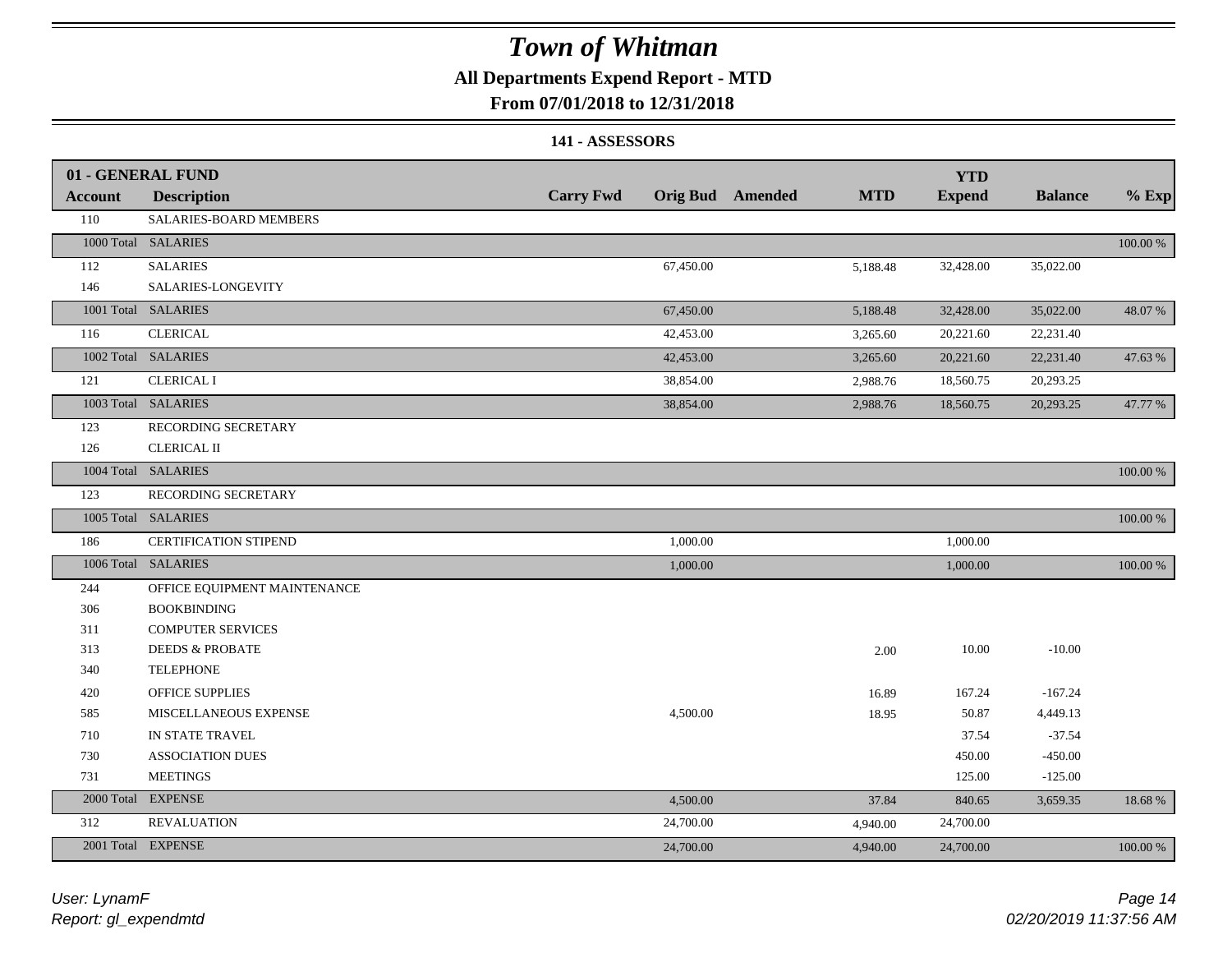# Town of Whitman

**All Departments Expend Report - MTD**

**From 07/01/2018 to 12/31/2018**

**141 - ASSESSORS**

| 01 - GENERAL FUND | | | | | | YTD | | |
|---|---|---|---|---|---|---|---|---|
| Account | Description | Carry Fwd | Orig Bud | Amended | MTD | Expend | Balance | % Exp |
| 110 | SALARIES-BOARD MEMBERS | | | | | | | |
| 1000 Total | SALARIES | | | | | | | 100.00 % |
| 112 | SALARIES | | 67,450.00 | | 5,188.48 | 32,428.00 | 35,022.00 | |
| 146 | SALARIES-LONGEVITY | | | | | | | |
| 1001 Total | SALARIES | | 67,450.00 | | 5,188.48 | 32,428.00 | 35,022.00 | 48.07 % |
| 116 | CLERICAL | | 42,453.00 | | 3,265.60 | 20,221.60 | 22,231.40 | |
| 1002 Total | SALARIES | | 42,453.00 | | 3,265.60 | 20,221.60 | 22,231.40 | 47.63 % |
| 121 | CLERICAL I | | 38,854.00 | | 2,988.76 | 18,560.75 | 20,293.25 | |
| 1003 Total | SALARIES | | 38,854.00 | | 2,988.76 | 18,560.75 | 20,293.25 | 47.77 % |
| 123 | RECORDING SECRETARY | | | | | | | |
| 126 | CLERICAL II | | | | | | | |
| 1004 Total | SALARIES | | | | | | | 100.00 % |
| 123 | RECORDING SECRETARY | | | | | | | |
| 1005 Total | SALARIES | | | | | | | 100.00 % |
| 186 | CERTIFICATION STIPEND | | 1,000.00 | | | 1,000.00 | | |
| 1006 Total | SALARIES | | 1,000.00 | | | 1,000.00 | | 100.00 % |
| 244 | OFFICE EQUIPMENT MAINTENANCE | | | | | | | |
| 306 | BOOKBINDING | | | | | | | |
| 311 | COMPUTER SERVICES | | | | | | | |
| 313 | DEEDS & PROBATE | | | | 2.00 | 10.00 | -10.00 | |
| 340 | TELEPHONE | | | | | | | |
| 420 | OFFICE SUPPLIES | | | | 16.89 | 167.24 | -167.24 | |
| 585 | MISCELLANEOUS EXPENSE | | 4,500.00 | | 18.95 | 50.87 | 4,449.13 | |
| 710 | IN STATE TRAVEL | | | | | 37.54 | -37.54 | |
| 730 | ASSOCIATION DUES | | | | | 450.00 | -450.00 | |
| 731 | MEETINGS | | | | | 125.00 | -125.00 | |
| 2000 Total | EXPENSE | | 4,500.00 | | 37.84 | 840.65 | 3,659.35 | 18.68 % |
| 312 | REVALUATION | | 24,700.00 | | 4,940.00 | 24,700.00 | | |
| 2001 Total | EXPENSE | | 24,700.00 | | 4,940.00 | 24,700.00 | | 100.00 % |

*User: LynamF*
*Report: gl_expendmtd*

*02/20/2019 11:37:56 AM*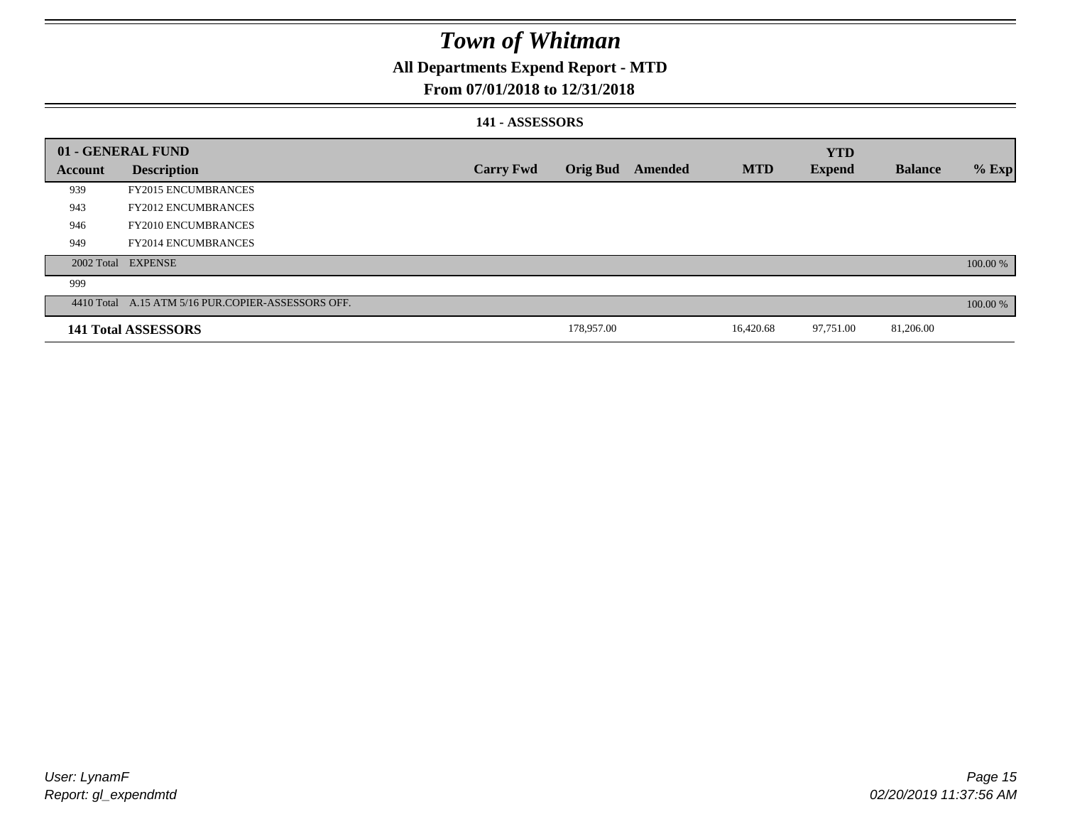# Town of Whitman

## All Departments Expend Report - MTD

### From 07/01/2018 to 12/31/2018

#### 141 - ASSESSORS

| 01 - GENERAL FUND | | | | | | YTD | | |
|---|---|---|---|---|---|---|---|---|
| Account | Description | Carry Fwd | Orig Bud | Amended | MTD | Expend | Balance | % Exp |
| 939 | FY2015 ENCUMBRANCES | | | | | | | |
| 943 | FY2012 ENCUMBRANCES | | | | | | | |
| 946 | FY2010 ENCUMBRANCES | | | | | | | |
| 949 | FY2014 ENCUMBRANCES | | | | | | | |
| 2002 Total | EXPENSE | | | | | | | 100.00 % |
| 999 | | | | | | | | |
| 4410 Total | A.15 ATM 5/16 PUR.COPIER-ASSESSORS OFF. | | | | | | | 100.00 % |
| **141 Total ASSESSORS** | | | 178,957.00 | | 16,420.68 | 97,751.00 | 81,206.00 | |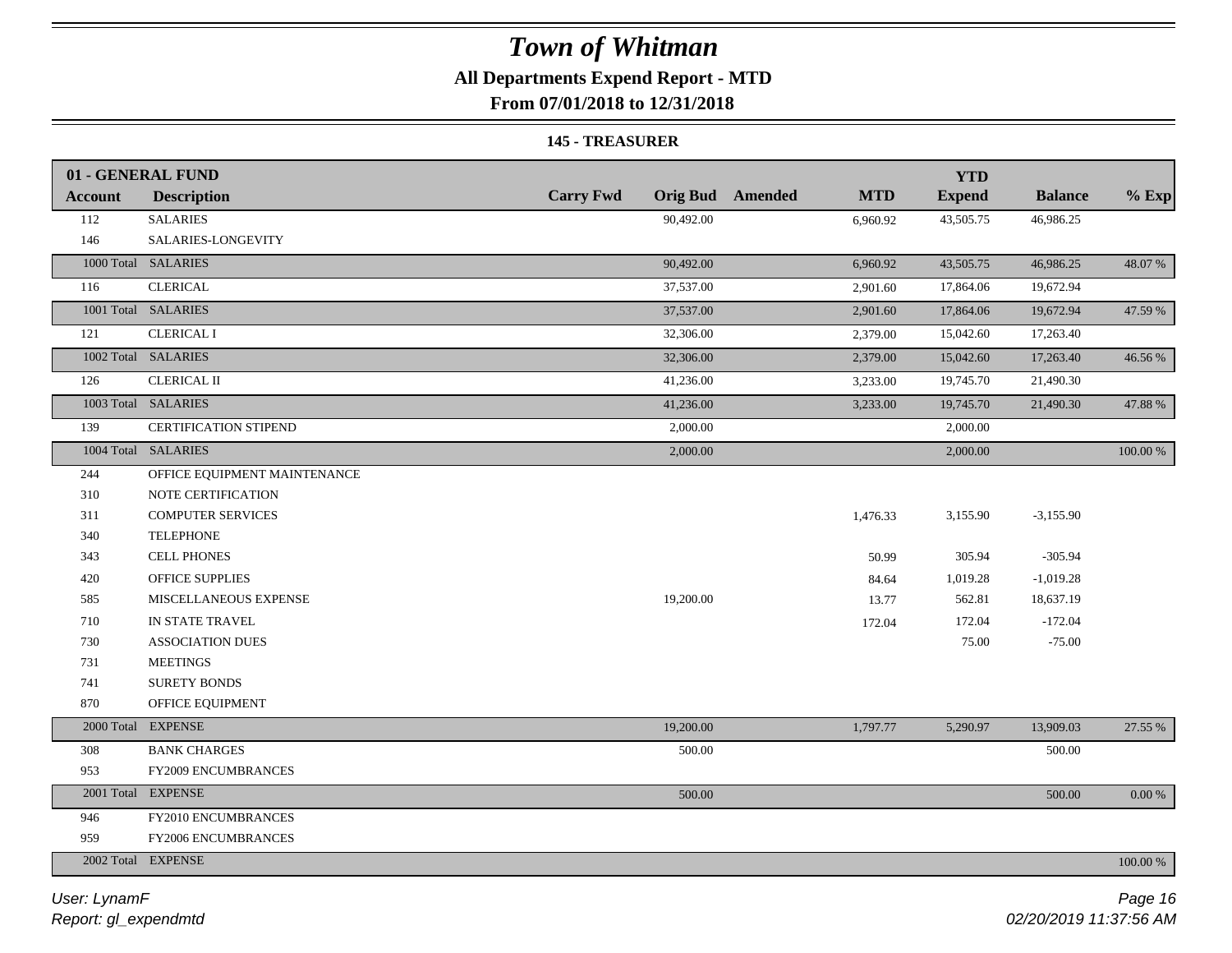# Town of Whitman

**All Departments Expend Report - MTD**

**From 07/01/2018 to 12/31/2018**

**145 - TREASURER**

| 01 - GENERAL FUND | | | | | | | | |
|---|---|---|---|---|---|---|---|---|
| **Account** | **Description** | **Carry Fwd** | **Orig Bud** | **Amended** | **MTD** | **YTD Expend** | **Balance** | **% Exp** |
| 112 | SALARIES | | 90,492.00 | | 6,960.92 | 43,505.75 | 46,986.25 | |
| 146 | SALARIES-LONGEVITY | | | | | | | |
| 1000 Total | SALARIES | | 90,492.00 | | 6,960.92 | 43,505.75 | 46,986.25 | 48.07 % |
| 116 | CLERICAL | | 37,537.00 | | 2,901.60 | 17,864.06 | 19,672.94 | |
| 1001 Total | SALARIES | | 37,537.00 | | 2,901.60 | 17,864.06 | 19,672.94 | 47.59 % |
| 121 | CLERICAL I | | 32,306.00 | | 2,379.00 | 15,042.60 | 17,263.40 | |
| 1002 Total | SALARIES | | 32,306.00 | | 2,379.00 | 15,042.60 | 17,263.40 | 46.56 % |
| 126 | CLERICAL II | | 41,236.00 | | 3,233.00 | 19,745.70 | 21,490.30 | |
| 1003 Total | SALARIES | | 41,236.00 | | 3,233.00 | 19,745.70 | 21,490.30 | 47.88 % |
| 139 | CERTIFICATION STIPEND | | 2,000.00 | | | 2,000.00 | | |
| 1004 Total | SALARIES | | 2,000.00 | | | 2,000.00 | | 100.00 % |
| 244 | OFFICE EQUIPMENT MAINTENANCE | | | | | | | |
| 310 | NOTE CERTIFICATION | | | | | | | |
| 311 | COMPUTER SERVICES | | | | 1,476.33 | 3,155.90 | -3,155.90 | |
| 340 | TELEPHONE | | | | | | | |
| 343 | CELL PHONES | | | | 50.99 | 305.94 | -305.94 | |
| 420 | OFFICE SUPPLIES | | | | 84.64 | 1,019.28 | -1,019.28 | |
| 585 | MISCELLANEOUS EXPENSE | | 19,200.00 | | 13.77 | 562.81 | 18,637.19 | |
| 710 | IN STATE TRAVEL | | | | 172.04 | 172.04 | -172.04 | |
| 730 | ASSOCIATION DUES | | | | | 75.00 | -75.00 | |
| 731 | MEETINGS | | | | | | | |
| 741 | SURETY BONDS | | | | | | | |
| 870 | OFFICE EQUIPMENT | | | | | | | |
| 2000 Total | EXPENSE | | 19,200.00 | | 1,797.77 | 5,290.97 | 13,909.03 | 27.55 % |
| 308 | BANK CHARGES | | 500.00 | | | | 500.00 | |
| 953 | FY2009 ENCUMBRANCES | | | | | | | |
| 2001 Total | EXPENSE | | 500.00 | | | | 500.00 | 0.00 % |
| 946 | FY2010 ENCUMBRANCES | | | | | | | |
| 959 | FY2006 ENCUMBRANCES | | | | | | | |
| 2002 Total | EXPENSE | | | | | | | 100.00 % |

*User: LynamF*
*Report: gl_expendmtd*
*02/20/2019 11:37:56 AM*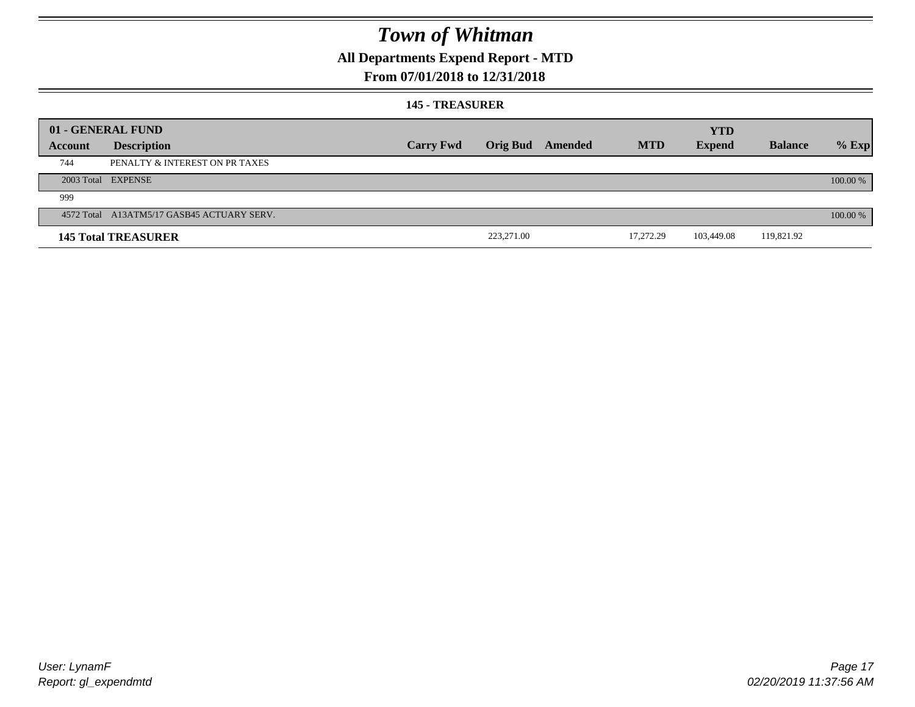# Town of Whitman

## All Departments Expend Report - MTD

### From 07/01/2018 to 12/31/2018

#### 145 - TREASURER

| 01 - GENERAL FUND | | | | | | YTD | | |
|---|---|---|---|---|---|---|---|---|
| **Account** | **Description** | **Carry Fwd** | **Orig Bud** | **Amended** | **MTD** | **Expend** | **Balance** | **% Exp** |
| 744 | PENALTY & INTEREST ON PR TAXES | | | | | | | |
| 2003 Total | EXPENSE | | | | | | | 100.00 % |
| 999 | | | | | | | | |
| 4572 Total | A13ATM5/17 GASB45 ACTUARY SERV. | | | | | | | 100.00 % |
| **145 Total TREASURER** | | | 223,271.00 | | 17,272.29 | 103,449.08 | 119,821.92 | |

User: LynamF
Report: gl_expendmtd

02/20/2019 11:37:56 AM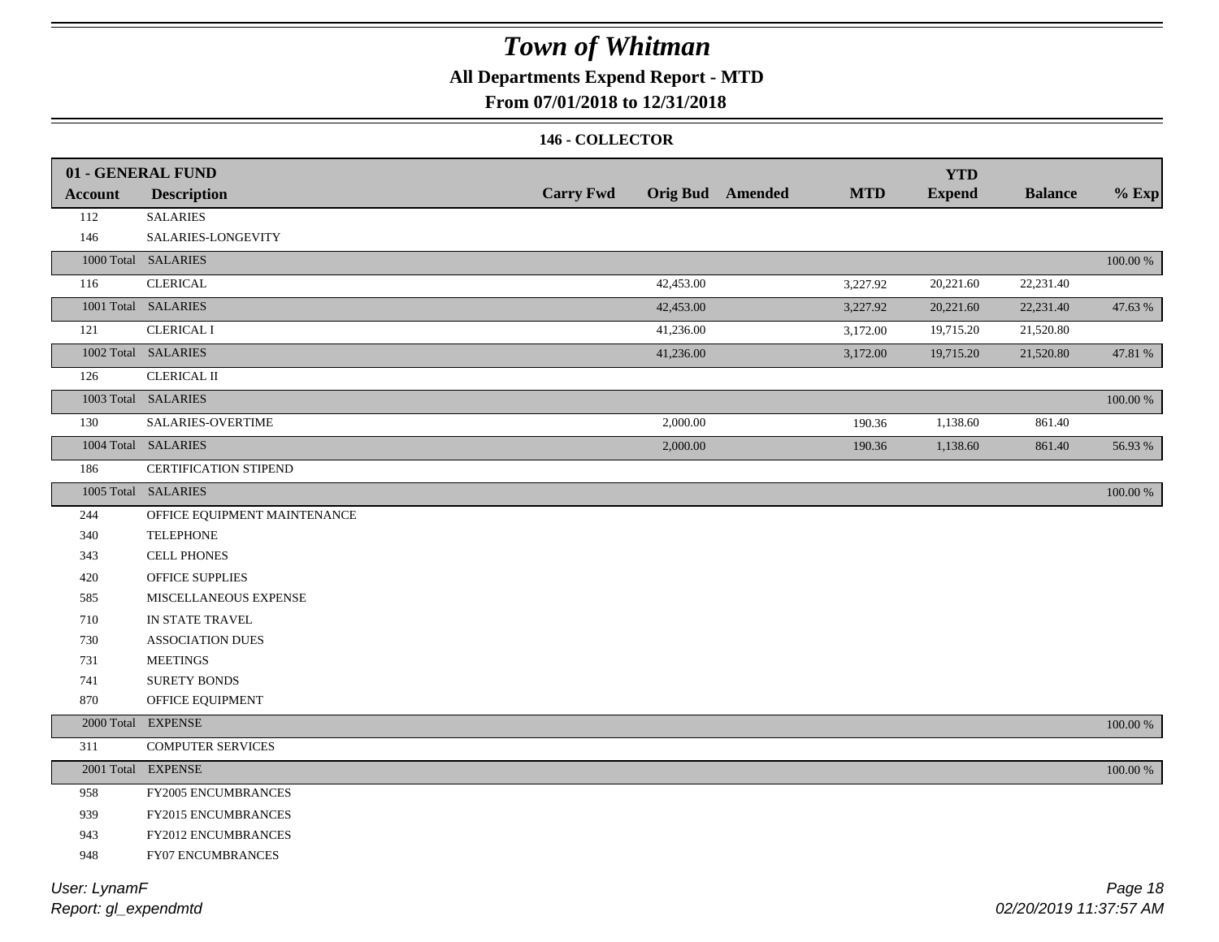# Town of Whitman

## All Departments Expend Report - MTD

### From 07/01/2018 to 12/31/2018

#### 146 - COLLECTOR

| 01 - GENERAL FUND | | | | | | YTD | | |
|---|---|---|---|---|---|---|---|---|
| **Account** | **Description** | **Carry Fwd** | **Orig Bud** | **Amended** | **MTD** | **Expend** | **Balance** | **% Exp** |
| 112 | SALARIES | | | | | | | |
| 146 | SALARIES-LONGEVITY | | | | | | | |
| 1000 Total | SALARIES | | | | | | | 100.00 % |
| 116 | CLERICAL | | 42,453.00 | | 3,227.92 | 20,221.60 | 22,231.40 | |
| 1001 Total | SALARIES | | 42,453.00 | | 3,227.92 | 20,221.60 | 22,231.40 | 47.63 % |
| 121 | CLERICAL I | | 41,236.00 | | 3,172.00 | 19,715.20 | 21,520.80 | |
| 1002 Total | SALARIES | | 41,236.00 | | 3,172.00 | 19,715.20 | 21,520.80 | 47.81 % |
| 126 | CLERICAL II | | | | | | | |
| 1003 Total | SALARIES | | | | | | | 100.00 % |
| 130 | SALARIES-OVERTIME | | 2,000.00 | | 190.36 | 1,138.60 | 861.40 | |
| 1004 Total | SALARIES | | 2,000.00 | | 190.36 | 1,138.60 | 861.40 | 56.93 % |
| 186 | CERTIFICATION STIPEND | | | | | | | |
| 1005 Total | SALARIES | | | | | | | 100.00 % |
| 244 | OFFICE EQUIPMENT MAINTENANCE | | | | | | | |
| 340 | TELEPHONE | | | | | | | |
| 343 | CELL PHONES | | | | | | | |
| 420 | OFFICE SUPPLIES | | | | | | | |
| 585 | MISCELLANEOUS EXPENSE | | | | | | | |
| 710 | IN STATE TRAVEL | | | | | | | |
| 730 | ASSOCIATION DUES | | | | | | | |
| 731 | MEETINGS | | | | | | | |
| 741 | SURETY BONDS | | | | | | | |
| 870 | OFFICE EQUIPMENT | | | | | | | |
| 2000 Total | EXPENSE | | | | | | | 100.00 % |
| 311 | COMPUTER SERVICES | | | | | | | |
| 2001 Total | EXPENSE | | | | | | | 100.00 % |
| 958 | FY2005 ENCUMBRANCES | | | | | | | |
| 939 | FY2015 ENCUMBRANCES | | | | | | | |
| 943 | FY2012 ENCUMBRANCES | | | | | | | |
| 948 | FY07 ENCUMBRANCES | | | | | | | |

User: LynamF
Report: gl_expendmtd

02/20/2019 11:37:57 AM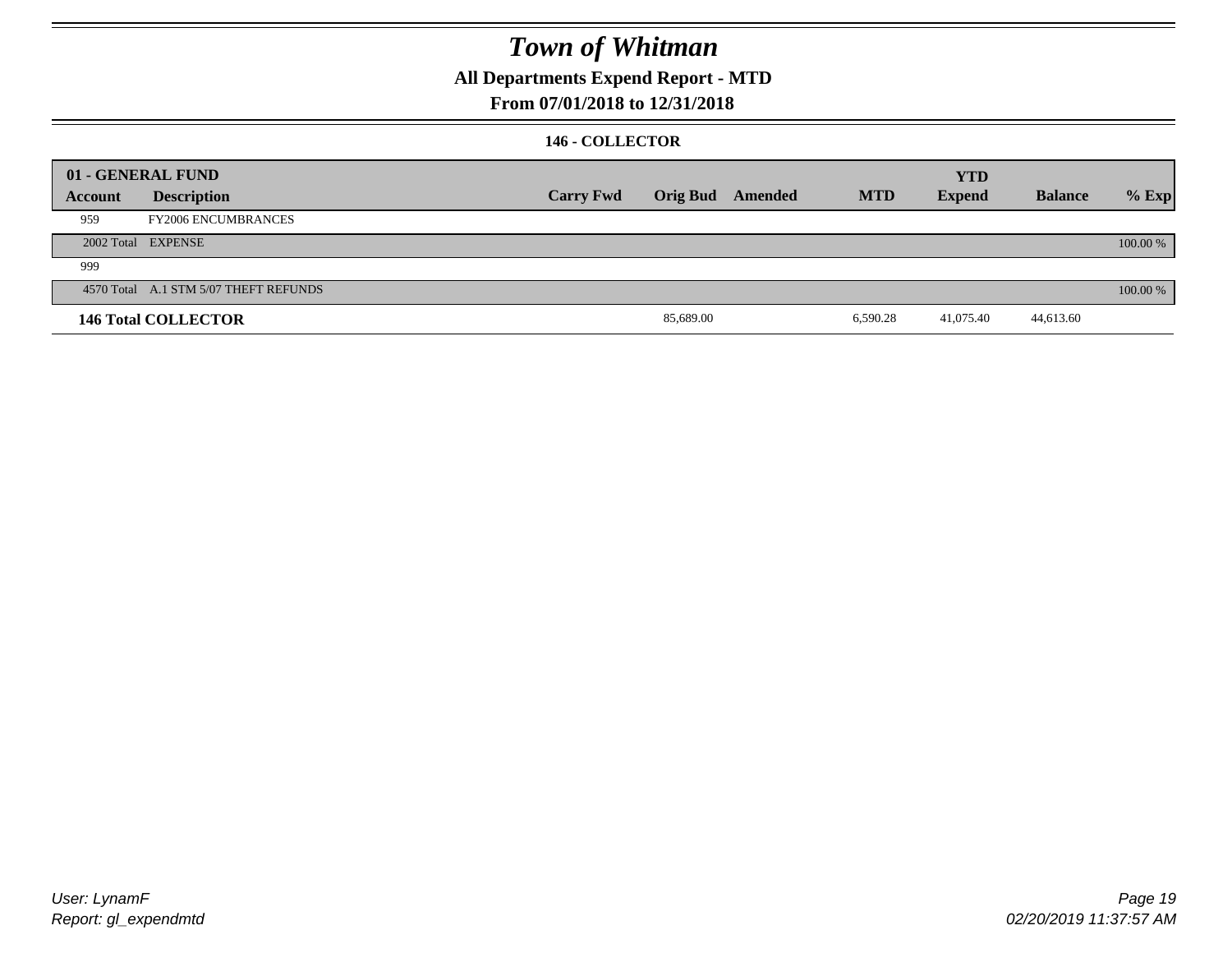# Town of Whitman

## All Departments Expend Report - MTD

## From 07/01/2018 to 12/31/2018

### 146 - COLLECTOR

| 01 - GENERAL FUND | | | | | | | | |
|---|---|---|---|---|---|---|---|---|
| **Account** | **Description** | **Carry Fwd** | **Orig Bud** | **Amended** | **MTD** | **YTD Expend** | **Balance** | **% Exp** |
| 959 | FY2006 ENCUMBRANCES | | | | | | | |
| 2002 Total | EXPENSE | | | | | | | 100.00 % |
| 999 | | | | | | | | |
| 4570 Total | A.1 STM 5/07 THEFT REFUNDS | | | | | | | 100.00 % |
| **146 Total COLLECTOR** | | | 85,689.00 | | 6,590.28 | 41,075.40 | 44,613.60 | |

User: LynamF
Report: gl_expendmtd

02/20/2019 11:37:57 AM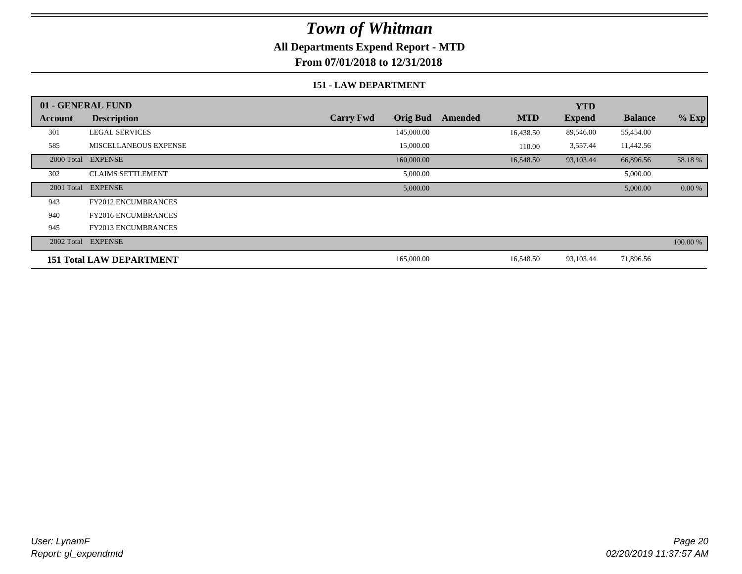# Town of Whitman

**All Departments Expend Report - MTD**

**From 07/01/2018 to 12/31/2018**

### 151 - LAW DEPARTMENT

| 01 - GENERAL FUND | | | | | | YTD | | |
|---|---|---|---|---|---|---|---|---|
| **Account** | **Description** | **Carry Fwd** | **Orig Bud** | **Amended** | **MTD** | **Expend** | **Balance** | **% Exp** |
| 301 | LEGAL SERVICES | | 145,000.00 | | 16,438.50 | 89,546.00 | 55,454.00 | |
| 585 | MISCELLANEOUS EXPENSE | | 15,000.00 | | 110.00 | 3,557.44 | 11,442.56 | |
| 2000 Total | EXPENSE | | 160,000.00 | | 16,548.50 | 93,103.44 | 66,896.56 | 58.18 % |
| 302 | CLAIMS SETTLEMENT | | 5,000.00 | | | | 5,000.00 | |
| 2001 Total | EXPENSE | | 5,000.00 | | | | 5,000.00 | 0.00 % |
| 943 | FY2012 ENCUMBRANCES | | | | | | | |
| 940 | FY2016 ENCUMBRANCES | | | | | | | |
| 945 | FY2013 ENCUMBRANCES | | | | | | | |
| 2002 Total | EXPENSE | | | | | | | 100.00 % |
| **151 Total LAW DEPARTMENT** | | | 165,000.00 | | 16,548.50 | 93,103.44 | 71,896.56 | |

*User: LynamF*
*Report: gl_expendmtd*

*02/20/2019 11:37:57 AM*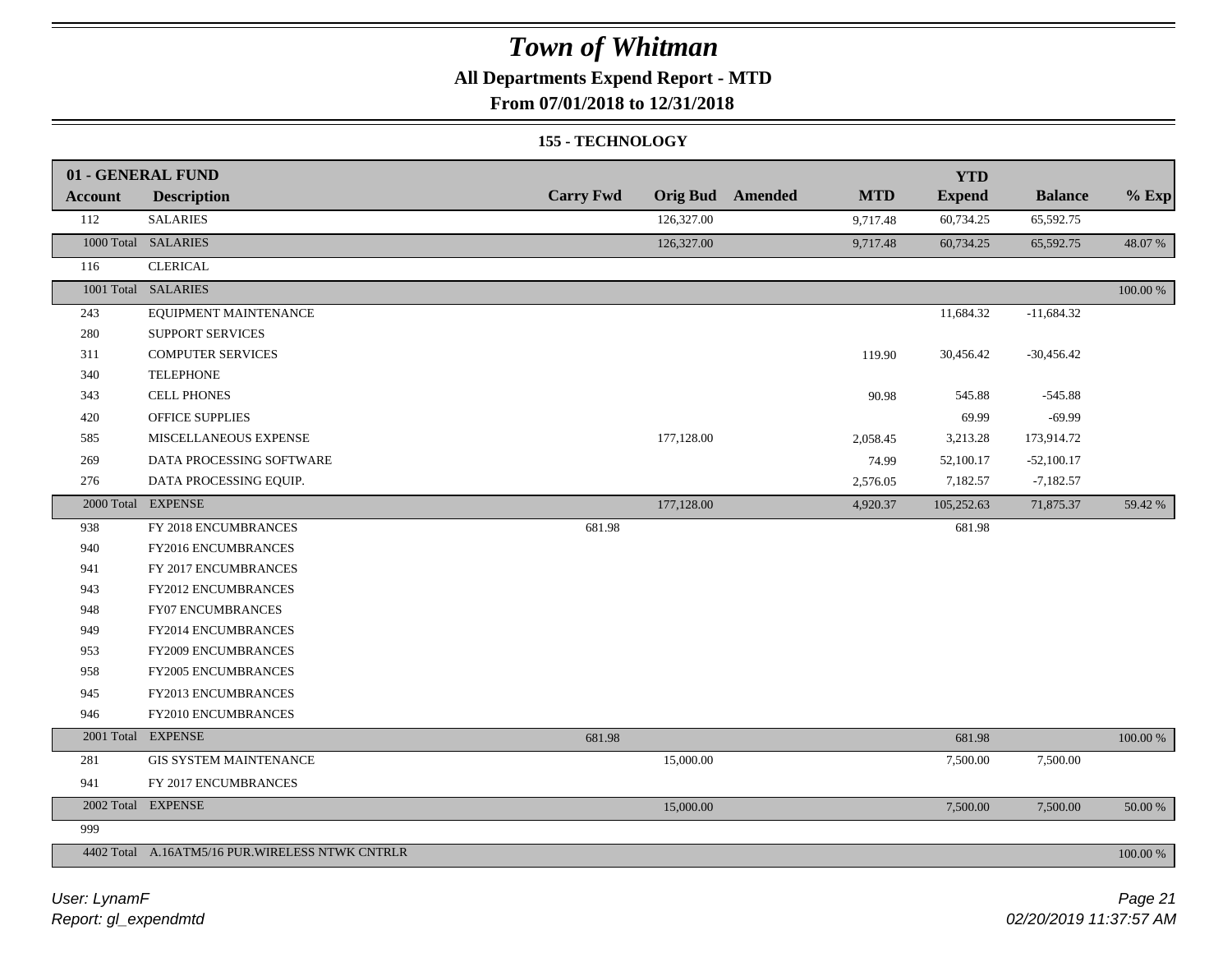# Town of Whitman

## All Departments Expend Report - MTD

## From 07/01/2018 to 12/31/2018

### 155 - TECHNOLOGY

| 01 - GENERAL FUND | | | | | | | | |
|---|---|---|---|---|---|---|---|---|
| **Account** | **Description** | **Carry Fwd** | **Orig Bud** | **Amended** | **MTD** | **YTD Expend** | **Balance** | **% Exp** |
| 112 | SALARIES | | 126,327.00 | | 9,717.48 | 60,734.25 | 65,592.75 | |
| 1000 Total | SALARIES | | 126,327.00 | | 9,717.48 | 60,734.25 | 65,592.75 | 48.07 % |
| 116 | CLERICAL | | | | | | | |
| 1001 Total | SALARIES | | | | | | | 100.00 % |
| 243 | EQUIPMENT MAINTENANCE | | | | | 11,684.32 | -11,684.32 | |
| 280 | SUPPORT SERVICES | | | | | | | |
| 311 | COMPUTER SERVICES | | | | 119.90 | 30,456.42 | -30,456.42 | |
| 340 | TELEPHONE | | | | | | | |
| 343 | CELL PHONES | | | | 90.98 | 545.88 | -545.88 | |
| 420 | OFFICE SUPPLIES | | | | | 69.99 | -69.99 | |
| 585 | MISCELLANEOUS EXPENSE | | 177,128.00 | | 2,058.45 | 3,213.28 | 173,914.72 | |
| 269 | DATA PROCESSING SOFTWARE | | | | 74.99 | 52,100.17 | -52,100.17 | |
| 276 | DATA PROCESSING EQUIP. | | | | 2,576.05 | 7,182.57 | -7,182.57 | |
| 2000 Total | EXPENSE | | 177,128.00 | | 4,920.37 | 105,252.63 | 71,875.37 | 59.42 % |
| 938 | FY 2018 ENCUMBRANCES | 681.98 | | | | 681.98 | | |
| 940 | FY2016 ENCUMBRANCES | | | | | | | |
| 941 | FY 2017 ENCUMBRANCES | | | | | | | |
| 943 | FY2012 ENCUMBRANCES | | | | | | | |
| 948 | FY07 ENCUMBRANCES | | | | | | | |
| 949 | FY2014 ENCUMBRANCES | | | | | | | |
| 953 | FY2009 ENCUMBRANCES | | | | | | | |
| 958 | FY2005 ENCUMBRANCES | | | | | | | |
| 945 | FY2013 ENCUMBRANCES | | | | | | | |
| 946 | FY2010 ENCUMBRANCES | | | | | | | |
| 2001 Total | EXPENSE | 681.98 | | | | 681.98 | | 100.00 % |
| 281 | GIS SYSTEM MAINTENANCE | | 15,000.00 | | | 7,500.00 | 7,500.00 | |
| 941 | FY 2017 ENCUMBRANCES | | | | | | | |
| 2002 Total | EXPENSE | | 15,000.00 | | | 7,500.00 | 7,500.00 | 50.00 % |
| 999 | | | | | | | | |
| 4402 Total | A.16ATM5/16 PUR.WIRELESS NTWK CNTRLR | | | | | | | 100.00 % |

User: LynamF
Report: gl_expendmtd

02/20/2019 11:37:57 AM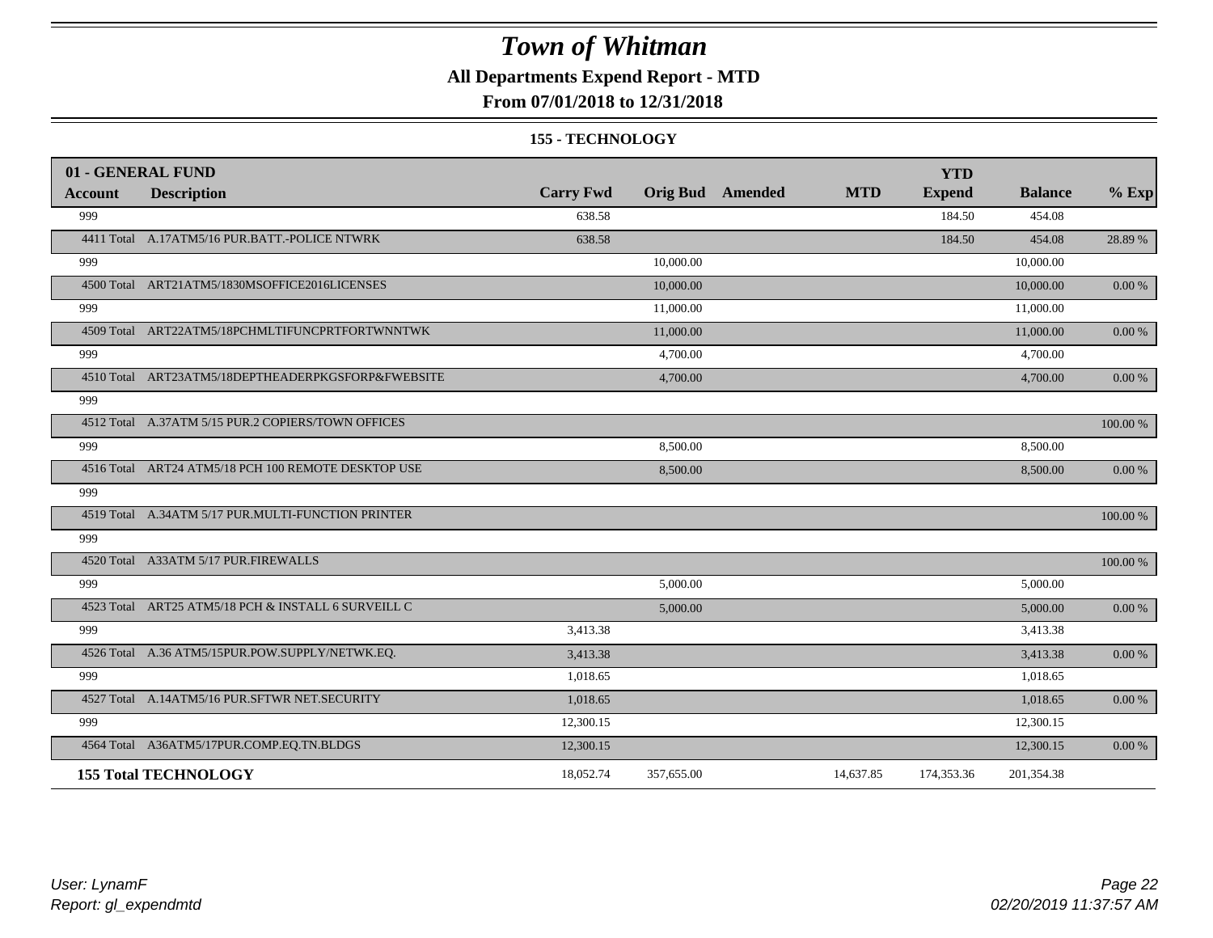# Town of Whitman

## All Departments Expend Report - MTD

### From 07/01/2018 to 12/31/2018

#### 155 - TECHNOLOGY

| 01 - GENERAL FUND | | | | | | YTD | | |
|---|---|---|---|---|---|---|---|---|
| **Account** | **Description** | **Carry Fwd** | **Orig Bud** | **Amended** | **MTD** | **Expend** | **Balance** | **% Exp** |
| 999 | | 638.58 | | | | 184.50 | 454.08 | |
| 4411 Total | A.17ATM5/16 PUR.BATT.-POLICE NTWRK | 638.58 | | | | 184.50 | 454.08 | 28.89 % |
| 999 | | | 10,000.00 | | | | 10,000.00 | |
| 4500 Total | ART21ATM5/1830MSOFFICE2016LICENSES | | 10,000.00 | | | | 10,000.00 | 0.00 % |
| 999 | | | 11,000.00 | | | | 11,000.00 | |
| 4509 Total | ART22ATM5/18PCHMLTIFUNCPRTFORTWNNTWK | | 11,000.00 | | | | 11,000.00 | 0.00 % |
| 999 | | | 4,700.00 | | | | 4,700.00 | |
| 4510 Total | ART23ATM5/18DEPTHEADERPKGSFORP&FWEBSITE | | 4,700.00 | | | | 4,700.00 | 0.00 % |
| 999 | | | | | | | | |
| 4512 Total | A.37ATM 5/15 PUR.2 COPIERS/TOWN OFFICES | | | | | | | 100.00 % |
| 999 | | | 8,500.00 | | | | 8,500.00 | |
| 4516 Total | ART24 ATM5/18 PCH 100 REMOTE DESKTOP USE | | 8,500.00 | | | | 8,500.00 | 0.00 % |
| 999 | | | | | | | | |
| 4519 Total | A.34ATM 5/17 PUR.MULTI-FUNCTION PRINTER | | | | | | | 100.00 % |
| 999 | | | | | | | | |
| 4520 Total | A33ATM 5/17 PUR.FIREWALLS | | | | | | | 100.00 % |
| 999 | | | 5,000.00 | | | | 5,000.00 | |
| 4523 Total | ART25 ATM5/18 PCH & INSTALL 6 SURVEILL C | | 5,000.00 | | | | 5,000.00 | 0.00 % |
| 999 | | 3,413.38 | | | | | 3,413.38 | |
| 4526 Total | A.36 ATM5/15PUR.POW.SUPPLY/NETWK.EQ. | 3,413.38 | | | | | 3,413.38 | 0.00 % |
| 999 | | 1,018.65 | | | | | 1,018.65 | |
| 4527 Total | A.14ATM5/16 PUR.SFTWR NET.SECURITY | 1,018.65 | | | | | 1,018.65 | 0.00 % |
| 999 | | 12,300.15 | | | | | 12,300.15 | |
| 4564 Total | A36ATM5/17PUR.COMP.EQ.TN.BLDGS | 12,300.15 | | | | | 12,300.15 | 0.00 % |
| **155 Total TECHNOLOGY** | | 18,052.74 | 357,655.00 | | 14,637.85 | 174,353.36 | 201,354.38 | |

*User: LynamF*
*Report: gl_expendmtd*

*02/20/2019 11:37:57 AM*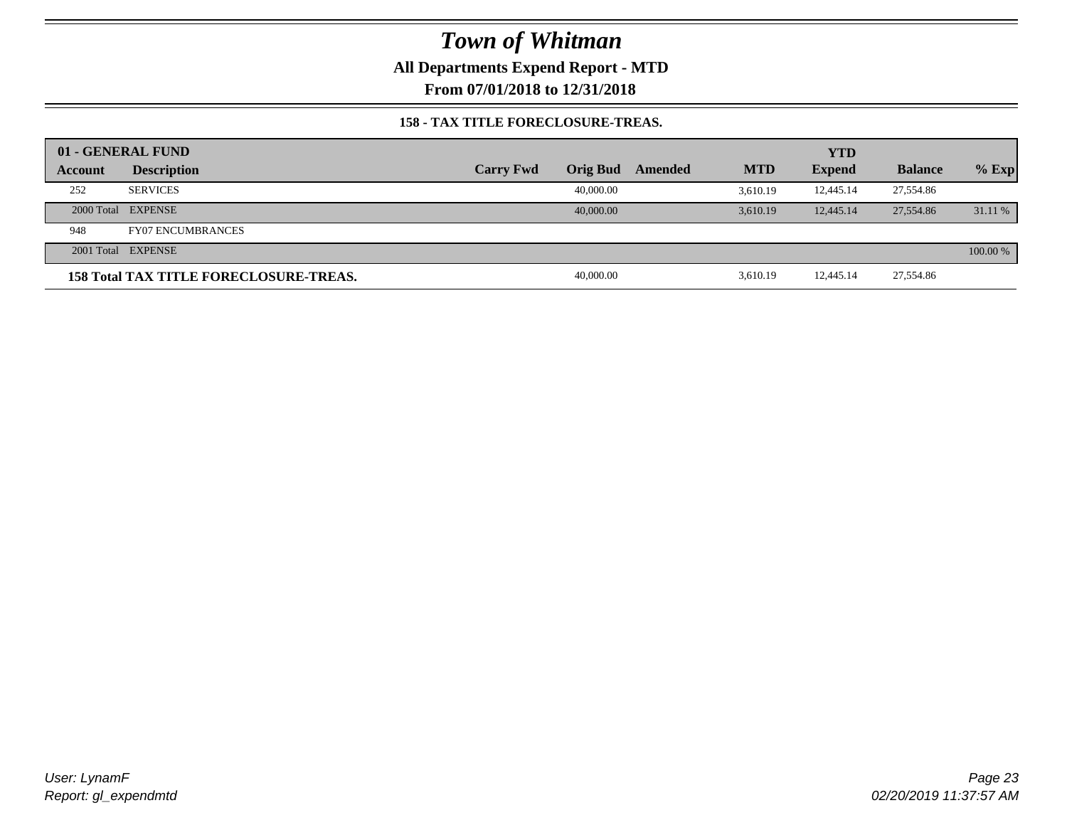# Town of Whitman

**All Departments Expend Report - MTD**

**From 07/01/2018 to 12/31/2018**

**158 - TAX TITLE FORECLOSURE-TREAS.**

| 01 - GENERAL FUND | | | | | | YTD | | |
|---|---|---|---|---|---|---|---|---|
| **Account** | **Description** | **Carry Fwd** | **Orig Bud** | **Amended** | **MTD** | **Expend** | **Balance** | **% Exp** |
| 252 | SERVICES | | 40,000.00 | | 3,610.19 | 12,445.14 | 27,554.86 | |
| 2000 Total | EXPENSE | | 40,000.00 | | 3,610.19 | 12,445.14 | 27,554.86 | 31.11 % |
| 948 | FY07 ENCUMBRANCES | | | | | | | |
| 2001 Total | EXPENSE | | | | | | | 100.00 % |
| **158 Total TAX TITLE FORECLOSURE-TREAS.** | | | 40,000.00 | | 3,610.19 | 12,445.14 | 27,554.86 | |

User: LynamF
Report: gl_expendmtd

02/20/2019 11:37:57 AM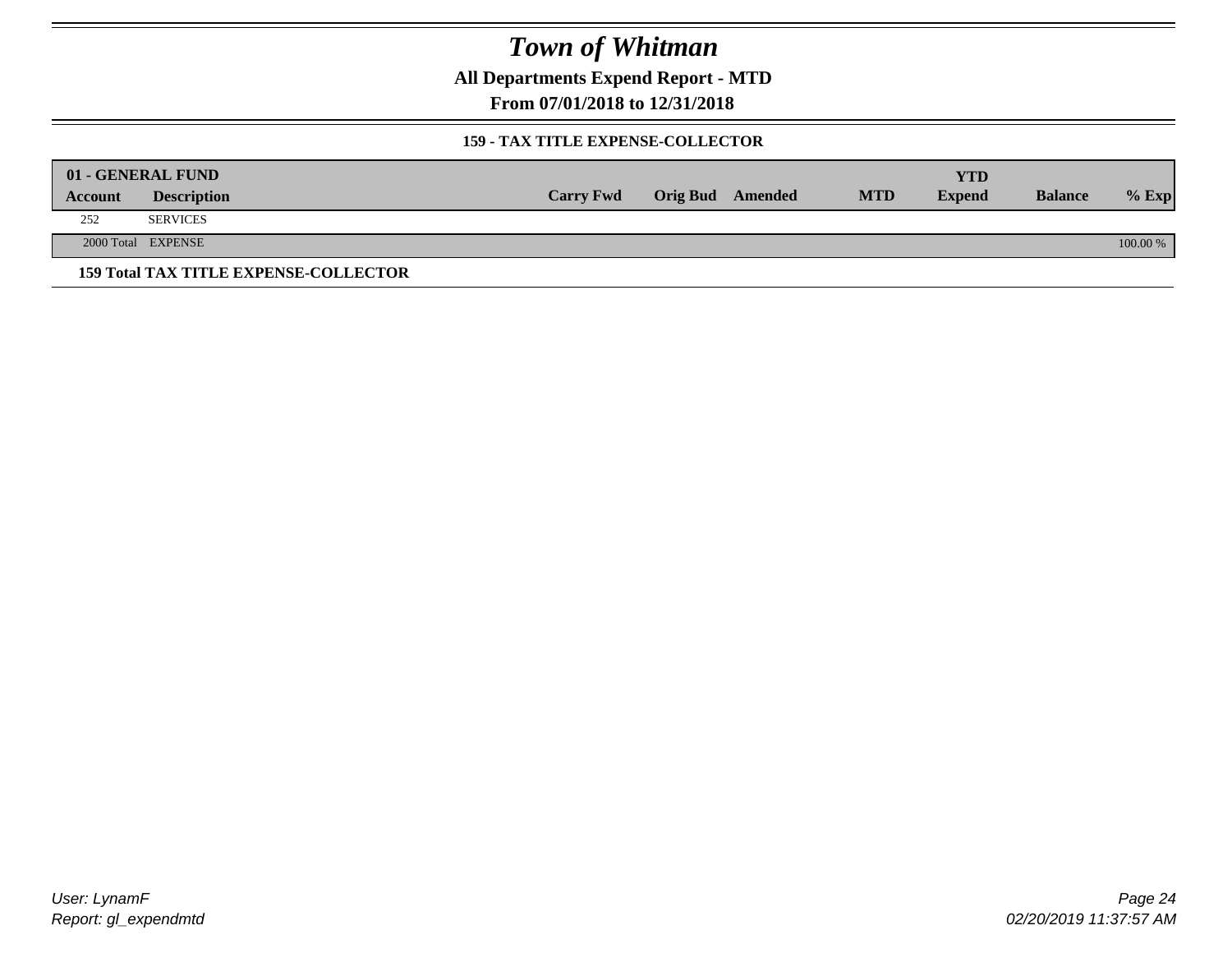# Town of Whitman

**All Departments Expend Report - MTD**

**From 07/01/2018 to 12/31/2018**

**159 - TAX TITLE EXPENSE-COLLECTOR**

| 01 - GENERAL FUND | | | | | | | | |
|---|---|---|---|---|---|---|---|---|
| **Account** | **Description** | **Carry Fwd** | **Orig Bud** | **Amended** | **MTD** | **YTD Expend** | **Balance** | **% Exp** |
| 252 | SERVICES | | | | | | | |
| 2000 Total | EXPENSE | | | | | | | 100.00 % |

**159 Total TAX TITLE EXPENSE-COLLECTOR**

*User: LynamF*
*Report: gl_expendmtd*

*02/20/2019 11:37:57 AM*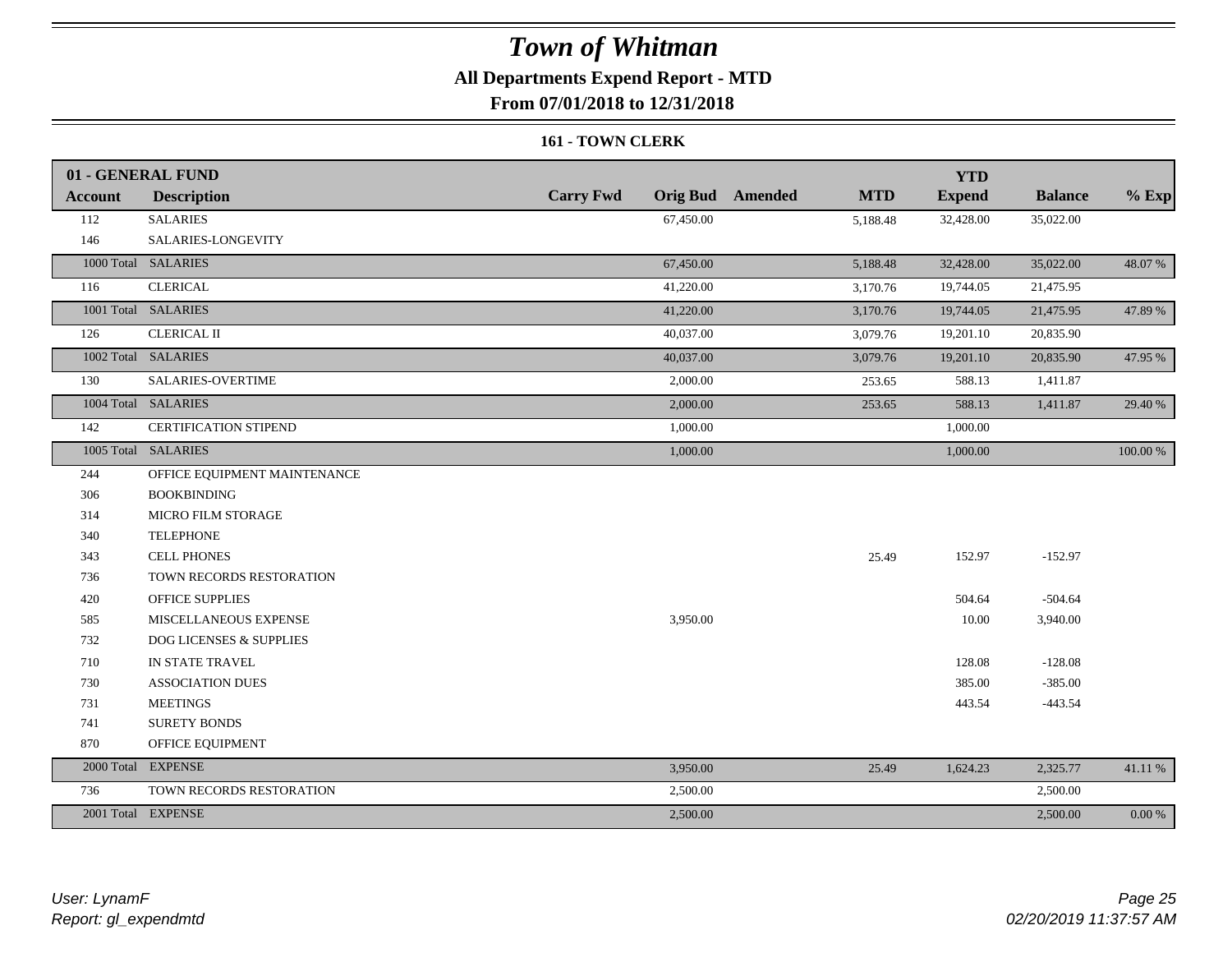# *Town of Whitman*

**All Departments Expend Report - MTD**

**From 07/01/2018 to 12/31/2018**

**161 - TOWN CLERK**

| 01 - GENERAL FUND | | | | | | YTD | | |
|---|---|---|---|---|---|---|---|---|
| **Account** | **Description** | **Carry Fwd** | **Orig Bud** | **Amended** | **MTD** | **Expend** | **Balance** | **% Exp** |
| 112 | SALARIES | | 67,450.00 | | 5,188.48 | 32,428.00 | 35,022.00 | |
| 146 | SALARIES-LONGEVITY | | | | | | | |
| 1000 Total | SALARIES | | 67,450.00 | | 5,188.48 | 32,428.00 | 35,022.00 | 48.07 % |
| 116 | CLERICAL | | 41,220.00 | | 3,170.76 | 19,744.05 | 21,475.95 | |
| 1001 Total | SALARIES | | 41,220.00 | | 3,170.76 | 19,744.05 | 21,475.95 | 47.89 % |
| 126 | CLERICAL II | | 40,037.00 | | 3,079.76 | 19,201.10 | 20,835.90 | |
| 1002 Total | SALARIES | | 40,037.00 | | 3,079.76 | 19,201.10 | 20,835.90 | 47.95 % |
| 130 | SALARIES-OVERTIME | | 2,000.00 | | 253.65 | 588.13 | 1,411.87 | |
| 1004 Total | SALARIES | | 2,000.00 | | 253.65 | 588.13 | 1,411.87 | 29.40 % |
| 142 | CERTIFICATION STIPEND | | 1,000.00 | | | 1,000.00 | | |
| 1005 Total | SALARIES | | 1,000.00 | | | 1,000.00 | | 100.00 % |
| 244 | OFFICE EQUIPMENT MAINTENANCE | | | | | | | |
| 306 | BOOKBINDING | | | | | | | |
| 314 | MICRO FILM STORAGE | | | | | | | |
| 340 | TELEPHONE | | | | | | | |
| 343 | CELL PHONES | | | | 25.49 | 152.97 | -152.97 | |
| 736 | TOWN RECORDS RESTORATION | | | | | | | |
| 420 | OFFICE SUPPLIES | | | | | 504.64 | -504.64 | |
| 585 | MISCELLANEOUS EXPENSE | | 3,950.00 | | | 10.00 | 3,940.00 | |
| 732 | DOG LICENSES & SUPPLIES | | | | | | | |
| 710 | IN STATE TRAVEL | | | | | 128.08 | -128.08 | |
| 730 | ASSOCIATION DUES | | | | | 385.00 | -385.00 | |
| 731 | MEETINGS | | | | | 443.54 | -443.54 | |
| 741 | SURETY BONDS | | | | | | | |
| 870 | OFFICE EQUIPMENT | | | | | | | |
| 2000 Total | EXPENSE | | 3,950.00 | | 25.49 | 1,624.23 | 2,325.77 | 41.11 % |
| 736 | TOWN RECORDS RESTORATION | | 2,500.00 | | | | 2,500.00 | |
| 2001 Total | EXPENSE | | 2,500.00 | | | | 2,500.00 | 0.00 % |

*User: LynamF*
*Report: gl_expendmtd*

*02/20/2019 11:37:57 AM*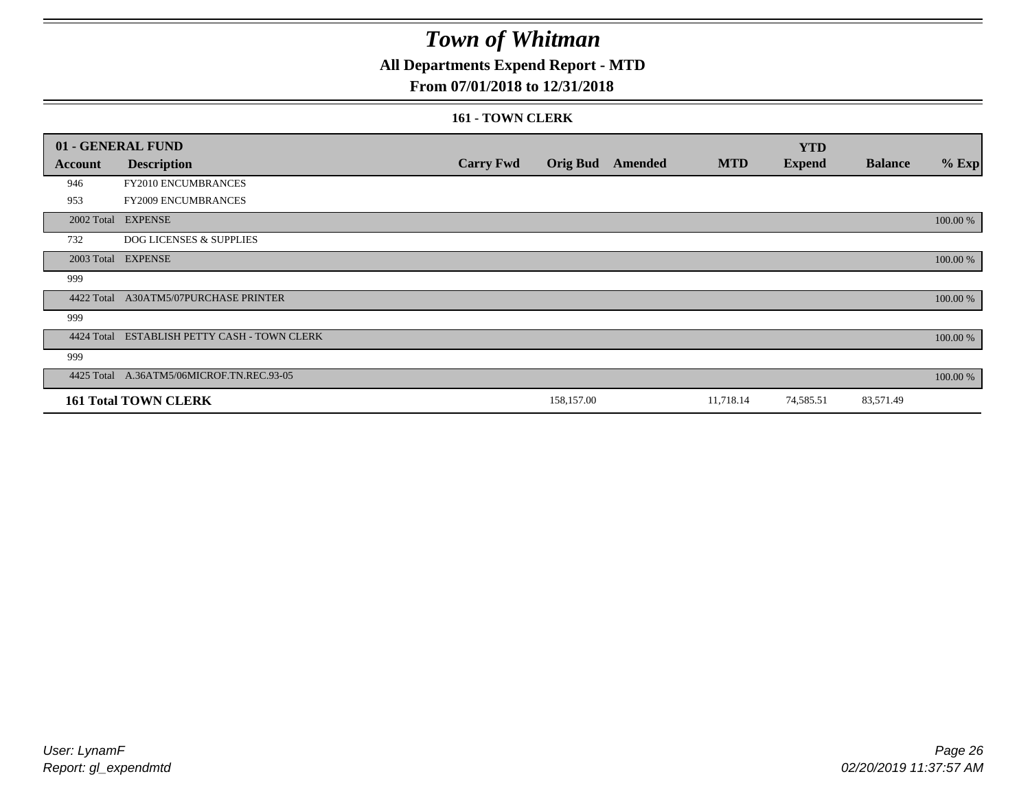# Town of Whitman

## All Departments Expend Report - MTD

### From 07/01/2018 to 12/31/2018

#### 161 - TOWN CLERK

| 01 - GENERAL FUND | | | | | | YTD | | |
|---|---|---|---|---|---|---|---|---|
| Account | Description | Carry Fwd | Orig Bud | Amended | MTD | Expend | Balance | % Exp |
| 946 | FY2010 ENCUMBRANCES | | | | | | | |
| 953 | FY2009 ENCUMBRANCES | | | | | | | |
| 2002 Total | EXPENSE | | | | | | | 100.00 % |
| 732 | DOG LICENSES & SUPPLIES | | | | | | | |
| 2003 Total | EXPENSE | | | | | | | 100.00 % |
| 999 | | | | | | | | |
| 4422 Total | A30ATM5/07PURCHASE PRINTER | | | | | | | 100.00 % |
| 999 | | | | | | | | |
| 4424 Total | ESTABLISH PETTY CASH - TOWN CLERK | | | | | | | 100.00 % |
| 999 | | | | | | | | |
| 4425 Total | A.36ATM5/06MICROF.TN.REC.93-05 | | | | | | | 100.00 % |
| **161 Total TOWN CLERK** | | | 158,157.00 | | 11,718.14 | 74,585.51 | 83,571.49 | |

User: LynamF
Report: gl_expendmtd

02/20/2019 11:37:57 AM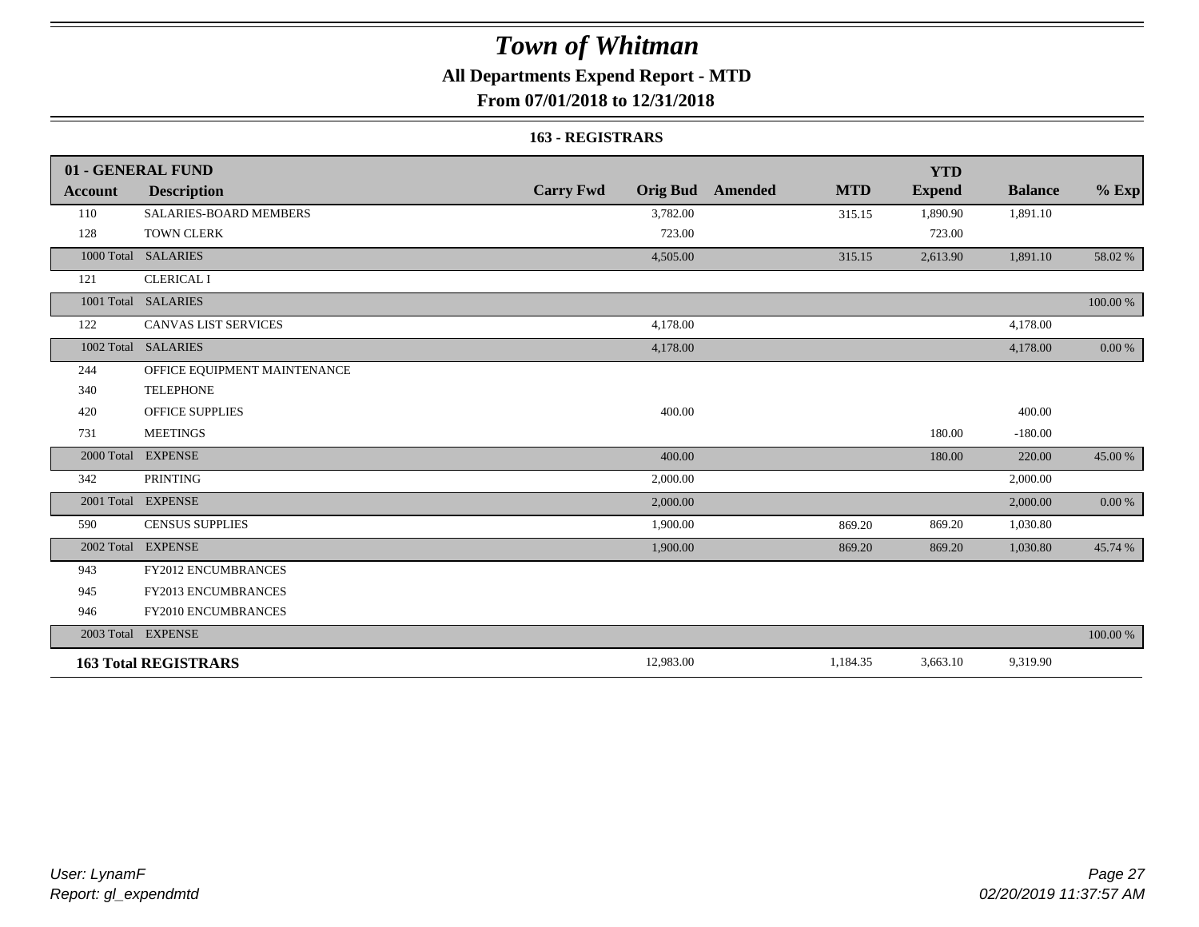# Town of Whitman

## All Departments Expend Report - MTD

## From 07/01/2018 to 12/31/2018

### 163 - REGISTRARS

| 01 - GENERAL FUND | | | | | | YTD | | |
|---|---|---|---|---|---|---|---|---|
| **Account** | **Description** | **Carry Fwd** | **Orig Bud** | **Amended** | **MTD** | **Expend** | **Balance** | **% Exp** |
| 110 | SALARIES-BOARD MEMBERS | | 3,782.00 | | 315.15 | 1,890.90 | 1,891.10 | |
| 128 | TOWN CLERK | | 723.00 | | | 723.00 | | |
| 1000 Total | SALARIES | | 4,505.00 | | 315.15 | 2,613.90 | 1,891.10 | 58.02 % |
| 121 | CLERICAL I | | | | | | | |
| 1001 Total | SALARIES | | | | | | | 100.00 % |
| 122 | CANVAS LIST SERVICES | | 4,178.00 | | | | 4,178.00 | |
| 1002 Total | SALARIES | | 4,178.00 | | | | 4,178.00 | 0.00 % |
| 244 | OFFICE EQUIPMENT MAINTENANCE | | | | | | | |
| 340 | TELEPHONE | | | | | | | |
| 420 | OFFICE SUPPLIES | | 400.00 | | | | 400.00 | |
| 731 | MEETINGS | | | | | 180.00 | -180.00 | |
| 2000 Total | EXPENSE | | 400.00 | | | 180.00 | 220.00 | 45.00 % |
| 342 | PRINTING | | 2,000.00 | | | | 2,000.00 | |
| 2001 Total | EXPENSE | | 2,000.00 | | | | 2,000.00 | 0.00 % |
| 590 | CENSUS SUPPLIES | | 1,900.00 | | 869.20 | 869.20 | 1,030.80 | |
| 2002 Total | EXPENSE | | 1,900.00 | | 869.20 | 869.20 | 1,030.80 | 45.74 % |
| 943 | FY2012 ENCUMBRANCES | | | | | | | |
| 945 | FY2013 ENCUMBRANCES | | | | | | | |
| 946 | FY2010 ENCUMBRANCES | | | | | | | |
| 2003 Total | EXPENSE | | | | | | | 100.00 % |
| **163 Total REGISTRARS** | | | 12,983.00 | | 1,184.35 | 3,663.10 | 9,319.90 | |

*User: LynamF*
*Report: gl_expendmtd*

*02/20/2019 11:37:57 AM*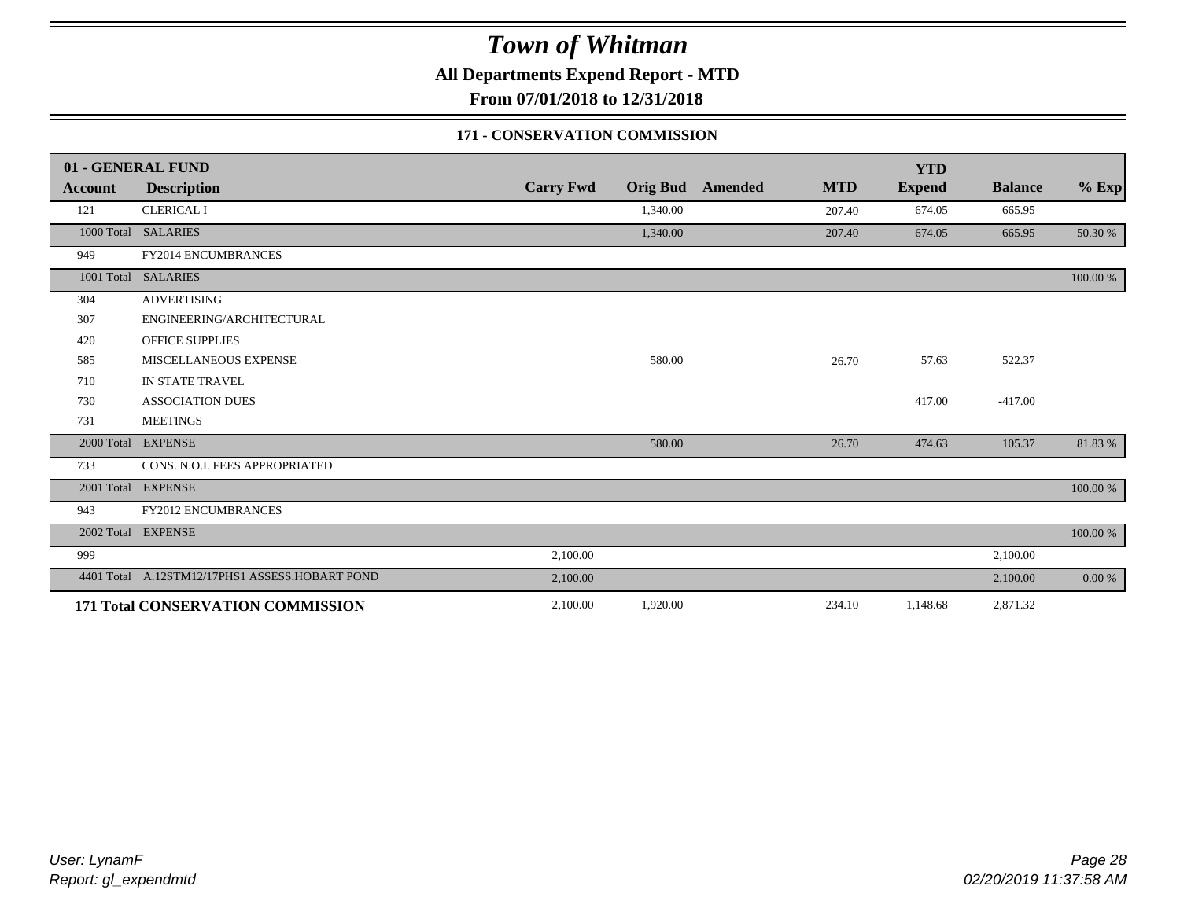# Town of Whitman

**All Departments Expend Report - MTD**

**From 07/01/2018 to 12/31/2018**

**171 - CONSERVATION COMMISSION**

| 01 - GENERAL FUND | | | | | | YTD | | |
|---|---|---|---|---|---|---|---|---|
| Account | Description | Carry Fwd | Orig Bud | Amended | MTD | Expend | Balance | % Exp |
| 121 | CLERICAL I | | 1,340.00 | | 207.40 | 674.05 | 665.95 | |
| 1000 Total | SALARIES | | 1,340.00 | | 207.40 | 674.05 | 665.95 | 50.30 % |
| 949 | FY2014 ENCUMBRANCES | | | | | | | |
| 1001 Total | SALARIES | | | | | | | 100.00 % |
| 304 | ADVERTISING | | | | | | | |
| 307 | ENGINEERING/ARCHITECTURAL | | | | | | | |
| 420 | OFFICE SUPPLIES | | | | | | | |
| 585 | MISCELLANEOUS EXPENSE | | 580.00 | | 26.70 | 57.63 | 522.37 | |
| 710 | IN STATE TRAVEL | | | | | | | |
| 730 | ASSOCIATION DUES | | | | | 417.00 | -417.00 | |
| 731 | MEETINGS | | | | | | | |
| 2000 Total | EXPENSE | | 580.00 | | 26.70 | 474.63 | 105.37 | 81.83 % |
| 733 | CONS. N.O.I. FEES APPROPRIATED | | | | | | | |
| 2001 Total | EXPENSE | | | | | | | 100.00 % |
| 943 | FY2012 ENCUMBRANCES | | | | | | | |
| 2002 Total | EXPENSE | | | | | | | 100.00 % |
| 999 | | 2,100.00 | | | | | 2,100.00 | |
| 4401 Total | A.12STM12/17PHS1 ASSESS.HOBART POND | 2,100.00 | | | | | 2,100.00 | 0.00 % |
| **171 Total CONSERVATION COMMISSION** | | 2,100.00 | 1,920.00 | | 234.10 | 1,148.68 | 2,871.32 | |

*User: LynamF*
*Report: gl_expendmtd*

*02/20/2019 11:37:58 AM*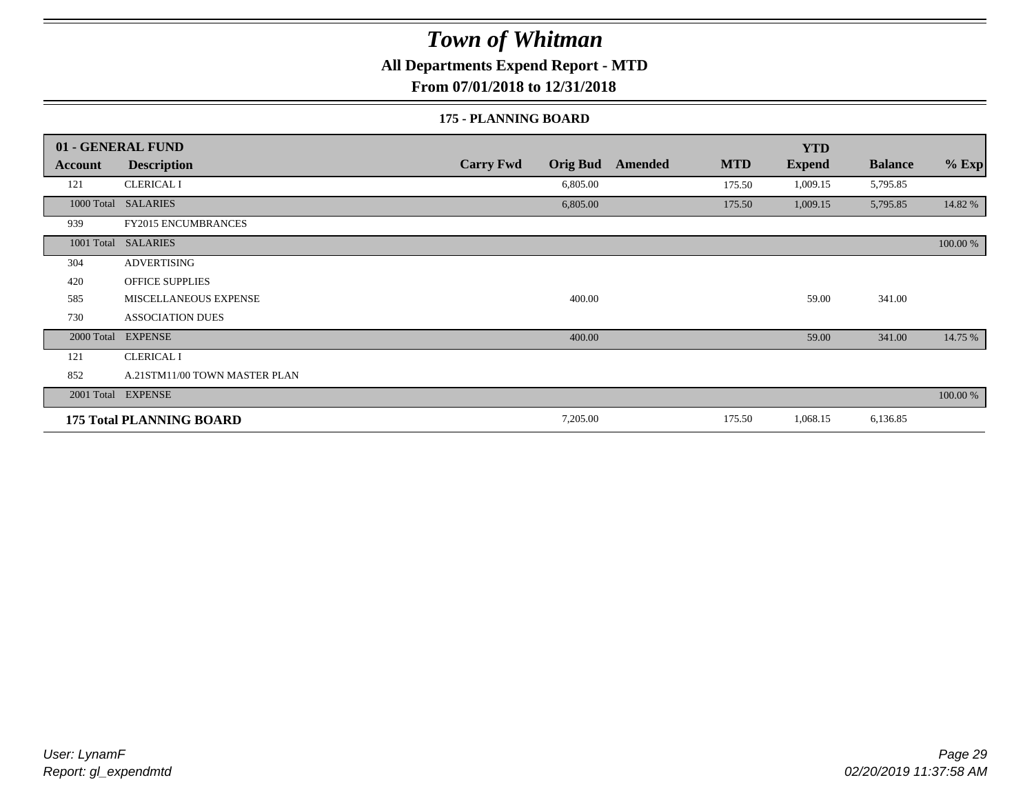# Town of Whitman

**All Departments Expend Report - MTD**

**From 07/01/2018 to 12/31/2018**

**175 - PLANNING BOARD**

| 01 - GENERAL FUND | | | | | | | | |
|---|---|---|---|---|---|---|---|---|
| **Account** | **Description** | **Carry Fwd** | **Orig Bud** | **Amended** | **MTD** | **YTD Expend** | **Balance** | **% Exp** |
| 121 | CLERICAL I | | 6,805.00 | | 175.50 | 1,009.15 | 5,795.85 | |
| 1000 Total | SALARIES | | 6,805.00 | | 175.50 | 1,009.15 | 5,795.85 | 14.82 % |
| 939 | FY2015 ENCUMBRANCES | | | | | | | |
| 1001 Total | SALARIES | | | | | | | 100.00 % |
| 304 | ADVERTISING | | | | | | | |
| 420 | OFFICE SUPPLIES | | | | | | | |
| 585 | MISCELLANEOUS EXPENSE | | 400.00 | | | 59.00 | 341.00 | |
| 730 | ASSOCIATION DUES | | | | | | | |
| 2000 Total | EXPENSE | | 400.00 | | | 59.00 | 341.00 | 14.75 % |
| 121 | CLERICAL I | | | | | | | |
| 852 | A.21STM11/00 TOWN MASTER PLAN | | | | | | | |
| 2001 Total | EXPENSE | | | | | | | 100.00 % |
| **175 Total PLANNING BOARD** | | | 7,205.00 | | 175.50 | 1,068.15 | 6,136.85 | |

*User: LynamF*
*Report: gl_expendmtd*

*02/20/2019 11:37:58 AM*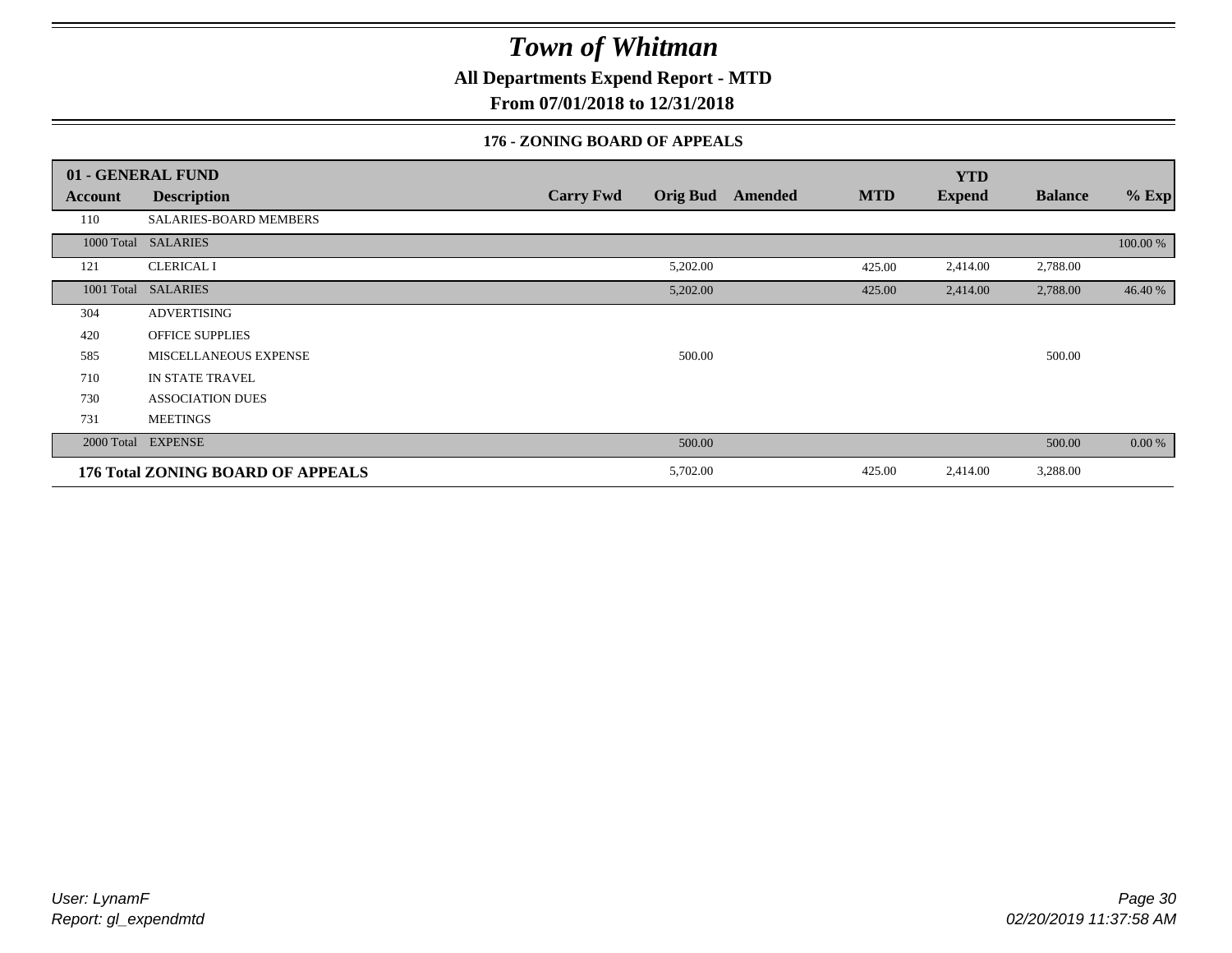# Town of Whitman

**All Departments Expend Report - MTD**

**From 07/01/2018 to 12/31/2018**

### 176 - ZONING BOARD OF APPEALS

| 01 - GENERAL FUND | | | | | | YTD | | |
|---|---|---|---|---|---|---|---|---|
| **Account** | **Description** | **Carry Fwd** | **Orig Bud** | **Amended** | **MTD** | **Expend** | **Balance** | **% Exp** |
| 110 | SALARIES-BOARD MEMBERS | | | | | | | |
| 1000 Total | SALARIES | | | | | | | 100.00 % |
| 121 | CLERICAL I | | 5,202.00 | | 425.00 | 2,414.00 | 2,788.00 | |
| 1001 Total | SALARIES | | 5,202.00 | | 425.00 | 2,414.00 | 2,788.00 | 46.40 % |
| 304 | ADVERTISING | | | | | | | |
| 420 | OFFICE SUPPLIES | | | | | | | |
| 585 | MISCELLANEOUS EXPENSE | | 500.00 | | | | 500.00 | |
| 710 | IN STATE TRAVEL | | | | | | | |
| 730 | ASSOCIATION DUES | | | | | | | |
| 731 | MEETINGS | | | | | | | |
| 2000 Total | EXPENSE | | 500.00 | | | | 500.00 | 0.00 % |
| **176 Total ZONING BOARD OF APPEALS** | | | 5,702.00 | | 425.00 | 2,414.00 | 3,288.00 | |

*User: LynamF*
*Report: gl_expendmtd*

*02/20/2019 11:37:58 AM*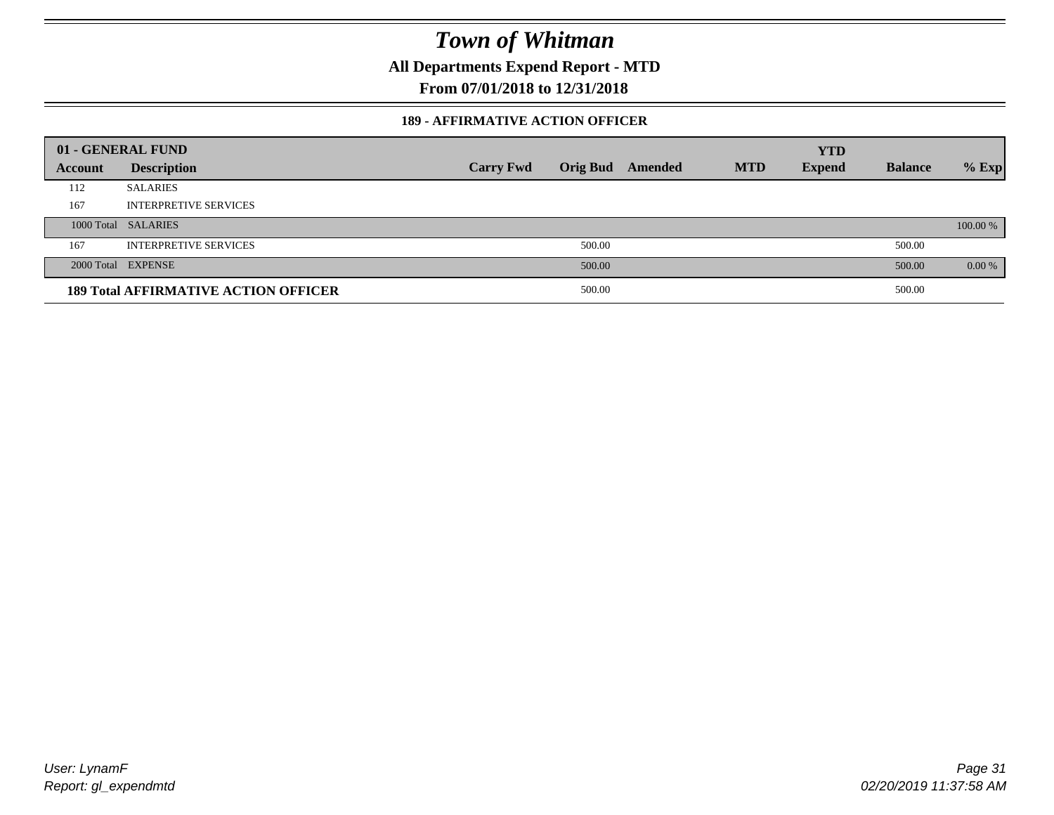# Town of Whitman

**All Departments Expend Report - MTD**

**From 07/01/2018 to 12/31/2018**

### 189 - AFFIRMATIVE ACTION OFFICER

| 01 - GENERAL FUND | | | | | | YTD | | |
|---|---|---|---|---|---|---|---|---|
| **Account** | **Description** | **Carry Fwd** | **Orig Bud** | **Amended** | **MTD** | **Expend** | **Balance** | **% Exp** |
| 112 | SALARIES | | | | | | | |
| 167 | INTERPRETIVE SERVICES | | | | | | | |
| 1000 Total | SALARIES | | | | | | | 100.00 % |
| 167 | INTERPRETIVE SERVICES | | 500.00 | | | | 500.00 | |
| 2000 Total | EXPENSE | | 500.00 | | | | 500.00 | 0.00 % |
| **189 Total AFFIRMATIVE ACTION OFFICER** | | | 500.00 | | | | 500.00 | |

*User: LynamF*
*Report: gl_expendmtd*

*02/20/2019 11:37:58 AM*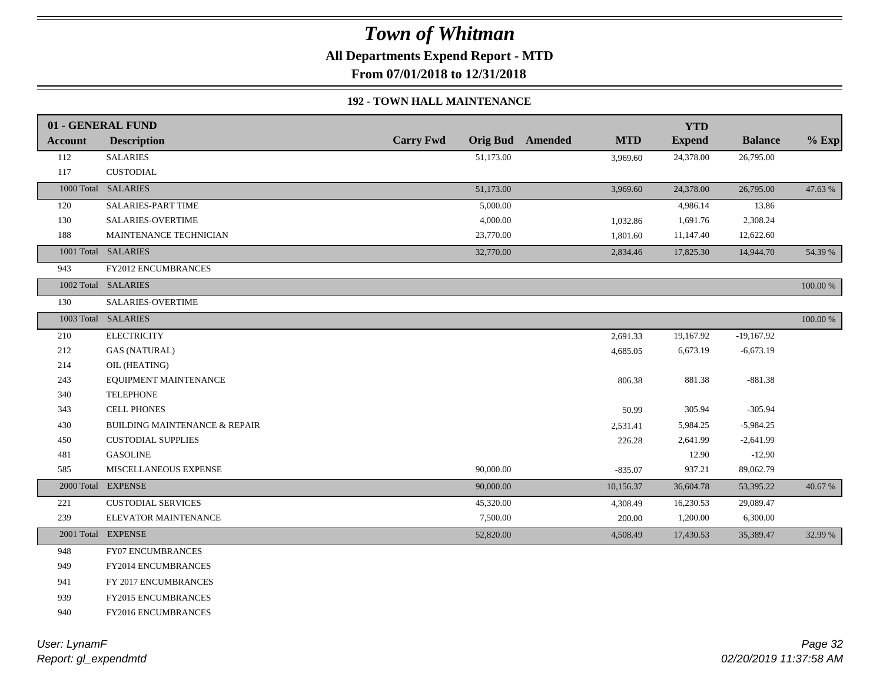# Town of Whitman

**All Departments Expend Report - MTD**

**From 07/01/2018 to 12/31/2018**

**192 - TOWN HALL MAINTENANCE**

| 01 - GENERAL FUND | | | | | | YTD | | |
|---|---|---|---|---|---|---|---|---|
| **Account** | **Description** | **Carry Fwd** | **Orig Bud** | **Amended** | **MTD** | **Expend** | **Balance** | **% Exp** |
| 112 | SALARIES | | 51,173.00 | | 3,969.60 | 24,378.00 | 26,795.00 | |
| 117 | CUSTODIAL | | | | | | | |
| 1000 Total | SALARIES | | 51,173.00 | | 3,969.60 | 24,378.00 | 26,795.00 | 47.63 % |
| 120 | SALARIES-PART TIME | | 5,000.00 | | | 4,986.14 | 13.86 | |
| 130 | SALARIES-OVERTIME | | 4,000.00 | | 1,032.86 | 1,691.76 | 2,308.24 | |
| 188 | MAINTENANCE TECHNICIAN | | 23,770.00 | | 1,801.60 | 11,147.40 | 12,622.60 | |
| 1001 Total | SALARIES | | 32,770.00 | | 2,834.46 | 17,825.30 | 14,944.70 | 54.39 % |
| 943 | FY2012 ENCUMBRANCES | | | | | | | |
| 1002 Total | SALARIES | | | | | | | 100.00 % |
| 130 | SALARIES-OVERTIME | | | | | | | |
| 1003 Total | SALARIES | | | | | | | 100.00 % |
| 210 | ELECTRICITY | | | | 2,691.33 | 19,167.92 | -19,167.92 | |
| 212 | GAS (NATURAL) | | | | 4,685.05 | 6,673.19 | -6,673.19 | |
| 214 | OIL (HEATING) | | | | | | | |
| 243 | EQUIPMENT MAINTENANCE | | | | 806.38 | 881.38 | -881.38 | |
| 340 | TELEPHONE | | | | | | | |
| 343 | CELL PHONES | | | | 50.99 | 305.94 | -305.94 | |
| 430 | BUILDING MAINTENANCE & REPAIR | | | | 2,531.41 | 5,984.25 | -5,984.25 | |
| 450 | CUSTODIAL SUPPLIES | | | | 226.28 | 2,641.99 | -2,641.99 | |
| 481 | GASOLINE | | | | | 12.90 | -12.90 | |
| 585 | MISCELLANEOUS EXPENSE | | 90,000.00 | | -835.07 | 937.21 | 89,062.79 | |
| 2000 Total | EXPENSE | | 90,000.00 | | 10,156.37 | 36,604.78 | 53,395.22 | 40.67 % |
| 221 | CUSTODIAL SERVICES | | 45,320.00 | | 4,308.49 | 16,230.53 | 29,089.47 | |
| 239 | ELEVATOR MAINTENANCE | | 7,500.00 | | 200.00 | 1,200.00 | 6,300.00 | |
| 2001 Total | EXPENSE | | 52,820.00 | | 4,508.49 | 17,430.53 | 35,389.47 | 32.99 % |
| 948 | FY07 ENCUMBRANCES | | | | | | | |
| 949 | FY2014 ENCUMBRANCES | | | | | | | |
| 941 | FY 2017 ENCUMBRANCES | | | | | | | |
| 939 | FY2015 ENCUMBRANCES | | | | | | | |
| 940 | FY2016 ENCUMBRANCES | | | | | | | |

*User: LynamF*
*Report: gl_expendmtd*

*02/20/2019 11:37:58 AM*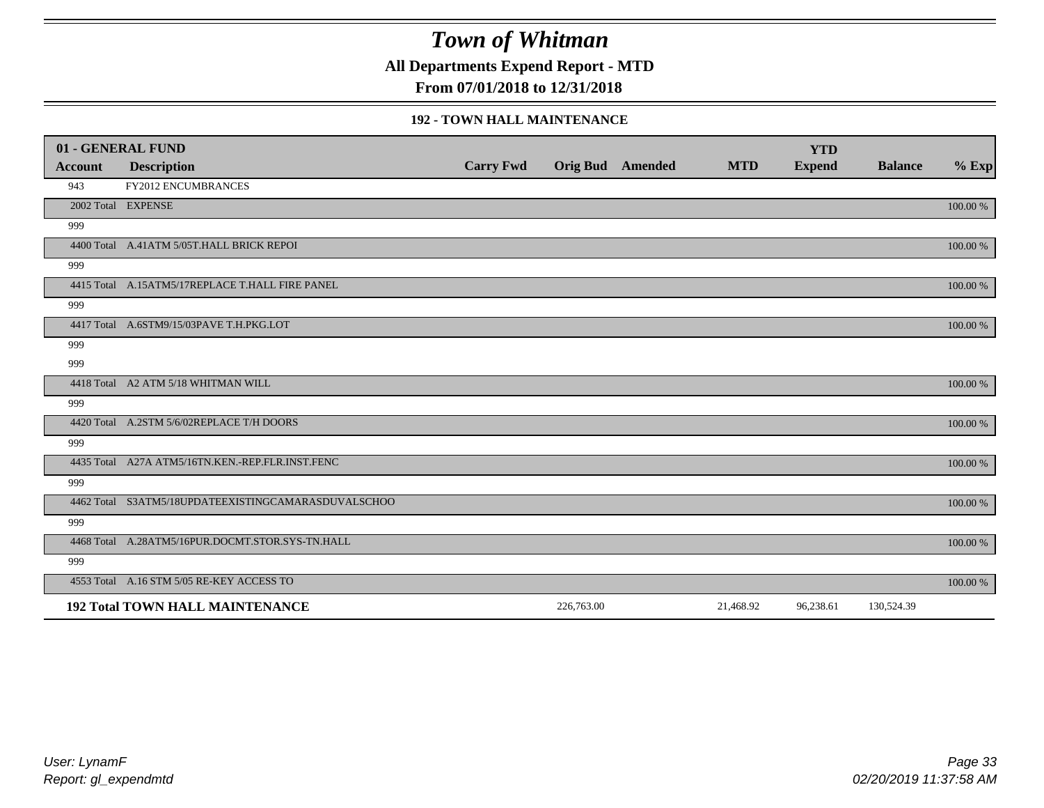# Town of Whitman

## All Departments Expend Report - MTD

## From 07/01/2018 to 12/31/2018

### 192 - TOWN HALL MAINTENANCE

| 01 - GENERAL FUND | | | | | | YTD | | |
|---|---|---|---|---|---|---|---|---|
| Account | Description | Carry Fwd | Orig Bud | Amended | MTD | Expend | Balance | % Exp |
| 943 | FY2012 ENCUMBRANCES | | | | | | | |
| 2002 Total | EXPENSE | | | | | | | 100.00 % |
| 999 | | | | | | | | |
| 4400 Total | A.41ATM 5/05T.HALL BRICK REPOI | | | | | | | 100.00 % |
| 999 | | | | | | | | |
| 4415 Total | A.15ATM5/17REPLACE T.HALL FIRE PANEL | | | | | | | 100.00 % |
| 999 | | | | | | | | |
| 4417 Total | A.6STM9/15/03PAVE T.H.PKG.LOT | | | | | | | 100.00 % |
| 999 | | | | | | | | |
| 999 | | | | | | | | |
| 4418 Total | A2 ATM 5/18 WHITMAN WILL | | | | | | | 100.00 % |
| 999 | | | | | | | | |
| 4420 Total | A.2STM 5/6/02REPLACE T/H DOORS | | | | | | | 100.00 % |
| 999 | | | | | | | | |
| 4435 Total | A27A ATM5/16TN.KEN.-REP.FLR.INST.FENC | | | | | | | 100.00 % |
| 999 | | | | | | | | |
| 4462 Total | S3ATM5/18UPDATEEXISTINGCAMARASDUVALSCHOO | | | | | | | 100.00 % |
| 999 | | | | | | | | |
| 4468 Total | A.28ATM5/16PUR.DOCMT.STOR.SYS-TN.HALL | | | | | | | 100.00 % |
| 999 | | | | | | | | |
| 4553 Total | A.16 STM 5/05 RE-KEY ACCESS TO | | | | | | | 100.00 % |
| **192 Total TOWN HALL MAINTENANCE** | | | 226,763.00 | | 21,468.92 | 96,238.61 | 130,524.39 | |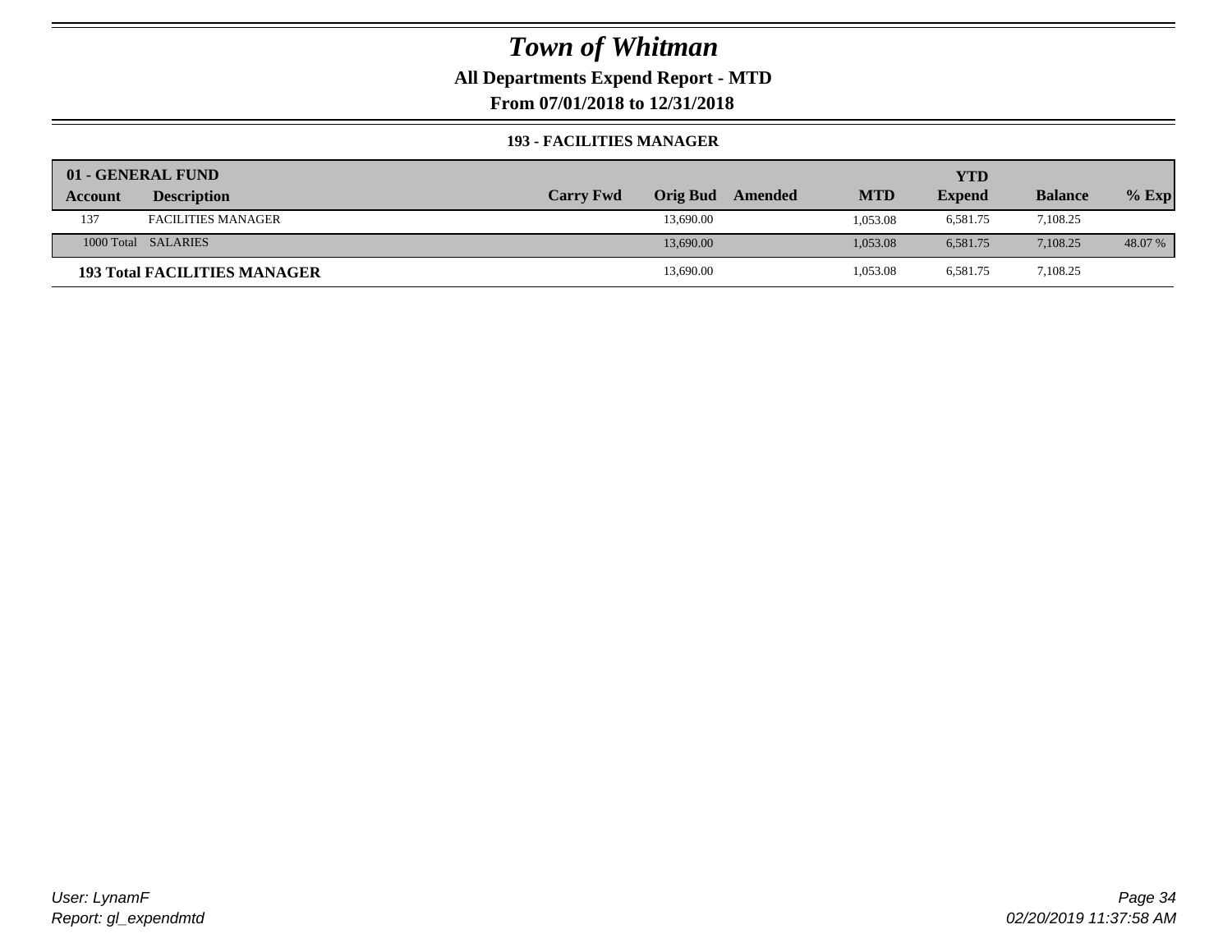# Town of Whitman

## All Departments Expend Report - MTD

### From 07/01/2018 to 12/31/2018

#### 193 - FACILITIES MANAGER

| 01 - GENERAL FUND | | | | | | YTD | | |
|---|---|---|---|---|---|---|---|---|
| Account | Description | Carry Fwd | Orig Bud | Amended | MTD | Expend | Balance | % Exp |
| 137 | FACILITIES MANAGER | | 13,690.00 | | 1,053.08 | 6,581.75 | 7,108.25 | |
| 1000 Total | SALARIES | | 13,690.00 | | 1,053.08 | 6,581.75 | 7,108.25 | 48.07 % |
| **193 Total FACILITIES MANAGER** | | | 13,690.00 | | 1,053.08 | 6,581.75 | 7,108.25 | |

*User: LynamF*
*Report: gl_expendmtd*

*02/20/2019 11:37:58 AM*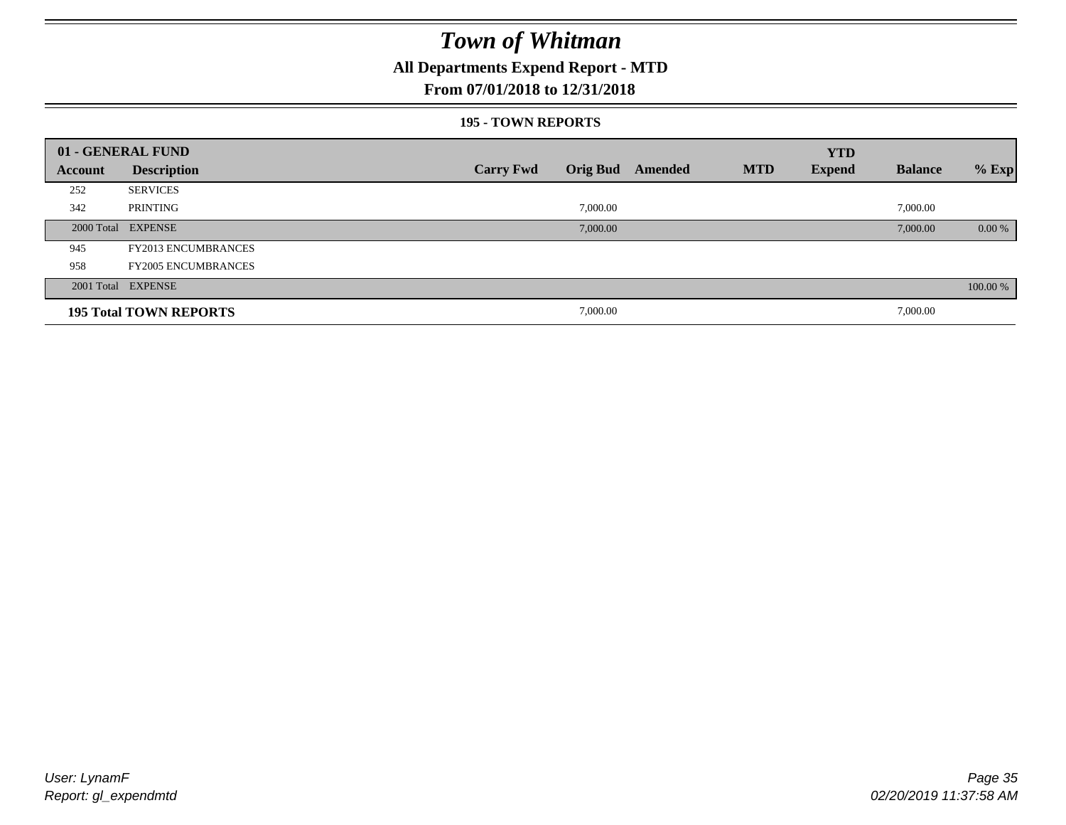# Town of Whitman

## All Departments Expend Report - MTD

### From 07/01/2018 to 12/31/2018

#### 195 - TOWN REPORTS

| 01 - GENERAL FUND | | | | | | YTD | | |
|---|---|---|---|---|---|---|---|---|
| **Account** | **Description** | **Carry Fwd** | **Orig Bud** | **Amended** | **MTD** | **Expend** | **Balance** | **% Exp** |
| 252 | SERVICES | | | | | | | |
| 342 | PRINTING | | 7,000.00 | | | | 7,000.00 | |
| 2000 Total | EXPENSE | | 7,000.00 | | | | 7,000.00 | 0.00 % |
| 945 | FY2013 ENCUMBRANCES | | | | | | | |
| 958 | FY2005 ENCUMBRANCES | | | | | | | |
| 2001 Total | EXPENSE | | | | | | | 100.00 % |
| **195 Total TOWN REPORTS** | | | 7,000.00 | | | | 7,000.00 | |

*User: LynamF*
*Report: gl_expendmtd*

*02/20/2019 11:37:58 AM*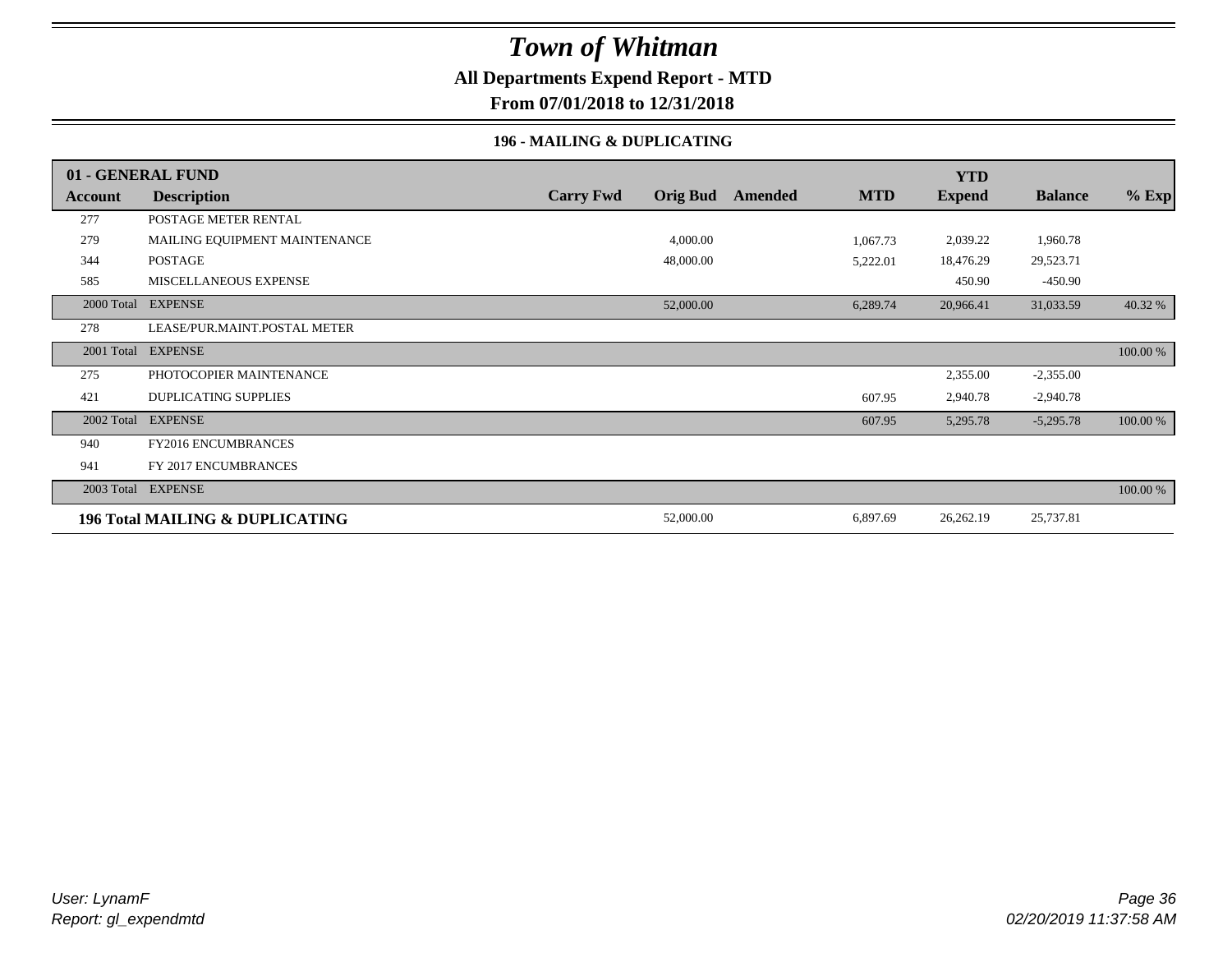# Town of Whitman

**All Departments Expend Report - MTD**

**From 07/01/2018 to 12/31/2018**

### 196 - MAILING & DUPLICATING

| 01 - GENERAL FUND | | | | | | YTD | | |
|---|---|---|---|---|---|---|---|---|
| **Account** | **Description** | **Carry Fwd** | **Orig Bud** | **Amended** | **MTD** | **Expend** | **Balance** | **% Exp** |
| 277 | POSTAGE METER RENTAL | | | | | | | |
| 279 | MAILING EQUIPMENT MAINTENANCE | | 4,000.00 | | 1,067.73 | 2,039.22 | 1,960.78 | |
| 344 | POSTAGE | | 48,000.00 | | 5,222.01 | 18,476.29 | 29,523.71 | |
| 585 | MISCELLANEOUS EXPENSE | | | | | 450.90 | -450.90 | |
| 2000 Total | EXPENSE | | 52,000.00 | | 6,289.74 | 20,966.41 | 31,033.59 | 40.32 % |
| 278 | LEASE/PUR.MAINT.POSTAL METER | | | | | | | |
| 2001 Total | EXPENSE | | | | | | | 100.00 % |
| 275 | PHOTOCOPIER MAINTENANCE | | | | | 2,355.00 | -2,355.00 | |
| 421 | DUPLICATING SUPPLIES | | | | 607.95 | 2,940.78 | -2,940.78 | |
| 2002 Total | EXPENSE | | | | 607.95 | 5,295.78 | -5,295.78 | 100.00 % |
| 940 | FY2016 ENCUMBRANCES | | | | | | | |
| 941 | FY 2017 ENCUMBRANCES | | | | | | | |
| 2003 Total | EXPENSE | | | | | | | 100.00 % |
| **196 Total MAILING & DUPLICATING** | | | 52,000.00 | | 6,897.69 | 26,262.19 | 25,737.81 | |

*User: LynamF*
*Report: gl_expendmtd*

*02/20/2019 11:37:58 AM*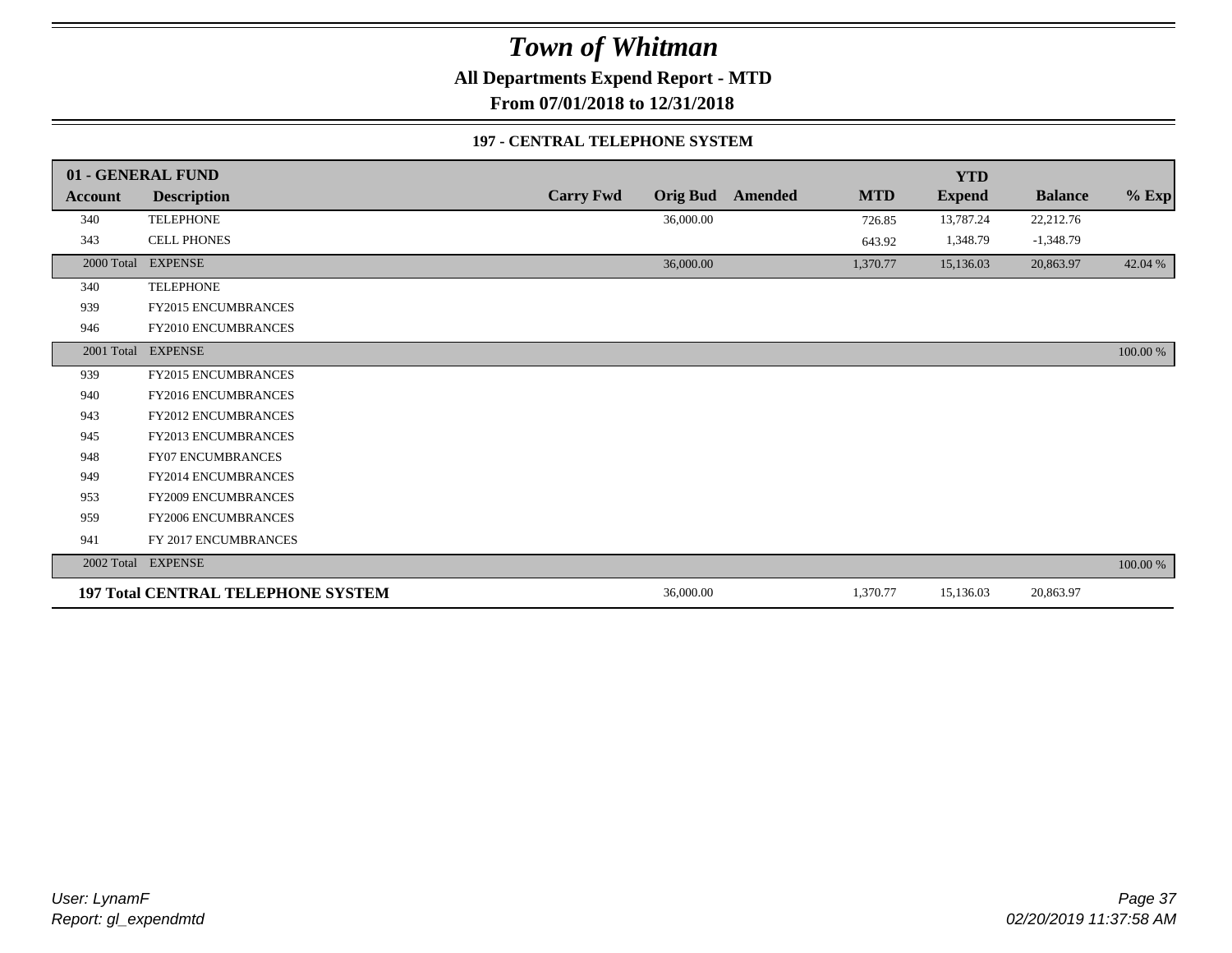# Town of Whitman

## All Departments Expend Report - MTD

## From 07/01/2018 to 12/31/2018

### 197 - CENTRAL TELEPHONE SYSTEM

| 01 - GENERAL FUND | | | | | | YTD | | |
|---|---|---|---|---|---|---|---|---|
| **Account** | **Description** | **Carry Fwd** | **Orig Bud** | **Amended** | **MTD** | **Expend** | **Balance** | **% Exp** |
| 340 | TELEPHONE | | 36,000.00 | | 726.85 | 13,787.24 | 22,212.76 | |
| 343 | CELL PHONES | | | | 643.92 | 1,348.79 | -1,348.79 | |
| 2000 Total | EXPENSE | | 36,000.00 | | 1,370.77 | 15,136.03 | 20,863.97 | 42.04 % |
| 340 | TELEPHONE | | | | | | | |
| 939 | FY2015 ENCUMBRANCES | | | | | | | |
| 946 | FY2010 ENCUMBRANCES | | | | | | | |
| 2001 Total | EXPENSE | | | | | | | 100.00 % |
| 939 | FY2015 ENCUMBRANCES | | | | | | | |
| 940 | FY2016 ENCUMBRANCES | | | | | | | |
| 943 | FY2012 ENCUMBRANCES | | | | | | | |
| 945 | FY2013 ENCUMBRANCES | | | | | | | |
| 948 | FY07 ENCUMBRANCES | | | | | | | |
| 949 | FY2014 ENCUMBRANCES | | | | | | | |
| 953 | FY2009 ENCUMBRANCES | | | | | | | |
| 959 | FY2006 ENCUMBRANCES | | | | | | | |
| 941 | FY 2017 ENCUMBRANCES | | | | | | | |
| 2002 Total | EXPENSE | | | | | | | 100.00 % |
| **197 Total CENTRAL TELEPHONE SYSTEM** | | | 36,000.00 | | 1,370.77 | 15,136.03 | 20,863.97 | |

*User: LynamF*
*Report: gl_expendmtd*

*02/20/2019 11:37:58 AM*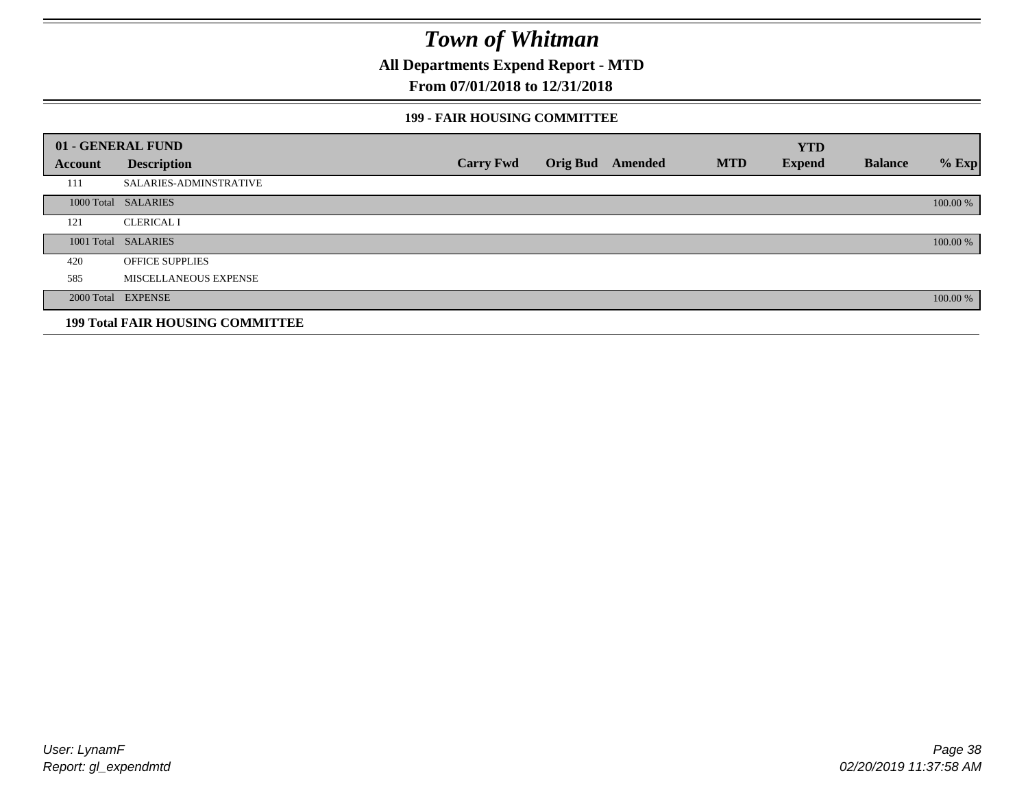# Town of Whitman

**All Departments Expend Report - MTD**

**From 07/01/2018 to 12/31/2018**

### 199 - FAIR HOUSING COMMITTEE

| 01 - GENERAL FUND | | | | | | YTD | | |
|---|---|---|---|---|---|---|---|---|
| **Account** | **Description** | **Carry Fwd** | **Orig Bud** | **Amended** | **MTD** | **Expend** | **Balance** | **% Exp** |
| 111 | SALARIES-ADMINSTRATIVE | | | | | | | |
| 1000 Total | SALARIES | | | | | | | 100.00 % |
| 121 | CLERICAL I | | | | | | | |
| 1001 Total | SALARIES | | | | | | | 100.00 % |
| 420 | OFFICE SUPPLIES | | | | | | | |
| 585 | MISCELLANEOUS EXPENSE | | | | | | | |
| 2000 Total | EXPENSE | | | | | | | 100.00 % |
| **199 Total FAIR HOUSING COMMITTEE** | | | | | | | | |

User: LynamF
Report: gl_expendmtd

02/20/2019 11:37:58 AM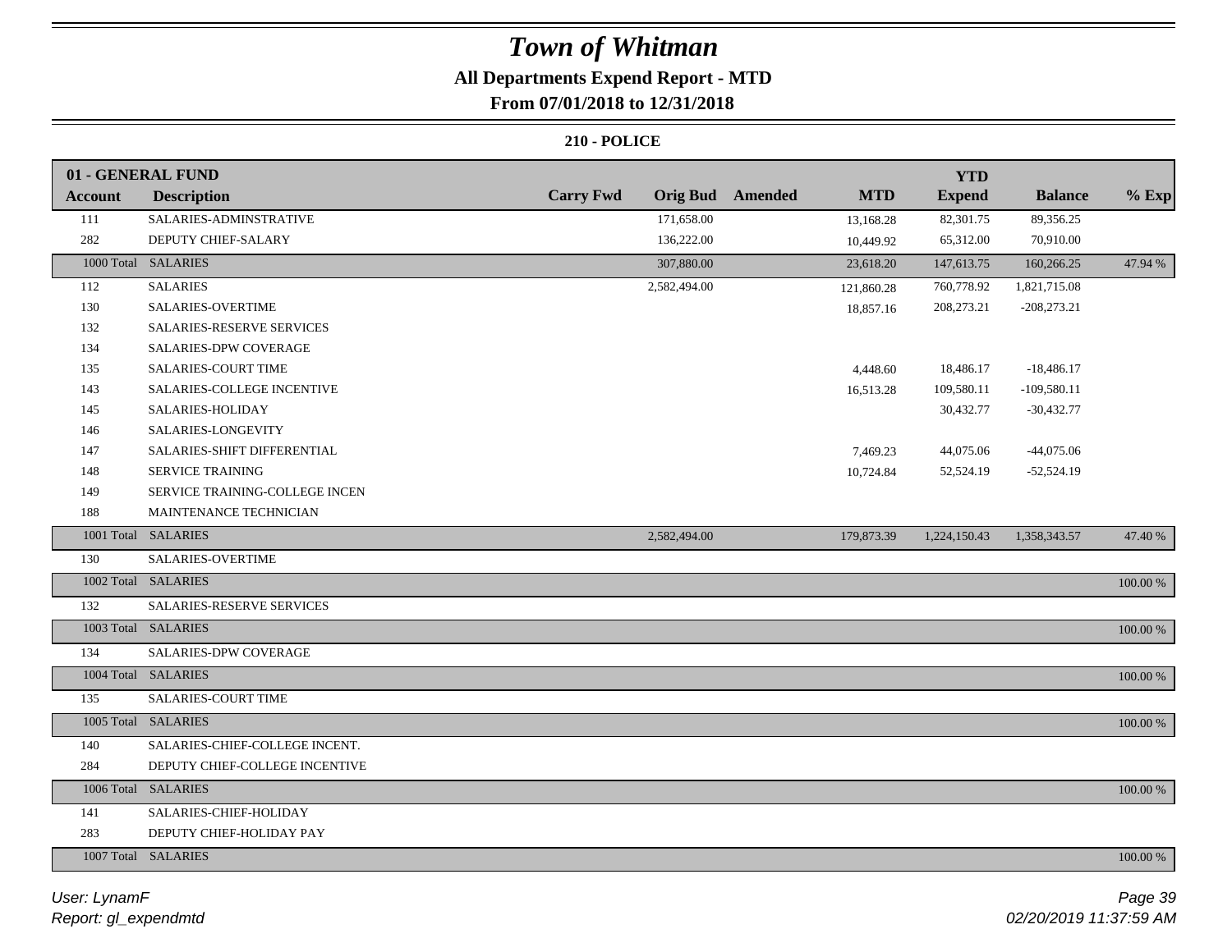# Town of Whitman

## All Departments Expend Report - MTD

### From 07/01/2018 to 12/31/2018

#### 210 - POLICE

| 01 - GENERAL FUND | | | | | | YTD | | |
|---|---|---|---|---|---|---|---|---|
| **Account** | **Description** | **Carry Fwd** | **Orig Bud** | **Amended** | **MTD** | **Expend** | **Balance** | **% Exp** |
| 111 | SALARIES-ADMINSTRATIVE | | 171,658.00 | | 13,168.28 | 82,301.75 | 89,356.25 | |
| 282 | DEPUTY CHIEF-SALARY | | 136,222.00 | | 10,449.92 | 65,312.00 | 70,910.00 | |
| 1000 Total | SALARIES | | 307,880.00 | | 23,618.20 | 147,613.75 | 160,266.25 | 47.94 % |
| 112 | SALARIES | | 2,582,494.00 | | 121,860.28 | 760,778.92 | 1,821,715.08 | |
| 130 | SALARIES-OVERTIME | | | | 18,857.16 | 208,273.21 | -208,273.21 | |
| 132 | SALARIES-RESERVE SERVICES | | | | | | | |
| 134 | SALARIES-DPW COVERAGE | | | | | | | |
| 135 | SALARIES-COURT TIME | | | | 4,448.60 | 18,486.17 | -18,486.17 | |
| 143 | SALARIES-COLLEGE INCENTIVE | | | | 16,513.28 | 109,580.11 | -109,580.11 | |
| 145 | SALARIES-HOLIDAY | | | | | 30,432.77 | -30,432.77 | |
| 146 | SALARIES-LONGEVITY | | | | | | | |
| 147 | SALARIES-SHIFT DIFFERENTIAL | | | | 7,469.23 | 44,075.06 | -44,075.06 | |
| 148 | SERVICE TRAINING | | | | 10,724.84 | 52,524.19 | -52,524.19 | |
| 149 | SERVICE TRAINING-COLLEGE INCEN | | | | | | | |
| 188 | MAINTENANCE TECHNICIAN | | | | | | | |
| 1001 Total | SALARIES | | 2,582,494.00 | | 179,873.39 | 1,224,150.43 | 1,358,343.57 | 47.40 % |
| 130 | SALARIES-OVERTIME | | | | | | | |
| 1002 Total | SALARIES | | | | | | | 100.00 % |
| 132 | SALARIES-RESERVE SERVICES | | | | | | | |
| 1003 Total | SALARIES | | | | | | | 100.00 % |
| 134 | SALARIES-DPW COVERAGE | | | | | | | |
| 1004 Total | SALARIES | | | | | | | 100.00 % |
| 135 | SALARIES-COURT TIME | | | | | | | |
| 1005 Total | SALARIES | | | | | | | 100.00 % |
| 140 | SALARIES-CHIEF-COLLEGE INCENT. | | | | | | | |
| 284 | DEPUTY CHIEF-COLLEGE INCENTIVE | | | | | | | |
| 1006 Total | SALARIES | | | | | | | 100.00 % |
| 141 | SALARIES-CHIEF-HOLIDAY | | | | | | | |
| 283 | DEPUTY CHIEF-HOLIDAY PAY | | | | | | | |
| 1007 Total | SALARIES | | | | | | | 100.00 % |

User: LynamF

Report: gl_expendmtd

02/20/2019 11:37:59 AM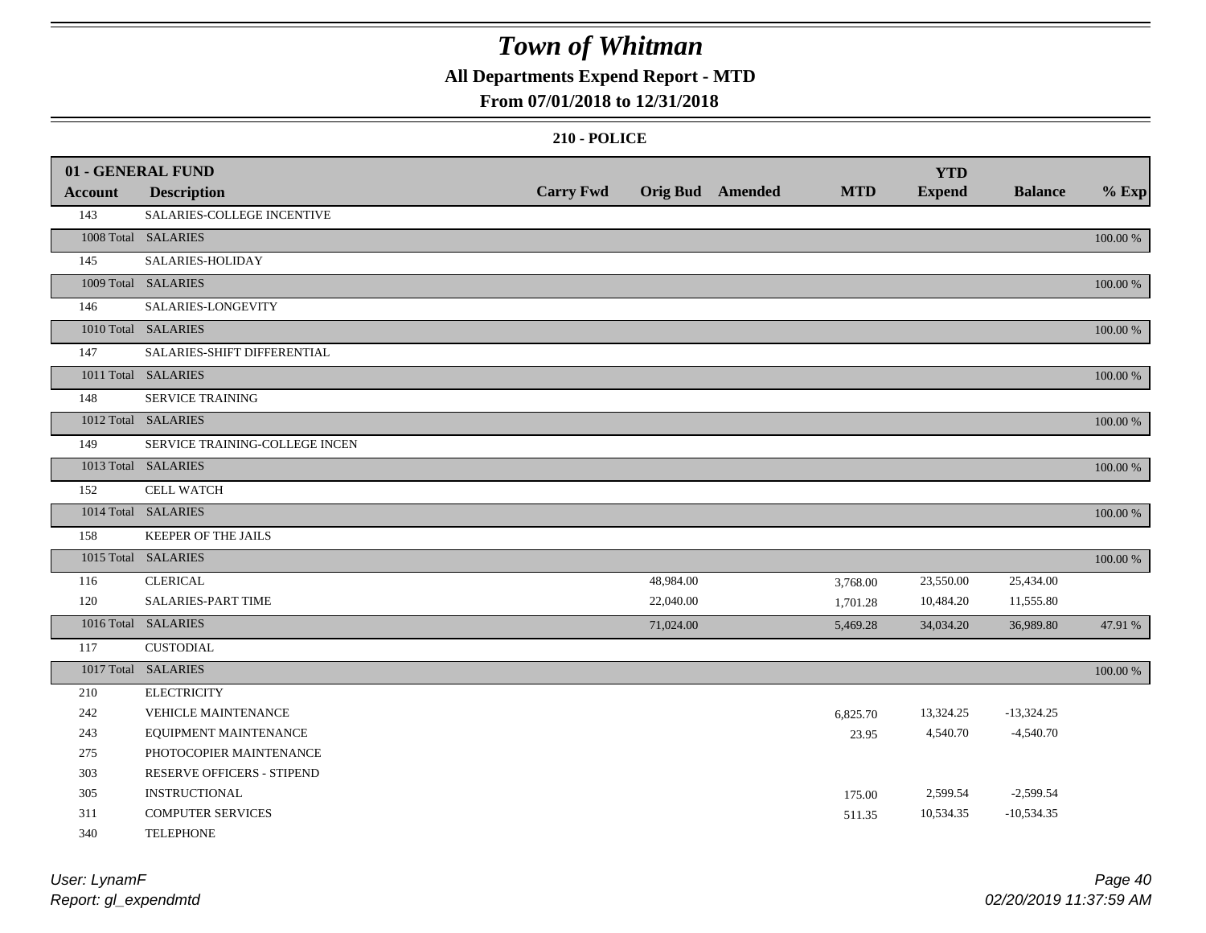# Town of Whitman

## All Departments Expend Report - MTD

### From 07/01/2018 to 12/31/2018

#### 210 - POLICE

| 01 - GENERAL FUND | | | | | | YTD | | |
|---|---|---|---|---|---|---|---|---|
| **Account** | **Description** | **Carry Fwd** | **Orig Bud** | **Amended** | **MTD** | **Expend** | **Balance** | **% Exp** |
| 143 | SALARIES-COLLEGE INCENTIVE | | | | | | | |
| 1008 Total | SALARIES | | | | | | | 100.00 % |
| 145 | SALARIES-HOLIDAY | | | | | | | |
| 1009 Total | SALARIES | | | | | | | 100.00 % |
| 146 | SALARIES-LONGEVITY | | | | | | | |
| 1010 Total | SALARIES | | | | | | | 100.00 % |
| 147 | SALARIES-SHIFT DIFFERENTIAL | | | | | | | |
| 1011 Total | SALARIES | | | | | | | 100.00 % |
| 148 | SERVICE TRAINING | | | | | | | |
| 1012 Total | SALARIES | | | | | | | 100.00 % |
| 149 | SERVICE TRAINING-COLLEGE INCEN | | | | | | | |
| 1013 Total | SALARIES | | | | | | | 100.00 % |
| 152 | CELL WATCH | | | | | | | |
| 1014 Total | SALARIES | | | | | | | 100.00 % |
| 158 | KEEPER OF THE JAILS | | | | | | | |
| 1015 Total | SALARIES | | | | | | | 100.00 % |
| 116 | CLERICAL | | 48,984.00 | | 3,768.00 | 23,550.00 | 25,434.00 | |
| 120 | SALARIES-PART TIME | | 22,040.00 | | 1,701.28 | 10,484.20 | 11,555.80 | |
| 1016 Total | SALARIES | | 71,024.00 | | 5,469.28 | 34,034.20 | 36,989.80 | 47.91 % |
| 117 | CUSTODIAL | | | | | | | |
| 1017 Total | SALARIES | | | | | | | 100.00 % |
| 210 | ELECTRICITY | | | | | | | |
| 242 | VEHICLE MAINTENANCE | | | | 6,825.70 | 13,324.25 | -13,324.25 | |
| 243 | EQUIPMENT MAINTENANCE | | | | 23.95 | 4,540.70 | -4,540.70 | |
| 275 | PHOTOCOPIER MAINTENANCE | | | | | | | |
| 303 | RESERVE OFFICERS - STIPEND | | | | | | | |
| 305 | INSTRUCTIONAL | | | | 175.00 | 2,599.54 | -2,599.54 | |
| 311 | COMPUTER SERVICES | | | | 511.35 | 10,534.35 | -10,534.35 | |
| 340 | TELEPHONE | | | | | | | |

*User: LynamF*
*Report: gl_expendmtd*

*02/20/2019 11:37:59 AM*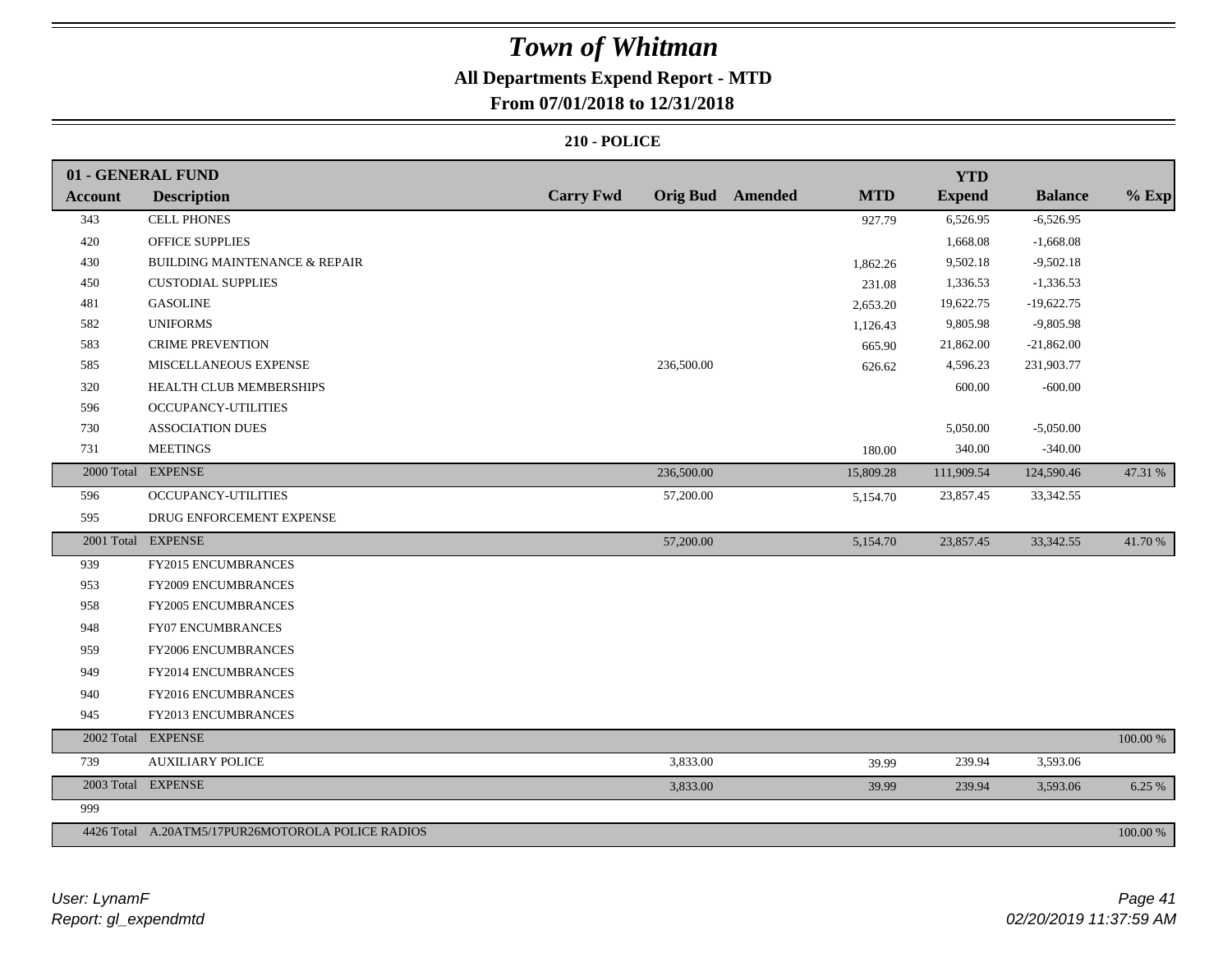# Town of Whitman

**All Departments Expend Report - MTD**

**From 07/01/2018 to 12/31/2018**

**210 - POLICE**

| 01 - GENERAL FUND | | | | | | YTD | | |
|---|---|---|---|---|---|---|---|---|
| **Account** | **Description** | **Carry Fwd** | **Orig Bud** | **Amended** | **MTD** | **Expend** | **Balance** | **% Exp** |
| 343 | CELL PHONES | | | | 927.79 | 6,526.95 | -6,526.95 | |
| 420 | OFFICE SUPPLIES | | | | | 1,668.08 | -1,668.08 | |
| 430 | BUILDING MAINTENANCE & REPAIR | | | | 1,862.26 | 9,502.18 | -9,502.18 | |
| 450 | CUSTODIAL SUPPLIES | | | | 231.08 | 1,336.53 | -1,336.53 | |
| 481 | GASOLINE | | | | 2,653.20 | 19,622.75 | -19,622.75 | |
| 582 | UNIFORMS | | | | 1,126.43 | 9,805.98 | -9,805.98 | |
| 583 | CRIME PREVENTION | | | | 665.90 | 21,862.00 | -21,862.00 | |
| 585 | MISCELLANEOUS EXPENSE | | 236,500.00 | | 626.62 | 4,596.23 | 231,903.77 | |
| 320 | HEALTH CLUB MEMBERSHIPS | | | | | 600.00 | -600.00 | |
| 596 | OCCUPANCY-UTILITIES | | | | | | | |
| 730 | ASSOCIATION DUES | | | | | 5,050.00 | -5,050.00 | |
| 731 | MEETINGS | | | | 180.00 | 340.00 | -340.00 | |
| 2000 Total | EXPENSE | | 236,500.00 | | 15,809.28 | 111,909.54 | 124,590.46 | 47.31 % |
| 596 | OCCUPANCY-UTILITIES | | 57,200.00 | | 5,154.70 | 23,857.45 | 33,342.55 | |
| 595 | DRUG ENFORCEMENT EXPENSE | | | | | | | |
| 2001 Total | EXPENSE | | 57,200.00 | | 5,154.70 | 23,857.45 | 33,342.55 | 41.70 % |
| 939 | FY2015 ENCUMBRANCES | | | | | | | |
| 953 | FY2009 ENCUMBRANCES | | | | | | | |
| 958 | FY2005 ENCUMBRANCES | | | | | | | |
| 948 | FY07 ENCUMBRANCES | | | | | | | |
| 959 | FY2006 ENCUMBRANCES | | | | | | | |
| 949 | FY2014 ENCUMBRANCES | | | | | | | |
| 940 | FY2016 ENCUMBRANCES | | | | | | | |
| 945 | FY2013 ENCUMBRANCES | | | | | | | |
| 2002 Total | EXPENSE | | | | | | | 100.00 % |
| 739 | AUXILIARY POLICE | | 3,833.00 | | 39.99 | 239.94 | 3,593.06 | |
| 2003 Total | EXPENSE | | 3,833.00 | | 39.99 | 239.94 | 3,593.06 | 6.25 % |
| 999 | | | | | | | | |
| 4426 Total | A.20ATM5/17PUR26MOTOROLA POLICE RADIOS | | | | | | | 100.00 % |

User: LynamF
Report: gl_expendmtd

02/20/2019 11:37:59 AM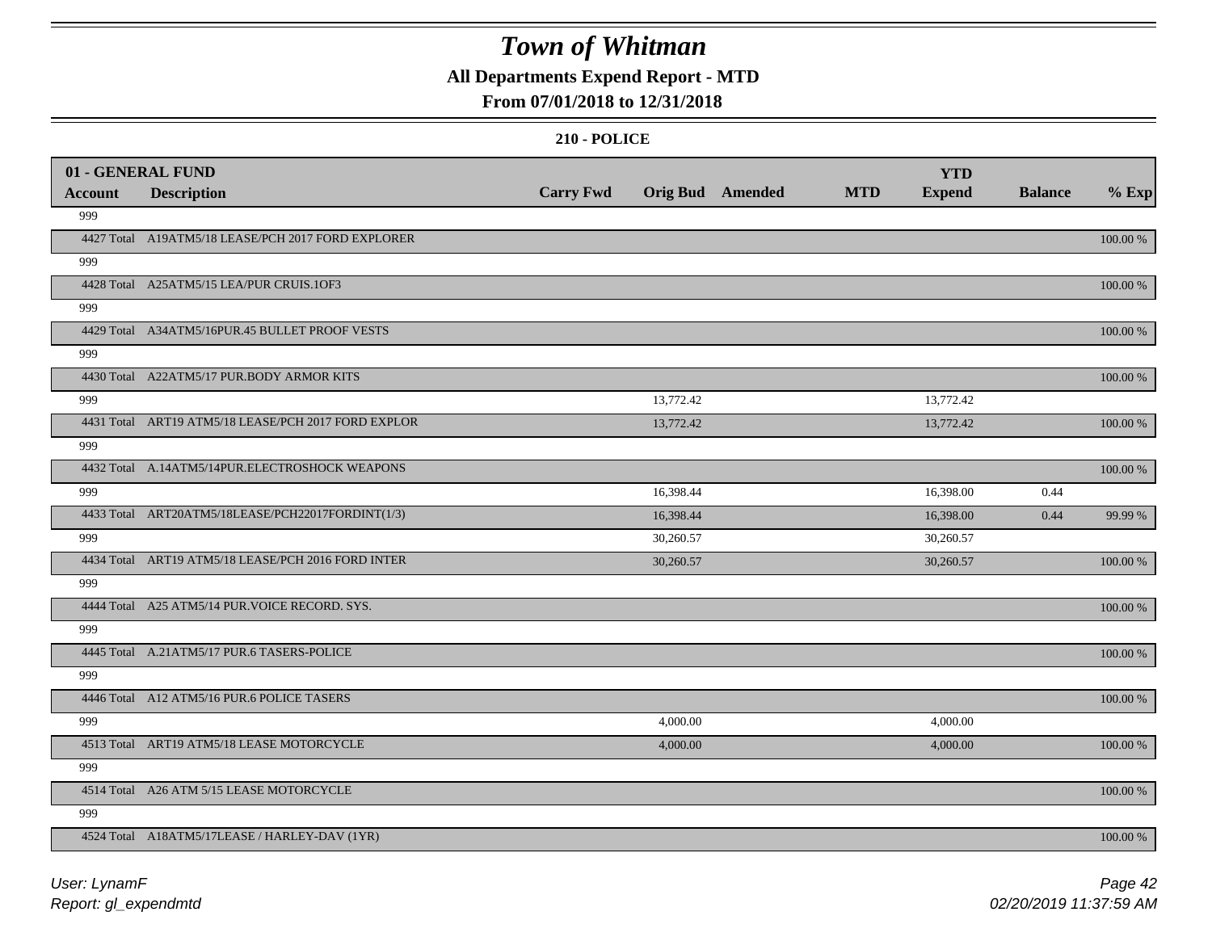# Town of Whitman

**All Departments Expend Report - MTD**

**From 07/01/2018 to 12/31/2018**

**210 - POLICE**

**01 - GENERAL FUND**

| Account | Description | Carry Fwd | Orig Bud | Amended | MTD | YTD Expend | Balance | % Exp |
|---|---|---|---|---|---|---|---|---|
| 999 | | | | | | | | |
| 4427 Total | A19ATM5/18 LEASE/PCH 2017 FORD EXPLORER | | | | | | | 100.00 % |
| 999 | | | | | | | | |
| 4428 Total | A25ATM5/15 LEA/PUR CRUIS.1OF3 | | | | | | | 100.00 % |
| 999 | | | | | | | | |
| 4429 Total | A34ATM5/16PUR.45 BULLET PROOF VESTS | | | | | | | 100.00 % |
| 999 | | | | | | | | |
| 4430 Total | A22ATM5/17 PUR.BODY ARMOR KITS | | | | | | | 100.00 % |
| 999 | | | 13,772.42 | | | 13,772.42 | | |
| 4431 Total | ART19 ATM5/18 LEASE/PCH 2017 FORD EXPLOR | | 13,772.42 | | | 13,772.42 | | 100.00 % |
| 999 | | | | | | | | |
| 4432 Total | A.14ATM5/14PUR.ELECTROSHOCK WEAPONS | | | | | | | 100.00 % |
| 999 | | | 16,398.44 | | | 16,398.00 | 0.44 | |
| 4433 Total | ART20ATM5/18LEASE/PCH22017FORDINT(1/3) | | 16,398.44 | | | 16,398.00 | 0.44 | 99.99 % |
| 999 | | | 30,260.57 | | | 30,260.57 | | |
| 4434 Total | ART19 ATM5/18 LEASE/PCH 2016 FORD INTER | | 30,260.57 | | | 30,260.57 | | 100.00 % |
| 999 | | | | | | | | |
| 4444 Total | A25 ATM5/14 PUR.VOICE RECORD. SYS. | | | | | | | 100.00 % |
| 999 | | | | | | | | |
| 4445 Total | A.21ATM5/17 PUR.6 TASERS-POLICE | | | | | | | 100.00 % |
| 999 | | | | | | | | |
| 4446 Total | A12 ATM5/16 PUR.6 POLICE TASERS | | | | | | | 100.00 % |
| 999 | | | 4,000.00 | | | 4,000.00 | | |
| 4513 Total | ART19 ATM5/18 LEASE MOTORCYCLE | | 4,000.00 | | | 4,000.00 | | 100.00 % |
| 999 | | | | | | | | |
| 4514 Total | A26 ATM 5/15 LEASE MOTORCYCLE | | | | | | | 100.00 % |
| 999 | | | | | | | | |
| 4524 Total | A18ATM5/17LEASE / HARLEY-DAV (1YR) | | | | | | | 100.00 % |

User: LynamF
Report: gl_expendmtd

02/20/2019 11:37:59 AM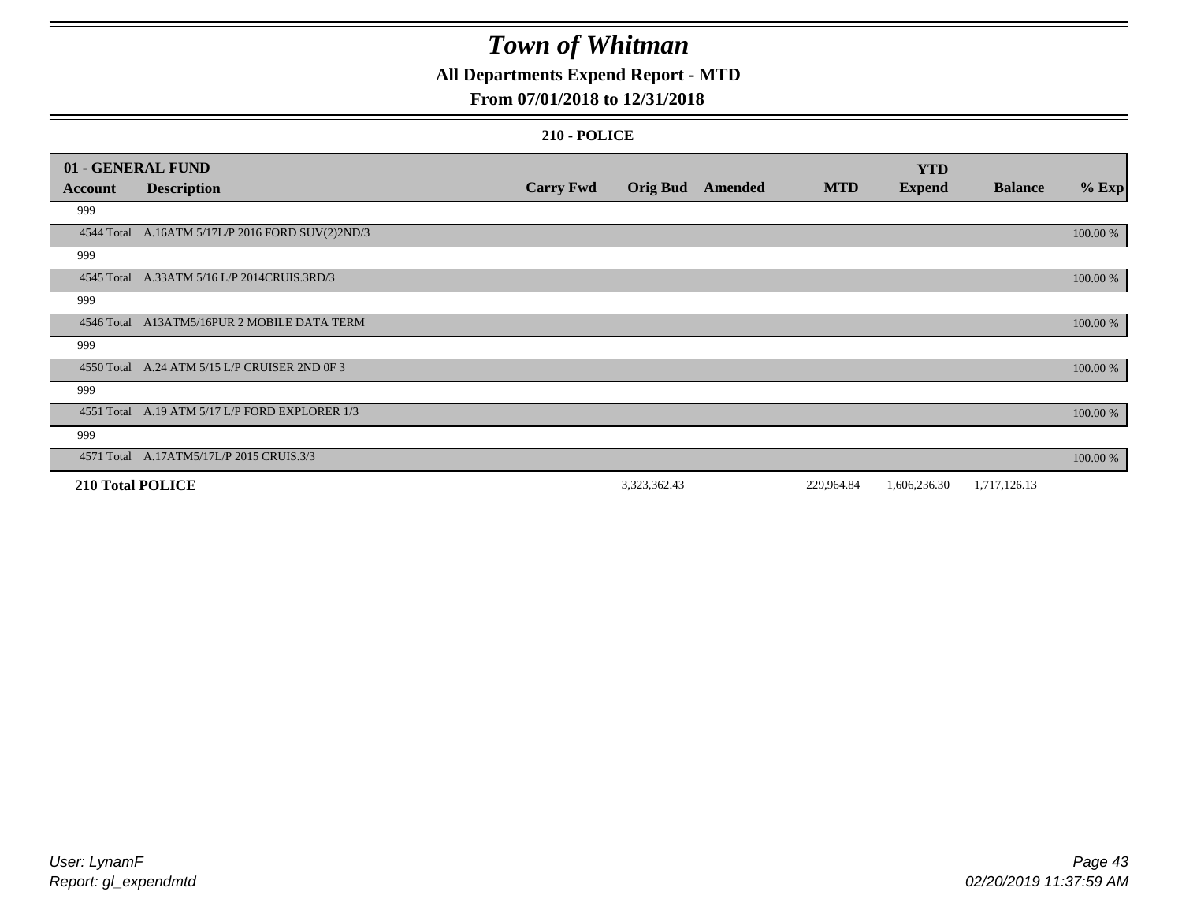# Town of Whitman

## All Departments Expend Report - MTD

## From 07/01/2018 to 12/31/2018

### 210 - POLICE

| 01 - GENERAL FUND | | | | | | YTD | | |
|---|---|---|---|---|---|---|---|---|
| **Account** | **Description** | **Carry Fwd** | **Orig Bud** | **Amended** | **MTD** | **Expend** | **Balance** | **% Exp** |
| 999 | | | | | | | | |
| 4544 Total | A.16ATM 5/17L/P 2016 FORD SUV(2)2ND/3 | | | | | | | 100.00 % |
| 999 | | | | | | | | |
| 4545 Total | A.33ATM 5/16 L/P 2014CRUIS.3RD/3 | | | | | | | 100.00 % |
| 999 | | | | | | | | |
| 4546 Total | A13ATM5/16PUR 2 MOBILE DATA TERM | | | | | | | 100.00 % |
| 999 | | | | | | | | |
| 4550 Total | A.24 ATM 5/15 L/P CRUISER 2ND 0F 3 | | | | | | | 100.00 % |
| 999 | | | | | | | | |
| 4551 Total | A.19 ATM 5/17 L/P FORD EXPLORER 1/3 | | | | | | | 100.00 % |
| 999 | | | | | | | | |
| 4571 Total | A.17ATM5/17L/P 2015 CRUIS.3/3 | | | | | | | 100.00 % |
| **210 Total POLICE** | | | 3,323,362.43 | | 229,964.84 | 1,606,236.30 | 1,717,126.13 | |

User: LynamF
Report: gl_expendmtd

02/20/2019 11:37:59 AM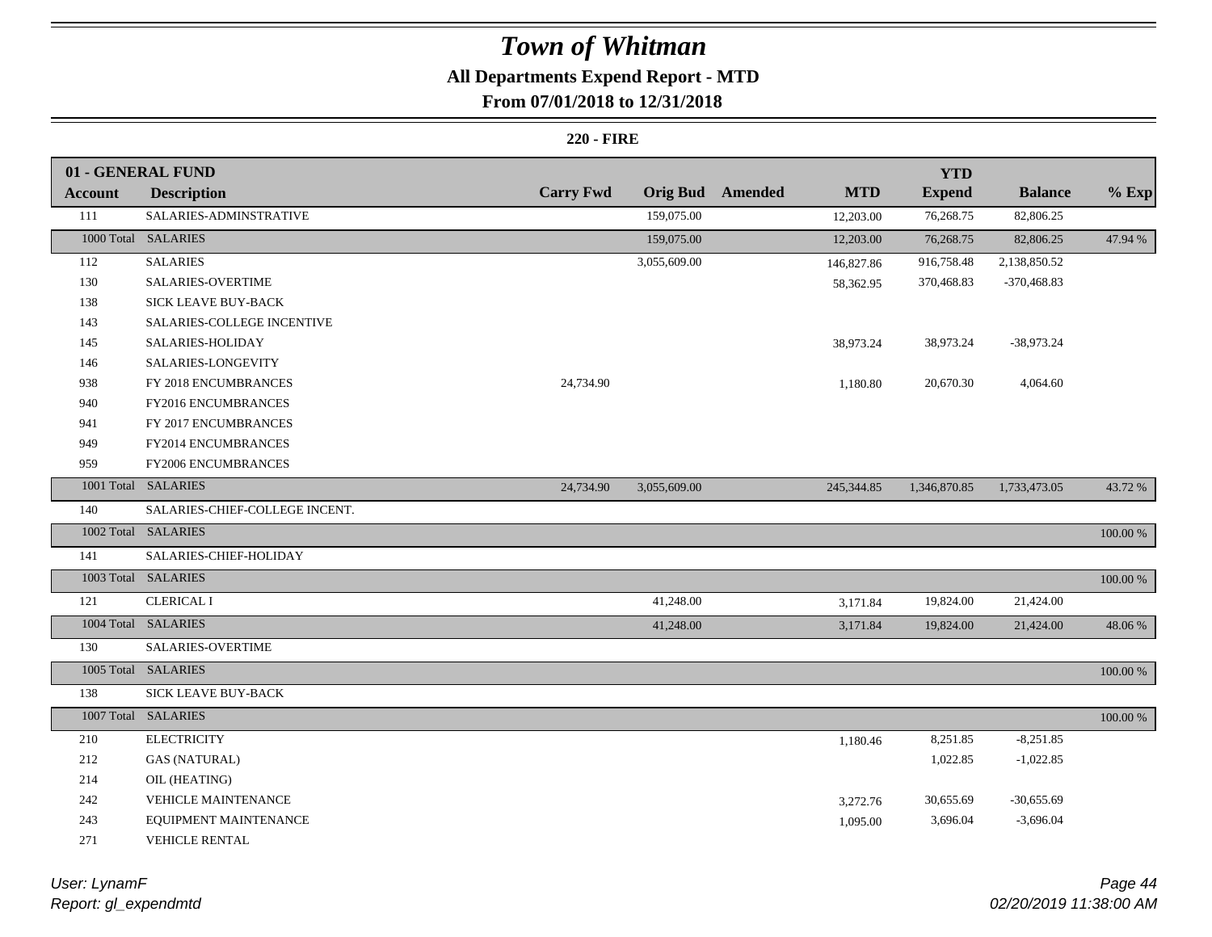# Town of Whitman

## All Departments Expend Report - MTD

### From 07/01/2018 to 12/31/2018

**220 - FIRE**

| 01 - GENERAL FUND | | | | | | YTD | | |
|---|---|---|---|---|---|---|---|---|
| **Account** | **Description** | **Carry Fwd** | **Orig Bud** | **Amended** | **MTD** | **Expend** | **Balance** | **% Exp** |
| 111 | SALARIES-ADMINSTRATIVE | | 159,075.00 | | 12,203.00 | 76,268.75 | 82,806.25 | |
| 1000 Total | SALARIES | | 159,075.00 | | 12,203.00 | 76,268.75 | 82,806.25 | 47.94 % |
| 112 | SALARIES | | 3,055,609.00 | | 146,827.86 | 916,758.48 | 2,138,850.52 | |
| 130 | SALARIES-OVERTIME | | | | 58,362.95 | 370,468.83 | -370,468.83 | |
| 138 | SICK LEAVE BUY-BACK | | | | | | | |
| 143 | SALARIES-COLLEGE INCENTIVE | | | | | | | |
| 145 | SALARIES-HOLIDAY | | | | 38,973.24 | 38,973.24 | -38,973.24 | |
| 146 | SALARIES-LONGEVITY | | | | | | | |
| 938 | FY 2018 ENCUMBRANCES | 24,734.90 | | | 1,180.80 | 20,670.30 | 4,064.60 | |
| 940 | FY2016 ENCUMBRANCES | | | | | | | |
| 941 | FY 2017 ENCUMBRANCES | | | | | | | |
| 949 | FY2014 ENCUMBRANCES | | | | | | | |
| 959 | FY2006 ENCUMBRANCES | | | | | | | |
| 1001 Total | SALARIES | 24,734.90 | 3,055,609.00 | | 245,344.85 | 1,346,870.85 | 1,733,473.05 | 43.72 % |
| 140 | SALARIES-CHIEF-COLLEGE INCENT. | | | | | | | |
| 1002 Total | SALARIES | | | | | | | 100.00 % |
| 141 | SALARIES-CHIEF-HOLIDAY | | | | | | | |
| 1003 Total | SALARIES | | | | | | | 100.00 % |
| 121 | CLERICAL I | | 41,248.00 | | 3,171.84 | 19,824.00 | 21,424.00 | |
| 1004 Total | SALARIES | | 41,248.00 | | 3,171.84 | 19,824.00 | 21,424.00 | 48.06 % |
| 130 | SALARIES-OVERTIME | | | | | | | |
| 1005 Total | SALARIES | | | | | | | 100.00 % |
| 138 | SICK LEAVE BUY-BACK | | | | | | | |
| 1007 Total | SALARIES | | | | | | | 100.00 % |
| 210 | ELECTRICITY | | | | 1,180.46 | 8,251.85 | -8,251.85 | |
| 212 | GAS (NATURAL) | | | | | 1,022.85 | -1,022.85 | |
| 214 | OIL (HEATING) | | | | | | | |
| 242 | VEHICLE MAINTENANCE | | | | 3,272.76 | 30,655.69 | -30,655.69 | |
| 243 | EQUIPMENT MAINTENANCE | | | | 1,095.00 | 3,696.04 | -3,696.04 | |
| 271 | VEHICLE RENTAL | | | | | | | |

*User: LynamF*
*Report: gl_expendmtd*

*02/20/2019 11:38:00 AM*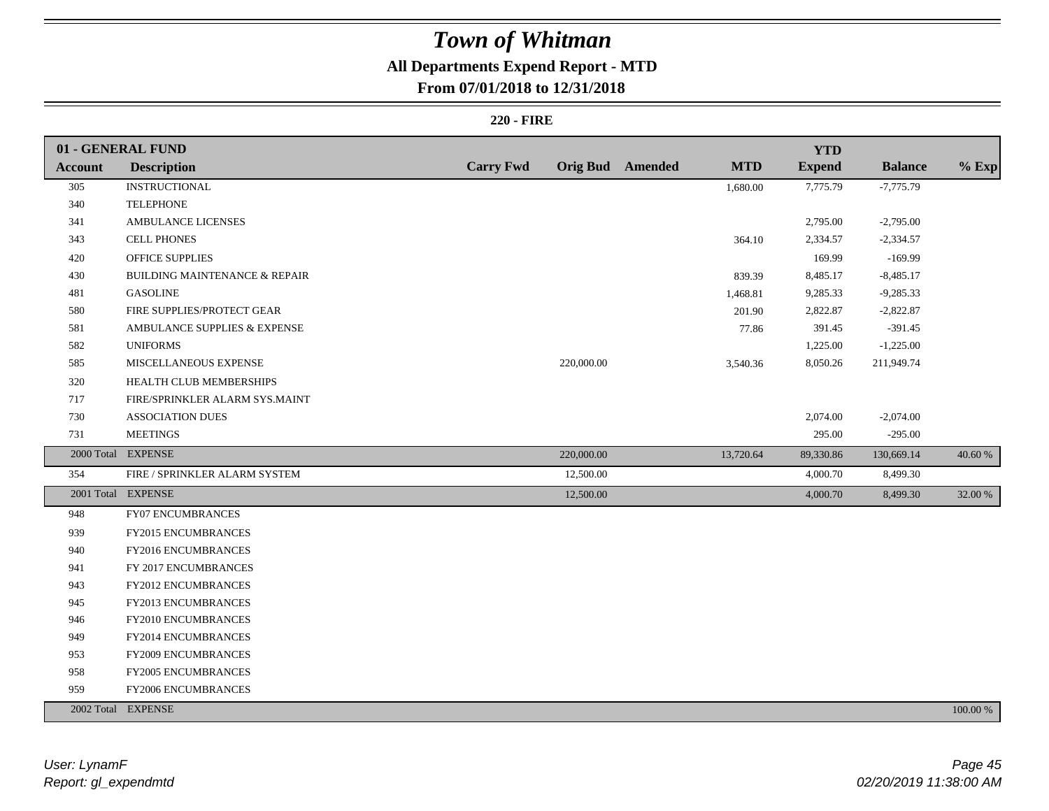# Town of Whitman

## All Departments Expend Report - MTD

### From 07/01/2018 to 12/31/2018

**220 - FIRE**

| 01 - GENERAL FUND | | | | | | YTD | | |
|---|---|---|---|---|---|---|---|---|
| **Account** | **Description** | **Carry Fwd** | **Orig Bud** | **Amended** | **MTD** | **Expend** | **Balance** | **% Exp** |
| 305 | INSTRUCTIONAL | | | | 1,680.00 | 7,775.79 | -7,775.79 | |
| 340 | TELEPHONE | | | | | | | |
| 341 | AMBULANCE LICENSES | | | | | 2,795.00 | -2,795.00 | |
| 343 | CELL PHONES | | | | 364.10 | 2,334.57 | -2,334.57 | |
| 420 | OFFICE SUPPLIES | | | | | 169.99 | -169.99 | |
| 430 | BUILDING MAINTENANCE & REPAIR | | | | 839.39 | 8,485.17 | -8,485.17 | |
| 481 | GASOLINE | | | | 1,468.81 | 9,285.33 | -9,285.33 | |
| 580 | FIRE SUPPLIES/PROTECT GEAR | | | | 201.90 | 2,822.87 | -2,822.87 | |
| 581 | AMBULANCE SUPPLIES & EXPENSE | | | | 77.86 | 391.45 | -391.45 | |
| 582 | UNIFORMS | | | | | 1,225.00 | -1,225.00 | |
| 585 | MISCELLANEOUS EXPENSE | | 220,000.00 | | 3,540.36 | 8,050.26 | 211,949.74 | |
| 320 | HEALTH CLUB MEMBERSHIPS | | | | | | | |
| 717 | FIRE/SPRINKLER ALARM SYS.MAINT | | | | | | | |
| 730 | ASSOCIATION DUES | | | | | 2,074.00 | -2,074.00 | |
| 731 | MEETINGS | | | | | 295.00 | -295.00 | |
| 2000 Total | EXPENSE | | 220,000.00 | | 13,720.64 | 89,330.86 | 130,669.14 | 40.60 % |
| 354 | FIRE / SPRINKLER ALARM SYSTEM | | 12,500.00 | | | 4,000.70 | 8,499.30 | |
| 2001 Total | EXPENSE | | 12,500.00 | | | 4,000.70 | 8,499.30 | 32.00 % |
| 948 | FY07 ENCUMBRANCES | | | | | | | |
| 939 | FY2015 ENCUMBRANCES | | | | | | | |
| 940 | FY2016 ENCUMBRANCES | | | | | | | |
| 941 | FY 2017 ENCUMBRANCES | | | | | | | |
| 943 | FY2012 ENCUMBRANCES | | | | | | | |
| 945 | FY2013 ENCUMBRANCES | | | | | | | |
| 946 | FY2010 ENCUMBRANCES | | | | | | | |
| 949 | FY2014 ENCUMBRANCES | | | | | | | |
| 953 | FY2009 ENCUMBRANCES | | | | | | | |
| 958 | FY2005 ENCUMBRANCES | | | | | | | |
| 959 | FY2006 ENCUMBRANCES | | | | | | | |
| 2002 Total | EXPENSE | | | | | | | 100.00 % |

*User: LynamF*
*Report: gl_expendmtd*

*02/20/2019 11:38:00 AM*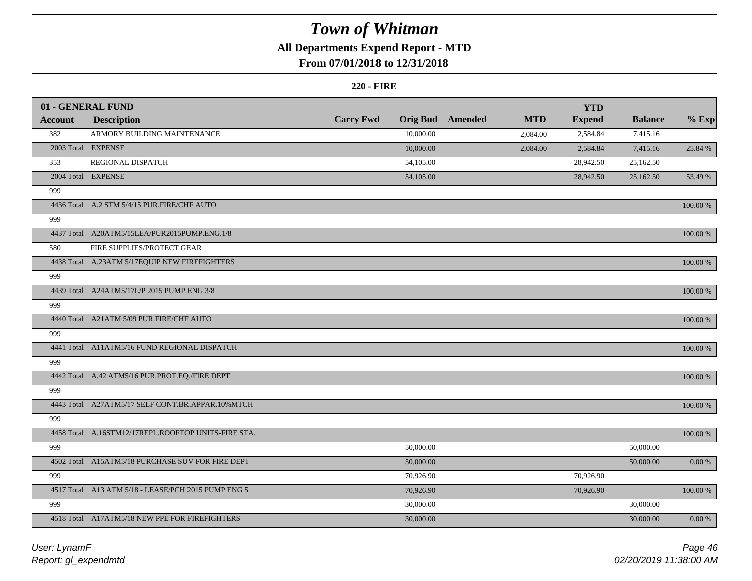# Town of Whitman

## All Departments Expend Report - MTD

### From 07/01/2018 to 12/31/2018

**220 - FIRE**

| 01 - GENERAL FUND | | | | | | | | |
|---|---|---|---|---|---|---|---|---|
| **Account** | **Description** | **Carry Fwd** | **Orig Bud** | **Amended** | **MTD** | **YTD Expend** | **Balance** | **% Exp** |
| 382 | ARMORY BUILDING MAINTENANCE | | 10,000.00 | | 2,084.00 | 2,584.84 | 7,415.16 | |
| 2003 Total | EXPENSE | | 10,000.00 | | 2,084.00 | 2,584.84 | 7,415.16 | 25.84 % |
| 353 | REGIONAL DISPATCH | | 54,105.00 | | | 28,942.50 | 25,162.50 | |
| 2004 Total | EXPENSE | | 54,105.00 | | | 28,942.50 | 25,162.50 | 53.49 % |
| 999 | | | | | | | | |
| 4436 Total | A.2 STM 5/4/15 PUR.FIRE/CHF AUTO | | | | | | | 100.00 % |
| 999 | | | | | | | | |
| 4437 Total | A20ATM5/15LEA/PUR2015PUMP.ENG.1/8 | | | | | | | 100.00 % |
| 580 | FIRE SUPPLIES/PROTECT GEAR | | | | | | | |
| 4438 Total | A.23ATM 5/17EQUIP NEW FIREFIGHTERS | | | | | | | 100.00 % |
| 999 | | | | | | | | |
| 4439 Total | A24ATM5/17L/P 2015 PUMP.ENG.3/8 | | | | | | | 100.00 % |
| 999 | | | | | | | | |
| 4440 Total | A21ATM 5/09 PUR.FIRE/CHF AUTO | | | | | | | 100.00 % |
| 999 | | | | | | | | |
| 4441 Total | A11ATM5/16 FUND REGIONAL DISPATCH | | | | | | | 100.00 % |
| 999 | | | | | | | | |
| 4442 Total | A.42 ATM5/16 PUR.PROT.EQ./FIRE DEPT | | | | | | | 100.00 % |
| 999 | | | | | | | | |
| 4443 Total | A27ATM5/17 SELF CONT.BR.APPAR.10%MTCH | | | | | | | 100.00 % |
| 999 | | | | | | | | |
| 4458 Total | A.16STM12/17REPL.ROOFTOP UNITS-FIRE STA. | | | | | | | 100.00 % |
| 999 | | | 50,000.00 | | | | 50,000.00 | |
| 4502 Total | A15ATM5/18 PURCHASE SUV FOR FIRE DEPT | | 50,000.00 | | | | 50,000.00 | 0.00 % |
| 999 | | | 70,926.90 | | | 70,926.90 | | |
| 4517 Total | A13 ATM 5/18 - LEASE/PCH 2015 PUMP ENG 5 | | 70,926.90 | | | 70,926.90 | | 100.00 % |
| 999 | | | 30,000.00 | | | | 30,000.00 | |
| 4518 Total | A17ATM5/18 NEW PPE FOR FIREFIGHTERS | | 30,000.00 | | | | 30,000.00 | 0.00 % |

User: LynamF
Report: gl_expendmtd

02/20/2019 11:38:00 AM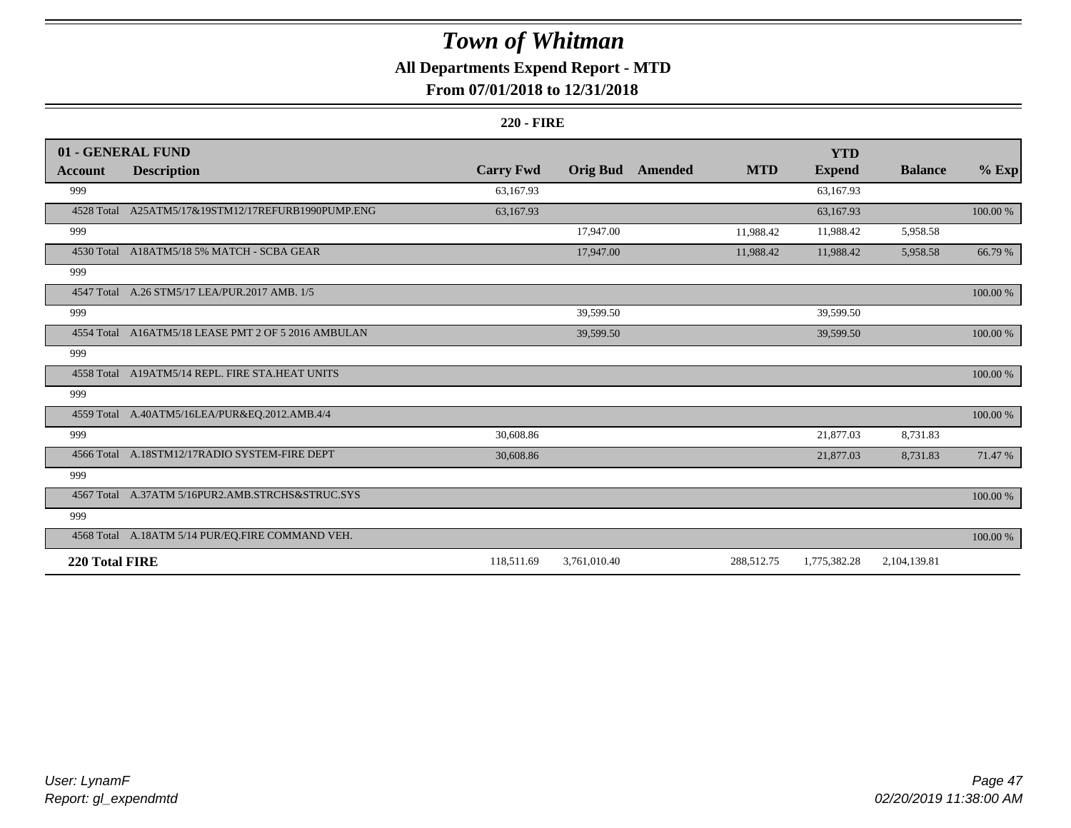# Town of Whitman

## All Departments Expend Report - MTD

### From 07/01/2018 to 12/31/2018

#### 220 - FIRE

| 01 - GENERAL FUND | | | | | | YTD | | |
|---|---|---|---|---|---|---|---|---|
| **Account** | **Description** | **Carry Fwd** | **Orig Bud** | **Amended** | **MTD** | **Expend** | **Balance** | **% Exp** |
| 999 | | 63,167.93 | | | | 63,167.93 | | |
| 4528 Total | A25ATM5/17&19STM12/17REFURB1990PUMP.ENG | 63,167.93 | | | | 63,167.93 | | 100.00 % |
| 999 | | | 17,947.00 | | 11,988.42 | 11,988.42 | 5,958.58 | |
| 4530 Total | A18ATM5/18 5% MATCH - SCBA GEAR | | 17,947.00 | | 11,988.42 | 11,988.42 | 5,958.58 | 66.79 % |
| 999 | | | | | | | | |
| 4547 Total | A.26 STM5/17 LEA/PUR.2017 AMB. 1/5 | | | | | | | 100.00 % |
| 999 | | | 39,599.50 | | | 39,599.50 | | |
| 4554 Total | A16ATM5/18 LEASE PMT 2 OF 5 2016 AMBULAN | | 39,599.50 | | | 39,599.50 | | 100.00 % |
| 999 | | | | | | | | |
| 4558 Total | A19ATM5/14 REPL. FIRE STA.HEAT UNITS | | | | | | | 100.00 % |
| 999 | | | | | | | | |
| 4559 Total | A.40ATM5/16LEA/PUR&EQ.2012.AMB.4/4 | | | | | | | 100.00 % |
| 999 | | 30,608.86 | | | | 21,877.03 | 8,731.83 | |
| 4566 Total | A.18STM12/17RADIO SYSTEM-FIRE DEPT | 30,608.86 | | | | 21,877.03 | 8,731.83 | 71.47 % |
| 999 | | | | | | | | |
| 4567 Total | A.37ATM 5/16PUR2.AMB.STRCHS&STRUC.SYS | | | | | | | 100.00 % |
| 999 | | | | | | | | |
| 4568 Total | A.18ATM 5/14 PUR/EQ.FIRE COMMAND VEH. | | | | | | | 100.00 % |
| **220 Total FIRE** | | 118,511.69 | 3,761,010.40 | | 288,512.75 | 1,775,382.28 | 2,104,139.81 | |

*User: LynamF*
*Report: gl_expendmtd*

*02/20/2019 11:38:00 AM*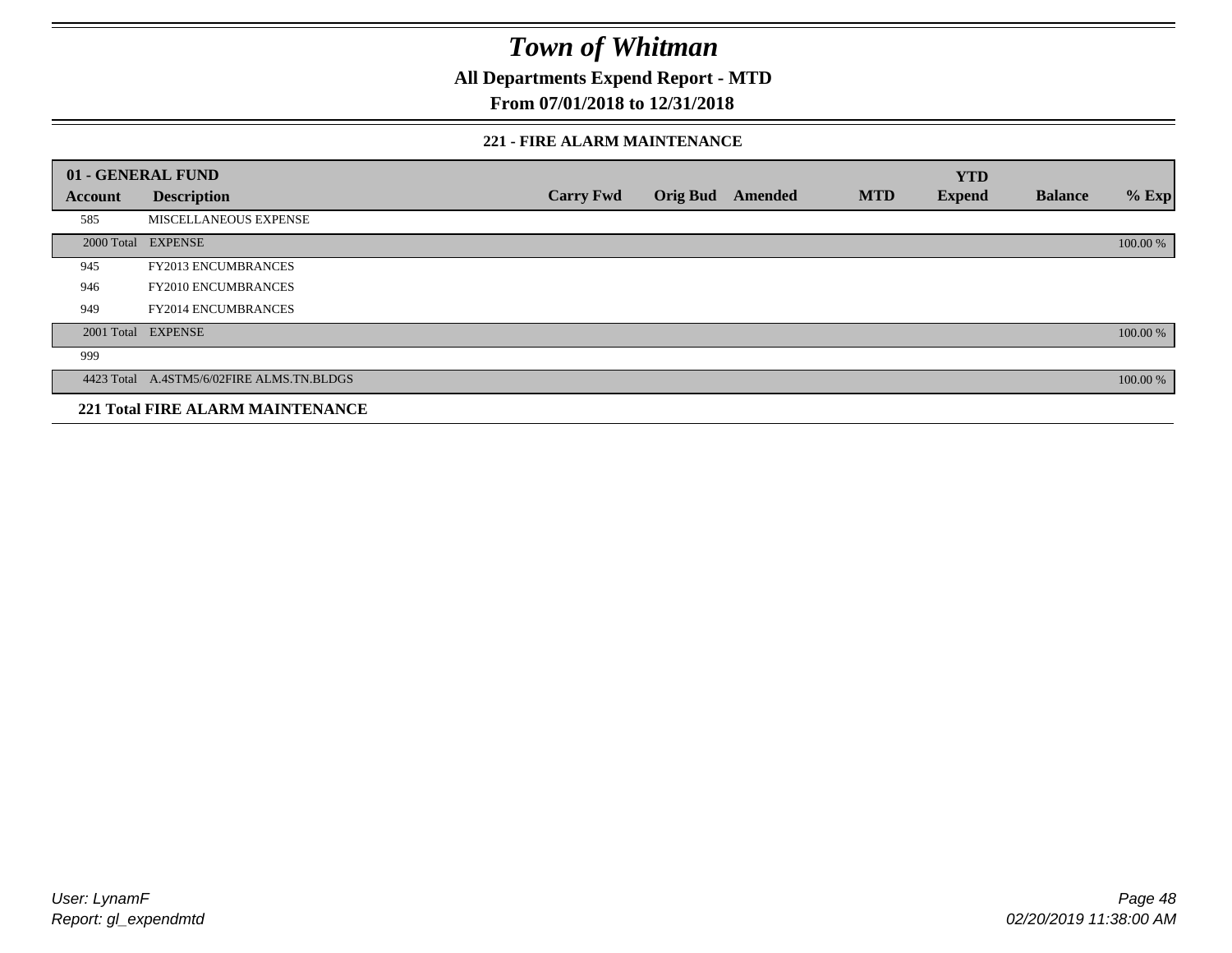# Town of Whitman

**All Departments Expend Report - MTD**

**From 07/01/2018 to 12/31/2018**

### 221 - FIRE ALARM MAINTENANCE

| 01 - GENERAL FUND | | | | | | | | |
|---|---|---|---|---|---|---|---|---|
| **Account** | **Description** | **Carry Fwd** | **Orig Bud** | **Amended** | **MTD** | **YTD Expend** | **Balance** | **% Exp** |
| 585 | MISCELLANEOUS EXPENSE | | | | | | | |
| 2000 Total | EXPENSE | | | | | | | 100.00 % |
| 945 | FY2013 ENCUMBRANCES | | | | | | | |
| 946 | FY2010 ENCUMBRANCES | | | | | | | |
| 949 | FY2014 ENCUMBRANCES | | | | | | | |
| 2001 Total | EXPENSE | | | | | | | 100.00 % |
| 999 | | | | | | | | |
| 4423 Total | A.4STM5/6/02FIRE ALMS.TN.BLDGS | | | | | | | 100.00 % |
| **221 Total FIRE ALARM MAINTENANCE** | | | | | | | | |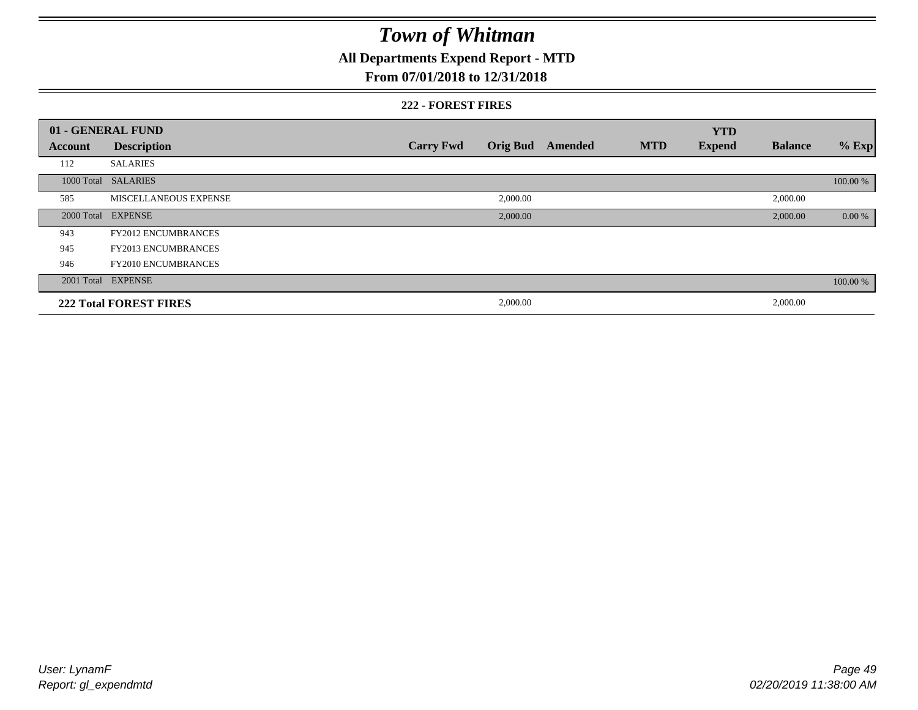# Town of Whitman

## All Departments Expend Report - MTD

## From 07/01/2018 to 12/31/2018

### 222 - FOREST FIRES

| 01 - GENERAL FUND | | | | | | YTD | | |
|---|---|---|---|---|---|---|---|---|
| **Account** | **Description** | **Carry Fwd** | **Orig Bud** | **Amended** | **MTD** | **Expend** | **Balance** | **% Exp** |
| 112 | SALARIES | | | | | | | |
| 1000 Total | SALARIES | | | | | | | 100.00 % |
| 585 | MISCELLANEOUS EXPENSE | | 2,000.00 | | | | 2,000.00 | |
| 2000 Total | EXPENSE | | 2,000.00 | | | | 2,000.00 | 0.00 % |
| 943 | FY2012 ENCUMBRANCES | | | | | | | |
| 945 | FY2013 ENCUMBRANCES | | | | | | | |
| 946 | FY2010 ENCUMBRANCES | | | | | | | |
| 2001 Total | EXPENSE | | | | | | | 100.00 % |
| **222 Total FOREST FIRES** | | | 2,000.00 | | | | 2,000.00 | |

User: LynamF
Report: gl_expendmtd

02/20/2019 11:38:00 AM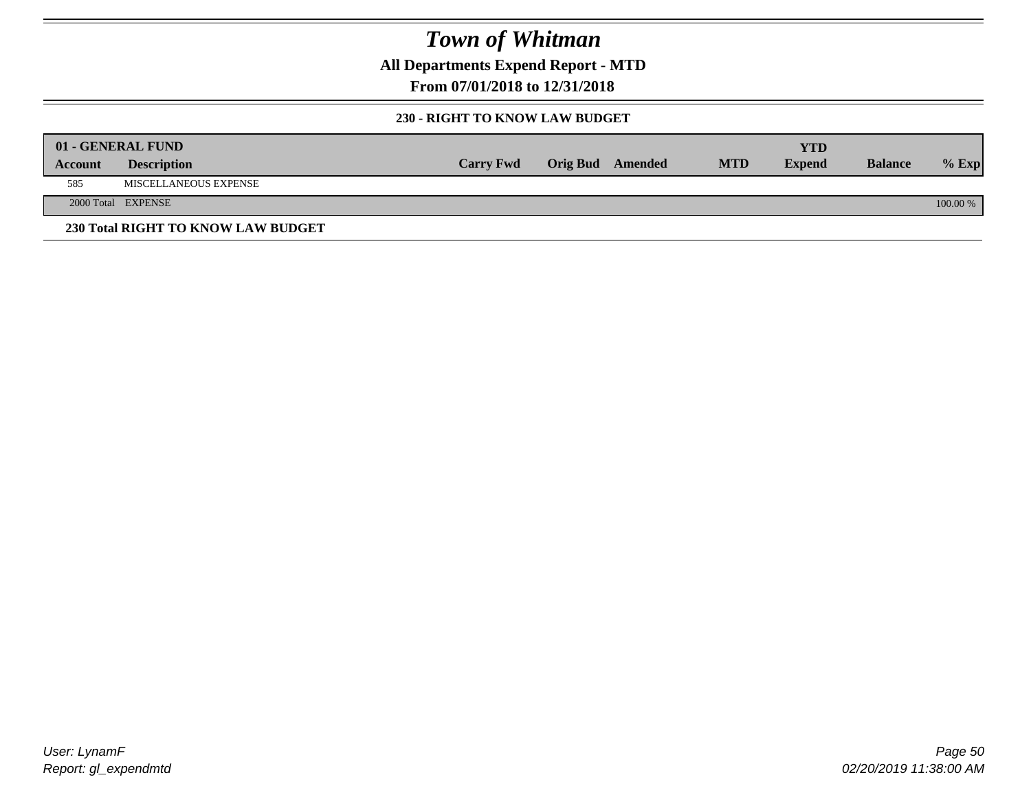# Town of Whitman

## All Departments Expend Report - MTD

## From 07/01/2018 to 12/31/2018

### 230 - RIGHT TO KNOW LAW BUDGET

| 01 - GENERAL FUND | | | | | | YTD | | |
|---|---|---|---|---|---|---|---|---|
| Account | Description | Carry Fwd | Orig Bud | Amended | MTD | Expend | Balance | % Exp |
| 585 | MISCELLANEOUS EXPENSE | | | | | | | |
| 2000 Total | EXPENSE | | | | | | | 100.00 % |

**230 Total RIGHT TO KNOW LAW BUDGET**

*User: LynamF*
*Report: gl_expendmtd*

*02/20/2019 11:38:00 AM*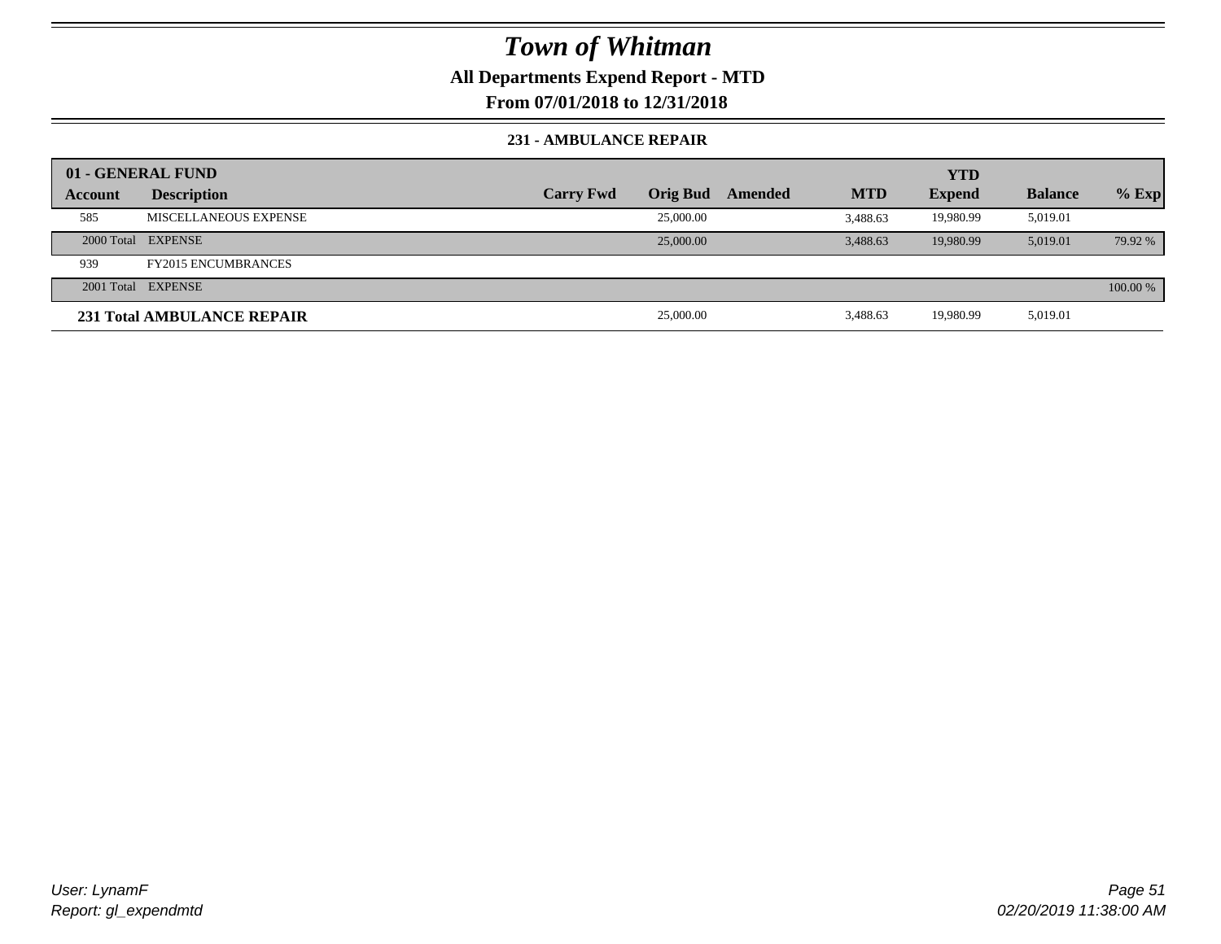# Town of Whitman

**All Departments Expend Report - MTD**

**From 07/01/2018 to 12/31/2018**

**231 - AMBULANCE REPAIR**

| 01 - GENERAL FUND | | | | | | YTD | | |
|---|---|---|---|---|---|---|---|---|
| **Account** | **Description** | **Carry Fwd** | **Orig Bud** | **Amended** | **MTD** | **Expend** | **Balance** | **% Exp** |
| 585 | MISCELLANEOUS EXPENSE | | 25,000.00 | | 3,488.63 | 19,980.99 | 5,019.01 | |
| 2000 Total | EXPENSE | | 25,000.00 | | 3,488.63 | 19,980.99 | 5,019.01 | 79.92 % |
| 939 | FY2015 ENCUMBRANCES | | | | | | | |
| 2001 Total | EXPENSE | | | | | | | 100.00 % |
| **231 Total AMBULANCE REPAIR** | | | 25,000.00 | | 3,488.63 | 19,980.99 | 5,019.01 | |

User: LynamF
Report: gl_expendmtd

02/20/2019 11:38:00 AM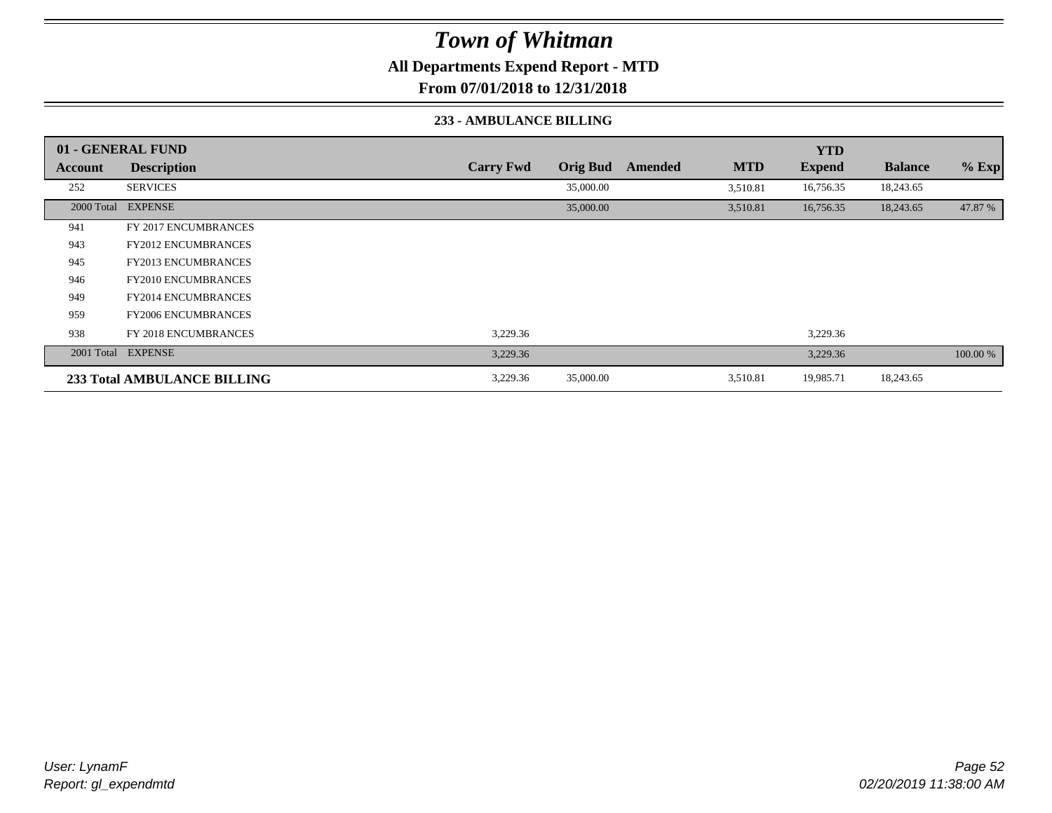# Town of Whitman

**All Departments Expend Report - MTD**

**From 07/01/2018 to 12/31/2018**

**233 - AMBULANCE BILLING**

| 01 - GENERAL FUND | | | | | | YTD | | |
|---|---|---|---|---|---|---|---|---|
| **Account** | **Description** | **Carry Fwd** | **Orig Bud** | **Amended** | **MTD** | **Expend** | **Balance** | **% Exp** |
| 252 | SERVICES | | 35,000.00 | | 3,510.81 | 16,756.35 | 18,243.65 | |
| 2000 Total | EXPENSE | | 35,000.00 | | 3,510.81 | 16,756.35 | 18,243.65 | 47.87 % |
| 941 | FY 2017 ENCUMBRANCES | | | | | | | |
| 943 | FY2012 ENCUMBRANCES | | | | | | | |
| 945 | FY2013 ENCUMBRANCES | | | | | | | |
| 946 | FY2010 ENCUMBRANCES | | | | | | | |
| 949 | FY2014 ENCUMBRANCES | | | | | | | |
| 959 | FY2006 ENCUMBRANCES | | | | | | | |
| 938 | FY 2018 ENCUMBRANCES | 3,229.36 | | | | 3,229.36 | | |
| 2001 Total | EXPENSE | 3,229.36 | | | | 3,229.36 | | 100.00 % |
| **233 Total AMBULANCE BILLING** | | 3,229.36 | 35,000.00 | | 3,510.81 | 19,985.71 | 18,243.65 | |

*User: LynamF*
*Report: gl_expendmtd*

*02/20/2019 11:38:00 AM*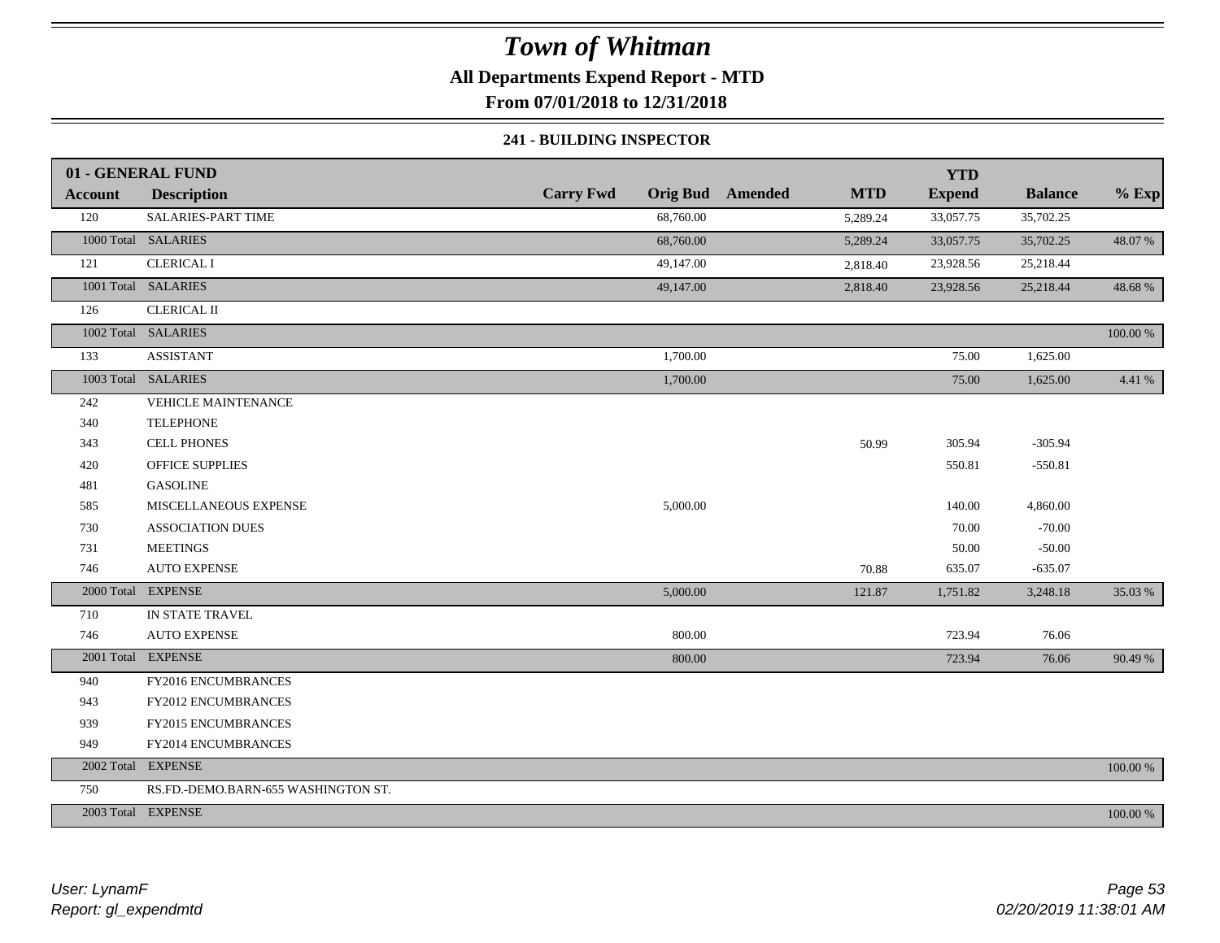# Town of Whitman

**All Departments Expend Report - MTD**

**From 07/01/2018 to 12/31/2018**

**241 - BUILDING INSPECTOR**

| 01 - GENERAL FUND | | | | | | YTD | | |
|---|---|---|---|---|---|---|---|---|
| **Account** | **Description** | **Carry Fwd** | **Orig Bud** | **Amended** | **MTD** | **Expend** | **Balance** | **% Exp** |
| 120 | SALARIES-PART TIME | | 68,760.00 | | 5,289.24 | 33,057.75 | 35,702.25 | |
| 1000 Total | SALARIES | | 68,760.00 | | 5,289.24 | 33,057.75 | 35,702.25 | 48.07 % |
| 121 | CLERICAL I | | 49,147.00 | | 2,818.40 | 23,928.56 | 25,218.44 | |
| 1001 Total | SALARIES | | 49,147.00 | | 2,818.40 | 23,928.56 | 25,218.44 | 48.68 % |
| 126 | CLERICAL II | | | | | | | |
| 1002 Total | SALARIES | | | | | | | 100.00 % |
| 133 | ASSISTANT | | 1,700.00 | | | 75.00 | 1,625.00 | |
| 1003 Total | SALARIES | | 1,700.00 | | | 75.00 | 1,625.00 | 4.41 % |
| 242 | VEHICLE MAINTENANCE | | | | | | | |
| 340 | TELEPHONE | | | | | | | |
| 343 | CELL PHONES | | | | 50.99 | 305.94 | -305.94 | |
| 420 | OFFICE SUPPLIES | | | | | 550.81 | -550.81 | |
| 481 | GASOLINE | | | | | | | |
| 585 | MISCELLANEOUS EXPENSE | | 5,000.00 | | | 140.00 | 4,860.00 | |
| 730 | ASSOCIATION DUES | | | | | 70.00 | -70.00 | |
| 731 | MEETINGS | | | | | 50.00 | -50.00 | |
| 746 | AUTO EXPENSE | | | | 70.88 | 635.07 | -635.07 | |
| 2000 Total | EXPENSE | | 5,000.00 | | 121.87 | 1,751.82 | 3,248.18 | 35.03 % |
| 710 | IN STATE TRAVEL | | | | | | | |
| 746 | AUTO EXPENSE | | 800.00 | | | 723.94 | 76.06 | |
| 2001 Total | EXPENSE | | 800.00 | | | 723.94 | 76.06 | 90.49 % |
| 940 | FY2016 ENCUMBRANCES | | | | | | | |
| 943 | FY2012 ENCUMBRANCES | | | | | | | |
| 939 | FY2015 ENCUMBRANCES | | | | | | | |
| 949 | FY2014 ENCUMBRANCES | | | | | | | |
| 2002 Total | EXPENSE | | | | | | | 100.00 % |
| 750 | RS.FD.-DEMO.BARN-655 WASHINGTON ST. | | | | | | | |
| 2003 Total | EXPENSE | | | | | | | 100.00 % |

*User: LynamF*
*Report: gl_expendmtd*

*02/20/2019 11:38:01 AM*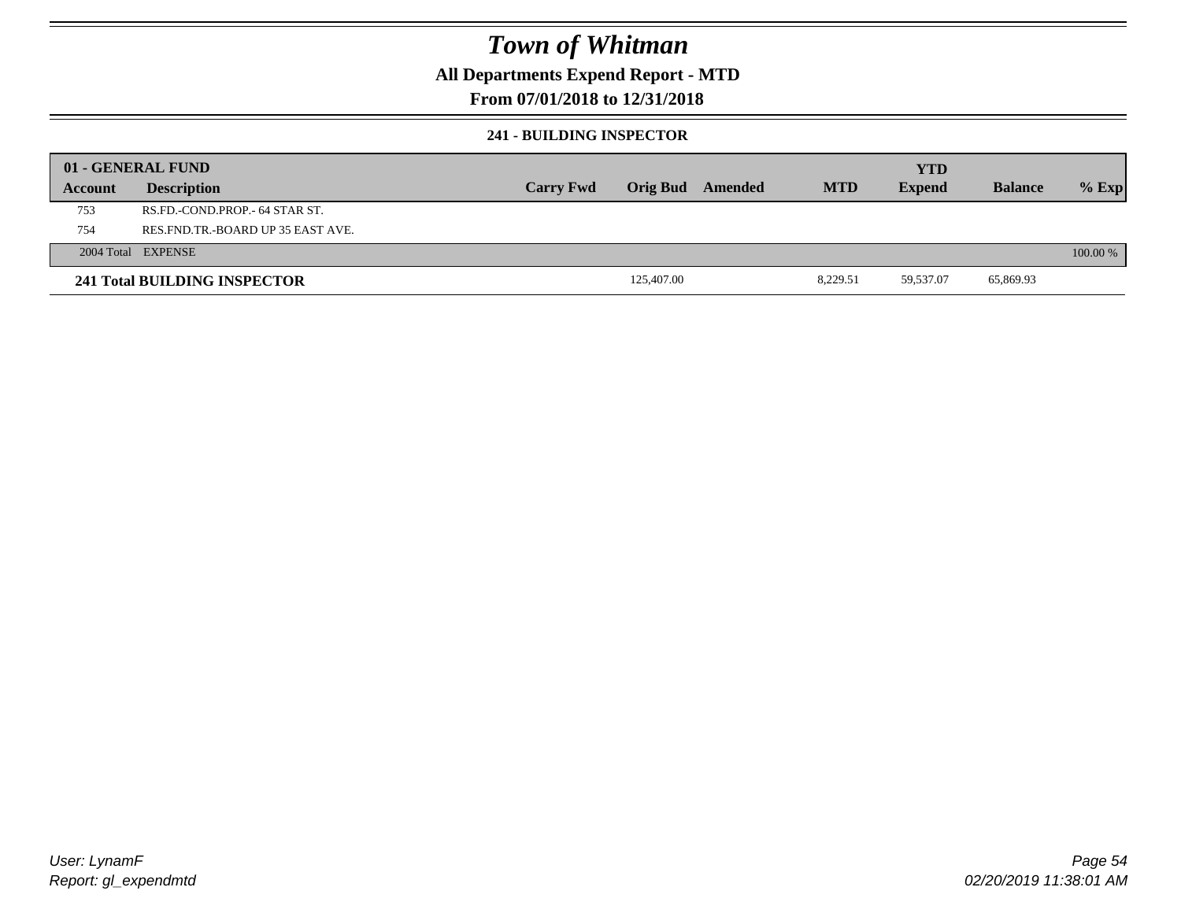# Town of Whitman

**All Departments Expend Report - MTD**

**From 07/01/2018 to 12/31/2018**

### 241 - BUILDING INSPECTOR

| 01 - GENERAL FUND | | | | | | YTD | | |
|---|---|---|---|---|---|---|---|---|
| **Account** | **Description** | **Carry Fwd** | **Orig Bud** | **Amended** | **MTD** | **Expend** | **Balance** | **% Exp** |
| 753 | RS.FD.-COND.PROP.- 64 STAR ST. | | | | | | | |
| 754 | RES.FND.TR.-BOARD UP 35 EAST AVE. | | | | | | | |
| 2004 Total | EXPENSE | | | | | | | 100.00 % |
| **241 Total BUILDING INSPECTOR** | | | 125,407.00 | | 8,229.51 | 59,537.07 | 65,869.93 | |

User: LynamF
Report: gl_expendmtd

02/20/2019 11:38:01 AM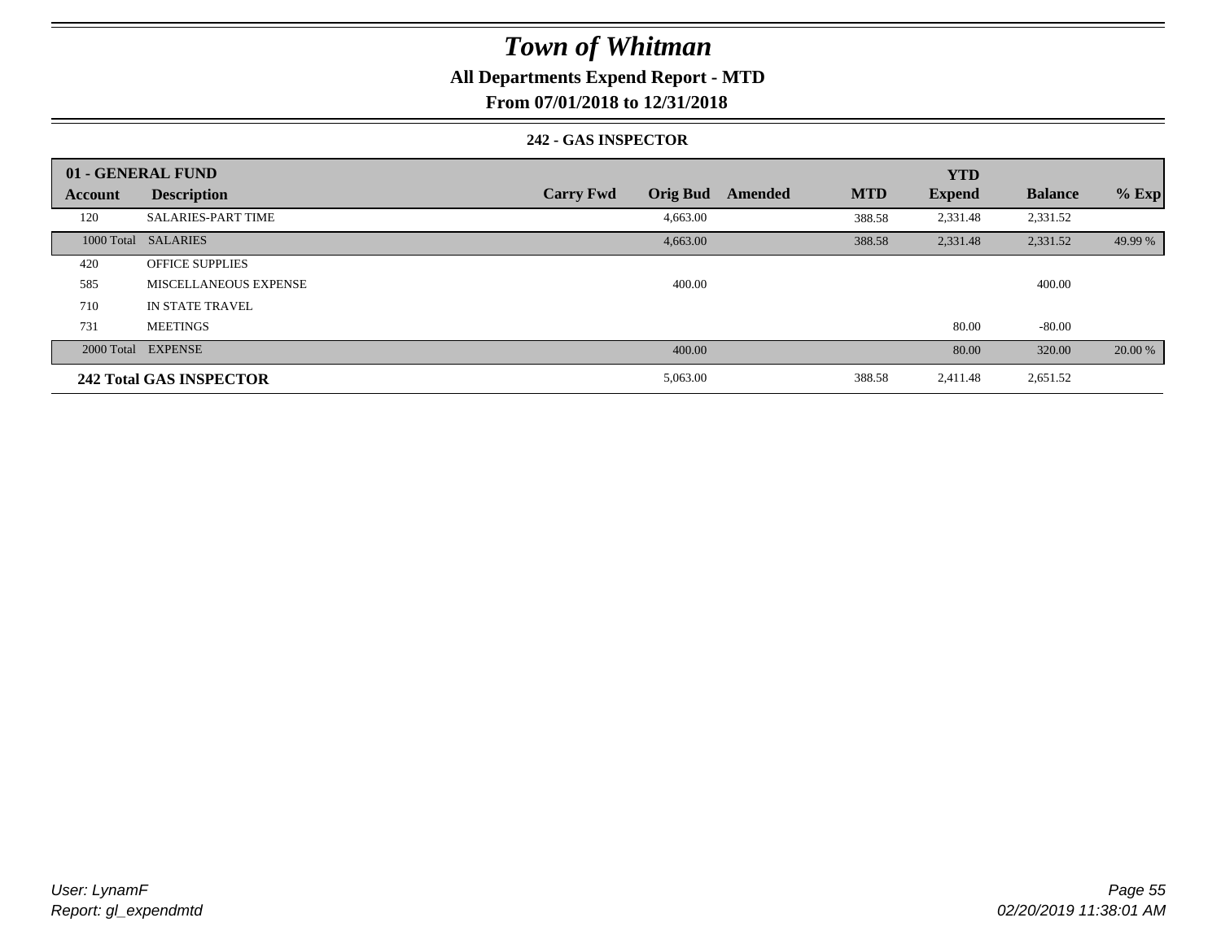# Town of Whitman

## All Departments Expend Report - MTD

### From 07/01/2018 to 12/31/2018

#### 242 - GAS INSPECTOR

| 01 - GENERAL FUND | | | | | | YTD | | |
|---|---|---|---|---|---|---|---|---|
| **Account** | **Description** | **Carry Fwd** | **Orig Bud** | **Amended** | **MTD** | **Expend** | **Balance** | **% Exp** |
| 120 | SALARIES-PART TIME | | 4,663.00 | | 388.58 | 2,331.48 | 2,331.52 | |
| 1000 Total | SALARIES | | 4,663.00 | | 388.58 | 2,331.48 | 2,331.52 | 49.99 % |
| 420 | OFFICE SUPPLIES | | | | | | | |
| 585 | MISCELLANEOUS EXPENSE | | 400.00 | | | | 400.00 | |
| 710 | IN STATE TRAVEL | | | | | | | |
| 731 | MEETINGS | | | | | 80.00 | -80.00 | |
| 2000 Total | EXPENSE | | 400.00 | | | 80.00 | 320.00 | 20.00 % |
| **242 Total GAS INSPECTOR** | | | 5,063.00 | | 388.58 | 2,411.48 | 2,651.52 | |

*User: LynamF*
*Report: gl_expendmtd*

*02/20/2019 11:38:01 AM*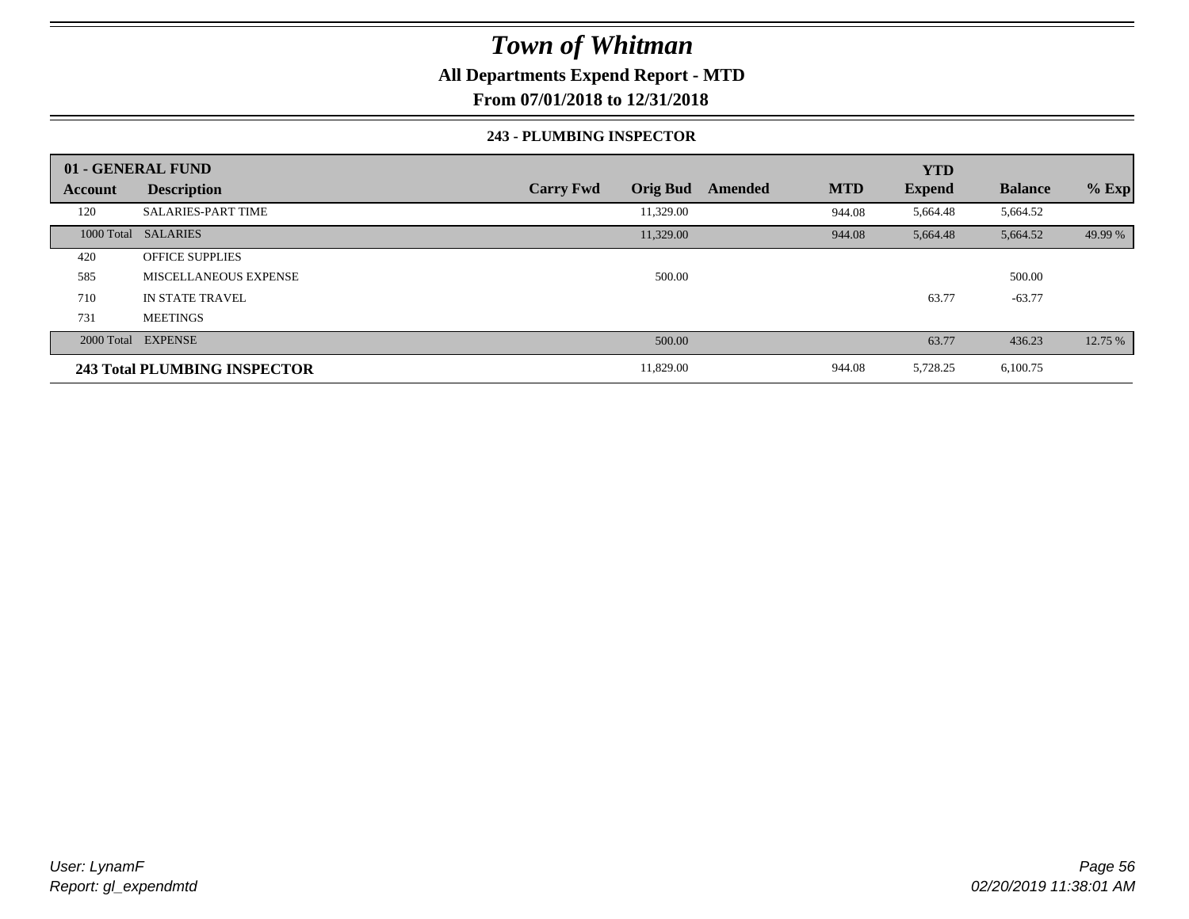# Town of Whitman

## All Departments Expend Report - MTD

## From 07/01/2018 to 12/31/2018

### 243 - PLUMBING INSPECTOR

| 01 - GENERAL FUND | | | | | | YTD | | |
|---|---|---|---|---|---|---|---|---|
| Account | Description | Carry Fwd | Orig Bud | Amended | MTD | Expend | Balance | % Exp |
| 120 | SALARIES-PART TIME | | 11,329.00 | | 944.08 | 5,664.48 | 5,664.52 | |
| 1000 Total | SALARIES | | 11,329.00 | | 944.08 | 5,664.48 | 5,664.52 | 49.99 % |
| 420 | OFFICE SUPPLIES | | | | | | | |
| 585 | MISCELLANEOUS EXPENSE | | 500.00 | | | | 500.00 | |
| 710 | IN STATE TRAVEL | | | | | 63.77 | -63.77 | |
| 731 | MEETINGS | | | | | | | |
| 2000 Total | EXPENSE | | 500.00 | | | 63.77 | 436.23 | 12.75 % |
| **243 Total PLUMBING INSPECTOR** | | | 11,829.00 | | 944.08 | 5,728.25 | 6,100.75 | |

User: LynamF
Report: gl_expendmtd

02/20/2019 11:38:01 AM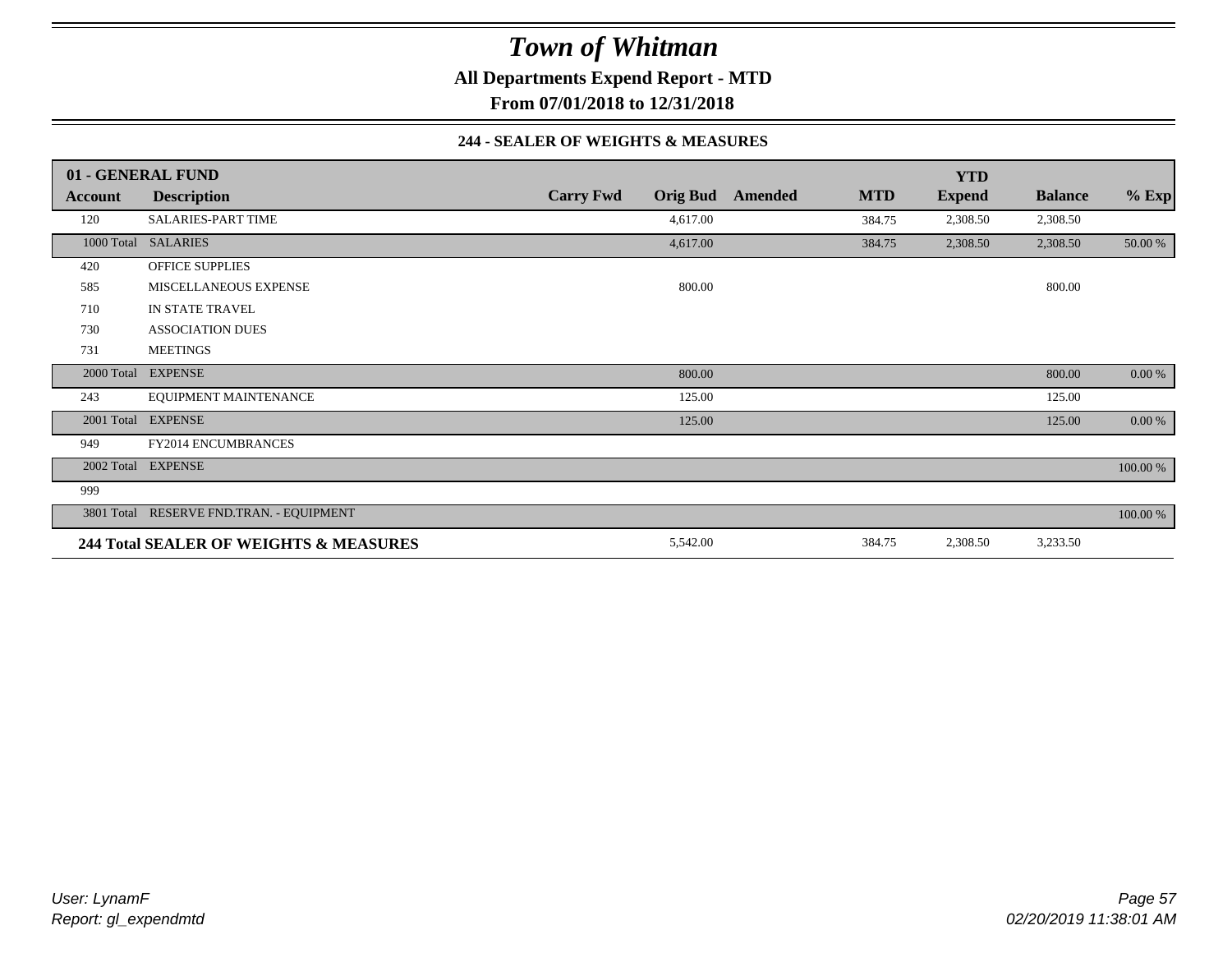# Town of Whitman

**All Departments Expend Report - MTD**

**From 07/01/2018 to 12/31/2018**

**244 - SEALER OF WEIGHTS & MEASURES**

| 01 - GENERAL FUND | | | | | | YTD | | |
|---|---|---|---|---|---|---|---|---|
| **Account** | **Description** | **Carry Fwd** | **Orig Bud** | **Amended** | **MTD** | **Expend** | **Balance** | **% Exp** |
| 120 | SALARIES-PART TIME | | 4,617.00 | | 384.75 | 2,308.50 | 2,308.50 | |
| 1000 Total | SALARIES | | 4,617.00 | | 384.75 | 2,308.50 | 2,308.50 | 50.00 % |
| 420 | OFFICE SUPPLIES | | | | | | | |
| 585 | MISCELLANEOUS EXPENSE | | 800.00 | | | | 800.00 | |
| 710 | IN STATE TRAVEL | | | | | | | |
| 730 | ASSOCIATION DUES | | | | | | | |
| 731 | MEETINGS | | | | | | | |
| 2000 Total | EXPENSE | | 800.00 | | | | 800.00 | 0.00 % |
| 243 | EQUIPMENT MAINTENANCE | | 125.00 | | | | 125.00 | |
| 2001 Total | EXPENSE | | 125.00 | | | | 125.00 | 0.00 % |
| 949 | FY2014 ENCUMBRANCES | | | | | | | |
| 2002 Total | EXPENSE | | | | | | | 100.00 % |
| 999 | | | | | | | | |
| 3801 Total | RESERVE FND.TRAN. - EQUIPMENT | | | | | | | 100.00 % |
| **244 Total SEALER OF WEIGHTS & MEASURES** | | | 5,542.00 | | 384.75 | 2,308.50 | 3,233.50 | |

*User: LynamF*
*Report: gl_expendmtd*

*02/20/2019 11:38:01 AM*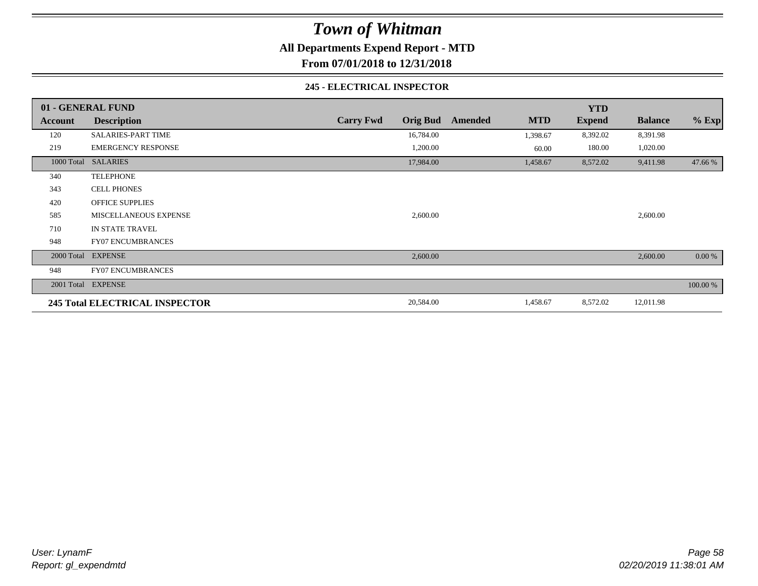# *Town of Whitman*

**All Departments Expend Report - MTD**

**From 07/01/2018 to 12/31/2018**

**245 - ELECTRICAL INSPECTOR**

| 01 - GENERAL FUND | | | | | | | | |
|---|---|---|---|---|---|---|---|---|
| **Account** | **Description** | **Carry Fwd** | **Orig Bud** | **Amended** | **MTD** | **YTD Expend** | **Balance** | **% Exp** |
| 120 | SALARIES-PART TIME | | 16,784.00 | | 1,398.67 | 8,392.02 | 8,391.98 | |
| 219 | EMERGENCY RESPONSE | | 1,200.00 | | 60.00 | 180.00 | 1,020.00 | |
| 1000 Total | SALARIES | | 17,984.00 | | 1,458.67 | 8,572.02 | 9,411.98 | 47.66 % |
| 340 | TELEPHONE | | | | | | | |
| 343 | CELL PHONES | | | | | | | |
| 420 | OFFICE SUPPLIES | | | | | | | |
| 585 | MISCELLANEOUS EXPENSE | | 2,600.00 | | | | 2,600.00 | |
| 710 | IN STATE TRAVEL | | | | | | | |
| 948 | FY07 ENCUMBRANCES | | | | | | | |
| 2000 Total | EXPENSE | | 2,600.00 | | | | 2,600.00 | 0.00 % |
| 948 | FY07 ENCUMBRANCES | | | | | | | |
| 2001 Total | EXPENSE | | | | | | | 100.00 % |
| **245 Total ELECTRICAL INSPECTOR** | | | 20,584.00 | | 1,458.67 | 8,572.02 | 12,011.98 | |

*User: LynamF*
*Report: gl_expendmtd*

*02/20/2019 11:38:01 AM*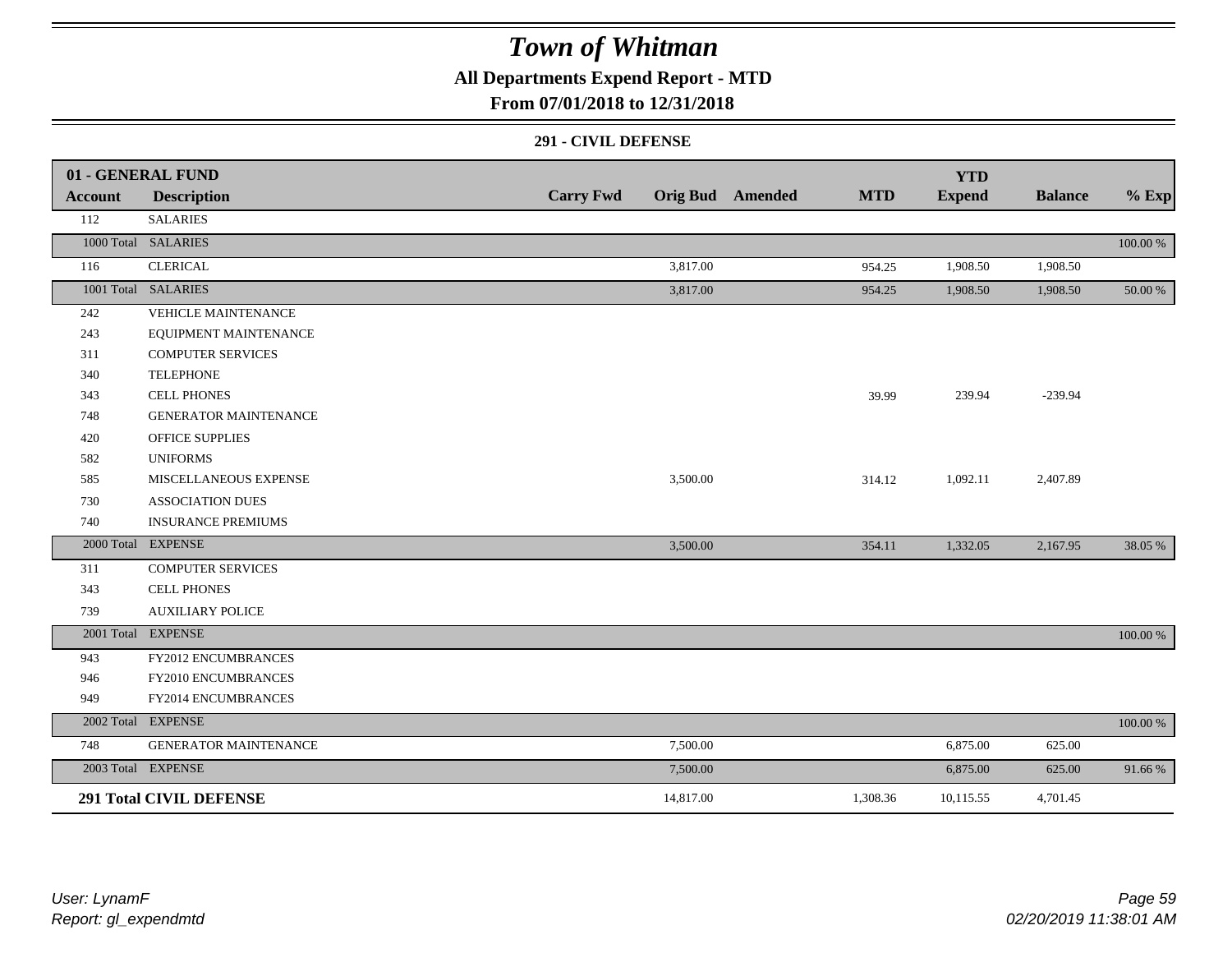# Town of Whitman

## All Departments Expend Report - MTD

### From 07/01/2018 to 12/31/2018

#### 291 - CIVIL DEFENSE

| 01 - GENERAL FUND<br>Account | Description | Carry Fwd | Orig Bud | Amended | MTD | YTD<br>Expend | Balance | % Exp |
|---|---|---|---|---|---|---|---|---|
| 112 | SALARIES | | | | | | | |
| 1000 Total | SALARIES | | | | | | | 100.00 % |
| 116 | CLERICAL | | 3,817.00 | | 954.25 | 1,908.50 | 1,908.50 | |
| 1001 Total | SALARIES | | 3,817.00 | | 954.25 | 1,908.50 | 1,908.50 | 50.00 % |
| 242 | VEHICLE MAINTENANCE | | | | | | | |
| 243 | EQUIPMENT MAINTENANCE | | | | | | | |
| 311 | COMPUTER SERVICES | | | | | | | |
| 340 | TELEPHONE | | | | | | | |
| 343 | CELL PHONES | | | | 39.99 | 239.94 | -239.94 | |
| 748 | GENERATOR MAINTENANCE | | | | | | | |
| 420 | OFFICE SUPPLIES | | | | | | | |
| 582 | UNIFORMS | | | | | | | |
| 585 | MISCELLANEOUS EXPENSE | | 3,500.00 | | 314.12 | 1,092.11 | 2,407.89 | |
| 730 | ASSOCIATION DUES | | | | | | | |
| 740 | INSURANCE PREMIUMS | | | | | | | |
| 2000 Total | EXPENSE | | 3,500.00 | | 354.11 | 1,332.05 | 2,167.95 | 38.05 % |
| 311 | COMPUTER SERVICES | | | | | | | |
| 343 | CELL PHONES | | | | | | | |
| 739 | AUXILIARY POLICE | | | | | | | |
| 2001 Total | EXPENSE | | | | | | | 100.00 % |
| 943 | FY2012 ENCUMBRANCES | | | | | | | |
| 946 | FY2010 ENCUMBRANCES | | | | | | | |
| 949 | FY2014 ENCUMBRANCES | | | | | | | |
| 2002 Total | EXPENSE | | | | | | | 100.00 % |
| 748 | GENERATOR MAINTENANCE | | 7,500.00 | | | 6,875.00 | 625.00 | |
| 2003 Total | EXPENSE | | 7,500.00 | | | 6,875.00 | 625.00 | 91.66 % |
| **291 Total CIVIL DEFENSE** | | | 14,817.00 | | 1,308.36 | 10,115.55 | 4,701.45 | |

*User: LynamF*
*Report: gl_expendmtd*

*02/20/2019 11:38:01 AM*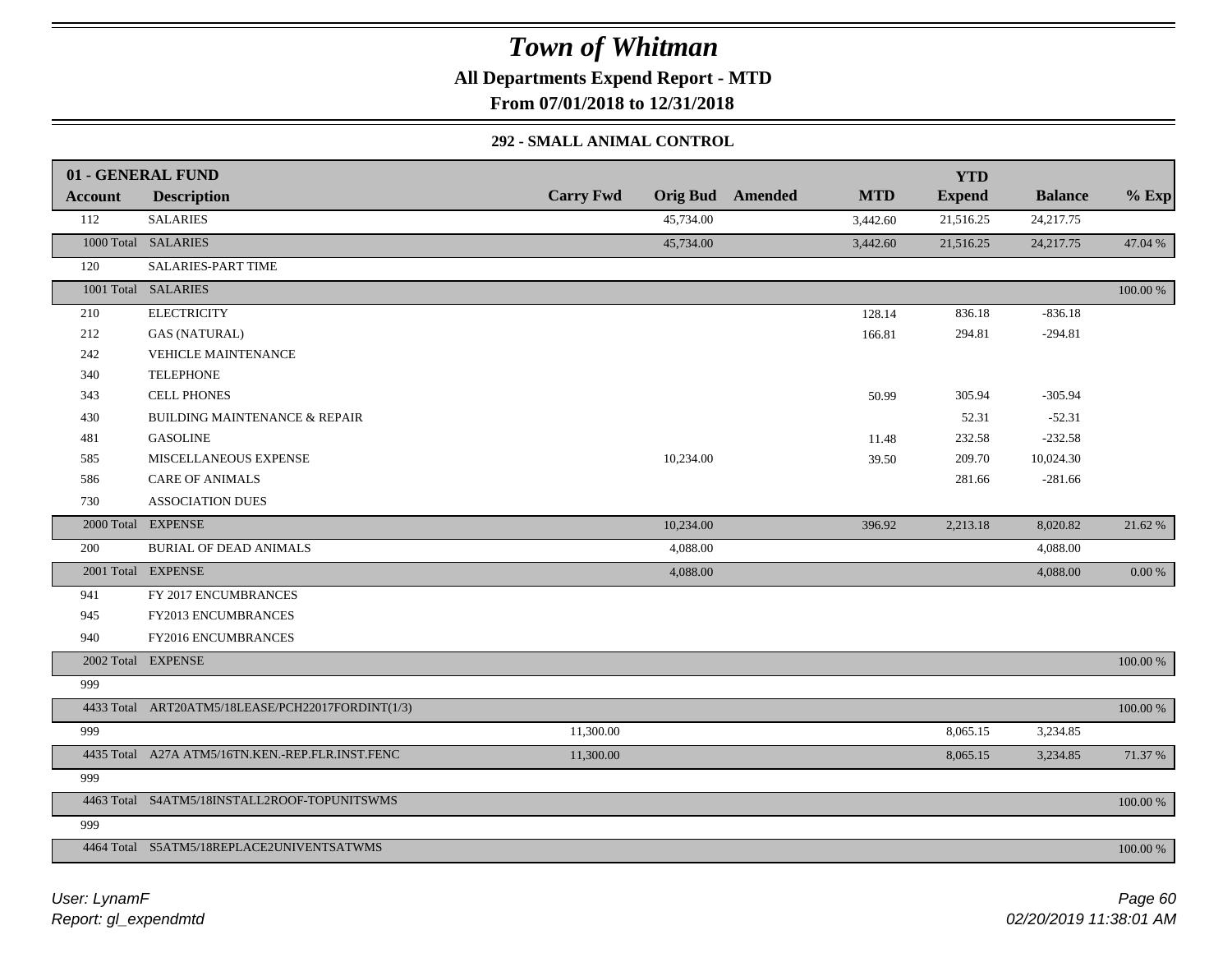# Town of Whitman

**All Departments Expend Report - MTD**

**From 07/01/2018 to 12/31/2018**

### 292 - SMALL ANIMAL CONTROL

| 01 - GENERAL FUND | | | | | | YTD | | |
|---|---|---|---|---|---|---|---|---|
| **Account** | **Description** | **Carry Fwd** | **Orig Bud** | **Amended** | **MTD** | **Expend** | **Balance** | **% Exp** |
| 112 | SALARIES | | 45,734.00 | | 3,442.60 | 21,516.25 | 24,217.75 | |
| 1000 Total | SALARIES | | 45,734.00 | | 3,442.60 | 21,516.25 | 24,217.75 | 47.04 % |
| 120 | SALARIES-PART TIME | | | | | | | |
| 1001 Total | SALARIES | | | | | | | 100.00 % |
| 210 | ELECTRICITY | | | | 128.14 | 836.18 | -836.18 | |
| 212 | GAS (NATURAL) | | | | 166.81 | 294.81 | -294.81 | |
| 242 | VEHICLE MAINTENANCE | | | | | | | |
| 340 | TELEPHONE | | | | | | | |
| 343 | CELL PHONES | | | | 50.99 | 305.94 | -305.94 | |
| 430 | BUILDING MAINTENANCE & REPAIR | | | | | 52.31 | -52.31 | |
| 481 | GASOLINE | | | | 11.48 | 232.58 | -232.58 | |
| 585 | MISCELLANEOUS EXPENSE | | 10,234.00 | | 39.50 | 209.70 | 10,024.30 | |
| 586 | CARE OF ANIMALS | | | | | 281.66 | -281.66 | |
| 730 | ASSOCIATION DUES | | | | | | | |
| 2000 Total | EXPENSE | | 10,234.00 | | 396.92 | 2,213.18 | 8,020.82 | 21.62 % |
| 200 | BURIAL OF DEAD ANIMALS | | 4,088.00 | | | | 4,088.00 | |
| 2001 Total | EXPENSE | | 4,088.00 | | | | 4,088.00 | 0.00 % |
| 941 | FY 2017 ENCUMBRANCES | | | | | | | |
| 945 | FY2013 ENCUMBRANCES | | | | | | | |
| 940 | FY2016 ENCUMBRANCES | | | | | | | |
| 2002 Total | EXPENSE | | | | | | | 100.00 % |
| 999 | | | | | | | | |
| 4433 Total | ART20ATM5/18LEASE/PCH22017FORDINT(1/3) | | | | | | | 100.00 % |
| 999 | | 11,300.00 | | | | 8,065.15 | 3,234.85 | |
| 4435 Total | A27A ATM5/16TN.KEN.-REP.FLR.INST.FENC | 11,300.00 | | | | 8,065.15 | 3,234.85 | 71.37 % |
| 999 | | | | | | | | |
| 4463 Total | S4ATM5/18INSTALL2ROOF-TOPUNITSWMS | | | | | | | 100.00 % |
| 999 | | | | | | | | |
| 4464 Total | S5ATM5/18REPLACE2UNIVENTSATWMS | | | | | | | 100.00 % |

*User: LynamF*
*Report: gl_expendmtd*

*02/20/2019 11:38:01 AM*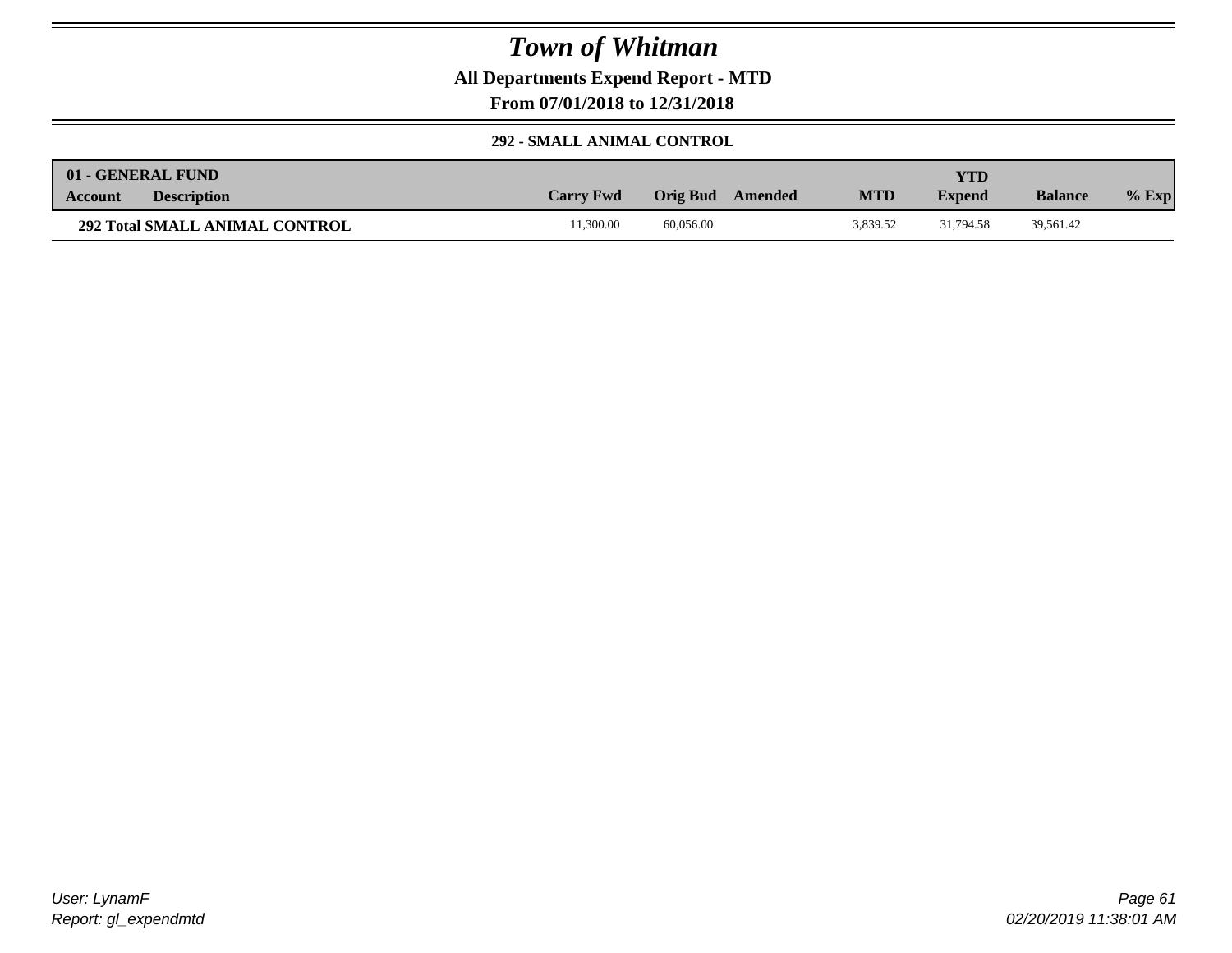# Town of Whitman

## All Departments Expend Report - MTD

## From 07/01/2018 to 12/31/2018

### 292 - SMALL ANIMAL CONTROL

| 01 - GENERAL FUND Account | Description | Carry Fwd | Orig Bud | Amended | MTD | YTD Expend | Balance | % Exp |
|---|---|---|---|---|---|---|---|---|
| **292 Total SMALL ANIMAL CONTROL** | | 11,300.00 | 60,056.00 | | 3,839.52 | 31,794.58 | 39,561.42 | |

*User: LynamF*
*Report: gl_expendmtd*

*02/20/2019 11:38:01 AM*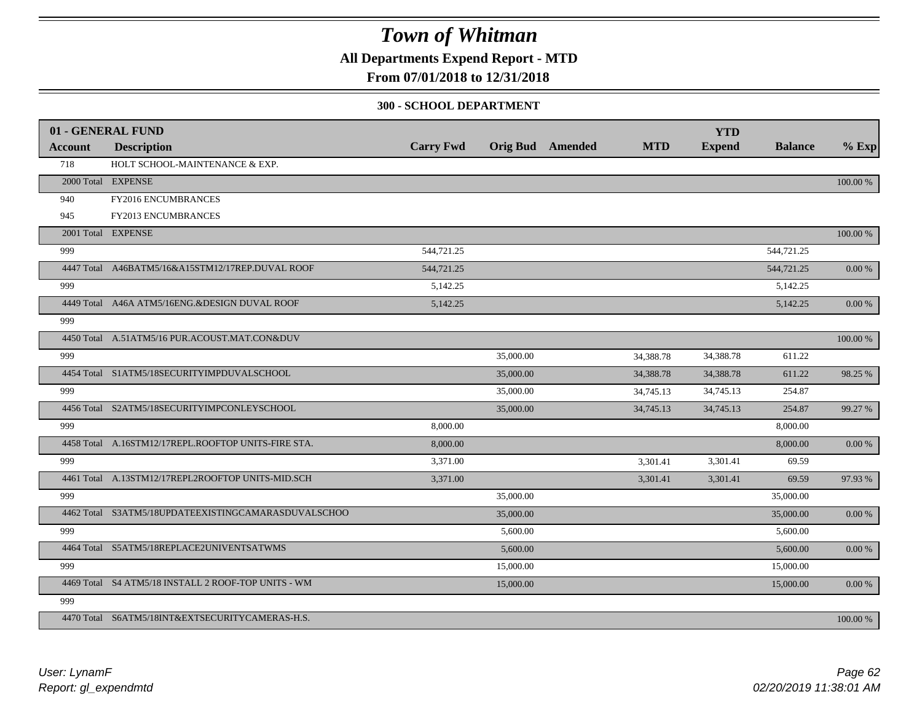# Town of Whitman

**All Departments Expend Report - MTD**

**From 07/01/2018 to 12/31/2018**

**300 - SCHOOL DEPARTMENT**

| 01 - GENERAL FUND | | | | | | YTD | | |
|---|---|---|---|---|---|---|---|---|
| **Account** | **Description** | **Carry Fwd** | **Orig Bud** | **Amended** | **MTD** | **Expend** | **Balance** | **% Exp** |
| 718 | HOLT SCHOOL-MAINTENANCE & EXP. | | | | | | | |
| 2000 Total | EXPENSE | | | | | | | 100.00 % |
| 940 | FY2016 ENCUMBRANCES | | | | | | | |
| 945 | FY2013 ENCUMBRANCES | | | | | | | |
| 2001 Total | EXPENSE | | | | | | | 100.00 % |
| 999 | | 544,721.25 | | | | | 544,721.25 | |
| 4447 Total | A46BATM5/16&A15STM12/17REP.DUVAL ROOF | 544,721.25 | | | | | 544,721.25 | 0.00 % |
| 999 | | 5,142.25 | | | | | 5,142.25 | |
| 4449 Total | A46A ATM5/16ENG.&DESIGN DUVAL ROOF | 5,142.25 | | | | | 5,142.25 | 0.00 % |
| 999 | | | | | | | | |
| 4450 Total | A.51ATM5/16 PUR.ACOUST.MAT.CON&DUV | | | | | | | 100.00 % |
| 999 | | | 35,000.00 | | 34,388.78 | 34,388.78 | 611.22 | |
| 4454 Total | S1ATM5/18SECURITYIMPDUVALSCHOOL | | 35,000.00 | | 34,388.78 | 34,388.78 | 611.22 | 98.25 % |
| 999 | | | 35,000.00 | | 34,745.13 | 34,745.13 | 254.87 | |
| 4456 Total | S2ATM5/18SECURITYIMPCONLEYSCHOOL | | 35,000.00 | | 34,745.13 | 34,745.13 | 254.87 | 99.27 % |
| 999 | | 8,000.00 | | | | | 8,000.00 | |
| 4458 Total | A.16STM12/17REPL.ROOFTOP UNITS-FIRE STA. | 8,000.00 | | | | | 8,000.00 | 0.00 % |
| 999 | | 3,371.00 | | | 3,301.41 | 3,301.41 | 69.59 | |
| 4461 Total | A.13STM12/17REPL2ROOFTOP UNITS-MID.SCH | 3,371.00 | | | 3,301.41 | 3,301.41 | 69.59 | 97.93 % |
| 999 | | | 35,000.00 | | | | 35,000.00 | |
| 4462 Total | S3ATM5/18UPDATEEXISTINGCAMARASDUVALSCHOO | | 35,000.00 | | | | 35,000.00 | 0.00 % |
| 999 | | | 5,600.00 | | | | 5,600.00 | |
| 4464 Total | S5ATM5/18REPLACE2UNIVENTSATWMS | | 5,600.00 | | | | 5,600.00 | 0.00 % |
| 999 | | | 15,000.00 | | | | 15,000.00 | |
| 4469 Total | S4 ATM5/18 INSTALL 2 ROOF-TOP UNITS - WM | | 15,000.00 | | | | 15,000.00 | 0.00 % |
| 999 | | | | | | | | |
| 4470 Total | S6ATM5/18INT&EXTSECURITYCAMERAS-H.S. | | | | | | | 100.00 % |

*User: LynamF*
*Report: gl_expendmtd*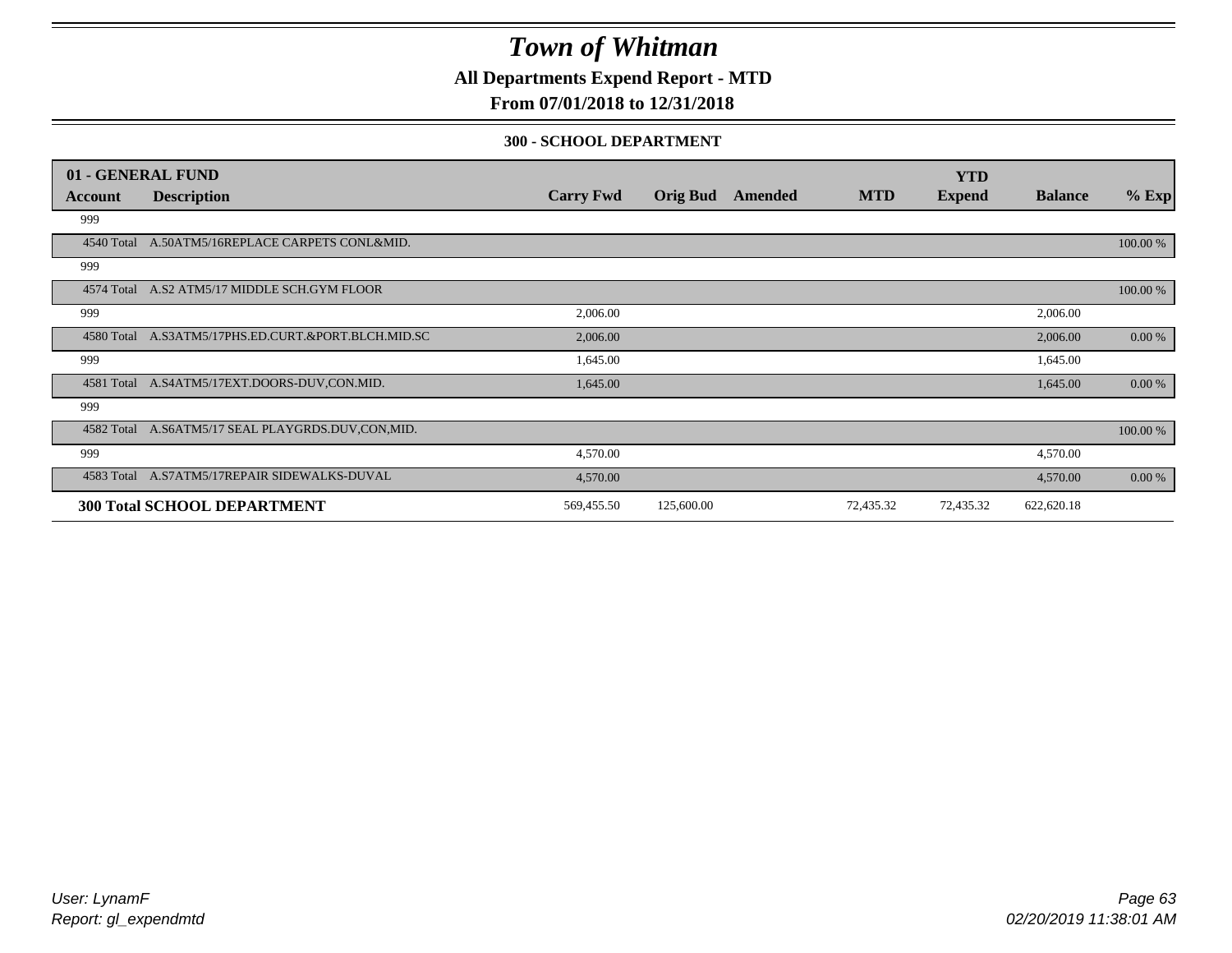# Town of Whitman

**All Departments Expend Report - MTD**

**From 07/01/2018 to 12/31/2018**

**300 - SCHOOL DEPARTMENT**

| 01 - GENERAL FUND | | | | | | | | |
|---|---|---|---|---|---|---|---|---|
| **Account** | **Description** | **Carry Fwd** | **Orig Bud** | **Amended** | **MTD** | **YTD Expend** | **Balance** | **% Exp** |
| 999 | | | | | | | | |
| 4540 Total | A.50ATM5/16REPLACE CARPETS CONL&MID. | | | | | | | 100.00 % |
| 999 | | | | | | | | |
| 4574 Total | A.S2 ATM5/17 MIDDLE SCH.GYM FLOOR | | | | | | | 100.00 % |
| 999 | | 2,006.00 | | | | | 2,006.00 | |
| 4580 Total | A.S3ATM5/17PHS.ED.CURT.&PORT.BLCH.MID.SC | 2,006.00 | | | | | 2,006.00 | 0.00 % |
| 999 | | 1,645.00 | | | | | 1,645.00 | |
| 4581 Total | A.S4ATM5/17EXT.DOORS-DUV,CON.MID. | 1,645.00 | | | | | 1,645.00 | 0.00 % |
| 999 | | | | | | | | |
| 4582 Total | A.S6ATM5/17 SEAL PLAYGRDS.DUV,CON,MID. | | | | | | | 100.00 % |
| 999 | | 4,570.00 | | | | | 4,570.00 | |
| 4583 Total | A.S7ATM5/17REPAIR SIDEWALKS-DUVAL | 4,570.00 | | | | | 4,570.00 | 0.00 % |
| **300 Total SCHOOL DEPARTMENT** | | 569,455.50 | 125,600.00 | | 72,435.32 | 72,435.32 | 622,620.18 | |

*User: LynamF*
*Report: gl_expendmtd*

*02/20/2019 11:38:01 AM*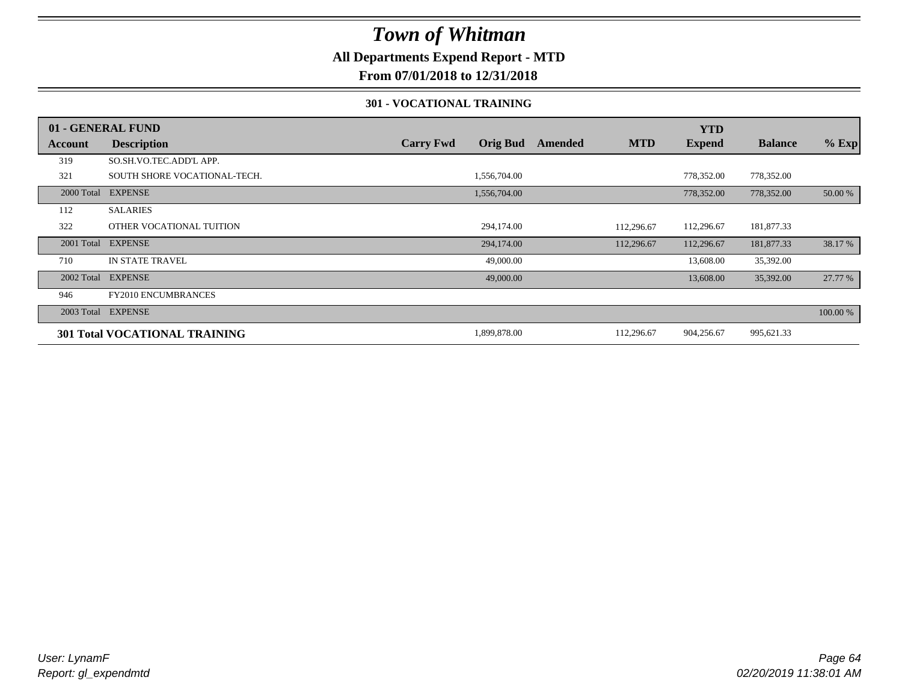# Town of Whitman

**All Departments Expend Report - MTD**

**From 07/01/2018 to 12/31/2018**

### 301 - VOCATIONAL TRAINING

| 01 - GENERAL FUND | | | | | | YTD | | |
|---|---|---|---|---|---|---|---|---|
| **Account** | **Description** | **Carry Fwd** | **Orig Bud** | **Amended** | **MTD** | **Expend** | **Balance** | **% Exp** |
| 319 | SO.SH.VO.TEC.ADD'L APP. | | | | | | | |
| 321 | SOUTH SHORE VOCATIONAL-TECH. | | 1,556,704.00 | | | 778,352.00 | 778,352.00 | |
| 2000 Total | EXPENSE | | 1,556,704.00 | | | 778,352.00 | 778,352.00 | 50.00 % |
| 112 | SALARIES | | | | | | | |
| 322 | OTHER VOCATIONAL TUITION | | 294,174.00 | | 112,296.67 | 112,296.67 | 181,877.33 | |
| 2001 Total | EXPENSE | | 294,174.00 | | 112,296.67 | 112,296.67 | 181,877.33 | 38.17 % |
| 710 | IN STATE TRAVEL | | 49,000.00 | | | 13,608.00 | 35,392.00 | |
| 2002 Total | EXPENSE | | 49,000.00 | | | 13,608.00 | 35,392.00 | 27.77 % |
| 946 | FY2010 ENCUMBRANCES | | | | | | | |
| 2003 Total | EXPENSE | | | | | | | 100.00 % |
| **301 Total VOCATIONAL TRAINING** | | | 1,899,878.00 | | 112,296.67 | 904,256.67 | 995,621.33 | |

*User: LynamF*
*Report: gl_expendmtd*

*02/20/2019 11:38:01 AM*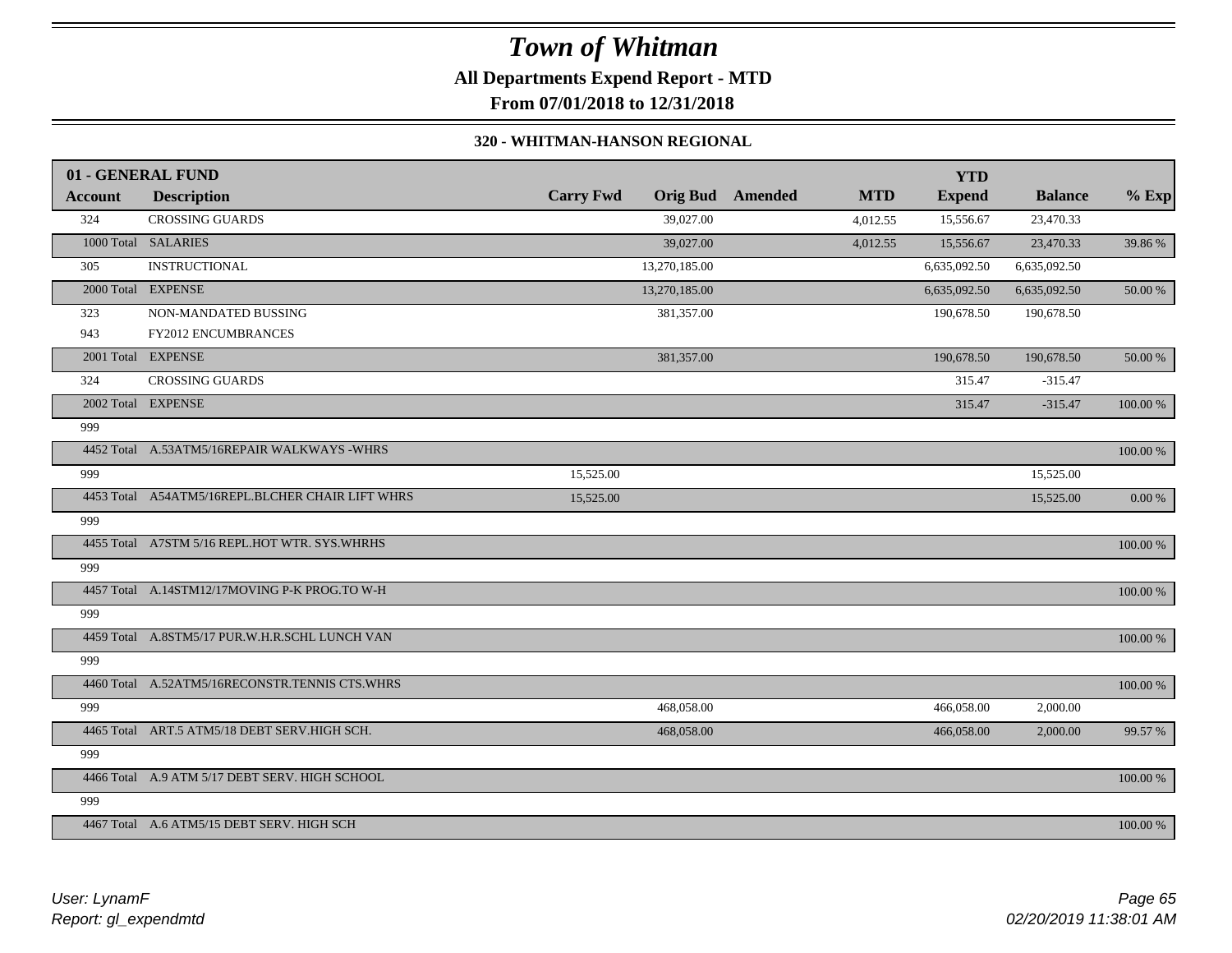# Town of Whitman

**All Departments Expend Report - MTD**

**From 07/01/2018 to 12/31/2018**

**320 - WHITMAN-HANSON REGIONAL**

| 01 - GENERAL FUND | | | | | | YTD | | |
|---|---|---|---|---|---|---|---|---|
| **Account** | **Description** | **Carry Fwd** | **Orig Bud** | **Amended** | **MTD** | **Expend** | **Balance** | **% Exp** |
| 324 | CROSSING GUARDS | | 39,027.00 | | 4,012.55 | 15,556.67 | 23,470.33 | |
| 1000 Total | SALARIES | | 39,027.00 | | 4,012.55 | 15,556.67 | 23,470.33 | 39.86 % |
| 305 | INSTRUCTIONAL | | 13,270,185.00 | | | 6,635,092.50 | 6,635,092.50 | |
| 2000 Total | EXPENSE | | 13,270,185.00 | | | 6,635,092.50 | 6,635,092.50 | 50.00 % |
| 323 | NON-MANDATED BUSSING | | 381,357.00 | | | 190,678.50 | 190,678.50 | |
| 943 | FY2012 ENCUMBRANCES | | | | | | | |
| 2001 Total | EXPENSE | | 381,357.00 | | | 190,678.50 | 190,678.50 | 50.00 % |
| 324 | CROSSING GUARDS | | | | | 315.47 | -315.47 | |
| 2002 Total | EXPENSE | | | | | 315.47 | -315.47 | 100.00 % |
| 999 | | | | | | | | |
| 4452 Total | A.53ATM5/16REPAIR WALKWAYS -WHRS | | | | | | | 100.00 % |
| 999 | | 15,525.00 | | | | | 15,525.00 | |
| 4453 Total | A54ATM5/16REPL.BLCHER CHAIR LIFT WHRS | 15,525.00 | | | | | 15,525.00 | 0.00 % |
| 999 | | | | | | | | |
| 4455 Total | A7STM 5/16 REPL.HOT WTR. SYS.WHRHS | | | | | | | 100.00 % |
| 999 | | | | | | | | |
| 4457 Total | A.14STM12/17MOVING P-K PROG.TO W-H | | | | | | | 100.00 % |
| 999 | | | | | | | | |
| 4459 Total | A.8STM5/17 PUR.W.H.R.SCHL LUNCH VAN | | | | | | | 100.00 % |
| 999 | | | | | | | | |
| 4460 Total | A.52ATM5/16RECONSTR.TENNIS CTS.WHRS | | | | | | | 100.00 % |
| 999 | | | 468,058.00 | | | 466,058.00 | 2,000.00 | |
| 4465 Total | ART.5 ATM5/18 DEBT SERV.HIGH SCH. | | 468,058.00 | | | 466,058.00 | 2,000.00 | 99.57 % |
| 999 | | | | | | | | |
| 4466 Total | A.9 ATM 5/17 DEBT SERV. HIGH SCHOOL | | | | | | | 100.00 % |
| 999 | | | | | | | | |
| 4467 Total | A.6 ATM5/15 DEBT SERV. HIGH SCH | | | | | | | 100.00 % |

*User: LynamF*
*Report: gl_expendmtd*

*02/20/2019 11:38:01 AM*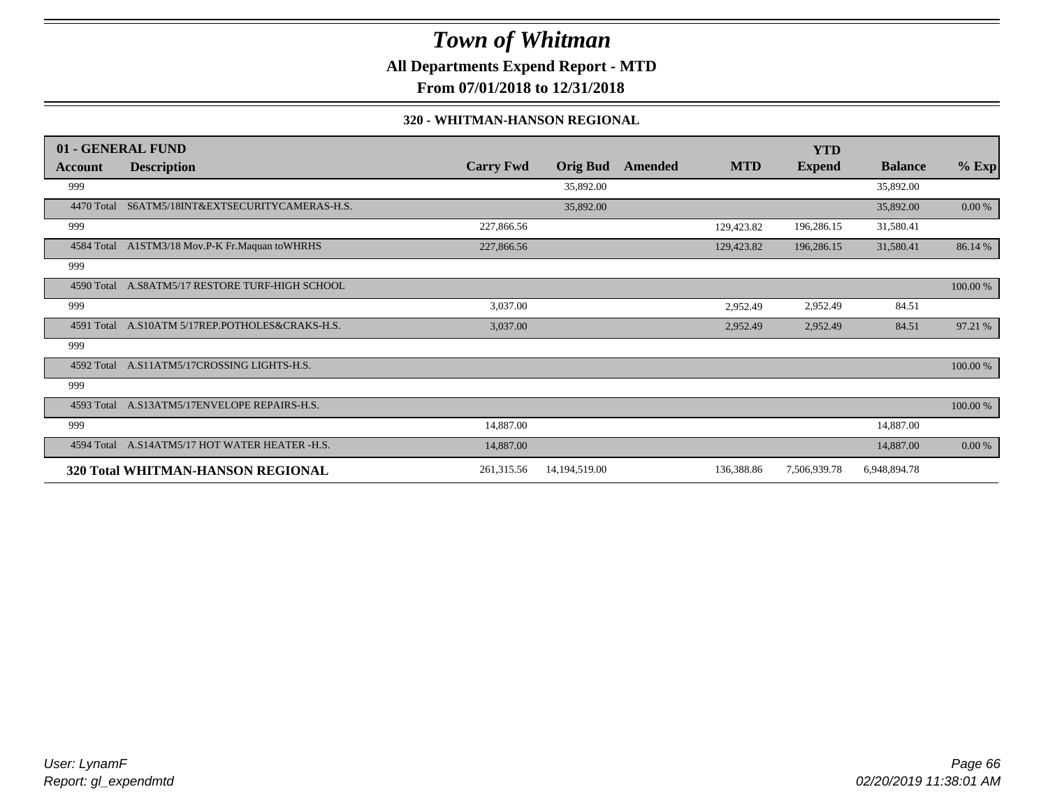# Town of Whitman

**All Departments Expend Report - MTD**

**From 07/01/2018 to 12/31/2018**

**320 - WHITMAN-HANSON REGIONAL**

| 01 - GENERAL FUND | | | | | | YTD | | |
|---|---|---|---|---|---|---|---|---|
| **Account** | **Description** | **Carry Fwd** | **Orig Bud** | **Amended** | **MTD** | **Expend** | **Balance** | **% Exp** |
| 999 | | | 35,892.00 | | | | 35,892.00 | |
| 4470 Total | S6ATM5/18INT&EXTSECURITYCAMERAS-H.S. | | 35,892.00 | | | | 35,892.00 | 0.00 % |
| 999 | | 227,866.56 | | | 129,423.82 | 196,286.15 | 31,580.41 | |
| 4584 Total | A1STM3/18 Mov.P-K Fr.Maquan toWHRHS | 227,866.56 | | | 129,423.82 | 196,286.15 | 31,580.41 | 86.14 % |
| 999 | | | | | | | | |
| 4590 Total | A.S8ATM5/17 RESTORE TURF-HIGH SCHOOL | | | | | | | 100.00 % |
| 999 | | 3,037.00 | | | 2,952.49 | 2,952.49 | 84.51 | |
| 4591 Total | A.S10ATM 5/17REP.POTHOLES&CRAKS-H.S. | 3,037.00 | | | 2,952.49 | 2,952.49 | 84.51 | 97.21 % |
| 999 | | | | | | | | |
| 4592 Total | A.S11ATM5/17CROSSING LIGHTS-H.S. | | | | | | | 100.00 % |
| 999 | | | | | | | | |
| 4593 Total | A.S13ATM5/17ENVELOPE REPAIRS-H.S. | | | | | | | 100.00 % |
| 999 | | 14,887.00 | | | | | 14,887.00 | |
| 4594 Total | A.S14ATM5/17 HOT WATER HEATER -H.S. | 14,887.00 | | | | | 14,887.00 | 0.00 % |
| **320 Total WHITMAN-HANSON REGIONAL** | | 261,315.56 | 14,194,519.00 | | 136,388.86 | 7,506,939.78 | 6,948,894.78 | |

*User: LynamF*
*Report: gl_expendmtd*

*02/20/2019 11:38:01 AM*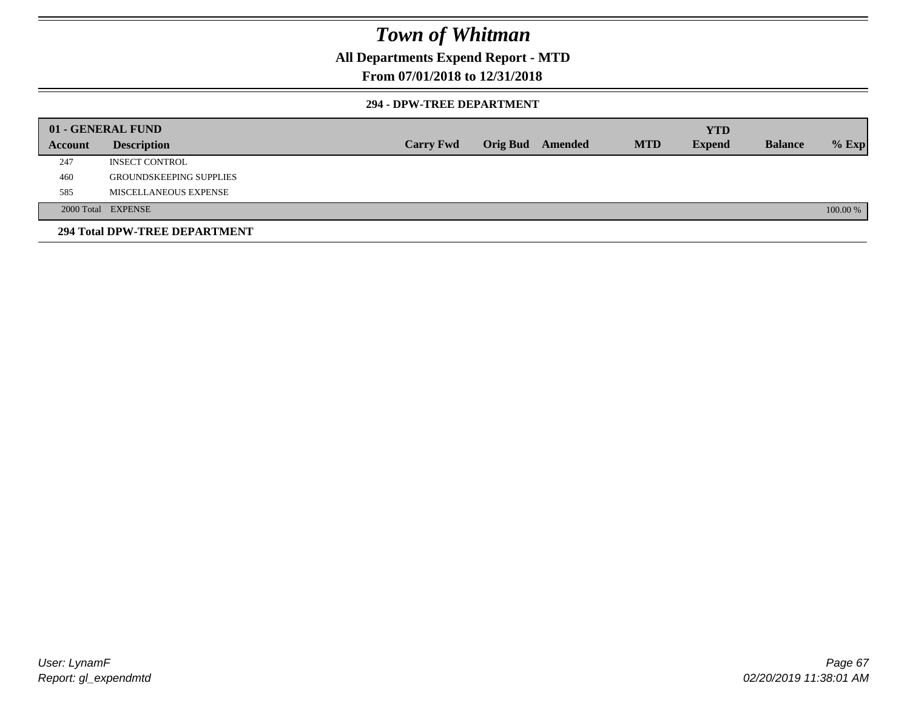# Town of Whitman

**All Departments Expend Report - MTD**

**From 07/01/2018 to 12/31/2018**

**294 - DPW-TREE DEPARTMENT**

| 01 - GENERAL FUND | | | | | | YTD | | |
|---|---|---|---|---|---|---|---|---|
| **Account** | **Description** | **Carry Fwd** | **Orig Bud** | **Amended** | **MTD** | **Expend** | **Balance** | **% Exp** |
| 247 | INSECT CONTROL | | | | | | | |
| 460 | GROUNDSKEEPING SUPPLIES | | | | | | | |
| 585 | MISCELLANEOUS EXPENSE | | | | | | | |
| 2000 Total | EXPENSE | | | | | | | 100.00 % |

**294 Total DPW-TREE DEPARTMENT**

*User: LynamF*
*Report: gl_expendmtd*

*02/20/2019 11:38:01 AM*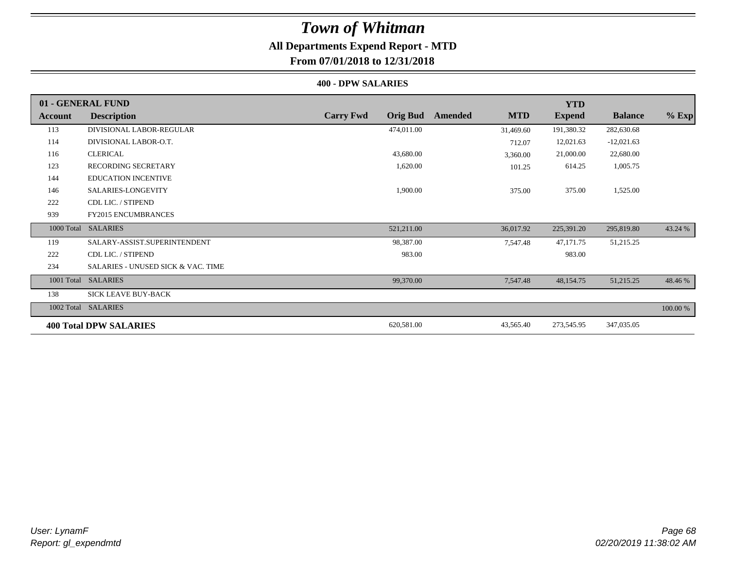# Town of Whitman

## All Departments Expend Report - MTD

### From 07/01/2018 to 12/31/2018

#### 400 - DPW SALARIES

| 01 - GENERAL FUND | | | | | | YTD | | |
|---|---|---|---|---|---|---|---|---|
| **Account** | **Description** | **Carry Fwd** | **Orig Bud** | **Amended** | **MTD** | **Expend** | **Balance** | **% Exp** |
| 113 | DIVISIONAL LABOR-REGULAR | | 474,011.00 | | 31,469.60 | 191,380.32 | 282,630.68 | |
| 114 | DIVISIONAL LABOR-O.T. | | | | 712.07 | 12,021.63 | -12,021.63 | |
| 116 | CLERICAL | | 43,680.00 | | 3,360.00 | 21,000.00 | 22,680.00 | |
| 123 | RECORDING SECRETARY | | 1,620.00 | | 101.25 | 614.25 | 1,005.75 | |
| 144 | EDUCATION INCENTIVE | | | | | | | |
| 146 | SALARIES-LONGEVITY | | 1,900.00 | | 375.00 | 375.00 | 1,525.00 | |
| 222 | CDL LIC. / STIPEND | | | | | | | |
| 939 | FY2015 ENCUMBRANCES | | | | | | | |
| 1000 Total | SALARIES | | 521,211.00 | | 36,017.92 | 225,391.20 | 295,819.80 | 43.24 % |
| 119 | SALARY-ASSIST.SUPERINTENDENT | | 98,387.00 | | 7,547.48 | 47,171.75 | 51,215.25 | |
| 222 | CDL LIC. / STIPEND | | 983.00 | | | 983.00 | | |
| 234 | SALARIES - UNUSED SICK & VAC. TIME | | | | | | | |
| 1001 Total | SALARIES | | 99,370.00 | | 7,547.48 | 48,154.75 | 51,215.25 | 48.46 % |
| 138 | SICK LEAVE BUY-BACK | | | | | | | |
| 1002 Total | SALARIES | | | | | | | 100.00 % |
| **400 Total DPW SALARIES** | | | 620,581.00 | | 43,565.40 | 273,545.95 | 347,035.05 | |

User: LynamF
Report: gl_expendmtd

02/20/2019 11:38:02 AM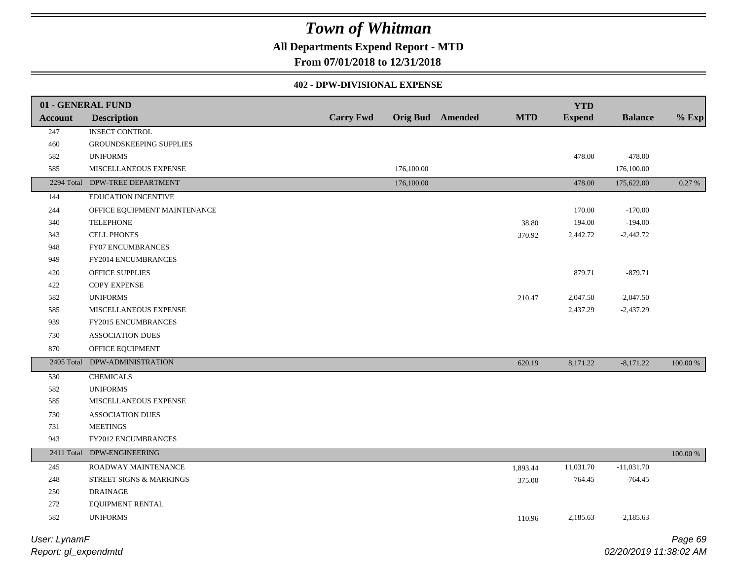# Town of Whitman

**All Departments Expend Report - MTD**

**From 07/01/2018 to 12/31/2018**

### 402 - DPW-DIVISIONAL EXPENSE

| 01 - GENERAL FUND | | | | | | YTD | | |
|---|---|---|---|---|---|---|---|---|
| **Account** | **Description** | **Carry Fwd** | **Orig Bud** | **Amended** | **MTD** | **Expend** | **Balance** | **% Exp** |
| 247 | INSECT CONTROL | | | | | | | |
| 460 | GROUNDSKEEPING SUPPLIES | | | | | | | |
| 582 | UNIFORMS | | | | | 478.00 | -478.00 | |
| 585 | MISCELLANEOUS EXPENSE | | 176,100.00 | | | | 176,100.00 | |
| 2294 Total | DPW-TREE DEPARTMENT | | 176,100.00 | | | 478.00 | 175,622.00 | 0.27 % |
| 144 | EDUCATION INCENTIVE | | | | | | | |
| 244 | OFFICE EQUIPMENT MAINTENANCE | | | | | 170.00 | -170.00 | |
| 340 | TELEPHONE | | | | 38.80 | 194.00 | -194.00 | |
| 343 | CELL PHONES | | | | 370.92 | 2,442.72 | -2,442.72 | |
| 948 | FY07 ENCUMBRANCES | | | | | | | |
| 949 | FY2014 ENCUMBRANCES | | | | | | | |
| 420 | OFFICE SUPPLIES | | | | | 879.71 | -879.71 | |
| 422 | COPY EXPENSE | | | | | | | |
| 582 | UNIFORMS | | | | 210.47 | 2,047.50 | -2,047.50 | |
| 585 | MISCELLANEOUS EXPENSE | | | | | 2,437.29 | -2,437.29 | |
| 939 | FY2015 ENCUMBRANCES | | | | | | | |
| 730 | ASSOCIATION DUES | | | | | | | |
| 870 | OFFICE EQUIPMENT | | | | | | | |
| 2405 Total | DPW-ADMINISTRATION | | | | 620.19 | 8,171.22 | -8,171.22 | 100.00 % |
| 530 | CHEMICALS | | | | | | | |
| 582 | UNIFORMS | | | | | | | |
| 585 | MISCELLANEOUS EXPENSE | | | | | | | |
| 730 | ASSOCIATION DUES | | | | | | | |
| 731 | MEETINGS | | | | | | | |
| 943 | FY2012 ENCUMBRANCES | | | | | | | |
| 2411 Total | DPW-ENGINEERING | | | | | | | 100.00 % |
| 245 | ROADWAY MAINTENANCE | | | | 1,893.44 | 11,031.70 | -11,031.70 | |
| 248 | STREET SIGNS & MARKINGS | | | | 375.00 | 764.45 | -764.45 | |
| 250 | DRAINAGE | | | | | | | |
| 272 | EQUIPMENT RENTAL | | | | | | | |
| 582 | UNIFORMS | | | | 110.96 | 2,185.63 | -2,185.63 | |

User: LynamF
Report: gl_expendmtd

02/20/2019 11:38:02 AM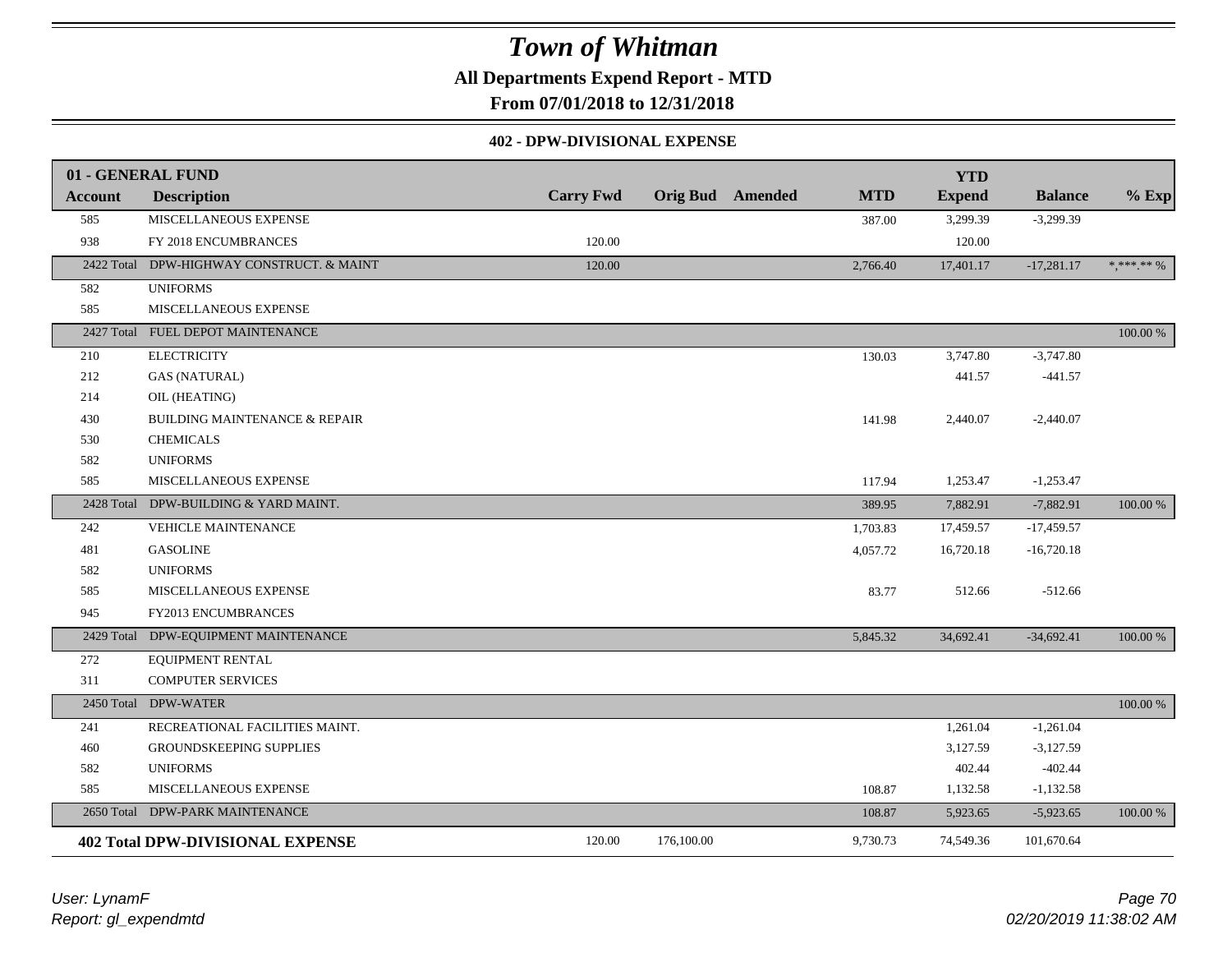# Town of Whitman

**All Departments Expend Report - MTD**

**From 07/01/2018 to 12/31/2018**

**402 - DPW-DIVISIONAL EXPENSE**

| 01 - GENERAL FUND | | | | | | YTD | | |
|---|---|---|---|---|---|---|---|---|
| **Account** | **Description** | **Carry Fwd** | **Orig Bud** | **Amended** | **MTD** | **Expend** | **Balance** | **% Exp** |
| 585 | MISCELLANEOUS EXPENSE | | | | 387.00 | 3,299.39 | -3,299.39 | |
| 938 | FY 2018 ENCUMBRANCES | 120.00 | | | | 120.00 | | |
| 2422 Total | DPW-HIGHWAY CONSTRUCT. & MAINT | 120.00 | | | 2,766.40 | 17,401.17 | -17,281.17 | *,***.** % |
| 582 | UNIFORMS | | | | | | | |
| 585 | MISCELLANEOUS EXPENSE | | | | | | | |
| 2427 Total | FUEL DEPOT MAINTENANCE | | | | | | | 100.00 % |
| 210 | ELECTRICITY | | | | 130.03 | 3,747.80 | -3,747.80 | |
| 212 | GAS (NATURAL) | | | | | 441.57 | -441.57 | |
| 214 | OIL (HEATING) | | | | | | | |
| 430 | BUILDING MAINTENANCE & REPAIR | | | | 141.98 | 2,440.07 | -2,440.07 | |
| 530 | CHEMICALS | | | | | | | |
| 582 | UNIFORMS | | | | | | | |
| 585 | MISCELLANEOUS EXPENSE | | | | 117.94 | 1,253.47 | -1,253.47 | |
| 2428 Total | DPW-BUILDING & YARD MAINT. | | | | 389.95 | 7,882.91 | -7,882.91 | 100.00 % |
| 242 | VEHICLE MAINTENANCE | | | | 1,703.83 | 17,459.57 | -17,459.57 | |
| 481 | GASOLINE | | | | 4,057.72 | 16,720.18 | -16,720.18 | |
| 582 | UNIFORMS | | | | | | | |
| 585 | MISCELLANEOUS EXPENSE | | | | 83.77 | 512.66 | -512.66 | |
| 945 | FY2013 ENCUMBRANCES | | | | | | | |
| 2429 Total | DPW-EQUIPMENT MAINTENANCE | | | | 5,845.32 | 34,692.41 | -34,692.41 | 100.00 % |
| 272 | EQUIPMENT RENTAL | | | | | | | |
| 311 | COMPUTER SERVICES | | | | | | | |
| 2450 Total | DPW-WATER | | | | | | | 100.00 % |
| 241 | RECREATIONAL FACILITIES MAINT. | | | | | 1,261.04 | -1,261.04 | |
| 460 | GROUNDSKEEPING SUPPLIES | | | | | 3,127.59 | -3,127.59 | |
| 582 | UNIFORMS | | | | | 402.44 | -402.44 | |
| 585 | MISCELLANEOUS EXPENSE | | | | 108.87 | 1,132.58 | -1,132.58 | |
| 2650 Total | DPW-PARK MAINTENANCE | | | | 108.87 | 5,923.65 | -5,923.65 | 100.00 % |
| **402 Total DPW-DIVISIONAL EXPENSE** | | 120.00 | 176,100.00 | | 9,730.73 | 74,549.36 | 101,670.64 | |

*User: LynamF*
*Report: gl_expendmtd*

*02/20/2019 11:38:02 AM*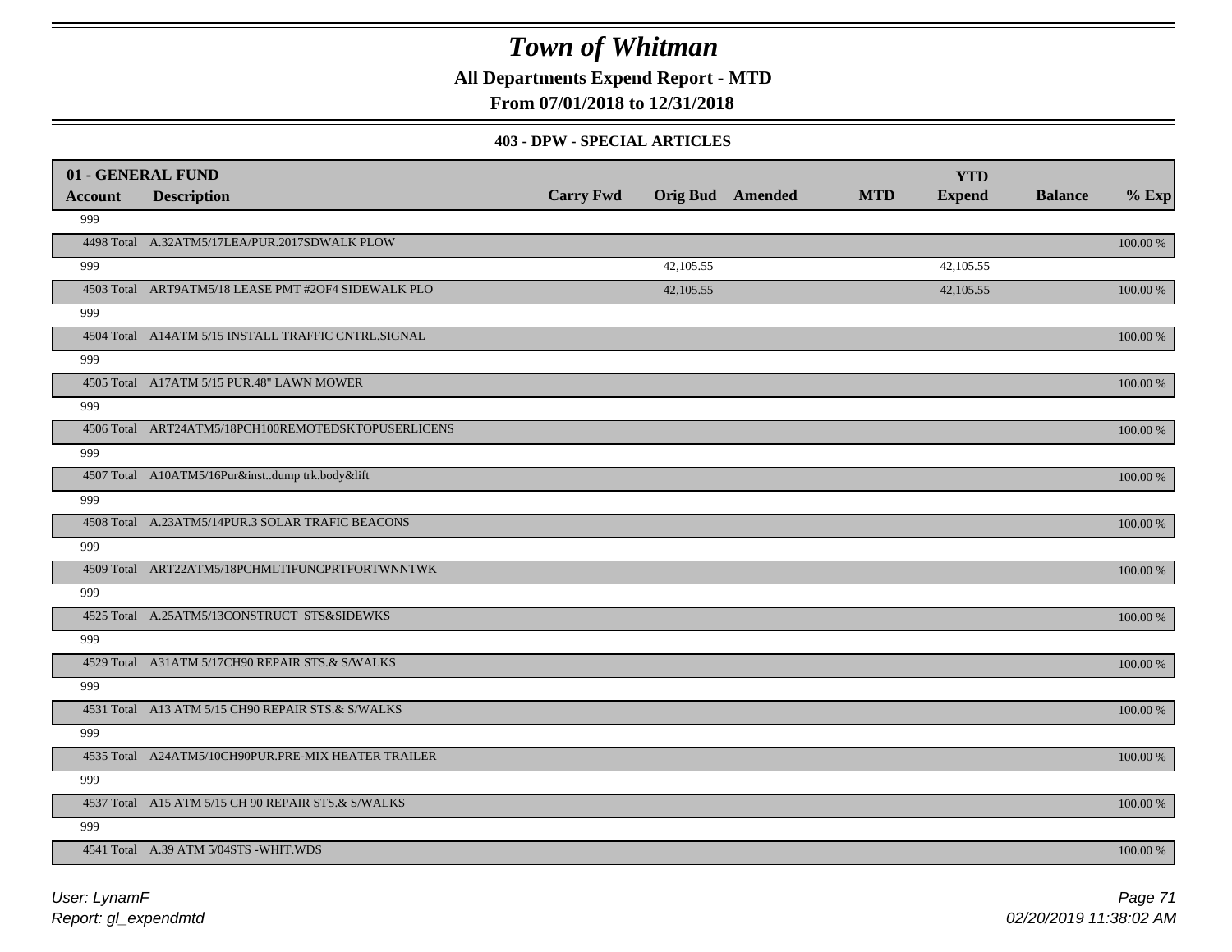# Town of Whitman

**All Departments Expend Report - MTD**

**From 07/01/2018 to 12/31/2018**

**403 - DPW - SPECIAL ARTICLES**

| 01 - GENERAL FUND | | | | | | YTD | | |
|---|---|---|---|---|---|---|---|---|
| **Account** | **Description** | **Carry Fwd** | **Orig Bud** | **Amended** | **MTD** | **Expend** | **Balance** | **% Exp** |
| 999 | | | | | | | | |
| 4498 Total | A.32ATM5/17LEA/PUR.2017SDWALK PLOW | | | | | | | 100.00 % |
| 999 | | | 42,105.55 | | | 42,105.55 | | |
| 4503 Total | ART9ATM5/18 LEASE PMT #2OF4 SIDEWALK PLO | | 42,105.55 | | | 42,105.55 | | 100.00 % |
| 999 | | | | | | | | |
| 4504 Total | A14ATM 5/15 INSTALL TRAFFIC CNTRL.SIGNAL | | | | | | | 100.00 % |
| 999 | | | | | | | | |
| 4505 Total | A17ATM 5/15 PUR.48" LAWN MOWER | | | | | | | 100.00 % |
| 999 | | | | | | | | |
| 4506 Total | ART24ATM5/18PCH100REMOTEDSKTOPUSERLICENS | | | | | | | 100.00 % |
| 999 | | | | | | | | |
| 4507 Total | A10ATM5/16Pur&inst..dump trk.body&lift | | | | | | | 100.00 % |
| 999 | | | | | | | | |
| 4508 Total | A.23ATM5/14PUR.3 SOLAR TRAFIC BEACONS | | | | | | | 100.00 % |
| 999 | | | | | | | | |
| 4509 Total | ART22ATM5/18PCHMLTIFUNCPRTFORTWNNTWK | | | | | | | 100.00 % |
| 999 | | | | | | | | |
| 4525 Total | A.25ATM5/13CONSTRUCT STS&SIDEWKS | | | | | | | 100.00 % |
| 999 | | | | | | | | |
| 4529 Total | A31ATM 5/17CH90 REPAIR STS.& S/WALKS | | | | | | | 100.00 % |
| 999 | | | | | | | | |
| 4531 Total | A13 ATM 5/15 CH90 REPAIR STS.& S/WALKS | | | | | | | 100.00 % |
| 999 | | | | | | | | |
| 4535 Total | A24ATM5/10CH90PUR.PRE-MIX HEATER TRAILER | | | | | | | 100.00 % |
| 999 | | | | | | | | |
| 4537 Total | A15 ATM 5/15 CH 90 REPAIR STS.& S/WALKS | | | | | | | 100.00 % |
| 999 | | | | | | | | |
| 4541 Total | A.39 ATM 5/04STS -WHIT.WDS | | | | | | | 100.00 % |

*User: LynamF*

*Report: gl_expendmtd*

*02/20/2019 11:38:02 AM*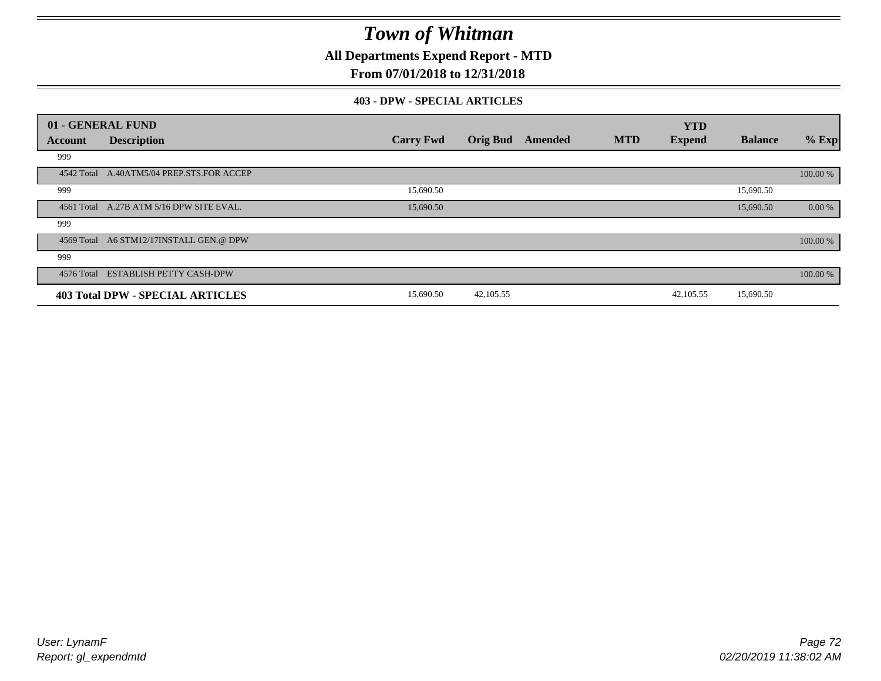# Town of Whitman

## All Departments Expend Report - MTD

## From 07/01/2018 to 12/31/2018

### 403 - DPW - SPECIAL ARTICLES

| 01 - GENERAL FUND | | | | | | YTD | | |
|---|---|---|---|---|---|---|---|---|
| **Account** | **Description** | **Carry Fwd** | **Orig Bud** | **Amended** | **MTD** | **Expend** | **Balance** | **% Exp** |
| 999 | | | | | | | | |
| 4542 Total | A.40ATM5/04 PREP.STS.FOR ACCEP | | | | | | | 100.00 % |
| 999 | | 15,690.50 | | | | | 15,690.50 | |
| 4561 Total | A.27B ATM 5/16 DPW SITE EVAL. | 15,690.50 | | | | | 15,690.50 | 0.00 % |
| 999 | | | | | | | | |
| 4569 Total | A6 STM12/17INSTALL GEN.@ DPW | | | | | | | 100.00 % |
| 999 | | | | | | | | |
| 4576 Total | ESTABLISH PETTY CASH-DPW | | | | | | | 100.00 % |
| **403 Total DPW - SPECIAL ARTICLES** | | 15,690.50 | 42,105.55 | | | 42,105.55 | 15,690.50 | |

*User: LynamF*
*Report: gl_expendmtd*

*02/20/2019 11:38:02 AM*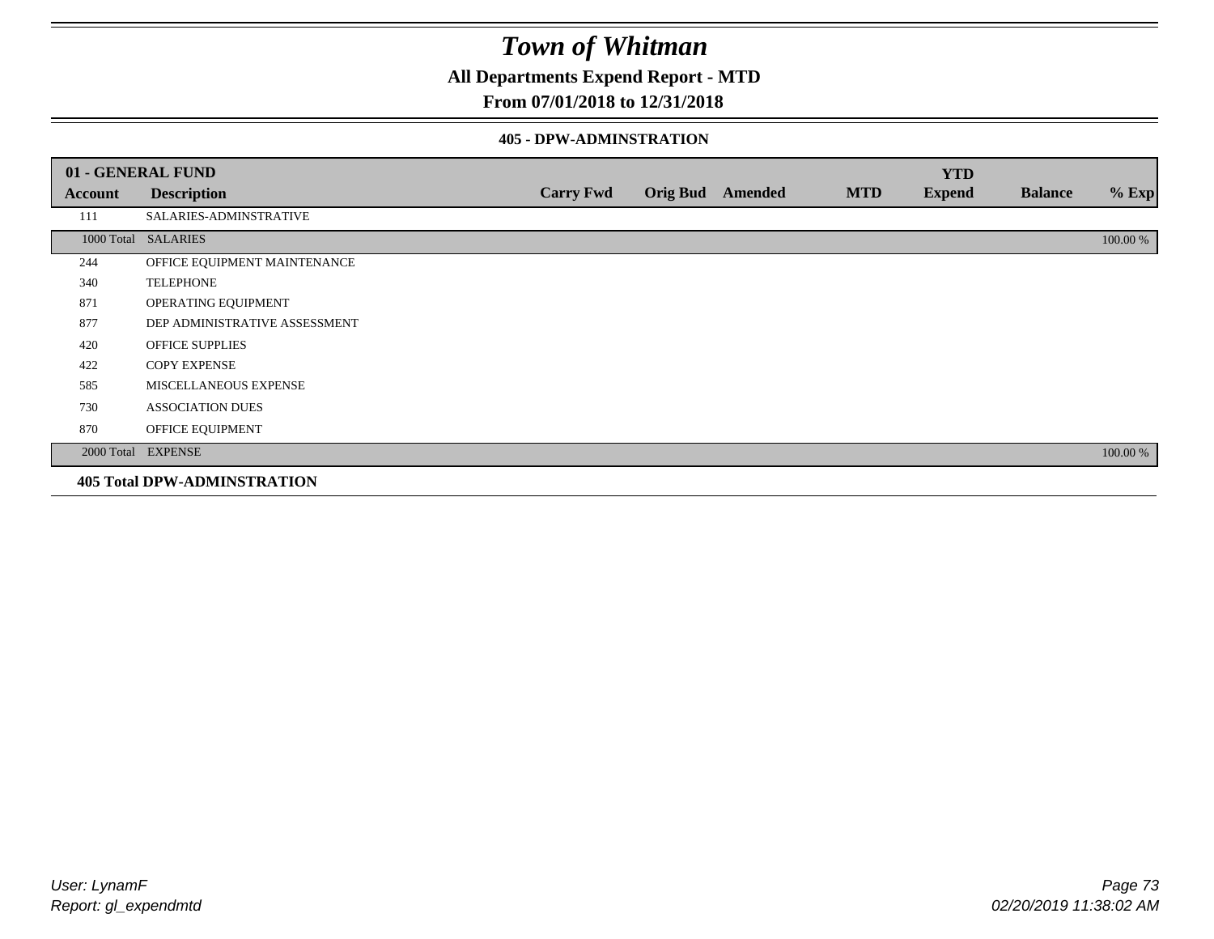# Town of Whitman

## All Departments Expend Report - MTD

### From 07/01/2018 to 12/31/2018

#### 405 - DPW-ADMINSTRATION

| 01 - GENERAL FUND | | | | | | | | |
|---|---|---|---|---|---|---|---|---|
| **Account** | **Description** | **Carry Fwd** | **Orig Bud** | **Amended** | **MTD** | **YTD Expend** | **Balance** | **% Exp** |
| 111 | SALARIES-ADMINSTRATIVE | | | | | | | |
| 1000 Total | SALARIES | | | | | | | 100.00 % |
| 244 | OFFICE EQUIPMENT MAINTENANCE | | | | | | | |
| 340 | TELEPHONE | | | | | | | |
| 871 | OPERATING EQUIPMENT | | | | | | | |
| 877 | DEP ADMINISTRATIVE ASSESSMENT | | | | | | | |
| 420 | OFFICE SUPPLIES | | | | | | | |
| 422 | COPY EXPENSE | | | | | | | |
| 585 | MISCELLANEOUS EXPENSE | | | | | | | |
| 730 | ASSOCIATION DUES | | | | | | | |
| 870 | OFFICE EQUIPMENT | | | | | | | |
| 2000 Total | EXPENSE | | | | | | | 100.00 % |
| **405 Total DPW-ADMINSTRATION** | | | | | | | | |

User: LynamF
Report: gl_expendmtd

02/20/2019 11:38:02 AM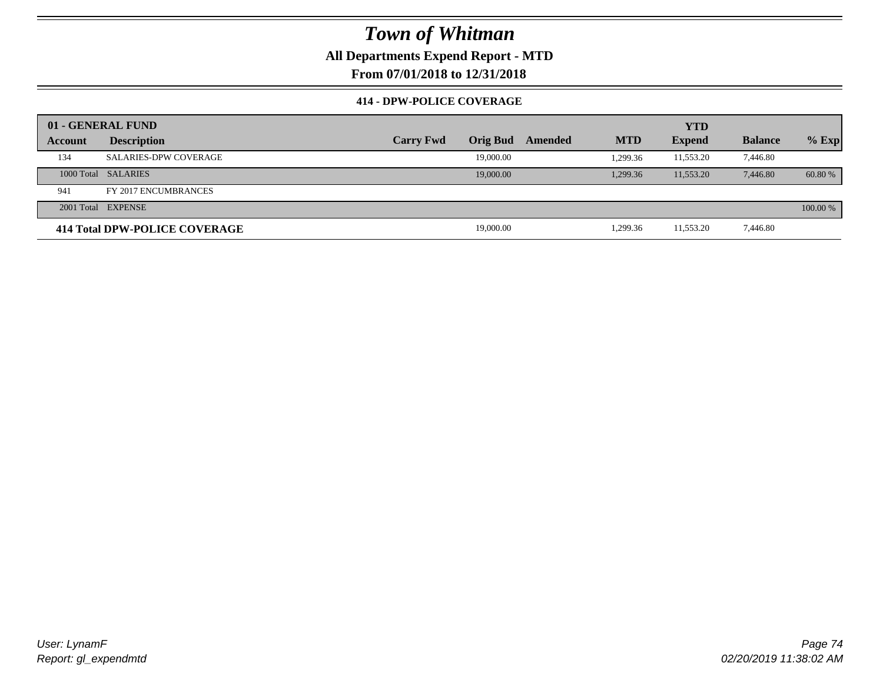# Town of Whitman

**All Departments Expend Report - MTD**

**From 07/01/2018 to 12/31/2018**

### 414 - DPW-POLICE COVERAGE

| 01 - GENERAL FUND | | | | | | YTD | | |
|---|---|---|---|---|---|---|---|---|
| **Account** | **Description** | **Carry Fwd** | **Orig Bud** | **Amended** | **MTD** | **Expend** | **Balance** | **% Exp** |
| 134 | SALARIES-DPW COVERAGE | | 19,000.00 | | 1,299.36 | 11,553.20 | 7,446.80 | |
| 1000 Total | SALARIES | | 19,000.00 | | 1,299.36 | 11,553.20 | 7,446.80 | 60.80 % |
| 941 | FY 2017 ENCUMBRANCES | | | | | | | |
| 2001 Total | EXPENSE | | | | | | | 100.00 % |
| **414 Total DPW-POLICE COVERAGE** | | | 19,000.00 | | 1,299.36 | 11,553.20 | 7,446.80 | |

*User: LynamF*
*Report: gl_expendmtd*

*02/20/2019 11:38:02 AM*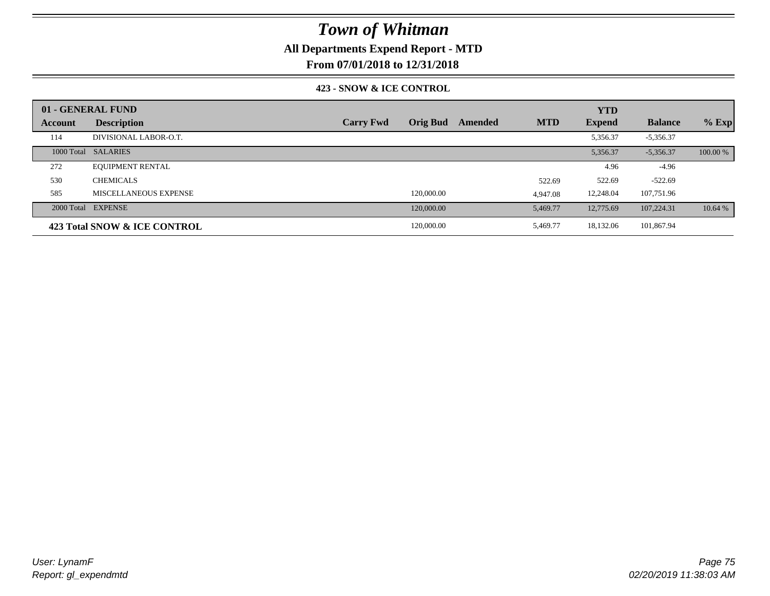# Town of Whitman

**All Departments Expend Report - MTD**

**From 07/01/2018 to 12/31/2018**

**423 - SNOW & ICE CONTROL**

| **01 - GENERAL FUND** | | | | | | | | | |
|---|---|---|---|---|---|---|---|---|---|
| **Account** | **Description** | **Carry Fwd** | **Orig Bud** | **Amended** | **MTD** | **YTD Expend** | **Balance** | **% Exp** |
| 114 | DIVISIONAL LABOR-O.T. | | | | | 5,356.37 | -5,356.37 | |
| 1000 Total | SALARIES | | | | | 5,356.37 | -5,356.37 | 100.00 % |
| 272 | EQUIPMENT RENTAL | | | | | 4.96 | -4.96 | |
| 530 | CHEMICALS | | | | 522.69 | 522.69 | -522.69 | |
| 585 | MISCELLANEOUS EXPENSE | | 120,000.00 | | 4,947.08 | 12,248.04 | 107,751.96 | |
| 2000 Total | EXPENSE | | 120,000.00 | | 5,469.77 | 12,775.69 | 107,224.31 | 10.64 % |
| **423 Total SNOW & ICE CONTROL** | | | 120,000.00 | | 5,469.77 | 18,132.06 | 101,867.94 | |

*User: LynamF*
*Report: gl_expendmtd*

*02/20/2019 11:38:03 AM*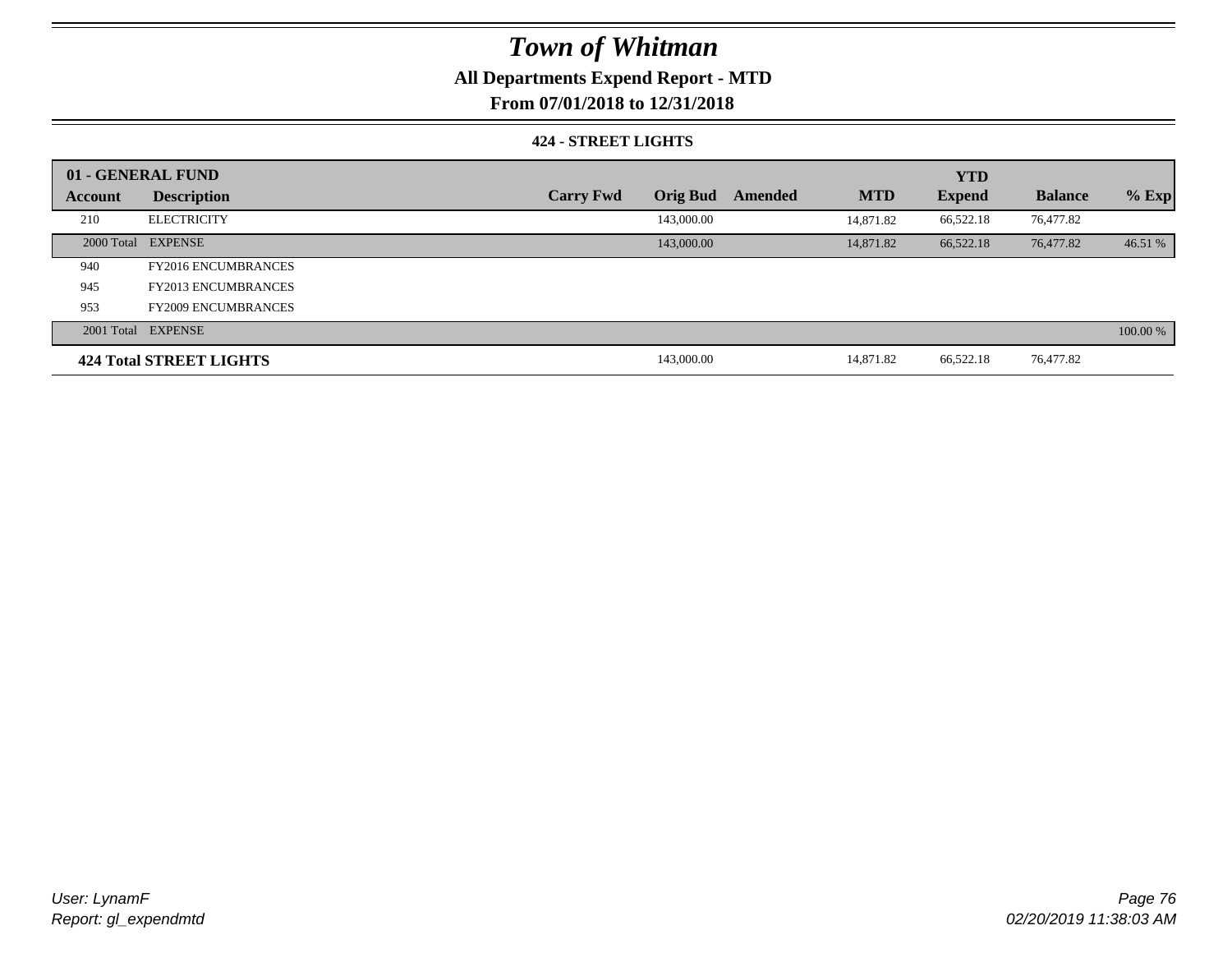# Town of Whitman

**All Departments Expend Report - MTD**

**From 07/01/2018 to 12/31/2018**

### 424 - STREET LIGHTS

| 01 - GENERAL FUND | | | | | | YTD | | |
|---|---|---|---|---|---|---|---|---|
| **Account** | **Description** | **Carry Fwd** | **Orig Bud** | **Amended** | **MTD** | **Expend** | **Balance** | **% Exp** |
| 210 | ELECTRICITY | | 143,000.00 | | 14,871.82 | 66,522.18 | 76,477.82 | |
| 2000 Total | EXPENSE | | 143,000.00 | | 14,871.82 | 66,522.18 | 76,477.82 | 46.51 % |
| 940 | FY2016 ENCUMBRANCES | | | | | | | |
| 945 | FY2013 ENCUMBRANCES | | | | | | | |
| 953 | FY2009 ENCUMBRANCES | | | | | | | |
| 2001 Total | EXPENSE | | | | | | | 100.00 % |
| **424 Total STREET LIGHTS** | | | 143,000.00 | | 14,871.82 | 66,522.18 | 76,477.82 | |

*User: LynamF*
*Report: gl_expendmtd*

*02/20/2019 11:38:03 AM*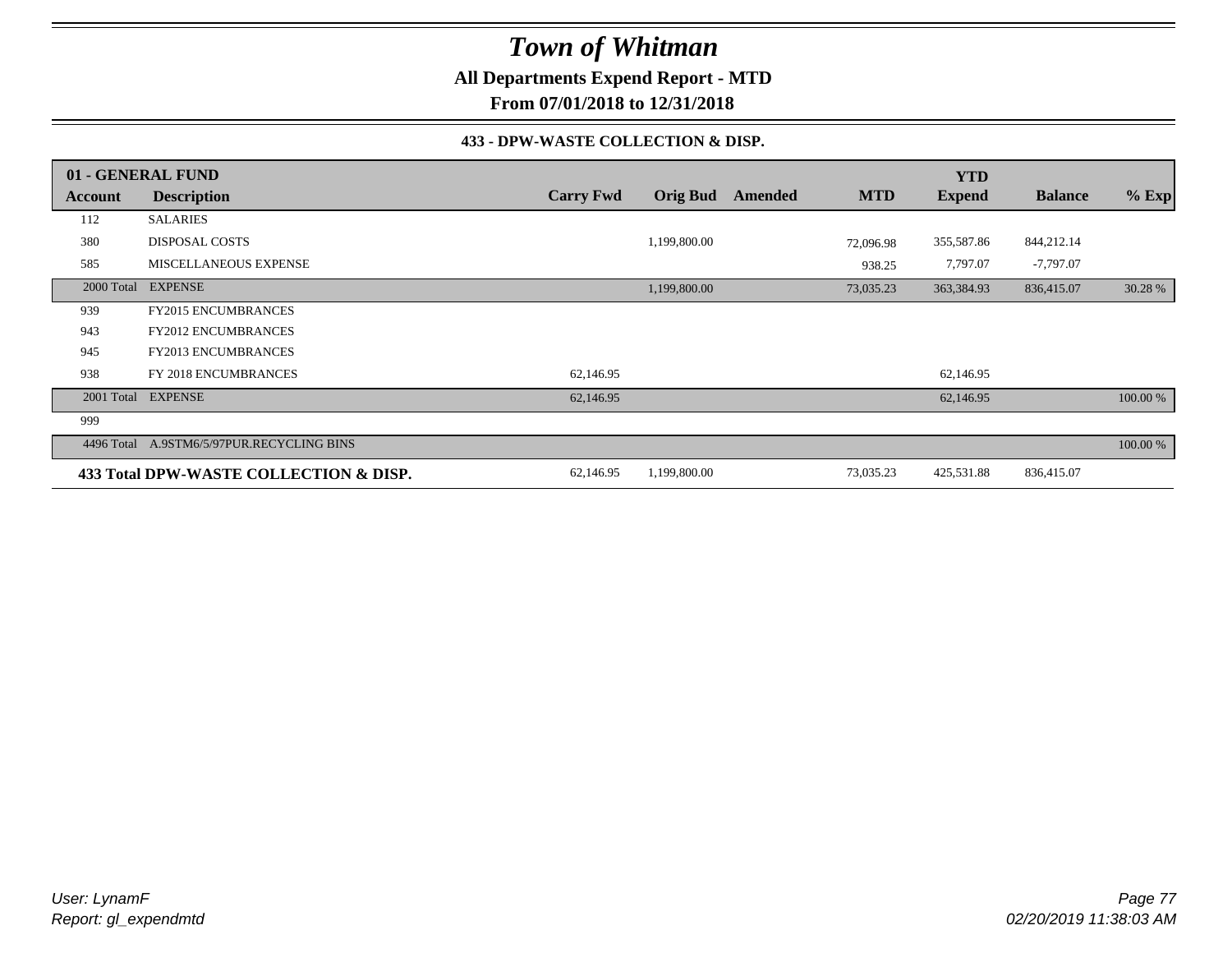# Town of Whitman

## All Departments Expend Report - MTD

### From 07/01/2018 to 12/31/2018

#### 433 - DPW-WASTE COLLECTION & DISP.

| 01 - GENERAL FUND | | | | | | YTD | | |
|---|---|---|---|---|---|---|---|---|
| Account | Description | Carry Fwd | Orig Bud | Amended | MTD | Expend | Balance | % Exp |
| 112 | SALARIES | | | | | | | |
| 380 | DISPOSAL COSTS | | 1,199,800.00 | | 72,096.98 | 355,587.86 | 844,212.14 | |
| 585 | MISCELLANEOUS EXPENSE | | | | 938.25 | 7,797.07 | -7,797.07 | |
| 2000 Total | EXPENSE | | 1,199,800.00 | | 73,035.23 | 363,384.93 | 836,415.07 | 30.28 % |
| 939 | FY2015 ENCUMBRANCES | | | | | | | |
| 943 | FY2012 ENCUMBRANCES | | | | | | | |
| 945 | FY2013 ENCUMBRANCES | | | | | | | |
| 938 | FY 2018 ENCUMBRANCES | 62,146.95 | | | | 62,146.95 | | |
| 2001 Total | EXPENSE | 62,146.95 | | | | 62,146.95 | | 100.00 % |
| 999 | | | | | | | | |
| 4496 Total | A.9STM6/5/97PUR.RECYCLING BINS | | | | | | | 100.00 % |
| **433 Total DPW-WASTE COLLECTION & DISP.** | | 62,146.95 | 1,199,800.00 | | 73,035.23 | 425,531.88 | 836,415.07 | |

*User: LynamF*
*Report: gl_expendmtd*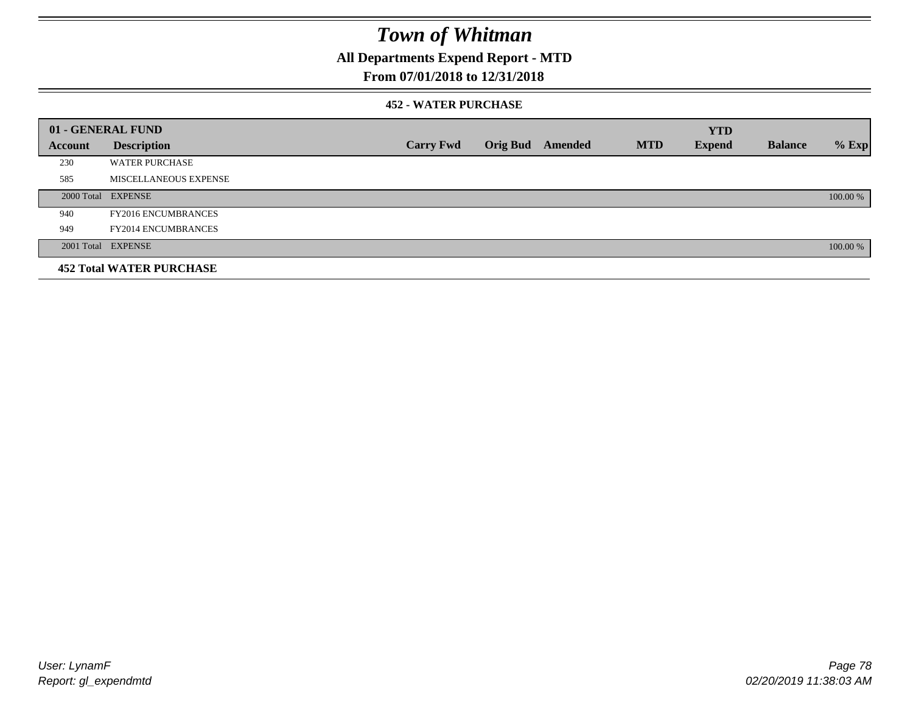# Town of Whitman

## All Departments Expend Report - MTD

## From 07/01/2018 to 12/31/2018

### 452 - WATER PURCHASE

| 01 - GENERAL FUND | | | | | | YTD | | |
|---|---|---|---|---|---|---|---|---|
| **Account** | **Description** | **Carry Fwd** | **Orig Bud** | **Amended** | **MTD** | **Expend** | **Balance** | **% Exp** |
| 230 | WATER PURCHASE | | | | | | | |
| 585 | MISCELLANEOUS EXPENSE | | | | | | | |
| 2000 Total | EXPENSE | | | | | | | 100.00 % |
| 940 | FY2016 ENCUMBRANCES | | | | | | | |
| 949 | FY2014 ENCUMBRANCES | | | | | | | |
| 2001 Total | EXPENSE | | | | | | | 100.00 % |
| **452 Total WATER PURCHASE** | | | | | | | | |

*User: LynamF*
*Report: gl_expendmtd*

*02/20/2019 11:38:03 AM*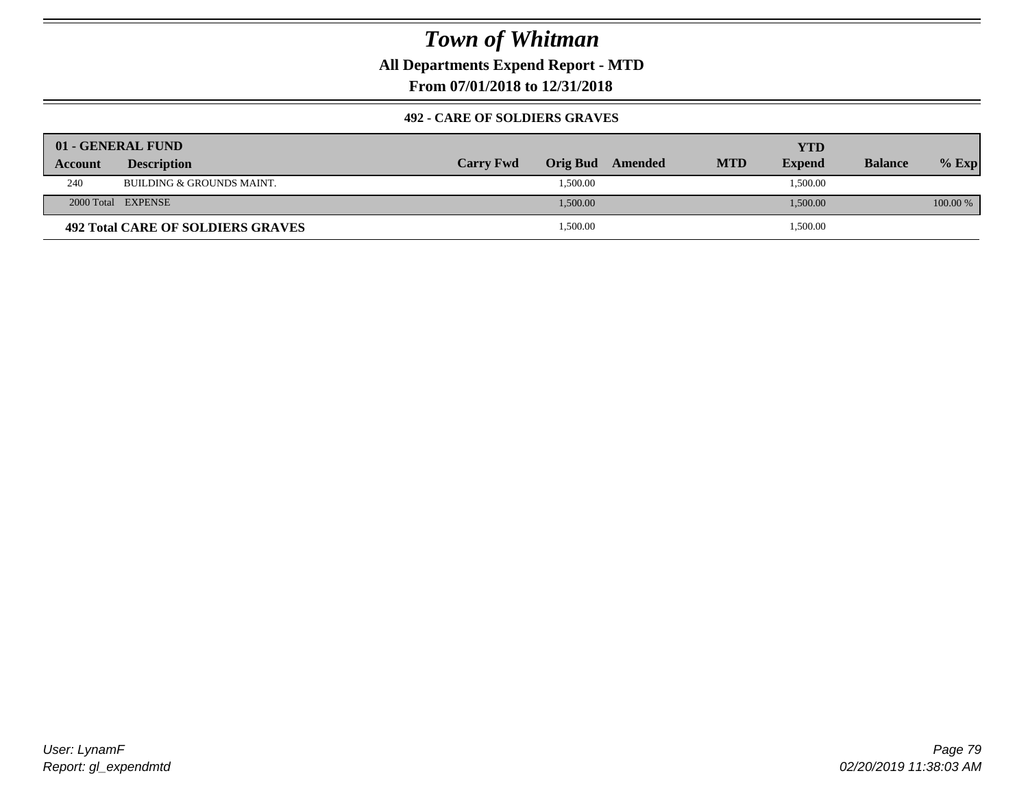# Town of Whitman

**All Departments Expend Report - MTD**

**From 07/01/2018 to 12/31/2018**

**492 - CARE OF SOLDIERS GRAVES**

| 01 - GENERAL FUND | | | | | | YTD | | |
|---|---|---|---|---|---|---|---|---|
| **Account** | **Description** | **Carry Fwd** | **Orig Bud** | **Amended** | **MTD** | **Expend** | **Balance** | **% Exp** |
| 240 | BUILDING & GROUNDS MAINT. | | 1,500.00 | | | 1,500.00 | | |
| 2000 Total | EXPENSE | | 1,500.00 | | | 1,500.00 | | 100.00 % |
| **492 Total CARE OF SOLDIERS GRAVES** | | | 1,500.00 | | | 1,500.00 | | |

User: LynamF
Report: gl_expendmtd

02/20/2019 11:38:03 AM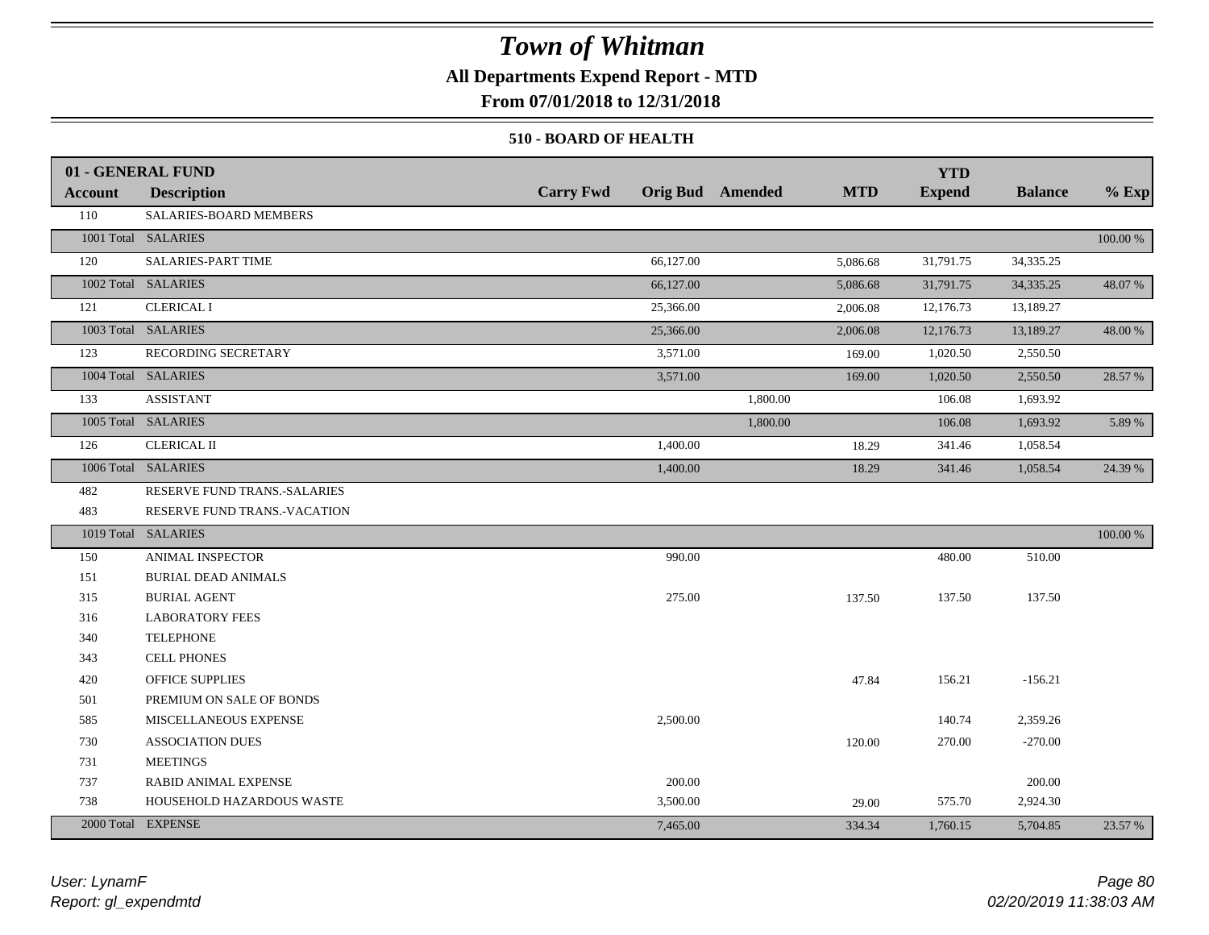# Town of Whitman

**All Departments Expend Report - MTD**

**From 07/01/2018 to 12/31/2018**

**510 - BOARD OF HEALTH**

| 01 - GENERAL FUND | | | | | | YTD | | |
|---|---|---|---|---|---|---|---|---|
| **Account** | **Description** | **Carry Fwd** | **Orig Bud** | **Amended** | **MTD** | **Expend** | **Balance** | **% Exp** |
| 110 | SALARIES-BOARD MEMBERS | | | | | | | |
| 1001 Total | SALARIES | | | | | | | 100.00 % |
| 120 | SALARIES-PART TIME | | 66,127.00 | | 5,086.68 | 31,791.75 | 34,335.25 | |
| 1002 Total | SALARIES | | 66,127.00 | | 5,086.68 | 31,791.75 | 34,335.25 | 48.07 % |
| 121 | CLERICAL I | | 25,366.00 | | 2,006.08 | 12,176.73 | 13,189.27 | |
| 1003 Total | SALARIES | | 25,366.00 | | 2,006.08 | 12,176.73 | 13,189.27 | 48.00 % |
| 123 | RECORDING SECRETARY | | 3,571.00 | | 169.00 | 1,020.50 | 2,550.50 | |
| 1004 Total | SALARIES | | 3,571.00 | | 169.00 | 1,020.50 | 2,550.50 | 28.57 % |
| 133 | ASSISTANT | | | 1,800.00 | | 106.08 | 1,693.92 | |
| 1005 Total | SALARIES | | | 1,800.00 | | 106.08 | 1,693.92 | 5.89 % |
| 126 | CLERICAL II | | 1,400.00 | | 18.29 | 341.46 | 1,058.54 | |
| 1006 Total | SALARIES | | 1,400.00 | | 18.29 | 341.46 | 1,058.54 | 24.39 % |
| 482 | RESERVE FUND TRANS.-SALARIES | | | | | | | |
| 483 | RESERVE FUND TRANS.-VACATION | | | | | | | |
| 1019 Total | SALARIES | | | | | | | 100.00 % |
| 150 | ANIMAL INSPECTOR | | 990.00 | | | 480.00 | 510.00 | |
| 151 | BURIAL DEAD ANIMALS | | | | | | | |
| 315 | BURIAL AGENT | | 275.00 | | 137.50 | 137.50 | 137.50 | |
| 316 | LABORATORY FEES | | | | | | | |
| 340 | TELEPHONE | | | | | | | |
| 343 | CELL PHONES | | | | | | | |
| 420 | OFFICE SUPPLIES | | | | 47.84 | 156.21 | -156.21 | |
| 501 | PREMIUM ON SALE OF BONDS | | | | | | | |
| 585 | MISCELLANEOUS EXPENSE | | 2,500.00 | | | 140.74 | 2,359.26 | |
| 730 | ASSOCIATION DUES | | | | 120.00 | 270.00 | -270.00 | |
| 731 | MEETINGS | | | | | | | |
| 737 | RABID ANIMAL EXPENSE | | 200.00 | | | | 200.00 | |
| 738 | HOUSEHOLD HAZARDOUS WASTE | | 3,500.00 | | 29.00 | 575.70 | 2,924.30 | |
| 2000 Total | EXPENSE | | 7,465.00 | | 334.34 | 1,760.15 | 5,704.85 | 23.57 % |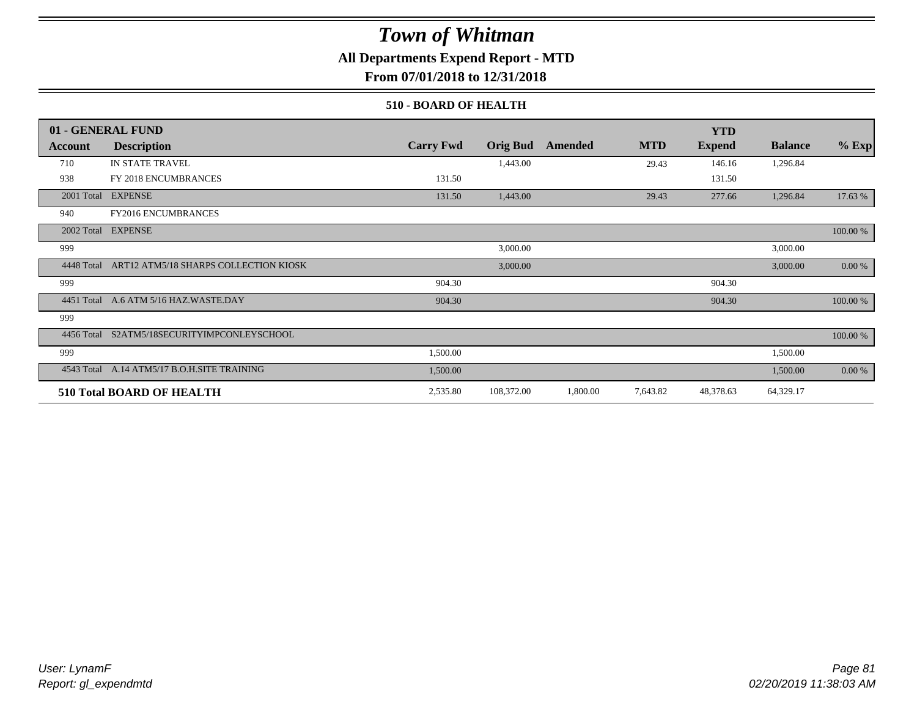# Town of Whitman

**All Departments Expend Report - MTD**

**From 07/01/2018 to 12/31/2018**

**510 - BOARD OF HEALTH**

| 01 - GENERAL FUND | | | | | | YTD | | |
|---|---|---|---|---|---|---|---|---|
| **Account** | **Description** | **Carry Fwd** | **Orig Bud** | **Amended** | **MTD** | **Expend** | **Balance** | **% Exp** |
| 710 | IN STATE TRAVEL | | 1,443.00 | | 29.43 | 146.16 | 1,296.84 | |
| 938 | FY 2018 ENCUMBRANCES | 131.50 | | | | 131.50 | | |
| 2001 Total | EXPENSE | 131.50 | 1,443.00 | | 29.43 | 277.66 | 1,296.84 | 17.63 % |
| 940 | FY2016 ENCUMBRANCES | | | | | | | |
| 2002 Total | EXPENSE | | | | | | | 100.00 % |
| 999 | | | 3,000.00 | | | | 3,000.00 | |
| 4448 Total | ART12 ATM5/18 SHARPS COLLECTION KIOSK | | 3,000.00 | | | | 3,000.00 | 0.00 % |
| 999 | | 904.30 | | | | 904.30 | | |
| 4451 Total | A.6 ATM 5/16 HAZ.WASTE.DAY | 904.30 | | | | 904.30 | | 100.00 % |
| 999 | | | | | | | | |
| 4456 Total | S2ATM5/18SECURITYIMPCONLEYSCHOOL | | | | | | | 100.00 % |
| 999 | | 1,500.00 | | | | | 1,500.00 | |
| 4543 Total | A.14 ATM5/17 B.O.H.SITE TRAINING | 1,500.00 | | | | | 1,500.00 | 0.00 % |
| **510 Total BOARD OF HEALTH** | | 2,535.80 | 108,372.00 | 1,800.00 | 7,643.82 | 48,378.63 | 64,329.17 | |

*User: LynamF*
*Report: gl_expendmtd*

*02/20/2019 11:38:03 AM*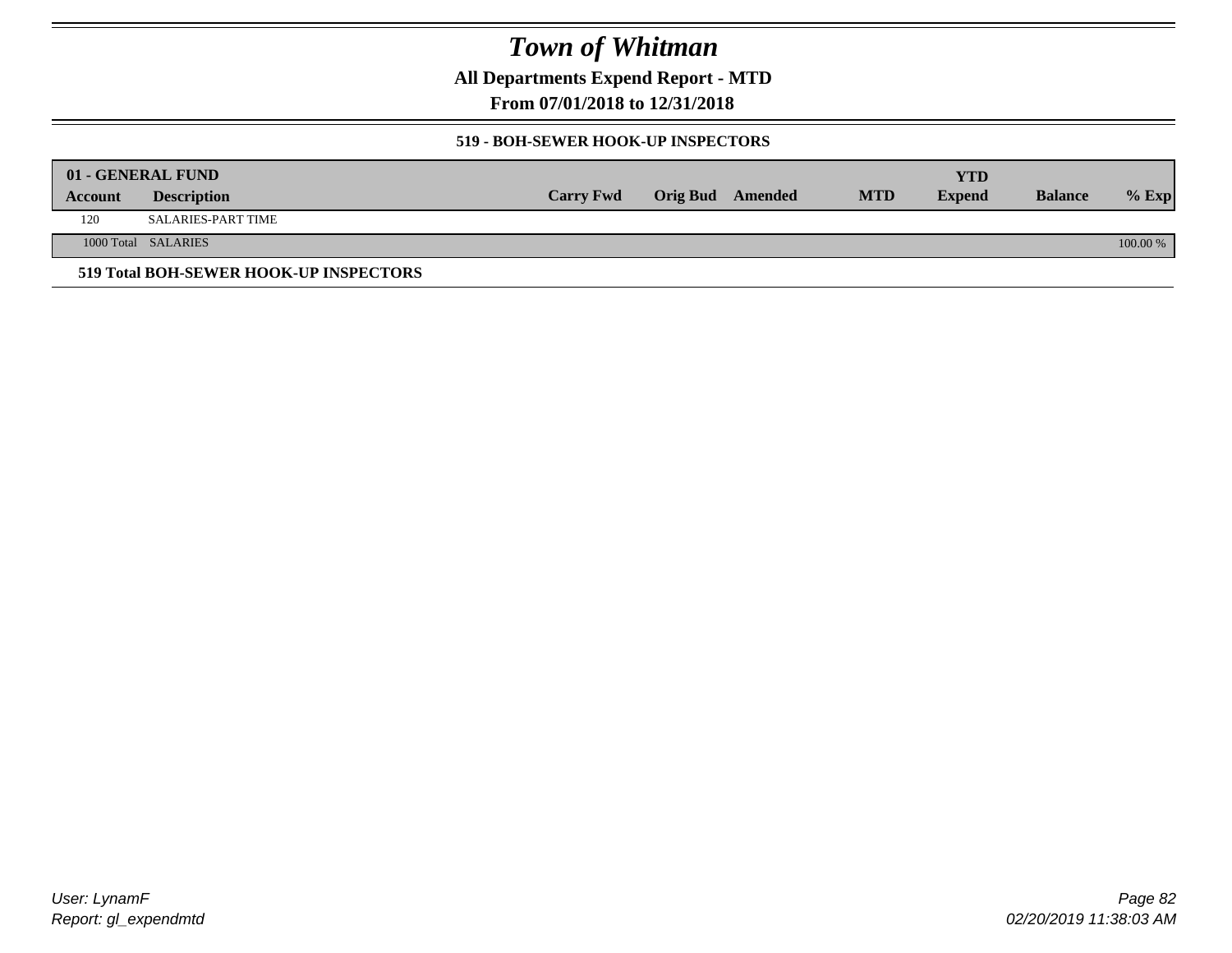# Town of Whitman

## All Departments Expend Report - MTD

### From 07/01/2018 to 12/31/2018

#### 519 - BOH-SEWER HOOK-UP INSPECTORS

| 01 - GENERAL FUND | | | | | | YTD | | |
|---|---|---|---|---|---|---|---|---|
| Account | Description | Carry Fwd | Orig Bud | Amended | MTD | Expend | Balance | % Exp |
| 120 | SALARIES-PART TIME | | | | | | | |
| 1000 Total | SALARIES | | | | | | | 100.00 % |

**519 Total BOH-SEWER HOOK-UP INSPECTORS**

*User: LynamF*
*Report: gl_expendmtd*

*02/20/2019 11:38:03 AM*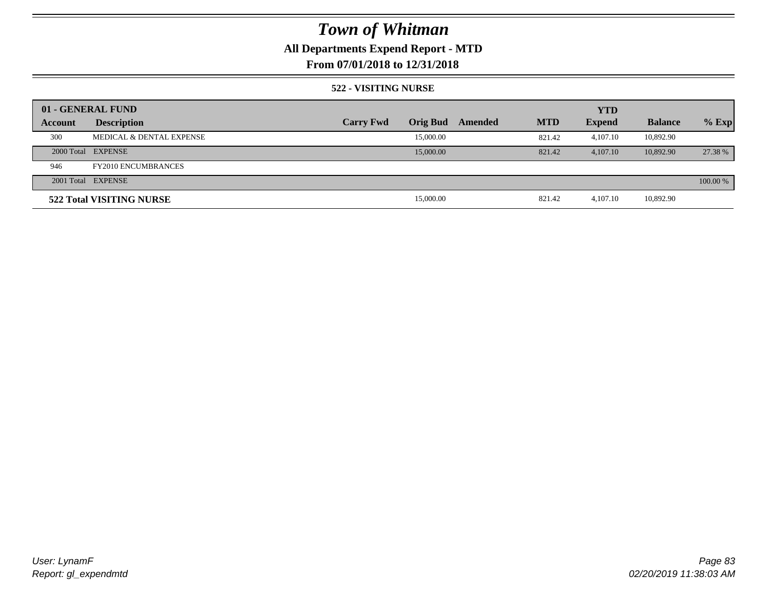# Town of Whitman

## All Departments Expend Report - MTD

## From 07/01/2018 to 12/31/2018

### 522 - VISITING NURSE

| 01 - GENERAL FUND | | | | | | YTD | | |
|---|---|---|---|---|---|---|---|---|
| Account | Description | Carry Fwd | Orig Bud | Amended | MTD | Expend | Balance | % Exp |
| 300 | MEDICAL & DENTAL EXPENSE | | 15,000.00 | | 821.42 | 4,107.10 | 10,892.90 | |
| 2000 Total | EXPENSE | | 15,000.00 | | 821.42 | 4,107.10 | 10,892.90 | 27.38 % |
| 946 | FY2010 ENCUMBRANCES | | | | | | | |
| 2001 Total | EXPENSE | | | | | | | 100.00 % |
| **522 Total VISITING NURSE** | | | 15,000.00 | | 821.42 | 4,107.10 | 10,892.90 | |

User: LynamF
Report: gl_expendmtd

02/20/2019 11:38:03 AM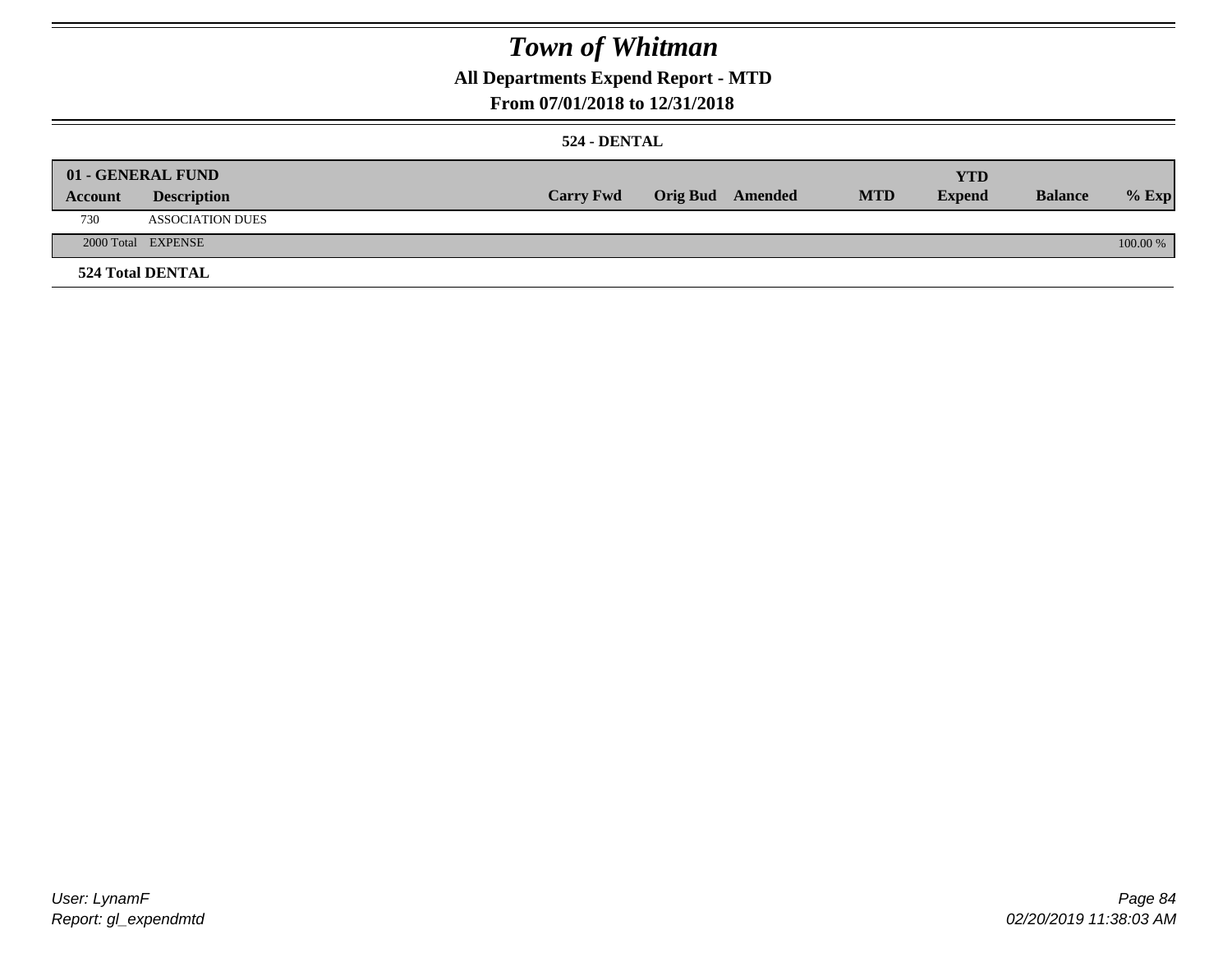# Town of Whitman

## All Departments Expend Report - MTD

### From 07/01/2018 to 12/31/2018

#### 524 - DENTAL

| 01 - GENERAL FUND | | | | | | YTD | | |
|---|---|---|---|---|---|---|---|---|
| **Account** | **Description** | **Carry Fwd** | **Orig Bud** | **Amended** | **MTD** | **Expend** | **Balance** | **% Exp** |
| 730 | ASSOCIATION DUES | | | | | | | |
| 2000 Total | EXPENSE | | | | | | | 100.00 % |

**524 Total DENTAL**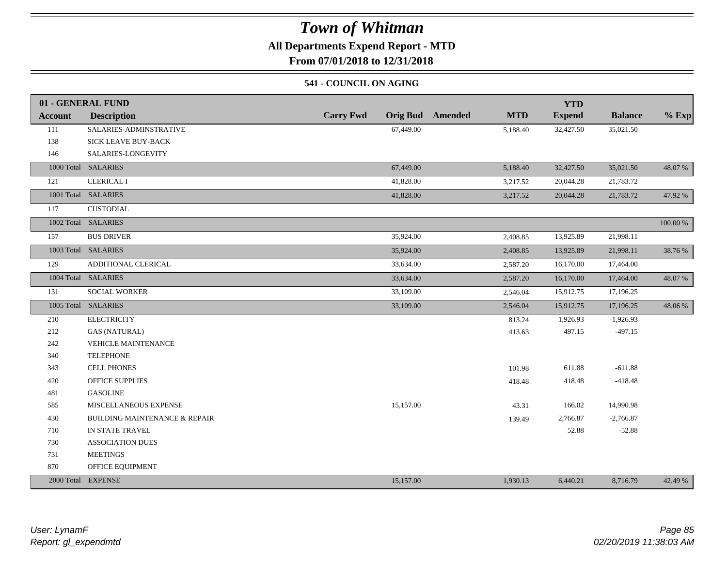# Town of Whitman

**All Departments Expend Report - MTD**

**From 07/01/2018 to 12/31/2018**

**541 - COUNCIL ON AGING**

| 01 - GENERAL FUND | | | | | | YTD | | |
|---|---|---|---|---|---|---|---|---|
| Account | Description | Carry Fwd | Orig Bud | Amended | MTD | Expend | Balance | % Exp |
| 111 | SALARIES-ADMINSTRATIVE | | 67,449.00 | | 5,188.40 | 32,427.50 | 35,021.50 | |
| 138 | SICK LEAVE BUY-BACK | | | | | | | |
| 146 | SALARIES-LONGEVITY | | | | | | | |
| 1000 Total | SALARIES | | 67,449.00 | | 5,188.40 | 32,427.50 | 35,021.50 | 48.07 % |
| 121 | CLERICAL I | | 41,828.00 | | 3,217.52 | 20,044.28 | 21,783.72 | |
| 1001 Total | SALARIES | | 41,828.00 | | 3,217.52 | 20,044.28 | 21,783.72 | 47.92 % |
| 117 | CUSTODIAL | | | | | | | |
| 1002 Total | SALARIES | | | | | | | 100.00 % |
| 157 | BUS DRIVER | | 35,924.00 | | 2,408.85 | 13,925.89 | 21,998.11 | |
| 1003 Total | SALARIES | | 35,924.00 | | 2,408.85 | 13,925.89 | 21,998.11 | 38.76 % |
| 129 | ADDITIONAL CLERICAL | | 33,634.00 | | 2,587.20 | 16,170.00 | 17,464.00 | |
| 1004 Total | SALARIES | | 33,634.00 | | 2,587.20 | 16,170.00 | 17,464.00 | 48.07 % |
| 131 | SOCIAL WORKER | | 33,109.00 | | 2,546.04 | 15,912.75 | 17,196.25 | |
| 1005 Total | SALARIES | | 33,109.00 | | 2,546.04 | 15,912.75 | 17,196.25 | 48.06 % |
| 210 | ELECTRICITY | | | | 813.24 | 1,926.93 | -1,926.93 | |
| 212 | GAS (NATURAL) | | | | 413.63 | 497.15 | -497.15 | |
| 242 | VEHICLE MAINTENANCE | | | | | | | |
| 340 | TELEPHONE | | | | | | | |
| 343 | CELL PHONES | | | | 101.98 | 611.88 | -611.88 | |
| 420 | OFFICE SUPPLIES | | | | 418.48 | 418.48 | -418.48 | |
| 481 | GASOLINE | | | | | | | |
| 585 | MISCELLANEOUS EXPENSE | | 15,157.00 | | 43.31 | 166.02 | 14,990.98 | |
| 430 | BUILDING MAINTENANCE & REPAIR | | | | 139.49 | 2,766.87 | -2,766.87 | |
| 710 | IN STATE TRAVEL | | | | | 52.88 | -52.88 | |
| 730 | ASSOCIATION DUES | | | | | | | |
| 731 | MEETINGS | | | | | | | |
| 870 | OFFICE EQUIPMENT | | | | | | | |
| 2000 Total | EXPENSE | | 15,157.00 | | 1,930.13 | 6,440.21 | 8,716.79 | 42.49 % |

*User: LynamF*
*Report: gl_expendmtd*

*02/20/2019 11:38:03 AM*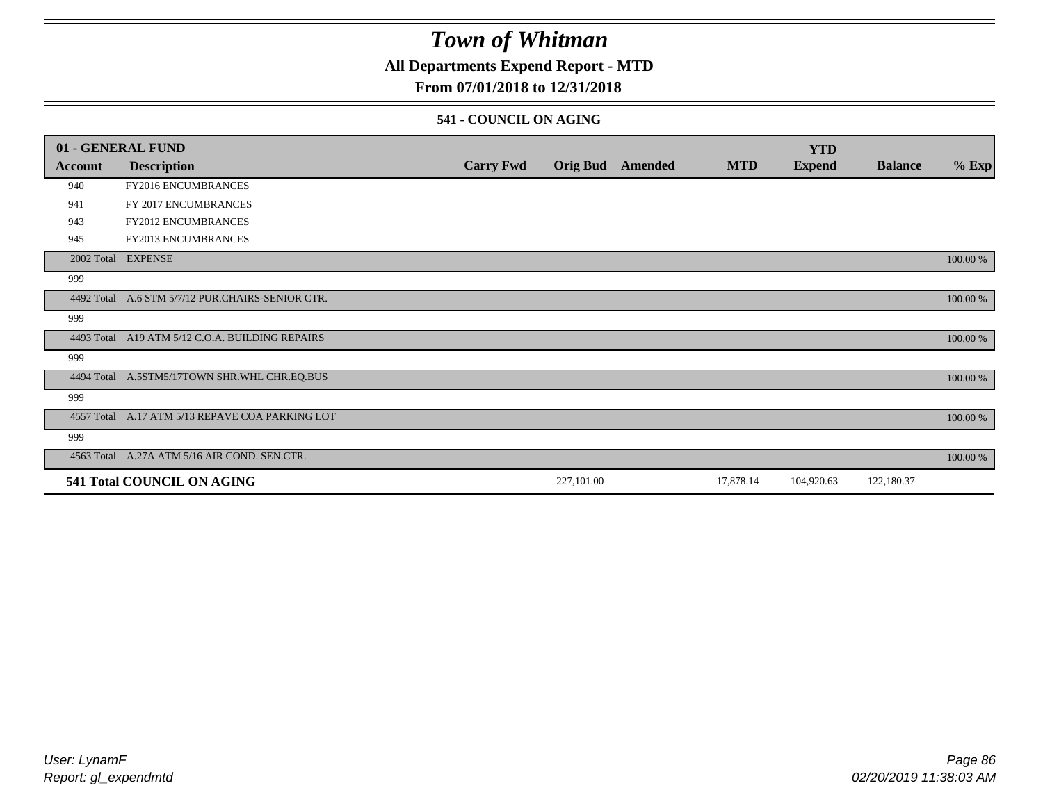# Town of Whitman

## All Departments Expend Report - MTD

## From 07/01/2018 to 12/31/2018

### 541 - COUNCIL ON AGING

| 01 - GENERAL FUND | | | | | | YTD | | |
|---|---|---|---|---|---|---|---|---|
| **Account** | **Description** | **Carry Fwd** | **Orig Bud** | **Amended** | **MTD** | **Expend** | **Balance** | **% Exp** |
| 940 | FY2016 ENCUMBRANCES | | | | | | | |
| 941 | FY 2017 ENCUMBRANCES | | | | | | | |
| 943 | FY2012 ENCUMBRANCES | | | | | | | |
| 945 | FY2013 ENCUMBRANCES | | | | | | | |
| 2002 Total | EXPENSE | | | | | | | 100.00 % |
| 999 | | | | | | | | |
| 4492 Total | A.6 STM 5/7/12 PUR.CHAIRS-SENIOR CTR. | | | | | | | 100.00 % |
| 999 | | | | | | | | |
| 4493 Total | A19 ATM 5/12 C.O.A. BUILDING REPAIRS | | | | | | | 100.00 % |
| 999 | | | | | | | | |
| 4494 Total | A.5STM5/17TOWN SHR.WHL CHR.EQ.BUS | | | | | | | 100.00 % |
| 999 | | | | | | | | |
| 4557 Total | A.17 ATM 5/13 REPAVE COA PARKING LOT | | | | | | | 100.00 % |
| 999 | | | | | | | | |
| 4563 Total | A.27A ATM 5/16 AIR COND. SEN.CTR. | | | | | | | 100.00 % |
| **541 Total COUNCIL ON AGING** | | | 227,101.00 | | 17,878.14 | 104,920.63 | 122,180.37 | |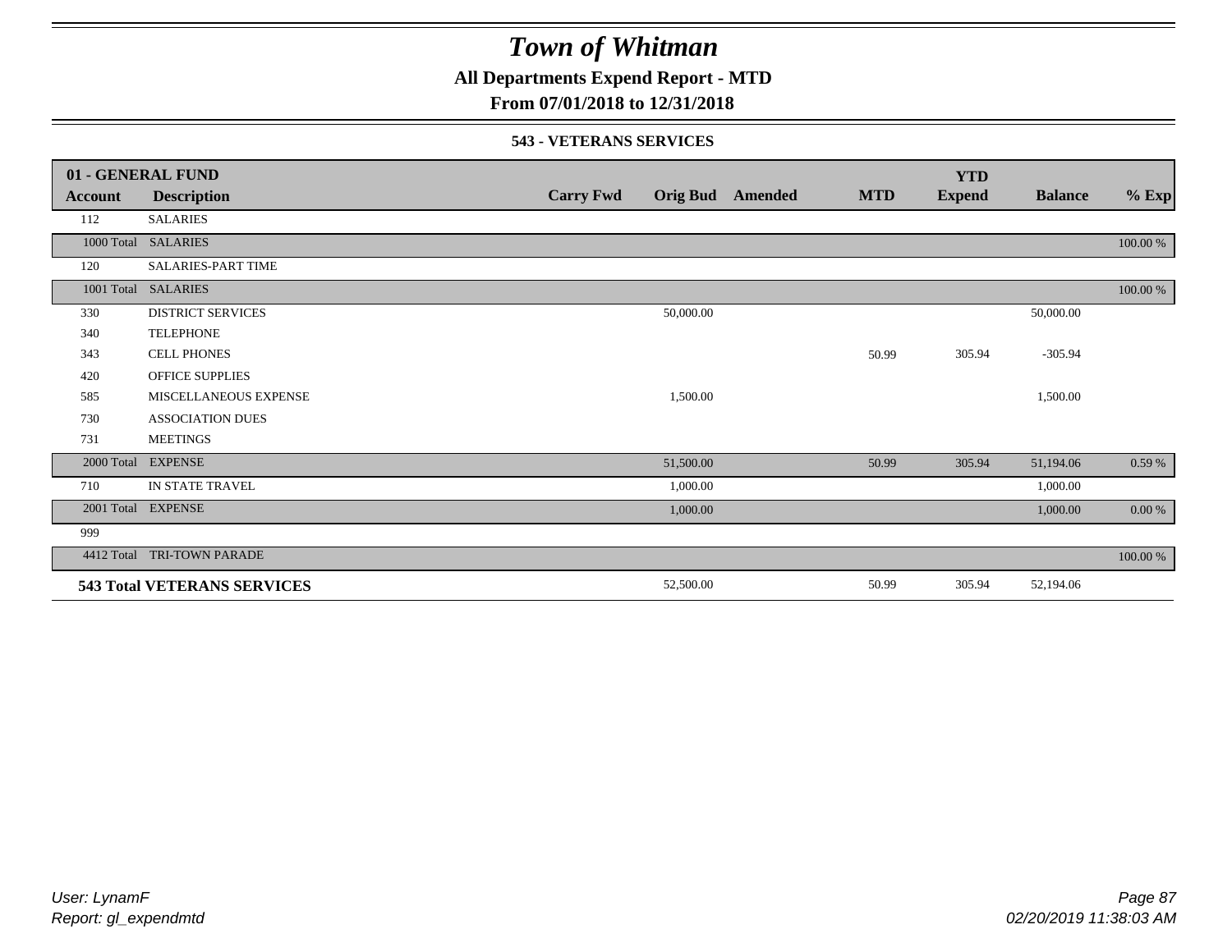# Town of Whitman

## All Departments Expend Report - MTD

## From 07/01/2018 to 12/31/2018

### 543 - VETERANS SERVICES

| 01 - GENERAL FUND | | | | | | YTD | | |
|---|---|---|---|---|---|---|---|---|
| Account | Description | Carry Fwd | Orig Bud | Amended | MTD | Expend | Balance | % Exp |
| 112 | SALARIES | | | | | | | |
| 1000 Total | SALARIES | | | | | | | 100.00 % |
| 120 | SALARIES-PART TIME | | | | | | | |
| 1001 Total | SALARIES | | | | | | | 100.00 % |
| 330 | DISTRICT SERVICES | | 50,000.00 | | | | 50,000.00 | |
| 340 | TELEPHONE | | | | | | | |
| 343 | CELL PHONES | | | | 50.99 | 305.94 | -305.94 | |
| 420 | OFFICE SUPPLIES | | | | | | | |
| 585 | MISCELLANEOUS EXPENSE | | 1,500.00 | | | | 1,500.00 | |
| 730 | ASSOCIATION DUES | | | | | | | |
| 731 | MEETINGS | | | | | | | |
| 2000 Total | EXPENSE | | 51,500.00 | | 50.99 | 305.94 | 51,194.06 | 0.59 % |
| 710 | IN STATE TRAVEL | | 1,000.00 | | | | 1,000.00 | |
| 2001 Total | EXPENSE | | 1,000.00 | | | | 1,000.00 | 0.00 % |
| 999 | | | | | | | | |
| 4412 Total | TRI-TOWN PARADE | | | | | | | 100.00 % |
| **543 Total VETERANS SERVICES** | | | 52,500.00 | | 50.99 | 305.94 | 52,194.06 | |

*User: LynamF*
*Report: gl_expendmtd*

*02/20/2019 11:38:03 AM*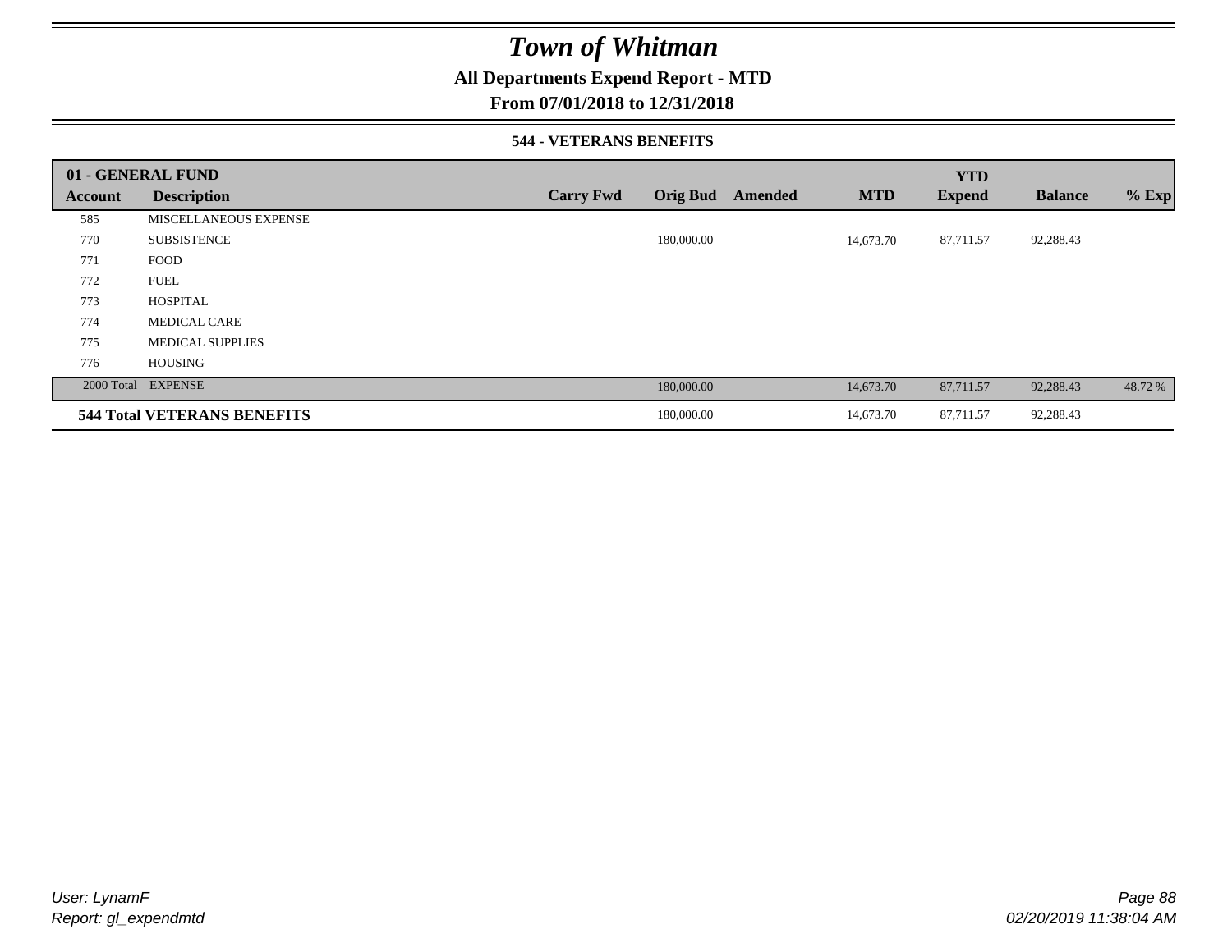# Town of Whitman

**All Departments Expend Report - MTD**

**From 07/01/2018 to 12/31/2018**

**544 - VETERANS BENEFITS**

| **01 - GENERAL FUND** | | | | | | | | |
|---|---|---|---|---|---|---|---|---|
| **Account** | **Description** | **Carry Fwd** | **Orig Bud** | **Amended** | **MTD** | **YTD Expend** | **Balance** | **% Exp** |
| 585 | MISCELLANEOUS EXPENSE | | | | | | | |
| 770 | SUBSISTENCE | | 180,000.00 | | 14,673.70 | 87,711.57 | 92,288.43 | |
| 771 | FOOD | | | | | | | |
| 772 | FUEL | | | | | | | |
| 773 | HOSPITAL | | | | | | | |
| 774 | MEDICAL CARE | | | | | | | |
| 775 | MEDICAL SUPPLIES | | | | | | | |
| 776 | HOUSING | | | | | | | |
| 2000 Total | EXPENSE | | 180,000.00 | | 14,673.70 | 87,711.57 | 92,288.43 | 48.72 % |
| **544 Total VETERANS BENEFITS** | | | 180,000.00 | | 14,673.70 | 87,711.57 | 92,288.43 | |

*User: LynamF*
*Report: gl_expendmtd*

*02/20/2019 11:38:04 AM*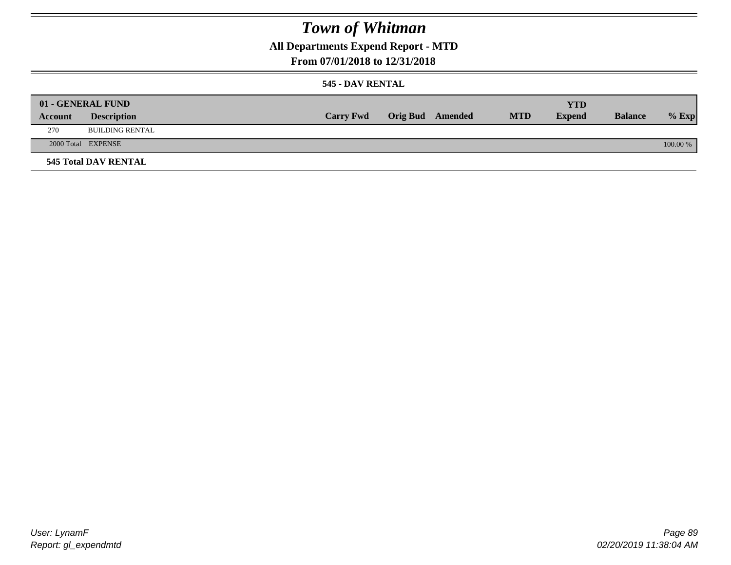# Town of Whitman

## All Departments Expend Report - MTD

## From 07/01/2018 to 12/31/2018

### 545 - DAV RENTAL

| 01 - GENERAL FUND | | | | | | | | |
|---|---|---|---|---|---|---|---|---|
| **Account** | **Description** | **Carry Fwd** | **Orig Bud** | **Amended** | **MTD** | **YTD Expend** | **Balance** | **% Exp** |
| 270 | BUILDING RENTAL | | | | | | | |
| 2000 Total | EXPENSE | | | | | | | 100.00 % |

**545 Total DAV RENTAL**

User: LynamF
Report: gl_expendmtd

02/20/2019 11:38:04 AM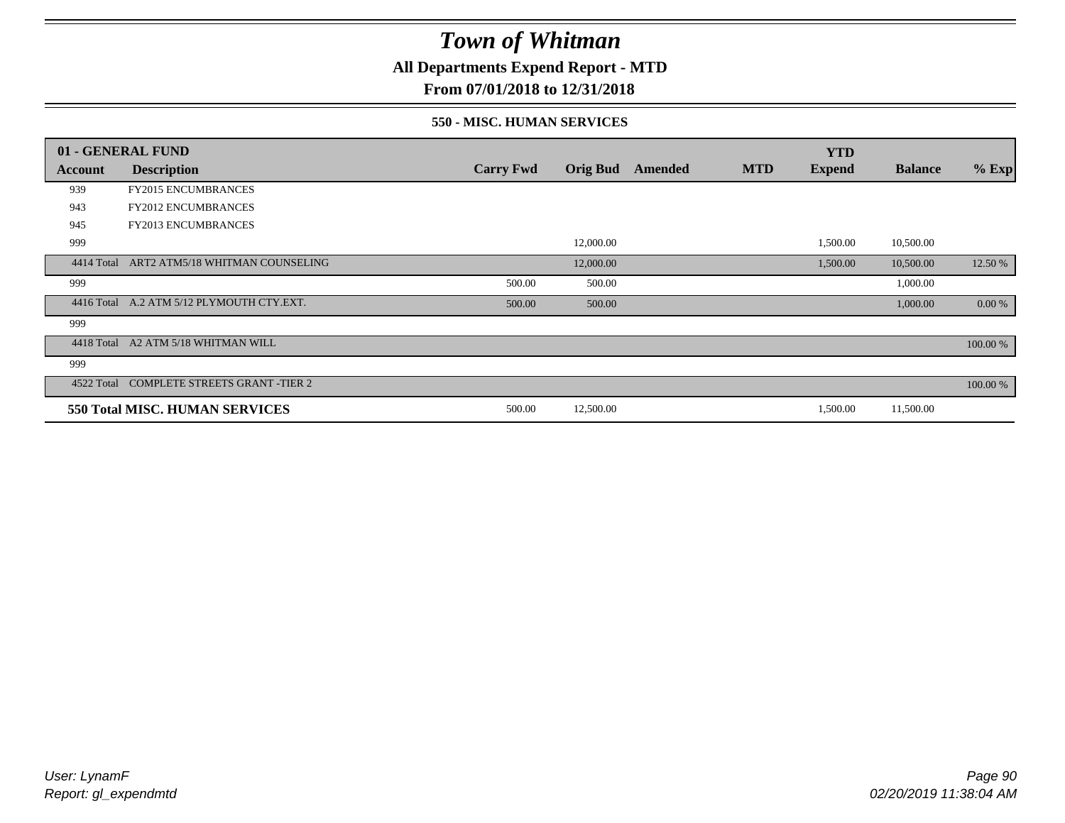# Town of Whitman

**All Departments Expend Report - MTD**

**From 07/01/2018 to 12/31/2018**

**550 - MISC. HUMAN SERVICES**

| 01 - GENERAL FUND | | | | | | YTD | | |
|---|---|---|---|---|---|---|---|---|
| Account | Description | Carry Fwd | Orig Bud | Amended | MTD | Expend | Balance | % Exp |
| 939 | FY2015 ENCUMBRANCES | | | | | | | |
| 943 | FY2012 ENCUMBRANCES | | | | | | | |
| 945 | FY2013 ENCUMBRANCES | | | | | | | |
| 999 | | | 12,000.00 | | | 1,500.00 | 10,500.00 | |
| 4414 Total | ART2 ATM5/18 WHITMAN COUNSELING | | 12,000.00 | | | 1,500.00 | 10,500.00 | 12.50 % |
| 999 | | 500.00 | 500.00 | | | | 1,000.00 | |
| 4416 Total | A.2 ATM 5/12 PLYMOUTH CTY.EXT. | 500.00 | 500.00 | | | | 1,000.00 | 0.00 % |
| 999 | | | | | | | | |
| 4418 Total | A2 ATM 5/18 WHITMAN WILL | | | | | | | 100.00 % |
| 999 | | | | | | | | |
| 4522 Total | COMPLETE STREETS GRANT -TIER 2 | | | | | | | 100.00 % |
| **550 Total MISC. HUMAN SERVICES** | | 500.00 | 12,500.00 | | | 1,500.00 | 11,500.00 | |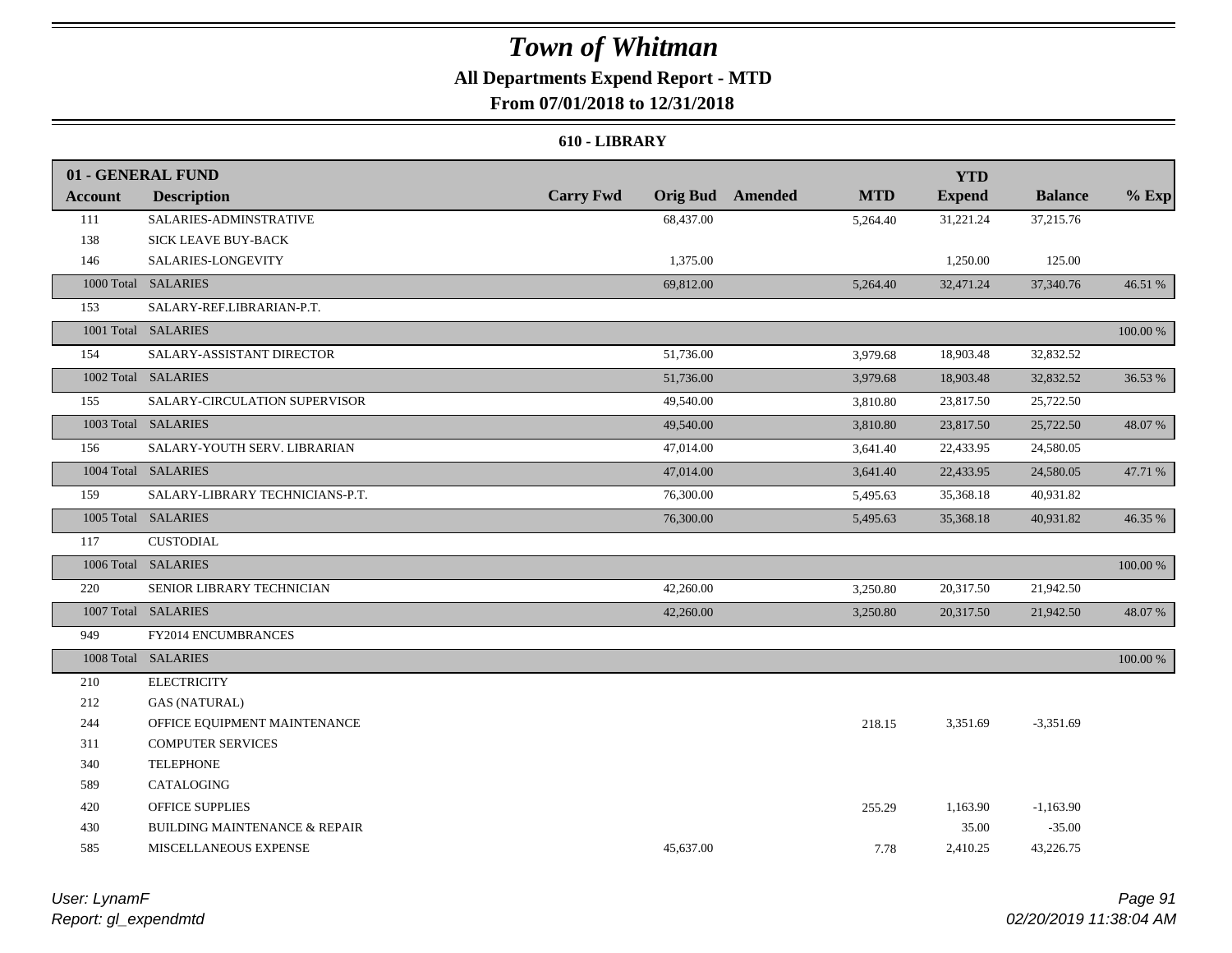# Town of Whitman

## All Departments Expend Report - MTD

### From 07/01/2018 to 12/31/2018

#### 610 - LIBRARY

| 01 - GENERAL FUND | | | | | | | | |
|---|---|---|---|---|---|---|---|---|
| **Account** | **Description** | **Carry Fwd** | **Orig Bud** | **Amended** | **MTD** | **YTD Expend** | **Balance** | **% Exp** |
| 111 | SALARIES-ADMINSTRATIVE | | 68,437.00 | | 5,264.40 | 31,221.24 | 37,215.76 | |
| 138 | SICK LEAVE BUY-BACK | | | | | | | |
| 146 | SALARIES-LONGEVITY | | 1,375.00 | | | 1,250.00 | 125.00 | |
| 1000 Total | SALARIES | | 69,812.00 | | 5,264.40 | 32,471.24 | 37,340.76 | 46.51 % |
| 153 | SALARY-REF.LIBRARIAN-P.T. | | | | | | | |
| 1001 Total | SALARIES | | | | | | | 100.00 % |
| 154 | SALARY-ASSISTANT DIRECTOR | | 51,736.00 | | 3,979.68 | 18,903.48 | 32,832.52 | |
| 1002 Total | SALARIES | | 51,736.00 | | 3,979.68 | 18,903.48 | 32,832.52 | 36.53 % |
| 155 | SALARY-CIRCULATION SUPERVISOR | | 49,540.00 | | 3,810.80 | 23,817.50 | 25,722.50 | |
| 1003 Total | SALARIES | | 49,540.00 | | 3,810.80 | 23,817.50 | 25,722.50 | 48.07 % |
| 156 | SALARY-YOUTH SERV. LIBRARIAN | | 47,014.00 | | 3,641.40 | 22,433.95 | 24,580.05 | |
| 1004 Total | SALARIES | | 47,014.00 | | 3,641.40 | 22,433.95 | 24,580.05 | 47.71 % |
| 159 | SALARY-LIBRARY TECHNICIANS-P.T. | | 76,300.00 | | 5,495.63 | 35,368.18 | 40,931.82 | |
| 1005 Total | SALARIES | | 76,300.00 | | 5,495.63 | 35,368.18 | 40,931.82 | 46.35 % |
| 117 | CUSTODIAL | | | | | | | |
| 1006 Total | SALARIES | | | | | | | 100.00 % |
| 220 | SENIOR LIBRARY TECHNICIAN | | 42,260.00 | | 3,250.80 | 20,317.50 | 21,942.50 | |
| 1007 Total | SALARIES | | 42,260.00 | | 3,250.80 | 20,317.50 | 21,942.50 | 48.07 % |
| 949 | FY2014 ENCUMBRANCES | | | | | | | |
| 1008 Total | SALARIES | | | | | | | 100.00 % |
| 210 | ELECTRICITY | | | | | | | |
| 212 | GAS (NATURAL) | | | | | | | |
| 244 | OFFICE EQUIPMENT MAINTENANCE | | | | 218.15 | 3,351.69 | -3,351.69 | |
| 311 | COMPUTER SERVICES | | | | | | | |
| 340 | TELEPHONE | | | | | | | |
| 589 | CATALOGING | | | | | | | |
| 420 | OFFICE SUPPLIES | | | | 255.29 | 1,163.90 | -1,163.90 | |
| 430 | BUILDING MAINTENANCE & REPAIR | | | | | 35.00 | -35.00 | |
| 585 | MISCELLANEOUS EXPENSE | | 45,637.00 | | 7.78 | 2,410.25 | 43,226.75 | |

User: LynamF
Report: gl_expendmtd

02/20/2019 11:38:04 AM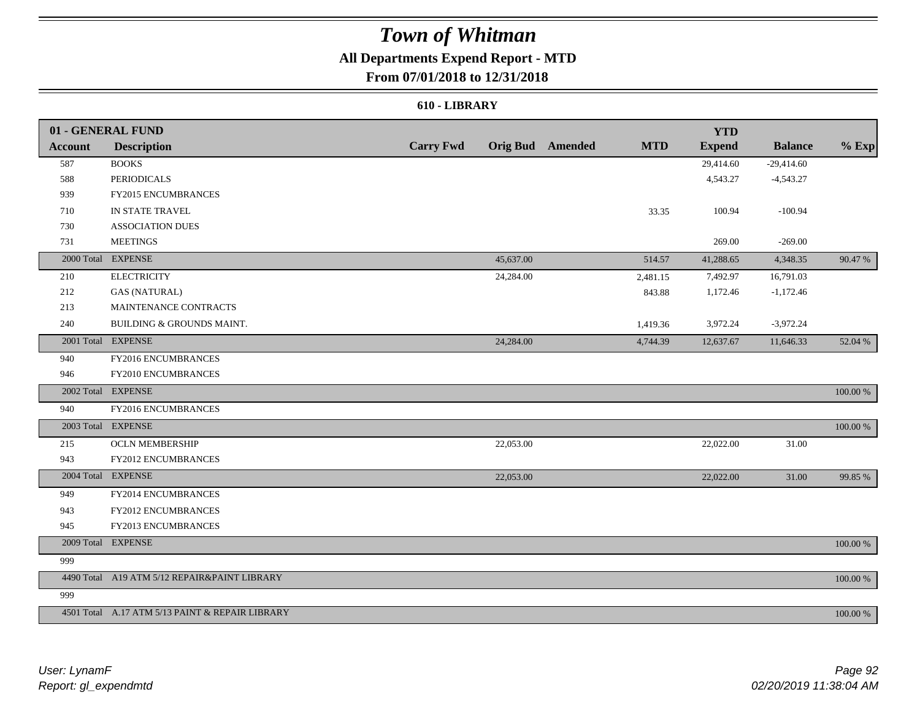# Town of Whitman

## All Departments Expend Report - MTD

### From 07/01/2018 to 12/31/2018

#### 610 - LIBRARY

| 01 - GENERAL FUND | | | | | | YTD | | |
|---|---|---|---|---|---|---|---|---|
| Account | Description | Carry Fwd | Orig Bud | Amended | MTD | Expend | Balance | % Exp |
| 587 | BOOKS | | | | | 29,414.60 | -29,414.60 | |
| 588 | PERIODICALS | | | | | 4,543.27 | -4,543.27 | |
| 939 | FY2015 ENCUMBRANCES | | | | | | | |
| 710 | IN STATE TRAVEL | | | | 33.35 | 100.94 | -100.94 | |
| 730 | ASSOCIATION DUES | | | | | | | |
| 731 | MEETINGS | | | | | 269.00 | -269.00 | |
| 2000 Total | EXPENSE | | 45,637.00 | | 514.57 | 41,288.65 | 4,348.35 | 90.47 % |
| 210 | ELECTRICITY | | 24,284.00 | | 2,481.15 | 7,492.97 | 16,791.03 | |
| 212 | GAS (NATURAL) | | | | 843.88 | 1,172.46 | -1,172.46 | |
| 213 | MAINTENANCE CONTRACTS | | | | | | | |
| 240 | BUILDING & GROUNDS MAINT. | | | | 1,419.36 | 3,972.24 | -3,972.24 | |
| 2001 Total | EXPENSE | | 24,284.00 | | 4,744.39 | 12,637.67 | 11,646.33 | 52.04 % |
| 940 | FY2016 ENCUMBRANCES | | | | | | | |
| 946 | FY2010 ENCUMBRANCES | | | | | | | |
| 2002 Total | EXPENSE | | | | | | | 100.00 % |
| 940 | FY2016 ENCUMBRANCES | | | | | | | |
| 2003 Total | EXPENSE | | | | | | | 100.00 % |
| 215 | OCLN MEMBERSHIP | | 22,053.00 | | | 22,022.00 | 31.00 | |
| 943 | FY2012 ENCUMBRANCES | | | | | | | |
| 2004 Total | EXPENSE | | 22,053.00 | | | 22,022.00 | 31.00 | 99.85 % |
| 949 | FY2014 ENCUMBRANCES | | | | | | | |
| 943 | FY2012 ENCUMBRANCES | | | | | | | |
| 945 | FY2013 ENCUMBRANCES | | | | | | | |
| 2009 Total | EXPENSE | | | | | | | 100.00 % |
| 999 | | | | | | | | |
| 4490 Total | A19 ATM 5/12 REPAIR&PAINT LIBRARY | | | | | | | 100.00 % |
| 999 | | | | | | | | |
| 4501 Total | A.17 ATM 5/13 PAINT & REPAIR LIBRARY | | | | | | | 100.00 % |

*User: LynamF*
*Report: gl_expendmtd*

*02/20/2019 11:38:04 AM*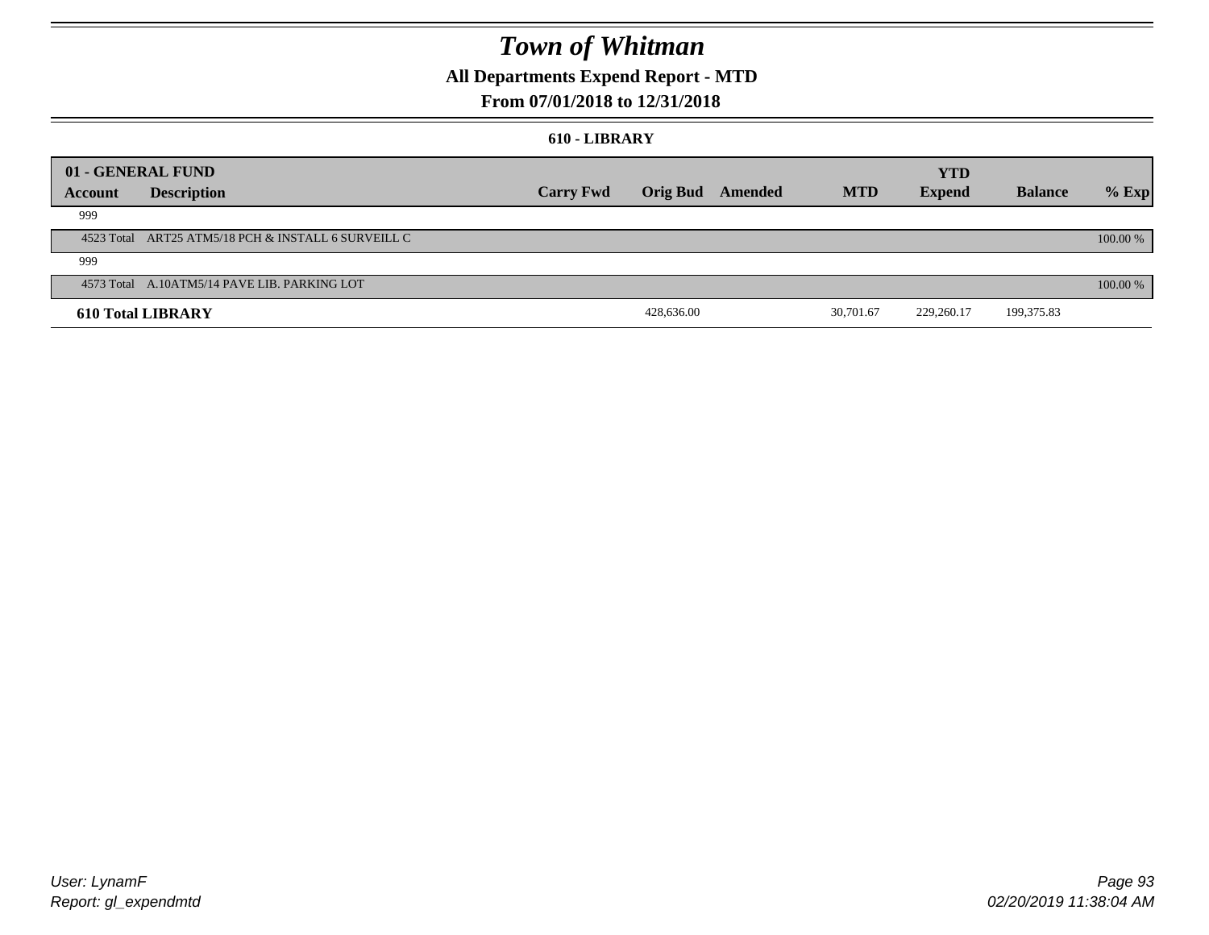# Town of Whitman

## All Departments Expend Report - MTD

## From 07/01/2018 to 12/31/2018

### 610 - LIBRARY

| 01 - GENERAL FUND | | | | | | YTD | | |
|---|---|---|---|---|---|---|---|---|
| Account | Description | Carry Fwd | Orig Bud | Amended | MTD | Expend | Balance | % Exp |
| 999 | | | | | | | | |
| 4523 Total | ART25 ATM5/18 PCH & INSTALL 6 SURVEILL C | | | | | | | 100.00 % |
| 999 | | | | | | | | |
| 4573 Total | A.10ATM5/14 PAVE LIB. PARKING LOT | | | | | | | 100.00 % |
| **610 Total LIBRARY** | | | 428,636.00 | | 30,701.67 | 229,260.17 | 199,375.83 | |

User: LynamF
Report: gl_expendmtd

02/20/2019 11:38:04 AM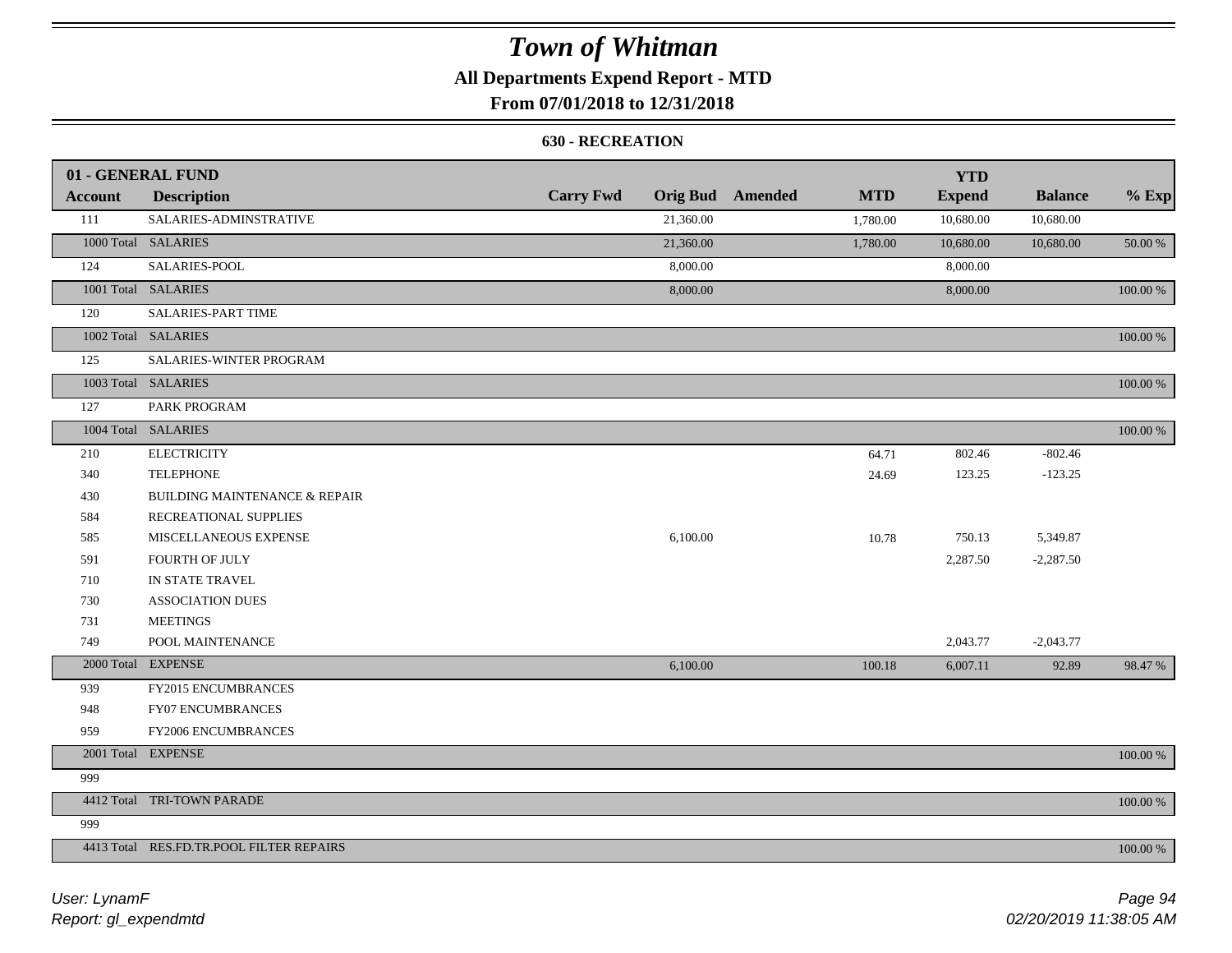# Town of Whitman

**All Departments Expend Report - MTD**

**From 07/01/2018 to 12/31/2018**

### 630 - RECREATION

| 01 - GENERAL FUND | | | | | | YTD | | |
|---|---|---|---|---|---|---|---|---|
| **Account** | **Description** | **Carry Fwd** | **Orig Bud** | **Amended** | **MTD** | **Expend** | **Balance** | **% Exp** |
| 111 | SALARIES-ADMINSTRATIVE | | 21,360.00 | | 1,780.00 | 10,680.00 | 10,680.00 | |
| 1000 Total | SALARIES | | 21,360.00 | | 1,780.00 | 10,680.00 | 10,680.00 | 50.00 % |
| 124 | SALARIES-POOL | | 8,000.00 | | | 8,000.00 | | |
| 1001 Total | SALARIES | | 8,000.00 | | | 8,000.00 | | 100.00 % |
| 120 | SALARIES-PART TIME | | | | | | | |
| 1002 Total | SALARIES | | | | | | | 100.00 % |
| 125 | SALARIES-WINTER PROGRAM | | | | | | | |
| 1003 Total | SALARIES | | | | | | | 100.00 % |
| 127 | PARK PROGRAM | | | | | | | |
| 1004 Total | SALARIES | | | | | | | 100.00 % |
| 210 | ELECTRICITY | | | | 64.71 | 802.46 | -802.46 | |
| 340 | TELEPHONE | | | | 24.69 | 123.25 | -123.25 | |
| 430 | BUILDING MAINTENANCE & REPAIR | | | | | | | |
| 584 | RECREATIONAL SUPPLIES | | | | | | | |
| 585 | MISCELLANEOUS EXPENSE | | 6,100.00 | | 10.78 | 750.13 | 5,349.87 | |
| 591 | FOURTH OF JULY | | | | | 2,287.50 | -2,287.50 | |
| 710 | IN STATE TRAVEL | | | | | | | |
| 730 | ASSOCIATION DUES | | | | | | | |
| 731 | MEETINGS | | | | | | | |
| 749 | POOL MAINTENANCE | | | | | 2,043.77 | -2,043.77 | |
| 2000 Total | EXPENSE | | 6,100.00 | | 100.18 | 6,007.11 | 92.89 | 98.47 % |
| 939 | FY2015 ENCUMBRANCES | | | | | | | |
| 948 | FY07 ENCUMBRANCES | | | | | | | |
| 959 | FY2006 ENCUMBRANCES | | | | | | | |
| 2001 Total | EXPENSE | | | | | | | 100.00 % |
| 999 | | | | | | | | |
| 4412 Total | TRI-TOWN PARADE | | | | | | | 100.00 % |
| 999 | | | | | | | | |
| 4413 Total | RES.FD.TR.POOL FILTER REPAIRS | | | | | | | 100.00 % |

*User: LynamF*
*Report: gl_expendmtd*

*02/20/2019 11:38:05 AM*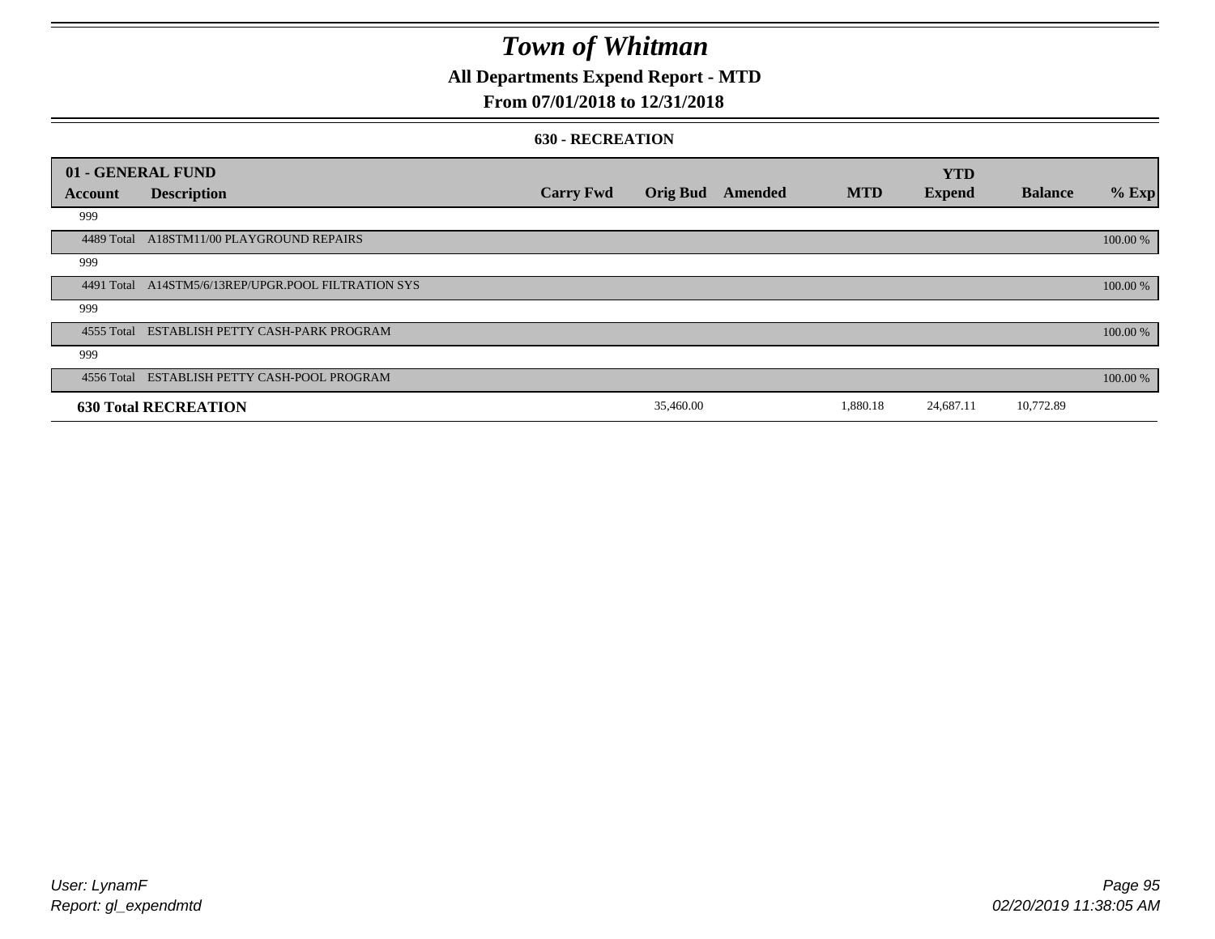# Town of Whitman

**All Departments Expend Report - MTD**

**From 07/01/2018 to 12/31/2018**

**630 - RECREATION**

| 01 - GENERAL FUND | | | | | | | | |
|---|---|---|---|---|---|---|---|---|
| **Account** | **Description** | **Carry Fwd** | **Orig Bud** | **Amended** | **MTD** | **YTD Expend** | **Balance** | **% Exp** |
| 999 | | | | | | | | |
| 4489 Total | A18STM11/00 PLAYGROUND REPAIRS | | | | | | | 100.00 % |
| 999 | | | | | | | | |
| 4491 Total | A14STM5/6/13REP/UPGR.POOL FILTRATION SYS | | | | | | | 100.00 % |
| 999 | | | | | | | | |
| 4555 Total | ESTABLISH PETTY CASH-PARK PROGRAM | | | | | | | 100.00 % |
| 999 | | | | | | | | |
| 4556 Total | ESTABLISH PETTY CASH-POOL PROGRAM | | | | | | | 100.00 % |
| **630 Total RECREATION** | | | 35,460.00 | | 1,880.18 | 24,687.11 | 10,772.89 | |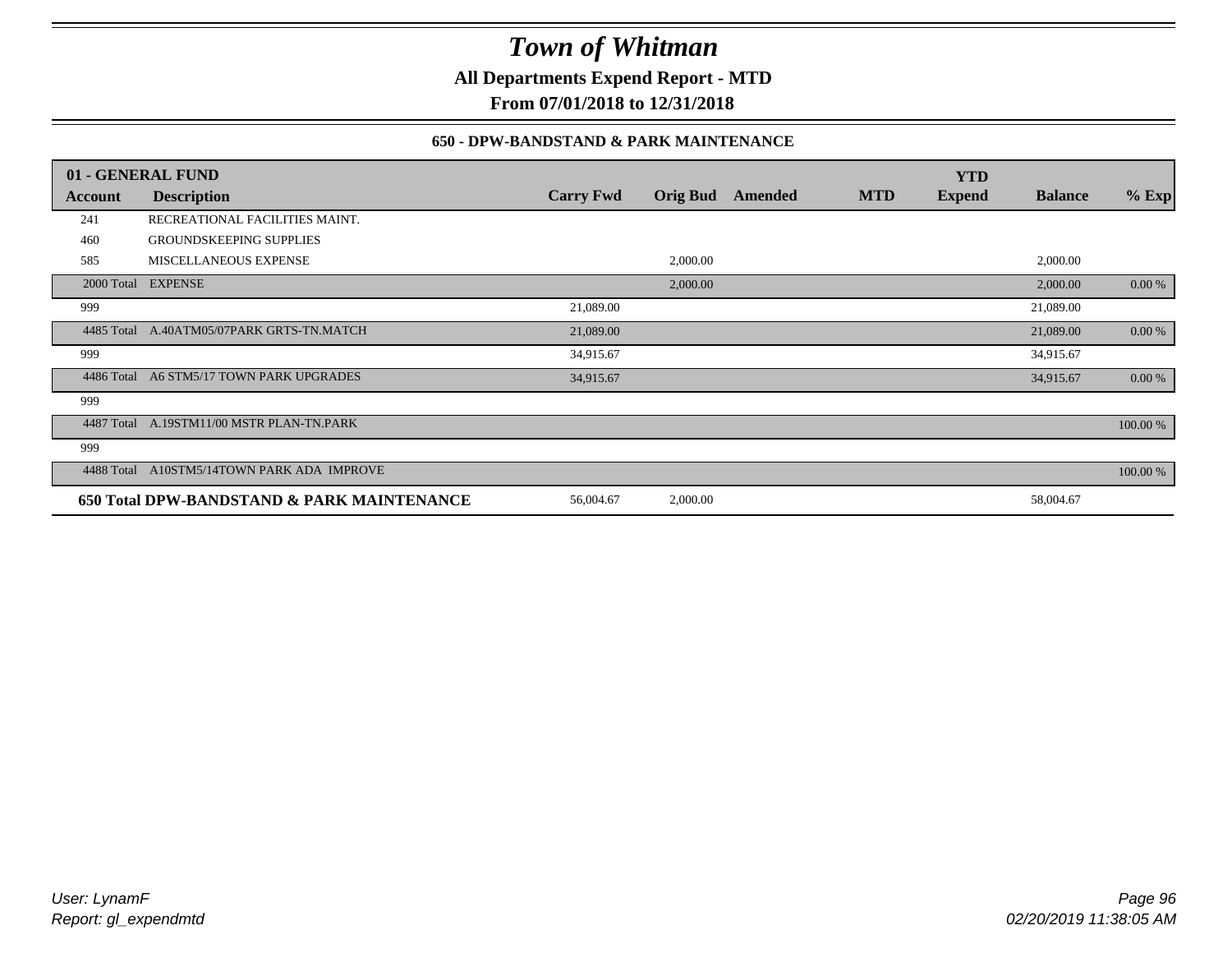# Town of Whitman

**All Departments Expend Report - MTD**

**From 07/01/2018 to 12/31/2018**

### 650 - DPW-BANDSTAND & PARK MAINTENANCE

| 01 - GENERAL FUND | | | | | | YTD | | |
|---|---|---|---|---|---|---|---|---|
| **Account** | **Description** | **Carry Fwd** | **Orig Bud** | **Amended** | **MTD** | **Expend** | **Balance** | **% Exp** |
| 241 | RECREATIONAL FACILITIES MAINT. | | | | | | | |
| 460 | GROUNDSKEEPING SUPPLIES | | | | | | | |
| 585 | MISCELLANEOUS EXPENSE | | 2,000.00 | | | | 2,000.00 | |
| 2000 Total | EXPENSE | | 2,000.00 | | | | 2,000.00 | 0.00 % |
| 999 | | 21,089.00 | | | | | 21,089.00 | |
| 4485 Total | A.40ATM05/07PARK GRTS-TN.MATCH | 21,089.00 | | | | | 21,089.00 | 0.00 % |
| 999 | | 34,915.67 | | | | | 34,915.67 | |
| 4486 Total | A6 STM5/17 TOWN PARK UPGRADES | 34,915.67 | | | | | 34,915.67 | 0.00 % |
| 999 | | | | | | | | |
| 4487 Total | A.19STM11/00 MSTR PLAN-TN.PARK | | | | | | | 100.00 % |
| 999 | | | | | | | | |
| 4488 Total | A10STM5/14TOWN PARK ADA IMPROVE | | | | | | | 100.00 % |
| **650 Total DPW-BANDSTAND & PARK MAINTENANCE** | | 56,004.67 | 2,000.00 | | | | 58,004.67 | |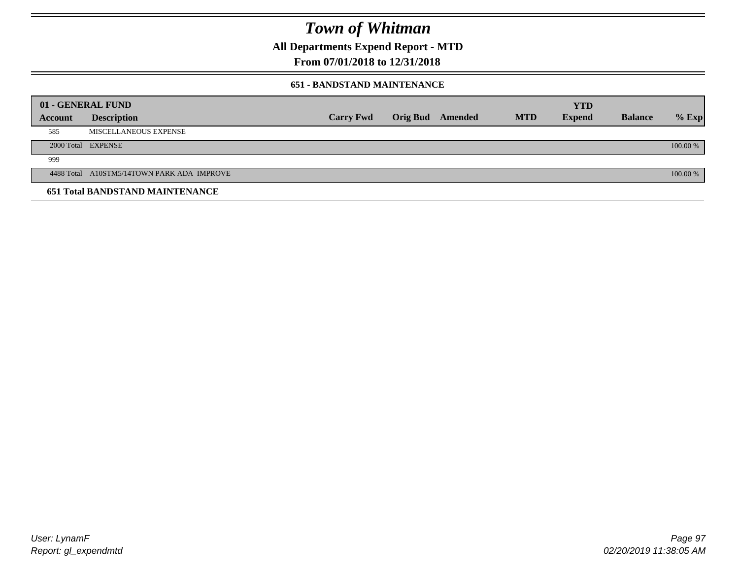# Town of Whitman

**All Departments Expend Report - MTD**

**From 07/01/2018 to 12/31/2018**

### 651 - BANDSTAND MAINTENANCE

| 01 - GENERAL FUND | | | | | | | | |
|---|---|---|---|---|---|---|---|---|
| **Account** | **Description** | **Carry Fwd** | **Orig Bud** | **Amended** | **MTD** | **YTD Expend** | **Balance** | **% Exp** |
| 585 | MISCELLANEOUS EXPENSE | | | | | | | |
| 2000 Total | EXPENSE | | | | | | | 100.00 % |
| 999 | | | | | | | | |
| 4488 Total | A10STM5/14TOWN PARK ADA IMPROVE | | | | | | | 100.00 % |
| **651 Total BANDSTAND MAINTENANCE** | | | | | | | | |

User: LynamF
Report: gl_expendmtd

02/20/2019 11:38:05 AM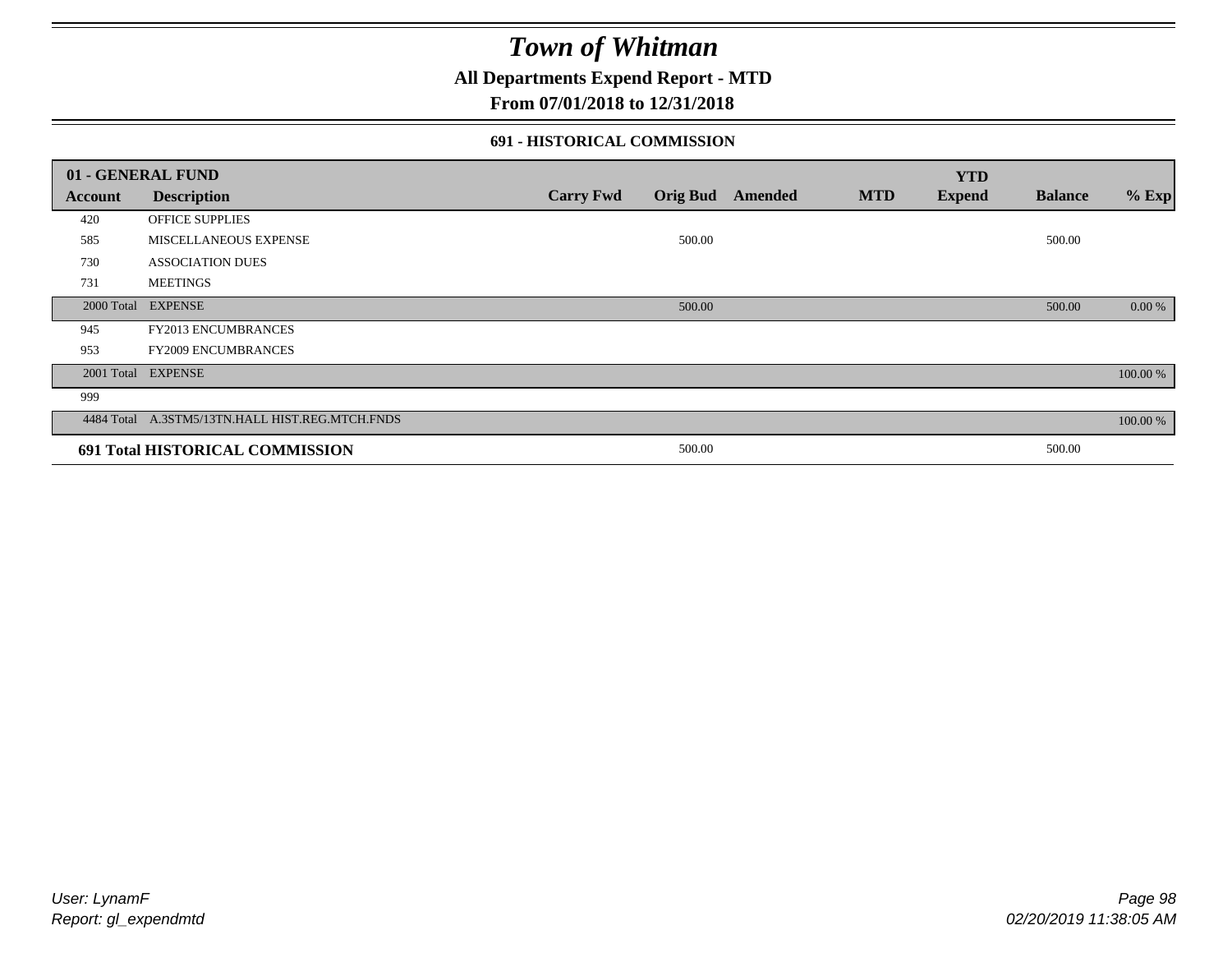# Town of Whitman

## All Departments Expend Report - MTD

## From 07/01/2018 to 12/31/2018

### 691 - HISTORICAL COMMISSION

| 01 - GENERAL FUND | | | | | | YTD | | |
|---|---|---|---|---|---|---|---|---|
| **Account** | **Description** | **Carry Fwd** | **Orig Bud** | **Amended** | **MTD** | **Expend** | **Balance** | **% Exp** |
| 420 | OFFICE SUPPLIES | | | | | | | |
| 585 | MISCELLANEOUS EXPENSE | | 500.00 | | | | 500.00 | |
| 730 | ASSOCIATION DUES | | | | | | | |
| 731 | MEETINGS | | | | | | | |
| 2000 Total | EXPENSE | | 500.00 | | | | 500.00 | 0.00 % |
| 945 | FY2013 ENCUMBRANCES | | | | | | | |
| 953 | FY2009 ENCUMBRANCES | | | | | | | |
| 2001 Total | EXPENSE | | | | | | | 100.00 % |
| 999 | | | | | | | | |
| 4484 Total | A.3STM5/13TN.HALL HIST.REG.MTCH.FNDS | | | | | | | 100.00 % |
| **691 Total HISTORICAL COMMISSION** | | | 500.00 | | | | 500.00 | |

User: LynamF
Report: gl_expendmtd

02/20/2019 11:38:05 AM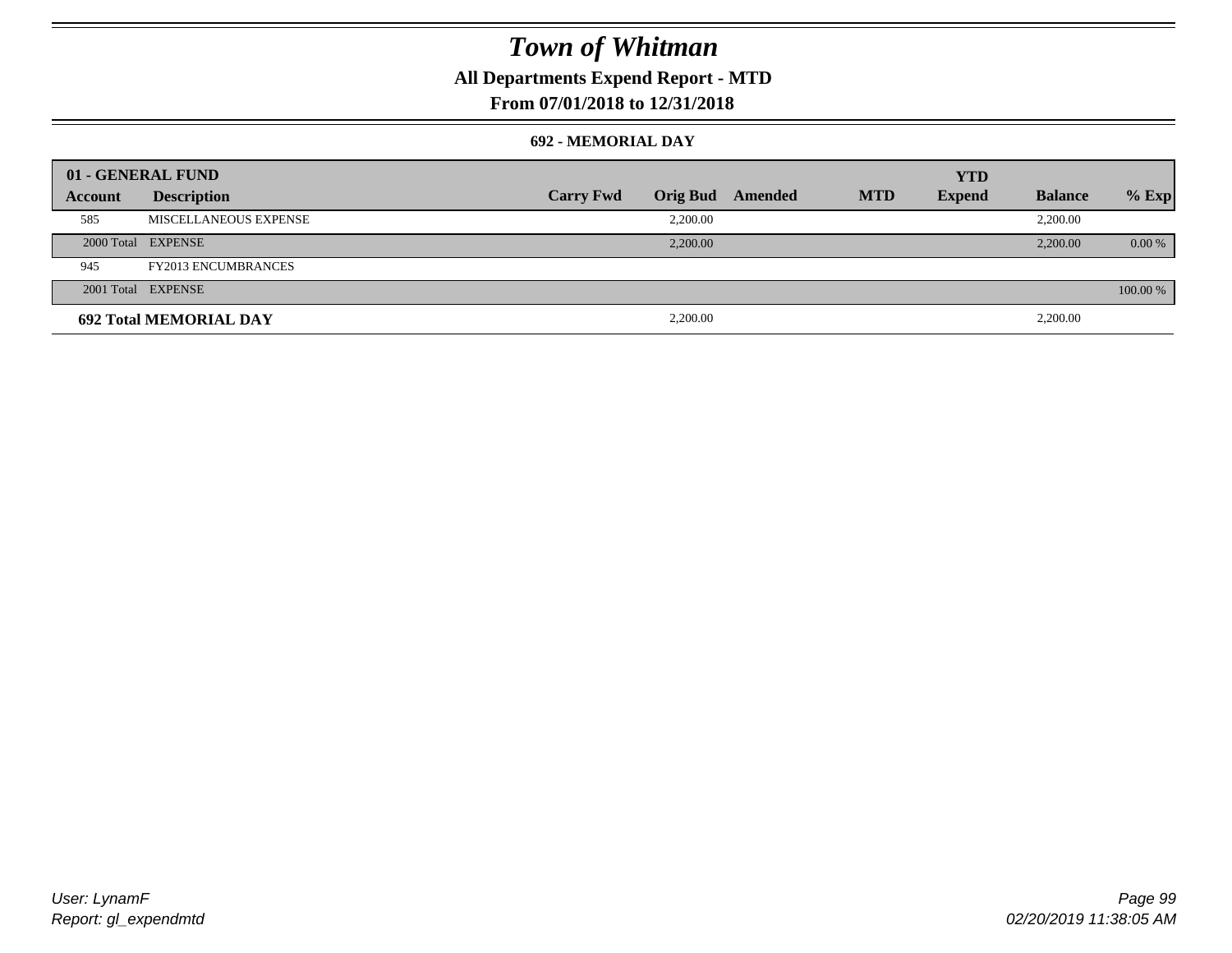# Town of Whitman

**All Departments Expend Report - MTD**

**From 07/01/2018 to 12/31/2018**

### 692 - MEMORIAL DAY

| 01 - GENERAL FUND | | | | | | | | |
|---|---|---|---|---|---|---|---|---|
| Account | Description | Carry Fwd | Orig Bud | Amended | MTD | YTD Expend | Balance | % Exp |
| 585 | MISCELLANEOUS EXPENSE | | 2,200.00 | | | | 2,200.00 | |
| 2000 Total | EXPENSE | | 2,200.00 | | | | 2,200.00 | 0.00 % |
| 945 | FY2013 ENCUMBRANCES | | | | | | | |
| 2001 Total | EXPENSE | | | | | | | 100.00 % |
| **692 Total MEMORIAL DAY** | | | 2,200.00 | | | | 2,200.00 | |

User: LynamF
Report: gl_expendmtd

02/20/2019 11:38:05 AM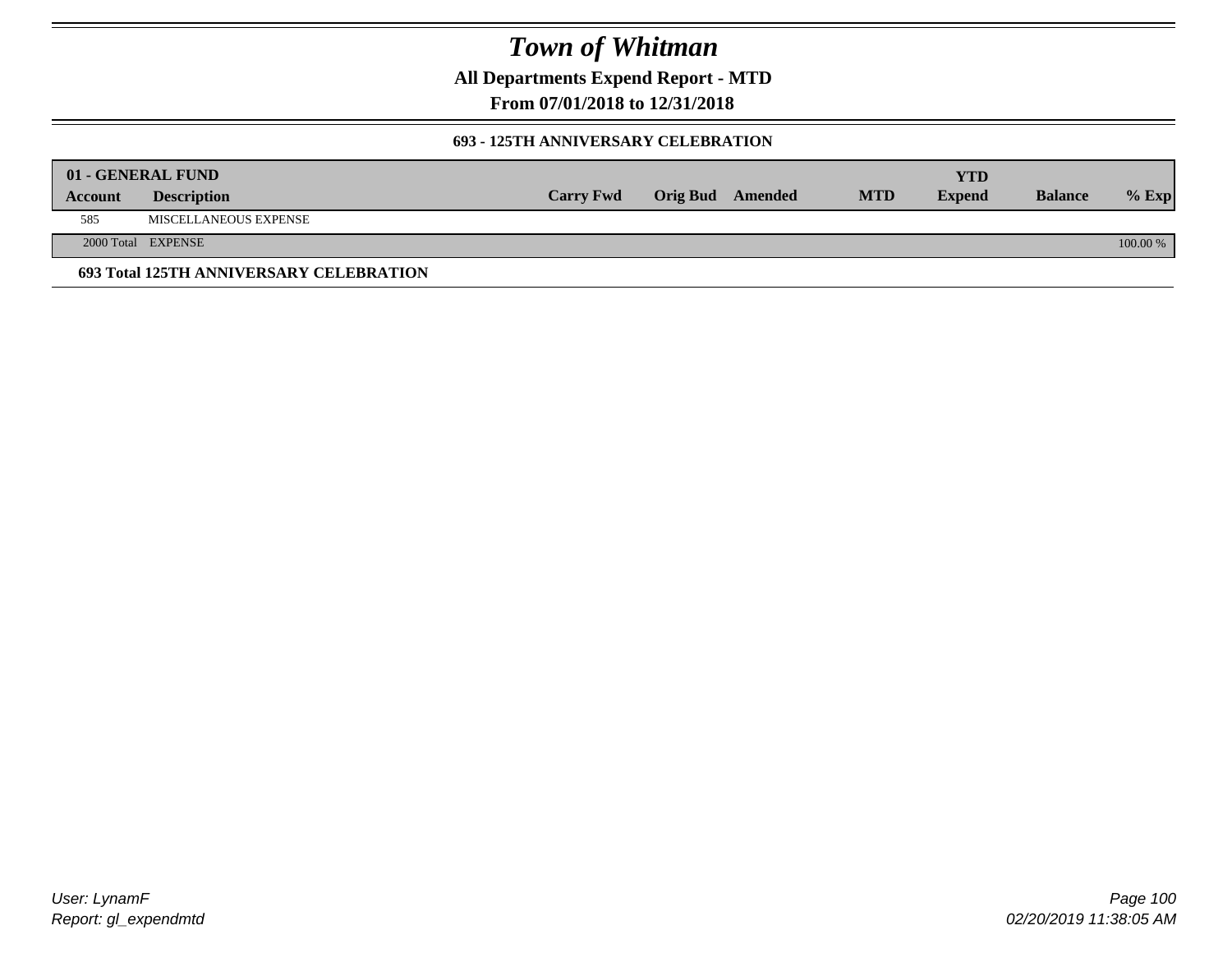# Town of Whitman

**All Departments Expend Report - MTD**

**From 07/01/2018 to 12/31/2018**

**693 - 125TH ANNIVERSARY CELEBRATION**

| 01 - GENERAL FUND | | | | | | | | |
|---|---|---|---|---|---|---|---|---|
| **Account** | **Description** | **Carry Fwd** | **Orig Bud** | **Amended** | **MTD** | **YTD Expend** | **Balance** | **% Exp** |
| 585 | MISCELLANEOUS EXPENSE | | | | | | | |
| 2000 Total | EXPENSE | | | | | | | 100.00 % |

**693 Total 125TH ANNIVERSARY CELEBRATION**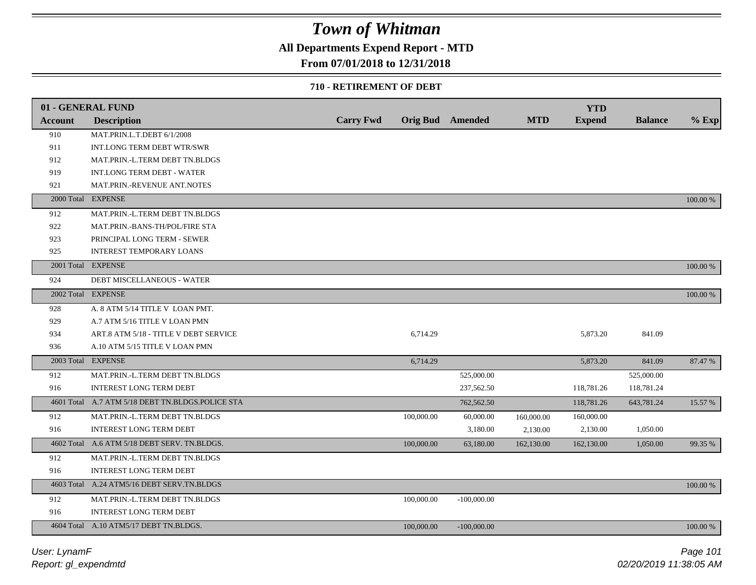# Town of Whitman

**All Departments Expend Report - MTD**

**From 07/01/2018 to 12/31/2018**

**710 - RETIREMENT OF DEBT**

| 01 - GENERAL FUND | | | | | | YTD | | |
|---|---|---|---|---|---|---|---|---|
| Account | Description | Carry Fwd | Orig Bud | Amended | MTD | Expend | Balance | % Exp |
| 910 | MAT.PRIN.L.T.DEBT 6/1/2008 | | | | | | | |
| 911 | INT.LONG TERM DEBT WTR/SWR | | | | | | | |
| 912 | MAT.PRIN.-L.TERM DEBT TN.BLDGS | | | | | | | |
| 919 | INT.LONG TERM DEBT - WATER | | | | | | | |
| 921 | MAT.PRIN.-REVENUE ANT.NOTES | | | | | | | |
| 2000 Total | EXPENSE | | | | | | | 100.00 % |
| 912 | MAT.PRIN.-L.TERM DEBT TN.BLDGS | | | | | | | |
| 922 | MAT.PRIN.-BANS-TH/POL/FIRE STA | | | | | | | |
| 923 | PRINCIPAL LONG TERM - SEWER | | | | | | | |
| 925 | INTEREST TEMPORARY LOANS | | | | | | | |
| 2001 Total | EXPENSE | | | | | | | 100.00 % |
| 924 | DEBT MISCELLANEOUS - WATER | | | | | | | |
| 2002 Total | EXPENSE | | | | | | | 100.00 % |
| 928 | A. 8 ATM 5/14 TITLE V LOAN PMT. | | | | | | | |
| 929 | A.7 ATM 5/16 TITLE V LOAN PMN | | | | | | | |
| 934 | ART.8 ATM 5/18 - TITLE V DEBT SERVICE | | 6,714.29 | | | 5,873.20 | 841.09 | |
| 936 | A.10 ATM 5/15 TITLE V LOAN PMN | | | | | | | |
| 2003 Total | EXPENSE | | 6,714.29 | | | 5,873.20 | 841.09 | 87.47 % |
| 912 | MAT.PRIN.-L.TERM DEBT TN.BLDGS | | | 525,000.00 | | | 525,000.00 | |
| 916 | INTEREST LONG TERM DEBT | | | 237,562.50 | | 118,781.26 | 118,781.24 | |
| 4601 Total | A.7 ATM 5/18 DEBT TN.BLDGS.POLICE STA | | | 762,562.50 | | 118,781.26 | 643,781.24 | 15.57 % |
| 912 | MAT.PRIN.-L.TERM DEBT TN.BLDGS | | 100,000.00 | 60,000.00 | 160,000.00 | 160,000.00 | | |
| 916 | INTEREST LONG TERM DEBT | | | 3,180.00 | 2,130.00 | 2,130.00 | 1,050.00 | |
| 4602 Total | A.6 ATM 5/18 DEBT SERV. TN.BLDGS. | | 100,000.00 | 63,180.00 | 162,130.00 | 162,130.00 | 1,050.00 | 99.35 % |
| 912 | MAT.PRIN.-L.TERM DEBT TN.BLDGS | | | | | | | |
| 916 | INTEREST LONG TERM DEBT | | | | | | | |
| 4603 Total | A.24 ATM5/16 DEBT SERV.TN.BLDGS | | | | | | | 100.00 % |
| 912 | MAT.PRIN.-L.TERM DEBT TN.BLDGS | | 100,000.00 | -100,000.00 | | | | |
| 916 | INTEREST LONG TERM DEBT | | | | | | | |
| 4604 Total | A.10 ATM5/17 DEBT TN.BLDGS. | | 100,000.00 | -100,000.00 | | | | 100.00 % |

*User: LynamF*
*Report: gl_expendmtd*

*02/20/2019 11:38:05 AM*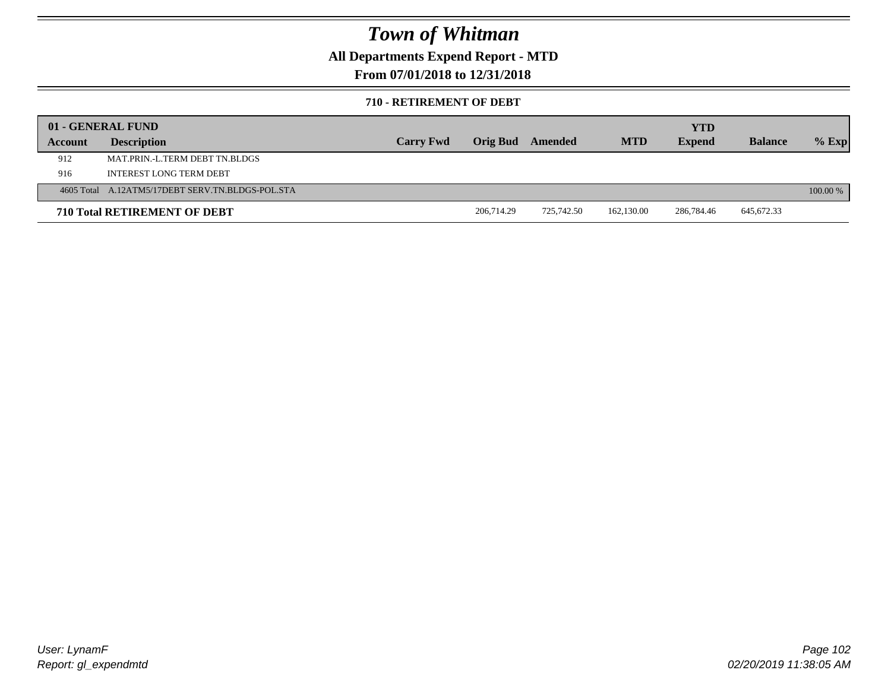# Town of Whitman

**All Departments Expend Report - MTD**

**From 07/01/2018 to 12/31/2018**

**710 - RETIREMENT OF DEBT**

| 01 - GENERAL FUND | | | | | | | | | |
|---|---|---|---|---|---|---|---|---|---|
| **Account** | **Description** | **Carry Fwd** | **Orig Bud** | **Amended** | **MTD** | **YTD Expend** | **Balance** | **% Exp** |
| 912 | MAT.PRIN.-L.TERM DEBT TN.BLDGS | | | | | | | |
| 916 | INTEREST LONG TERM DEBT | | | | | | | |
| 4605 Total | A.12ATM5/17DEBT SERV.TN.BLDGS-POL.STA | | | | | | | 100.00 % |
| **710 Total RETIREMENT OF DEBT** | | | 206,714.29 | 725,742.50 | 162,130.00 | 286,784.46 | 645,672.33 | |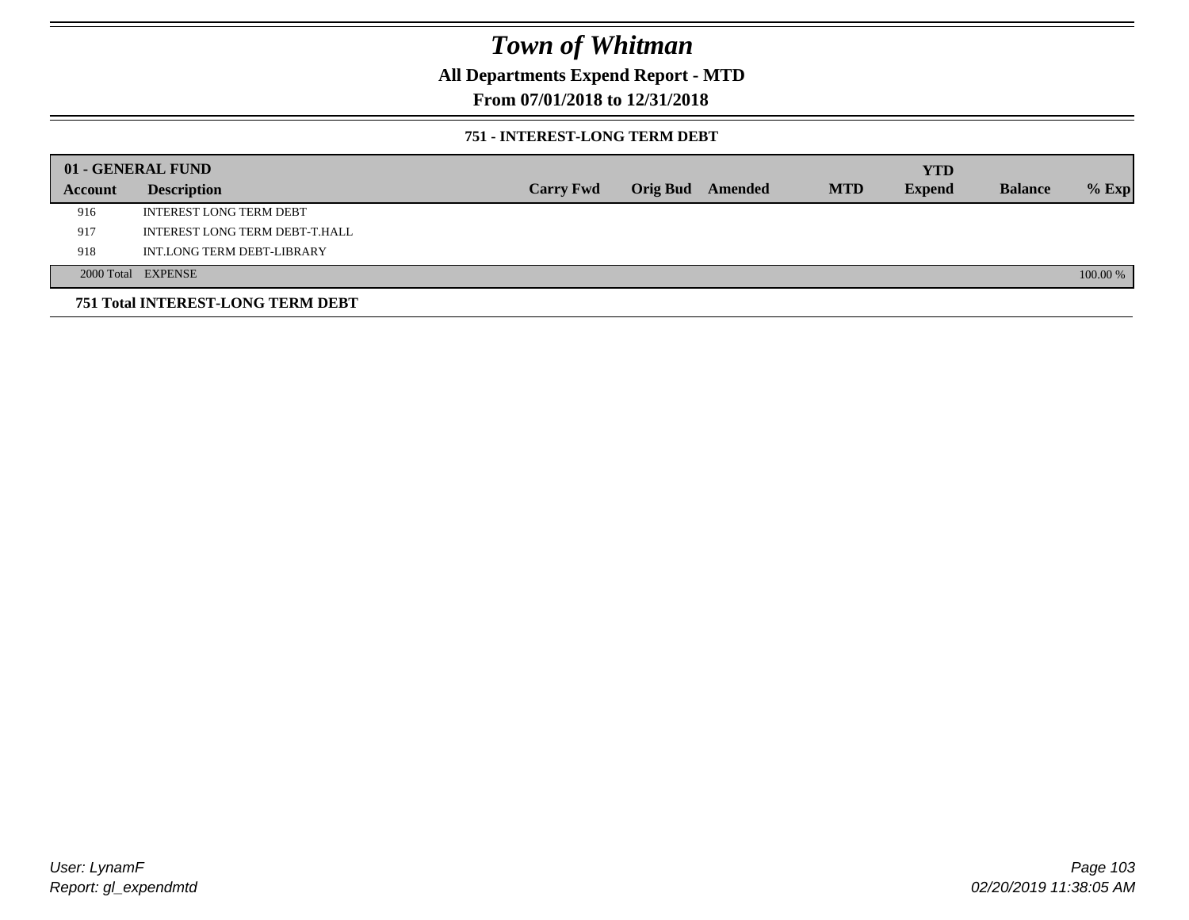# Town of Whitman

## All Departments Expend Report - MTD

## From 07/01/2018 to 12/31/2018

### 751 - INTEREST-LONG TERM DEBT

| 01 - GENERAL FUND | | | | | | YTD | | |
|---|---|---|---|---|---|---|---|---|
| **Account** | **Description** | **Carry Fwd** | **Orig Bud** | **Amended** | **MTD** | **Expend** | **Balance** | **% Exp** |
| 916 | INTEREST LONG TERM DEBT | | | | | | | |
| 917 | INTEREST LONG TERM DEBT-T.HALL | | | | | | | |
| 918 | INT.LONG TERM DEBT-LIBRARY | | | | | | | |
| 2000 Total | EXPENSE | | | | | | | 100.00 % |

**751 Total INTEREST-LONG TERM DEBT**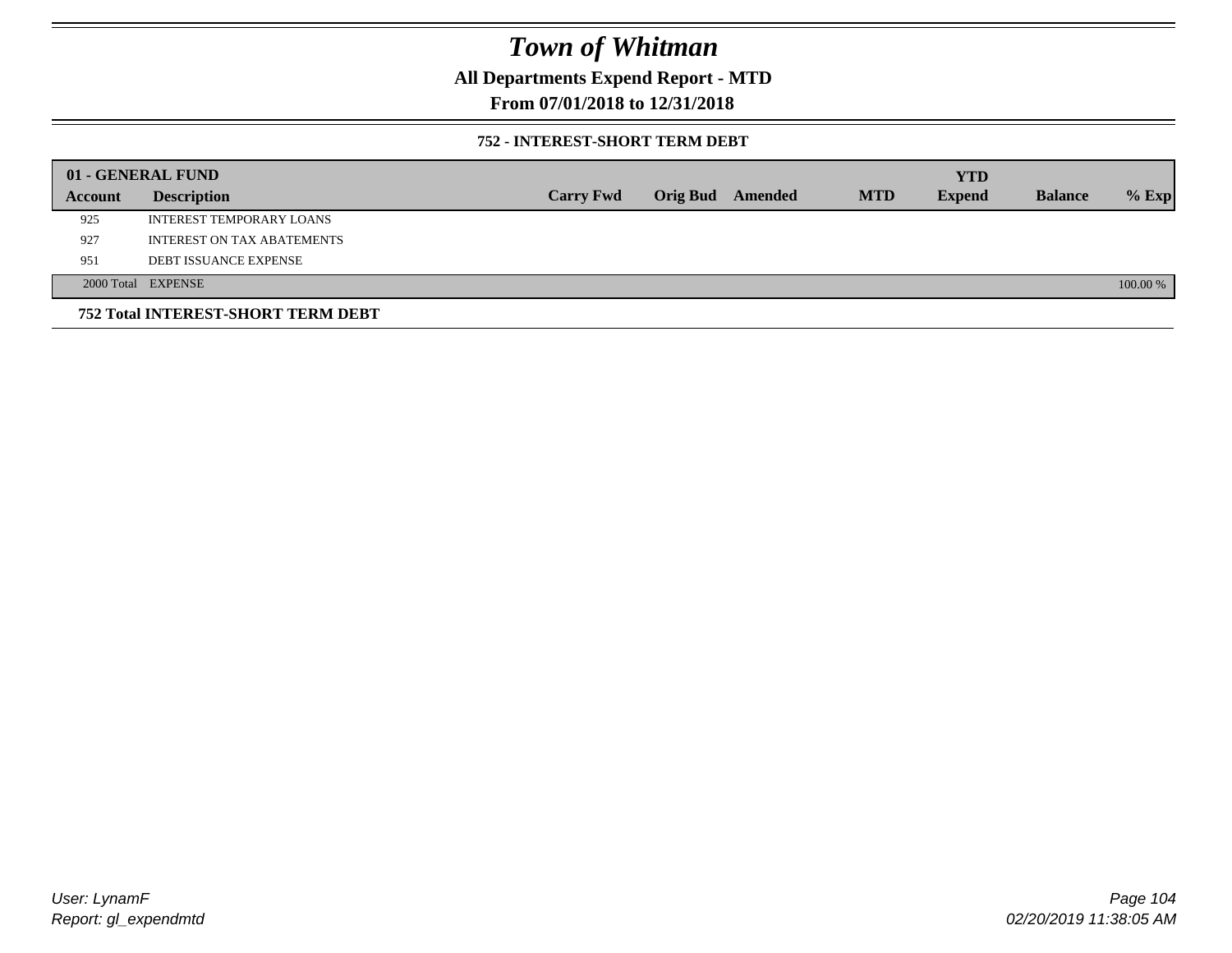# Town of Whitman

## All Departments Expend Report - MTD

## From 07/01/2018 to 12/31/2018

### 752 - INTEREST-SHORT TERM DEBT

| 01 - GENERAL FUND | | | | | | | | | |
|---|---|---|---|---|---|---|---|---|---|
| Account | Description | Carry Fwd | Orig Bud | Amended | MTD | YTD Expend | Balance | % Exp |
| 925 | INTEREST TEMPORARY LOANS | | | | | | | |
| 927 | INTEREST ON TAX ABATEMENTS | | | | | | | |
| 951 | DEBT ISSUANCE EXPENSE | | | | | | | |
| 2000 Total | EXPENSE | | | | | | | 100.00 % |

**752 Total INTEREST-SHORT TERM DEBT**

User: LynamF
Report: gl_expendmtd

02/20/2019 11:38:05 AM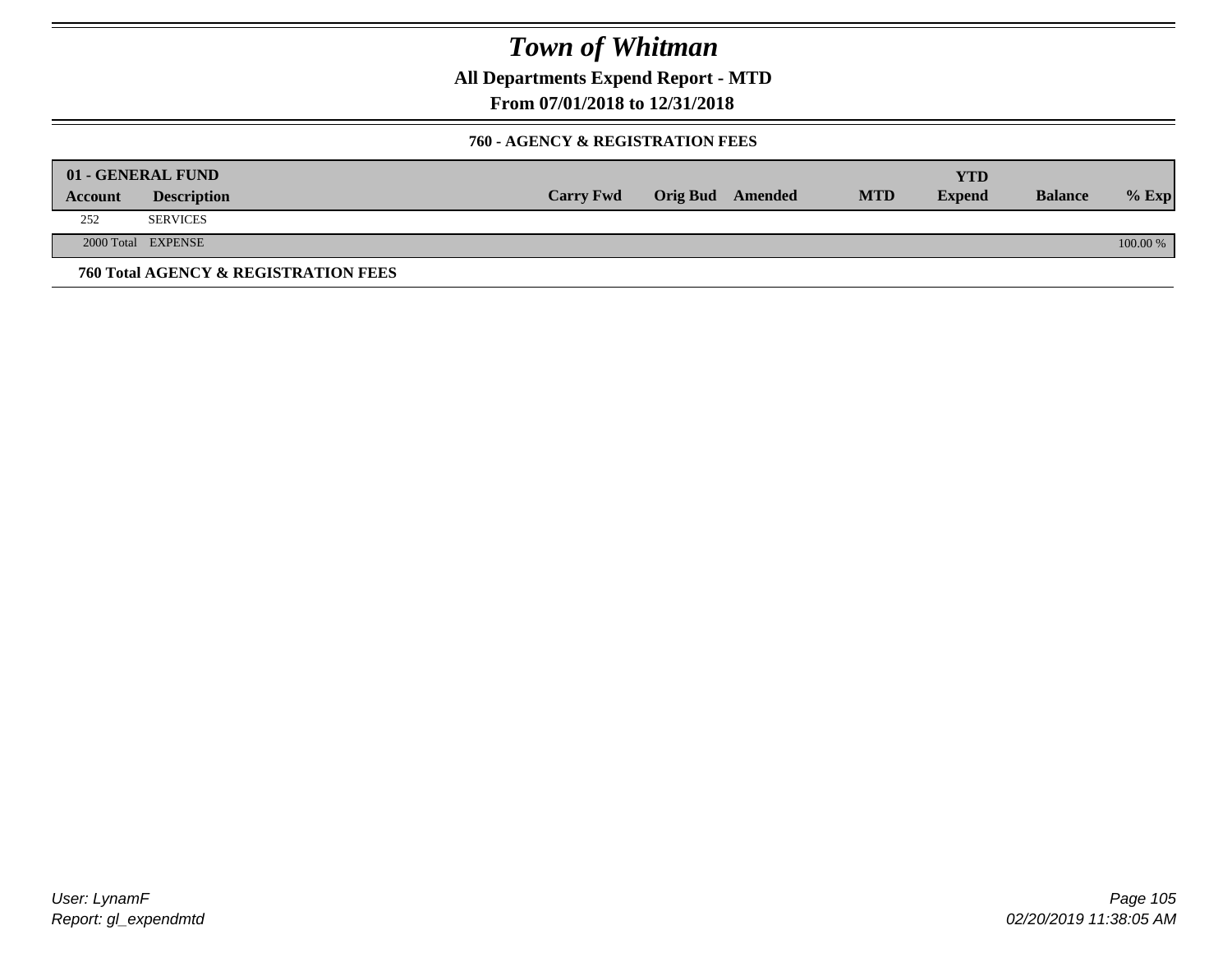# Town of Whitman

**All Departments Expend Report - MTD**

**From 07/01/2018 to 12/31/2018**

### 760 - AGENCY & REGISTRATION FEES

| 01 - GENERAL FUND | | | | | | | | |
|---|---|---|---|---|---|---|---|---|
| **Account** | **Description** | **Carry Fwd** | **Orig Bud** | **Amended** | **MTD** | **YTD Expend** | **Balance** | **% Exp** |
| 252 | SERVICES | | | | | | | |
| 2000 Total | EXPENSE | | | | | | | 100.00 % |

**760 Total AGENCY & REGISTRATION FEES**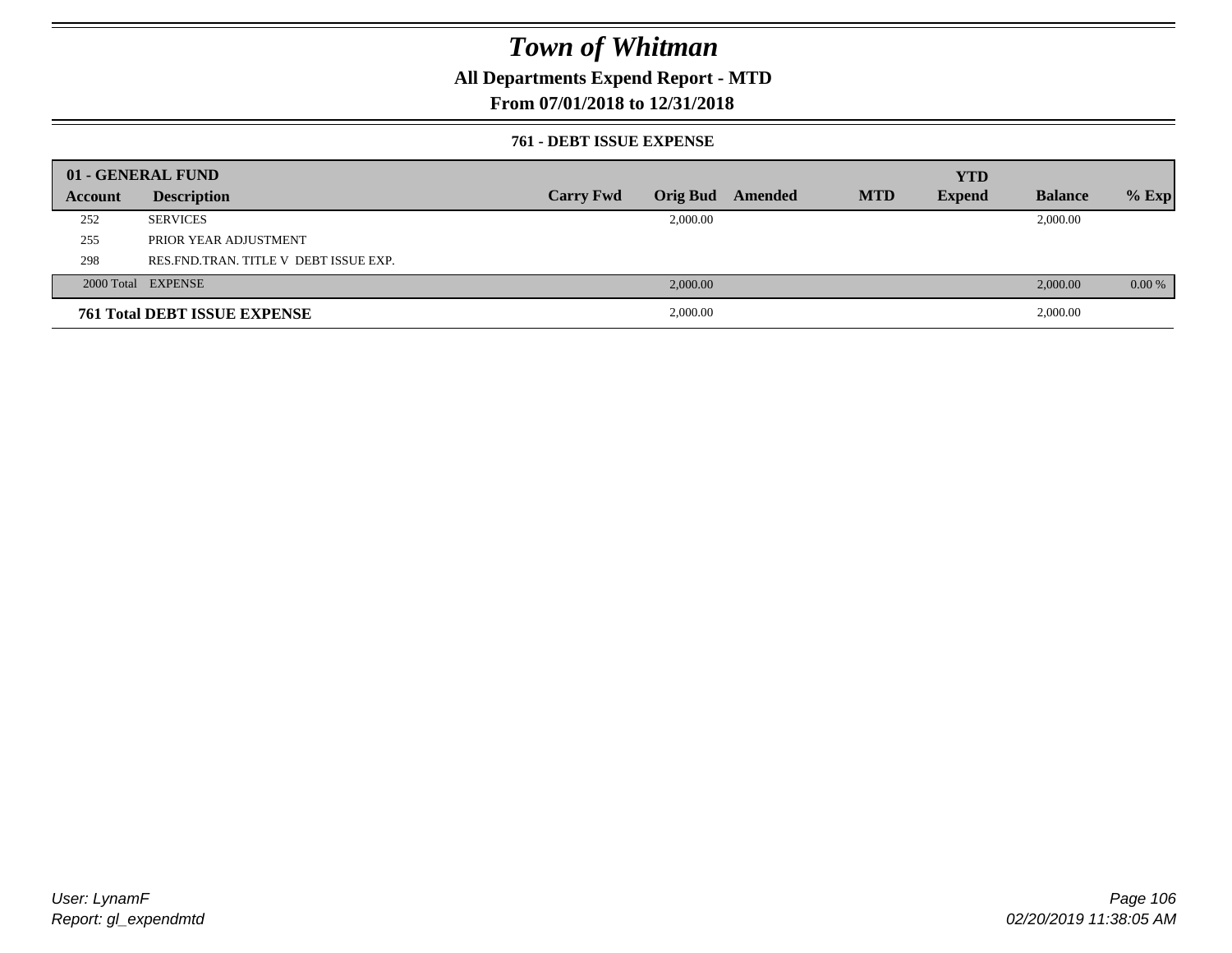# Town of Whitman

## All Departments Expend Report - MTD

### From 07/01/2018 to 12/31/2018

#### 761 - DEBT ISSUE EXPENSE

| 01 - GENERAL FUND | | | | | | | | |
|---|---|---|---|---|---|---|---|---|
| **Account** | **Description** | **Carry Fwd** | **Orig Bud** | **Amended** | **MTD** | **YTD Expend** | **Balance** | **% Exp** |
| 252 | SERVICES | | 2,000.00 | | | | 2,000.00 | |
| 255 | PRIOR YEAR ADJUSTMENT | | | | | | | |
| 298 | RES.FND.TRAN. TITLE V DEBT ISSUE EXP. | | | | | | | |
| 2000 Total | EXPENSE | | 2,000.00 | | | | 2,000.00 | 0.00 % |
| **761 Total DEBT ISSUE EXPENSE** | | | 2,000.00 | | | | 2,000.00 | |

User: LynamF
Report: gl_expendmtd

02/20/2019 11:38:05 AM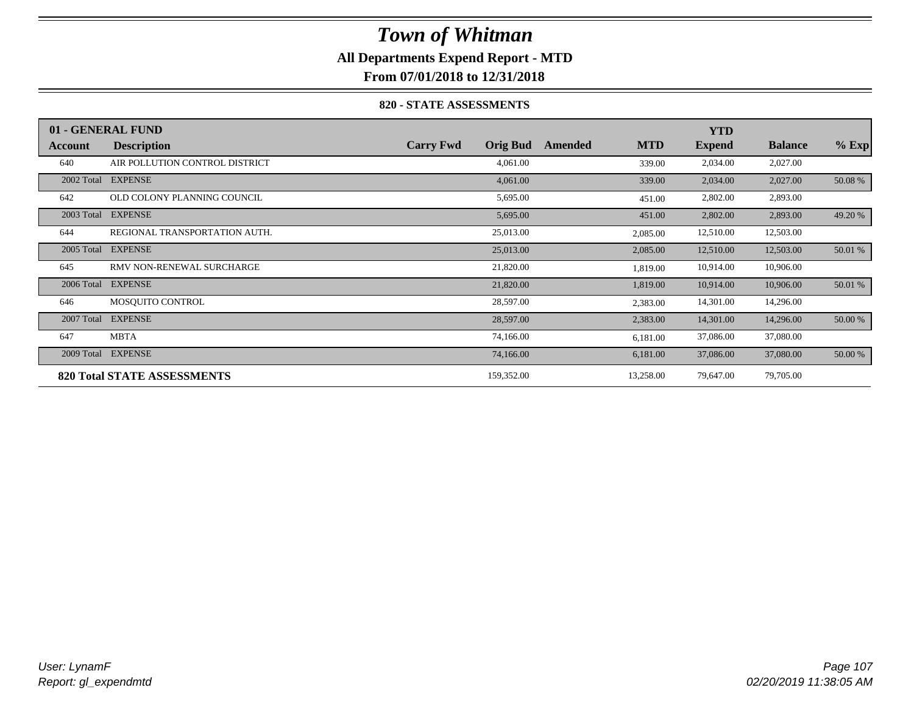# Town of Whitman

**All Departments Expend Report - MTD**

**From 07/01/2018 to 12/31/2018**

**820 - STATE ASSESSMENTS**

| 01 - GENERAL FUND | | | | | | YTD | | |
|---|---|---|---|---|---|---|---|---|
| **Account** | **Description** | **Carry Fwd** | **Orig Bud** | **Amended** | **MTD** | **Expend** | **Balance** | **% Exp** |
| 640 | AIR POLLUTION CONTROL DISTRICT | | 4,061.00 | | 339.00 | 2,034.00 | 2,027.00 | |
| 2002 Total | EXPENSE | | 4,061.00 | | 339.00 | 2,034.00 | 2,027.00 | 50.08 % |
| 642 | OLD COLONY PLANNING COUNCIL | | 5,695.00 | | 451.00 | 2,802.00 | 2,893.00 | |
| 2003 Total | EXPENSE | | 5,695.00 | | 451.00 | 2,802.00 | 2,893.00 | 49.20 % |
| 644 | REGIONAL TRANSPORTATION AUTH. | | 25,013.00 | | 2,085.00 | 12,510.00 | 12,503.00 | |
| 2005 Total | EXPENSE | | 25,013.00 | | 2,085.00 | 12,510.00 | 12,503.00 | 50.01 % |
| 645 | RMV NON-RENEWAL SURCHARGE | | 21,820.00 | | 1,819.00 | 10,914.00 | 10,906.00 | |
| 2006 Total | EXPENSE | | 21,820.00 | | 1,819.00 | 10,914.00 | 10,906.00 | 50.01 % |
| 646 | MOSQUITO CONTROL | | 28,597.00 | | 2,383.00 | 14,301.00 | 14,296.00 | |
| 2007 Total | EXPENSE | | 28,597.00 | | 2,383.00 | 14,301.00 | 14,296.00 | 50.00 % |
| 647 | MBTA | | 74,166.00 | | 6,181.00 | 37,086.00 | 37,080.00 | |
| 2009 Total | EXPENSE | | 74,166.00 | | 6,181.00 | 37,086.00 | 37,080.00 | 50.00 % |
| **820 Total STATE ASSESSMENTS** | | | 159,352.00 | | 13,258.00 | 79,647.00 | 79,705.00 | |

*User: LynamF*

*Report: gl_expendmtd*

*02/20/2019 11:38:05 AM*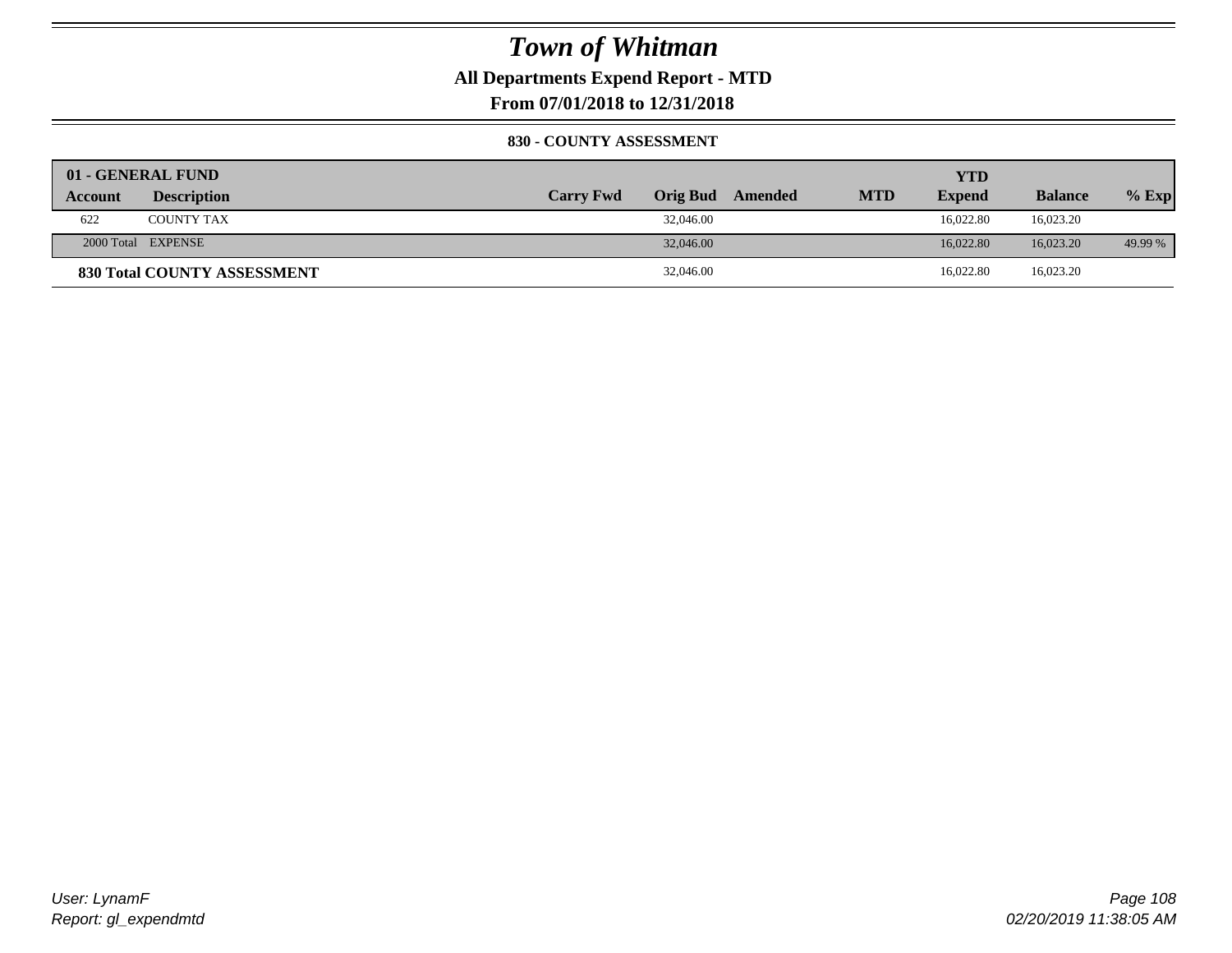# Town of Whitman

**All Departments Expend Report - MTD**

**From 07/01/2018 to 12/31/2018**

**830 - COUNTY ASSESSMENT**

| 01 - GENERAL FUND | | | | | | | | |
|---|---|---|---|---|---|---|---|---|
| **Account** | **Description** | **Carry Fwd** | **Orig Bud** | **Amended** | **MTD** | **YTD Expend** | **Balance** | **% Exp** |
| 622 | COUNTY TAX | | 32,046.00 | | | 16,022.80 | 16,023.20 | |
| 2000 Total | EXPENSE | | 32,046.00 | | | 16,022.80 | 16,023.20 | 49.99 % |
| **830 Total COUNTY ASSESSMENT** | | | 32,046.00 | | | 16,022.80 | 16,023.20 | |

*User: LynamF*
*Report: gl_expendmtd*

*02/20/2019 11:38:05 AM*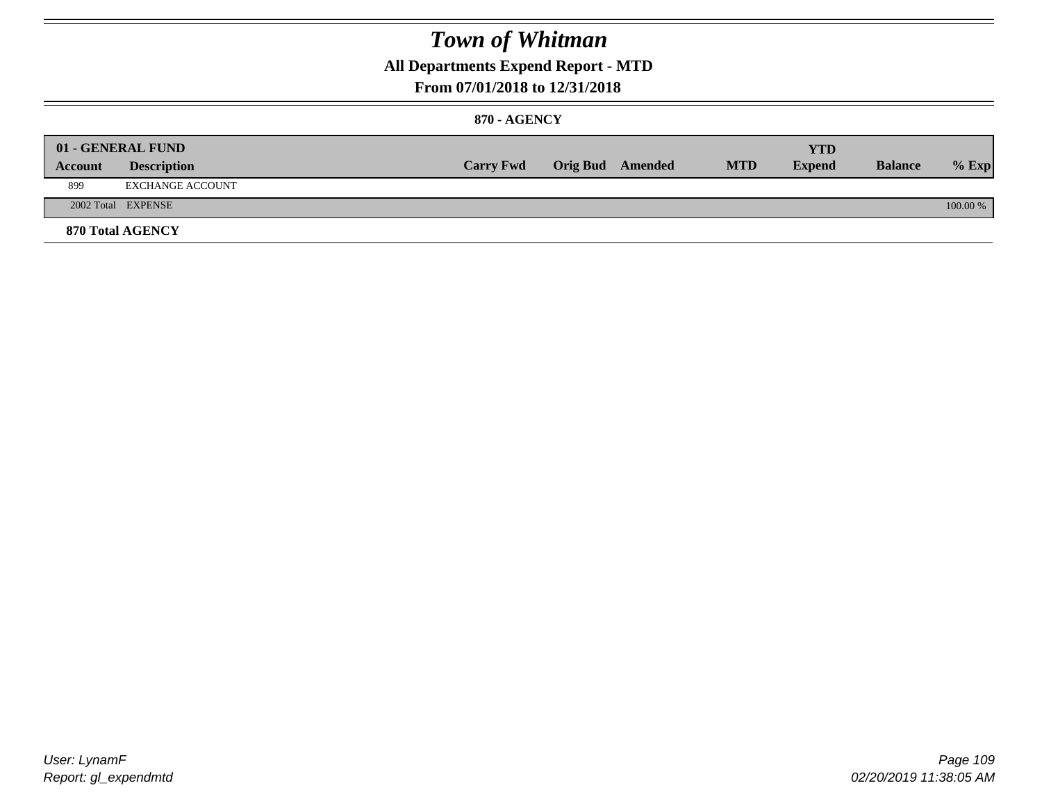# Town of Whitman

## All Departments Expend Report - MTD

### From 07/01/2018 to 12/31/2018

**870 - AGENCY**

| 01 - GENERAL FUND | | | | | | YTD | | |
|---|---|---|---|---|---|---|---|---|
| **Account** | **Description** | **Carry Fwd** | **Orig Bud** | **Amended** | **MTD** | **Expend** | **Balance** | **% Exp** |
| 899 | EXCHANGE ACCOUNT | | | | | | | |
| 2002 Total | EXPENSE | | | | | | | 100.00 % |
| **870 Total AGENCY** | | | | | | | | |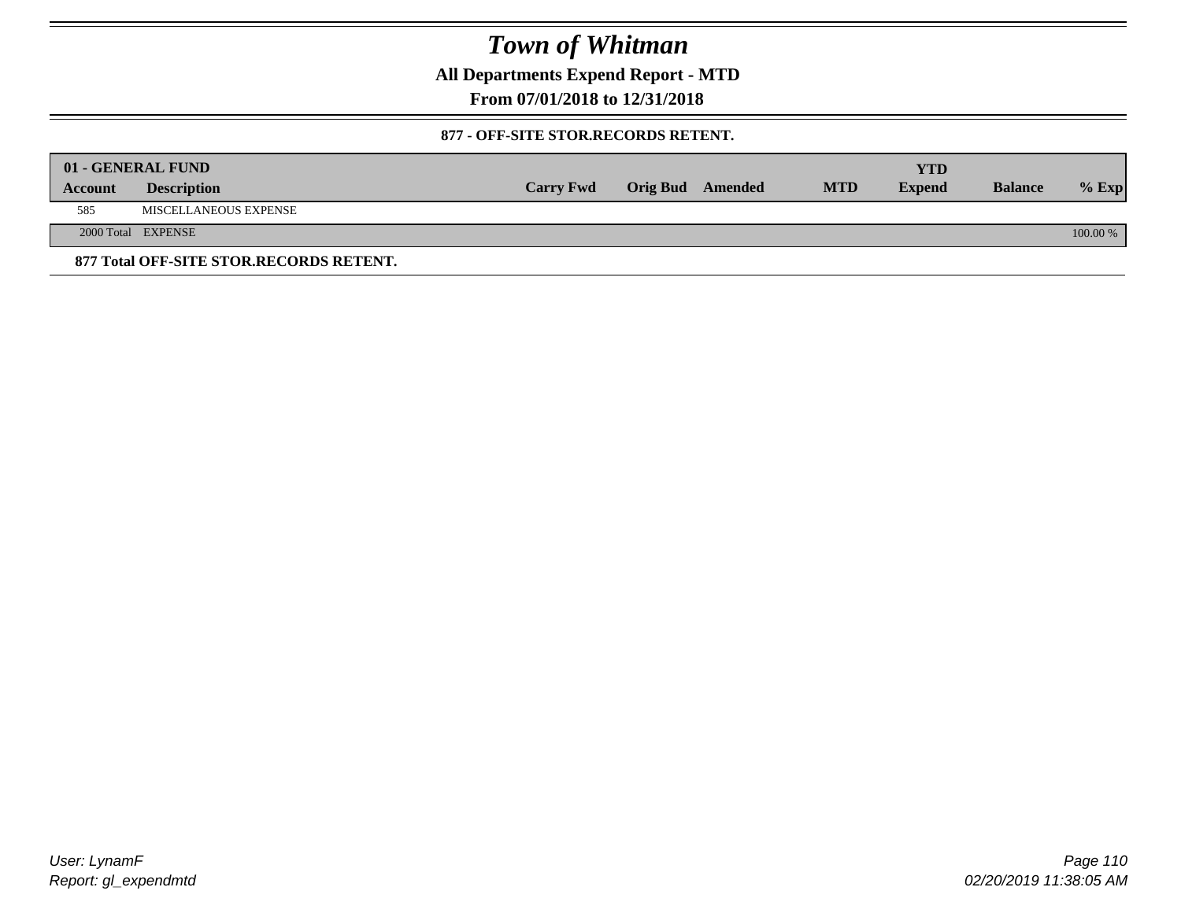# Town of Whitman

**All Departments Expend Report - MTD**

**From 07/01/2018 to 12/31/2018**

**877 - OFF-SITE STOR.RECORDS RETENT.**

| 01 - GENERAL FUND | | | | | | | | |
|---|---|---|---|---|---|---|---|---|
| **Account** | **Description** | **Carry Fwd** | **Orig Bud** | **Amended** | **MTD** | **YTD Expend** | **Balance** | **% Exp** |
| 585 | MISCELLANEOUS EXPENSE | | | | | | | |
| 2000 Total | EXPENSE | | | | | | | 100.00 % |

**877 Total OFF-SITE STOR.RECORDS RETENT.**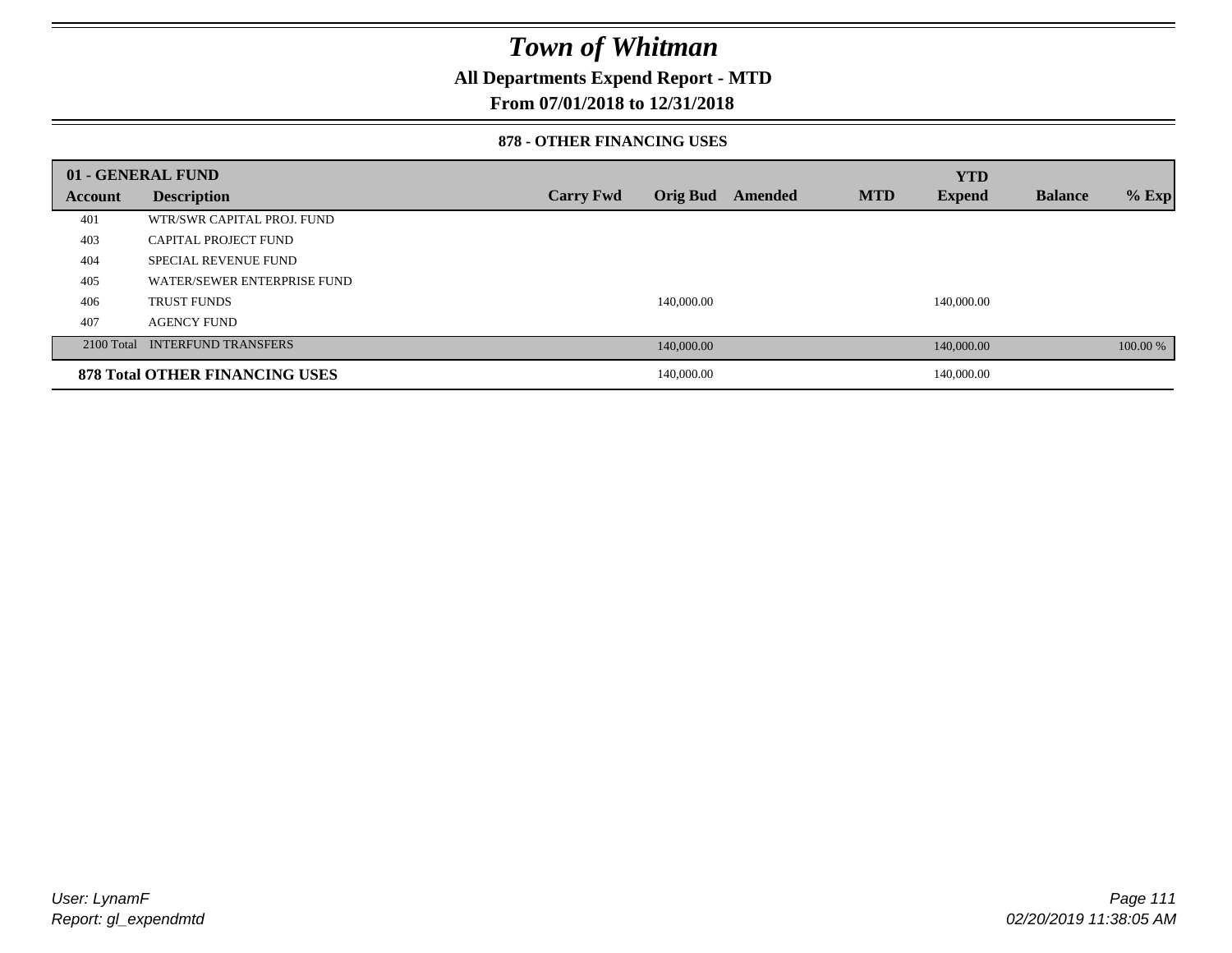# Town of Whitman

## All Departments Expend Report - MTD

## From 07/01/2018 to 12/31/2018

### 878 - OTHER FINANCING USES

| 01 - GENERAL FUND | | | | | | YTD | | |
|---|---|---|---|---|---|---|---|---|
| **Account** | **Description** | **Carry Fwd** | **Orig Bud** | **Amended** | **MTD** | **Expend** | **Balance** | **% Exp** |
| 401 | WTR/SWR CAPITAL PROJ. FUND | | | | | | | |
| 403 | CAPITAL PROJECT FUND | | | | | | | |
| 404 | SPECIAL REVENUE FUND | | | | | | | |
| 405 | WATER/SEWER ENTERPRISE FUND | | | | | | | |
| 406 | TRUST FUNDS | | 140,000.00 | | | 140,000.00 | | |
| 407 | AGENCY FUND | | | | | | | |
| 2100 Total | INTERFUND TRANSFERS | | 140,000.00 | | | 140,000.00 | | 100.00 % |
| **878 Total OTHER FINANCING USES** | | | 140,000.00 | | | 140,000.00 | | |

*User: LynamF*
*Report: gl_expendmtd*

*02/20/2019 11:38:05 AM*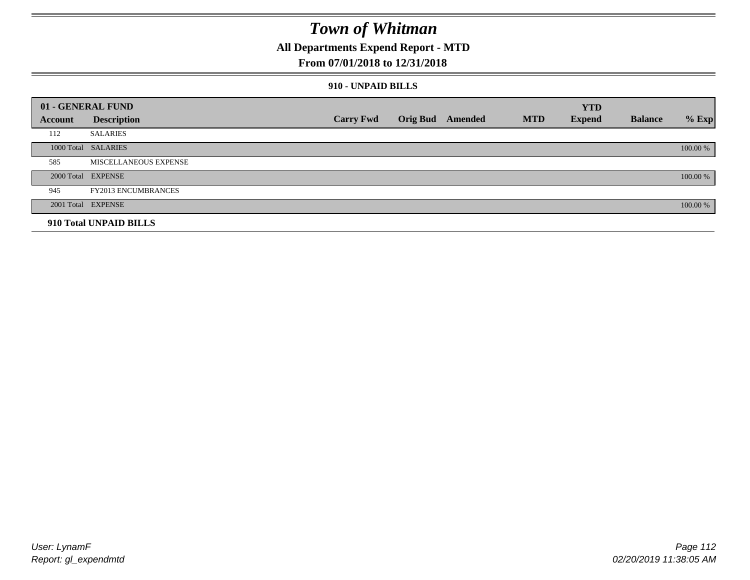# Town of Whitman

## All Departments Expend Report - MTD

## From 07/01/2018 to 12/31/2018

### 910 - UNPAID BILLS

| 01 - GENERAL FUND | | | | | | YTD | | |
|---|---|---|---|---|---|---|---|---|
| **Account** | **Description** | **Carry Fwd** | **Orig Bud** | **Amended** | **MTD** | **Expend** | **Balance** | **% Exp** |
| 112 | SALARIES | | | | | | | |
| 1000 Total | SALARIES | | | | | | | 100.00 % |
| 585 | MISCELLANEOUS EXPENSE | | | | | | | |
| 2000 Total | EXPENSE | | | | | | | 100.00 % |
| 945 | FY2013 ENCUMBRANCES | | | | | | | |
| 2001 Total | EXPENSE | | | | | | | 100.00 % |
| **910 Total UNPAID BILLS** | | | | | | | | |

User: LynamF
Report: gl_expendmtd

02/20/2019 11:38:05 AM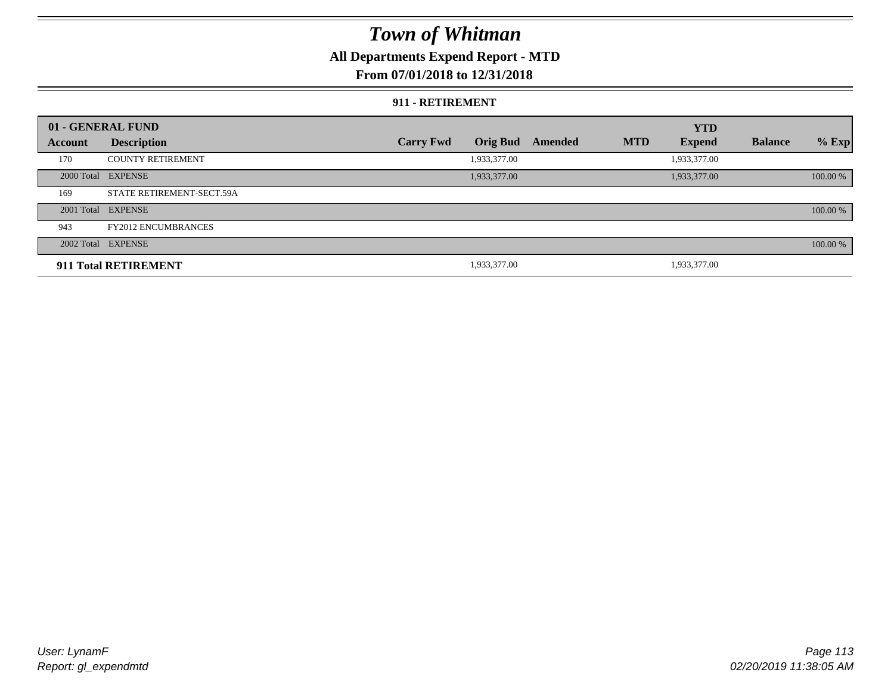# Town of Whitman

## All Departments Expend Report - MTD

### From 07/01/2018 to 12/31/2018

#### 911 - RETIREMENT

| 01 - GENERAL FUND | | | | | | YTD | | |
|---|---|---|---|---|---|---|---|---|
| **Account** | **Description** | **Carry Fwd** | **Orig Bud** | **Amended** | **MTD** | **Expend** | **Balance** | **% Exp** |
| 170 | COUNTY RETIREMENT | | 1,933,377.00 | | | 1,933,377.00 | | |
| 2000 Total | EXPENSE | | 1,933,377.00 | | | 1,933,377.00 | | 100.00 % |
| 169 | STATE RETIREMENT-SECT.59A | | | | | | | |
| 2001 Total | EXPENSE | | | | | | | 100.00 % |
| 943 | FY2012 ENCUMBRANCES | | | | | | | |
| 2002 Total | EXPENSE | | | | | | | 100.00 % |
| **911 Total RETIREMENT** | | | 1,933,377.00 | | | 1,933,377.00 | | |

User: LynamF
Report: gl_expendmtd

02/20/2019 11:38:05 AM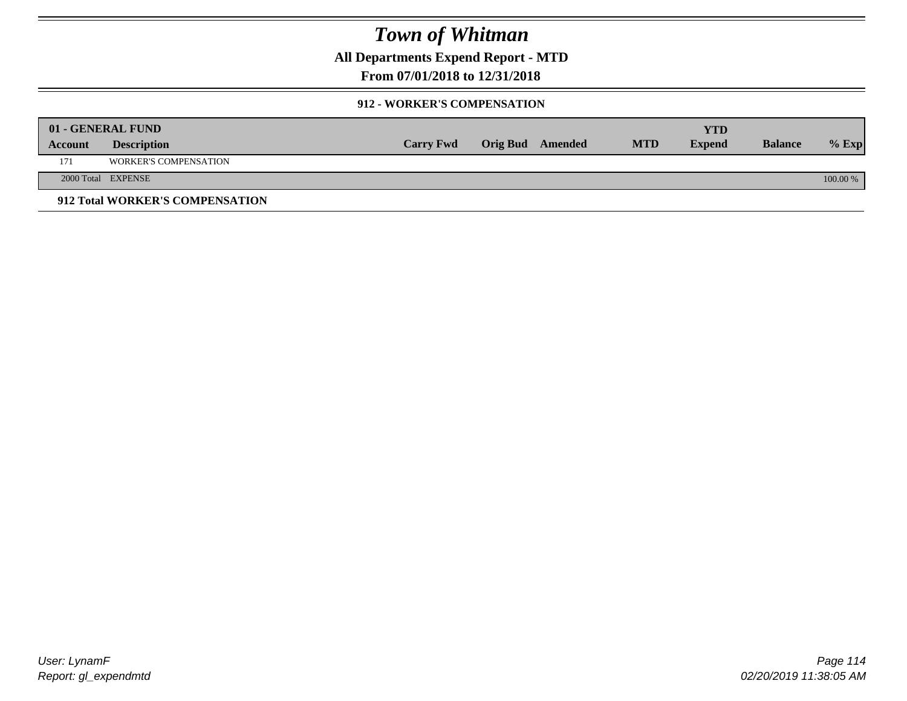# Town of Whitman

**All Departments Expend Report - MTD**

**From 07/01/2018 to 12/31/2018**

### 912 - WORKER'S COMPENSATION

| 01 - GENERAL FUND | | | | | | YTD | | |
|---|---|---|---|---|---|---|---|---|
| Account | Description | Carry Fwd | Orig Bud | Amended | MTD | Expend | Balance | % Exp |
| 171 | WORKER'S COMPENSATION | | | | | | | |
| 2000 Total | EXPENSE | | | | | | | 100.00 % |

**912 Total WORKER'S COMPENSATION**

*User: LynamF*
*Report: gl_expendmtd*

*02/20/2019 11:38:05 AM*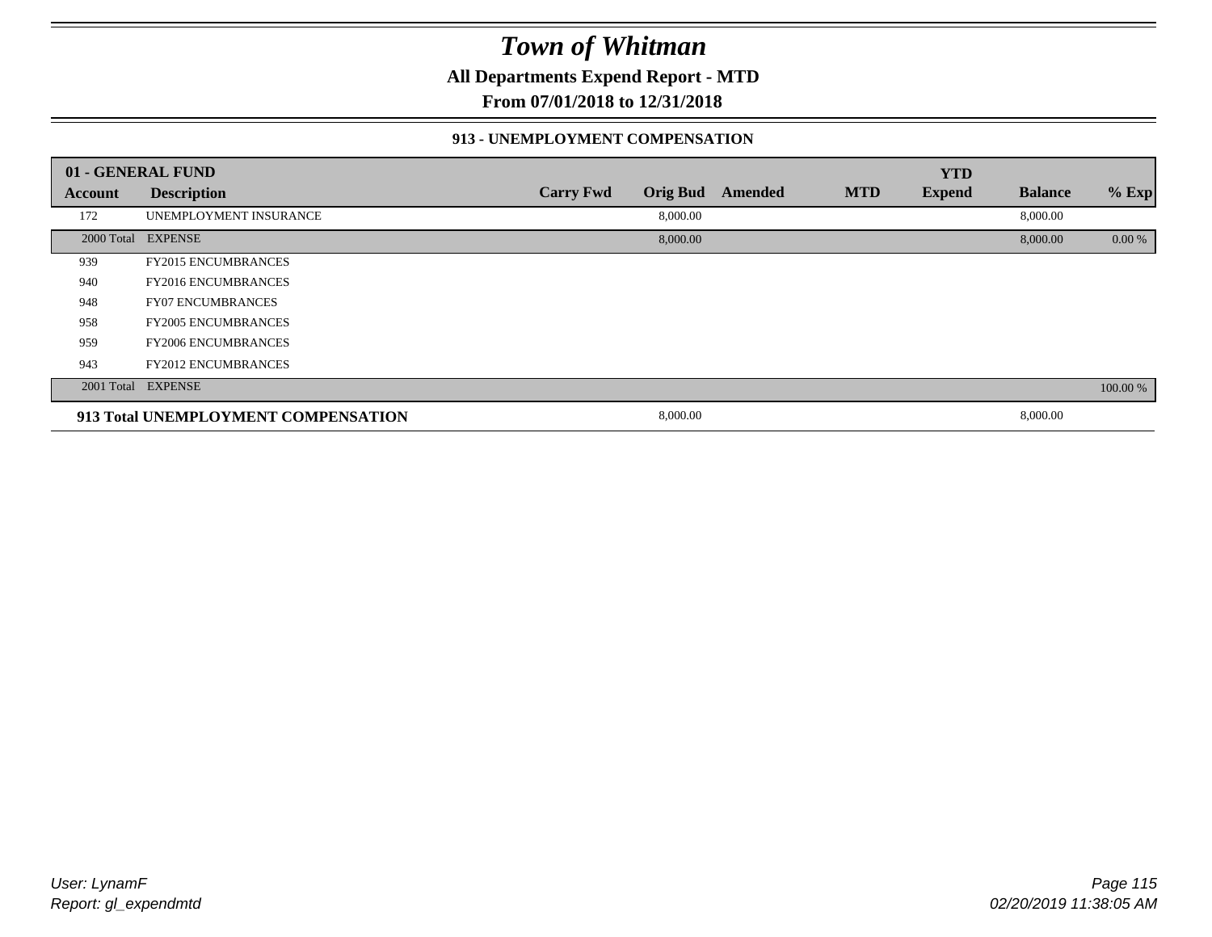# Town of Whitman

**All Departments Expend Report - MTD**

**From 07/01/2018 to 12/31/2018**

### 913 - UNEMPLOYMENT COMPENSATION

| 01 - GENERAL FUND | | | | | | | | |
|---|---|---|---|---|---|---|---|---|
| **Account** | **Description** | **Carry Fwd** | **Orig Bud** | **Amended** | **MTD** | **YTD Expend** | **Balance** | **% Exp** |
| 172 | UNEMPLOYMENT INSURANCE | | 8,000.00 | | | | 8,000.00 | |
| 2000 Total | EXPENSE | | 8,000.00 | | | | 8,000.00 | 0.00 % |
| 939 | FY2015 ENCUMBRANCES | | | | | | | |
| 940 | FY2016 ENCUMBRANCES | | | | | | | |
| 948 | FY07 ENCUMBRANCES | | | | | | | |
| 958 | FY2005 ENCUMBRANCES | | | | | | | |
| 959 | FY2006 ENCUMBRANCES | | | | | | | |
| 943 | FY2012 ENCUMBRANCES | | | | | | | |
| 2001 Total | EXPENSE | | | | | | | 100.00 % |
| **913 Total UNEMPLOYMENT COMPENSATION** | | | 8,000.00 | | | | 8,000.00 | |

*User: LynamF*
*Report: gl_expendmtd*

*02/20/2019 11:38:05 AM*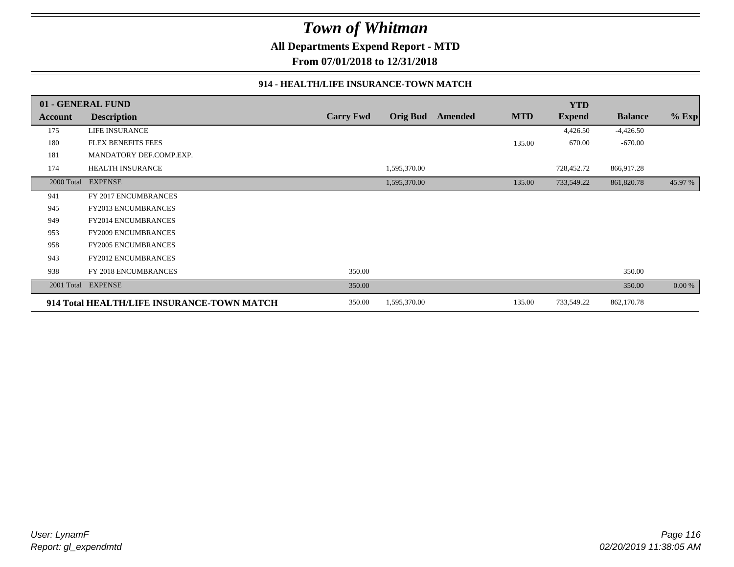# Town of Whitman

**All Departments Expend Report - MTD**

**From 07/01/2018 to 12/31/2018**

### 914 - HEALTH/LIFE INSURANCE-TOWN MATCH

| 01 - GENERAL FUND | | | | | | YTD | | |
|---|---|---|---|---|---|---|---|---|
| **Account** | **Description** | **Carry Fwd** | **Orig Bud** | **Amended** | **MTD** | **Expend** | **Balance** | **% Exp** |
| 175 | LIFE INSURANCE | | | | | 4,426.50 | -4,426.50 | |
| 180 | FLEX BENEFITS FEES | | | | 135.00 | 670.00 | -670.00 | |
| 181 | MANDATORY DEF.COMP.EXP. | | | | | | | |
| 174 | HEALTH INSURANCE | | 1,595,370.00 | | | 728,452.72 | 866,917.28 | |
| 2000 Total | EXPENSE | | 1,595,370.00 | | 135.00 | 733,549.22 | 861,820.78 | 45.97 % |
| 941 | FY 2017 ENCUMBRANCES | | | | | | | |
| 945 | FY2013 ENCUMBRANCES | | | | | | | |
| 949 | FY2014 ENCUMBRANCES | | | | | | | |
| 953 | FY2009 ENCUMBRANCES | | | | | | | |
| 958 | FY2005 ENCUMBRANCES | | | | | | | |
| 943 | FY2012 ENCUMBRANCES | | | | | | | |
| 938 | FY 2018 ENCUMBRANCES | 350.00 | | | | | 350.00 | |
| 2001 Total | EXPENSE | 350.00 | | | | | 350.00 | 0.00 % |
| **914 Total HEALTH/LIFE INSURANCE-TOWN MATCH** | | 350.00 | 1,595,370.00 | | 135.00 | 733,549.22 | 862,170.78 | |

*User: LynamF*
*Report: gl_expendmtd*

*02/20/2019 11:38:05 AM*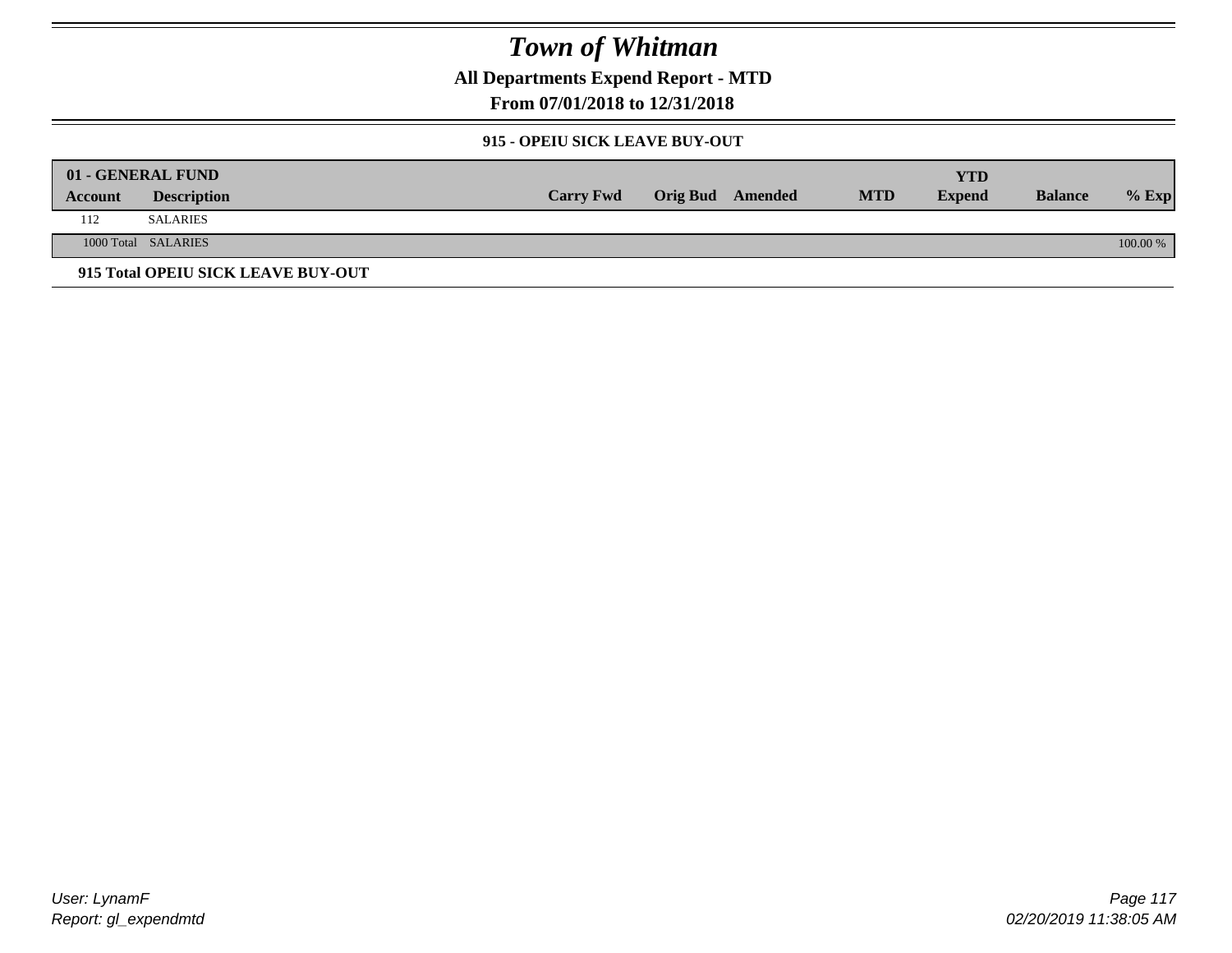# Town of Whitman

**All Departments Expend Report - MTD**

**From 07/01/2018 to 12/31/2018**

### 915 - OPEIU SICK LEAVE BUY-OUT

| 01 - GENERAL FUND | | | | | | YTD | | |
|---|---|---|---|---|---|---|---|---|
| Account | Description | Carry Fwd | Orig Bud | Amended | MTD | Expend | Balance | % Exp |
| 112 | SALARIES | | | | | | | |
| 1000 Total | SALARIES | | | | | | | 100.00 % |

**915 Total OPEIU SICK LEAVE BUY-OUT**

User: LynamF
Report: gl_expendmtd

02/20/2019 11:38:05 AM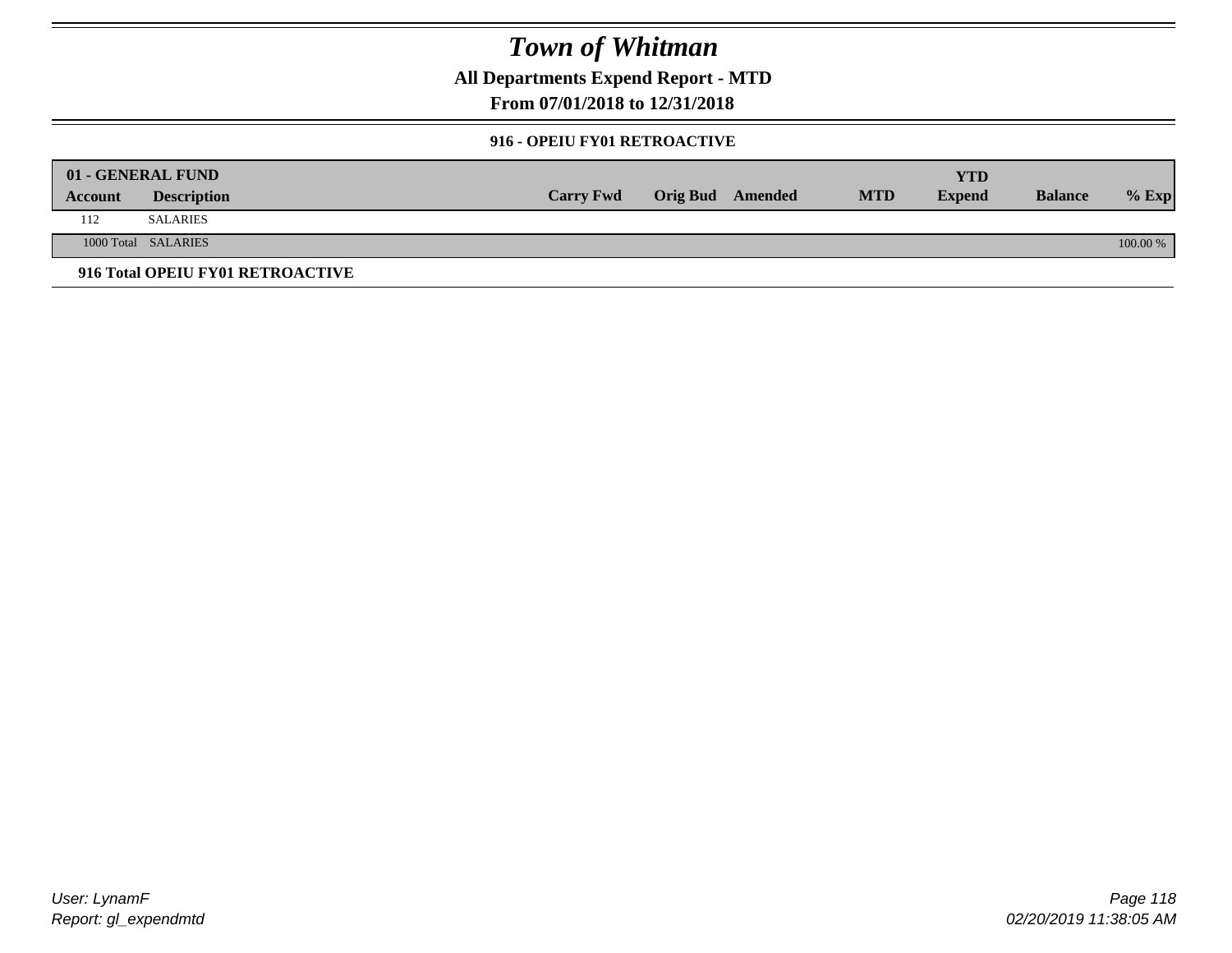# Town of Whitman

## All Departments Expend Report - MTD

## From 07/01/2018 to 12/31/2018

### 916 - OPEIU FY01 RETROACTIVE

| 01 - GENERAL FUND | | | | | | YTD | | |
|---|---|---|---|---|---|---|---|---|
| Account | Description | Carry Fwd | Orig Bud | Amended | MTD | Expend | Balance | % Exp |
| 112 | SALARIES | | | | | | | |
| 1000 Total | SALARIES | | | | | | | 100.00 % |

**916 Total OPEIU FY01 RETROACTIVE**

*User: LynamF*
*Report: gl_expendmtd*

*02/20/2019 11:38:05 AM*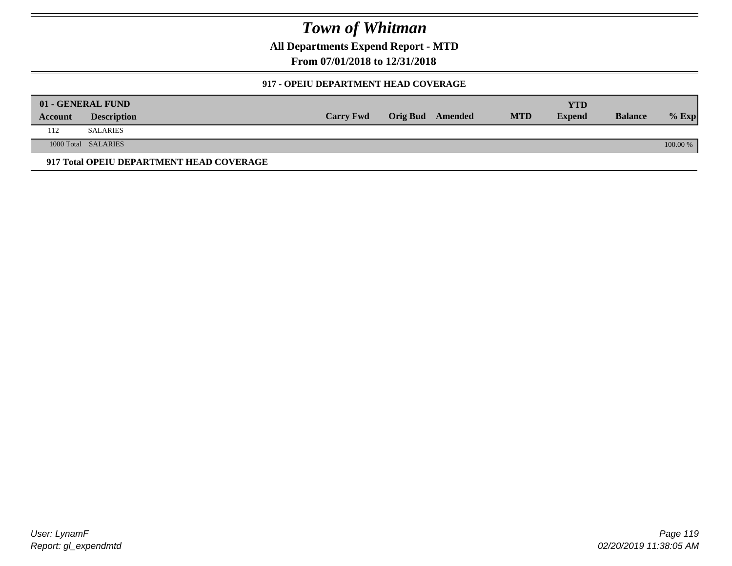# Town of Whitman

**All Departments Expend Report - MTD**

**From 07/01/2018 to 12/31/2018**

### 917 - OPEIU DEPARTMENT HEAD COVERAGE

| 01 - GENERAL FUND | | | | | | YTD | | |
|---|---|---|---|---|---|---|---|---|
| Account | Description | Carry Fwd | Orig Bud | Amended | MTD | Expend | Balance | % Exp |
| 112 | SALARIES | | | | | | | |
| 1000 Total | SALARIES | | | | | | | 100.00 % |

**917 Total OPEIU DEPARTMENT HEAD COVERAGE**

*User: LynamF*
*Report: gl_expendmtd*

*02/20/2019 11:38:05 AM*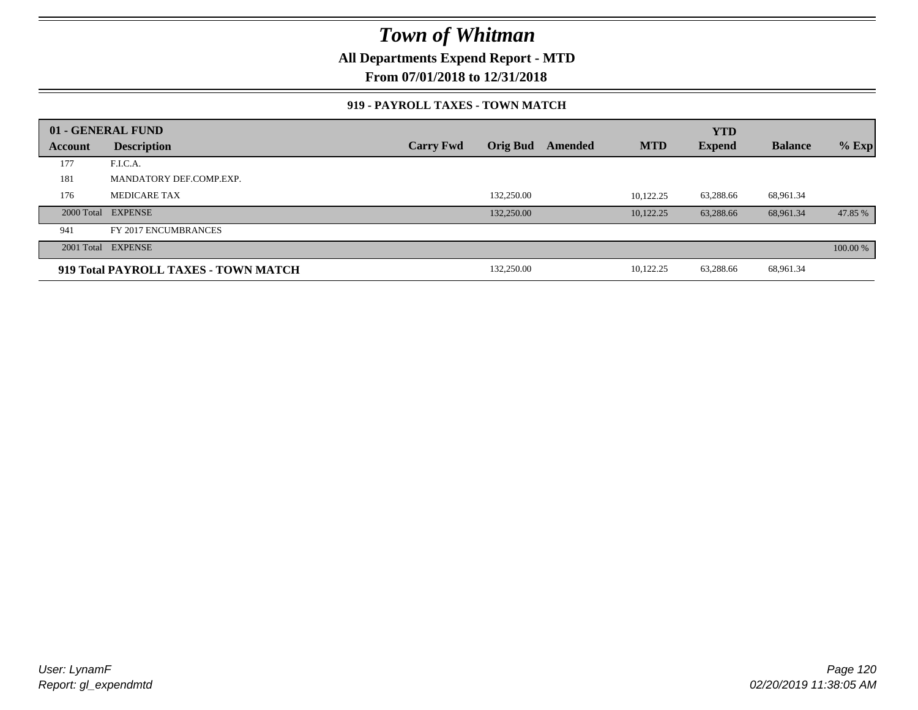# Town of Whitman

**All Departments Expend Report - MTD**

**From 07/01/2018 to 12/31/2018**

### 919 - PAYROLL TAXES - TOWN MATCH

| 01 - GENERAL FUND | | | | | | YTD | | |
|---|---|---|---|---|---|---|---|---|
| **Account** | **Description** | **Carry Fwd** | **Orig Bud** | **Amended** | **MTD** | **Expend** | **Balance** | **% Exp** |
| 177 | F.I.C.A. | | | | | | | |
| 181 | MANDATORY DEF.COMP.EXP. | | | | | | | |
| 176 | MEDICARE TAX | | 132,250.00 | | 10,122.25 | 63,288.66 | 68,961.34 | |
| 2000 Total | EXPENSE | | 132,250.00 | | 10,122.25 | 63,288.66 | 68,961.34 | 47.85 % |
| 941 | FY 2017 ENCUMBRANCES | | | | | | | |
| 2001 Total | EXPENSE | | | | | | | 100.00 % |
| **919 Total PAYROLL TAXES - TOWN MATCH** | | | 132,250.00 | | 10,122.25 | 63,288.66 | 68,961.34 | |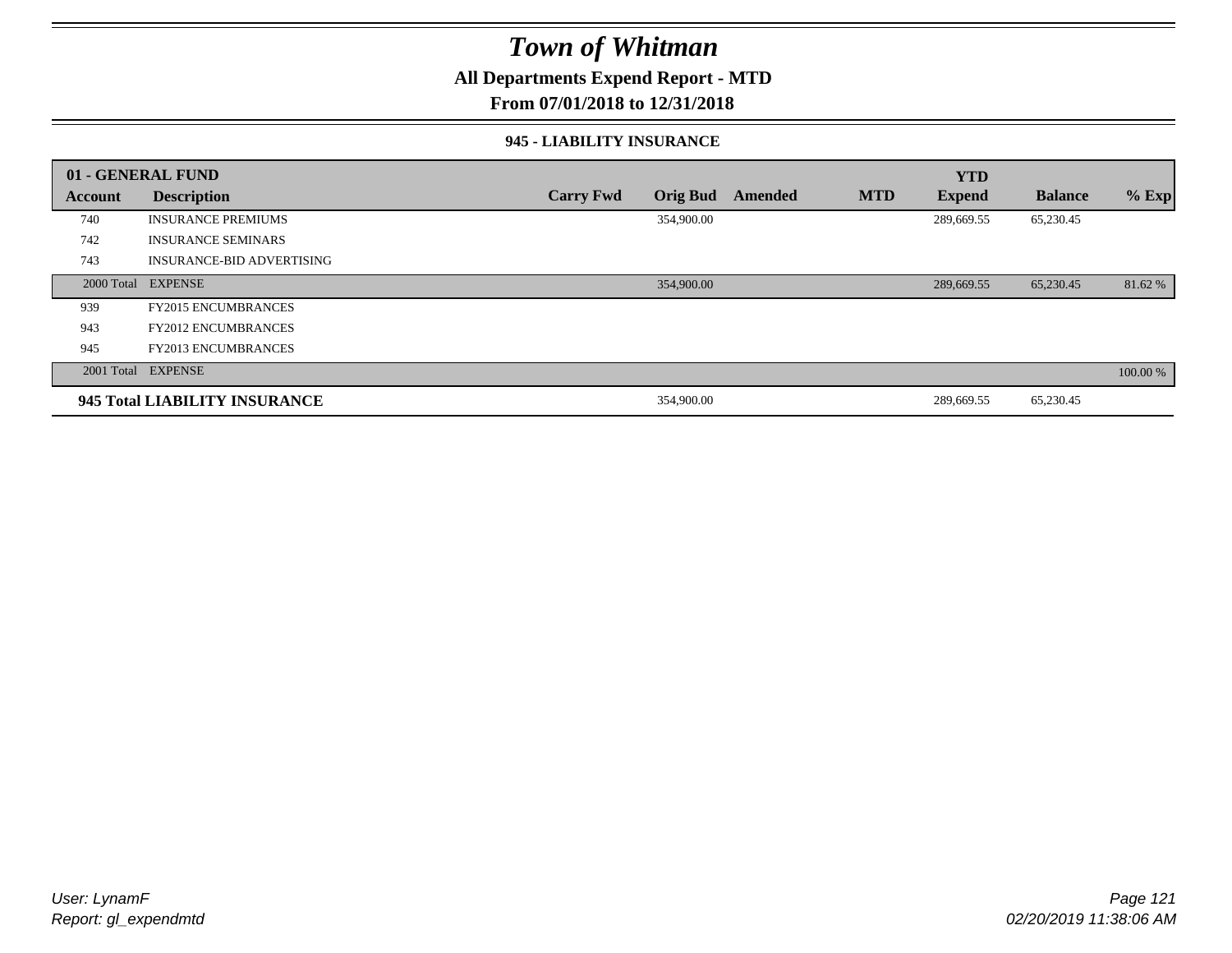# Town of Whitman

## All Departments Expend Report - MTD

### From 07/01/2018 to 12/31/2018

#### 945 - LIABILITY INSURANCE

| 01 - GENERAL FUND | | | | | | YTD | | |
|---|---|---|---|---|---|---|---|---|
| **Account** | **Description** | **Carry Fwd** | **Orig Bud** | **Amended** | **MTD** | **Expend** | **Balance** | **% Exp** |
| 740 | INSURANCE PREMIUMS | | 354,900.00 | | | 289,669.55 | 65,230.45 | |
| 742 | INSURANCE SEMINARS | | | | | | | |
| 743 | INSURANCE-BID ADVERTISING | | | | | | | |
| 2000 Total | EXPENSE | | 354,900.00 | | | 289,669.55 | 65,230.45 | 81.62 % |
| 939 | FY2015 ENCUMBRANCES | | | | | | | |
| 943 | FY2012 ENCUMBRANCES | | | | | | | |
| 945 | FY2013 ENCUMBRANCES | | | | | | | |
| 2001 Total | EXPENSE | | | | | | | 100.00 % |
| **945 Total LIABILITY INSURANCE** | | | 354,900.00 | | | 289,669.55 | 65,230.45 | |

User: LynamF
Report: gl_expendmtd

02/20/2019 11:38:06 AM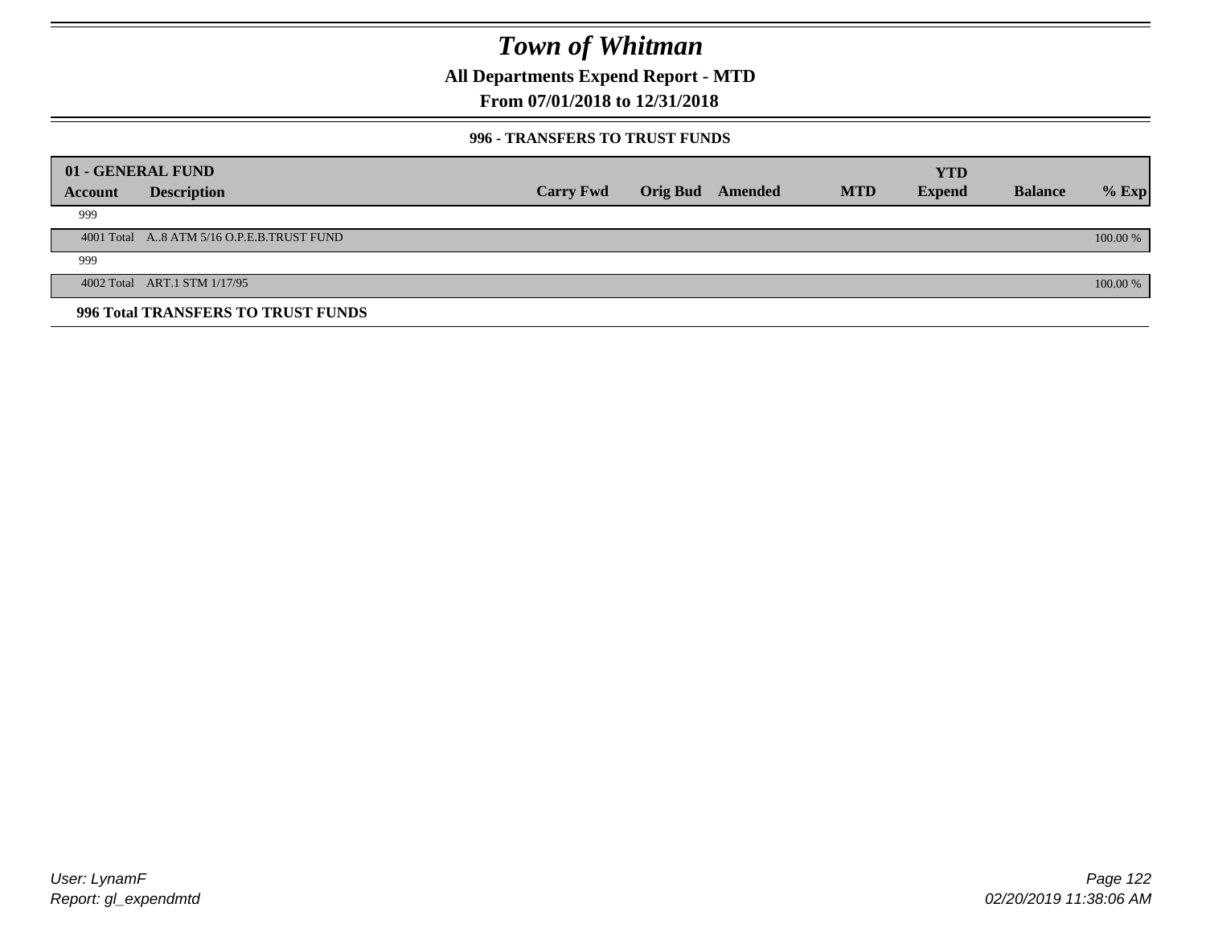# Town of Whitman

## All Departments Expend Report - MTD

## From 07/01/2018 to 12/31/2018

### 996 - TRANSFERS TO TRUST FUNDS

| 01 - GENERAL FUND | | | | | | YTD | | |
|---|---|---|---|---|---|---|---|---|
| **Account** | **Description** | **Carry Fwd** | **Orig Bud** | **Amended** | **MTD** | **Expend** | **Balance** | **% Exp** |
| 999 | | | | | | | | |
| 4001 Total | A..8 ATM 5/16 O.P.E.B.TRUST FUND | | | | | | | 100.00 % |
| 999 | | | | | | | | |
| 4002 Total | ART.1 STM 1/17/95 | | | | | | | 100.00 % |

**996 Total TRANSFERS TO TRUST FUNDS**

User: LynamF
Report: gl_expendmtd

02/20/2019 11:38:06 AM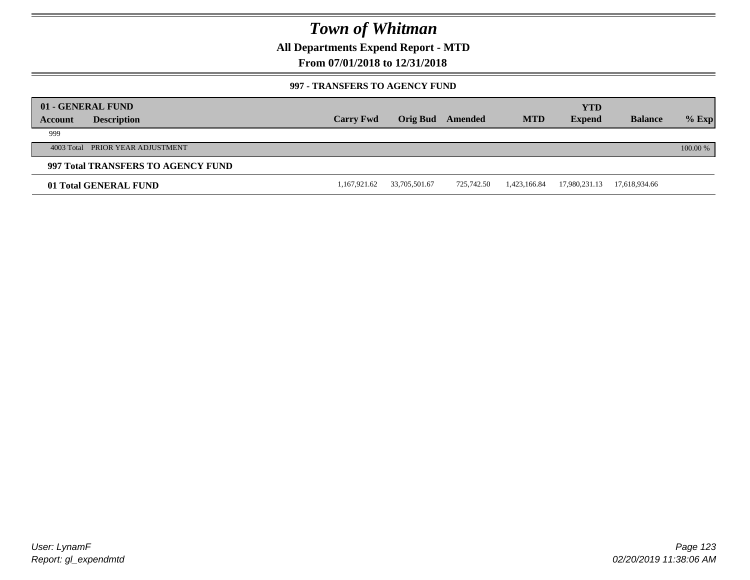# Town of Whitman

**All Departments Expend Report - MTD**

**From 07/01/2018 to 12/31/2018**

**997 - TRANSFERS TO AGENCY FUND**

| 01 - GENERAL FUND | | | | | | YTD | | |
|---|---|---|---|---|---|---|---|---|
| **Account** | **Description** | **Carry Fwd** | **Orig Bud** | **Amended** | **MTD** | **Expend** | **Balance** | **% Exp** |
| 999 | | | | | | | | |
| 4003 Total | PRIOR YEAR ADJUSTMENT | | | | | | | 100.00 % |
| **997 Total TRANSFERS TO AGENCY FUND** | | | | | | | | |
| **01 Total GENERAL FUND** | | 1,167,921.62 | 33,705,501.67 | 725,742.50 | 1,423,166.84 | 17,980,231.13 | 17,618,934.66 | |

*User: LynamF*
*Report: gl_expendmtd*

*02/20/2019 11:38:06 AM*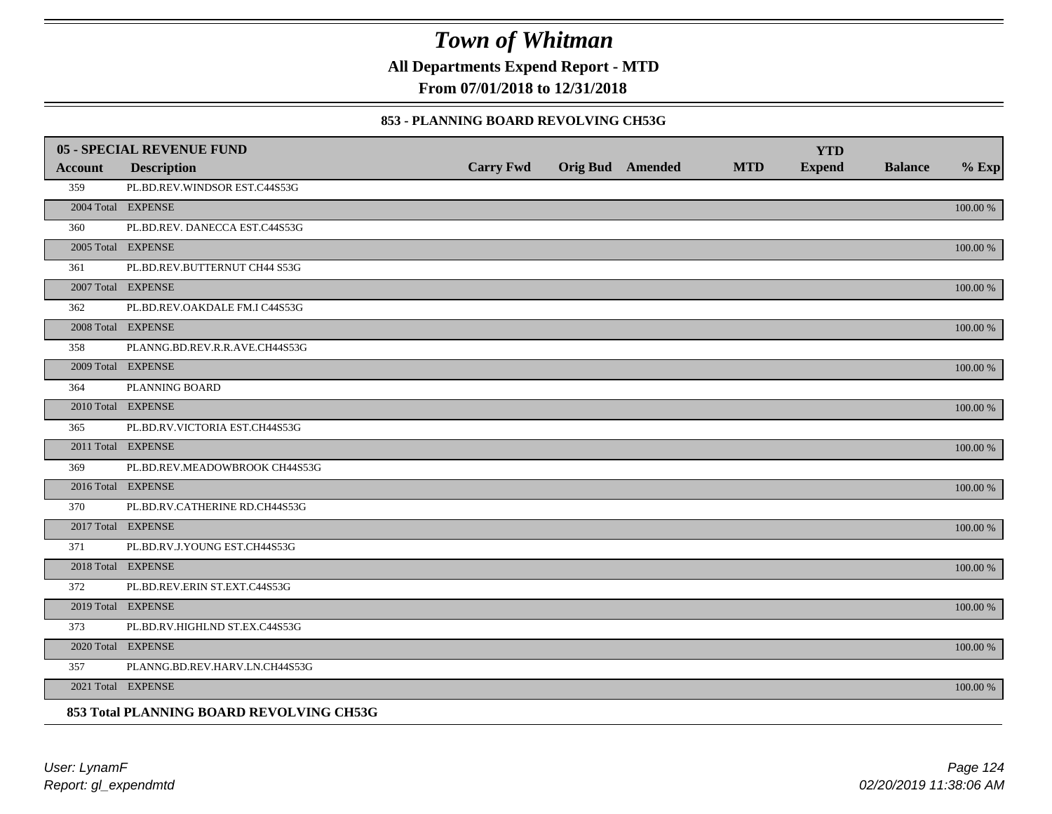# Town of Whitman

**All Departments Expend Report - MTD**

**From 07/01/2018 to 12/31/2018**

**853 - PLANNING BOARD REVOLVING CH53G**

| **05 - SPECIAL REVENUE FUND** | | | | | | **YTD** | | |
|---|---|---|---|---|---|---|---|---|
| **Account** | **Description** | **Carry Fwd** | **Orig Bud** | **Amended** | **MTD** | **Expend** | **Balance** | **% Exp** |
| 359 | PL.BD.REV.WINDSOR EST.C44S53G | | | | | | | |
| 2004 Total | EXPENSE | | | | | | | 100.00 % |
| 360 | PL.BD.REV. DANECCA EST.C44S53G | | | | | | | |
| 2005 Total | EXPENSE | | | | | | | 100.00 % |
| 361 | PL.BD.REV.BUTTERNUT CH44 S53G | | | | | | | |
| 2007 Total | EXPENSE | | | | | | | 100.00 % |
| 362 | PL.BD.REV.OAKDALE FM.I C44S53G | | | | | | | |
| 2008 Total | EXPENSE | | | | | | | 100.00 % |
| 358 | PLANNG.BD.REV.R.R.AVE.CH44S53G | | | | | | | |
| 2009 Total | EXPENSE | | | | | | | 100.00 % |
| 364 | PLANNING BOARD | | | | | | | |
| 2010 Total | EXPENSE | | | | | | | 100.00 % |
| 365 | PL.BD.RV.VICTORIA EST.CH44S53G | | | | | | | |
| 2011 Total | EXPENSE | | | | | | | 100.00 % |
| 369 | PL.BD.REV.MEADOWBROOK CH44S53G | | | | | | | |
| 2016 Total | EXPENSE | | | | | | | 100.00 % |
| 370 | PL.BD.RV.CATHERINE RD.CH44S53G | | | | | | | |
| 2017 Total | EXPENSE | | | | | | | 100.00 % |
| 371 | PL.BD.RV.J.YOUNG EST.CH44S53G | | | | | | | |
| 2018 Total | EXPENSE | | | | | | | 100.00 % |
| 372 | PL.BD.REV.ERIN ST.EXT.C44S53G | | | | | | | |
| 2019 Total | EXPENSE | | | | | | | 100.00 % |
| 373 | PL.BD.RV.HIGHLND ST.EX.C44S53G | | | | | | | |
| 2020 Total | EXPENSE | | | | | | | 100.00 % |
| 357 | PLANNG.BD.REV.HARV.LN.CH44S53G | | | | | | | |
| 2021 Total | EXPENSE | | | | | | | 100.00 % |

**853 Total PLANNING BOARD REVOLVING CH53G**

User: LynamF

Report: gl_expendmtd

02/20/2019 11:38:06 AM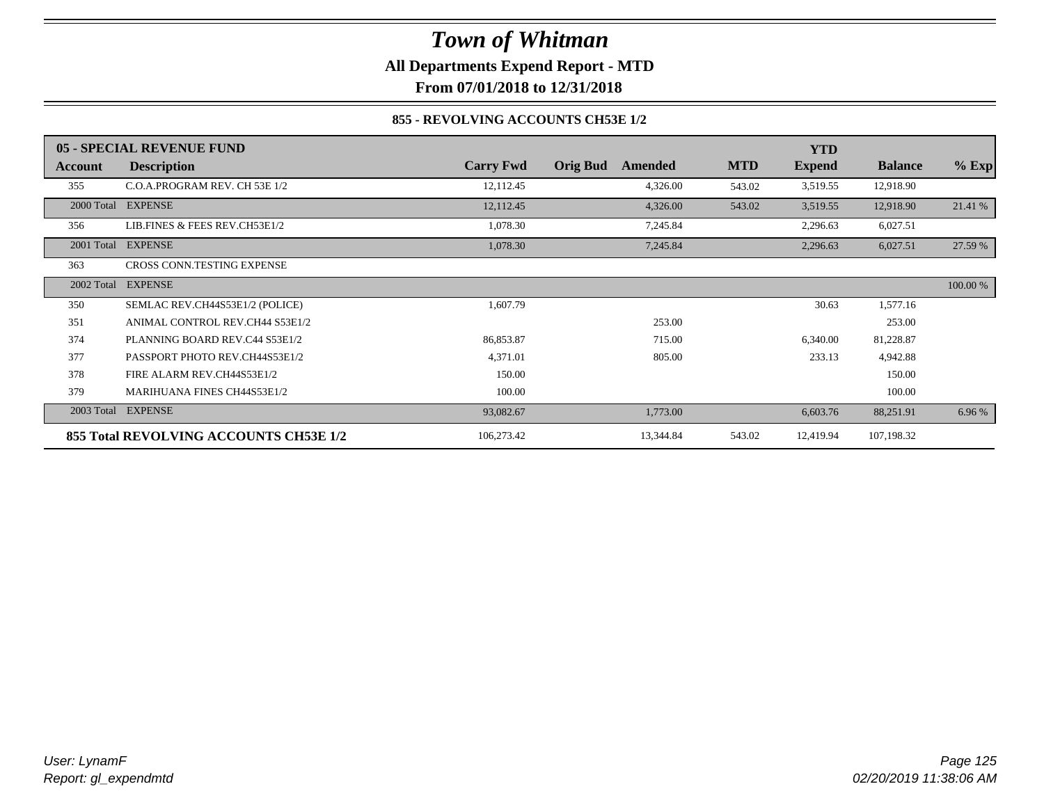# Town of Whitman

**All Departments Expend Report - MTD**

**From 07/01/2018 to 12/31/2018**

**855 - REVOLVING ACCOUNTS CH53E 1/2**

| 05 - SPECIAL REVENUE FUND | | | | | | YTD | | |
|---|---|---|---|---|---|---|---|---|
| **Account** | **Description** | **Carry Fwd** | **Orig Bud** | **Amended** | **MTD** | **Expend** | **Balance** | **% Exp** |
| 355 | C.O.A.PROGRAM REV. CH 53E 1/2 | 12,112.45 | | 4,326.00 | 543.02 | 3,519.55 | 12,918.90 | |
| 2000 Total | EXPENSE | 12,112.45 | | 4,326.00 | 543.02 | 3,519.55 | 12,918.90 | 21.41 % |
| 356 | LIB.FINES & FEES REV.CH53E1/2 | 1,078.30 | | 7,245.84 | | 2,296.63 | 6,027.51 | |
| 2001 Total | EXPENSE | 1,078.30 | | 7,245.84 | | 2,296.63 | 6,027.51 | 27.59 % |
| 363 | CROSS CONN.TESTING EXPENSE | | | | | | | |
| 2002 Total | EXPENSE | | | | | | | 100.00 % |
| 350 | SEMLAC REV.CH44S53E1/2 (POLICE) | 1,607.79 | | | | 30.63 | 1,577.16 | |
| 351 | ANIMAL CONTROL REV.CH44 S53E1/2 | | | 253.00 | | | 253.00 | |
| 374 | PLANNING BOARD REV.C44 S53E1/2 | 86,853.87 | | 715.00 | | 6,340.00 | 81,228.87 | |
| 377 | PASSPORT PHOTO REV.CH44S53E1/2 | 4,371.01 | | 805.00 | | 233.13 | 4,942.88 | |
| 378 | FIRE ALARM REV.CH44S53E1/2 | 150.00 | | | | | 150.00 | |
| 379 | MARIHUANA FINES CH44S53E1/2 | 100.00 | | | | | 100.00 | |
| 2003 Total | EXPENSE | 93,082.67 | | 1,773.00 | | 6,603.76 | 88,251.91 | 6.96 % |
| **855 Total REVOLVING ACCOUNTS CH53E 1/2** | | 106,273.42 | | 13,344.84 | 543.02 | 12,419.94 | 107,198.32 | |

*User: LynamF*
*Report: gl_expendmtd*

*02/20/2019 11:38:06 AM*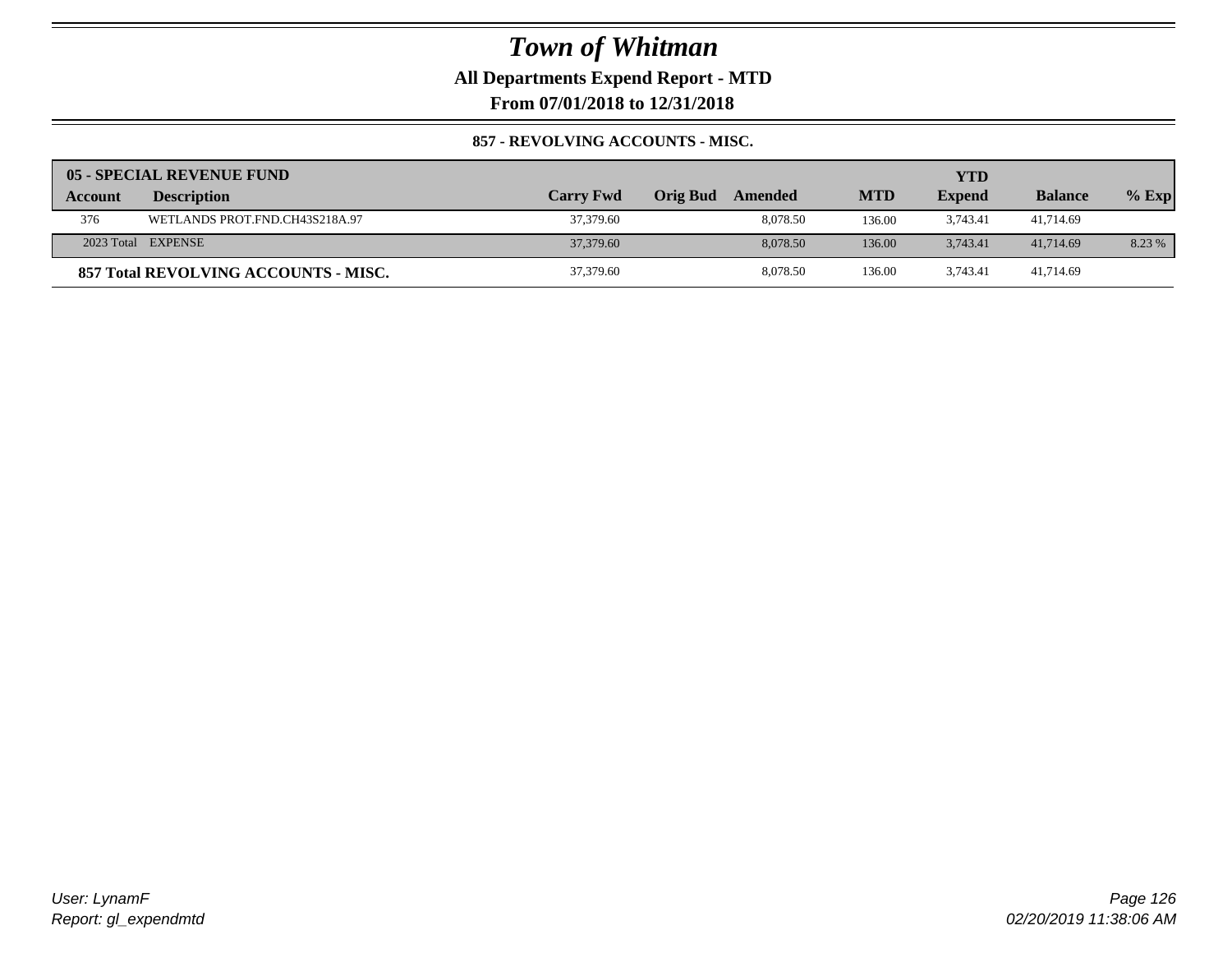# Town of Whitman

**All Departments Expend Report - MTD**

**From 07/01/2018 to 12/31/2018**

**857 - REVOLVING ACCOUNTS - MISC.**

| 05 - SPECIAL REVENUE FUND | | | | | | | | |
|---|---|---|---|---|---|---|---|---|
| **Account** | **Description** | **Carry Fwd** | **Orig Bud** | **Amended** | **MTD** | **YTD Expend** | **Balance** | **% Exp** |
| 376 | WETLANDS PROT.FND.CH43S218A.97 | 37,379.60 | | 8,078.50 | 136.00 | 3,743.41 | 41,714.69 | |
| 2023 Total | EXPENSE | 37,379.60 | | 8,078.50 | 136.00 | 3,743.41 | 41,714.69 | 8.23 % |
| **857 Total REVOLVING ACCOUNTS - MISC.** | | 37,379.60 | | 8,078.50 | 136.00 | 3,743.41 | 41,714.69 | |

User: LynamF
Report: gl_expendmtd

02/20/2019 11:38:06 AM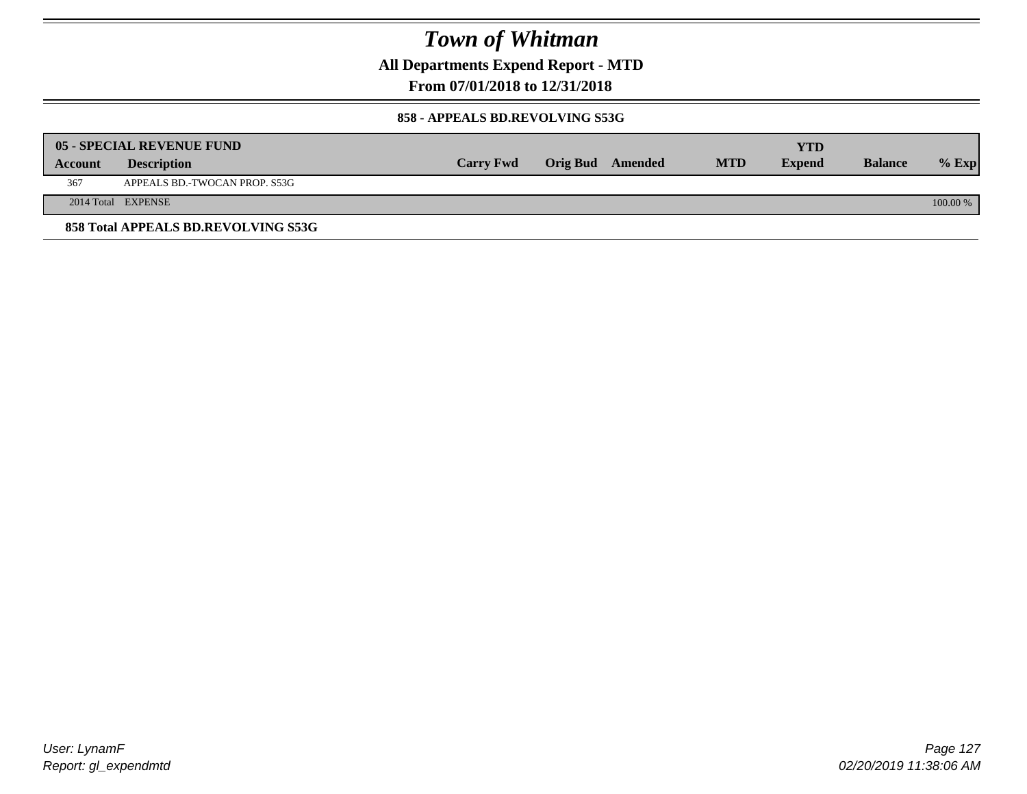# Town of Whitman

**All Departments Expend Report - MTD**

**From 07/01/2018 to 12/31/2018**

### 858 - APPEALS BD.REVOLVING S53G

| 05 - SPECIAL REVENUE FUND | | | | | | | | |
|---|---|---|---|---|---|---|---|---|
| **Account** | **Description** | **Carry Fwd** | **Orig Bud** | **Amended** | **MTD** | **YTD Expend** | **Balance** | **% Exp** |
| 367 | APPEALS BD.-TWOCAN PROP. S53G | | | | | | | |
| 2014 Total | EXPENSE | | | | | | | 100.00 % |

**858 Total APPEALS BD.REVOLVING S53G**

User: LynamF
Report: gl_expendmtd

02/20/2019 11:38:06 AM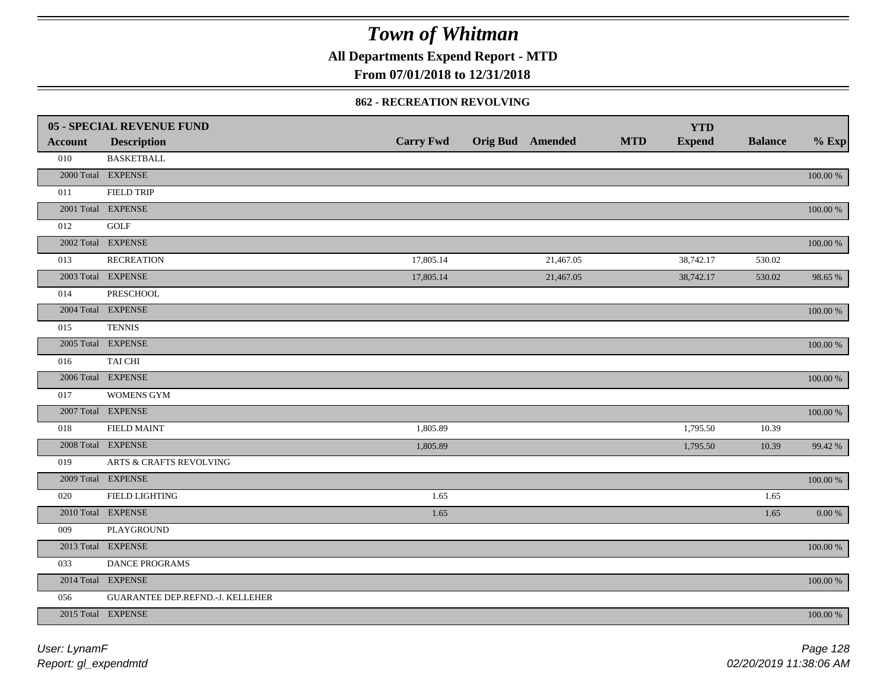# Town of Whitman

**All Departments Expend Report - MTD**

**From 07/01/2018 to 12/31/2018**

**862 - RECREATION REVOLVING**

| 05 - SPECIAL REVENUE FUND | | | | | | YTD | | |
|---|---|---|---|---|---|---|---|---|
| **Account** | **Description** | **Carry Fwd** | **Orig Bud** | **Amended** | **MTD** | **Expend** | **Balance** | **% Exp** |
| 010 | BASKETBALL | | | | | | | |
| 2000 Total | EXPENSE | | | | | | | 100.00 % |
| 011 | FIELD TRIP | | | | | | | |
| 2001 Total | EXPENSE | | | | | | | 100.00 % |
| 012 | GOLF | | | | | | | |
| 2002 Total | EXPENSE | | | | | | | 100.00 % |
| 013 | RECREATION | 17,805.14 | | 21,467.05 | | 38,742.17 | 530.02 | |
| 2003 Total | EXPENSE | 17,805.14 | | 21,467.05 | | 38,742.17 | 530.02 | 98.65 % |
| 014 | PRESCHOOL | | | | | | | |
| 2004 Total | EXPENSE | | | | | | | 100.00 % |
| 015 | TENNIS | | | | | | | |
| 2005 Total | EXPENSE | | | | | | | 100.00 % |
| 016 | TAI CHI | | | | | | | |
| 2006 Total | EXPENSE | | | | | | | 100.00 % |
| 017 | WOMENS GYM | | | | | | | |
| 2007 Total | EXPENSE | | | | | | | 100.00 % |
| 018 | FIELD MAINT | 1,805.89 | | | | 1,795.50 | 10.39 | |
| 2008 Total | EXPENSE | 1,805.89 | | | | 1,795.50 | 10.39 | 99.42 % |
| 019 | ARTS & CRAFTS REVOLVING | | | | | | | |
| 2009 Total | EXPENSE | | | | | | | 100.00 % |
| 020 | FIELD LIGHTING | 1.65 | | | | | 1.65 | |
| 2010 Total | EXPENSE | 1.65 | | | | | 1.65 | 0.00 % |
| 009 | PLAYGROUND | | | | | | | |
| 2013 Total | EXPENSE | | | | | | | 100.00 % |
| 033 | DANCE PROGRAMS | | | | | | | |
| 2014 Total | EXPENSE | | | | | | | 100.00 % |
| 056 | GUARANTEE DEP.REFND.-J. KELLEHER | | | | | | | |
| 2015 Total | EXPENSE | | | | | | | 100.00 % |

*User: LynamF*

*Report: gl_expendmtd*

*02/20/2019 11:38:06 AM*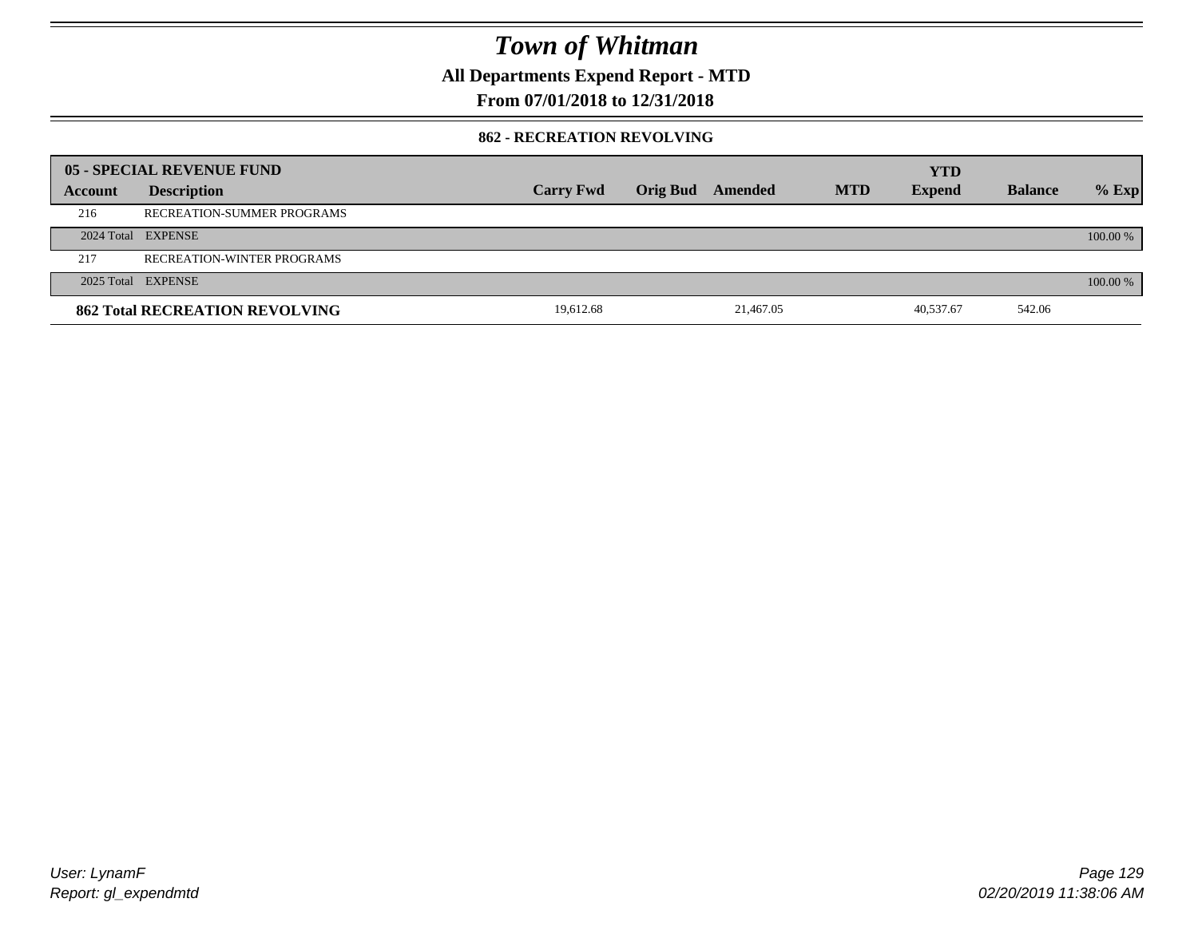# Town of Whitman

**All Departments Expend Report - MTD**

**From 07/01/2018 to 12/31/2018**

### 862 - RECREATION REVOLVING

| 05 - SPECIAL REVENUE FUND | | | | | | | | |
|---|---|---|---|---|---|---|---|---|
| **Account** | **Description** | **Carry Fwd** | **Orig Bud** | **Amended** | **MTD** | **YTD Expend** | **Balance** | **% Exp** |
| 216 | RECREATION-SUMMER PROGRAMS | | | | | | | |
| 2024 Total | EXPENSE | | | | | | | 100.00 % |
| 217 | RECREATION-WINTER PROGRAMS | | | | | | | |
| 2025 Total | EXPENSE | | | | | | | 100.00 % |
| **862 Total RECREATION REVOLVING** | | 19,612.68 | | 21,467.05 | | 40,537.67 | 542.06 | |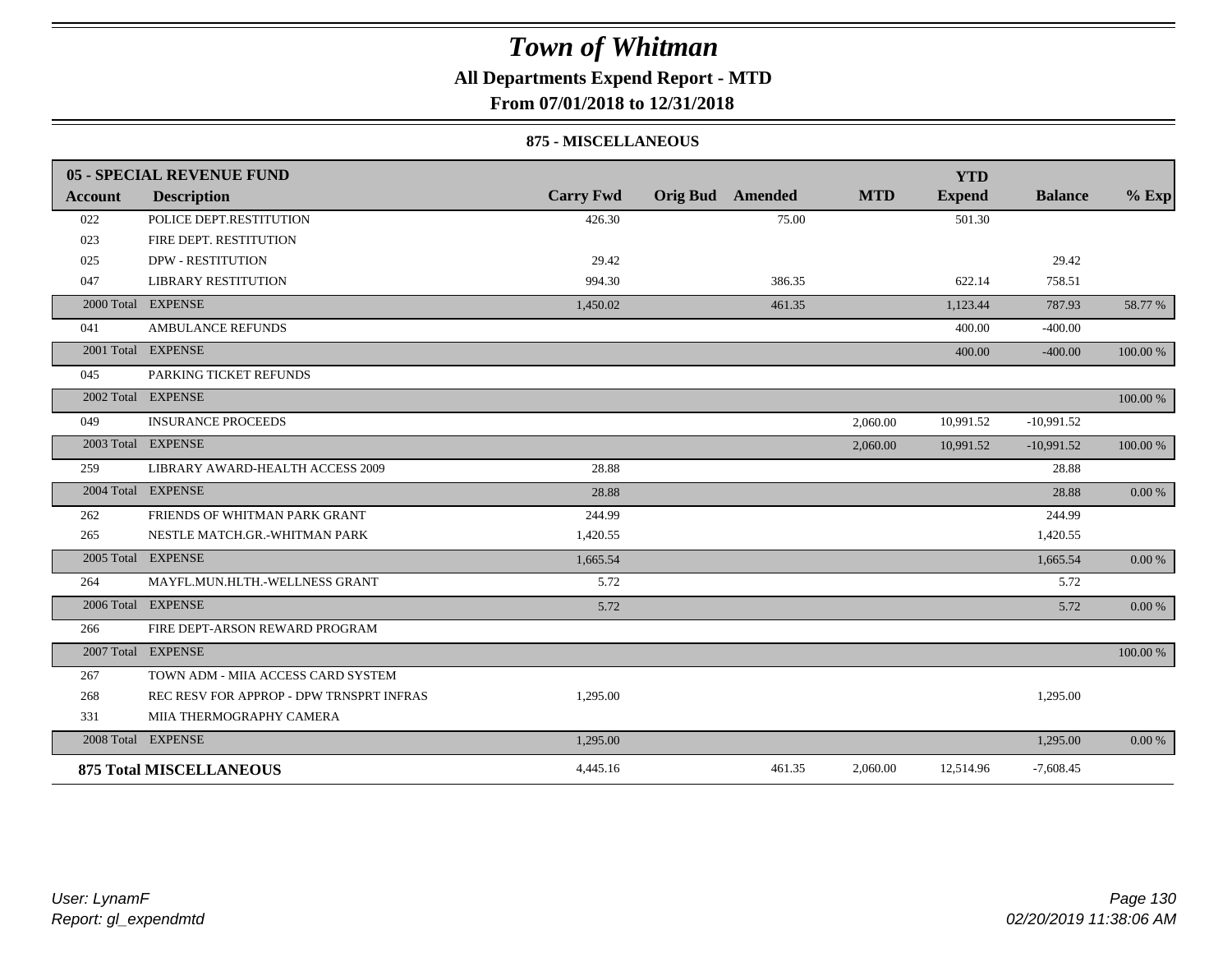# Town of Whitman

## All Departments Expend Report - MTD

### From 07/01/2018 to 12/31/2018

#### 875 - MISCELLANEOUS

| Account | Description | Carry Fwd | Orig Bud | Amended | MTD | YTD Expend | Balance | % Exp |
|---|---|---|---|---|---|---|---|---|
| **05 - SPECIAL REVENUE FUND** | | | | | | | | |
| 022 | POLICE DEPT.RESTITUTION | 426.30 | | 75.00 | | 501.30 | | |
| 023 | FIRE DEPT. RESTITUTION | | | | | | | |
| 025 | DPW - RESTITUTION | 29.42 | | | | | 29.42 | |
| 047 | LIBRARY RESTITUTION | 994.30 | | 386.35 | | 622.14 | 758.51 | |
| 2000 Total | EXPENSE | 1,450.02 | | 461.35 | | 1,123.44 | 787.93 | 58.77 % |
| 041 | AMBULANCE REFUNDS | | | | | 400.00 | -400.00 | |
| 2001 Total | EXPENSE | | | | | 400.00 | -400.00 | 100.00 % |
| 045 | PARKING TICKET REFUNDS | | | | | | | |
| 2002 Total | EXPENSE | | | | | | | 100.00 % |
| 049 | INSURANCE PROCEEDS | | | | 2,060.00 | 10,991.52 | -10,991.52 | |
| 2003 Total | EXPENSE | | | | 2,060.00 | 10,991.52 | -10,991.52 | 100.00 % |
| 259 | LIBRARY AWARD-HEALTH ACCESS 2009 | 28.88 | | | | | 28.88 | |
| 2004 Total | EXPENSE | 28.88 | | | | | 28.88 | 0.00 % |
| 262 | FRIENDS OF WHITMAN PARK GRANT | 244.99 | | | | | 244.99 | |
| 265 | NESTLE MATCH.GR.-WHITMAN PARK | 1,420.55 | | | | | 1,420.55 | |
| 2005 Total | EXPENSE | 1,665.54 | | | | | 1,665.54 | 0.00 % |
| 264 | MAYFL.MUN.HLTH.-WELLNESS GRANT | 5.72 | | | | | 5.72 | |
| 2006 Total | EXPENSE | 5.72 | | | | | 5.72 | 0.00 % |
| 266 | FIRE DEPT-ARSON REWARD PROGRAM | | | | | | | |
| 2007 Total | EXPENSE | | | | | | | 100.00 % |
| 267 | TOWN ADM - MIIA ACCESS CARD SYSTEM | | | | | | | |
| 268 | REC RESV FOR APPROP - DPW TRNSPRT INFRAS | 1,295.00 | | | | | 1,295.00 | |
| 331 | MIIA THERMOGRAPHY CAMERA | | | | | | | |
| 2008 Total | EXPENSE | 1,295.00 | | | | | 1,295.00 | 0.00 % |
| **875 Total MISCELLANEOUS** | | 4,445.16 | | 461.35 | 2,060.00 | 12,514.96 | -7,608.45 | |

*User: LynamF*
*Report: gl_expendmtd*

*02/20/2019 11:38:06 AM*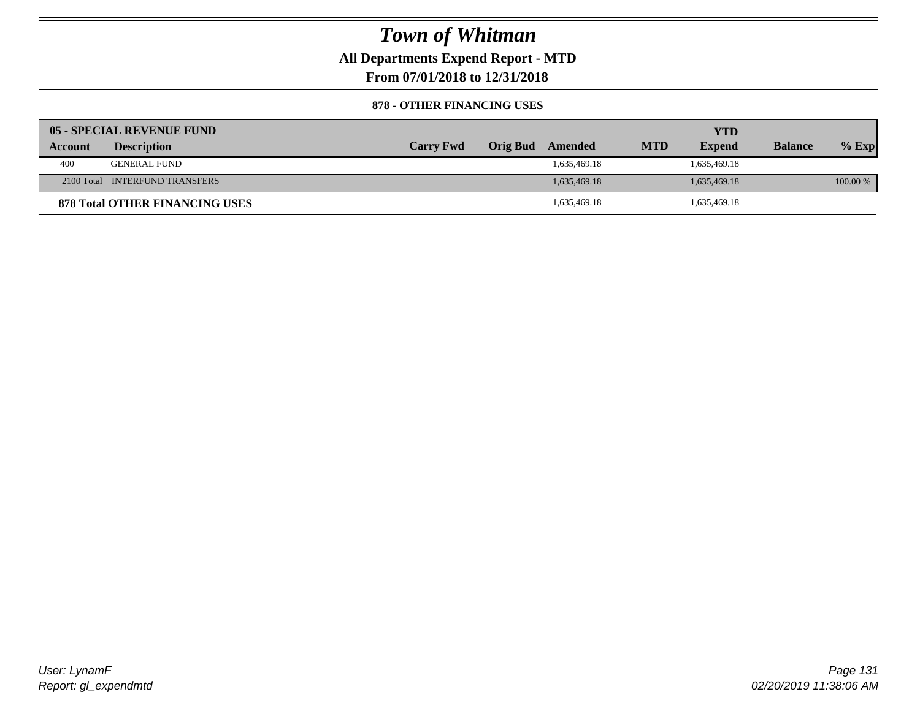# Town of Whitman

**All Departments Expend Report - MTD**

**From 07/01/2018 to 12/31/2018**

**878 - OTHER FINANCING USES**

| **05 - SPECIAL REVENUE FUND** | | | | | | | | |
|---|---|---|---|---|---|---|---|---|
| **Account** | **Description** | **Carry Fwd** | **Orig Bud** | **Amended** | **MTD** | **YTD Expend** | **Balance** | **% Exp** |
| 400 | GENERAL FUND | | | 1,635,469.18 | | 1,635,469.18 | | |
| 2100 Total | INTERFUND TRANSFERS | | | 1,635,469.18 | | 1,635,469.18 | | 100.00 % |
| **878 Total OTHER FINANCING USES** | | | | 1,635,469.18 | | 1,635,469.18 | | |

User: LynamF
Report: gl_expendmtd

02/20/2019 11:38:06 AM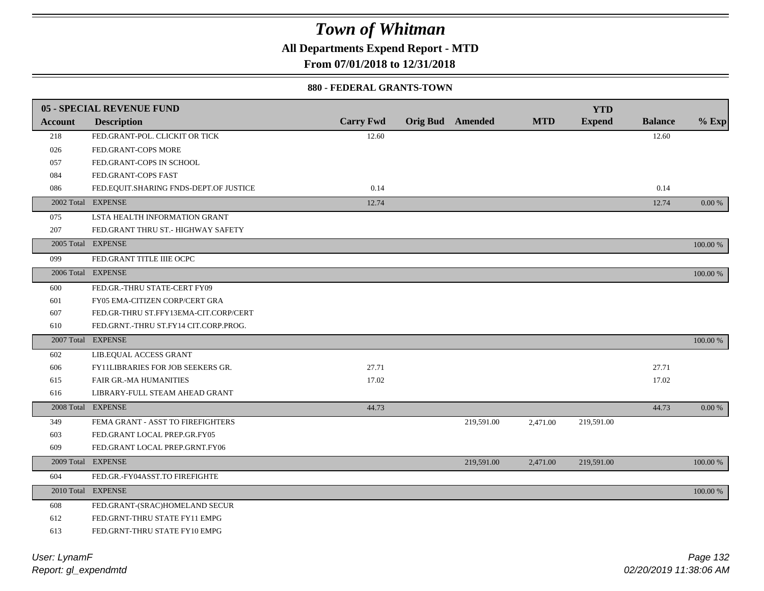# Town of Whitman

**All Departments Expend Report - MTD**

**From 07/01/2018 to 12/31/2018**

**880 - FEDERAL GRANTS-TOWN**

| 05 - SPECIAL REVENUE FUND | | | | | | YTD | | |
|---|---|---|---|---|---|---|---|---|
| **Account** | **Description** | **Carry Fwd** | **Orig Bud** | **Amended** | **MTD** | **Expend** | **Balance** | **% Exp** |
| 218 | FED.GRANT-POL. CLICKIT OR TICK | 12.60 | | | | | 12.60 | |
| 026 | FED.GRANT-COPS MORE | | | | | | | |
| 057 | FED.GRANT-COPS IN SCHOOL | | | | | | | |
| 084 | FED.GRANT-COPS FAST | | | | | | | |
| 086 | FED.EQUIT.SHARING FNDS-DEPT.OF JUSTICE | 0.14 | | | | | 0.14 | |
| 2002 Total | EXPENSE | 12.74 | | | | | 12.74 | 0.00 % |
| 075 | LSTA HEALTH INFORMATION GRANT | | | | | | | |
| 207 | FED.GRANT THRU ST.- HIGHWAY SAFETY | | | | | | | |
| 2005 Total | EXPENSE | | | | | | | 100.00 % |
| 099 | FED.GRANT TITLE IIIE OCPC | | | | | | | |
| 2006 Total | EXPENSE | | | | | | | 100.00 % |
| 600 | FED.GR.-THRU STATE-CERT FY09 | | | | | | | |
| 601 | FY05 EMA-CITIZEN CORP/CERT GRA | | | | | | | |
| 607 | FED.GR-THRU ST.FFY13EMA-CIT.CORP/CERT | | | | | | | |
| 610 | FED.GRNT.-THRU ST.FY14 CIT.CORP.PROG. | | | | | | | |
| 2007 Total | EXPENSE | | | | | | | 100.00 % |
| 602 | LIB.EQUAL ACCESS GRANT | | | | | | | |
| 606 | FY11LIBRARIES FOR JOB SEEKERS GR. | 27.71 | | | | | 27.71 | |
| 615 | FAIR GR.-MA HUMANITIES | 17.02 | | | | | 17.02 | |
| 616 | LIBRARY-FULL STEAM AHEAD GRANT | | | | | | | |
| 2008 Total | EXPENSE | 44.73 | | | | | 44.73 | 0.00 % |
| 349 | FEMA GRANT - ASST TO FIREFIGHTERS | | | 219,591.00 | 2,471.00 | 219,591.00 | | |
| 603 | FED.GRANT LOCAL PREP.GR.FY05 | | | | | | | |
| 609 | FED.GRANT LOCAL PREP.GRNT.FY06 | | | | | | | |
| 2009 Total | EXPENSE | | | 219,591.00 | 2,471.00 | 219,591.00 | | 100.00 % |
| 604 | FED.GR.-FY04ASST.TO FIREFIGHTE | | | | | | | |
| 2010 Total | EXPENSE | | | | | | | 100.00 % |
| 608 | FED.GRANT-(SRAC)HOMELAND SECUR | | | | | | | |
| 612 | FED.GRNT-THRU STATE FY11 EMPG | | | | | | | |
| 613 | FED.GRNT-THRU STATE FY10 EMPG | | | | | | | |

*User: LynamF*

*Report: gl_expendmtd*

*02/20/2019 11:38:06 AM*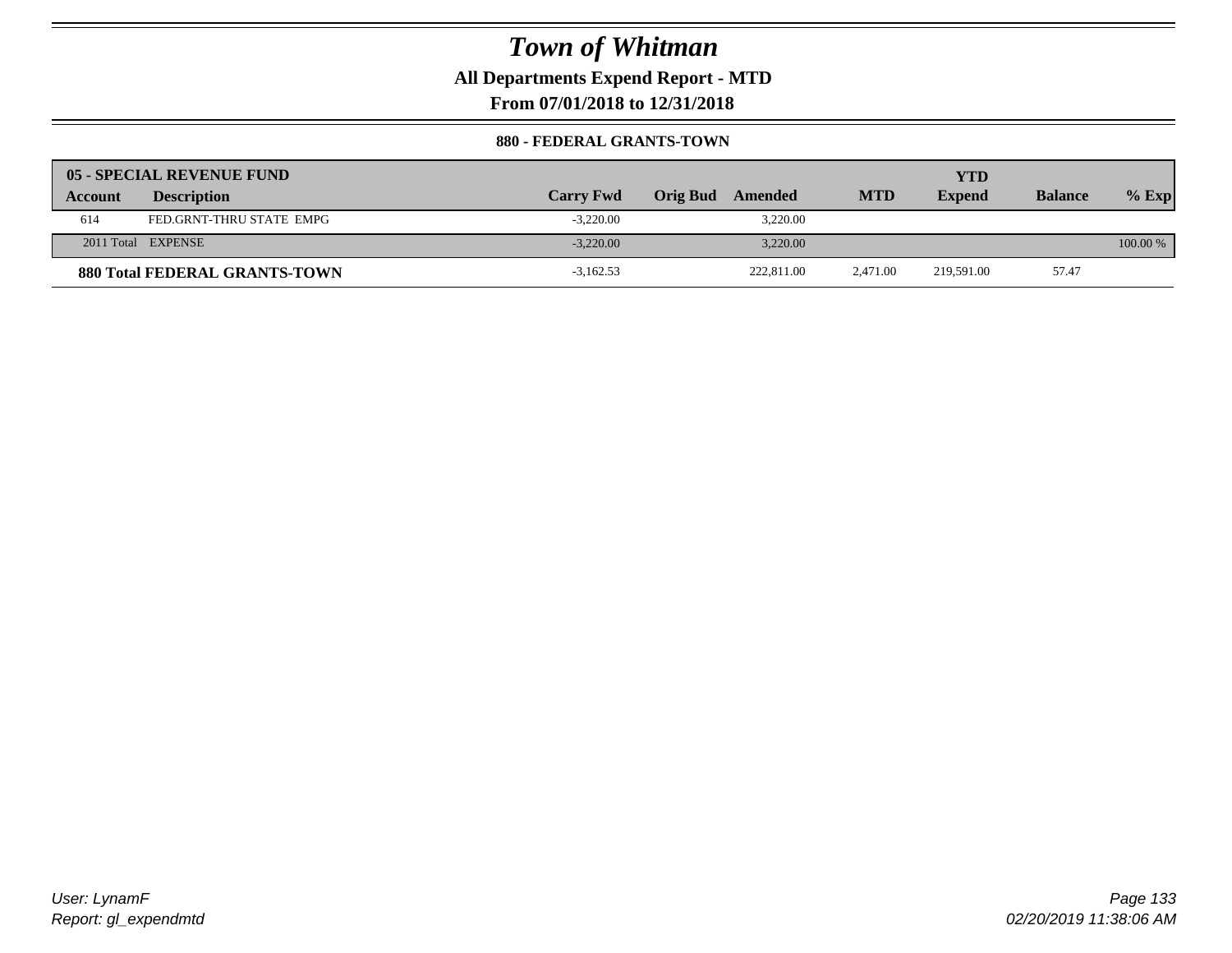# Town of Whitman

**All Departments Expend Report - MTD**

**From 07/01/2018 to 12/31/2018**

**880 - FEDERAL GRANTS-TOWN**

| 05 - SPECIAL REVENUE FUND | | | | | | YTD | | |
|---|---|---|---|---|---|---|---|---|
| **Account** | **Description** | **Carry Fwd** | **Orig Bud** | **Amended** | **MTD** | **Expend** | **Balance** | **% Exp** |
| 614 | FED.GRNT-THRU STATE EMPG | -3,220.00 | | 3,220.00 | | | | |
| 2011 Total | EXPENSE | -3,220.00 | | 3,220.00 | | | | 100.00 % |
| **880 Total FEDERAL GRANTS-TOWN** | | -3,162.53 | | 222,811.00 | 2,471.00 | 219,591.00 | 57.47 | |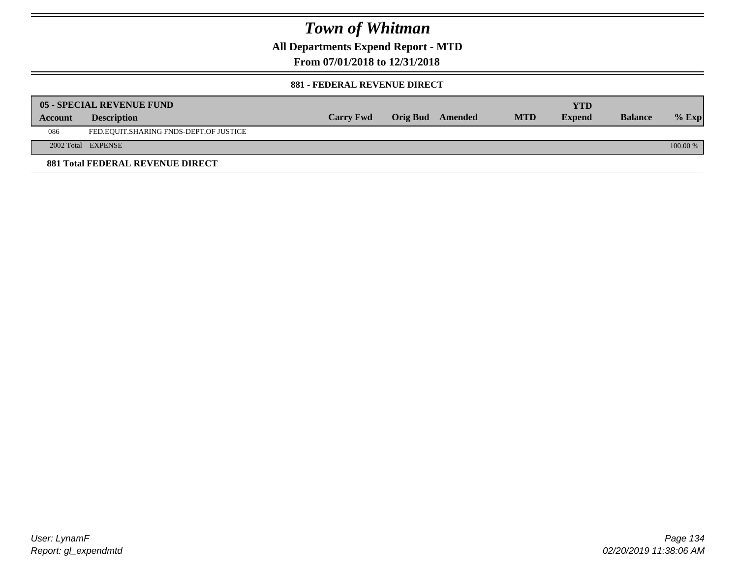# Town of Whitman

**All Departments Expend Report - MTD**

**From 07/01/2018 to 12/31/2018**

**881 - FEDERAL REVENUE DIRECT**

| 05 - SPECIAL REVENUE FUND | | | | | | YTD | | |
|---|---|---|---|---|---|---|---|---|
| **Account** | **Description** | **Carry Fwd** | **Orig Bud** | **Amended** | **MTD** | **Expend** | **Balance** | **% Exp** |
| 086 | FED.EQUIT.SHARING FNDS-DEPT.OF JUSTICE | | | | | | | |
| 2002 Total | EXPENSE | | | | | | | 100.00 % |

**881 Total FEDERAL REVENUE DIRECT**

*User: LynamF*

*Report: gl_expendmtd*

*02/20/2019 11:38:06 AM*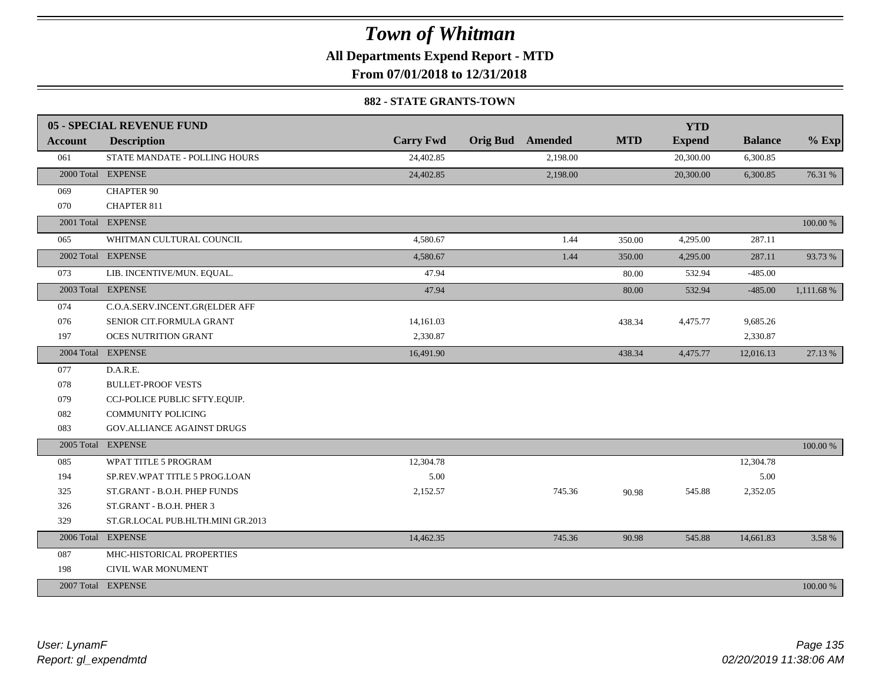# Town of Whitman

**All Departments Expend Report - MTD**

**From 07/01/2018 to 12/31/2018**

**882 - STATE GRANTS-TOWN**

| 05 - SPECIAL REVENUE FUND | | | | | | YTD | | |
|---|---|---|---|---|---|---|---|---|
| Account | Description | Carry Fwd | Orig Bud | Amended | MTD | Expend | Balance | % Exp |
| 061 | STATE MANDATE - POLLING HOURS | 24,402.85 | | 2,198.00 | | 20,300.00 | 6,300.85 | |
| 2000 Total | EXPENSE | 24,402.85 | | 2,198.00 | | 20,300.00 | 6,300.85 | 76.31 % |
| 069 | CHAPTER 90 | | | | | | | |
| 070 | CHAPTER 811 | | | | | | | |
| 2001 Total | EXPENSE | | | | | | | 100.00 % |
| 065 | WHITMAN CULTURAL COUNCIL | 4,580.67 | | 1.44 | 350.00 | 4,295.00 | 287.11 | |
| 2002 Total | EXPENSE | 4,580.67 | | 1.44 | 350.00 | 4,295.00 | 287.11 | 93.73 % |
| 073 | LIB. INCENTIVE/MUN. EQUAL. | 47.94 | | | 80.00 | 532.94 | -485.00 | |
| 2003 Total | EXPENSE | 47.94 | | | 80.00 | 532.94 | -485.00 | 1,111.68 % |
| 074 | C.O.A.SERV.INCENT.GR(ELDER AFF | | | | | | | |
| 076 | SENIOR CIT.FORMULA GRANT | 14,161.03 | | | 438.34 | 4,475.77 | 9,685.26 | |
| 197 | OCES NUTRITION GRANT | 2,330.87 | | | | | 2,330.87 | |
| 2004 Total | EXPENSE | 16,491.90 | | | 438.34 | 4,475.77 | 12,016.13 | 27.13 % |
| 077 | D.A.R.E. | | | | | | | |
| 078 | BULLET-PROOF VESTS | | | | | | | |
| 079 | CCJ-POLICE PUBLIC SFTY.EQUIP. | | | | | | | |
| 082 | COMMUNITY POLICING | | | | | | | |
| 083 | GOV.ALLIANCE AGAINST DRUGS | | | | | | | |
| 2005 Total | EXPENSE | | | | | | | 100.00 % |
| 085 | WPAT TITLE 5 PROGRAM | 12,304.78 | | | | | 12,304.78 | |
| 194 | SP.REV.WPAT TITLE 5 PROG.LOAN | 5.00 | | | | | 5.00 | |
| 325 | ST.GRANT - B.O.H. PHEP FUNDS | 2,152.57 | | 745.36 | 90.98 | 545.88 | 2,352.05 | |
| 326 | ST.GRANT - B.O.H. PHER 3 | | | | | | | |
| 329 | ST.GR.LOCAL PUB.HLTH.MINI GR.2013 | | | | | | | |
| 2006 Total | EXPENSE | 14,462.35 | | 745.36 | 90.98 | 545.88 | 14,661.83 | 3.58 % |
| 087 | MHC-HISTORICAL PROPERTIES | | | | | | | |
| 198 | CIVIL WAR MONUMENT | | | | | | | |
| 2007 Total | EXPENSE | | | | | | | 100.00 % |

*User: LynamF*
*Report: gl_expendmtd*

*02/20/2019 11:38:06 AM*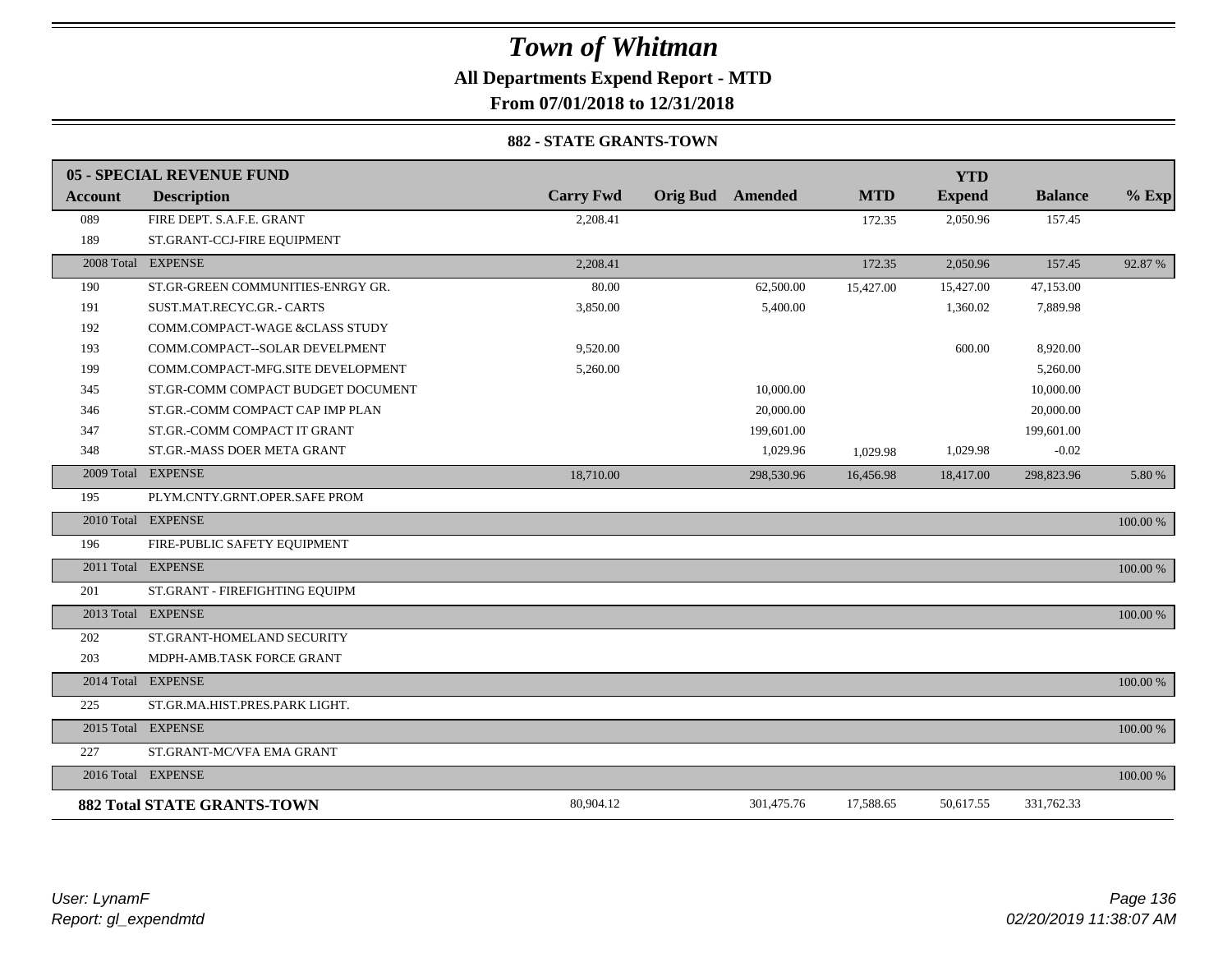# Town of Whitman

**All Departments Expend Report - MTD**

**From 07/01/2018 to 12/31/2018**

**882 - STATE GRANTS-TOWN**

| 05 - SPECIAL REVENUE FUND | | | | | | YTD | | |
|---|---|---|---|---|---|---|---|---|
| **Account** | **Description** | **Carry Fwd** | **Orig Bud** | **Amended** | **MTD** | **Expend** | **Balance** | **% Exp** |
| 089 | FIRE DEPT. S.A.F.E. GRANT | 2,208.41 | | | 172.35 | 2,050.96 | 157.45 | |
| 189 | ST.GRANT-CCJ-FIRE EQUIPMENT | | | | | | | |
| 2008 Total | EXPENSE | 2,208.41 | | | 172.35 | 2,050.96 | 157.45 | 92.87 % |
| 190 | ST.GR-GREEN COMMUNITIES-ENRGY GR. | 80.00 | | 62,500.00 | 15,427.00 | 15,427.00 | 47,153.00 | |
| 191 | SUST.MAT.RECYC.GR.- CARTS | 3,850.00 | | 5,400.00 | | 1,360.02 | 7,889.98 | |
| 192 | COMM.COMPACT-WAGE &CLASS STUDY | | | | | | | |
| 193 | COMM.COMPACT--SOLAR DEVELPMENT | 9,520.00 | | | | 600.00 | 8,920.00 | |
| 199 | COMM.COMPACT-MFG.SITE DEVELOPMENT | 5,260.00 | | | | | 5,260.00 | |
| 345 | ST.GR-COMM COMPACT BUDGET DOCUMENT | | | 10,000.00 | | | 10,000.00 | |
| 346 | ST.GR.-COMM COMPACT CAP IMP PLAN | | | 20,000.00 | | | 20,000.00 | |
| 347 | ST.GR.-COMM COMPACT IT GRANT | | | 199,601.00 | | | 199,601.00 | |
| 348 | ST.GR.-MASS DOER META GRANT | | | 1,029.96 | 1,029.98 | 1,029.98 | -0.02 | |
| 2009 Total | EXPENSE | 18,710.00 | | 298,530.96 | 16,456.98 | 18,417.00 | 298,823.96 | 5.80 % |
| 195 | PLYM.CNTY.GRNT.OPER.SAFE PROM | | | | | | | |
| 2010 Total | EXPENSE | | | | | | | 100.00 % |
| 196 | FIRE-PUBLIC SAFETY EQUIPMENT | | | | | | | |
| 2011 Total | EXPENSE | | | | | | | 100.00 % |
| 201 | ST.GRANT - FIREFIGHTING EQUIPM | | | | | | | |
| 2013 Total | EXPENSE | | | | | | | 100.00 % |
| 202 | ST.GRANT-HOMELAND SECURITY | | | | | | | |
| 203 | MDPH-AMB.TASK FORCE GRANT | | | | | | | |
| 2014 Total | EXPENSE | | | | | | | 100.00 % |
| 225 | ST.GR.MA.HIST.PRES.PARK LIGHT. | | | | | | | |
| 2015 Total | EXPENSE | | | | | | | 100.00 % |
| 227 | ST.GRANT-MC/VFA EMA GRANT | | | | | | | |
| 2016 Total | EXPENSE | | | | | | | 100.00 % |
| **882 Total STATE GRANTS-TOWN** | | 80,904.12 | | 301,475.76 | 17,588.65 | 50,617.55 | 331,762.33 | |

*User: LynamF*
*Report: gl_expendmtd*

02/20/2019 11:38:07 AM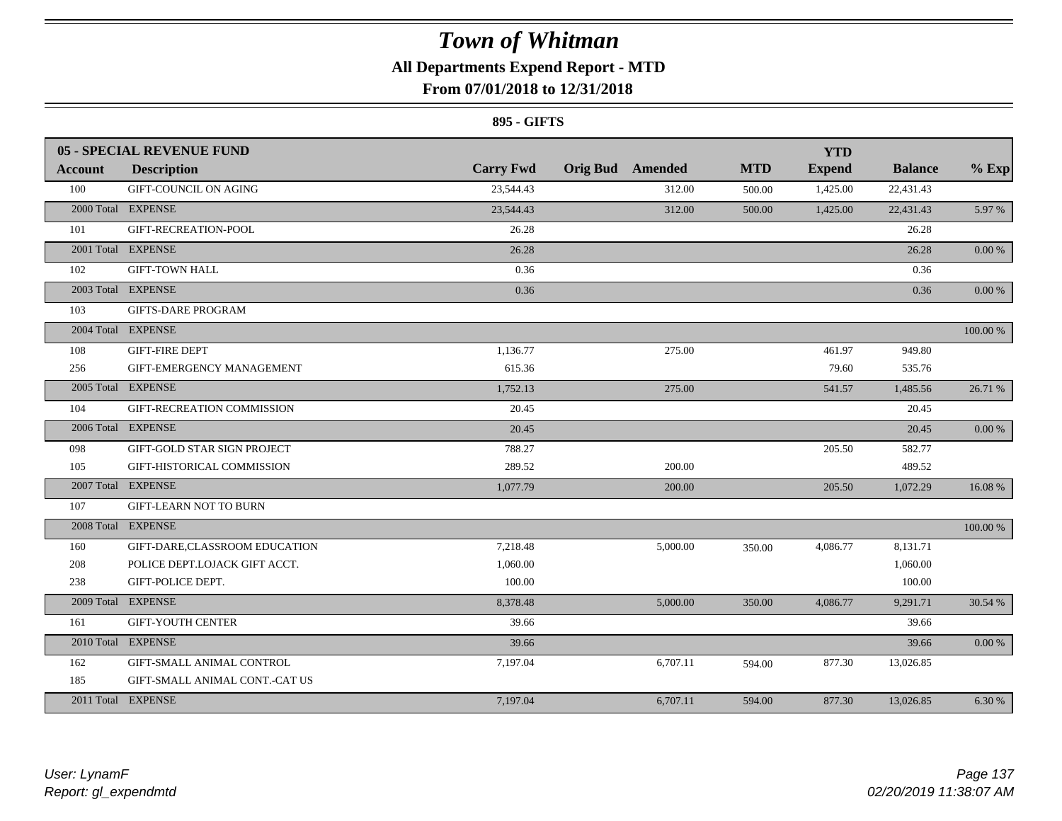# Town of Whitman

## All Departments Expend Report - MTD

### From 07/01/2018 to 12/31/2018

#### 895 - GIFTS

| 05 - SPECIAL REVENUE FUND | | | | | | YTD | | |
|---|---|---|---|---|---|---|---|---|
| **Account** | **Description** | **Carry Fwd** | **Orig Bud** | **Amended** | **MTD** | **Expend** | **Balance** | **% Exp** |
| 100 | GIFT-COUNCIL ON AGING | 23,544.43 | | 312.00 | 500.00 | 1,425.00 | 22,431.43 | |
| 2000 Total | EXPENSE | 23,544.43 | | 312.00 | 500.00 | 1,425.00 | 22,431.43 | 5.97 % |
| 101 | GIFT-RECREATION-POOL | 26.28 | | | | | 26.28 | |
| 2001 Total | EXPENSE | 26.28 | | | | | 26.28 | 0.00 % |
| 102 | GIFT-TOWN HALL | 0.36 | | | | | 0.36 | |
| 2003 Total | EXPENSE | 0.36 | | | | | 0.36 | 0.00 % |
| 103 | GIFTS-DARE PROGRAM | | | | | | | |
| 2004 Total | EXPENSE | | | | | | | 100.00 % |
| 108 | GIFT-FIRE DEPT | 1,136.77 | | 275.00 | | 461.97 | 949.80 | |
| 256 | GIFT-EMERGENCY MANAGEMENT | 615.36 | | | | 79.60 | 535.76 | |
| 2005 Total | EXPENSE | 1,752.13 | | 275.00 | | 541.57 | 1,485.56 | 26.71 % |
| 104 | GIFT-RECREATION COMMISSION | 20.45 | | | | | 20.45 | |
| 2006 Total | EXPENSE | 20.45 | | | | | 20.45 | 0.00 % |
| 098 | GIFT-GOLD STAR SIGN PROJECT | 788.27 | | | | 205.50 | 582.77 | |
| 105 | GIFT-HISTORICAL COMMISSION | 289.52 | | 200.00 | | | 489.52 | |
| 2007 Total | EXPENSE | 1,077.79 | | 200.00 | | 205.50 | 1,072.29 | 16.08 % |
| 107 | GIFT-LEARN NOT TO BURN | | | | | | | |
| 2008 Total | EXPENSE | | | | | | | 100.00 % |
| 160 | GIFT-DARE,CLASSROOM EDUCATION | 7,218.48 | | 5,000.00 | 350.00 | 4,086.77 | 8,131.71 | |
| 208 | POLICE DEPT.LOJACK GIFT ACCT. | 1,060.00 | | | | | 1,060.00 | |
| 238 | GIFT-POLICE DEPT. | 100.00 | | | | | 100.00 | |
| 2009 Total | EXPENSE | 8,378.48 | | 5,000.00 | 350.00 | 4,086.77 | 9,291.71 | 30.54 % |
| 161 | GIFT-YOUTH CENTER | 39.66 | | | | | 39.66 | |
| 2010 Total | EXPENSE | 39.66 | | | | | 39.66 | 0.00 % |
| 162 | GIFT-SMALL ANIMAL CONTROL | 7,197.04 | | 6,707.11 | 594.00 | 877.30 | 13,026.85 | |
| 185 | GIFT-SMALL ANIMAL CONT.-CAT US | | | | | | | |
| 2011 Total | EXPENSE | 7,197.04 | | 6,707.11 | 594.00 | 877.30 | 13,026.85 | 6.30 % |

*User: LynamF*
*Report: gl_expendmtd*

*02/20/2019 11:38:07 AM*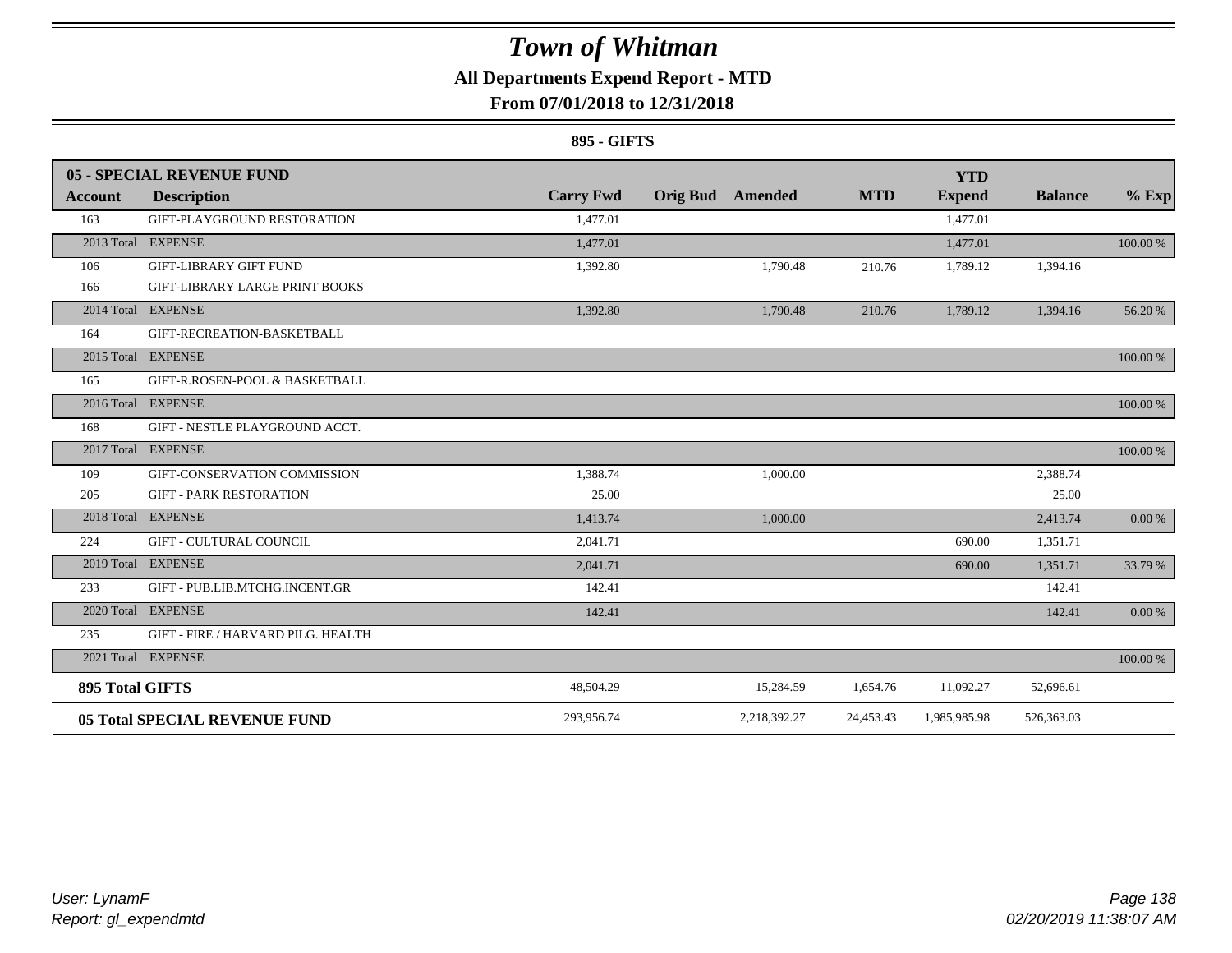# Town of Whitman

**All Departments Expend Report - MTD**

**From 07/01/2018 to 12/31/2018**

**895 - GIFTS**

| 05 - SPECIAL REVENUE FUND | | | | | | YTD | | |
|---|---|---|---|---|---|---|---|---|
| **Account** | **Description** | **Carry Fwd** | **Orig Bud** | **Amended** | **MTD** | **Expend** | **Balance** | **% Exp** |
| 163 | GIFT-PLAYGROUND RESTORATION | 1,477.01 | | | | 1,477.01 | | |
| 2013 Total | EXPENSE | 1,477.01 | | | | 1,477.01 | | 100.00 % |
| 106 | GIFT-LIBRARY GIFT FUND | 1,392.80 | | 1,790.48 | 210.76 | 1,789.12 | 1,394.16 | |
| 166 | GIFT-LIBRARY LARGE PRINT BOOKS | | | | | | | |
| 2014 Total | EXPENSE | 1,392.80 | | 1,790.48 | 210.76 | 1,789.12 | 1,394.16 | 56.20 % |
| 164 | GIFT-RECREATION-BASKETBALL | | | | | | | |
| 2015 Total | EXPENSE | | | | | | | 100.00 % |
| 165 | GIFT-R.ROSEN-POOL & BASKETBALL | | | | | | | |
| 2016 Total | EXPENSE | | | | | | | 100.00 % |
| 168 | GIFT - NESTLE PLAYGROUND ACCT. | | | | | | | |
| 2017 Total | EXPENSE | | | | | | | 100.00 % |
| 109 | GIFT-CONSERVATION COMMISSION | 1,388.74 | | 1,000.00 | | | 2,388.74 | |
| 205 | GIFT - PARK RESTORATION | 25.00 | | | | | 25.00 | |
| 2018 Total | EXPENSE | 1,413.74 | | 1,000.00 | | | 2,413.74 | 0.00 % |
| 224 | GIFT - CULTURAL COUNCIL | 2,041.71 | | | | 690.00 | 1,351.71 | |
| 2019 Total | EXPENSE | 2,041.71 | | | | 690.00 | 1,351.71 | 33.79 % |
| 233 | GIFT - PUB.LIB.MTCHG.INCENT.GR | 142.41 | | | | | 142.41 | |
| 2020 Total | EXPENSE | 142.41 | | | | | 142.41 | 0.00 % |
| 235 | GIFT - FIRE / HARVARD PILG. HEALTH | | | | | | | |
| 2021 Total | EXPENSE | | | | | | | 100.00 % |
| **895 Total GIFTS** | | 48,504.29 | | 15,284.59 | 1,654.76 | 11,092.27 | 52,696.61 | |
| **05 Total SPECIAL REVENUE FUND** | | 293,956.74 | | 2,218,392.27 | 24,453.43 | 1,985,985.98 | 526,363.03 | |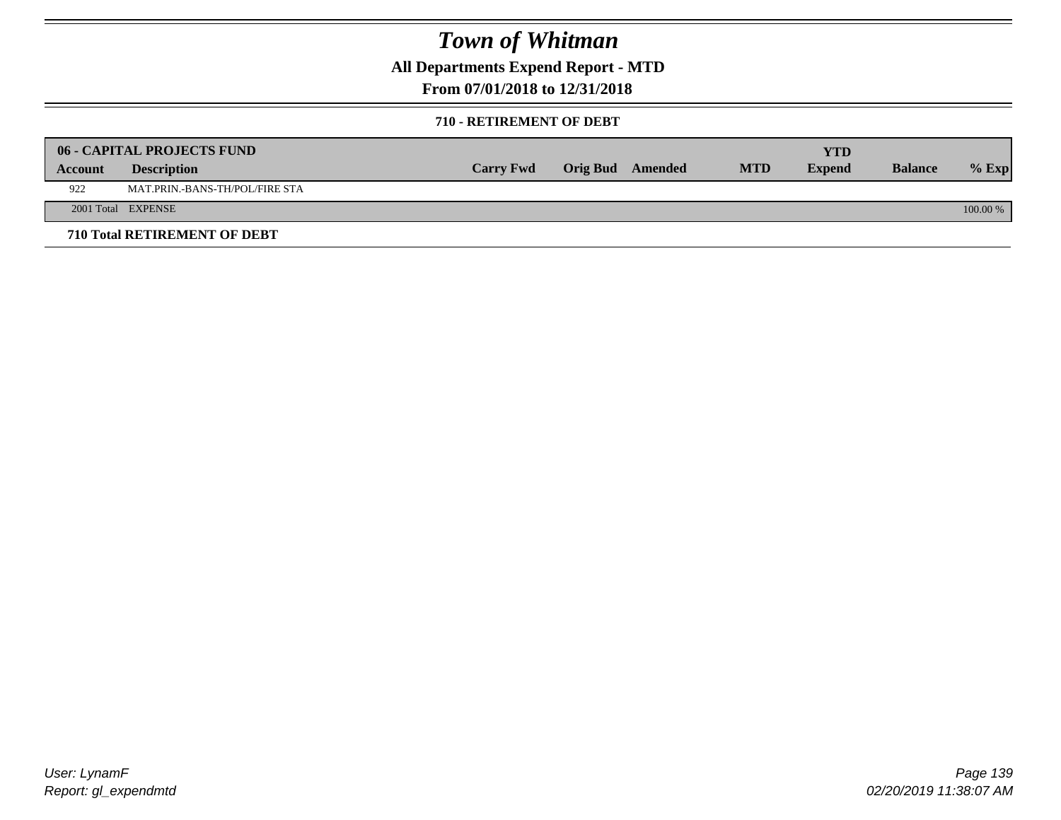# Town of Whitman

## All Departments Expend Report - MTD

### From 07/01/2018 to 12/31/2018

#### 710 - RETIREMENT OF DEBT

| 06 - CAPITAL PROJECTS FUND | | | | | | YTD | | |
|---|---|---|---|---|---|---|---|---|
| **Account** | **Description** | **Carry Fwd** | **Orig Bud** | **Amended** | **MTD** | **Expend** | **Balance** | **% Exp** |
| 922 | MAT.PRIN.-BANS-TH/POL/FIRE STA | | | | | | | |
| 2001 Total | EXPENSE | | | | | | | 100.00 % |

**710 Total RETIREMENT OF DEBT**

User: LynamF
Report: gl_expendmtd

02/20/2019 11:38:07 AM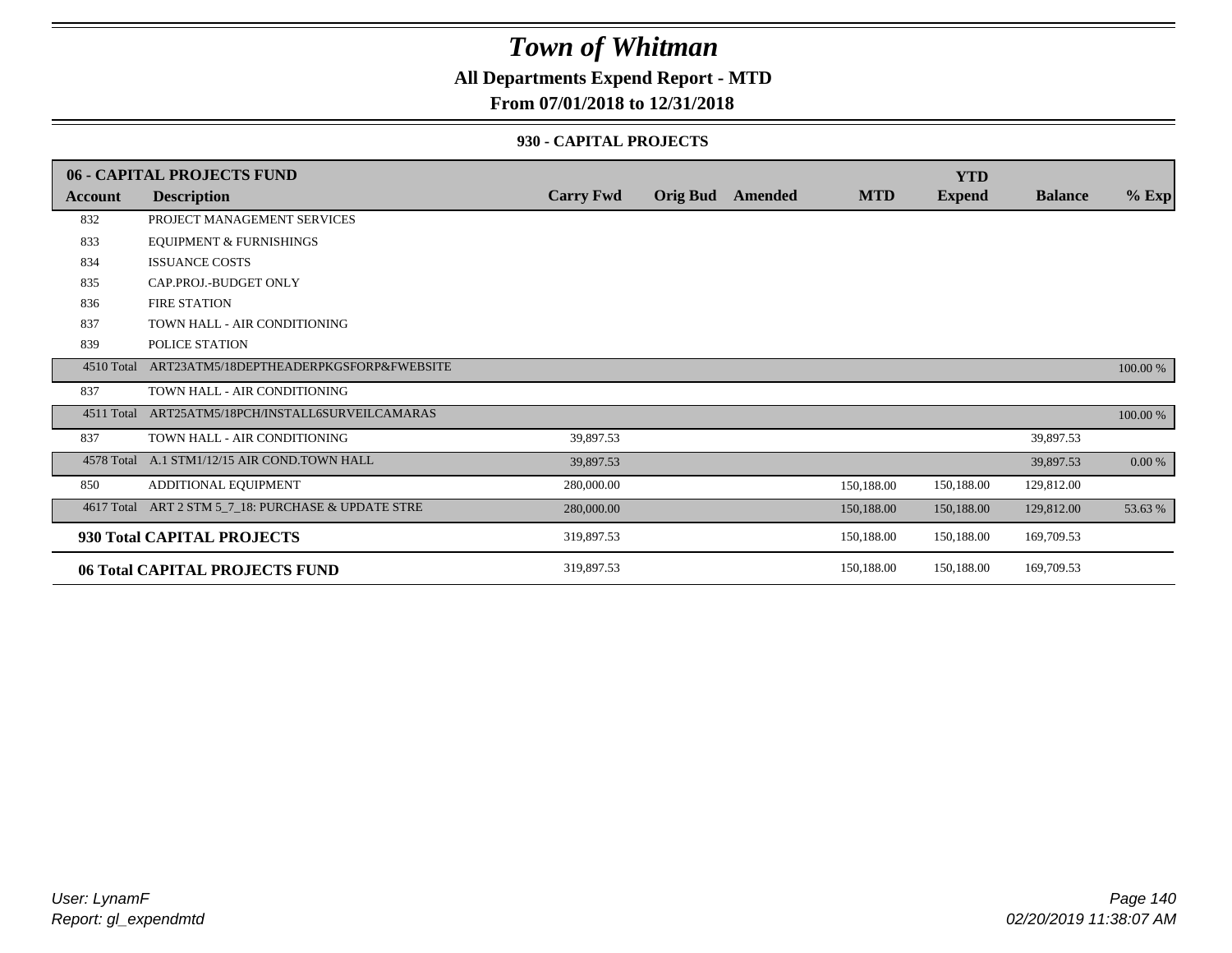# Town of Whitman

**All Departments Expend Report - MTD**

**From 07/01/2018 to 12/31/2018**

**930 - CAPITAL PROJECTS**

| 06 - CAPITAL PROJECTS FUND | | | | | | YTD | | |
|---|---|---|---|---|---|---|---|---|
| **Account** | **Description** | **Carry Fwd** | **Orig Bud** | **Amended** | **MTD** | **Expend** | **Balance** | **% Exp** |
| 832 | PROJECT MANAGEMENT SERVICES | | | | | | | |
| 833 | EQUIPMENT & FURNISHINGS | | | | | | | |
| 834 | ISSUANCE COSTS | | | | | | | |
| 835 | CAP.PROJ.-BUDGET ONLY | | | | | | | |
| 836 | FIRE STATION | | | | | | | |
| 837 | TOWN HALL - AIR CONDITIONING | | | | | | | |
| 839 | POLICE STATION | | | | | | | |
| 4510 Total | ART23ATM5/18DEPTHEADERPKGSFORP&FWEBSITE | | | | | | | 100.00 % |
| 837 | TOWN HALL - AIR CONDITIONING | | | | | | | |
| 4511 Total | ART25ATM5/18PCH/INSTALL6SURVEILCAMARAS | | | | | | | 100.00 % |
| 837 | TOWN HALL - AIR CONDITIONING | 39,897.53 | | | | | 39,897.53 | |
| 4578 Total | A.1 STM1/12/15 AIR COND.TOWN HALL | 39,897.53 | | | | | 39,897.53 | 0.00 % |
| 850 | ADDITIONAL EQUIPMENT | 280,000.00 | | | 150,188.00 | 150,188.00 | 129,812.00 | |
| 4617 Total | ART 2 STM 5_7_18: PURCHASE & UPDATE STRE | 280,000.00 | | | 150,188.00 | 150,188.00 | 129,812.00 | 53.63 % |
| **930 Total CAPITAL PROJECTS** | | 319,897.53 | | | 150,188.00 | 150,188.00 | 169,709.53 | |
| **06 Total CAPITAL PROJECTS FUND** | | 319,897.53 | | | 150,188.00 | 150,188.00 | 169,709.53 | |

*User: LynamF*
*Report: gl_expendmtd*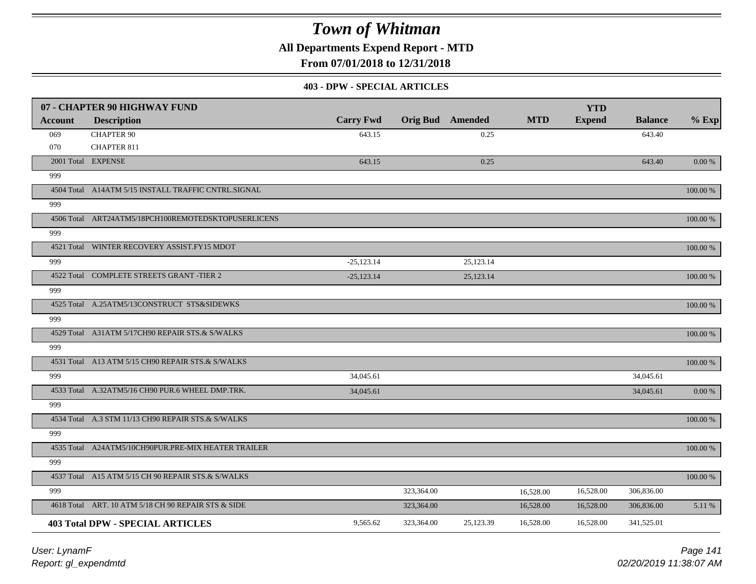# Town of Whitman

**All Departments Expend Report - MTD**

**From 07/01/2018 to 12/31/2018**

**403 - DPW - SPECIAL ARTICLES**

| **07 - CHAPTER 90 HIGHWAY FUND** | | | | | | | | |
|---|---|---|---|---|---|---|---|---|
| **Account** | **Description** | **Carry Fwd** | **Orig Bud** | **Amended** | **MTD** | **YTD Expend** | **Balance** | **% Exp** |
| 069 | CHAPTER 90 | 643.15 | | 0.25 | | | 643.40 | |
| 070 | CHAPTER 811 | | | | | | | |
| 2001 Total | EXPENSE | 643.15 | | 0.25 | | | 643.40 | 0.00 % |
| 999 | | | | | | | | |
| 4504 Total | A14ATM 5/15 INSTALL TRAFFIC CNTRL.SIGNAL | | | | | | | 100.00 % |
| 999 | | | | | | | | |
| 4506 Total | ART24ATM5/18PCH100REMOTEDSKTOPUSERLICENS | | | | | | | 100.00 % |
| 999 | | | | | | | | |
| 4521 Total | WINTER RECOVERY ASSIST.FY15 MDOT | | | | | | | 100.00 % |
| 999 | | -25,123.14 | | 25,123.14 | | | | |
| 4522 Total | COMPLETE STREETS GRANT -TIER 2 | -25,123.14 | | 25,123.14 | | | | 100.00 % |
| 999 | | | | | | | | |
| 4525 Total | A.25ATM5/13CONSTRUCT STS&SIDEWKS | | | | | | | 100.00 % |
| 999 | | | | | | | | |
| 4529 Total | A31ATM 5/17CH90 REPAIR STS.& S/WALKS | | | | | | | 100.00 % |
| 999 | | | | | | | | |
| 4531 Total | A13 ATM 5/15 CH90 REPAIR STS.& S/WALKS | | | | | | | 100.00 % |
| 999 | | 34,045.61 | | | | | 34,045.61 | |
| 4533 Total | A.32ATM5/16 CH90 PUR.6 WHEEL DMP.TRK. | 34,045.61 | | | | | 34,045.61 | 0.00 % |
| 999 | | | | | | | | |
| 4534 Total | A.3 STM 11/13 CH90 REPAIR STS.& S/WALKS | | | | | | | 100.00 % |
| 999 | | | | | | | | |
| 4535 Total | A24ATM5/10CH90PUR.PRE-MIX HEATER TRAILER | | | | | | | 100.00 % |
| 999 | | | | | | | | |
| 4537 Total | A15 ATM 5/15 CH 90 REPAIR STS.& S/WALKS | | | | | | | 100.00 % |
| 999 | | | 323,364.00 | | 16,528.00 | 16,528.00 | 306,836.00 | |
| 4618 Total | ART. 10 ATM 5/18 CH 90 REPAIR STS & SIDE | | 323,364.00 | | 16,528.00 | 16,528.00 | 306,836.00 | 5.11 % |
| **403 Total DPW - SPECIAL ARTICLES** | | 9,565.62 | 323,364.00 | 25,123.39 | 16,528.00 | 16,528.00 | 341,525.01 | |

*User: LynamF*
*Report: gl_expendmtd*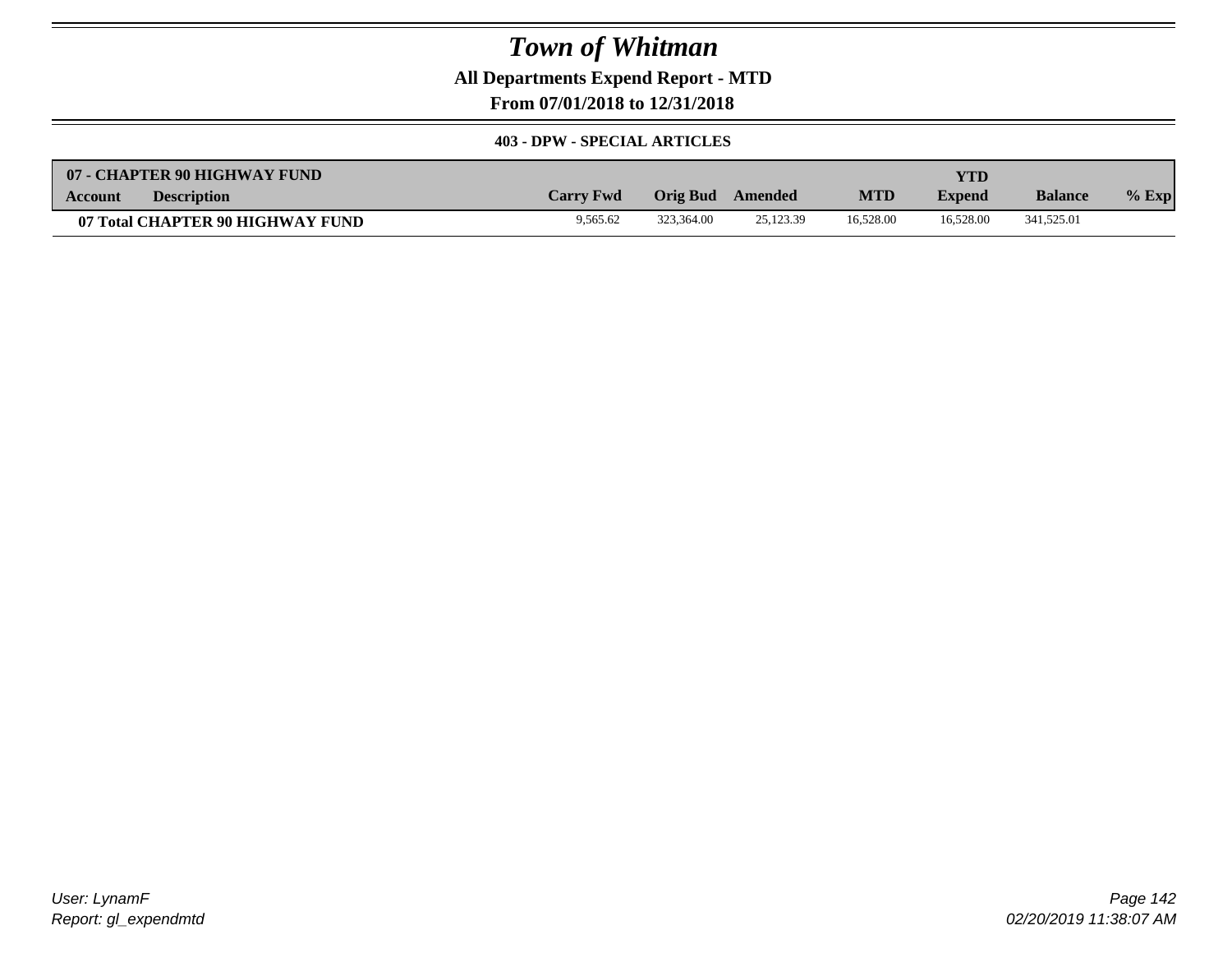# Town of Whitman

**All Departments Expend Report - MTD**

**From 07/01/2018 to 12/31/2018**

**403 - DPW - SPECIAL ARTICLES**

| 07 - CHAPTER 90 HIGHWAY FUND | | | | | | | | |
|---|---|---|---|---|---|---|---|---|
| **Account Description** | **Carry Fwd** | **Orig Bud** | **Amended** | **MTD** | **YTD Expend** | **Balance** | **% Exp** |
| **07 Total CHAPTER 90 HIGHWAY FUND** | 9,565.62 | 323,364.00 | 25,123.39 | 16,528.00 | 16,528.00 | 341,525.01 | |

User: LynamF
Report: gl_expendmtd

02/20/2019 11:38:07 AM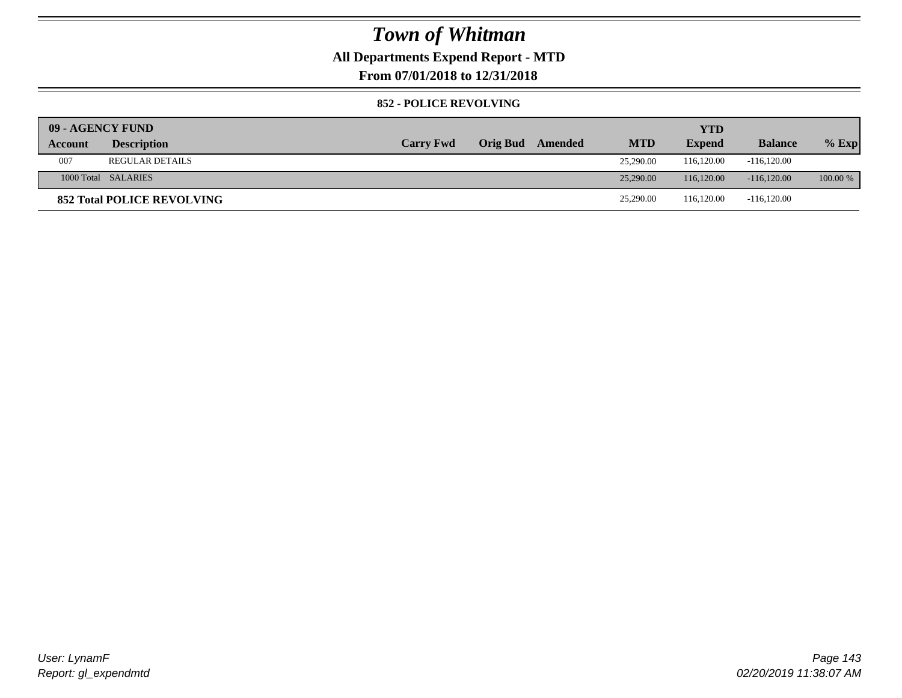# Town of Whitman

**All Departments Expend Report - MTD**

**From 07/01/2018 to 12/31/2018**

**852 - POLICE REVOLVING**

| 09 - AGENCY FUND | | | | | | YTD | | |
|---|---|---|---|---|---|---|---|---|
| **Account** | **Description** | **Carry Fwd** | **Orig Bud** | **Amended** | **MTD** | **Expend** | **Balance** | **% Exp** |
| 007 | REGULAR DETAILS | | | | 25,290.00 | 116,120.00 | -116,120.00 | |
| 1000 Total | SALARIES | | | | 25,290.00 | 116,120.00 | -116,120.00 | 100.00 % |
| **852 Total POLICE REVOLVING** | | | | | 25,290.00 | 116,120.00 | -116,120.00 | |

*User: LynamF*
*Report: gl_expendmtd*

*02/20/2019 11:38:07 AM*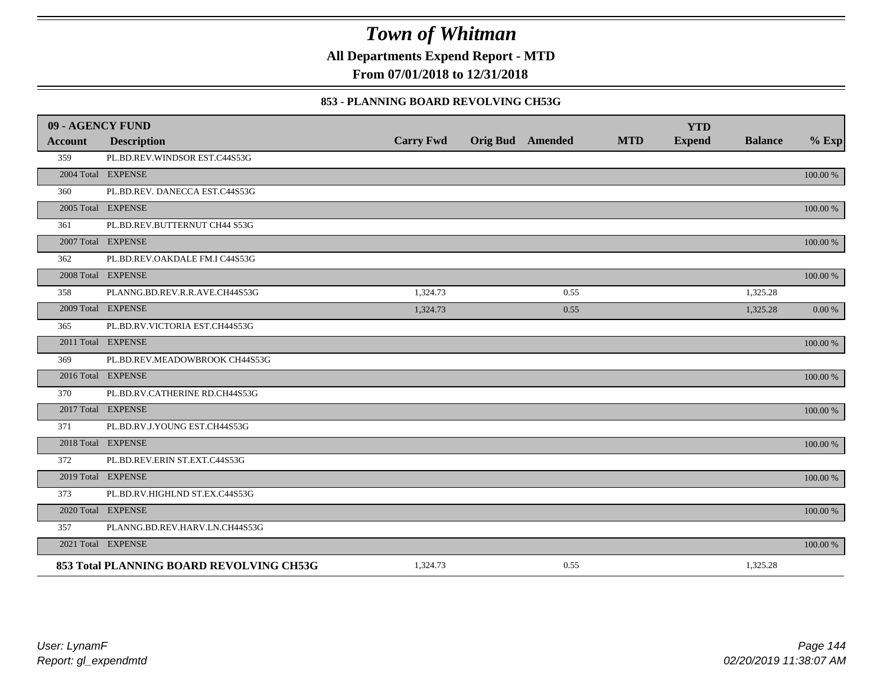# Town of Whitman

**All Departments Expend Report - MTD**

**From 07/01/2018 to 12/31/2018**

### 853 - PLANNING BOARD REVOLVING CH53G

| 09 - AGENCY FUND | | | | | | YTD | | |
|---|---|---|---|---|---|---|---|---|
| **Account** | **Description** | **Carry Fwd** | **Orig Bud** | **Amended** | **MTD** | **Expend** | **Balance** | **% Exp** |
| 359 | PL.BD.REV.WINDSOR EST.C44S53G | | | | | | | |
| 2004 Total | EXPENSE | | | | | | | 100.00 % |
| 360 | PL.BD.REV. DANECCA EST.C44S53G | | | | | | | |
| 2005 Total | EXPENSE | | | | | | | 100.00 % |
| 361 | PL.BD.REV.BUTTERNUT CH44 S53G | | | | | | | |
| 2007 Total | EXPENSE | | | | | | | 100.00 % |
| 362 | PL.BD.REV.OAKDALE FM.I C44S53G | | | | | | | |
| 2008 Total | EXPENSE | | | | | | | 100.00 % |
| 358 | PLANNG.BD.REV.R.R.AVE.CH44S53G | 1,324.73 | | 0.55 | | | 1,325.28 | |
| 2009 Total | EXPENSE | 1,324.73 | | 0.55 | | | 1,325.28 | 0.00 % |
| 365 | PL.BD.RV.VICTORIA EST.CH44S53G | | | | | | | |
| 2011 Total | EXPENSE | | | | | | | 100.00 % |
| 369 | PL.BD.REV.MEADOWBROOK CH44S53G | | | | | | | |
| 2016 Total | EXPENSE | | | | | | | 100.00 % |
| 370 | PL.BD.RV.CATHERINE RD.CH44S53G | | | | | | | |
| 2017 Total | EXPENSE | | | | | | | 100.00 % |
| 371 | PL.BD.RV.J.YOUNG EST.CH44S53G | | | | | | | |
| 2018 Total | EXPENSE | | | | | | | 100.00 % |
| 372 | PL.BD.REV.ERIN ST.EXT.C44S53G | | | | | | | |
| 2019 Total | EXPENSE | | | | | | | 100.00 % |
| 373 | PL.BD.RV.HIGHLND ST.EX.C44S53G | | | | | | | |
| 2020 Total | EXPENSE | | | | | | | 100.00 % |
| 357 | PLANNG.BD.REV.HARV.LN.CH44S53G | | | | | | | |
| 2021 Total | EXPENSE | | | | | | | 100.00 % |
| **853 Total PLANNING BOARD REVOLVING CH53G** | | 1,324.73 | | 0.55 | | | 1,325.28 | |

*User: LynamF*
*Report: gl_expendmtd*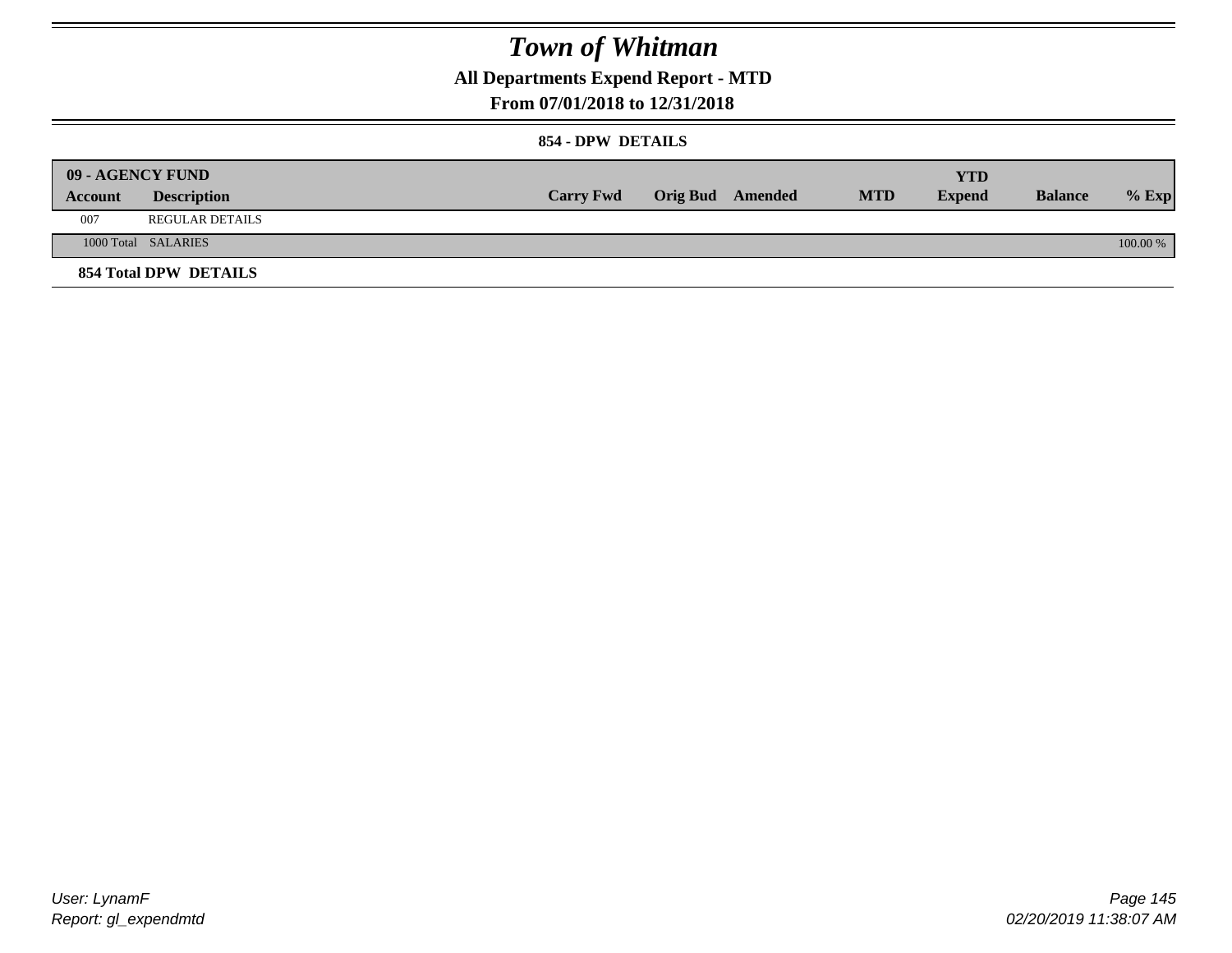# Town of Whitman

**All Departments Expend Report - MTD**

**From 07/01/2018 to 12/31/2018**

**854 - DPW DETAILS**

| **09 - AGENCY FUND** | | | | | | | | |
|---|---|---|---|---|---|---|---|---|
| **Account** | **Description** | **Carry Fwd** | **Orig Bud** | **Amended** | **MTD** | **YTD Expend** | **Balance** | **% Exp** |
| 007 | REGULAR DETAILS | | | | | | | |
| 1000 Total | SALARIES | | | | | | | 100.00 % |
| **854 Total DPW DETAILS** | | | | | | | | |

User: LynamF
Report: gl_expendmtd

02/20/2019 11:38:07 AM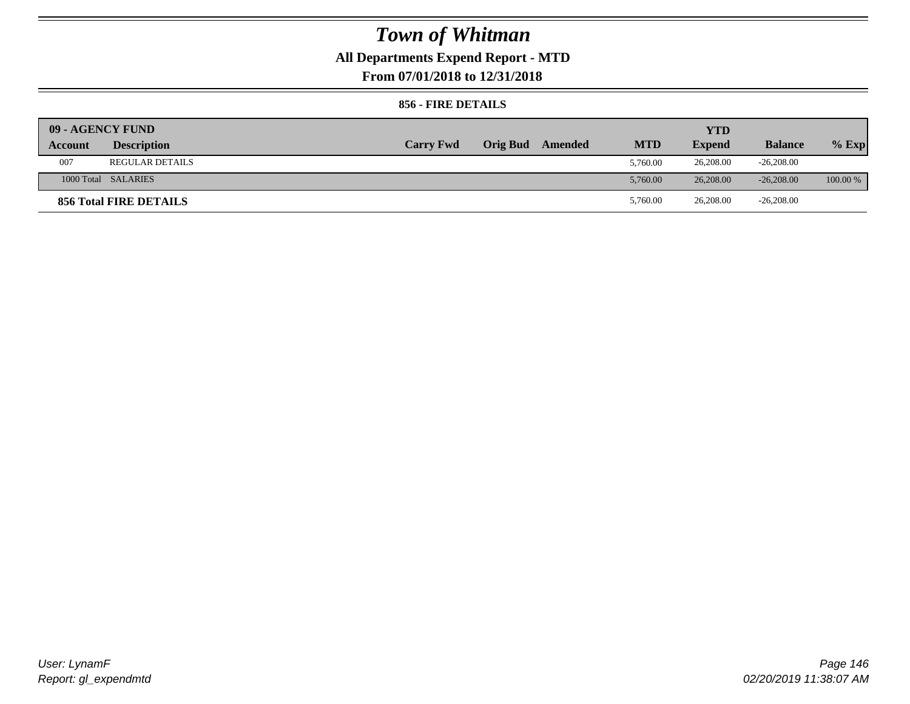# Town of Whitman

## All Departments Expend Report - MTD

## From 07/01/2018 to 12/31/2018

### 856 - FIRE DETAILS

| 09 - AGENCY FUND | | | | | | YTD | | |
|---|---|---|---|---|---|---|---|---|
| **Account** | **Description** | **Carry Fwd** | **Orig Bud** | **Amended** | **MTD** | **Expend** | **Balance** | **% Exp** |
| 007 | REGULAR DETAILS | | | | 5,760.00 | 26,208.00 | -26,208.00 | |
| 1000 Total | SALARIES | | | | 5,760.00 | 26,208.00 | -26,208.00 | 100.00 % |
| **856 Total FIRE DETAILS** | | | | | 5,760.00 | 26,208.00 | -26,208.00 | |

User: LynamF
Report: gl_expendmtd

02/20/2019 11:38:07 AM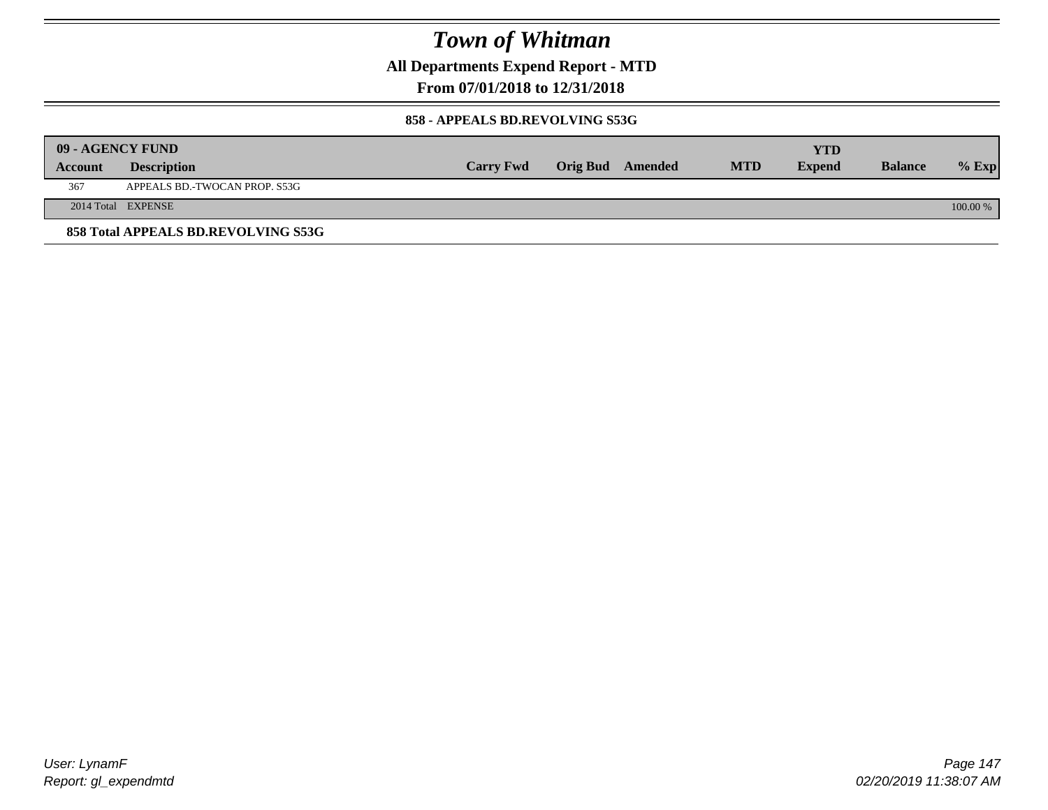# Town of Whitman

**All Departments Expend Report - MTD**

**From 07/01/2018 to 12/31/2018**

### 858 - APPEALS BD.REVOLVING S53G

| 09 - AGENCY FUND | | | | | | | | |
|---|---|---|---|---|---|---|---|---|
| **Account** | **Description** | **Carry Fwd** | **Orig Bud** | **Amended** | **MTD** | **YTD Expend** | **Balance** | **% Exp** |
| 367 | APPEALS BD.-TWOCAN PROP. S53G | | | | | | | |
| 2014 Total | EXPENSE | | | | | | | 100.00 % |

**858 Total APPEALS BD.REVOLVING S53G**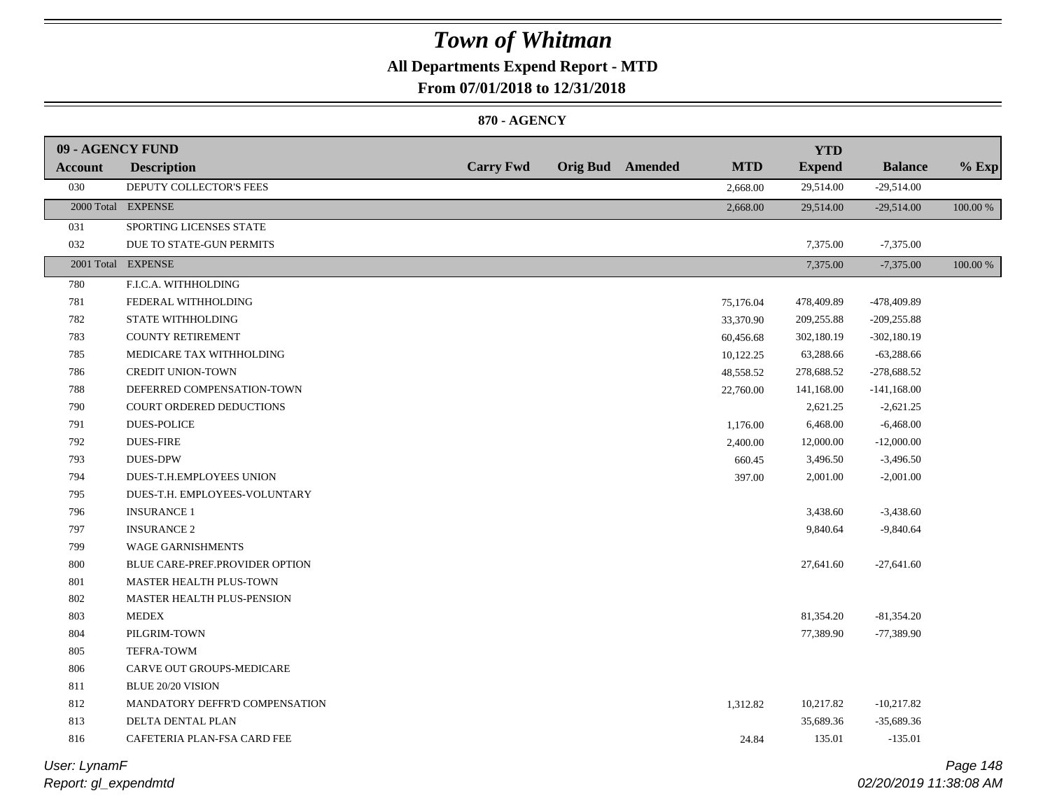# Town of Whitman

**All Departments Expend Report - MTD**

**From 07/01/2018 to 12/31/2018**

**870 - AGENCY**

| Account | Description | Carry Fwd | Orig Bud | Amended | MTD | YTD Expend | Balance | % Exp |
|---|---|---|---|---|---|---|---|---|
| **09 - AGENCY FUND** | | | | | | | | |
| 030 | DEPUTY COLLECTOR'S FEES | | | | 2,668.00 | 29,514.00 | -29,514.00 | |
| 2000 Total | EXPENSE | | | | 2,668.00 | 29,514.00 | -29,514.00 | 100.00 % |
| 031 | SPORTING LICENSES STATE | | | | | | | |
| 032 | DUE TO STATE-GUN PERMITS | | | | | 7,375.00 | -7,375.00 | |
| 2001 Total | EXPENSE | | | | | 7,375.00 | -7,375.00 | 100.00 % |
| 780 | F.I.C.A. WITHHOLDING | | | | | | | |
| 781 | FEDERAL WITHHOLDING | | | | 75,176.04 | 478,409.89 | -478,409.89 | |
| 782 | STATE WITHHOLDING | | | | 33,370.90 | 209,255.88 | -209,255.88 | |
| 783 | COUNTY RETIREMENT | | | | 60,456.68 | 302,180.19 | -302,180.19 | |
| 785 | MEDICARE TAX WITHHOLDING | | | | 10,122.25 | 63,288.66 | -63,288.66 | |
| 786 | CREDIT UNION-TOWN | | | | 48,558.52 | 278,688.52 | -278,688.52 | |
| 788 | DEFERRED COMPENSATION-TOWN | | | | 22,760.00 | 141,168.00 | -141,168.00 | |
| 790 | COURT ORDERED DEDUCTIONS | | | | | 2,621.25 | -2,621.25 | |
| 791 | DUES-POLICE | | | | 1,176.00 | 6,468.00 | -6,468.00 | |
| 792 | DUES-FIRE | | | | 2,400.00 | 12,000.00 | -12,000.00 | |
| 793 | DUES-DPW | | | | 660.45 | 3,496.50 | -3,496.50 | |
| 794 | DUES-T.H.EMPLOYEES UNION | | | | 397.00 | 2,001.00 | -2,001.00 | |
| 795 | DUES-T.H. EMPLOYEES-VOLUNTARY | | | | | | | |
| 796 | INSURANCE 1 | | | | | 3,438.60 | -3,438.60 | |
| 797 | INSURANCE 2 | | | | | 9,840.64 | -9,840.64 | |
| 799 | WAGE GARNISHMENTS | | | | | | | |
| 800 | BLUE CARE-PREF.PROVIDER OPTION | | | | | 27,641.60 | -27,641.60 | |
| 801 | MASTER HEALTH PLUS-TOWN | | | | | | | |
| 802 | MASTER HEALTH PLUS-PENSION | | | | | | | |
| 803 | MEDEX | | | | | 81,354.20 | -81,354.20 | |
| 804 | PILGRIM-TOWN | | | | | 77,389.90 | -77,389.90 | |
| 805 | TEFRA-TOWM | | | | | | | |
| 806 | CARVE OUT GROUPS-MEDICARE | | | | | | | |
| 811 | BLUE 20/20 VISION | | | | | | | |
| 812 | MANDATORY DEFFR'D COMPENSATION | | | | 1,312.82 | 10,217.82 | -10,217.82 | |
| 813 | DELTA DENTAL PLAN | | | | | 35,689.36 | -35,689.36 | |
| 816 | CAFETERIA PLAN-FSA CARD FEE | | | | 24.84 | 135.01 | -135.01 | |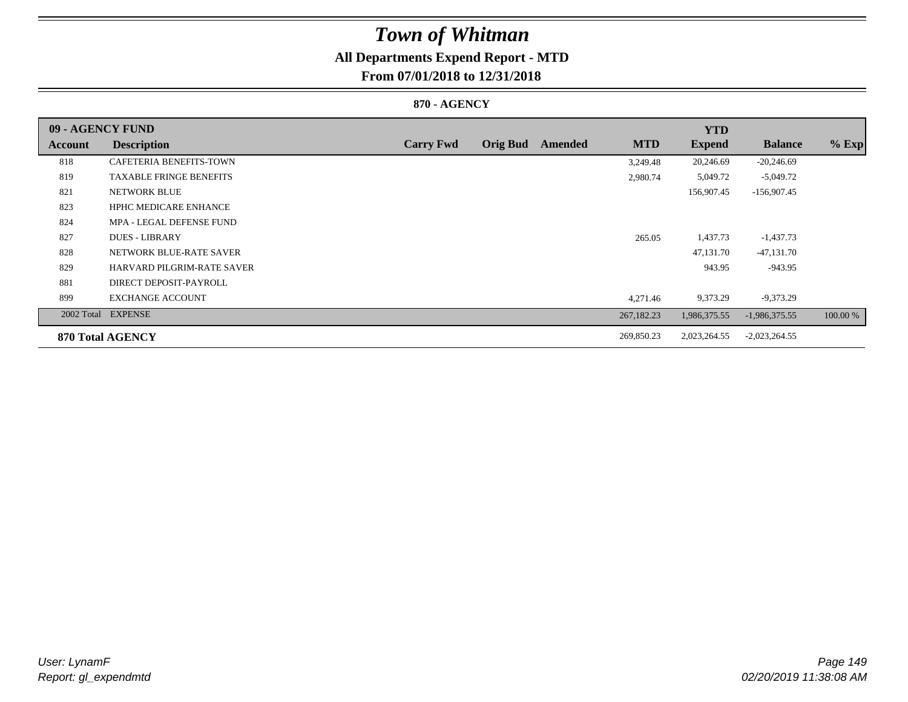# Town of Whitman

## All Departments Expend Report - MTD

### From 07/01/2018 to 12/31/2018

#### 870 - AGENCY

| Account | Description | Carry Fwd | Orig Bud | Amended | MTD | YTD Expend | Balance | % Exp |
|---|---|---|---|---|---|---|---|---|
| **09 - AGENCY FUND** | | | | | | | | |
| 818 | CAFETERIA BENEFITS-TOWN | | | | 3,249.48 | 20,246.69 | -20,246.69 | |
| 819 | TAXABLE FRINGE BENEFITS | | | | 2,980.74 | 5,049.72 | -5,049.72 | |
| 821 | NETWORK BLUE | | | | | 156,907.45 | -156,907.45 | |
| 823 | HPHC MEDICARE ENHANCE | | | | | | | |
| 824 | MPA - LEGAL DEFENSE FUND | | | | | | | |
| 827 | DUES - LIBRARY | | | | 265.05 | 1,437.73 | -1,437.73 | |
| 828 | NETWORK BLUE-RATE SAVER | | | | | 47,131.70 | -47,131.70 | |
| 829 | HARVARD PILGRIM-RATE SAVER | | | | | 943.95 | -943.95 | |
| 881 | DIRECT DEPOSIT-PAYROLL | | | | | | | |
| 899 | EXCHANGE ACCOUNT | | | | 4,271.46 | 9,373.29 | -9,373.29 | |
| 2002 Total | EXPENSE | | | | 267,182.23 | 1,986,375.55 | -1,986,375.55 | 100.00 % |
| **870 Total AGENCY** | | | | | 269,850.23 | 2,023,264.55 | -2,023,264.55 | |

User: LynamF
Report: gl_expendmtd

02/20/2019 11:38:08 AM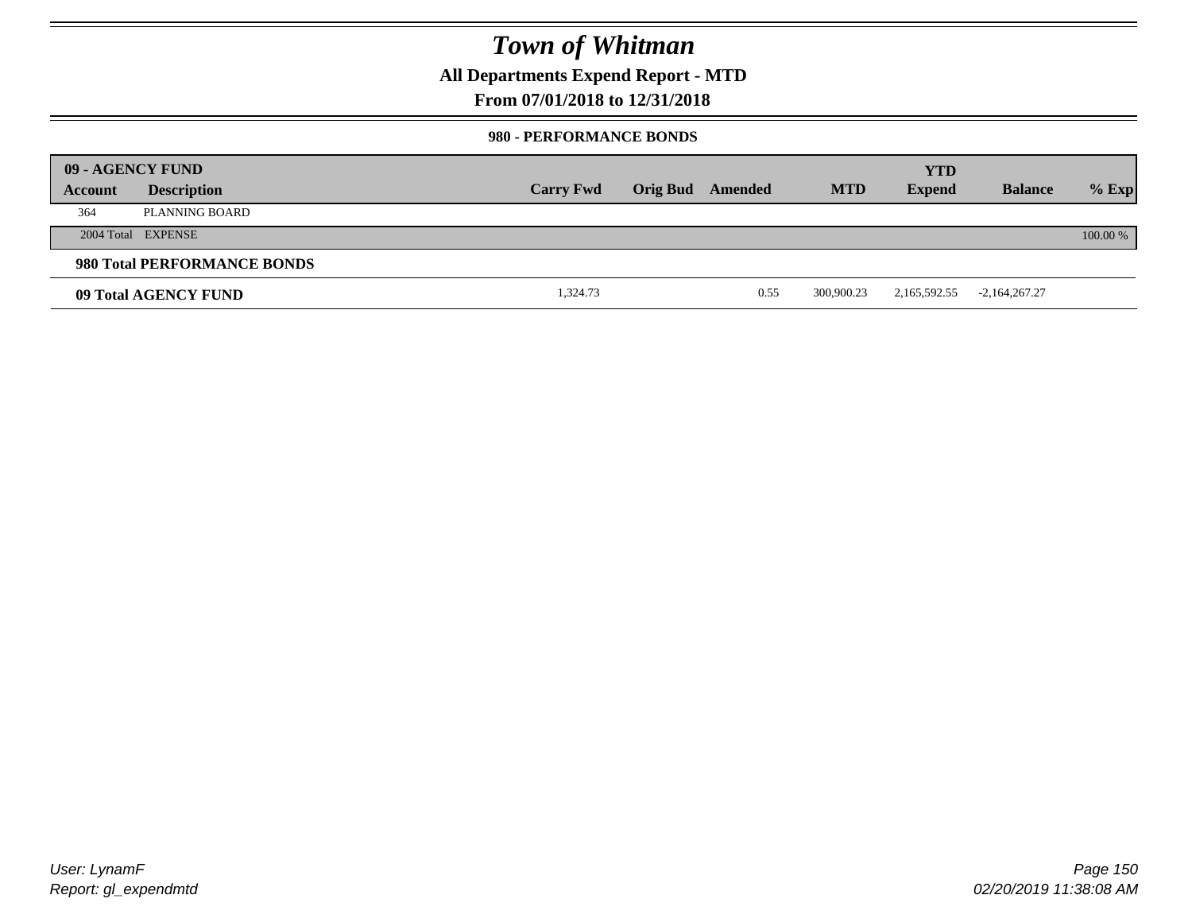# Town of Whitman

**All Departments Expend Report - MTD**

**From 07/01/2018 to 12/31/2018**

**980 - PERFORMANCE BONDS**

| 09 - AGENCY FUND | | | | | | YTD | | |
|---|---|---|---|---|---|---|---|---|
| **Account** | **Description** | **Carry Fwd** | **Orig Bud** | **Amended** | **MTD** | **Expend** | **Balance** | **% Exp** |
| 364 | PLANNING BOARD | | | | | | | |
| 2004 Total | EXPENSE | | | | | | | 100.00 % |
| **980 Total PERFORMANCE BONDS** | | | | | | | | |
| **09 Total AGENCY FUND** | | 1,324.73 | | 0.55 | 300,900.23 | 2,165,592.55 | -2,164,267.27 | |

*User: LynamF*
*Report: gl_expendmtd*

*02/20/2019 11:38:08 AM*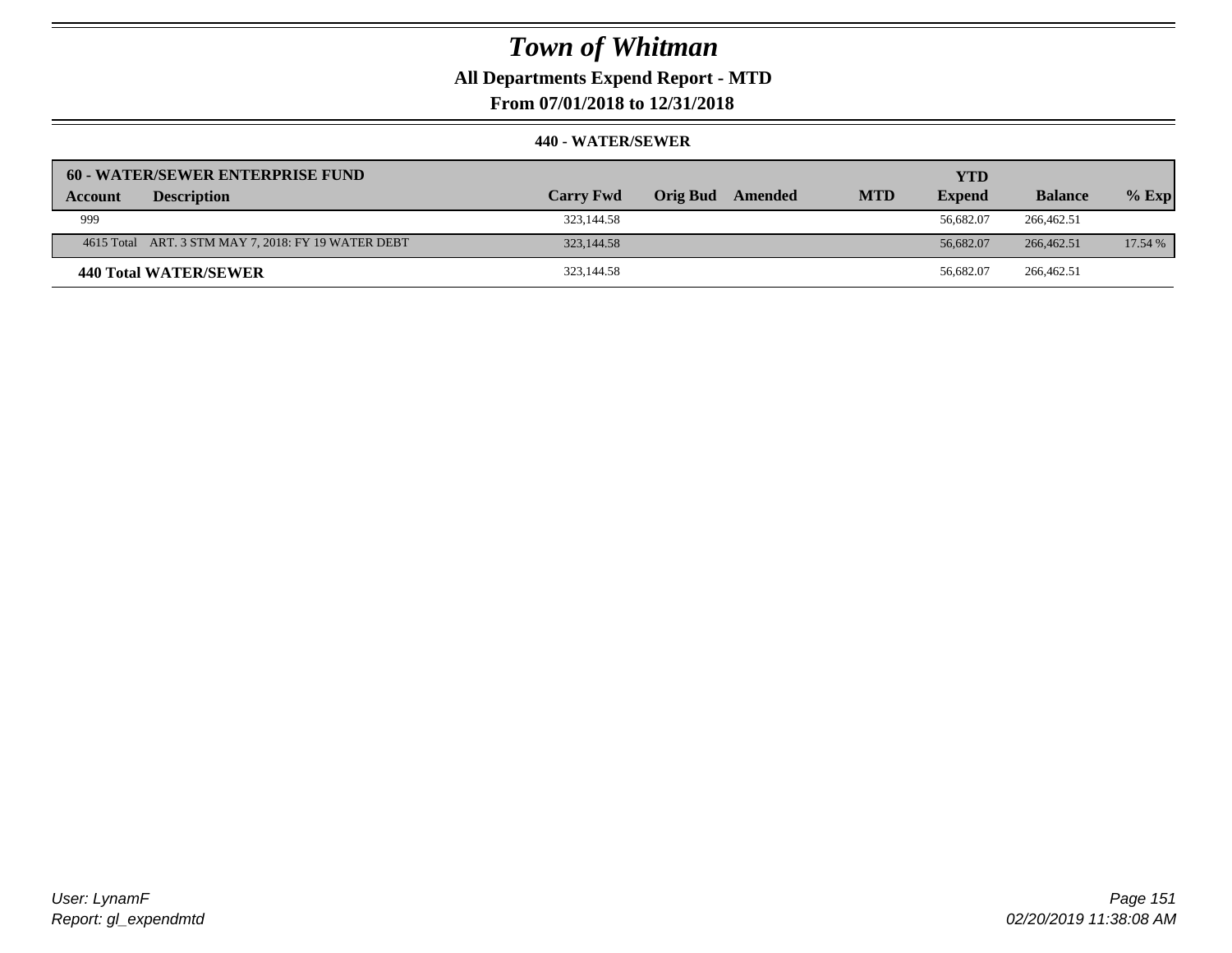# Town of Whitman

## All Departments Expend Report - MTD

## From 07/01/2018 to 12/31/2018

### 440 - WATER/SEWER

| 60 - WATER/SEWER ENTERPRISE FUND | | | | | | YTD | | |
|---|---|---|---|---|---|---|---|---|
| Account | Description | Carry Fwd | Orig Bud | Amended | MTD | Expend | Balance | % Exp |
| 999 | | 323,144.58 | | | | 56,682.07 | 266,462.51 | |
| 4615 Total | ART. 3 STM MAY 7, 2018: FY 19 WATER DEBT | 323,144.58 | | | | 56,682.07 | 266,462.51 | 17.54 % |
| **440 Total WATER/SEWER** | | 323,144.58 | | | | 56,682.07 | 266,462.51 | |

*User: LynamF*
*Report: gl_expendmtd*

*02/20/2019 11:38:08 AM*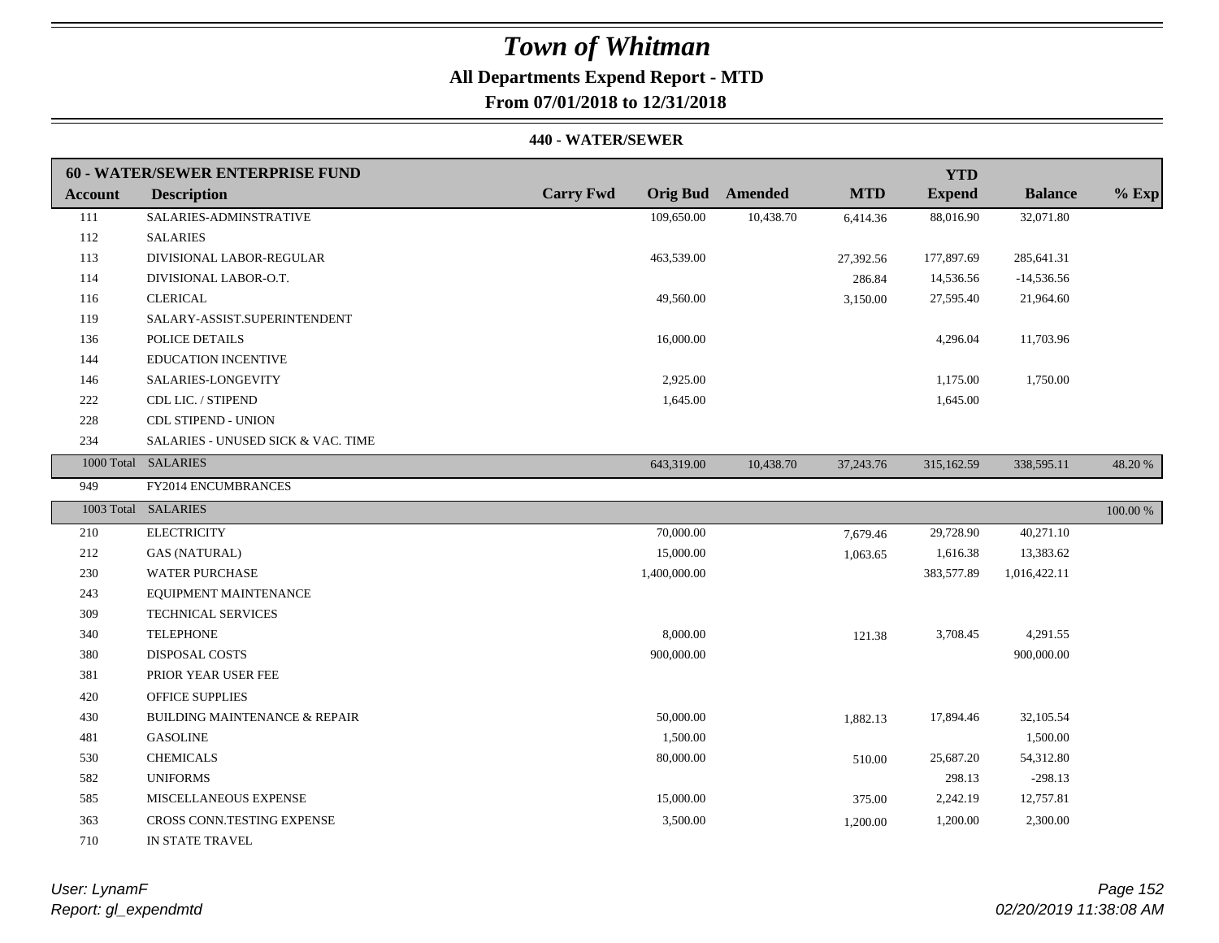# Town of Whitman

**All Departments Expend Report - MTD**

**From 07/01/2018 to 12/31/2018**

**440 - WATER/SEWER**

| 60 - WATER/SEWER ENTERPRISE FUND | | | | | | YTD | | |
|---|---|---|---|---|---|---|---|---|
| **Account** | **Description** | **Carry Fwd** | **Orig Bud** | **Amended** | **MTD** | **Expend** | **Balance** | **% Exp** |
| 111 | SALARIES-ADMINSTRATIVE | | 109,650.00 | 10,438.70 | 6,414.36 | 88,016.90 | 32,071.80 | |
| 112 | SALARIES | | | | | | | |
| 113 | DIVISIONAL LABOR-REGULAR | | 463,539.00 | | 27,392.56 | 177,897.69 | 285,641.31 | |
| 114 | DIVISIONAL LABOR-O.T. | | | | 286.84 | 14,536.56 | -14,536.56 | |
| 116 | CLERICAL | | 49,560.00 | | 3,150.00 | 27,595.40 | 21,964.60 | |
| 119 | SALARY-ASSIST.SUPERINTENDENT | | | | | | | |
| 136 | POLICE DETAILS | | 16,000.00 | | | 4,296.04 | 11,703.96 | |
| 144 | EDUCATION INCENTIVE | | | | | | | |
| 146 | SALARIES-LONGEVITY | | 2,925.00 | | | 1,175.00 | 1,750.00 | |
| 222 | CDL LIC. / STIPEND | | 1,645.00 | | | 1,645.00 | | |
| 228 | CDL STIPEND - UNION | | | | | | | |
| 234 | SALARIES - UNUSED SICK & VAC. TIME | | | | | | | |
| 1000 Total | SALARIES | | 643,319.00 | 10,438.70 | 37,243.76 | 315,162.59 | 338,595.11 | 48.20 % |
| 949 | FY2014 ENCUMBRANCES | | | | | | | |
| 1003 Total | SALARIES | | | | | | | 100.00 % |
| 210 | ELECTRICITY | | 70,000.00 | | 7,679.46 | 29,728.90 | 40,271.10 | |
| 212 | GAS (NATURAL) | | 15,000.00 | | 1,063.65 | 1,616.38 | 13,383.62 | |
| 230 | WATER PURCHASE | | 1,400,000.00 | | | 383,577.89 | 1,016,422.11 | |
| 243 | EQUIPMENT MAINTENANCE | | | | | | | |
| 309 | TECHNICAL SERVICES | | | | | | | |
| 340 | TELEPHONE | | 8,000.00 | | 121.38 | 3,708.45 | 4,291.55 | |
| 380 | DISPOSAL COSTS | | 900,000.00 | | | | 900,000.00 | |
| 381 | PRIOR YEAR USER FEE | | | | | | | |
| 420 | OFFICE SUPPLIES | | | | | | | |
| 430 | BUILDING MAINTENANCE & REPAIR | | 50,000.00 | | 1,882.13 | 17,894.46 | 32,105.54 | |
| 481 | GASOLINE | | 1,500.00 | | | | 1,500.00 | |
| 530 | CHEMICALS | | 80,000.00 | | 510.00 | 25,687.20 | 54,312.80 | |
| 582 | UNIFORMS | | | | | 298.13 | -298.13 | |
| 585 | MISCELLANEOUS EXPENSE | | 15,000.00 | | 375.00 | 2,242.19 | 12,757.81 | |
| 363 | CROSS CONN.TESTING EXPENSE | | 3,500.00 | | 1,200.00 | 1,200.00 | 2,300.00 | |
| 710 | IN STATE TRAVEL | | | | | | | |

*User: LynamF*
*Report: gl_expendmtd*
*02/20/2019 11:38:08 AM*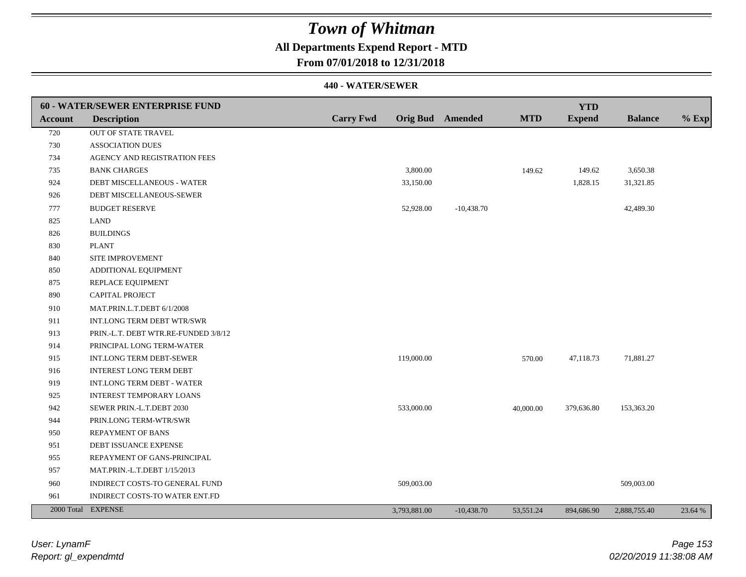# Town of Whitman

## All Departments Expend Report - MTD

### From 07/01/2018 to 12/31/2018

#### 440 - WATER/SEWER

| 60 - WATER/SEWER ENTERPRISE FUND | | | | | | | | |
|---|---|---|---|---|---|---|---|---|
| **Account** | **Description** | **Carry Fwd** | **Orig Bud** | **Amended** | **MTD** | **YTD Expend** | **Balance** | **% Exp** |
| 720 | OUT OF STATE TRAVEL | | | | | | | |
| 730 | ASSOCIATION DUES | | | | | | | |
| 734 | AGENCY AND REGISTRATION FEES | | | | | | | |
| 735 | BANK CHARGES | | 3,800.00 | | 149.62 | 149.62 | 3,650.38 | |
| 924 | DEBT MISCELLANEOUS - WATER | | 33,150.00 | | | 1,828.15 | 31,321.85 | |
| 926 | DEBT MISCELLANEOUS-SEWER | | | | | | | |
| 777 | BUDGET RESERVE | | 52,928.00 | -10,438.70 | | | 42,489.30 | |
| 825 | LAND | | | | | | | |
| 826 | BUILDINGS | | | | | | | |
| 830 | PLANT | | | | | | | |
| 840 | SITE IMPROVEMENT | | | | | | | |
| 850 | ADDITIONAL EQUIPMENT | | | | | | | |
| 875 | REPLACE EQUIPMENT | | | | | | | |
| 890 | CAPITAL PROJECT | | | | | | | |
| 910 | MAT.PRIN.L.T.DEBT 6/1/2008 | | | | | | | |
| 911 | INT.LONG TERM DEBT WTR/SWR | | | | | | | |
| 913 | PRIN.-L.T. DEBT WTR.RE-FUNDED 3/8/12 | | | | | | | |
| 914 | PRINCIPAL LONG TERM-WATER | | | | | | | |
| 915 | INT.LONG TERM DEBT-SEWER | | 119,000.00 | | 570.00 | 47,118.73 | 71,881.27 | |
| 916 | INTEREST LONG TERM DEBT | | | | | | | |
| 919 | INT.LONG TERM DEBT - WATER | | | | | | | |
| 925 | INTEREST TEMPORARY LOANS | | | | | | | |
| 942 | SEWER PRIN.-L.T.DEBT 2030 | | 533,000.00 | | 40,000.00 | 379,636.80 | 153,363.20 | |
| 944 | PRIN.LONG TERM-WTR/SWR | | | | | | | |
| 950 | REPAYMENT OF BANS | | | | | | | |
| 951 | DEBT ISSUANCE EXPENSE | | | | | | | |
| 955 | REPAYMENT OF GANS-PRINCIPAL | | | | | | | |
| 957 | MAT.PRIN.-L.T.DEBT 1/15/2013 | | | | | | | |
| 960 | INDIRECT COSTS-TO GENERAL FUND | | 509,003.00 | | | | 509,003.00 | |
| 961 | INDIRECT COSTS-TO WATER ENT.FD | | | | | | | |
| 2000 Total | EXPENSE | | 3,793,881.00 | -10,438.70 | 53,551.24 | 894,686.90 | 2,888,755.40 | 23.64 % |

*User: LynamF*
*Report: gl_expendmtd*

*02/20/2019 11:38:08 AM*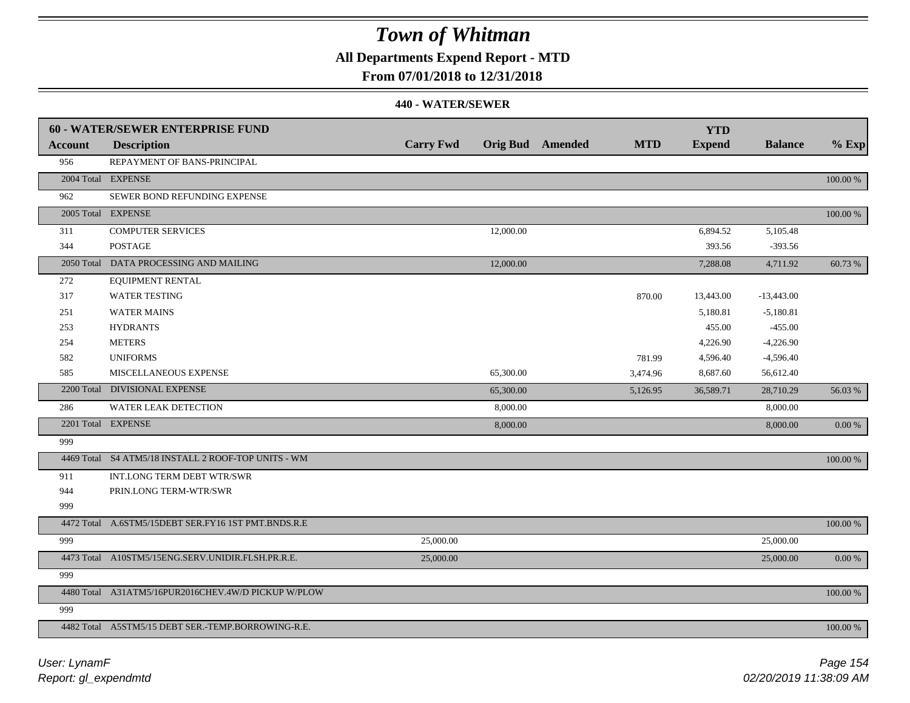# Town of Whitman

**All Departments Expend Report - MTD**

**From 07/01/2018 to 12/31/2018**

**440 - WATER/SEWER**

| 60 - WATER/SEWER ENTERPRISE FUND | | | | | | YTD | | |
|---|---|---|---|---|---|---|---|---|
| **Account** | **Description** | **Carry Fwd** | **Orig Bud** | **Amended** | **MTD** | **Expend** | **Balance** | **% Exp** |
| 956 | REPAYMENT OF BANS-PRINCIPAL | | | | | | | |
| 2004 Total | EXPENSE | | | | | | | 100.00 % |
| 962 | SEWER BOND REFUNDING EXPENSE | | | | | | | |
| 2005 Total | EXPENSE | | | | | | | 100.00 % |
| 311 | COMPUTER SERVICES | | 12,000.00 | | | 6,894.52 | 5,105.48 | |
| 344 | POSTAGE | | | | | 393.56 | -393.56 | |
| 2050 Total | DATA PROCESSING AND MAILING | | 12,000.00 | | | 7,288.08 | 4,711.92 | 60.73 % |
| 272 | EQUIPMENT RENTAL | | | | | | | |
| 317 | WATER TESTING | | | | 870.00 | 13,443.00 | -13,443.00 | |
| 251 | WATER MAINS | | | | | 5,180.81 | -5,180.81 | |
| 253 | HYDRANTS | | | | | 455.00 | -455.00 | |
| 254 | METERS | | | | | 4,226.90 | -4,226.90 | |
| 582 | UNIFORMS | | | | 781.99 | 4,596.40 | -4,596.40 | |
| 585 | MISCELLANEOUS EXPENSE | | 65,300.00 | | 3,474.96 | 8,687.60 | 56,612.40 | |
| 2200 Total | DIVISIONAL EXPENSE | | 65,300.00 | | 5,126.95 | 36,589.71 | 28,710.29 | 56.03 % |
| 286 | WATER LEAK DETECTION | | 8,000.00 | | | | 8,000.00 | |
| 2201 Total | EXPENSE | | 8,000.00 | | | | 8,000.00 | 0.00 % |
| 999 | | | | | | | | |
| 4469 Total | S4 ATM5/18 INSTALL 2 ROOF-TOP UNITS - WM | | | | | | | 100.00 % |
| 911 | INT.LONG TERM DEBT WTR/SWR | | | | | | | |
| 944 | PRIN.LONG TERM-WTR/SWR | | | | | | | |
| 999 | | | | | | | | |
| 4472 Total | A.6STM5/15DEBT SER.FY16 1ST PMT.BNDS.R.E | | | | | | | 100.00 % |
| 999 | | 25,000.00 | | | | | 25,000.00 | |
| 4473 Total | A10STM5/15ENG.SERV.UNIDIR.FLSH.PR.R.E. | 25,000.00 | | | | | 25,000.00 | 0.00 % |
| 999 | | | | | | | | |
| 4480 Total | A31ATM5/16PUR2016CHEV.4W/D PICKUP W/PLOW | | | | | | | 100.00 % |
| 999 | | | | | | | | |
| 4482 Total | A5STM5/15 DEBT SER.-TEMP.BORROWING-R.E. | | | | | | | 100.00 % |

*User: LynamF*

*Report: gl_expendmtd*

*02/20/2019 11:38:09 AM*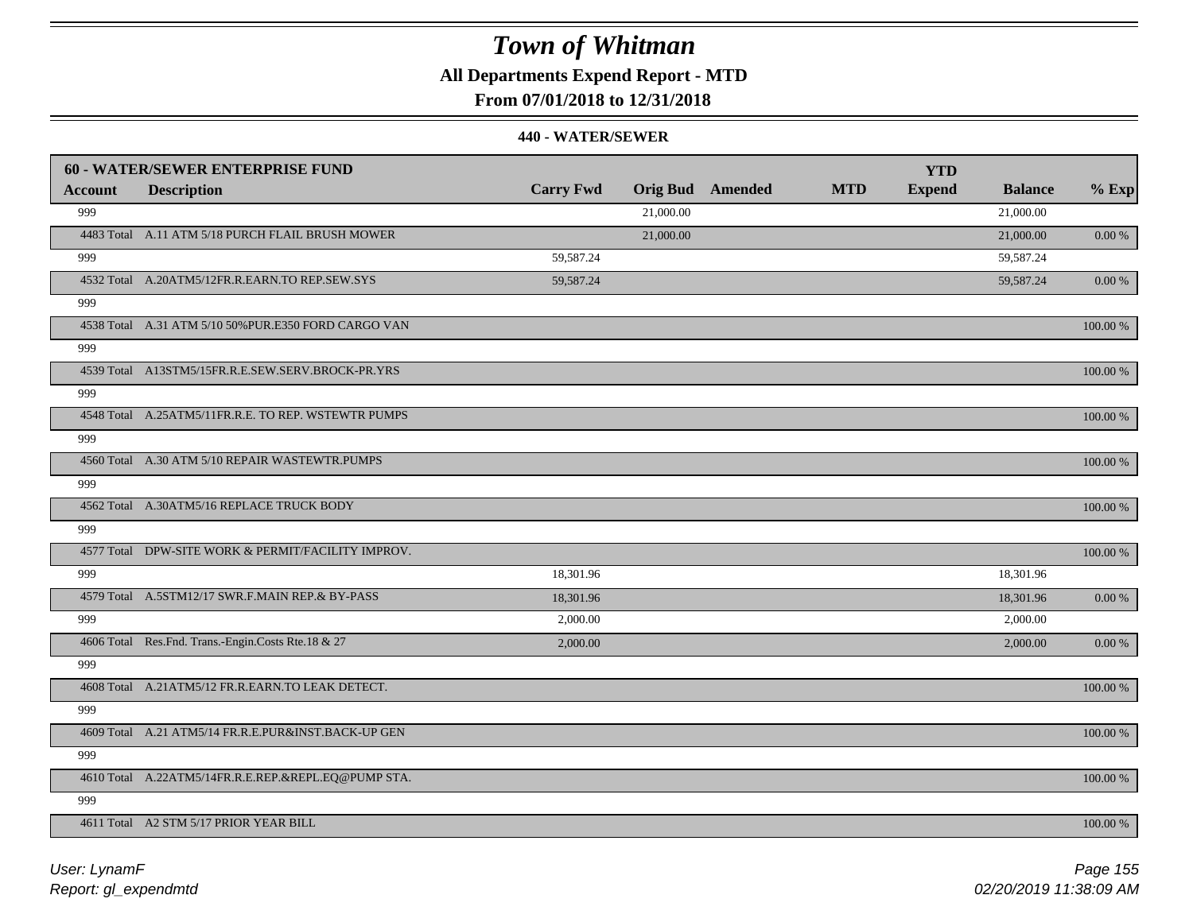# Town of Whitman

**All Departments Expend Report - MTD**

**From 07/01/2018 to 12/31/2018**

**440 - WATER/SEWER**

| 60 - WATER/SEWER ENTERPRISE FUND | | | | | | | | |
|---|---|---|---|---|---|---|---|---|
| **Account** | **Description** | **Carry Fwd** | **Orig Bud** | **Amended** | **MTD** | **YTD Expend** | **Balance** | **% Exp** |
| 999 | | | 21,000.00 | | | | 21,000.00 | |
| 4483 Total | A.11 ATM 5/18 PURCH FLAIL BRUSH MOWER | | 21,000.00 | | | | 21,000.00 | 0.00 % |
| 999 | | 59,587.24 | | | | | 59,587.24 | |
| 4532 Total | A.20ATM5/12FR.R.EARN.TO REP.SEW.SYS | 59,587.24 | | | | | 59,587.24 | 0.00 % |
| 999 | | | | | | | | |
| 4538 Total | A.31 ATM 5/10 50%PUR.E350 FORD CARGO VAN | | | | | | | 100.00 % |
| 999 | | | | | | | | |
| 4539 Total | A13STM5/15FR.R.E.SEW.SERV.BROCK-PR.YRS | | | | | | | 100.00 % |
| 999 | | | | | | | | |
| 4548 Total | A.25ATM5/11FR.R.E. TO REP. WSTEWTR PUMPS | | | | | | | 100.00 % |
| 999 | | | | | | | | |
| 4560 Total | A.30 ATM 5/10 REPAIR WASTEWTR.PUMPS | | | | | | | 100.00 % |
| 999 | | | | | | | | |
| 4562 Total | A.30ATM5/16 REPLACE TRUCK BODY | | | | | | | 100.00 % |
| 999 | | | | | | | | |
| 4577 Total | DPW-SITE WORK & PERMIT/FACILITY IMPROV. | | | | | | | 100.00 % |
| 999 | | 18,301.96 | | | | | 18,301.96 | |
| 4579 Total | A.5STM12/17 SWR.F.MAIN REP.& BY-PASS | 18,301.96 | | | | | 18,301.96 | 0.00 % |
| 999 | | 2,000.00 | | | | | 2,000.00 | |
| 4606 Total | Res.Fnd. Trans.-Engin.Costs Rte.18 & 27 | 2,000.00 | | | | | 2,000.00 | 0.00 % |
| 999 | | | | | | | | |
| 4608 Total | A.21ATM5/12 FR.R.EARN.TO LEAK DETECT. | | | | | | | 100.00 % |
| 999 | | | | | | | | |
| 4609 Total | A.21 ATM5/14 FR.R.E.PUR&INST.BACK-UP GEN | | | | | | | 100.00 % |
| 999 | | | | | | | | |
| 4610 Total | A.22ATM5/14FR.R.E.REP.&REPL.EQ@PUMP STA. | | | | | | | 100.00 % |
| 999 | | | | | | | | |
| 4611 Total | A2 STM 5/17 PRIOR YEAR BILL | | | | | | | 100.00 % |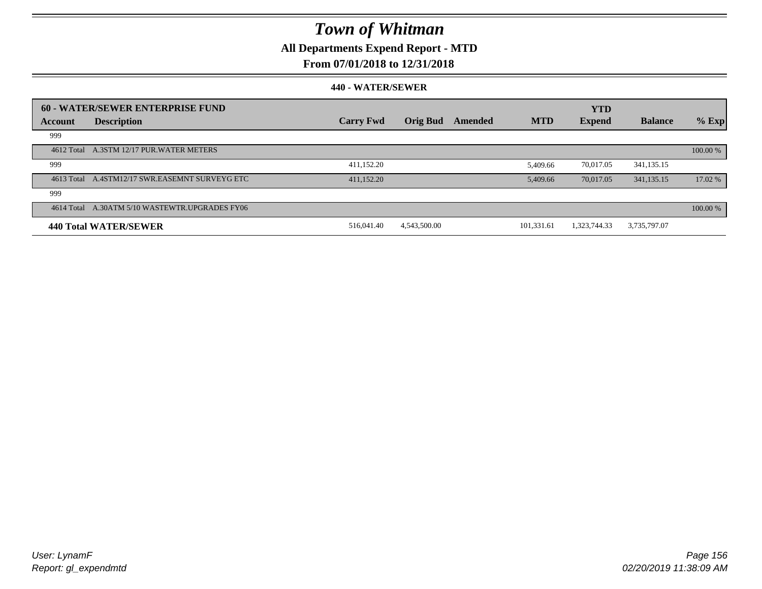# Town of Whitman

## All Departments Expend Report - MTD

### From 07/01/2018 to 12/31/2018

#### 440 - WATER/SEWER

| 60 - WATER/SEWER ENTERPRISE FUND | | | | | | YTD | | |
|---|---|---|---|---|---|---|---|---|
| **Account** | **Description** | **Carry Fwd** | **Orig Bud** | **Amended** | **MTD** | **Expend** | **Balance** | **% Exp** |
| 999 | | | | | | | | |
| 4612 Total | A.3STM 12/17 PUR.WATER METERS | | | | | | | 100.00 % |
| 999 | | 411,152.20 | | | 5,409.66 | 70,017.05 | 341,135.15 | |
| 4613 Total | A.4STM12/17 SWR.EASEMNT SURVEYG ETC | 411,152.20 | | | 5,409.66 | 70,017.05 | 341,135.15 | 17.02 % |
| 999 | | | | | | | | |
| 4614 Total | A.30ATM 5/10 WASTEWTR.UPGRADES FY06 | | | | | | | 100.00 % |
| **440 Total WATER/SEWER** | | 516,041.40 | 4,543,500.00 | | 101,331.61 | 1,323,744.33 | 3,735,797.07 | |

User: LynamF
Report: gl_expendmtd

02/20/2019 11:38:09 AM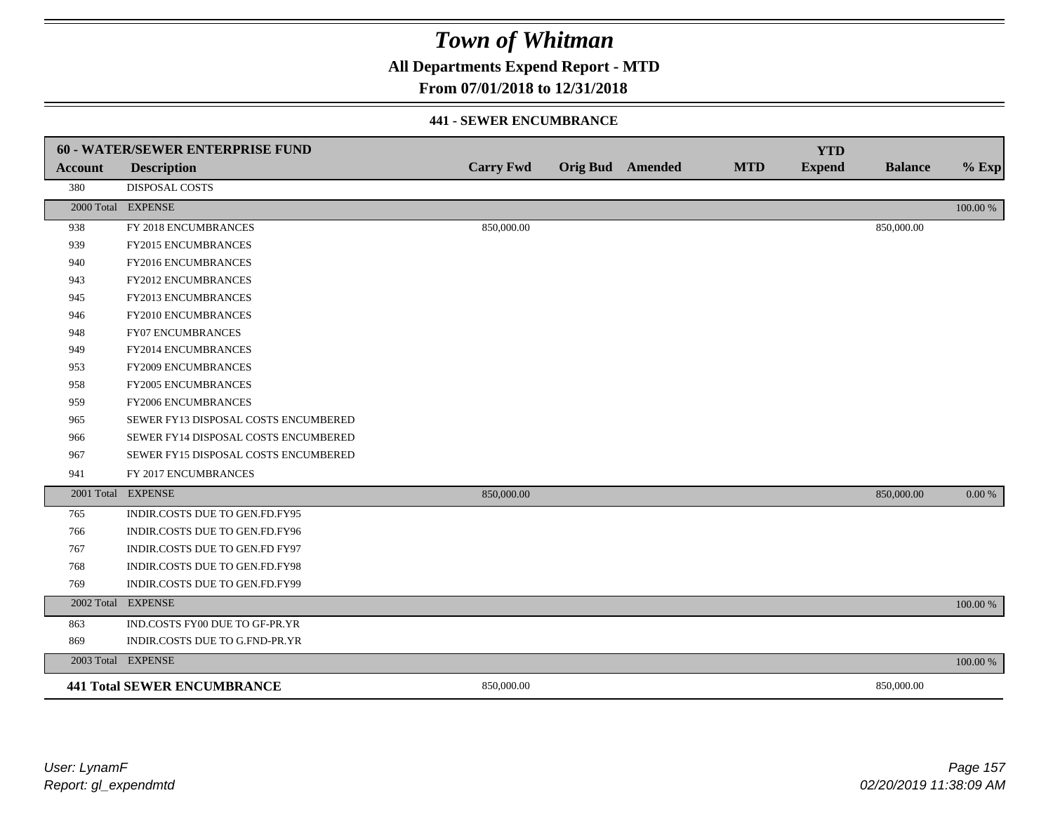# Town of Whitman

## All Departments Expend Report - MTD

### From 07/01/2018 to 12/31/2018

#### 441 - SEWER ENCUMBRANCE

| 60 - WATER/SEWER ENTERPRISE FUND | | | | | | YTD | | |
|---|---|---|---|---|---|---|---|---|
| **Account** | **Description** | **Carry Fwd** | **Orig Bud** | **Amended** | **MTD** | **Expend** | **Balance** | **% Exp** |
| 380 | DISPOSAL COSTS | | | | | | | |
| 2000 Total | EXPENSE | | | | | | | 100.00 % |
| 938 | FY 2018 ENCUMBRANCES | 850,000.00 | | | | | 850,000.00 | |
| 939 | FY2015 ENCUMBRANCES | | | | | | | |
| 940 | FY2016 ENCUMBRANCES | | | | | | | |
| 943 | FY2012 ENCUMBRANCES | | | | | | | |
| 945 | FY2013 ENCUMBRANCES | | | | | | | |
| 946 | FY2010 ENCUMBRANCES | | | | | | | |
| 948 | FY07 ENCUMBRANCES | | | | | | | |
| 949 | FY2014 ENCUMBRANCES | | | | | | | |
| 953 | FY2009 ENCUMBRANCES | | | | | | | |
| 958 | FY2005 ENCUMBRANCES | | | | | | | |
| 959 | FY2006 ENCUMBRANCES | | | | | | | |
| 965 | SEWER FY13 DISPOSAL COSTS ENCUMBERED | | | | | | | |
| 966 | SEWER FY14 DISPOSAL COSTS ENCUMBERED | | | | | | | |
| 967 | SEWER FY15 DISPOSAL COSTS ENCUMBERED | | | | | | | |
| 941 | FY 2017 ENCUMBRANCES | | | | | | | |
| 2001 Total | EXPENSE | 850,000.00 | | | | | 850,000.00 | 0.00 % |
| 765 | INDIR.COSTS DUE TO GEN.FD.FY95 | | | | | | | |
| 766 | INDIR.COSTS DUE TO GEN.FD.FY96 | | | | | | | |
| 767 | INDIR.COSTS DUE TO GEN.FD FY97 | | | | | | | |
| 768 | INDIR.COSTS DUE TO GEN.FD.FY98 | | | | | | | |
| 769 | INDIR.COSTS DUE TO GEN.FD.FY99 | | | | | | | |
| 2002 Total | EXPENSE | | | | | | | 100.00 % |
| 863 | IND.COSTS FY00 DUE TO GF-PR.YR | | | | | | | |
| 869 | INDIR.COSTS DUE TO G.FND-PR.YR | | | | | | | |
| 2003 Total | EXPENSE | | | | | | | 100.00 % |
| **441 Total SEWER ENCUMBRANCE** | | 850,000.00 | | | | | 850,000.00 | |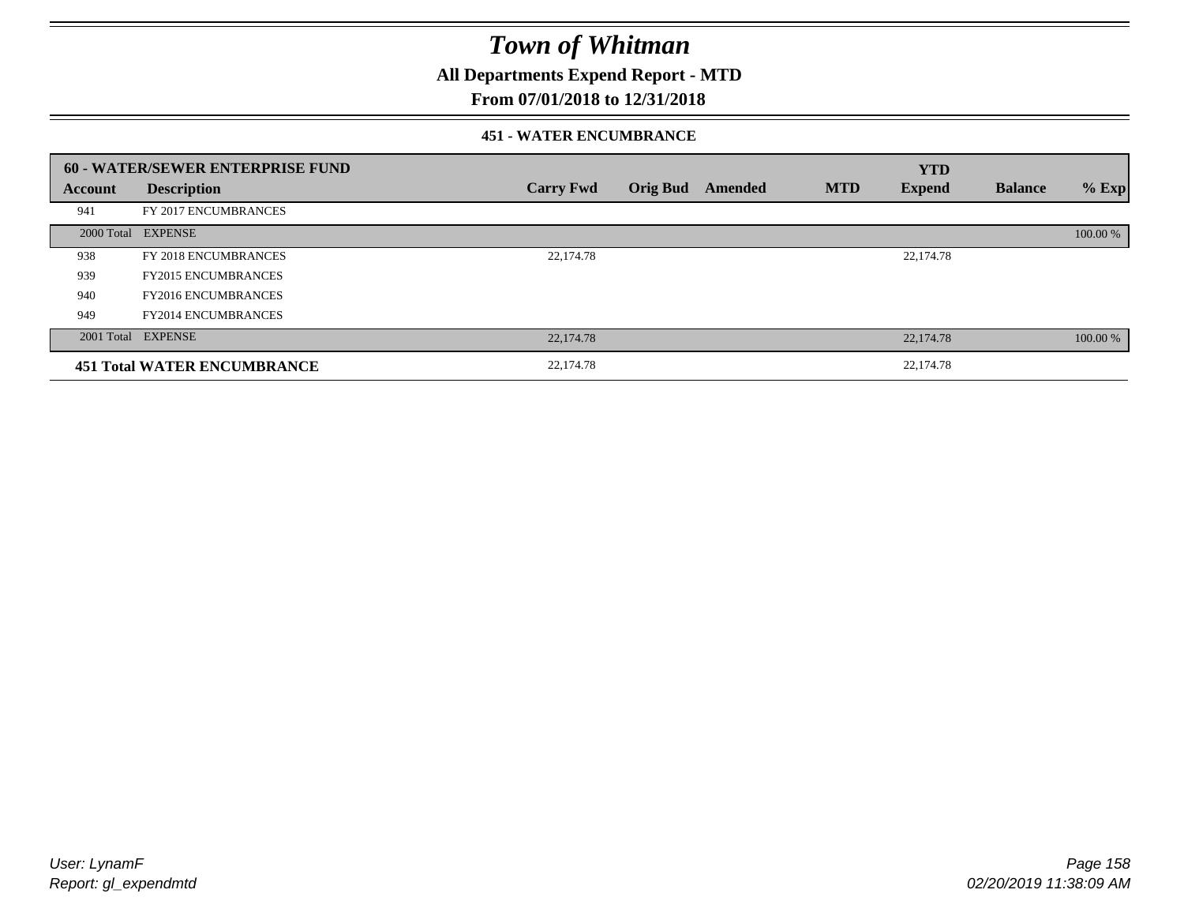# Town of Whitman

## All Departments Expend Report - MTD

## From 07/01/2018 to 12/31/2018

### 451 - WATER ENCUMBRANCE

| 60 - WATER/SEWER ENTERPRISE FUND | | | | | | YTD | | |
|---|---|---|---|---|---|---|---|---|
| **Account** | **Description** | **Carry Fwd** | **Orig Bud** | **Amended** | **MTD** | **Expend** | **Balance** | **% Exp** |
| 941 | FY 2017 ENCUMBRANCES | | | | | | | |
| 2000 Total | EXPENSE | | | | | | | 100.00 % |
| 938 | FY 2018 ENCUMBRANCES | 22,174.78 | | | | 22,174.78 | | |
| 939 | FY2015 ENCUMBRANCES | | | | | | | |
| 940 | FY2016 ENCUMBRANCES | | | | | | | |
| 949 | FY2014 ENCUMBRANCES | | | | | | | |
| 2001 Total | EXPENSE | 22,174.78 | | | | 22,174.78 | | 100.00 % |
| **451 Total WATER ENCUMBRANCE** | | 22,174.78 | | | | 22,174.78 | | |

User: LynamF
Report: gl_expendmtd

02/20/2019 11:38:09 AM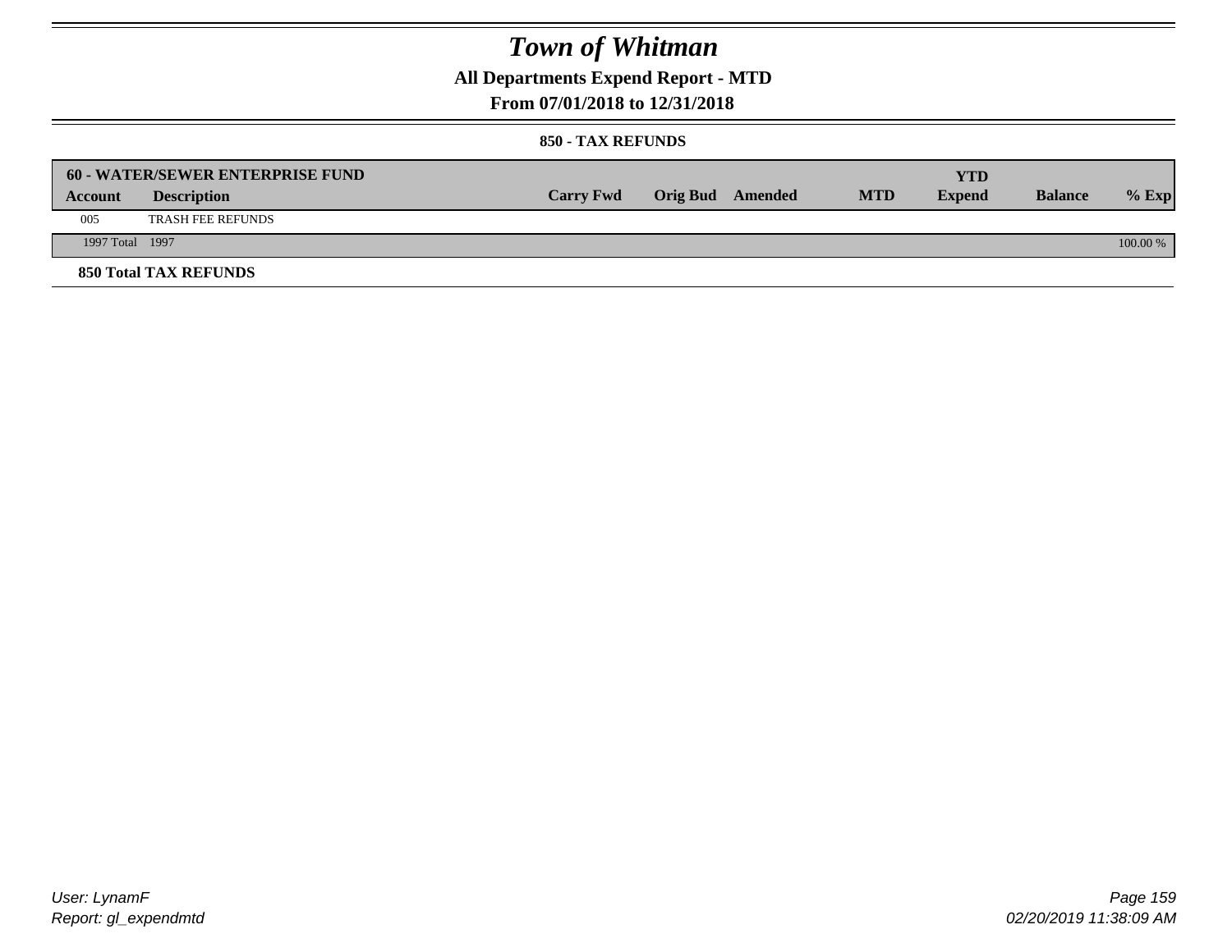# Town of Whitman

## All Departments Expend Report - MTD

### From 07/01/2018 to 12/31/2018

#### 850 - TAX REFUNDS

| 60 - WATER/SEWER ENTERPRISE FUND | | | | | | YTD | | |
|---|---|---|---|---|---|---|---|---|
| **Account** | **Description** | **Carry Fwd** | **Orig Bud** | **Amended** | **MTD** | **Expend** | **Balance** | **% Exp** |
| 005 | TRASH FEE REFUNDS | | | | | | | |
| 1997 Total | 1997 | | | | | | | 100.00 % |

**850 Total TAX REFUNDS**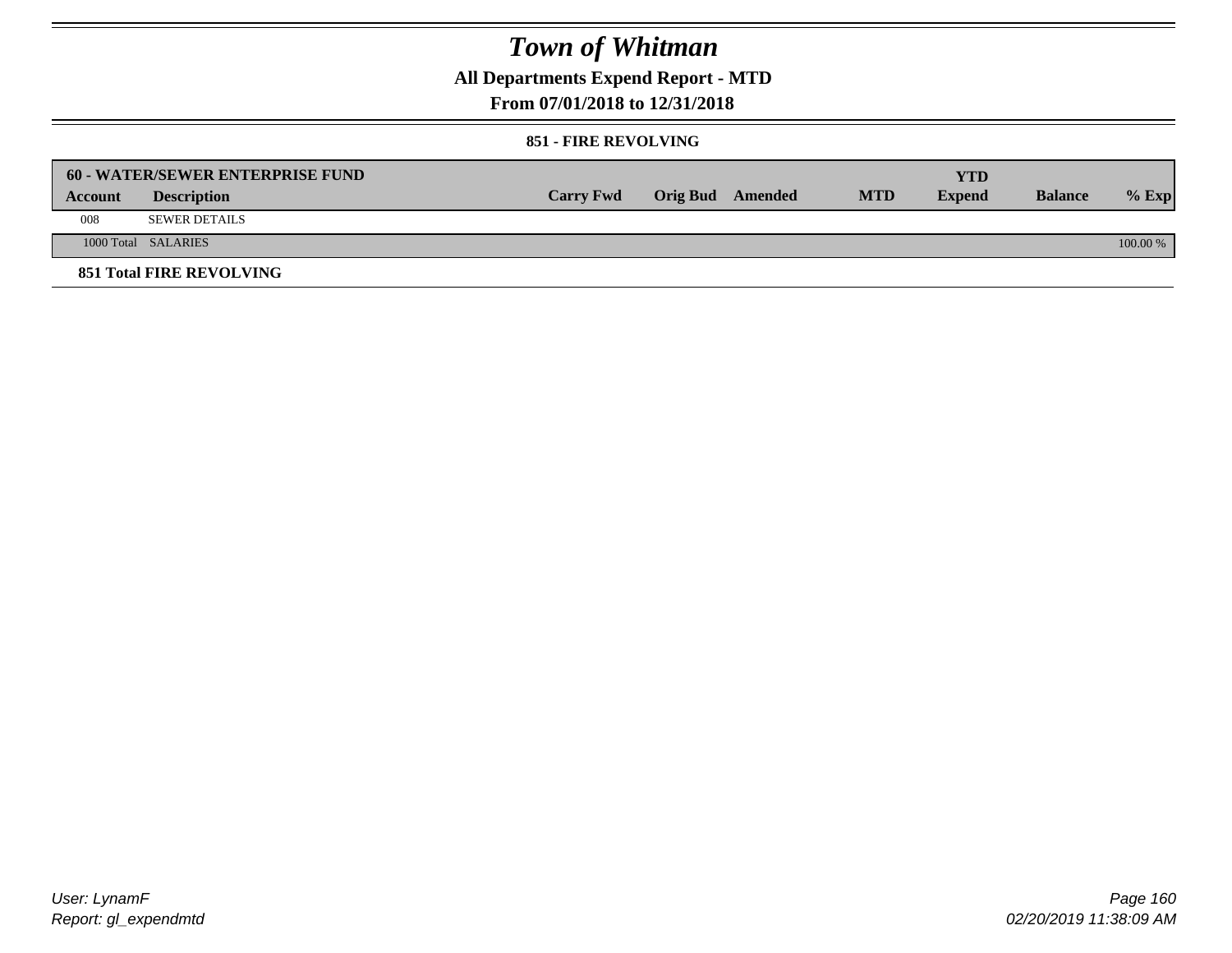# Town of Whitman

## All Departments Expend Report - MTD

### From 07/01/2018 to 12/31/2018

#### 851 - FIRE REVOLVING

| 60 - WATER/SEWER ENTERPRISE FUND | | | | | | YTD | | |
|---|---|---|---|---|---|---|---|---|
| Account | Description | Carry Fwd | Orig Bud | Amended | MTD | Expend | Balance | % Exp |
| 008 | SEWER DETAILS | | | | | | | |
| 1000 Total | SALARIES | | | | | | | 100.00 % |

**851 Total FIRE REVOLVING**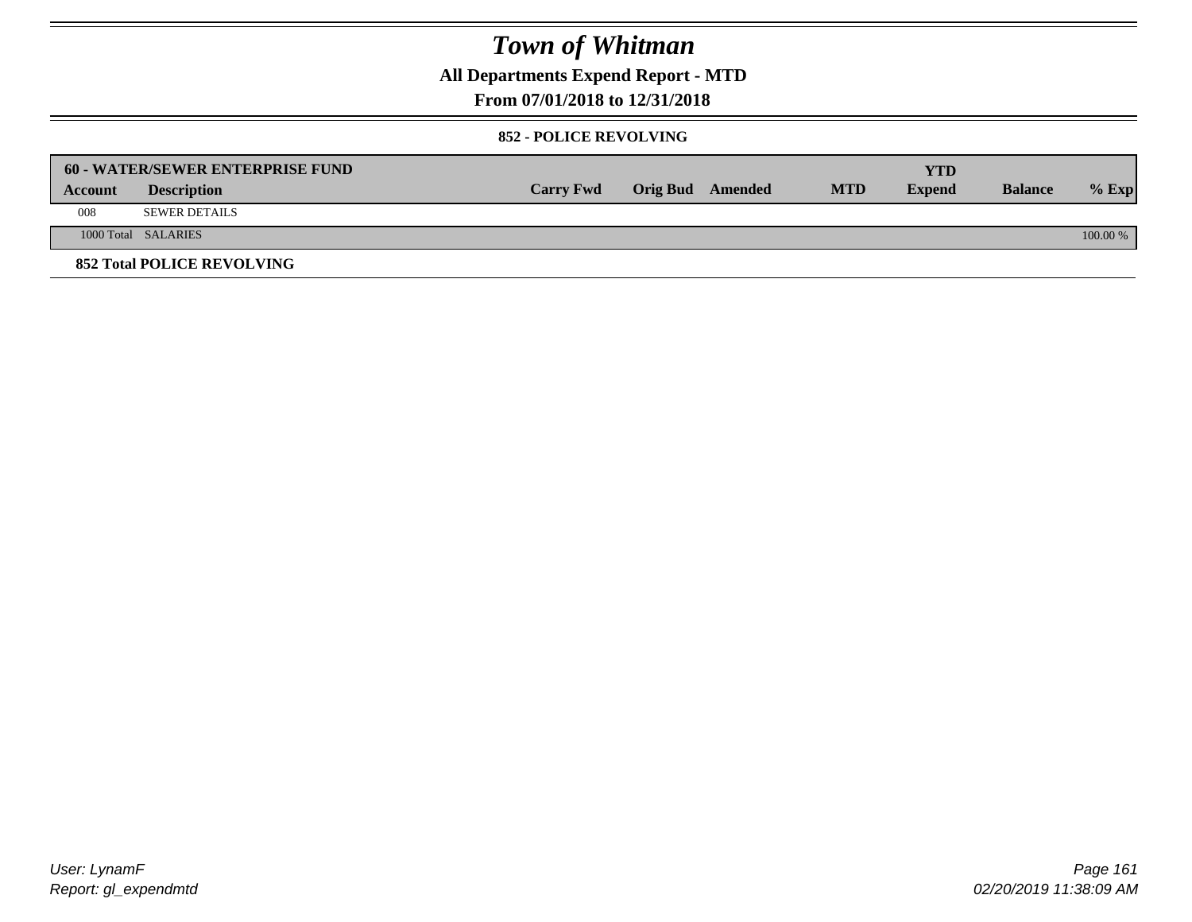# Town of Whitman

**All Departments Expend Report - MTD**

**From 07/01/2018 to 12/31/2018**

**852 - POLICE REVOLVING**

| 60 - WATER/SEWER ENTERPRISE FUND | | | | | | YTD | | |
|---|---|---|---|---|---|---|---|---|
| **Account** | **Description** | **Carry Fwd** | **Orig Bud** | **Amended** | **MTD** | **Expend** | **Balance** | **% Exp** |
| 008 | SEWER DETAILS | | | | | | | |
| 1000 Total | SALARIES | | | | | | | 100.00 % |

**852 Total POLICE REVOLVING**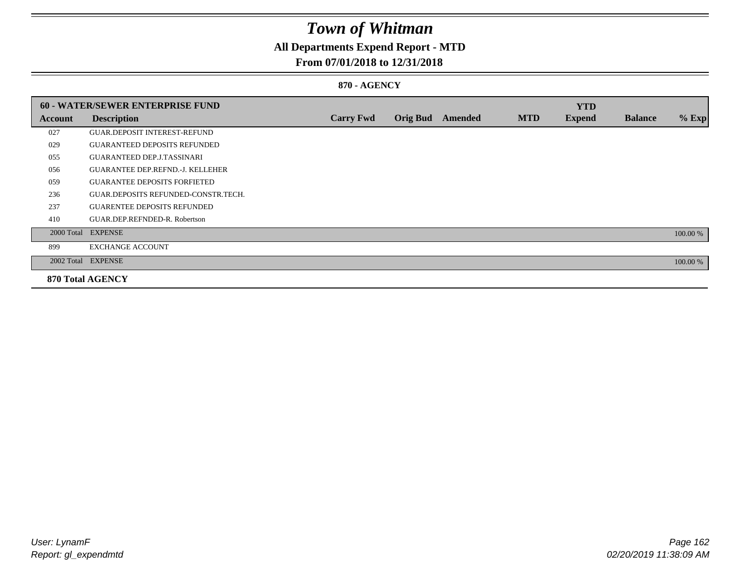# Town of Whitman

## All Departments Expend Report - MTD

## From 07/01/2018 to 12/31/2018

### 870 - AGENCY

| 60 - WATER/SEWER ENTERPRISE FUND | | | | | | YTD | | |
|---|---|---|---|---|---|---|---|---|
| **Account** | **Description** | **Carry Fwd** | **Orig Bud** | **Amended** | **MTD** | **Expend** | **Balance** | **% Exp** |
| 027 | GUAR.DEPOSIT INTEREST-REFUND | | | | | | | |
| 029 | GUARANTEED DEPOSITS REFUNDED | | | | | | | |
| 055 | GUARANTEED DEP.J.TASSINARI | | | | | | | |
| 056 | GUARANTEE DEP.REFND.-J. KELLEHER | | | | | | | |
| 059 | GUARANTEE DEPOSITS FORFIETED | | | | | | | |
| 236 | GUAR.DEPOSITS REFUNDED-CONSTR.TECH. | | | | | | | |
| 237 | GUARENTEE DEPOSITS REFUNDED | | | | | | | |
| 410 | GUAR.DEP.REFNDED-R. Robertson | | | | | | | |
| 2000 Total | EXPENSE | | | | | | | 100.00 % |
| 899 | EXCHANGE ACCOUNT | | | | | | | |
| 2002 Total | EXPENSE | | | | | | | 100.00 % |
| **870 Total AGENCY** | | | | | | | | |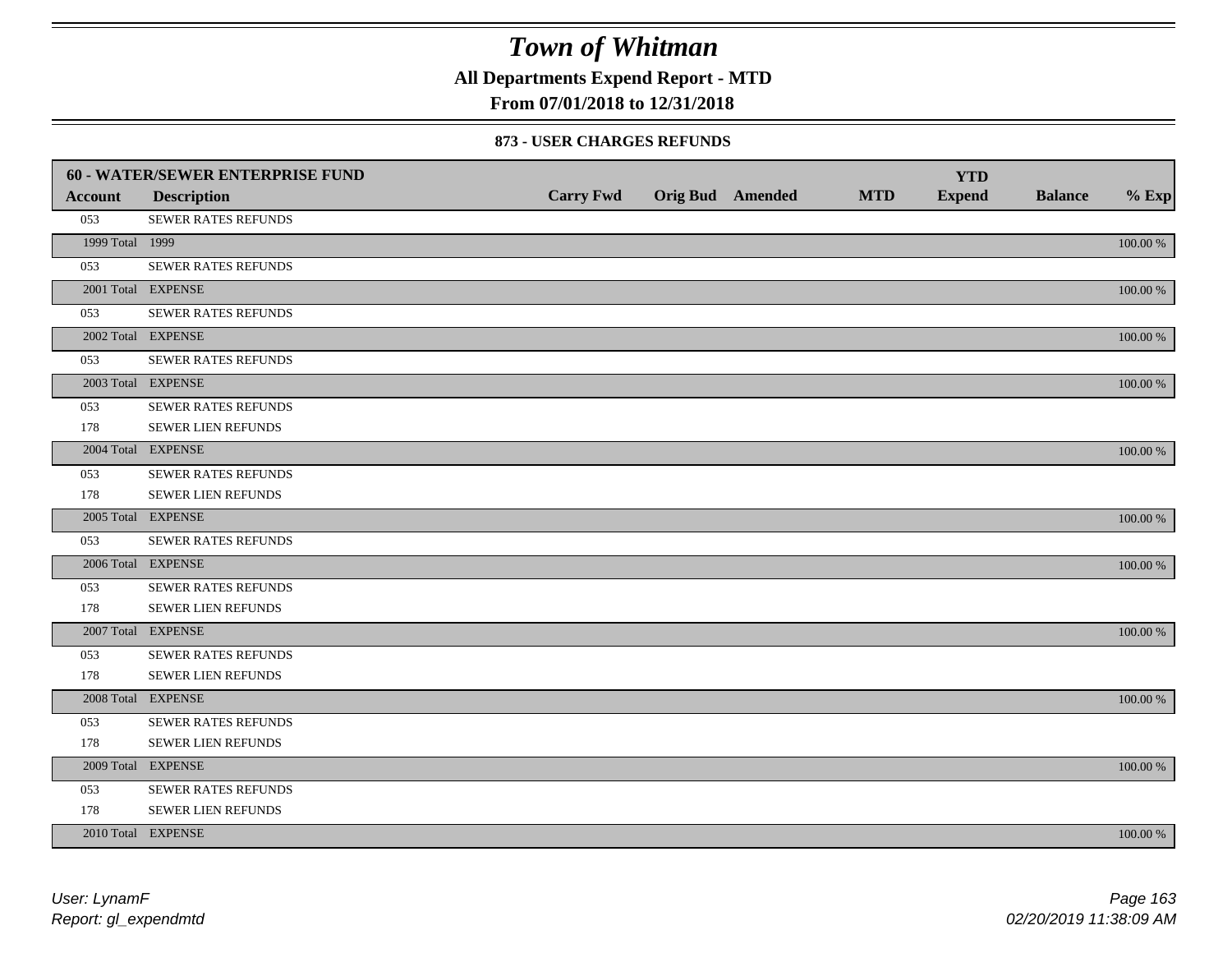# Town of Whitman

**All Departments Expend Report - MTD**

**From 07/01/2018 to 12/31/2018**

### 873 - USER CHARGES REFUNDS

| 60 - WATER/SEWER ENTERPRISE FUND | | | | | | YTD | | |
|---|---|---|---|---|---|---|---|---|
| **Account** | **Description** | **Carry Fwd** | **Orig Bud** | **Amended** | **MTD** | **Expend** | **Balance** | **% Exp** |
| 053 | SEWER RATES REFUNDS | | | | | | | |
| 1999 Total | 1999 | | | | | | | 100.00 % |
| 053 | SEWER RATES REFUNDS | | | | | | | |
| 2001 Total | EXPENSE | | | | | | | 100.00 % |
| 053 | SEWER RATES REFUNDS | | | | | | | |
| 2002 Total | EXPENSE | | | | | | | 100.00 % |
| 053 | SEWER RATES REFUNDS | | | | | | | |
| 2003 Total | EXPENSE | | | | | | | 100.00 % |
| 053 | SEWER RATES REFUNDS | | | | | | | |
| 178 | SEWER LIEN REFUNDS | | | | | | | |
| 2004 Total | EXPENSE | | | | | | | 100.00 % |
| 053 | SEWER RATES REFUNDS | | | | | | | |
| 178 | SEWER LIEN REFUNDS | | | | | | | |
| 2005 Total | EXPENSE | | | | | | | 100.00 % |
| 053 | SEWER RATES REFUNDS | | | | | | | |
| 2006 Total | EXPENSE | | | | | | | 100.00 % |
| 053 | SEWER RATES REFUNDS | | | | | | | |
| 178 | SEWER LIEN REFUNDS | | | | | | | |
| 2007 Total | EXPENSE | | | | | | | 100.00 % |
| 053 | SEWER RATES REFUNDS | | | | | | | |
| 178 | SEWER LIEN REFUNDS | | | | | | | |
| 2008 Total | EXPENSE | | | | | | | 100.00 % |
| 053 | SEWER RATES REFUNDS | | | | | | | |
| 178 | SEWER LIEN REFUNDS | | | | | | | |
| 2009 Total | EXPENSE | | | | | | | 100.00 % |
| 053 | SEWER RATES REFUNDS | | | | | | | |
| 178 | SEWER LIEN REFUNDS | | | | | | | |
| 2010 Total | EXPENSE | | | | | | | 100.00 % |

*User: LynamF*
*Report: gl_expendmtd*

*02/20/2019 11:38:09 AM*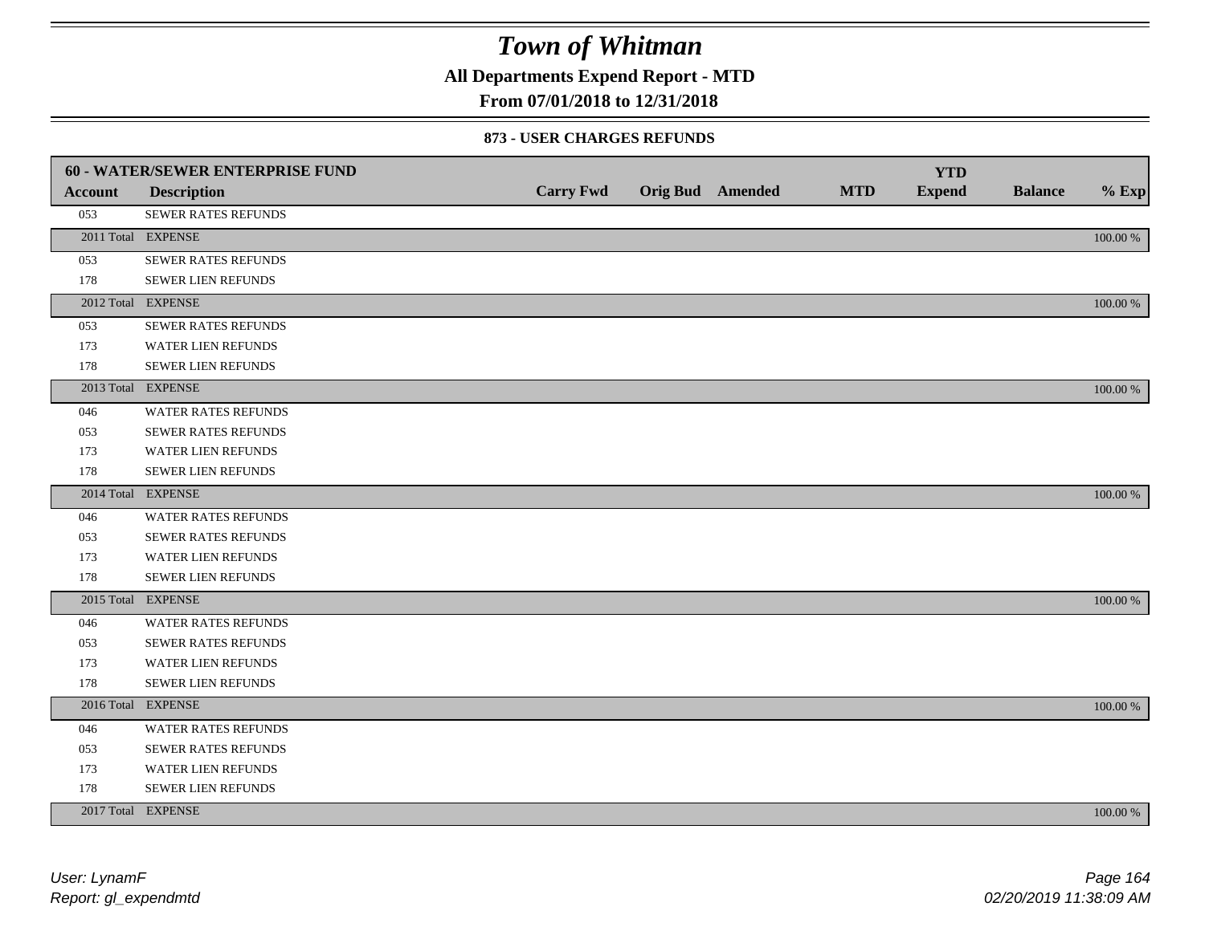# Town of Whitman

**All Departments Expend Report - MTD**

**From 07/01/2018 to 12/31/2018**

### 873 - USER CHARGES REFUNDS

| 60 - WATER/SEWER ENTERPRISE FUND | | | | | | | | |
|---|---|---|---|---|---|---|---|---|
| **Account** | **Description** | **Carry Fwd** | **Orig Bud** | **Amended** | **MTD** | **YTD Expend** | **Balance** | **% Exp** |
| 053 | SEWER RATES REFUNDS | | | | | | | |
| 2011 Total | EXPENSE | | | | | | | 100.00 % |
| 053 | SEWER RATES REFUNDS | | | | | | | |
| 178 | SEWER LIEN REFUNDS | | | | | | | |
| 2012 Total | EXPENSE | | | | | | | 100.00 % |
| 053 | SEWER RATES REFUNDS | | | | | | | |
| 173 | WATER LIEN REFUNDS | | | | | | | |
| 178 | SEWER LIEN REFUNDS | | | | | | | |
| 2013 Total | EXPENSE | | | | | | | 100.00 % |
| 046 | WATER RATES REFUNDS | | | | | | | |
| 053 | SEWER RATES REFUNDS | | | | | | | |
| 173 | WATER LIEN REFUNDS | | | | | | | |
| 178 | SEWER LIEN REFUNDS | | | | | | | |
| 2014 Total | EXPENSE | | | | | | | 100.00 % |
| 046 | WATER RATES REFUNDS | | | | | | | |
| 053 | SEWER RATES REFUNDS | | | | | | | |
| 173 | WATER LIEN REFUNDS | | | | | | | |
| 178 | SEWER LIEN REFUNDS | | | | | | | |
| 2015 Total | EXPENSE | | | | | | | 100.00 % |
| 046 | WATER RATES REFUNDS | | | | | | | |
| 053 | SEWER RATES REFUNDS | | | | | | | |
| 173 | WATER LIEN REFUNDS | | | | | | | |
| 178 | SEWER LIEN REFUNDS | | | | | | | |
| 2016 Total | EXPENSE | | | | | | | 100.00 % |
| 046 | WATER RATES REFUNDS | | | | | | | |
| 053 | SEWER RATES REFUNDS | | | | | | | |
| 173 | WATER LIEN REFUNDS | | | | | | | |
| 178 | SEWER LIEN REFUNDS | | | | | | | |
| 2017 Total | EXPENSE | | | | | | | 100.00 % |

User: LynamF
Report: gl_expendmtd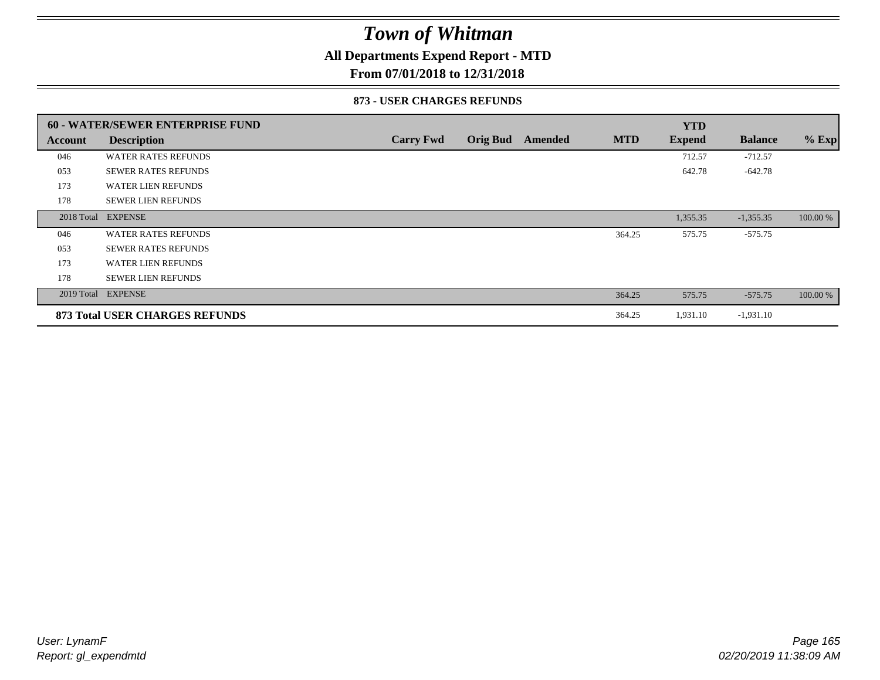# *Town of Whitman*

**All Departments Expend Report - MTD**

**From 07/01/2018 to 12/31/2018**

**873 - USER CHARGES REFUNDS**

| **60 - WATER/SEWER ENTERPRISE FUND** | | | | | | **YTD** | | |
|---|---|---|---|---|---|---|---|---|
| **Account** | **Description** | **Carry Fwd** | **Orig Bud** | **Amended** | **MTD** | **Expend** | **Balance** | **% Exp** |
| 046 | WATER RATES REFUNDS | | | | | 712.57 | -712.57 | |
| 053 | SEWER RATES REFUNDS | | | | | 642.78 | -642.78 | |
| 173 | WATER LIEN REFUNDS | | | | | | | |
| 178 | SEWER LIEN REFUNDS | | | | | | | |
| 2018 Total | EXPENSE | | | | | 1,355.35 | -1,355.35 | 100.00 % |
| 046 | WATER RATES REFUNDS | | | | 364.25 | 575.75 | -575.75 | |
| 053 | SEWER RATES REFUNDS | | | | | | | |
| 173 | WATER LIEN REFUNDS | | | | | | | |
| 178 | SEWER LIEN REFUNDS | | | | | | | |
| 2019 Total | EXPENSE | | | | 364.25 | 575.75 | -575.75 | 100.00 % |
| **873 Total USER CHARGES REFUNDS** | | | | | 364.25 | 1,931.10 | -1,931.10 | |

*User: LynamF*
*Report: gl_expendmtd*

*02/20/2019 11:38:09 AM*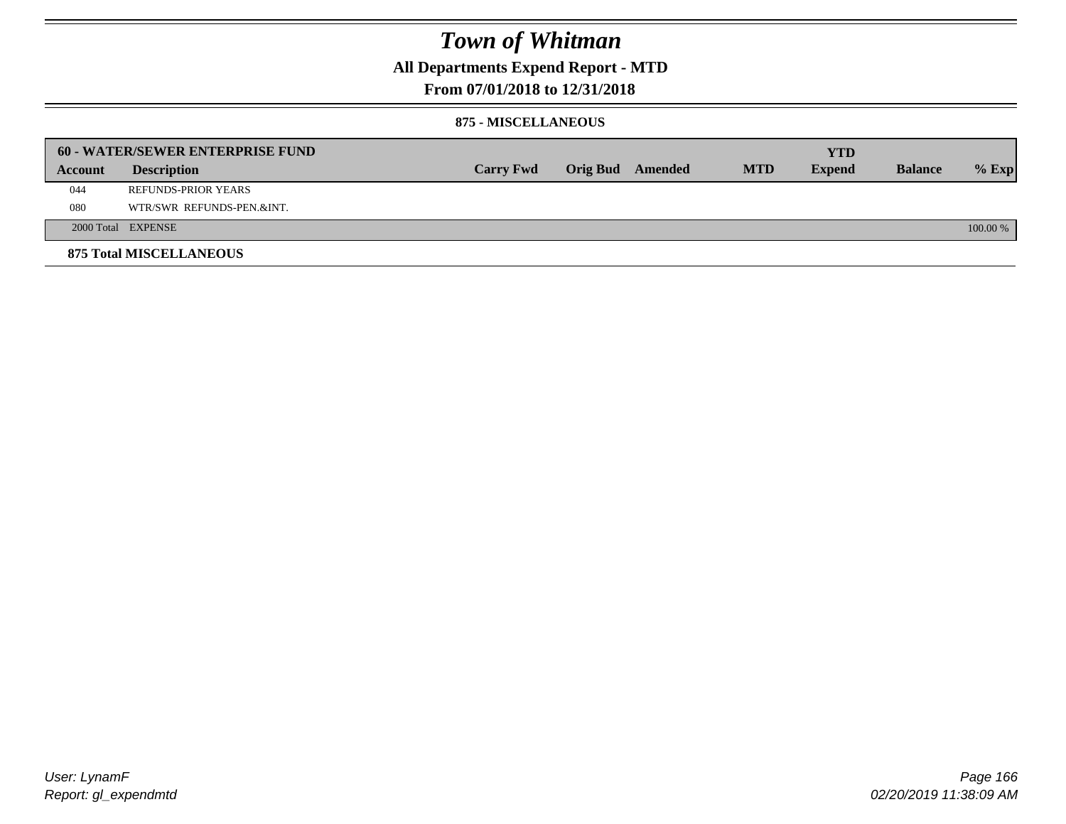# Town of Whitman

## All Departments Expend Report - MTD

## From 07/01/2018 to 12/31/2018

### 875 - MISCELLANEOUS

| 60 - WATER/SEWER ENTERPRISE FUND | | | | | | YTD | | |
|---|---|---|---|---|---|---|---|---|
| **Account** | **Description** | **Carry Fwd** | **Orig Bud** | **Amended** | **MTD** | **Expend** | **Balance** | **% Exp** |
| 044 | REFUNDS-PRIOR YEARS | | | | | | | |
| 080 | WTR/SWR REFUNDS-PEN.&INT. | | | | | | | |
| 2000 Total | EXPENSE | | | | | | | 100.00 % |

**875 Total MISCELLANEOUS**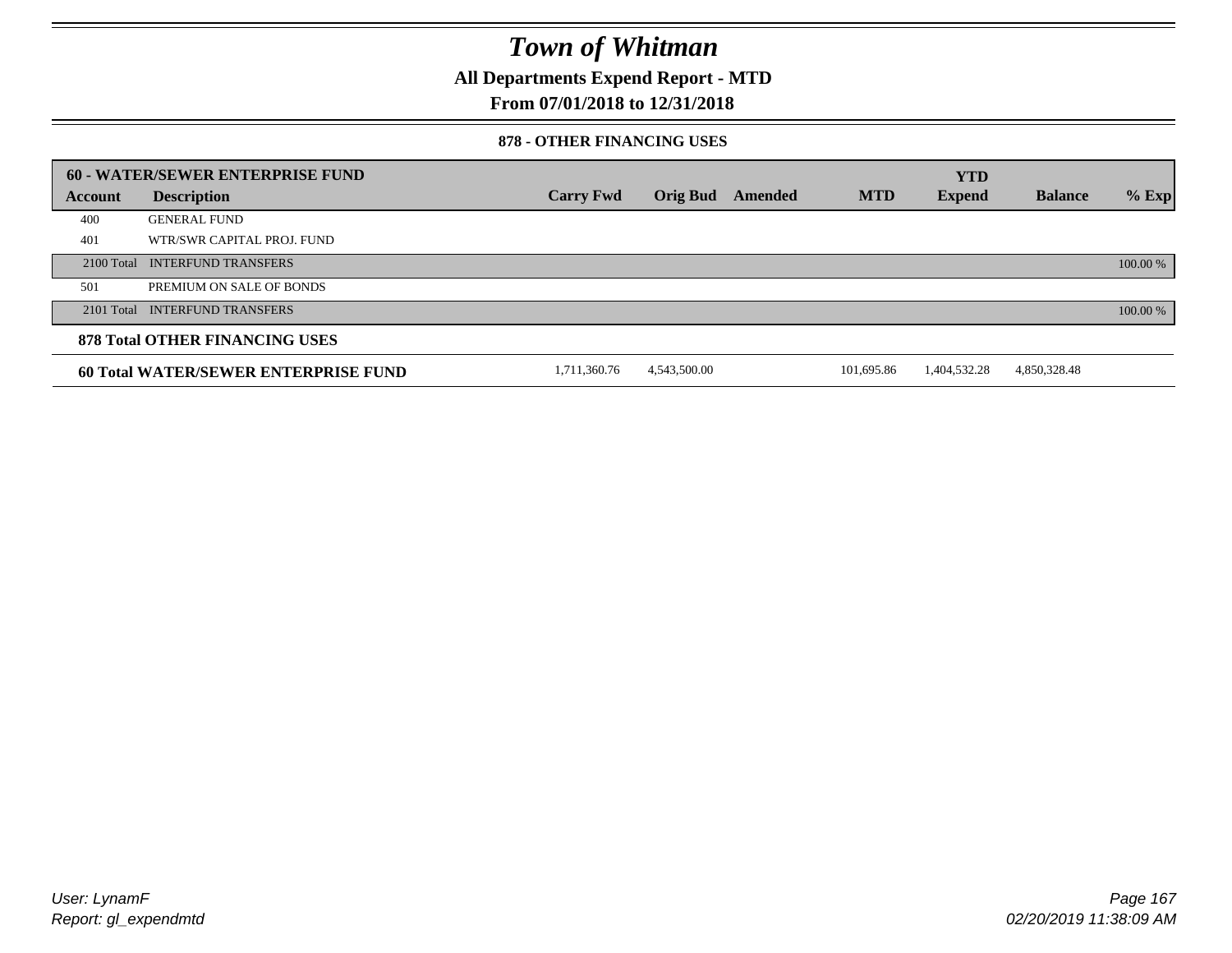# Town of Whitman

## All Departments Expend Report - MTD

## From 07/01/2018 to 12/31/2018

### 878 - OTHER FINANCING USES

| 60 - WATER/SEWER ENTERPRISE FUND | | | | | | YTD | | |
|---|---|---|---|---|---|---|---|---|
| **Account** | **Description** | **Carry Fwd** | **Orig Bud** | **Amended** | **MTD** | **Expend** | **Balance** | **% Exp** |
| 400 | GENERAL FUND | | | | | | | |
| 401 | WTR/SWR CAPITAL PROJ. FUND | | | | | | | |
| 2100 Total | INTERFUND TRANSFERS | | | | | | | 100.00 % |
| 501 | PREMIUM ON SALE OF BONDS | | | | | | | |
| 2101 Total | INTERFUND TRANSFERS | | | | | | | 100.00 % |
| **878 Total OTHER FINANCING USES** | | | | | | | | |
| **60 Total WATER/SEWER ENTERPRISE FUND** | | 1,711,360.76 | 4,543,500.00 | | 101,695.86 | 1,404,532.28 | 4,850,328.48 | |

*User: LynamF*
*Report: gl_expendmtd*

*02/20/2019 11:38:09 AM*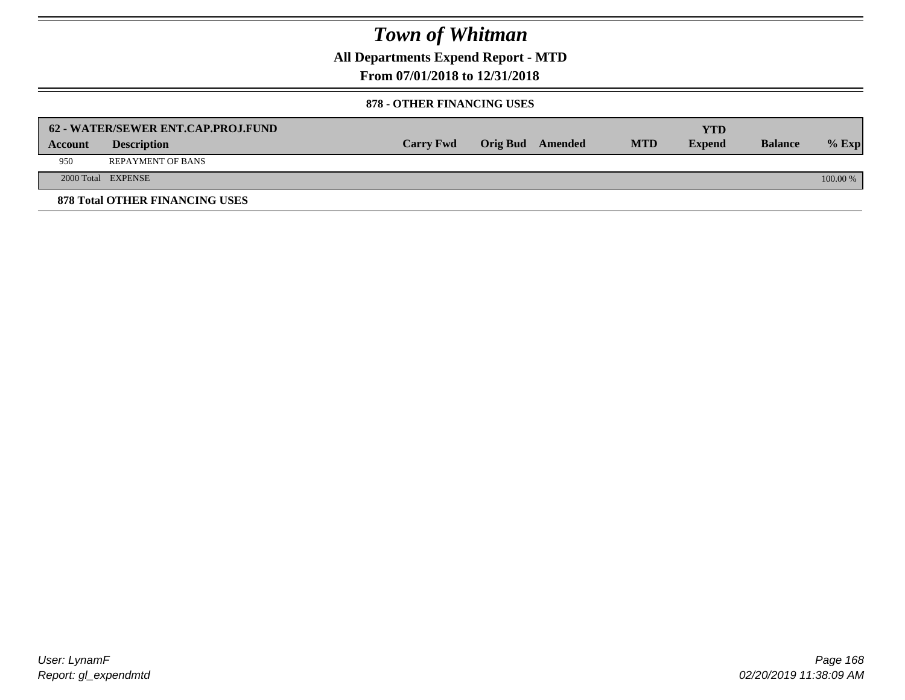# Town of Whitman

**All Departments Expend Report - MTD**

**From 07/01/2018 to 12/31/2018**

**878 - OTHER FINANCING USES**

| 62 - WATER/SEWER ENT.CAP.PROJ.FUND | | | | | | | | |
|---|---|---|---|---|---|---|---|---|
| **Account** | **Description** | **Carry Fwd** | **Orig Bud** | **Amended** | **MTD** | **YTD Expend** | **Balance** | **% Exp** |
| 950 | REPAYMENT OF BANS | | | | | | | |
| 2000 Total | EXPENSE | | | | | | | 100.00 % |

**878 Total OTHER FINANCING USES**

*User: LynamF*

*Report: gl_expendmtd*

*02/20/2019 11:38:09 AM*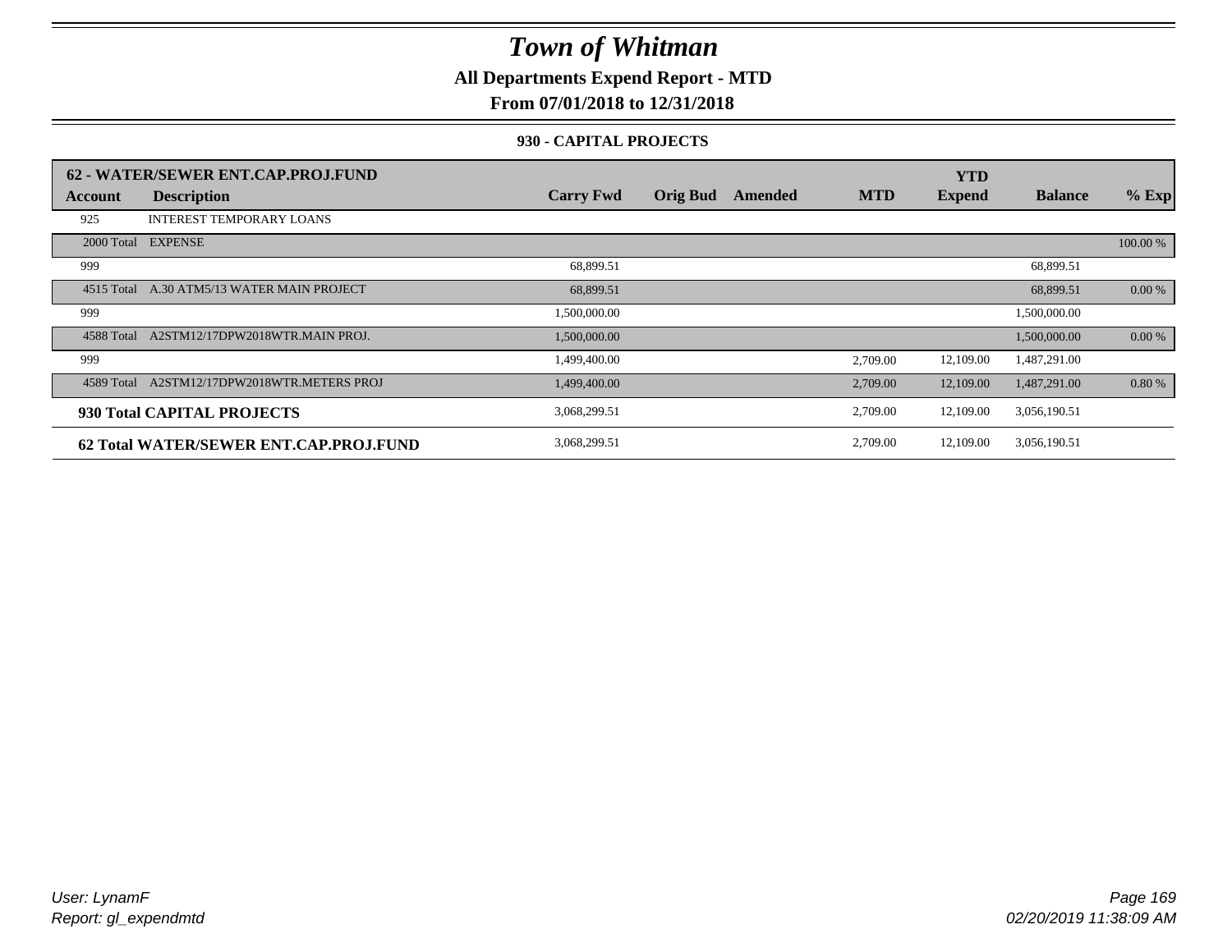# Town of Whitman

**All Departments Expend Report - MTD**

**From 07/01/2018 to 12/31/2018**

**930 - CAPITAL PROJECTS**

| 62 - WATER/SEWER ENT.CAP.PROJ.FUND | | | | | | YTD | | |
|---|---|---|---|---|---|---|---|---|
| **Account** | **Description** | **Carry Fwd** | **Orig Bud** | **Amended** | **MTD** | **Expend** | **Balance** | **% Exp** |
| 925 | INTEREST TEMPORARY LOANS | | | | | | | |
| 2000 Total | EXPENSE | | | | | | | 100.00 % |
| 999 | | 68,899.51 | | | | | 68,899.51 | |
| 4515 Total | A.30 ATM5/13 WATER MAIN PROJECT | 68,899.51 | | | | | 68,899.51 | 0.00 % |
| 999 | | 1,500,000.00 | | | | | 1,500,000.00 | |
| 4588 Total | A2STM12/17DPW2018WTR.MAIN PROJ. | 1,500,000.00 | | | | | 1,500,000.00 | 0.00 % |
| 999 | | 1,499,400.00 | | | 2,709.00 | 12,109.00 | 1,487,291.00 | |
| 4589 Total | A2STM12/17DPW2018WTR.METERS PROJ | 1,499,400.00 | | | 2,709.00 | 12,109.00 | 1,487,291.00 | 0.80 % |
| **930 Total CAPITAL PROJECTS** | | 3,068,299.51 | | | 2,709.00 | 12,109.00 | 3,056,190.51 | |
| **62 Total WATER/SEWER ENT.CAP.PROJ.FUND** | | 3,068,299.51 | | | 2,709.00 | 12,109.00 | 3,056,190.51 | |

*User: LynamF*
*Report: gl_expendmtd*

*02/20/2019 11:38:09 AM*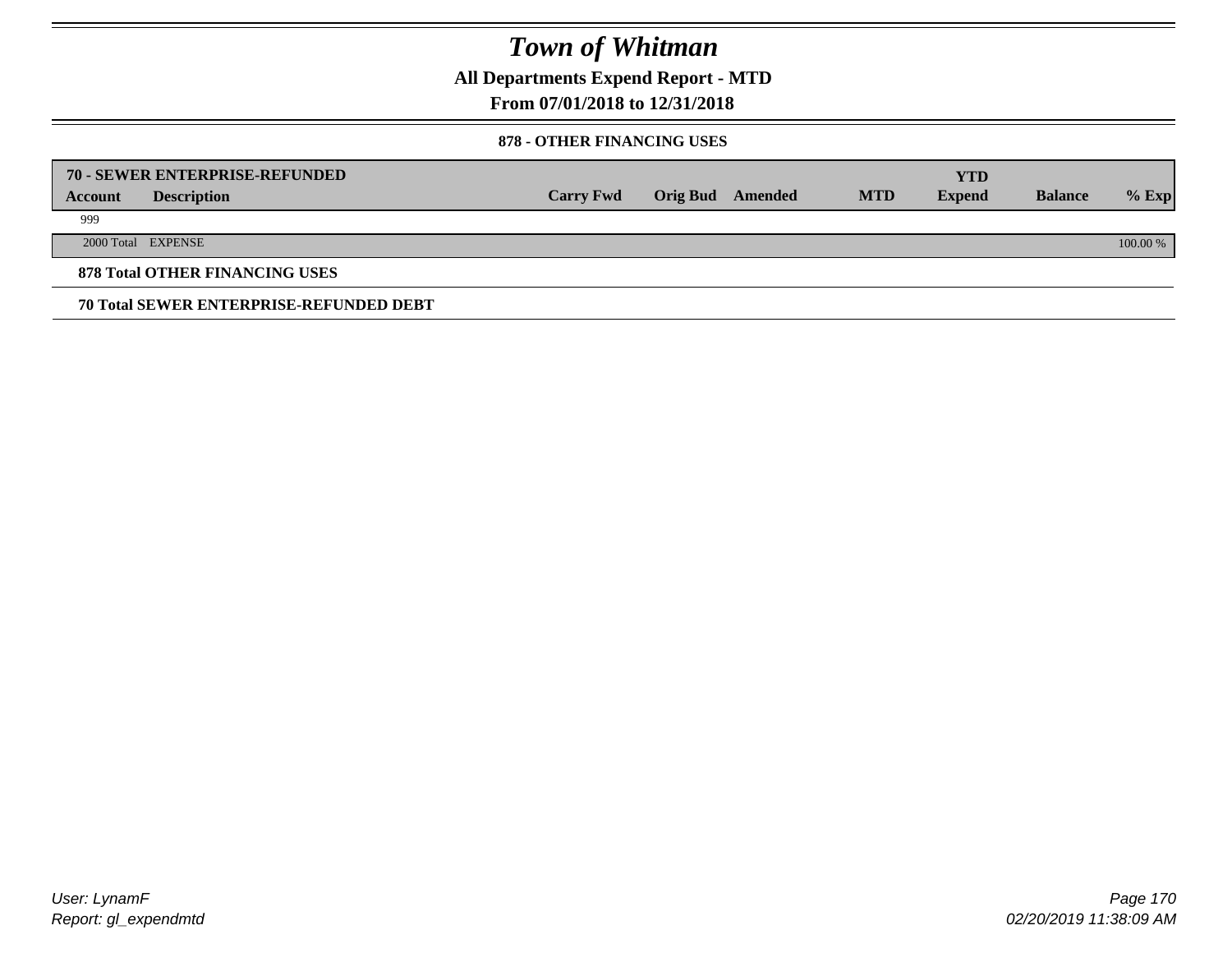# Town of Whitman

**All Departments Expend Report - MTD**

**From 07/01/2018 to 12/31/2018**

**878 - OTHER FINANCING USES**

| **70 - SEWER ENTERPRISE-REFUNDED** | | | | | | | | |
|---|---|---|---|---|---|---|---|---|
| **Account** | **Description** | **Carry Fwd** | **Orig Bud** | **Amended** | **MTD** | **YTD Expend** | **Balance** | **% Exp** |
| 999 | | | | | | | | |
| 2000 Total | EXPENSE | | | | | | | 100.00 % |

**878 Total OTHER FINANCING USES**

**70 Total SEWER ENTERPRISE-REFUNDED DEBT**

User: LynamF
Report: gl_expendmtd

02/20/2019 11:38:09 AM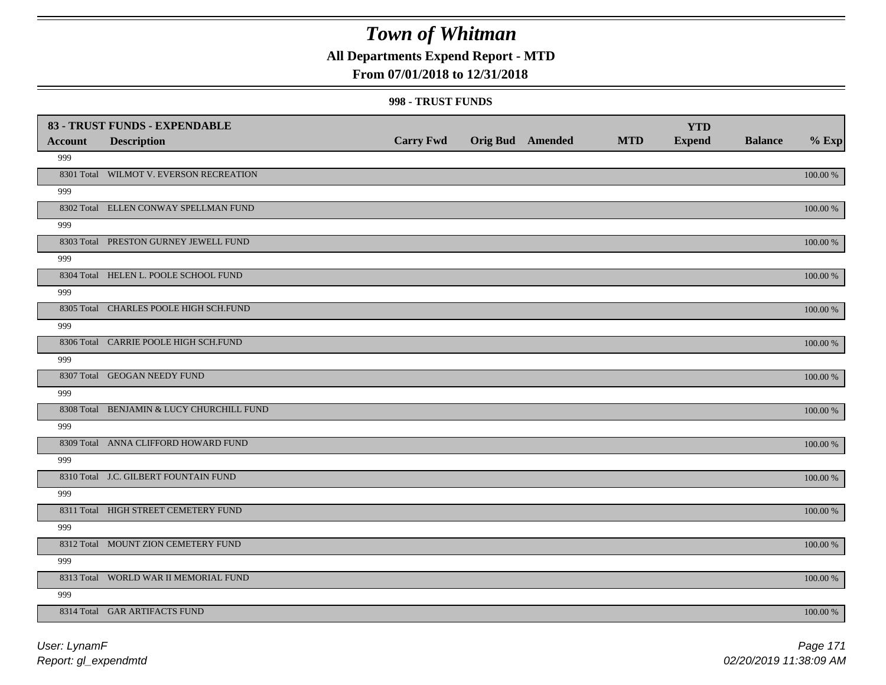# Town of Whitman

**All Departments Expend Report - MTD**

**From 07/01/2018 to 12/31/2018**

**998 - TRUST FUNDS**

| 83 - TRUST FUNDS - EXPENDABLE | | | | | | YTD | | |
|---|---|---|---|---|---|---|---|---|
| Account | Description | Carry Fwd | Orig Bud | Amended | MTD | Expend | Balance | % Exp |
| 999 | | | | | | | | |
| 8301 Total | WILMOT V. EVERSON RECREATION | | | | | | | 100.00 % |
| 999 | | | | | | | | |
| 8302 Total | ELLEN CONWAY SPELLMAN FUND | | | | | | | 100.00 % |
| 999 | | | | | | | | |
| 8303 Total | PRESTON GURNEY JEWELL FUND | | | | | | | 100.00 % |
| 999 | | | | | | | | |
| 8304 Total | HELEN L. POOLE SCHOOL FUND | | | | | | | 100.00 % |
| 999 | | | | | | | | |
| 8305 Total | CHARLES POOLE HIGH SCH.FUND | | | | | | | 100.00 % |
| 999 | | | | | | | | |
| 8306 Total | CARRIE POOLE HIGH SCH.FUND | | | | | | | 100.00 % |
| 999 | | | | | | | | |
| 8307 Total | GEOGAN NEEDY FUND | | | | | | | 100.00 % |
| 999 | | | | | | | | |
| 8308 Total | BENJAMIN & LUCY CHURCHILL FUND | | | | | | | 100.00 % |
| 999 | | | | | | | | |
| 8309 Total | ANNA CLIFFORD HOWARD FUND | | | | | | | 100.00 % |
| 999 | | | | | | | | |
| 8310 Total | J.C. GILBERT FOUNTAIN FUND | | | | | | | 100.00 % |
| 999 | | | | | | | | |
| 8311 Total | HIGH STREET CEMETERY FUND | | | | | | | 100.00 % |
| 999 | | | | | | | | |
| 8312 Total | MOUNT ZION CEMETERY FUND | | | | | | | 100.00 % |
| 999 | | | | | | | | |
| 8313 Total | WORLD WAR II MEMORIAL FUND | | | | | | | 100.00 % |
| 999 | | | | | | | | |
| 8314 Total | GAR ARTIFACTS FUND | | | | | | | 100.00 % |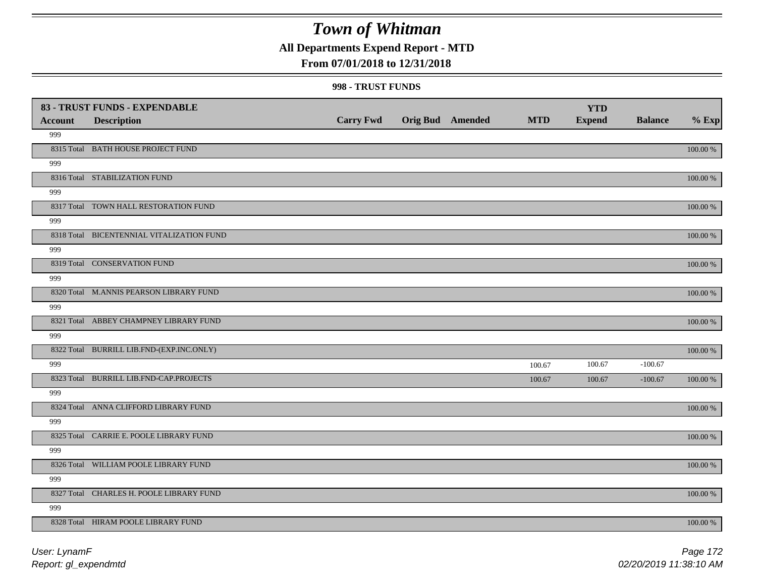# Town of Whitman

**All Departments Expend Report - MTD**

**From 07/01/2018 to 12/31/2018**

**998 - TRUST FUNDS**

| 83 - TRUST FUNDS - EXPENDABLE | | | | | | YTD | | |
|---|---|---|---|---|---|---|---|---|
| **Account** | **Description** | **Carry Fwd** | **Orig Bud** | **Amended** | **MTD** | **Expend** | **Balance** | **% Exp** |
| 999 | | | | | | | | |
| 8315 Total | BATH HOUSE PROJECT FUND | | | | | | | 100.00 % |
| 999 | | | | | | | | |
| 8316 Total | STABILIZATION FUND | | | | | | | 100.00 % |
| 999 | | | | | | | | |
| 8317 Total | TOWN HALL RESTORATION FUND | | | | | | | 100.00 % |
| 999 | | | | | | | | |
| 8318 Total | BICENTENNIAL VITALIZATION FUND | | | | | | | 100.00 % |
| 999 | | | | | | | | |
| 8319 Total | CONSERVATION FUND | | | | | | | 100.00 % |
| 999 | | | | | | | | |
| 8320 Total | M.ANNIS PEARSON LIBRARY FUND | | | | | | | 100.00 % |
| 999 | | | | | | | | |
| 8321 Total | ABBEY CHAMPNEY LIBRARY FUND | | | | | | | 100.00 % |
| 999 | | | | | | | | |
| 8322 Total | BURRILL LIB.FND-(EXP.INC.ONLY) | | | | | | | 100.00 % |
| 999 | | | | | 100.67 | 100.67 | -100.67 | |
| 8323 Total | BURRILL LIB.FND-CAP.PROJECTS | | | | 100.67 | 100.67 | -100.67 | 100.00 % |
| 999 | | | | | | | | |
| 8324 Total | ANNA CLIFFORD LIBRARY FUND | | | | | | | 100.00 % |
| 999 | | | | | | | | |
| 8325 Total | CARRIE E. POOLE LIBRARY FUND | | | | | | | 100.00 % |
| 999 | | | | | | | | |
| 8326 Total | WILLIAM POOLE LIBRARY FUND | | | | | | | 100.00 % |
| 999 | | | | | | | | |
| 8327 Total | CHARLES H. POOLE LIBRARY FUND | | | | | | | 100.00 % |
| 999 | | | | | | | | |
| 8328 Total | HIRAM POOLE LIBRARY FUND | | | | | | | 100.00 % |

User: LynamF
Report: gl_expendmtd

02/20/2019 11:38:10 AM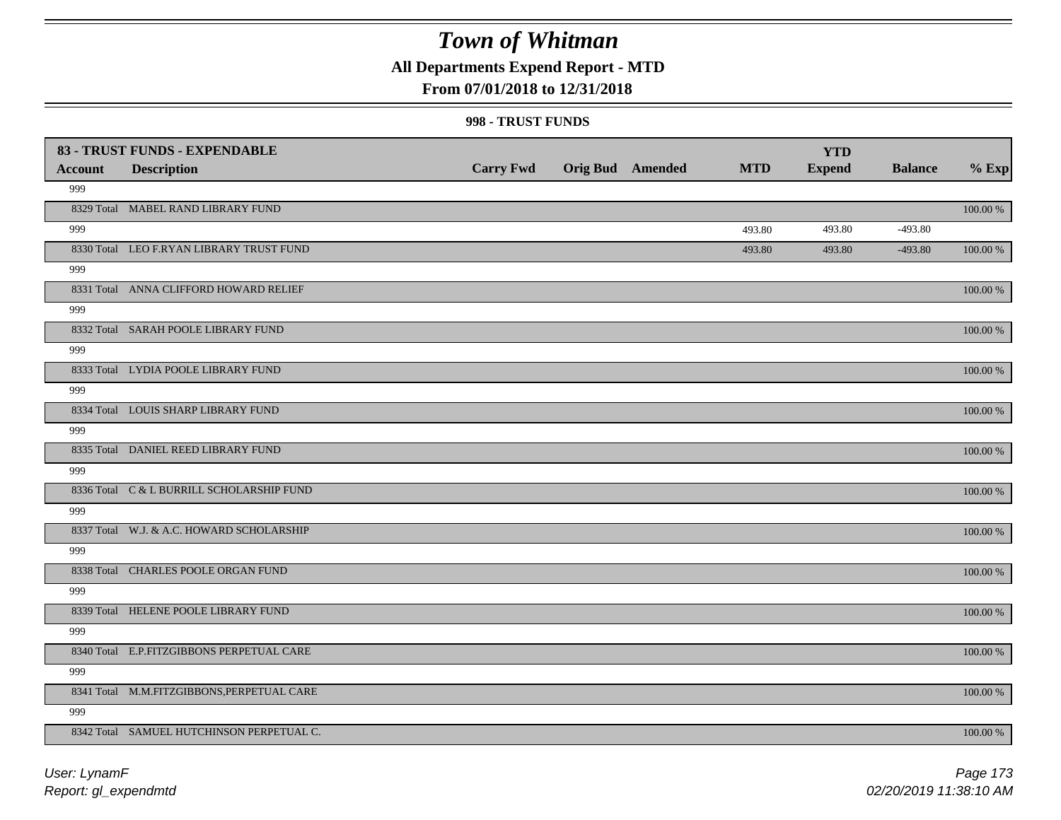# Town of Whitman

## All Departments Expend Report - MTD

### From 07/01/2018 to 12/31/2018

#### 998 - TRUST FUNDS

| 83 - TRUST FUNDS - EXPENDABLE<br>Account | Description | Carry Fwd | Orig Bud | Amended | MTD | YTD Expend | Balance | % Exp |
|---|---|---|---|---|---|---|---|---|
| 999 | | | | | | | | |
| 8329 Total | MABEL RAND LIBRARY FUND | | | | | | | 100.00 % |
| 999 | | | | | 493.80 | 493.80 | -493.80 | |
| 8330 Total | LEO F.RYAN LIBRARY TRUST FUND | | | | 493.80 | 493.80 | -493.80 | 100.00 % |
| 999 | | | | | | | | |
| 8331 Total | ANNA CLIFFORD HOWARD RELIEF | | | | | | | 100.00 % |
| 999 | | | | | | | | |
| 8332 Total | SARAH POOLE LIBRARY FUND | | | | | | | 100.00 % |
| 999 | | | | | | | | |
| 8333 Total | LYDIA POOLE LIBRARY FUND | | | | | | | 100.00 % |
| 999 | | | | | | | | |
| 8334 Total | LOUIS SHARP LIBRARY FUND | | | | | | | 100.00 % |
| 999 | | | | | | | | |
| 8335 Total | DANIEL REED LIBRARY FUND | | | | | | | 100.00 % |
| 999 | | | | | | | | |
| 8336 Total | C & L BURRILL SCHOLARSHIP FUND | | | | | | | 100.00 % |
| 999 | | | | | | | | |
| 8337 Total | W.J. & A.C. HOWARD SCHOLARSHIP | | | | | | | 100.00 % |
| 999 | | | | | | | | |
| 8338 Total | CHARLES POOLE ORGAN FUND | | | | | | | 100.00 % |
| 999 | | | | | | | | |
| 8339 Total | HELENE POOLE LIBRARY FUND | | | | | | | 100.00 % |
| 999 | | | | | | | | |
| 8340 Total | E.P.FITZGIBBONS PERPETUAL CARE | | | | | | | 100.00 % |
| 999 | | | | | | | | |
| 8341 Total | M.M.FITZGIBBONS,PERPETUAL CARE | | | | | | | 100.00 % |
| 999 | | | | | | | | |
| 8342 Total | SAMUEL HUTCHINSON PERPETUAL C. | | | | | | | 100.00 % |

User: LynamF
Report: gl_expendmtd

02/20/2019 11:38:10 AM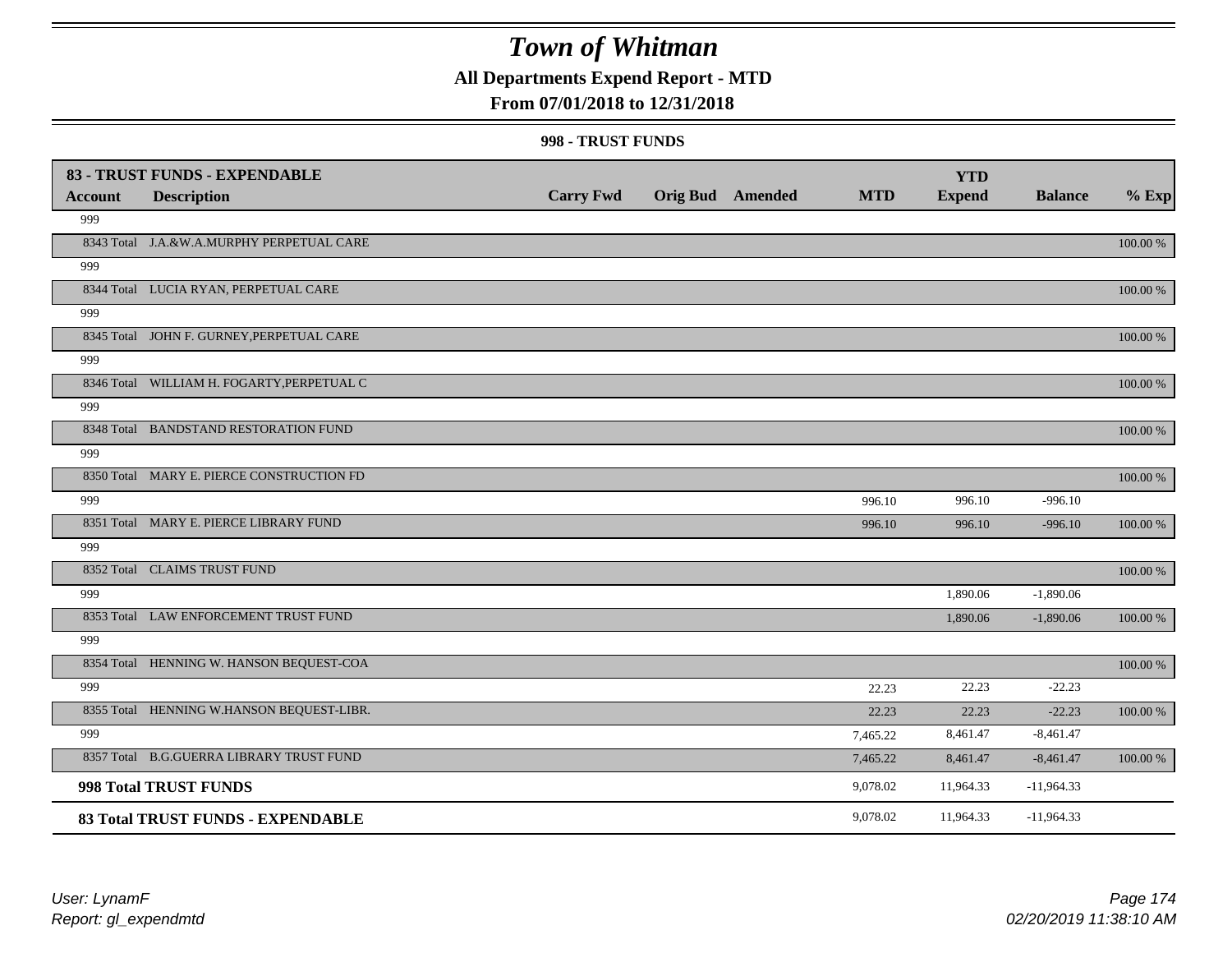# Town of Whitman

## All Departments Expend Report - MTD

### From 07/01/2018 to 12/31/2018

### 998 - TRUST FUNDS

| 83 - TRUST FUNDS - EXPENDABLE | | | | | | YTD | | |
|---|---|---|---|---|---|---|---|---|
| Account | Description | Carry Fwd | Orig Bud | Amended | MTD | Expend | Balance | % Exp |
| 999 | | | | | | | | |
| 8343 Total | J.A.&W.A.MURPHY PERPETUAL CARE | | | | | | | 100.00 % |
| 999 | | | | | | | | |
| 8344 Total | LUCIA RYAN, PERPETUAL CARE | | | | | | | 100.00 % |
| 999 | | | | | | | | |
| 8345 Total | JOHN F. GURNEY,PERPETUAL CARE | | | | | | | 100.00 % |
| 999 | | | | | | | | |
| 8346 Total | WILLIAM H. FOGARTY,PERPETUAL C | | | | | | | 100.00 % |
| 999 | | | | | | | | |
| 8348 Total | BANDSTAND RESTORATION FUND | | | | | | | 100.00 % |
| 999 | | | | | | | | |
| 8350 Total | MARY E. PIERCE CONSTRUCTION FD | | | | | | | 100.00 % |
| 999 | | | | | 996.10 | 996.10 | -996.10 | |
| 8351 Total | MARY E. PIERCE LIBRARY FUND | | | | 996.10 | 996.10 | -996.10 | 100.00 % |
| 999 | | | | | | | | |
| 8352 Total | CLAIMS TRUST FUND | | | | | | | 100.00 % |
| 999 | | | | | | 1,890.06 | -1,890.06 | |
| 8353 Total | LAW ENFORCEMENT TRUST FUND | | | | | 1,890.06 | -1,890.06 | 100.00 % |
| 999 | | | | | | | | |
| 8354 Total | HENNING W. HANSON BEQUEST-COA | | | | | | | 100.00 % |
| 999 | | | | | 22.23 | 22.23 | -22.23 | |
| 8355 Total | HENNING W.HANSON BEQUEST-LIBR. | | | | 22.23 | 22.23 | -22.23 | 100.00 % |
| 999 | | | | | 7,465.22 | 8,461.47 | -8,461.47 | |
| 8357 Total | B.G.GUERRA LIBRARY TRUST FUND | | | | 7,465.22 | 8,461.47 | -8,461.47 | 100.00 % |
| **998 Total TRUST FUNDS** | | | | | 9,078.02 | 11,964.33 | -11,964.33 | |
| **83 Total TRUST FUNDS - EXPENDABLE** | | | | | 9,078.02 | 11,964.33 | -11,964.33 | |

*User: LynamF*
*Report: gl_expendmtd*

*02/20/2019 11:38:10 AM*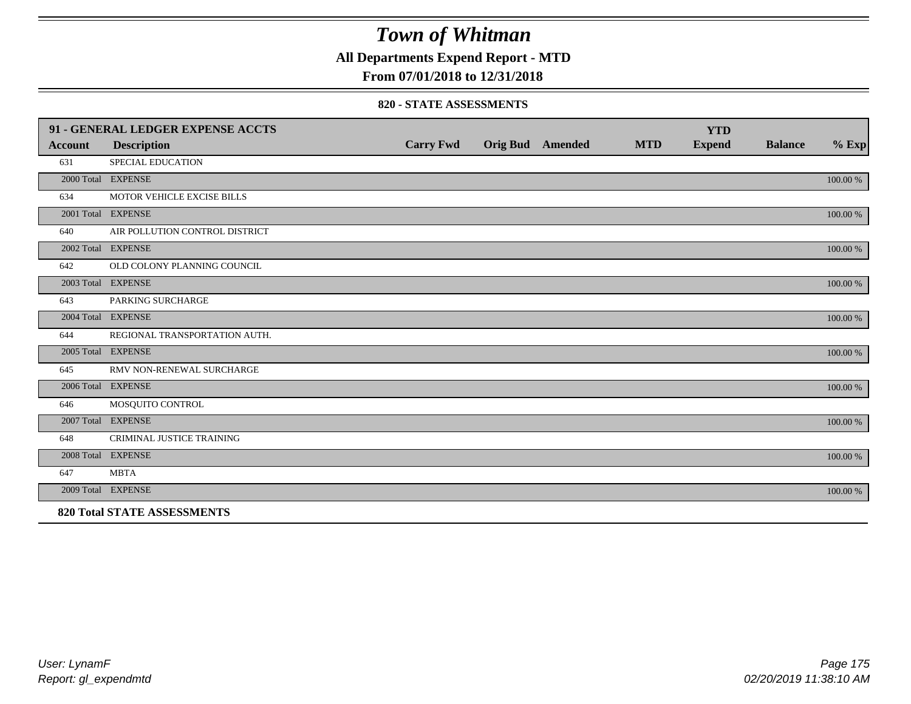# Town of Whitman

**All Departments Expend Report - MTD**

**From 07/01/2018 to 12/31/2018**

### 820 - STATE ASSESSMENTS

| 91 - GENERAL LEDGER EXPENSE ACCTS | | | | | | YTD | | |
|---|---|---|---|---|---|---|---|---|
| **Account** | **Description** | **Carry Fwd** | **Orig Bud** | **Amended** | **MTD** | **Expend** | **Balance** | **% Exp** |
| 631 | SPECIAL EDUCATION | | | | | | | |
| 2000 Total | EXPENSE | | | | | | | 100.00 % |
| 634 | MOTOR VEHICLE EXCISE BILLS | | | | | | | |
| 2001 Total | EXPENSE | | | | | | | 100.00 % |
| 640 | AIR POLLUTION CONTROL DISTRICT | | | | | | | |
| 2002 Total | EXPENSE | | | | | | | 100.00 % |
| 642 | OLD COLONY PLANNING COUNCIL | | | | | | | |
| 2003 Total | EXPENSE | | | | | | | 100.00 % |
| 643 | PARKING SURCHARGE | | | | | | | |
| 2004 Total | EXPENSE | | | | | | | 100.00 % |
| 644 | REGIONAL TRANSPORTATION AUTH. | | | | | | | |
| 2005 Total | EXPENSE | | | | | | | 100.00 % |
| 645 | RMV NON-RENEWAL SURCHARGE | | | | | | | |
| 2006 Total | EXPENSE | | | | | | | 100.00 % |
| 646 | MOSQUITO CONTROL | | | | | | | |
| 2007 Total | EXPENSE | | | | | | | 100.00 % |
| 648 | CRIMINAL JUSTICE TRAINING | | | | | | | |
| 2008 Total | EXPENSE | | | | | | | 100.00 % |
| 647 | MBTA | | | | | | | |
| 2009 Total | EXPENSE | | | | | | | 100.00 % |
| **820 Total STATE ASSESSMENTS** | | | | | | | | |

User: LynamF
Report: gl_expendmtd

02/20/2019 11:38:10 AM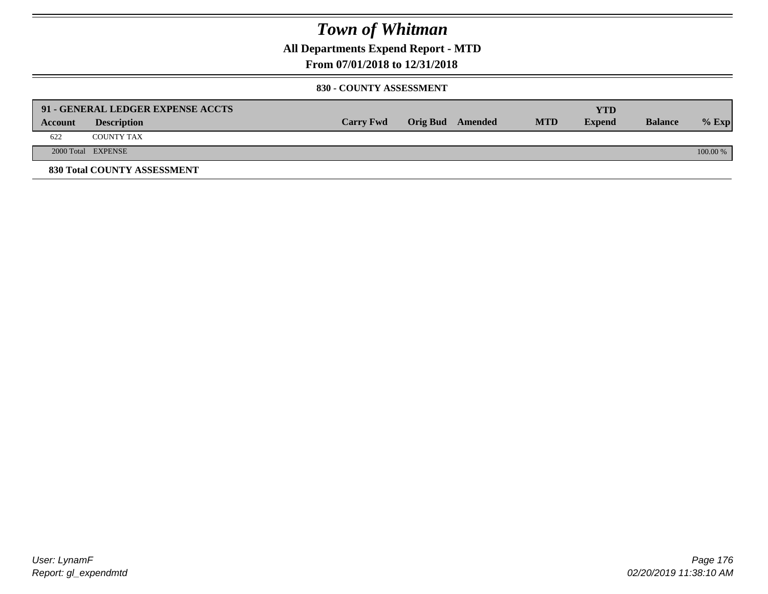# Town of Whitman

## All Departments Expend Report - MTD

### From 07/01/2018 to 12/31/2018

#### 830 - COUNTY ASSESSMENT

| 91 - GENERAL LEDGER EXPENSE ACCTS | | | | | | | | |
|---|---|---|---|---|---|---|---|---|
| **Account** | **Description** | **Carry Fwd** | **Orig Bud** | **Amended** | **MTD** | **YTD Expend** | **Balance** | **% Exp** |
| 622 | COUNTY TAX | | | | | | | |
| 2000 Total | EXPENSE | | | | | | | 100.00 % |

**830 Total COUNTY ASSESSMENT**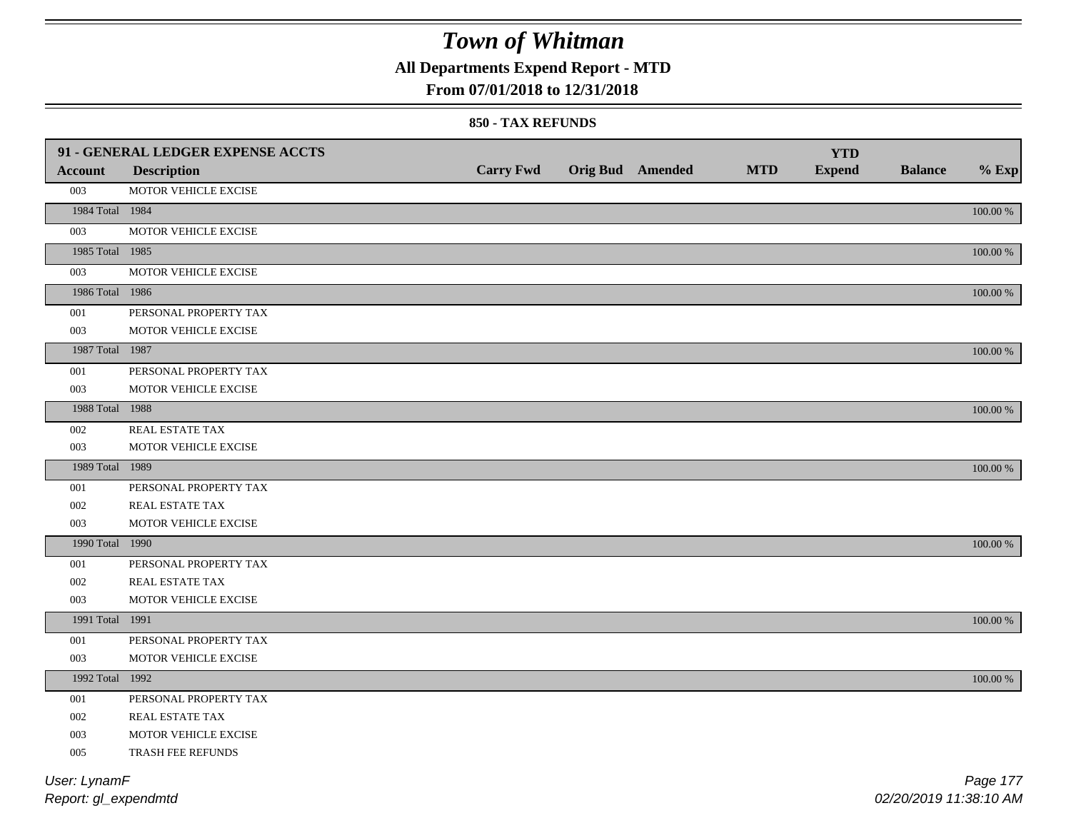# Town of Whitman

## All Departments Expend Report - MTD

### From 07/01/2018 to 12/31/2018

#### 850 - TAX REFUNDS

| 91 - GENERAL LEDGER EXPENSE ACCTS | | | | | | | | |
|---|---|---|---|---|---|---|---|---|
| **Account** | **Description** | **Carry Fwd** | **Orig Bud** | **Amended** | **MTD** | **YTD Expend** | **Balance** | **% Exp** |
| 003 | MOTOR VEHICLE EXCISE | | | | | | | |
| 1984 Total | 1984 | | | | | | | 100.00 % |
| 003 | MOTOR VEHICLE EXCISE | | | | | | | |
| 1985 Total | 1985 | | | | | | | 100.00 % |
| 003 | MOTOR VEHICLE EXCISE | | | | | | | |
| 1986 Total | 1986 | | | | | | | 100.00 % |
| 001 | PERSONAL PROPERTY TAX | | | | | | | |
| 003 | MOTOR VEHICLE EXCISE | | | | | | | |
| 1987 Total | 1987 | | | | | | | 100.00 % |
| 001 | PERSONAL PROPERTY TAX | | | | | | | |
| 003 | MOTOR VEHICLE EXCISE | | | | | | | |
| 1988 Total | 1988 | | | | | | | 100.00 % |
| 002 | REAL ESTATE TAX | | | | | | | |
| 003 | MOTOR VEHICLE EXCISE | | | | | | | |
| 1989 Total | 1989 | | | | | | | 100.00 % |
| 001 | PERSONAL PROPERTY TAX | | | | | | | |
| 002 | REAL ESTATE TAX | | | | | | | |
| 003 | MOTOR VEHICLE EXCISE | | | | | | | |
| 1990 Total | 1990 | | | | | | | 100.00 % |
| 001 | PERSONAL PROPERTY TAX | | | | | | | |
| 002 | REAL ESTATE TAX | | | | | | | |
| 003 | MOTOR VEHICLE EXCISE | | | | | | | |
| 1991 Total | 1991 | | | | | | | 100.00 % |
| 001 | PERSONAL PROPERTY TAX | | | | | | | |
| 003 | MOTOR VEHICLE EXCISE | | | | | | | |
| 1992 Total | 1992 | | | | | | | 100.00 % |
| 001 | PERSONAL PROPERTY TAX | | | | | | | |
| 002 | REAL ESTATE TAX | | | | | | | |
| 003 | MOTOR VEHICLE EXCISE | | | | | | | |
| 005 | TRASH FEE REFUNDS | | | | | | | |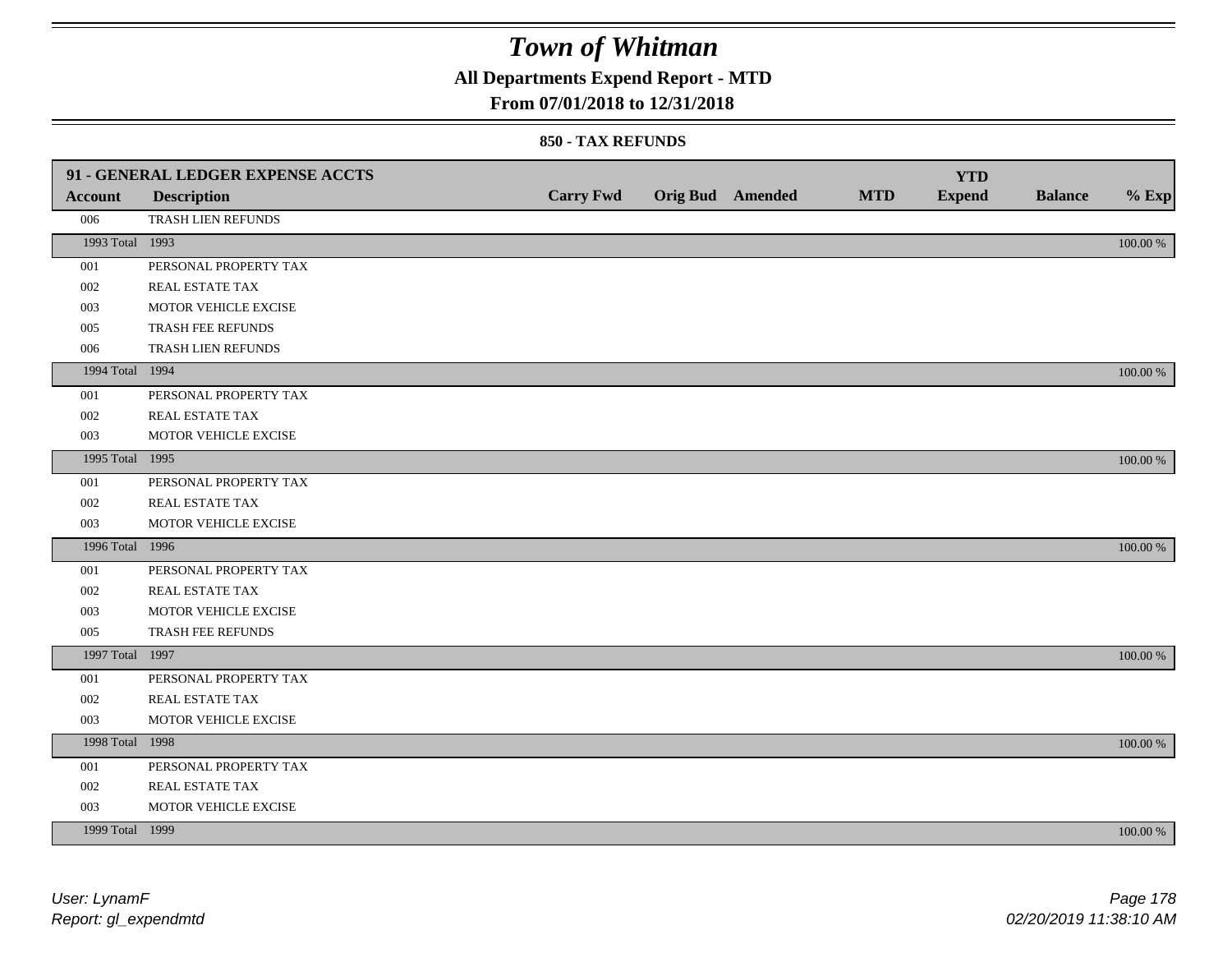# Town of Whitman

**All Departments Expend Report - MTD**

**From 07/01/2018 to 12/31/2018**

**850 - TAX REFUNDS**

| 91 - GENERAL LEDGER EXPENSE ACCTS | | | | | | | | |
|---|---|---|---|---|---|---|---|---|
| **Account** | **Description** | **Carry Fwd** | **Orig Bud** | **Amended** | **MTD** | **YTD Expend** | **Balance** | **% Exp** |
| 006 | TRASH LIEN REFUNDS | | | | | | | |
| 1993 Total | 1993 | | | | | | | 100.00 % |
| 001 | PERSONAL PROPERTY TAX | | | | | | | |
| 002 | REAL ESTATE TAX | | | | | | | |
| 003 | MOTOR VEHICLE EXCISE | | | | | | | |
| 005 | TRASH FEE REFUNDS | | | | | | | |
| 006 | TRASH LIEN REFUNDS | | | | | | | |
| 1994 Total | 1994 | | | | | | | 100.00 % |
| 001 | PERSONAL PROPERTY TAX | | | | | | | |
| 002 | REAL ESTATE TAX | | | | | | | |
| 003 | MOTOR VEHICLE EXCISE | | | | | | | |
| 1995 Total | 1995 | | | | | | | 100.00 % |
| 001 | PERSONAL PROPERTY TAX | | | | | | | |
| 002 | REAL ESTATE TAX | | | | | | | |
| 003 | MOTOR VEHICLE EXCISE | | | | | | | |
| 1996 Total | 1996 | | | | | | | 100.00 % |
| 001 | PERSONAL PROPERTY TAX | | | | | | | |
| 002 | REAL ESTATE TAX | | | | | | | |
| 003 | MOTOR VEHICLE EXCISE | | | | | | | |
| 005 | TRASH FEE REFUNDS | | | | | | | |
| 1997 Total | 1997 | | | | | | | 100.00 % |
| 001 | PERSONAL PROPERTY TAX | | | | | | | |
| 002 | REAL ESTATE TAX | | | | | | | |
| 003 | MOTOR VEHICLE EXCISE | | | | | | | |
| 1998 Total | 1998 | | | | | | | 100.00 % |
| 001 | PERSONAL PROPERTY TAX | | | | | | | |
| 002 | REAL ESTATE TAX | | | | | | | |
| 003 | MOTOR VEHICLE EXCISE | | | | | | | |
| 1999 Total | 1999 | | | | | | | 100.00 % |

*User: LynamF*
*Report: gl_expendmtd*

*02/20/2019 11:38:10 AM*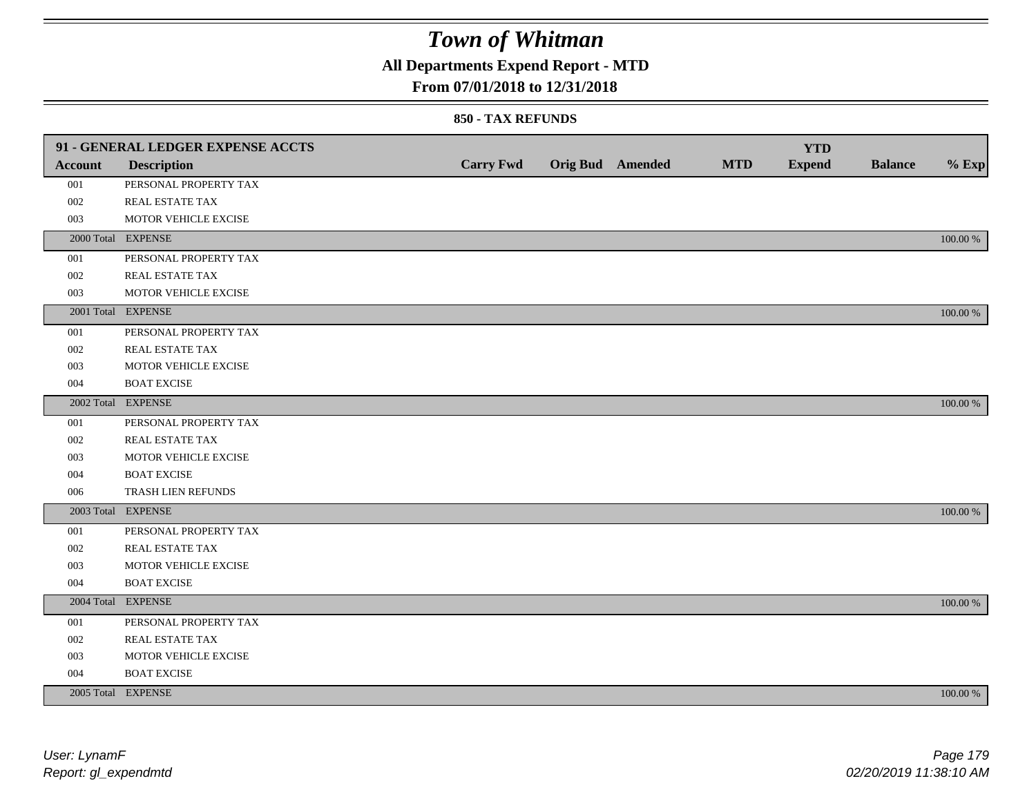# Town of Whitman

## All Departments Expend Report - MTD

### From 07/01/2018 to 12/31/2018

#### 850 - TAX REFUNDS

| 91 - GENERAL LEDGER EXPENSE ACCTS | | | | | | YTD | | |
|---|---|---|---|---|---|---|---|---|
| **Account** | **Description** | **Carry Fwd** | **Orig Bud** | **Amended** | **MTD** | **Expend** | **Balance** | **% Exp** |
| 001 | PERSONAL PROPERTY TAX | | | | | | | |
| 002 | REAL ESTATE TAX | | | | | | | |
| 003 | MOTOR VEHICLE EXCISE | | | | | | | |
| 2000 Total | EXPENSE | | | | | | | 100.00 % |
| 001 | PERSONAL PROPERTY TAX | | | | | | | |
| 002 | REAL ESTATE TAX | | | | | | | |
| 003 | MOTOR VEHICLE EXCISE | | | | | | | |
| 2001 Total | EXPENSE | | | | | | | 100.00 % |
| 001 | PERSONAL PROPERTY TAX | | | | | | | |
| 002 | REAL ESTATE TAX | | | | | | | |
| 003 | MOTOR VEHICLE EXCISE | | | | | | | |
| 004 | BOAT EXCISE | | | | | | | |
| 2002 Total | EXPENSE | | | | | | | 100.00 % |
| 001 | PERSONAL PROPERTY TAX | | | | | | | |
| 002 | REAL ESTATE TAX | | | | | | | |
| 003 | MOTOR VEHICLE EXCISE | | | | | | | |
| 004 | BOAT EXCISE | | | | | | | |
| 006 | TRASH LIEN REFUNDS | | | | | | | |
| 2003 Total | EXPENSE | | | | | | | 100.00 % |
| 001 | PERSONAL PROPERTY TAX | | | | | | | |
| 002 | REAL ESTATE TAX | | | | | | | |
| 003 | MOTOR VEHICLE EXCISE | | | | | | | |
| 004 | BOAT EXCISE | | | | | | | |
| 2004 Total | EXPENSE | | | | | | | 100.00 % |
| 001 | PERSONAL PROPERTY TAX | | | | | | | |
| 002 | REAL ESTATE TAX | | | | | | | |
| 003 | MOTOR VEHICLE EXCISE | | | | | | | |
| 004 | BOAT EXCISE | | | | | | | |
| 2005 Total | EXPENSE | | | | | | | 100.00 % |

*User: LynamF*
*Report: gl_expendmtd*

*02/20/2019 11:38:10 AM*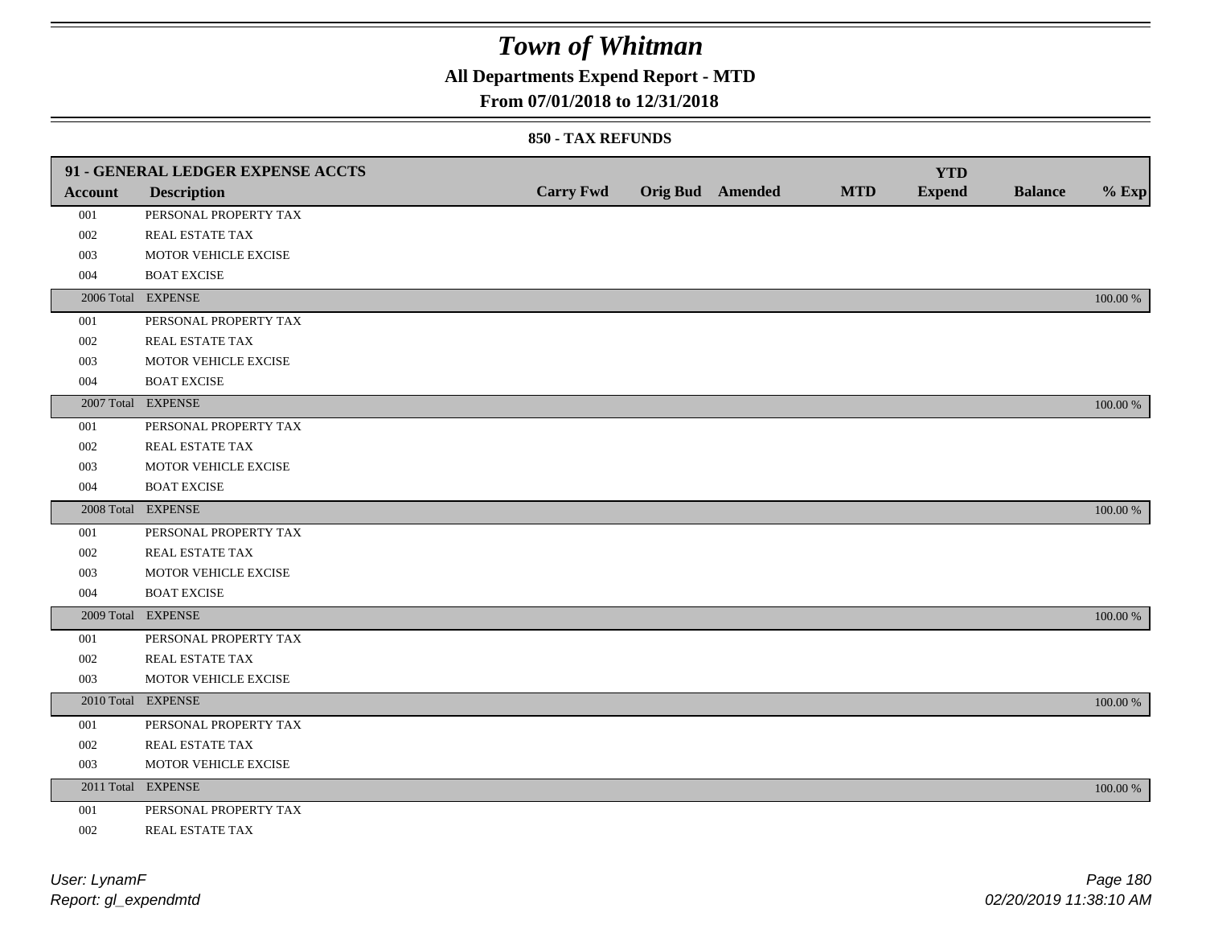# Town of Whitman

## All Departments Expend Report - MTD

### From 07/01/2018 to 12/31/2018

#### 850 - TAX REFUNDS

| 91 - GENERAL LEDGER EXPENSE ACCTS | | | | | | | | |
|---|---|---|---|---|---|---|---|---|
| **Account** | **Description** | **Carry Fwd** | **Orig Bud** | **Amended** | **MTD** | **YTD Expend** | **Balance** | **% Exp** |
| 001 | PERSONAL PROPERTY TAX | | | | | | | |
| 002 | REAL ESTATE TAX | | | | | | | |
| 003 | MOTOR VEHICLE EXCISE | | | | | | | |
| 004 | BOAT EXCISE | | | | | | | |
| 2006 Total | EXPENSE | | | | | | | 100.00 % |
| 001 | PERSONAL PROPERTY TAX | | | | | | | |
| 002 | REAL ESTATE TAX | | | | | | | |
| 003 | MOTOR VEHICLE EXCISE | | | | | | | |
| 004 | BOAT EXCISE | | | | | | | |
| 2007 Total | EXPENSE | | | | | | | 100.00 % |
| 001 | PERSONAL PROPERTY TAX | | | | | | | |
| 002 | REAL ESTATE TAX | | | | | | | |
| 003 | MOTOR VEHICLE EXCISE | | | | | | | |
| 004 | BOAT EXCISE | | | | | | | |
| 2008 Total | EXPENSE | | | | | | | 100.00 % |
| 001 | PERSONAL PROPERTY TAX | | | | | | | |
| 002 | REAL ESTATE TAX | | | | | | | |
| 003 | MOTOR VEHICLE EXCISE | | | | | | | |
| 004 | BOAT EXCISE | | | | | | | |
| 2009 Total | EXPENSE | | | | | | | 100.00 % |
| 001 | PERSONAL PROPERTY TAX | | | | | | | |
| 002 | REAL ESTATE TAX | | | | | | | |
| 003 | MOTOR VEHICLE EXCISE | | | | | | | |
| 2010 Total | EXPENSE | | | | | | | 100.00 % |
| 001 | PERSONAL PROPERTY TAX | | | | | | | |
| 002 | REAL ESTATE TAX | | | | | | | |
| 003 | MOTOR VEHICLE EXCISE | | | | | | | |
| 2011 Total | EXPENSE | | | | | | | 100.00 % |
| 001 | PERSONAL PROPERTY TAX | | | | | | | |
| 002 | REAL ESTATE TAX | | | | | | | |

*User: LynamF*
*Report: gl_expendmtd*

*02/20/2019 11:38:10 AM*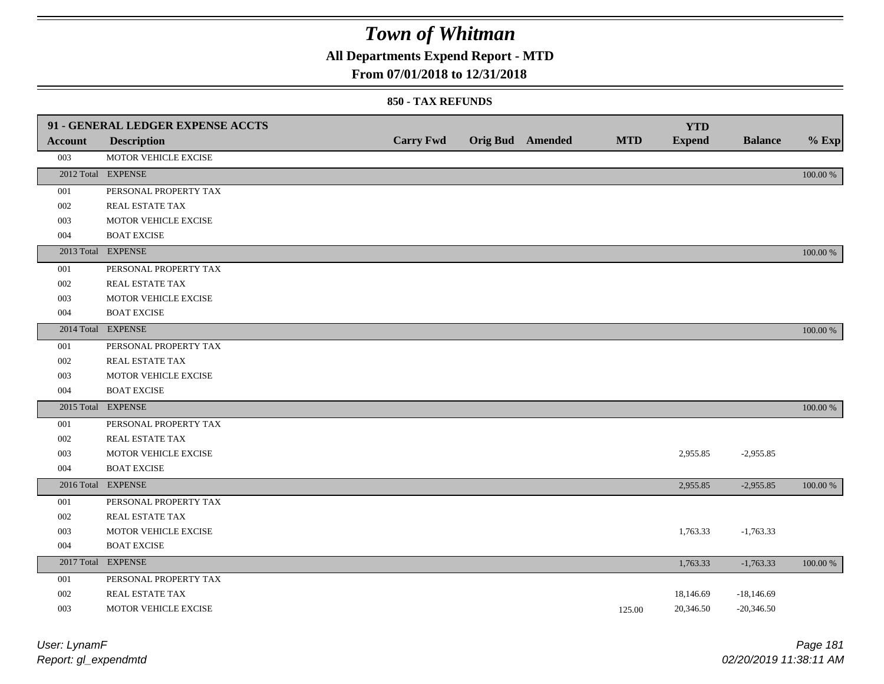# Town of Whitman

**All Departments Expend Report - MTD**

**From 07/01/2018 to 12/31/2018**

**850 - TAX REFUNDS**

| 91 - GENERAL LEDGER EXPENSE ACCTS | | | | | | | | |
|---|---|---|---|---|---|---|---|---|
| **Account** | **Description** | **Carry Fwd** | **Orig Bud** | **Amended** | **MTD** | **YTD Expend** | **Balance** | **% Exp** |
| 003 | MOTOR VEHICLE EXCISE | | | | | | | |
| 2012 Total | EXPENSE | | | | | | | 100.00 % |
| 001 | PERSONAL PROPERTY TAX | | | | | | | |
| 002 | REAL ESTATE TAX | | | | | | | |
| 003 | MOTOR VEHICLE EXCISE | | | | | | | |
| 004 | BOAT EXCISE | | | | | | | |
| 2013 Total | EXPENSE | | | | | | | 100.00 % |
| 001 | PERSONAL PROPERTY TAX | | | | | | | |
| 002 | REAL ESTATE TAX | | | | | | | |
| 003 | MOTOR VEHICLE EXCISE | | | | | | | |
| 004 | BOAT EXCISE | | | | | | | |
| 2014 Total | EXPENSE | | | | | | | 100.00 % |
| 001 | PERSONAL PROPERTY TAX | | | | | | | |
| 002 | REAL ESTATE TAX | | | | | | | |
| 003 | MOTOR VEHICLE EXCISE | | | | | | | |
| 004 | BOAT EXCISE | | | | | | | |
| 2015 Total | EXPENSE | | | | | | | 100.00 % |
| 001 | PERSONAL PROPERTY TAX | | | | | | | |
| 002 | REAL ESTATE TAX | | | | | | | |
| 003 | MOTOR VEHICLE EXCISE | | | | | 2,955.85 | -2,955.85 | |
| 004 | BOAT EXCISE | | | | | | | |
| 2016 Total | EXPENSE | | | | | 2,955.85 | -2,955.85 | 100.00 % |
| 001 | PERSONAL PROPERTY TAX | | | | | | | |
| 002 | REAL ESTATE TAX | | | | | | | |
| 003 | MOTOR VEHICLE EXCISE | | | | | 1,763.33 | -1,763.33 | |
| 004 | BOAT EXCISE | | | | | | | |
| 2017 Total | EXPENSE | | | | | 1,763.33 | -1,763.33 | 100.00 % |
| 001 | PERSONAL PROPERTY TAX | | | | | | | |
| 002 | REAL ESTATE TAX | | | | | 18,146.69 | -18,146.69 | |
| 003 | MOTOR VEHICLE EXCISE | | | | 125.00 | 20,346.50 | -20,346.50 | |

*User: LynamF*
*Report: gl_expendmtd*

*02/20/2019 11:38:11 AM*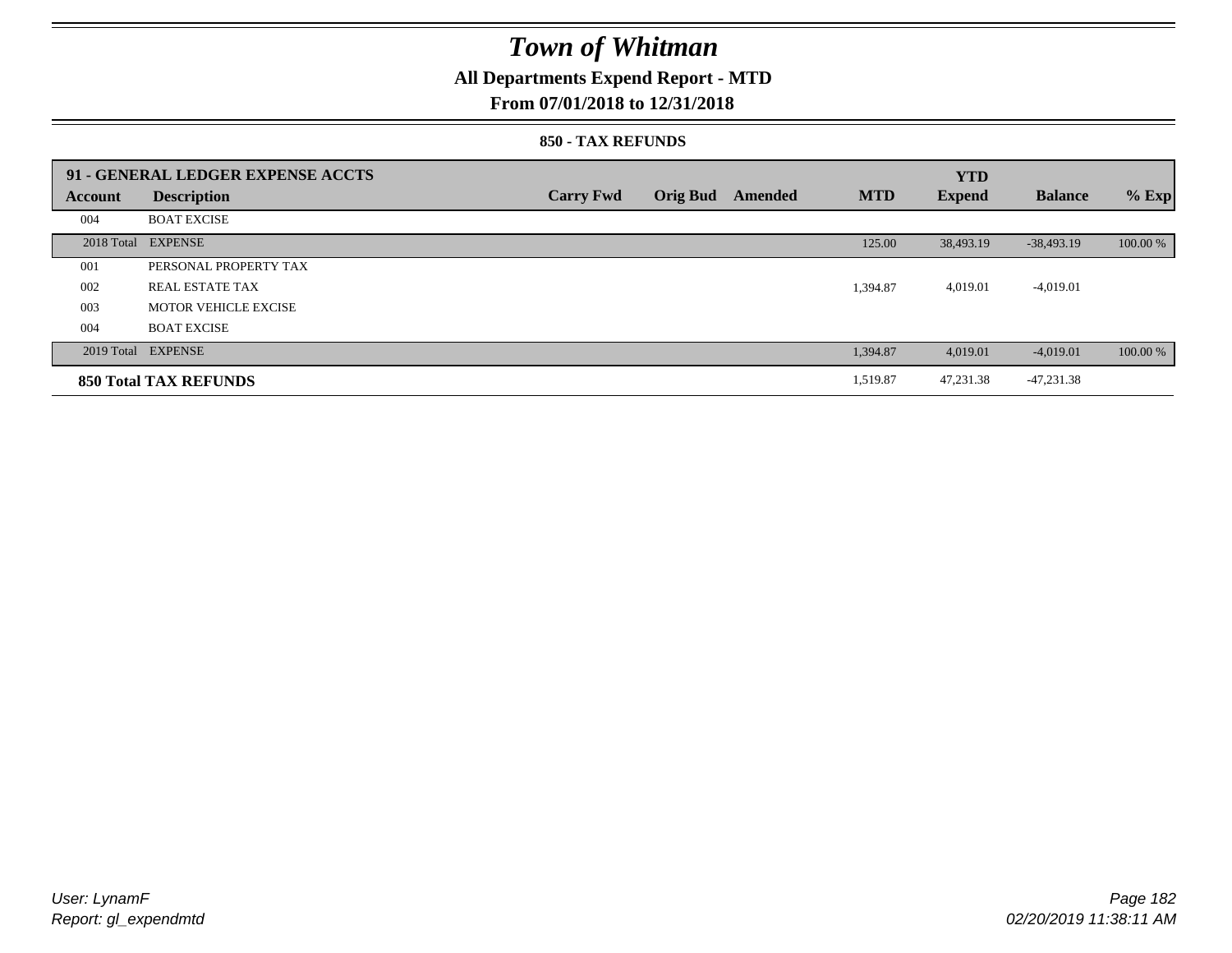# Town of Whitman

## All Departments Expend Report - MTD

### From 07/01/2018 to 12/31/2018

#### 850 - TAX REFUNDS

| 91 - GENERAL LEDGER EXPENSE ACCTS | | | | | | YTD | | |
|---|---|---|---|---|---|---|---|---|
| Account | Description | Carry Fwd | Orig Bud | Amended | MTD | Expend | Balance | % Exp |
| 004 | BOAT EXCISE | | | | | | | |
| 2018 Total | EXPENSE | | | | 125.00 | 38,493.19 | -38,493.19 | 100.00 % |
| 001 | PERSONAL PROPERTY TAX | | | | | | | |
| 002 | REAL ESTATE TAX | | | | 1,394.87 | 4,019.01 | -4,019.01 | |
| 003 | MOTOR VEHICLE EXCISE | | | | | | | |
| 004 | BOAT EXCISE | | | | | | | |
| 2019 Total | EXPENSE | | | | 1,394.87 | 4,019.01 | -4,019.01 | 100.00 % |
| **850 Total TAX REFUNDS** | | | | | 1,519.87 | 47,231.38 | -47,231.38 | |

User: LynamF
Report: gl_expendmtd

02/20/2019 11:38:11 AM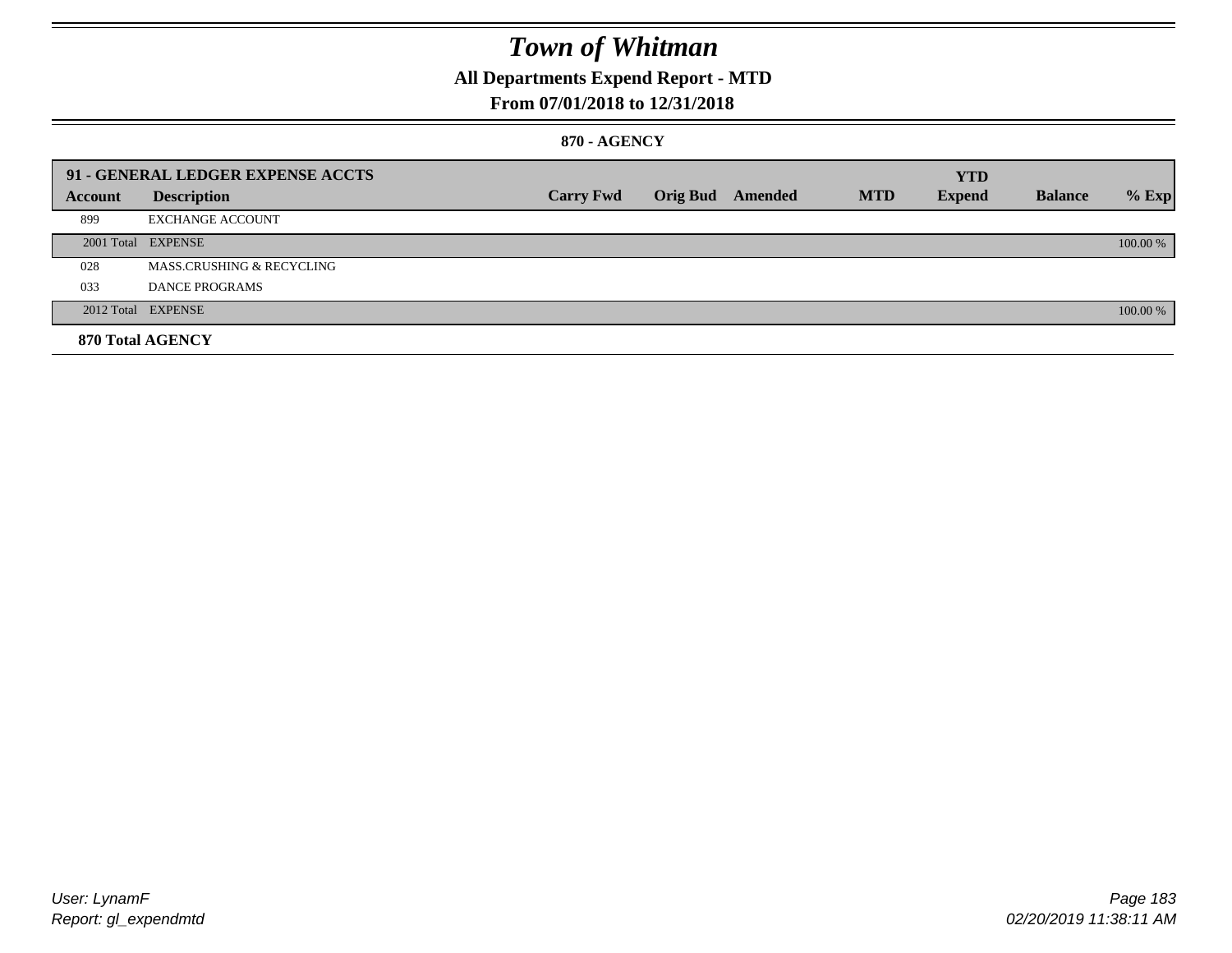# Town of Whitman

## All Departments Expend Report - MTD

### From 07/01/2018 to 12/31/2018

#### 870 - AGENCY

| 91 - GENERAL LEDGER EXPENSE ACCTS | | | | | | YTD | | |
|---|---|---|---|---|---|---|---|---|
| **Account** | **Description** | **Carry Fwd** | **Orig Bud** | **Amended** | **MTD** | **Expend** | **Balance** | **% Exp** |
| 899 | EXCHANGE ACCOUNT | | | | | | | |
| 2001 Total | EXPENSE | | | | | | | 100.00 % |
| 028 | MASS.CRUSHING & RECYCLING | | | | | | | |
| 033 | DANCE PROGRAMS | | | | | | | |
| 2012 Total | EXPENSE | | | | | | | 100.00 % |
| **870 Total AGENCY** | | | | | | | | |

*User: LynamF*
*Report: gl_expendmtd*

*02/20/2019 11:38:11 AM*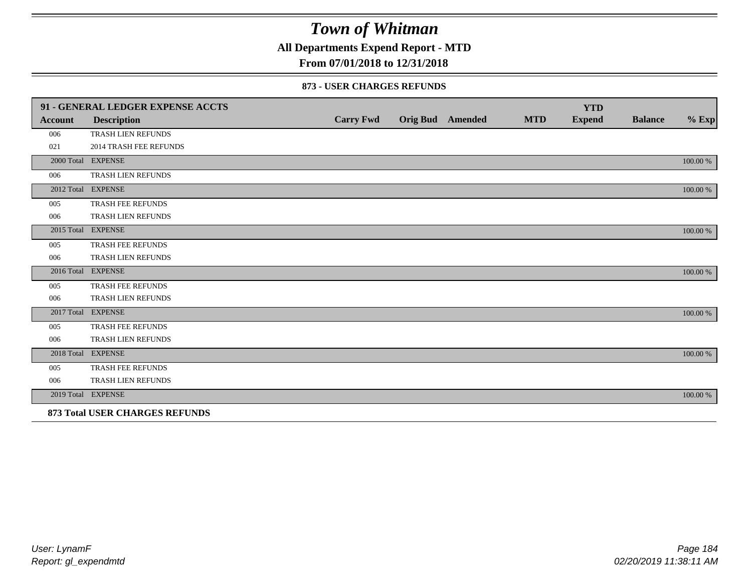# Town of Whitman

**All Departments Expend Report - MTD**

**From 07/01/2018 to 12/31/2018**

### 873 - USER CHARGES REFUNDS

| 91 - GENERAL LEDGER EXPENSE ACCTS | | | | | | | | |
|---|---|---|---|---|---|---|---|---|
| **Account** | **Description** | **Carry Fwd** | **Orig Bud** | **Amended** | **MTD** | **YTD Expend** | **Balance** | **% Exp** |
| 006 | TRASH LIEN REFUNDS | | | | | | | |
| 021 | 2014 TRASH FEE REFUNDS | | | | | | | |
| 2000 Total | EXPENSE | | | | | | | 100.00 % |
| 006 | TRASH LIEN REFUNDS | | | | | | | |
| 2012 Total | EXPENSE | | | | | | | 100.00 % |
| 005 | TRASH FEE REFUNDS | | | | | | | |
| 006 | TRASH LIEN REFUNDS | | | | | | | |
| 2015 Total | EXPENSE | | | | | | | 100.00 % |
| 005 | TRASH FEE REFUNDS | | | | | | | |
| 006 | TRASH LIEN REFUNDS | | | | | | | |
| 2016 Total | EXPENSE | | | | | | | 100.00 % |
| 005 | TRASH FEE REFUNDS | | | | | | | |
| 006 | TRASH LIEN REFUNDS | | | | | | | |
| 2017 Total | EXPENSE | | | | | | | 100.00 % |
| 005 | TRASH FEE REFUNDS | | | | | | | |
| 006 | TRASH LIEN REFUNDS | | | | | | | |
| 2018 Total | EXPENSE | | | | | | | 100.00 % |
| 005 | TRASH FEE REFUNDS | | | | | | | |
| 006 | TRASH LIEN REFUNDS | | | | | | | |
| 2019 Total | EXPENSE | | | | | | | 100.00 % |
| **873 Total USER CHARGES REFUNDS** | | | | | | | | |

*User: LynamF*
*Report: gl_expendmtd*

*02/20/2019 11:38:11 AM*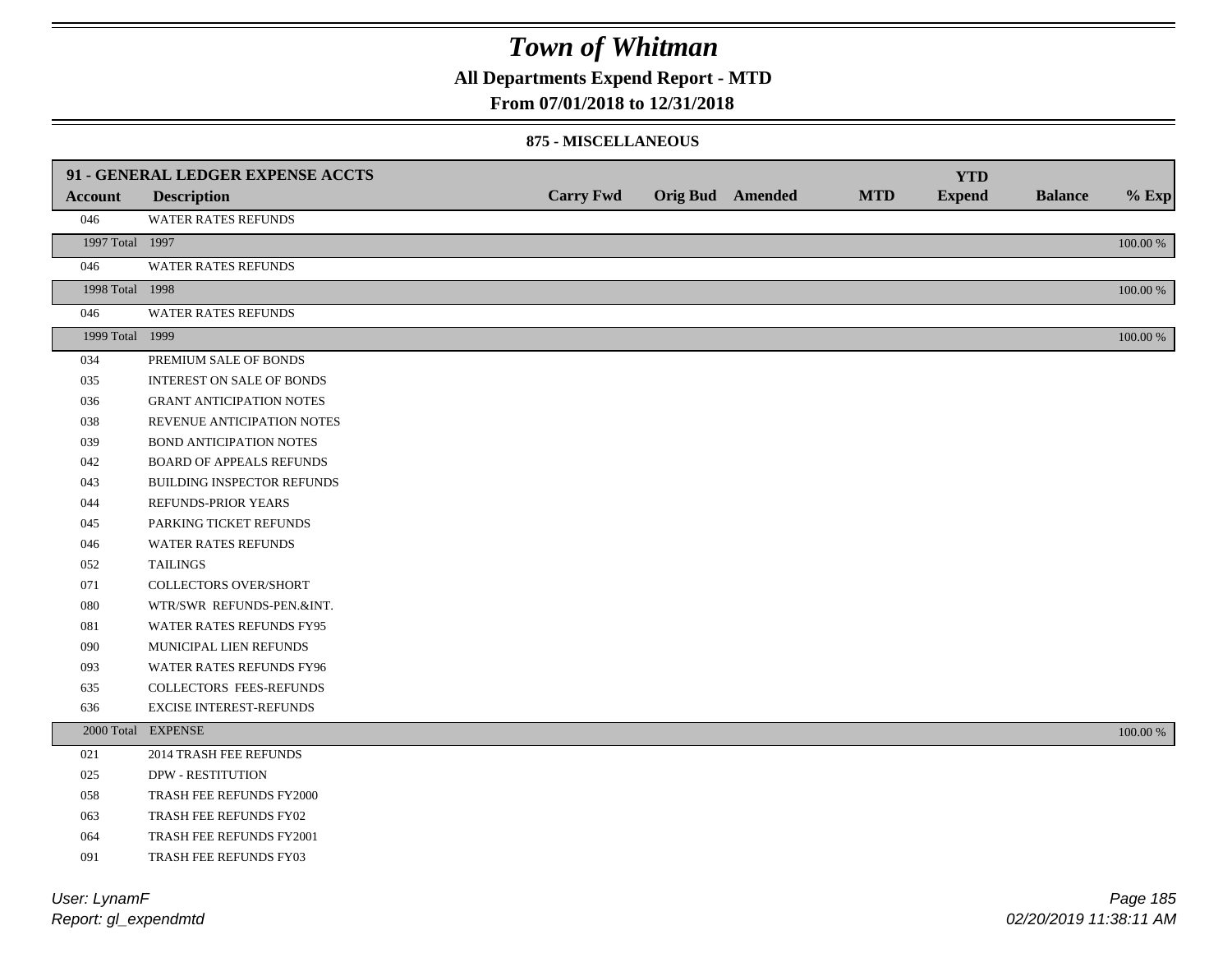# Town of Whitman

## All Departments Expend Report - MTD

### From 07/01/2018 to 12/31/2018

#### 875 - MISCELLANEOUS

| 91 - GENERAL LEDGER EXPENSE ACCTS | | | | | | YTD | | |
|---|---|---|---|---|---|---|---|---|
| **Account** | **Description** | **Carry Fwd** | **Orig Bud** | **Amended** | **MTD** | **Expend** | **Balance** | **% Exp** |
| 046 | WATER RATES REFUNDS | | | | | | | |
| 1997 Total | 1997 | | | | | | | 100.00 % |
| 046 | WATER RATES REFUNDS | | | | | | | |
| 1998 Total | 1998 | | | | | | | 100.00 % |
| 046 | WATER RATES REFUNDS | | | | | | | |
| 1999 Total | 1999 | | | | | | | 100.00 % |
| 034 | PREMIUM SALE OF BONDS | | | | | | | |
| 035 | INTEREST ON SALE OF BONDS | | | | | | | |
| 036 | GRANT ANTICIPATION NOTES | | | | | | | |
| 038 | REVENUE ANTICIPATION NOTES | | | | | | | |
| 039 | BOND ANTICIPATION NOTES | | | | | | | |
| 042 | BOARD OF APPEALS REFUNDS | | | | | | | |
| 043 | BUILDING INSPECTOR REFUNDS | | | | | | | |
| 044 | REFUNDS-PRIOR YEARS | | | | | | | |
| 045 | PARKING TICKET REFUNDS | | | | | | | |
| 046 | WATER RATES REFUNDS | | | | | | | |
| 052 | TAILINGS | | | | | | | |
| 071 | COLLECTORS OVER/SHORT | | | | | | | |
| 080 | WTR/SWR REFUNDS-PEN.&INT. | | | | | | | |
| 081 | WATER RATES REFUNDS FY95 | | | | | | | |
| 090 | MUNICIPAL LIEN REFUNDS | | | | | | | |
| 093 | WATER RATES REFUNDS FY96 | | | | | | | |
| 635 | COLLECTORS FEES-REFUNDS | | | | | | | |
| 636 | EXCISE INTEREST-REFUNDS | | | | | | | |
| 2000 Total | EXPENSE | | | | | | | 100.00 % |
| 021 | 2014 TRASH FEE REFUNDS | | | | | | | |
| 025 | DPW - RESTITUTION | | | | | | | |
| 058 | TRASH FEE REFUNDS FY2000 | | | | | | | |
| 063 | TRASH FEE REFUNDS FY02 | | | | | | | |
| 064 | TRASH FEE REFUNDS FY2001 | | | | | | | |
| 091 | TRASH FEE REFUNDS FY03 | | | | | | | |

*User: LynamF*
*Report: gl_expendmtd*

*02/20/2019 11:38:11 AM*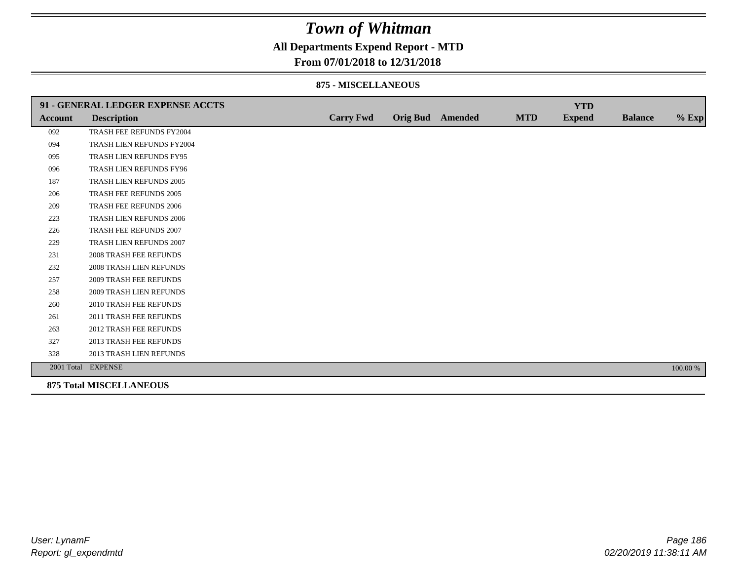# Town of Whitman

## All Departments Expend Report - MTD

### From 07/01/2018 to 12/31/2018

#### 875 - MISCELLANEOUS

| 91 - GENERAL LEDGER EXPENSE ACCTS | | | | | | YTD | | |
|---|---|---|---|---|---|---|---|---|
| **Account** | **Description** | **Carry Fwd** | **Orig Bud** | **Amended** | **MTD** | **Expend** | **Balance** | **% Exp** |
| 092 | TRASH FEE REFUNDS FY2004 | | | | | | | |
| 094 | TRASH LIEN REFUNDS FY2004 | | | | | | | |
| 095 | TRASH LIEN REFUNDS FY95 | | | | | | | |
| 096 | TRASH LIEN REFUNDS FY96 | | | | | | | |
| 187 | TRASH LIEN REFUNDS 2005 | | | | | | | |
| 206 | TRASH FEE REFUNDS 2005 | | | | | | | |
| 209 | TRASH FEE REFUNDS 2006 | | | | | | | |
| 223 | TRASH LIEN REFUNDS 2006 | | | | | | | |
| 226 | TRASH FEE REFUNDS 2007 | | | | | | | |
| 229 | TRASH LIEN REFUNDS 2007 | | | | | | | |
| 231 | 2008 TRASH FEE REFUNDS | | | | | | | |
| 232 | 2008 TRASH LIEN REFUNDS | | | | | | | |
| 257 | 2009 TRASH FEE REFUNDS | | | | | | | |
| 258 | 2009 TRASH LIEN REFUNDS | | | | | | | |
| 260 | 2010 TRASH FEE REFUNDS | | | | | | | |
| 261 | 2011 TRASH FEE REFUNDS | | | | | | | |
| 263 | 2012 TRASH FEE REFUNDS | | | | | | | |
| 327 | 2013 TRASH FEE REFUNDS | | | | | | | |
| 328 | 2013 TRASH LIEN REFUNDS | | | | | | | |
| 2001 Total | EXPENSE | | | | | | | 100.00 % |

**875 Total MISCELLANEOUS**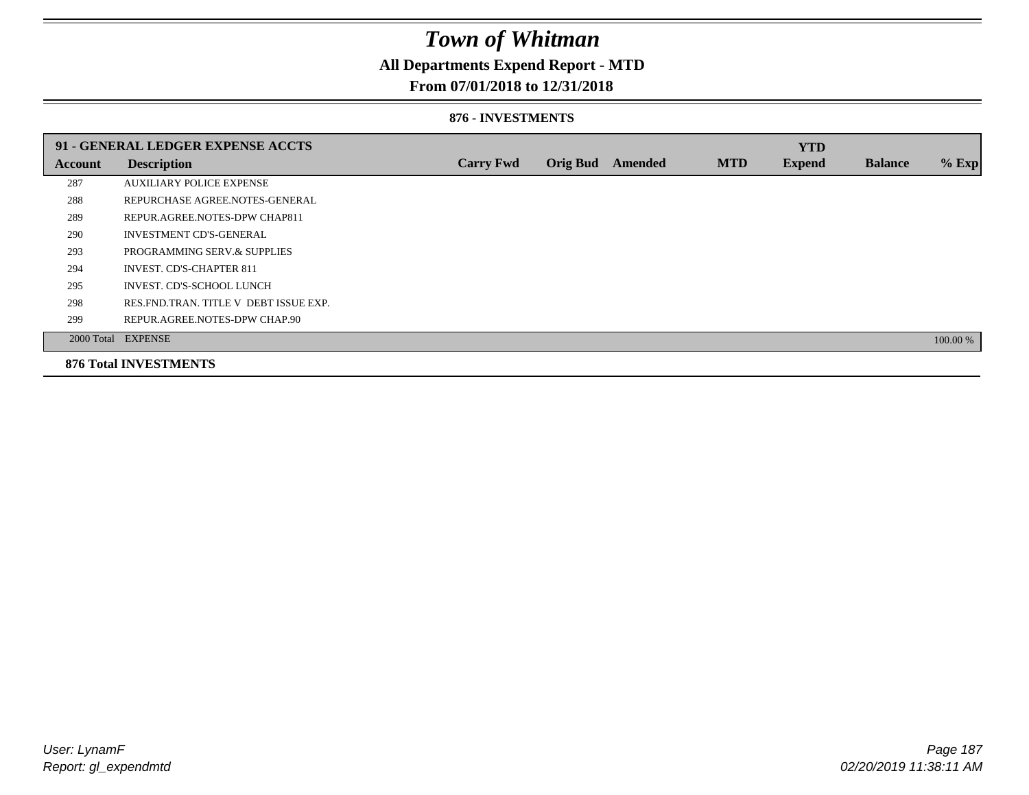# Town of Whitman

## All Departments Expend Report - MTD

### From 07/01/2018 to 12/31/2018

#### 876 - INVESTMENTS

| 91 - GENERAL LEDGER EXPENSE ACCTS | | | | | | | | |
|---|---|---|---|---|---|---|---|---|
| **Account** | **Description** | **Carry Fwd** | **Orig Bud** | **Amended** | **MTD** | **YTD Expend** | **Balance** | **% Exp** |
| 287 | AUXILIARY POLICE EXPENSE | | | | | | | |
| 288 | REPURCHASE AGREE.NOTES-GENERAL | | | | | | | |
| 289 | REPUR.AGREE.NOTES-DPW CHAP811 | | | | | | | |
| 290 | INVESTMENT CD'S-GENERAL | | | | | | | |
| 293 | PROGRAMMING SERV.& SUPPLIES | | | | | | | |
| 294 | INVEST. CD'S-CHAPTER 811 | | | | | | | |
| 295 | INVEST. CD'S-SCHOOL LUNCH | | | | | | | |
| 298 | RES.FND.TRAN. TITLE V DEBT ISSUE EXP. | | | | | | | |
| 299 | REPUR.AGREE.NOTES-DPW CHAP.90 | | | | | | | |
| 2000 Total | EXPENSE | | | | | | | 100.00 % |

**876 Total INVESTMENTS**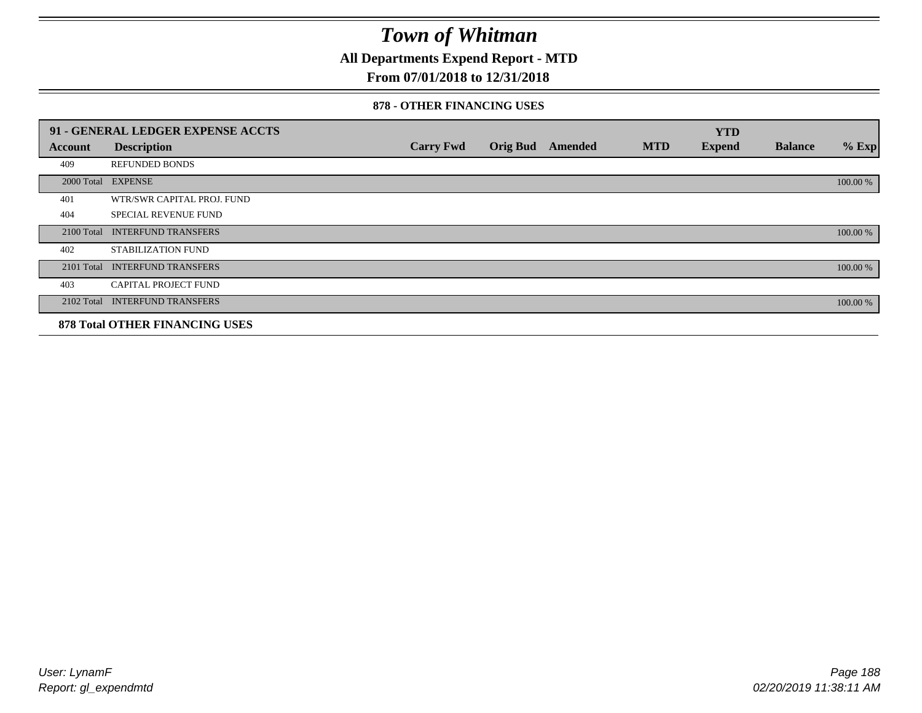# Town of Whitman

**All Departments Expend Report - MTD**

**From 07/01/2018 to 12/31/2018**

**878 - OTHER FINANCING USES**

| 91 - GENERAL LEDGER EXPENSE ACCTS | | | | | | YTD | | |
|---|---|---|---|---|---|---|---|---|
| **Account** | **Description** | **Carry Fwd** | **Orig Bud** | **Amended** | **MTD** | **Expend** | **Balance** | **% Exp** |
| 409 | REFUNDED BONDS | | | | | | | |
| 2000 Total | EXPENSE | | | | | | | 100.00 % |
| 401 | WTR/SWR CAPITAL PROJ. FUND | | | | | | | |
| 404 | SPECIAL REVENUE FUND | | | | | | | |
| 2100 Total | INTERFUND TRANSFERS | | | | | | | 100.00 % |
| 402 | STABILIZATION FUND | | | | | | | |
| 2101 Total | INTERFUND TRANSFERS | | | | | | | 100.00 % |
| 403 | CAPITAL PROJECT FUND | | | | | | | |
| 2102 Total | INTERFUND TRANSFERS | | | | | | | 100.00 % |
| **878 Total OTHER FINANCING USES** | | | | | | | | |

User: LynamF
Report: gl_expendmtd

02/20/2019 11:38:11 AM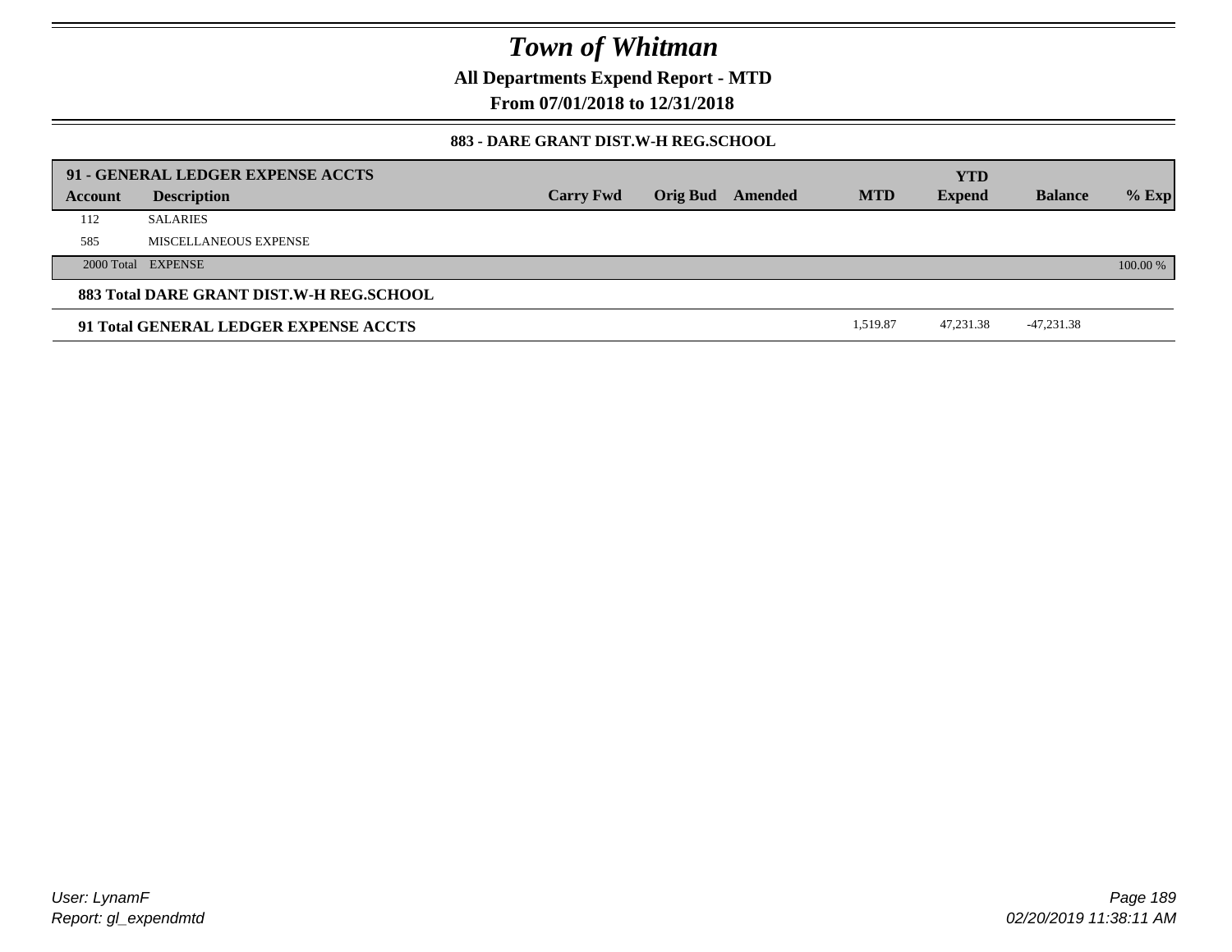# Town of Whitman

**All Departments Expend Report - MTD**

**From 07/01/2018 to 12/31/2018**

**883 - DARE GRANT DIST.W-H REG.SCHOOL**

| 91 - GENERAL LEDGER EXPENSE ACCTS | | | | | | | | |
|---|---|---|---|---|---|---|---|---|
| **Account** | **Description** | **Carry Fwd** | **Orig Bud** | **Amended** | **MTD** | **YTD Expend** | **Balance** | **% Exp** |
| 112 | SALARIES | | | | | | | |
| 585 | MISCELLANEOUS EXPENSE | | | | | | | |
| 2000 Total | EXPENSE | | | | | | | 100.00 % |
| **883 Total DARE GRANT DIST.W-H REG.SCHOOL** | | | | | | | | |
| **91 Total GENERAL LEDGER EXPENSE ACCTS** | | | | | 1,519.87 | 47,231.38 | -47,231.38 | |

*User: LynamF*
*Report: gl_expendmtd*

*02/20/2019 11:38:11 AM*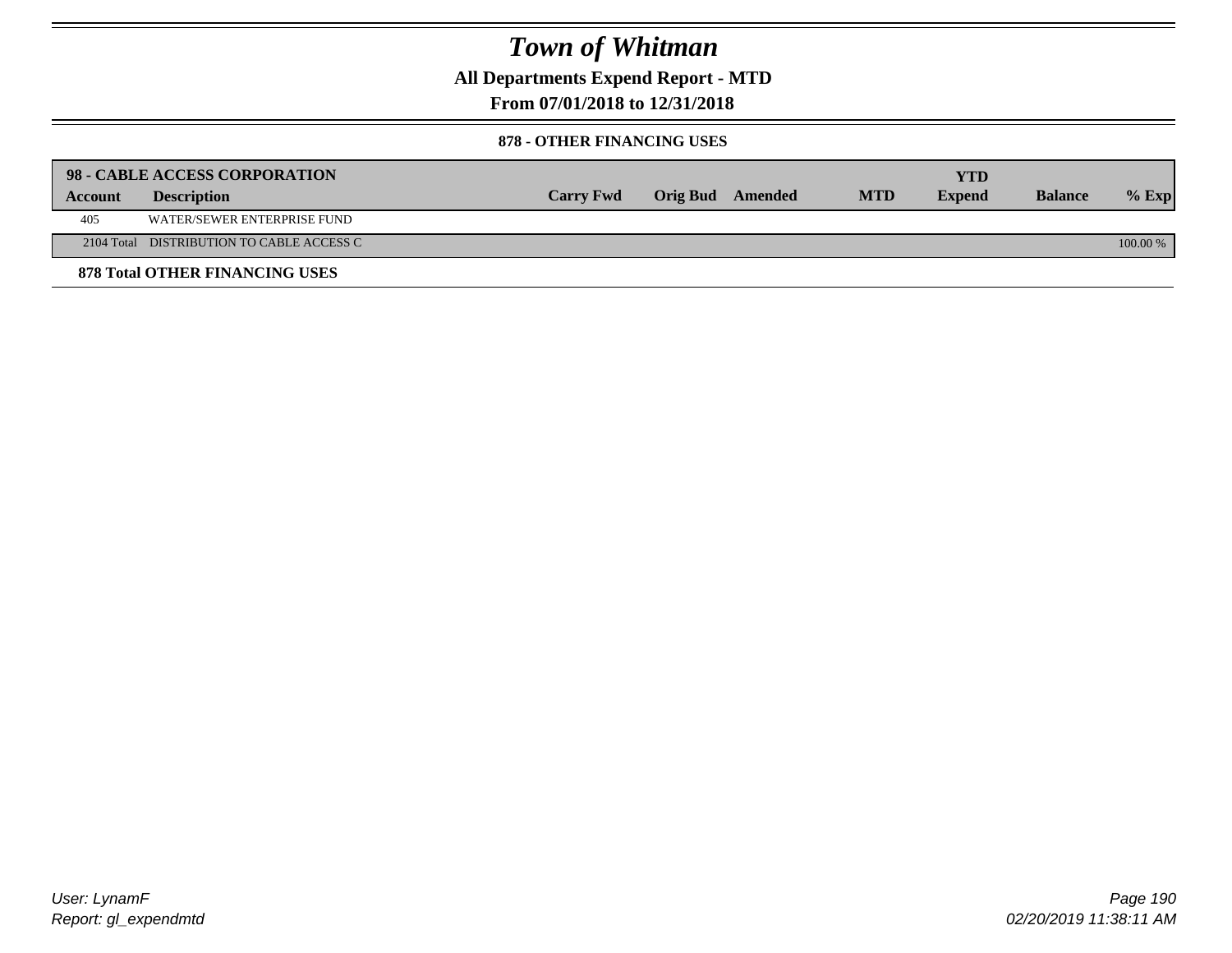# Town of Whitman

**All Departments Expend Report - MTD**

**From 07/01/2018 to 12/31/2018**

**878 - OTHER FINANCING USES**

| **98 - CABLE ACCESS CORPORATION** | | | | | | | | |
|---|---|---|---|---|---|---|---|---|
| **Account** | **Description** | **Carry Fwd** | **Orig Bud** | **Amended** | **MTD** | **YTD Expend** | **Balance** | **% Exp** |
| 405 | WATER/SEWER ENTERPRISE FUND | | | | | | | |
| 2104 Total | DISTRIBUTION TO CABLE ACCESS C | | | | | | | 100.00 % |

**878 Total OTHER FINANCING USES**

User: LynamF
Report: gl_expendmtd

02/20/2019 11:38:11 AM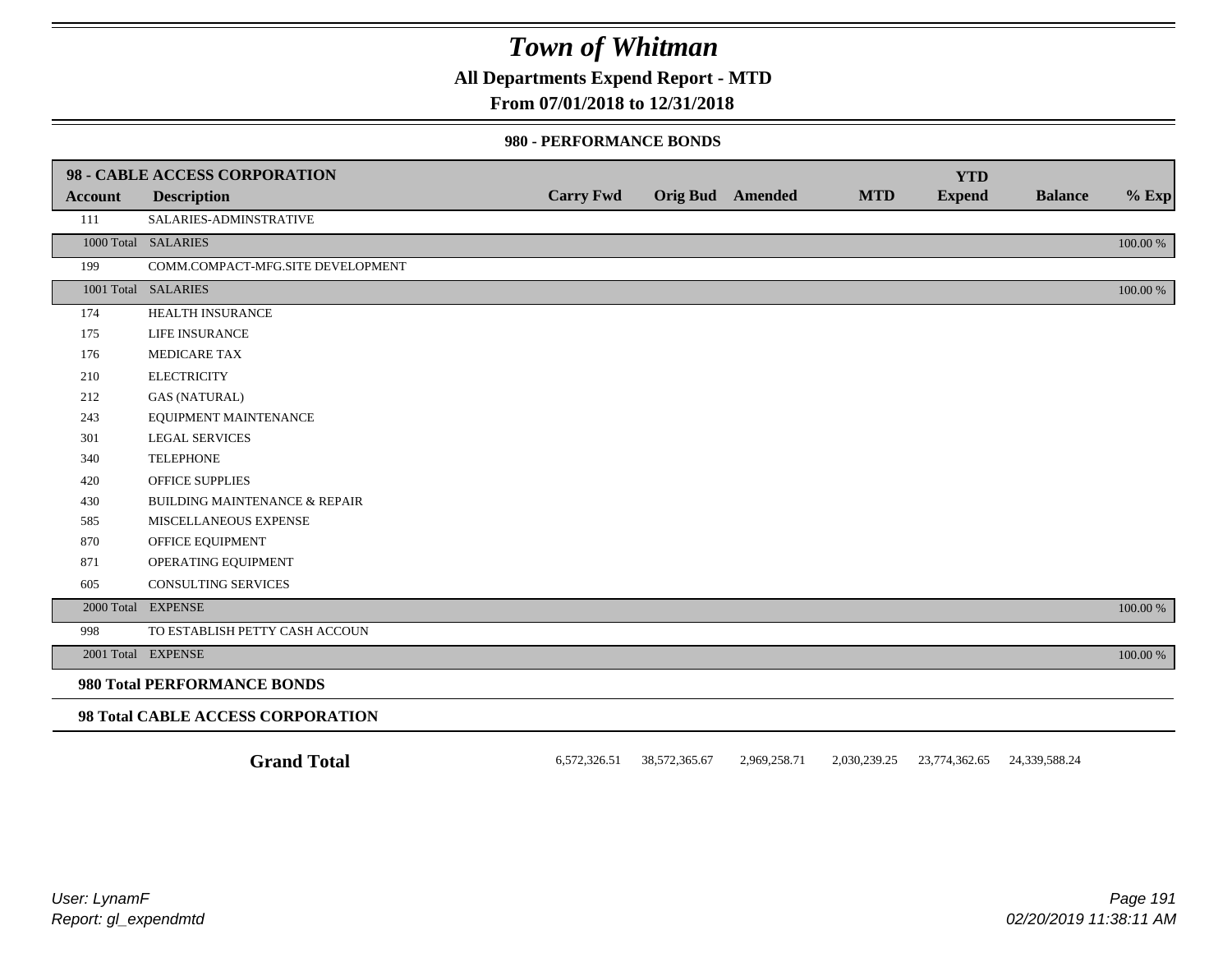# Town of Whitman

**All Departments Expend Report - MTD**

**From 07/01/2018 to 12/31/2018**

**980 - PERFORMANCE BONDS**

| 98 - CABLE ACCESS CORPORATION | | | | | | | | |
|---|---|---|---|---|---|---|---|---|
| **Account** | **Description** | **Carry Fwd** | **Orig Bud** | **Amended** | **MTD** | **YTD Expend** | **Balance** | **% Exp** |
| 111 | SALARIES-ADMINSTRATIVE | | | | | | | |
| 1000 Total | SALARIES | | | | | | | 100.00 % |
| 199 | COMM.COMPACT-MFG.SITE DEVELOPMENT | | | | | | | |
| 1001 Total | SALARIES | | | | | | | 100.00 % |
| 174 | HEALTH INSURANCE | | | | | | | |
| 175 | LIFE INSURANCE | | | | | | | |
| 176 | MEDICARE TAX | | | | | | | |
| 210 | ELECTRICITY | | | | | | | |
| 212 | GAS (NATURAL) | | | | | | | |
| 243 | EQUIPMENT MAINTENANCE | | | | | | | |
| 301 | LEGAL SERVICES | | | | | | | |
| 340 | TELEPHONE | | | | | | | |
| 420 | OFFICE SUPPLIES | | | | | | | |
| 430 | BUILDING MAINTENANCE & REPAIR | | | | | | | |
| 585 | MISCELLANEOUS EXPENSE | | | | | | | |
| 870 | OFFICE EQUIPMENT | | | | | | | |
| 871 | OPERATING EQUIPMENT | | | | | | | |
| 605 | CONSULTING SERVICES | | | | | | | |
| 2000 Total | EXPENSE | | | | | | | 100.00 % |
| 998 | TO ESTABLISH PETTY CASH ACCOUN | | | | | | | |
| 2001 Total | EXPENSE | | | | | | | 100.00 % |
| **980 Total PERFORMANCE BONDS** | | | | | | | | |
| **98 Total CABLE ACCESS CORPORATION** | | | | | | | | |
| | **Grand Total** | 6,572,326.51 | 38,572,365.67 | 2,969,258.71 | 2,030,239.25 | 23,774,362.65 | 24,339,588.24 | |

*User: LynamF*

*Report: gl_expendmtd*

*02/20/2019 11:38:11 AM*